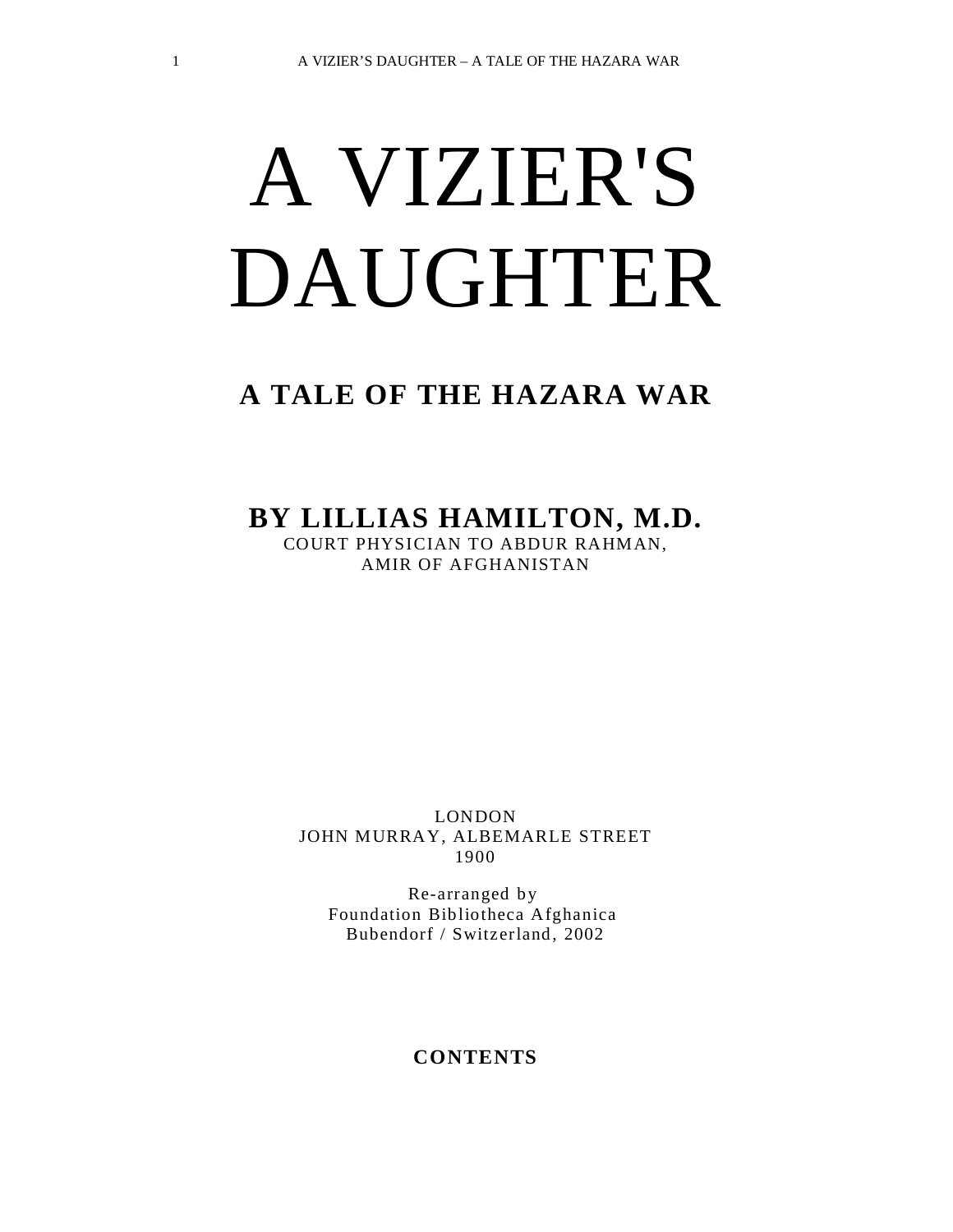# A VIZIER'S DAUGHTER

## A TALE OF THE HAZARA WAR

**BY LILLIAS HAMILTON, M.D.**

COURT PHYSICIAN TO ABDUR RAHMAN,
AMIR OF AFGHANISTAN

LONDON
JOHN MURRAY, ALBEMARLE STREET
1900

Re-arranged by
Foundation Bibliotheca Afghanica
Bubendorf / Switzerland, 2002

**CONTENTS**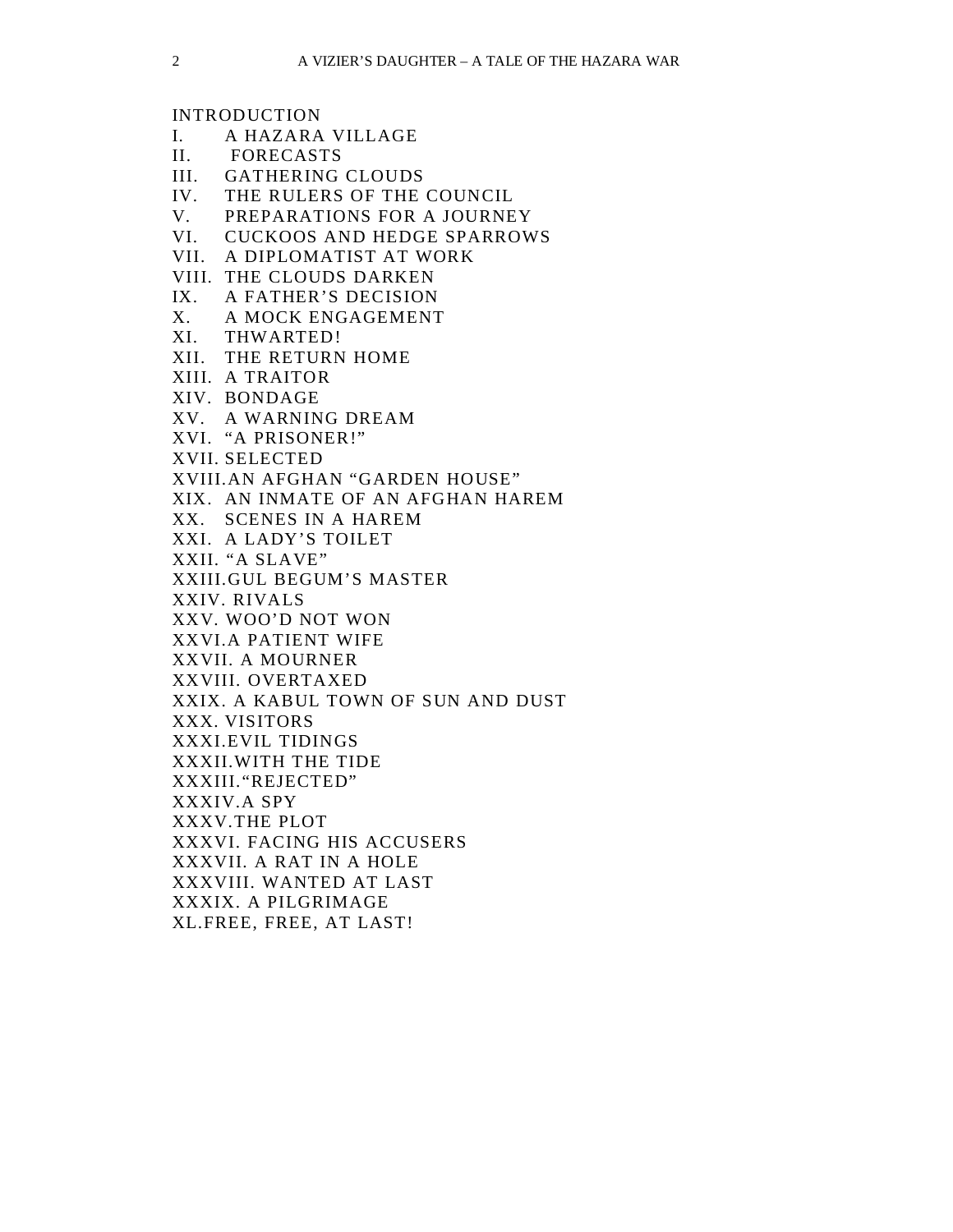INTRODUCTION
I. A HAZARA VILLAGE
II. FORECASTS
III. GATHERING CLOUDS
IV. THE RULERS OF THE COUNCIL
V. PREPARATIONS FOR A JOURNEY
VI. CUCKOOS AND HEDGE SPARROWS
VII. A DIPLOMATIST AT WORK
VIII. THE CLOUDS DARKEN
IX. A FATHER’S DECISION
X. A MOCK ENGAGEMENT
XI. THWARTED!
XII. THE RETURN HOME
XIII. A TRAITOR
XIV. BONDAGE
XV. A WARNING DREAM
XVI. “A PRISONER!”
XVII. SELECTED
XVIII. AN AFGHAN “GARDEN HOUSE”
XIX. AN INMATE OF AN AFGHAN HAREM
XX. SCENES IN A HAREM
XXI. A LADY’S TOILET
XXII. “A SLAVE”
XXIII. GUL BEGUM’S MASTER
XXIV. RIVALS
XXV. WOO’D NOT WON
XXVI. A PATIENT WIFE
XXVII. A MOURNER
XXVIII. OVERTAXED
XXIX. A KABUL TOWN OF SUN AND DUST
XXX. VISITORS
XXXI. EVIL TIDINGS
XXXII. WITH THE TIDE
XXXIII. “REJECTED”
XXXIV. A SPY
XXXV. THE PLOT
XXXVI. FACING HIS ACCUSERS
XXXVII. A RAT IN A HOLE
XXXVIII. WANTED AT LAST
XXXIX. A PILGRIMAGE
XL. FREE, FREE, AT LAST!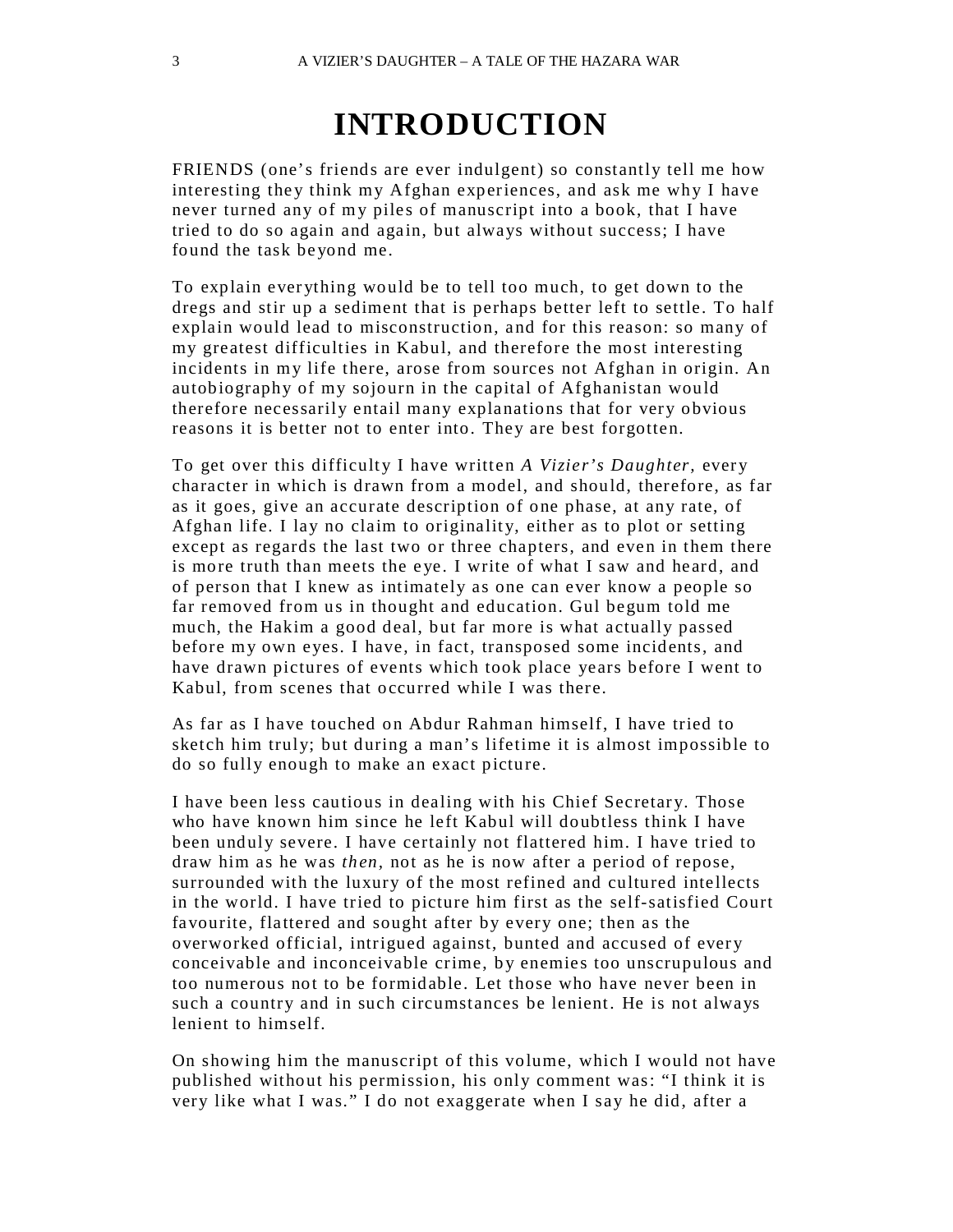# INTRODUCTION

FRIENDS (one's friends are ever indulgent) so constantly tell me how interesting they think my Afghan experiences, and ask me why I have never turned any of my piles of manuscript into a book, that I have tried to do so again and again, but always without success; I have found the task beyond me.

To explain everything would be to tell too much, to get down to the dregs and stir up a sediment that is perhaps better left to settle. To half explain would lead to misconstruction, and for this reason: so many of my greatest difficulties in Kabul, and therefore the most interesting incidents in my life there, arose from sources not Afghan in origin. An autobiography of my sojourn in the capital of Afghanistan would therefore necessarily entail many explanations that for very obvious reasons it is better not to enter into. They are best forgotten.

To get over this difficulty I have written *A Vizier's Daughter*, every character in which is drawn from a model, and should, therefore, as far as it goes, give an accurate description of one phase, at any rate, of Afghan life. I lay no claim to originality, either as to plot or setting except as regards the last two or three chapters, and even in them there is more truth than meets the eye. I write of what I saw and heard, and of person that I knew as intimately as one can ever know a people so far removed from us in thought and education. Gul begum told me much, the Hakim a good deal, but far more is what actually passed before my own eyes. I have, in fact, transposed some incidents, and have drawn pictures of events which took place years before I went to Kabul, from scenes that occurred while I was there.

As far as I have touched on Abdur Rahman himself, I have tried to sketch him truly; but during a man's lifetime it is almost impossible to do so fully enough to make an exact picture.

I have been less cautious in dealing with his Chief Secretary. Those who have known him since he left Kabul will doubtless think I have been unduly severe. I have certainly not flattered him. I have tried to draw him as he was *then*, not as he is now after a period of repose, surrounded with the luxury of the most refined and cultured intellects in the world. I have tried to picture him first as the self-satisfied Court favourite, flattered and sought after by every one; then as the overworked official, intrigued against, bunted and accused of every conceivable and inconceivable crime, by enemies too unscrupulous and too numerous not to be formidable. Let those who have never been in such a country and in such circumstances be lenient. He is not always lenient to himself.

On showing him the manuscript of this volume, which I would not have published without his permission, his only comment was: "I think it is very like what I was." I do not exaggerate when I say he did, after a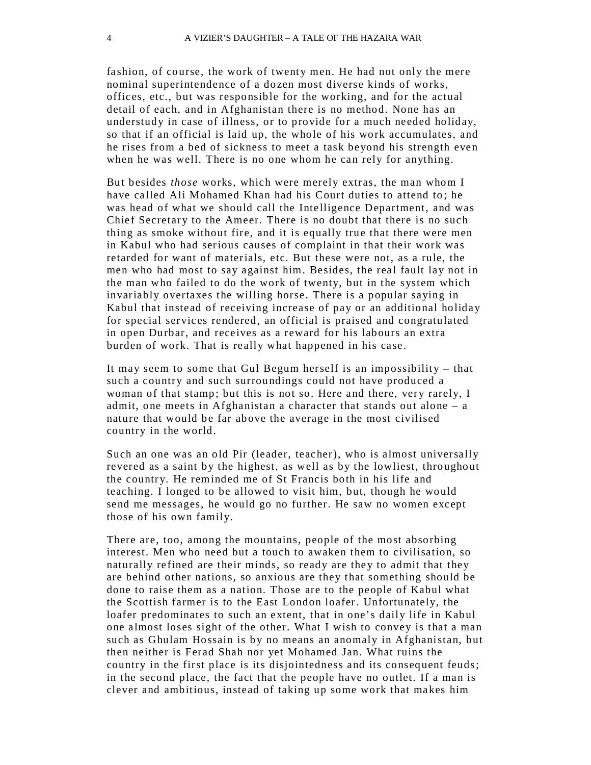fashion, of course, the work of twenty men. He had not only the mere nominal superintendence of a dozen most diverse kinds of works, offices, etc., but was responsible for the working, and for the actual detail of each, and in Afghanistan there is no method. None has an understudy in case of illness, or to provide for a much needed holiday, so that if an official is laid up, the whole of his work accumulates, and he rises from a bed of sickness to meet a task beyond his strength even when he was well. There is no one whom he can rely for anything.

But besides *those* works, which were merely extras, the man whom I have called Ali Mohamed Khan had his Court duties to attend to; he was head of what we should call the Intelligence Department, and was Chief Secretary to the Ameer. There is no doubt that there is no such thing as smoke without fire, and it is equally true that there were men in Kabul who had serious causes of complaint in that their work was retarded for want of materials, etc. But these were not, as a rule, the men who had most to say against him. Besides, the real fault lay not in the man who failed to do the work of twenty, but in the system which invariably overtaxes the willing horse. There is a popular saying in Kabul that instead of receiving increase of pay or an additional holiday for special services rendered, an official is praised and congratulated in open Durbar, and receives as a reward for his labours an extra burden of work. That is really what happened in his case.

It may seem to some that Gul Begum herself is an impossibility – that such a country and such surroundings could not have produced a woman of that stamp; but this is not so. Here and there, very rarely, I admit, one meets in Afghanistan a character that stands out alone – a nature that would be far above the average in the most civilised country in the world.

Such an one was an old Pir (leader, teacher), who is almost universally revered as a saint by the highest, as well as by the lowliest, throughout the country. He reminded me of St Francis both in his life and teaching. I longed to be allowed to visit him, but, though he would send me messages, he would go no further. He saw no women except those of his own family.

There are, too, among the mountains, people of the most absorbing interest. Men who need but a touch to awaken them to civilisation, so naturally refined are their minds, so ready are they to admit that they are behind other nations, so anxious are they that something should be done to raise them as a nation. Those are to the people of Kabul what the Scottish farmer is to the East London loafer. Unfortunately, the loafer predominates to such an extent, that in one's daily life in Kabul one almost loses sight of the other. What I wish to convey is that a man such as Ghulam Hossain is by no means an anomaly in Afghanistan, but then neither is Ferad Shah nor yet Mohamed Jan. What ruins the country in the first place is its disjointedness and its consequent feuds; in the second place, the fact that the people have no outlet. If a man is clever and ambitious, instead of taking up some work that makes him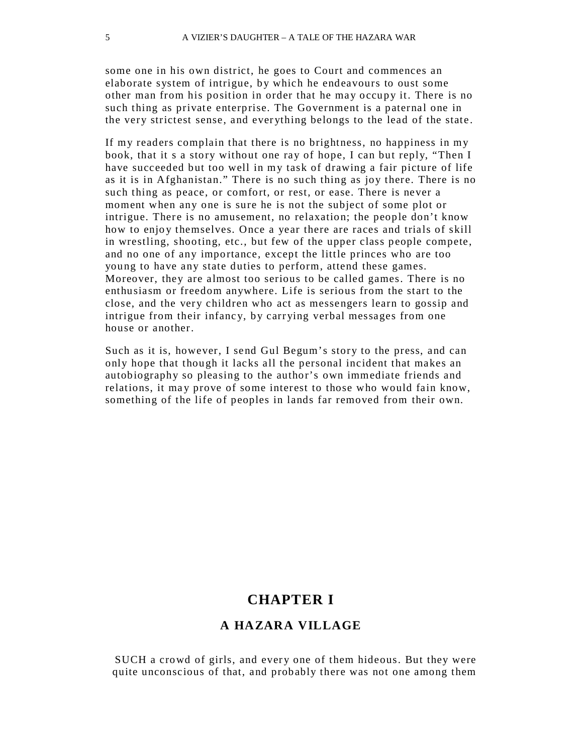some one in his own district, he goes to Court and commences an elaborate system of intrigue, by which he endeavours to oust some other man from his position in order that he may occupy it. There is no such thing as private enterprise. The Government is a paternal one in the very strictest sense, and everything belongs to the lead of the state.

If my readers complain that there is no brightness, no happiness in my book, that it s a story without one ray of hope, I can but reply, "Then I have succeeded but too well in my task of drawing a fair picture of life as it is in Afghanistan." There is no such thing as joy there. There is no such thing as peace, or comfort, or rest, or ease. There is never a moment when any one is sure he is not the subject of some plot or intrigue. There is no amusement, no relaxation; the people don't know how to enjoy themselves. Once a year there are races and trials of skill in wrestling, shooting, etc., but few of the upper class people compete, and no one of any importance, except the little princes who are too young to have any state duties to perform, attend these games. Moreover, they are almost too serious to be called games. There is no enthusiasm or freedom anywhere. Life is serious from the start to the close, and the very children who act as messengers learn to gossip and intrigue from their infancy, by carrying verbal messages from one house or another.

Such as it is, however, I send Gul Begum's story to the press, and can only hope that though it lacks all the personal incident that makes an autobiography so pleasing to the author's own immediate friends and relations, it may prove of some interest to those who would fain know, something of the life of peoples in lands far removed from their own.

# CHAPTER I

## A HAZARA VILLAGE

SUCH a crowd of girls, and every one of them hideous. But they were quite unconscious of that, and probably there was not one among them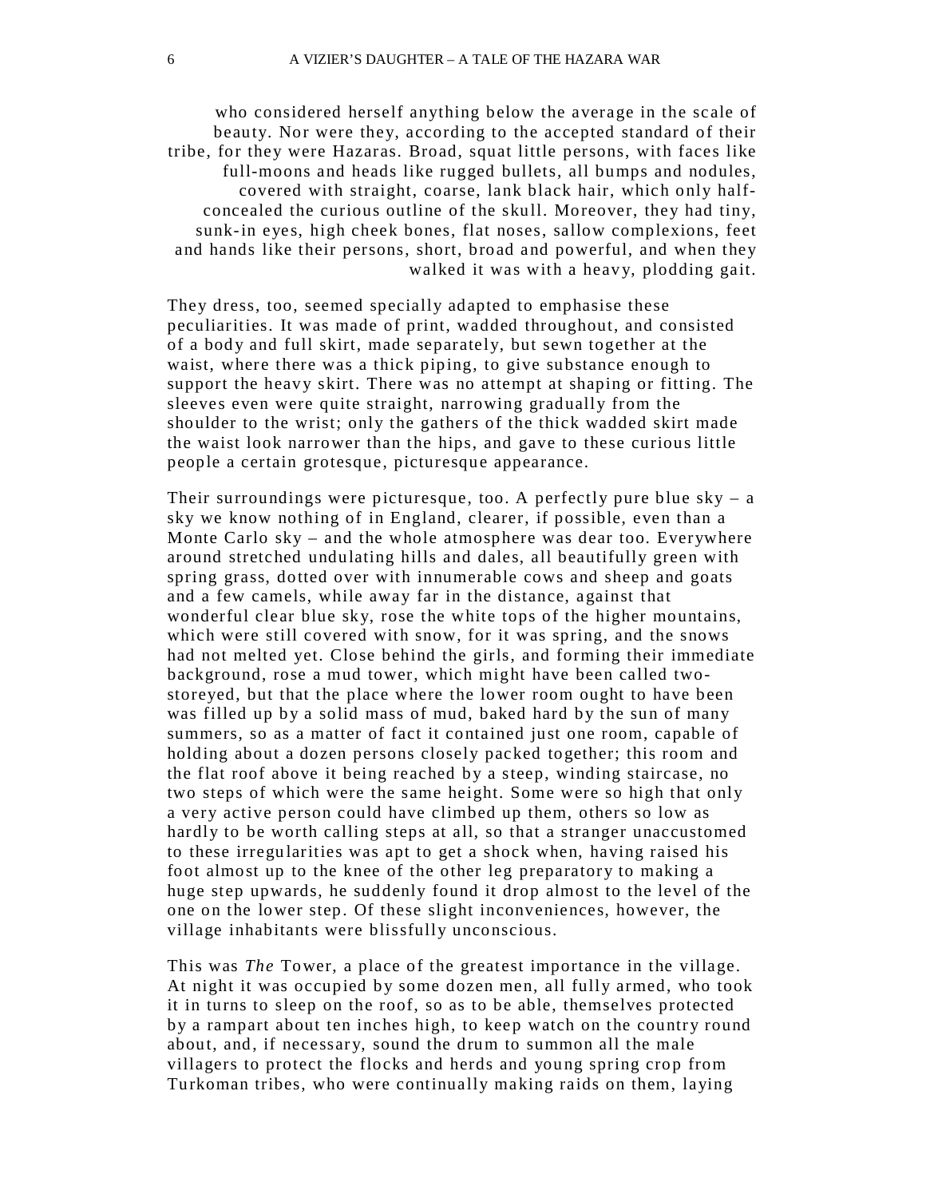who considered herself anything below the average in the scale of beauty. Nor were they, according to the accepted standard of their tribe, for they were Hazaras. Broad, squat little persons, with faces like full-moons and heads like rugged bullets, all bumps and nodules, covered with straight, coarse, lank black hair, which only half-concealed the curious outline of the skull. Moreover, they had tiny, sunk-in eyes, high cheek bones, flat noses, sallow complexions, feet and hands like their persons, short, broad and powerful, and when they walked it was with a heavy, plodding gait.

They dress, too, seemed specially adapted to emphasise these peculiarities. It was made of print, wadded throughout, and consisted of a body and full skirt, made separately, but sewn together at the waist, where there was a thick piping, to give substance enough to support the heavy skirt. There was no attempt at shaping or fitting. The sleeves even were quite straight, narrowing gradually from the shoulder to the wrist; only the gathers of the thick wadded skirt made the waist look narrower than the hips, and gave to these curious little people a certain grotesque, picturesque appearance.

Their surroundings were picturesque, too. A perfectly pure blue sky – a sky we know nothing of in England, clearer, if possible, even than a Monte Carlo sky – and the whole atmosphere was dear too. Everywhere around stretched undulating hills and dales, all beautifully green with spring grass, dotted over with innumerable cows and sheep and goats and a few camels, while away far in the distance, against that wonderful clear blue sky, rose the white tops of the higher mountains, which were still covered with snow, for it was spring, and the snows had not melted yet. Close behind the girls, and forming their immediate background, rose a mud tower, which might have been called two-storeyed, but that the place where the lower room ought to have been was filled up by a solid mass of mud, baked hard by the sun of many summers, so as a matter of fact it contained just one room, capable of holding about a dozen persons closely packed together; this room and the flat roof above it being reached by a steep, winding staircase, no two steps of which were the same height. Some were so high that only a very active person could have climbed up them, others so low as hardly to be worth calling steps at all, so that a stranger unaccustomed to these irregularities was apt to get a shock when, having raised his foot almost up to the knee of the other leg preparatory to making a huge step upwards, he suddenly found it drop almost to the level of the one on the lower step. Of these slight inconveniences, however, the village inhabitants were blissfully unconscious.

This was *The* Tower, a place of the greatest importance in the village. At night it was occupied by some dozen men, all fully armed, who took it in turns to sleep on the roof, so as to be able, themselves protected by a rampart about ten inches high, to keep watch on the country round about, and, if necessary, sound the drum to summon all the male villagers to protect the flocks and herds and young spring crop from Turkoman tribes, who were continually making raids on them, laying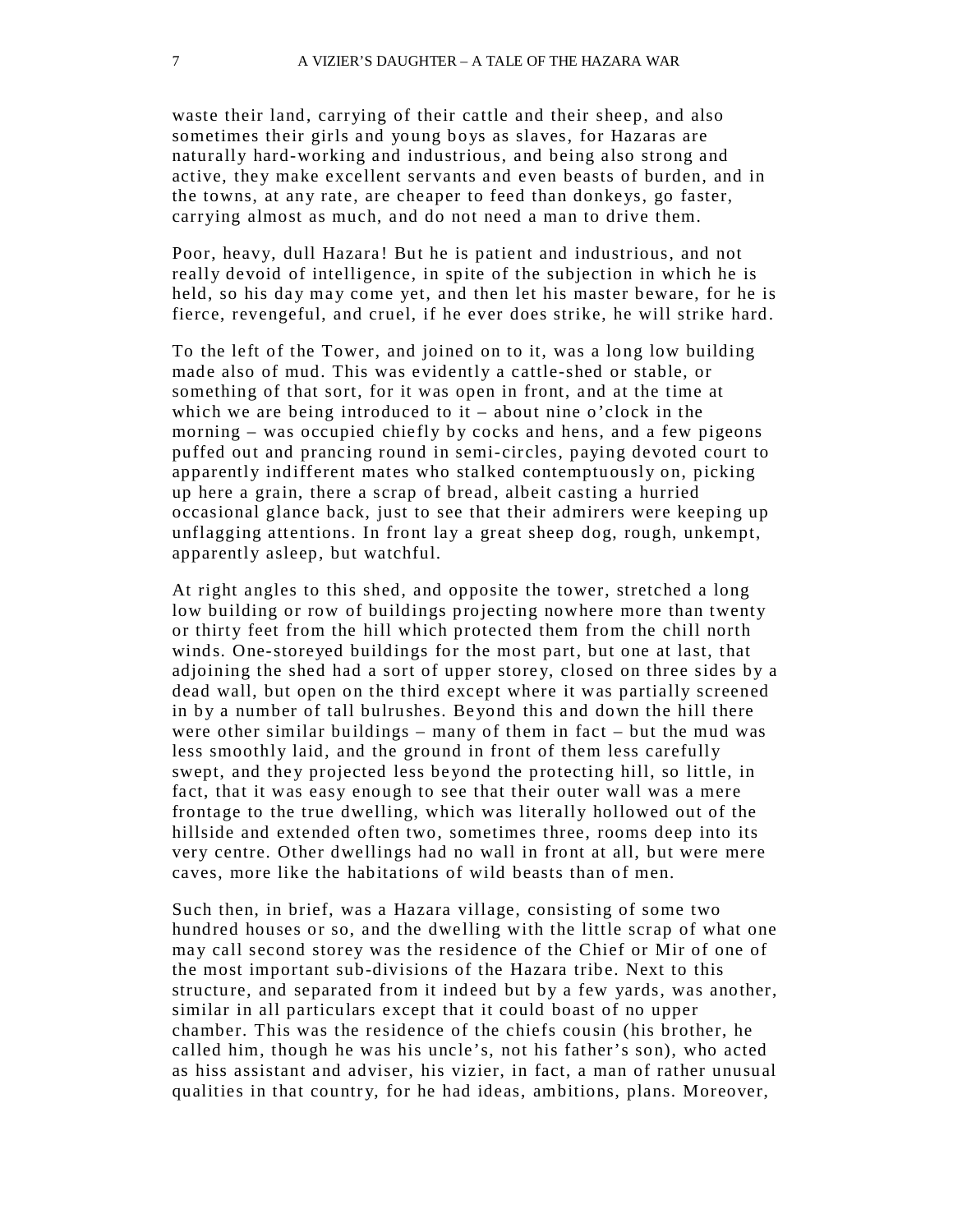waste their land, carrying of their cattle and their sheep, and also sometimes their girls and young boys as slaves, for Hazaras are naturally hard-working and industrious, and being also strong and active, they make excellent servants and even beasts of burden, and in the towns, at any rate, are cheaper to feed than donkeys, go faster, carrying almost as much, and do not need a man to drive them.

Poor, heavy, dull Hazara! But he is patient and industrious, and not really devoid of intelligence, in spite of the subjection in which he is held, so his day may come yet, and then let his master beware, for he is fierce, revengeful, and cruel, if he ever does strike, he will strike hard.

To the left of the Tower, and joined on to it, was a long low building made also of mud. This was evidently a cattle-shed or stable, or something of that sort, for it was open in front, and at the time at which we are being introduced to it – about nine o'clock in the morning – was occupied chiefly by cocks and hens, and a few pigeons puffed out and prancing round in semi-circles, paying devoted court to apparently indifferent mates who stalked contemptuously on, picking up here a grain, there a scrap of bread, albeit casting a hurried occasional glance back, just to see that their admirers were keeping up unflagging attentions. In front lay a great sheep dog, rough, unkempt, apparently asleep, but watchful.

At right angles to this shed, and opposite the tower, stretched a long low building or row of buildings projecting nowhere more than twenty or thirty feet from the hill which protected them from the chill north winds. One-storeyed buildings for the most part, but one at last, that adjoining the shed had a sort of upper storey, closed on three sides by a dead wall, but open on the third except where it was partially screened in by a number of tall bulrushes. Beyond this and down the hill there were other similar buildings – many of them in fact – but the mud was less smoothly laid, and the ground in front of them less carefully swept, and they projected less beyond the protecting hill, so little, in fact, that it was easy enough to see that their outer wall was a mere frontage to the true dwelling, which was literally hollowed out of the hillside and extended often two, sometimes three, rooms deep into its very centre. Other dwellings had no wall in front at all, but were mere caves, more like the habitations of wild beasts than of men.

Such then, in brief, was a Hazara village, consisting of some two hundred houses or so, and the dwelling with the little scrap of what one may call second storey was the residence of the Chief or Mir of one of the most important sub-divisions of the Hazara tribe. Next to this structure, and separated from it indeed but by a few yards, was another, similar in all particulars except that it could boast of no upper chamber. This was the residence of the chiefs cousin (his brother, he called him, though he was his uncle's, not his father's son), who acted as hiss assistant and adviser, his vizier, in fact, a man of rather unusual qualities in that country, for he had ideas, ambitions, plans. Moreover,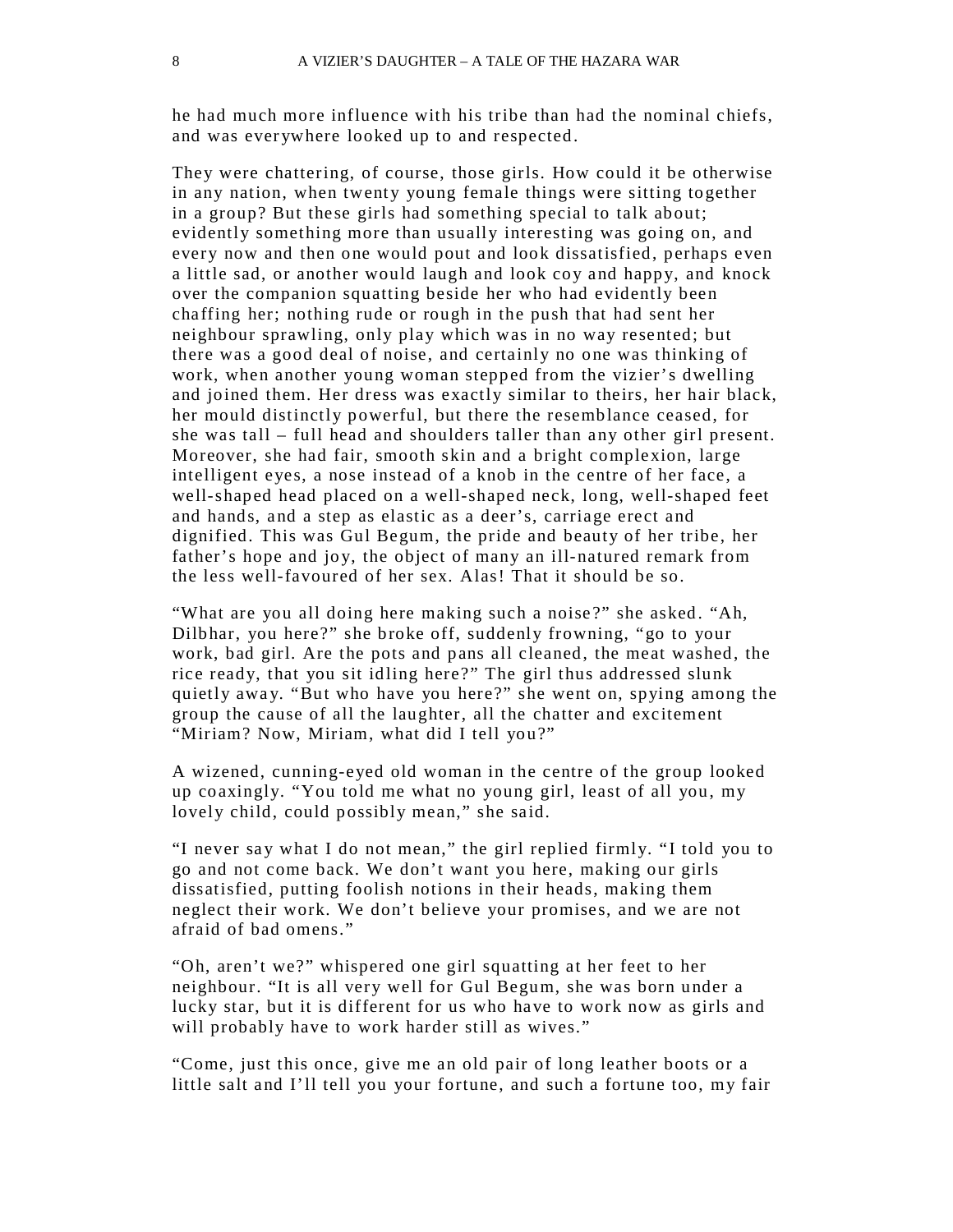he had much more influence with his tribe than had the nominal chiefs, and was everywhere looked up to and respected.

They were chattering, of course, those girls. How could it be otherwise in any nation, when twenty young female things were sitting together in a group? But these girls had something special to talk about; evidently something more than usually interesting was going on, and every now and then one would pout and look dissatisfied, perhaps even a little sad, or another would laugh and look coy and happy, and knock over the companion squatting beside her who had evidently been chaffing her; nothing rude or rough in the push that had sent her neighbour sprawling, only play which was in no way resented; but there was a good deal of noise, and certainly no one was thinking of work, when another young woman stepped from the vizier's dwelling and joined them. Her dress was exactly similar to theirs, her hair black, her mould distinctly powerful, but there the resemblance ceased, for she was tall – full head and shoulders taller than any other girl present. Moreover, she had fair, smooth skin and a bright complexion, large intelligent eyes, a nose instead of a knob in the centre of her face, a well-shaped head placed on a well-shaped neck, long, well-shaped feet and hands, and a step as elastic as a deer's, carriage erect and dignified. This was Gul Begum, the pride and beauty of her tribe, her father's hope and joy, the object of many an ill-natured remark from the less well-favoured of her sex. Alas! That it should be so.

"What are you all doing here making such a noise?" she asked. "Ah, Dilbhar, you here?" she broke off, suddenly frowning, "go to your work, bad girl. Are the pots and pans all cleaned, the meat washed, the rice ready, that you sit idling here?" The girl thus addressed slunk quietly away. "But who have you here?" she went on, spying among the group the cause of all the laughter, all the chatter and excitement "Miriam? Now, Miriam, what did I tell you?"

A wizened, cunning-eyed old woman in the centre of the group looked up coaxingly. "You told me what no young girl, least of all you, my lovely child, could possibly mean," she said.

"I never say what I do not mean," the girl replied firmly. "I told you to go and not come back. We don't want you here, making our girls dissatisfied, putting foolish notions in their heads, making them neglect their work. We don't believe your promises, and we are not afraid of bad omens."

"Oh, aren't we?" whispered one girl squatting at her feet to her neighbour. "It is all very well for Gul Begum, she was born under a lucky star, but it is different for us who have to work now as girls and will probably have to work harder still as wives."

"Come, just this once, give me an old pair of long leather boots or a little salt and I'll tell you your fortune, and such a fortune too, my fair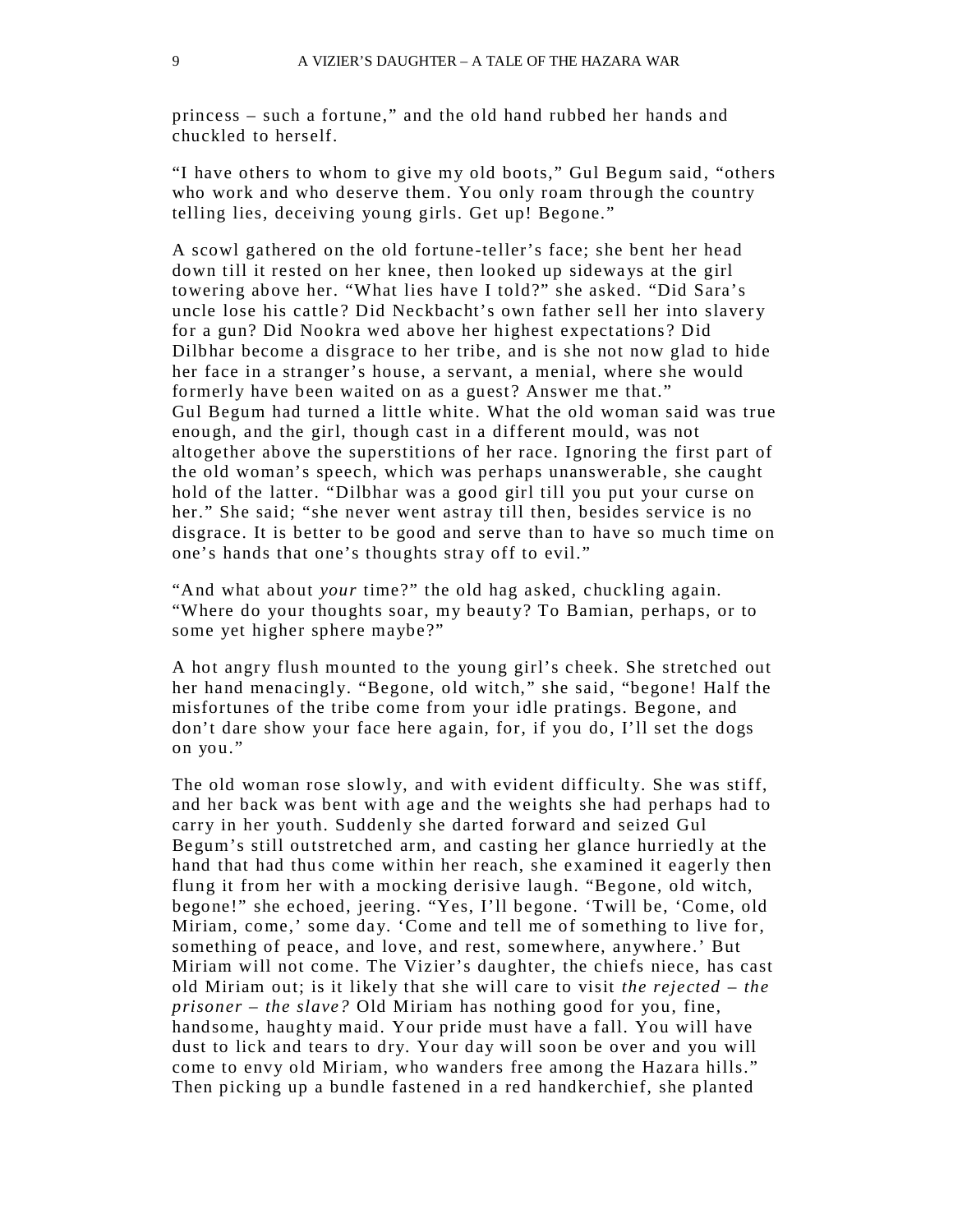princess – such a fortune," and the old hand rubbed her hands and chuckled to herself.

"I have others to whom to give my old boots," Gul Begum said, "others who work and who deserve them. You only roam through the country telling lies, deceiving young girls. Get up! Begone."

A scowl gathered on the old fortune-teller's face; she bent her head down till it rested on her knee, then looked up sideways at the girl towering above her. "What lies have I told?" she asked. "Did Sara's uncle lose his cattle? Did Neckbacht's own father sell her into slavery for a gun? Did Nookra wed above her highest expectations? Did Dilbhar become a disgrace to her tribe, and is she not now glad to hide her face in a stranger's house, a servant, a menial, where she would formerly have been waited on as a guest? Answer me that."

Gul Begum had turned a little white. What the old woman said was true enough, and the girl, though cast in a different mould, was not altogether above the superstitions of her race. Ignoring the first part of the old woman's speech, which was perhaps unanswerable, she caught hold of the latter. "Dilbhar was a good girl till you put your curse on her." She said; "she never went astray till then, besides service is no disgrace. It is better to be good and serve than to have so much time on one's hands that one's thoughts stray off to evil."

"And what about *your* time?" the old hag asked, chuckling again. "Where do your thoughts soar, my beauty? To Bamian, perhaps, or to some yet higher sphere maybe?"

A hot angry flush mounted to the young girl's cheek. She stretched out her hand menacingly. "Begone, old witch," she said, "begone! Half the misfortunes of the tribe come from your idle pratings. Begone, and don't dare show your face here again, for, if you do, I'll set the dogs on you."

The old woman rose slowly, and with evident difficulty. She was stiff, and her back was bent with age and the weights she had perhaps had to carry in her youth. Suddenly she darted forward and seized Gul Begum's still outstretched arm, and casting her glance hurriedly at the hand that had thus come within her reach, she examined it eagerly then flung it from her with a mocking derisive laugh. "Begone, old witch, begone!" she echoed, jeering. "Yes, I'll begone. 'Twill be, 'Come, old Miriam, come,' some day. 'Come and tell me of something to live for, something of peace, and love, and rest, somewhere, anywhere.' But Miriam will not come. The Vizier's daughter, the chiefs niece, has cast old Miriam out; is it likely that she will care to visit *the rejected – the prisoner – the slave?* Old Miriam has nothing good for you, fine, handsome, haughty maid. Your pride must have a fall. You will have dust to lick and tears to dry. Your day will soon be over and you will come to envy old Miriam, who wanders free among the Hazara hills." Then picking up a bundle fastened in a red handkerchief, she planted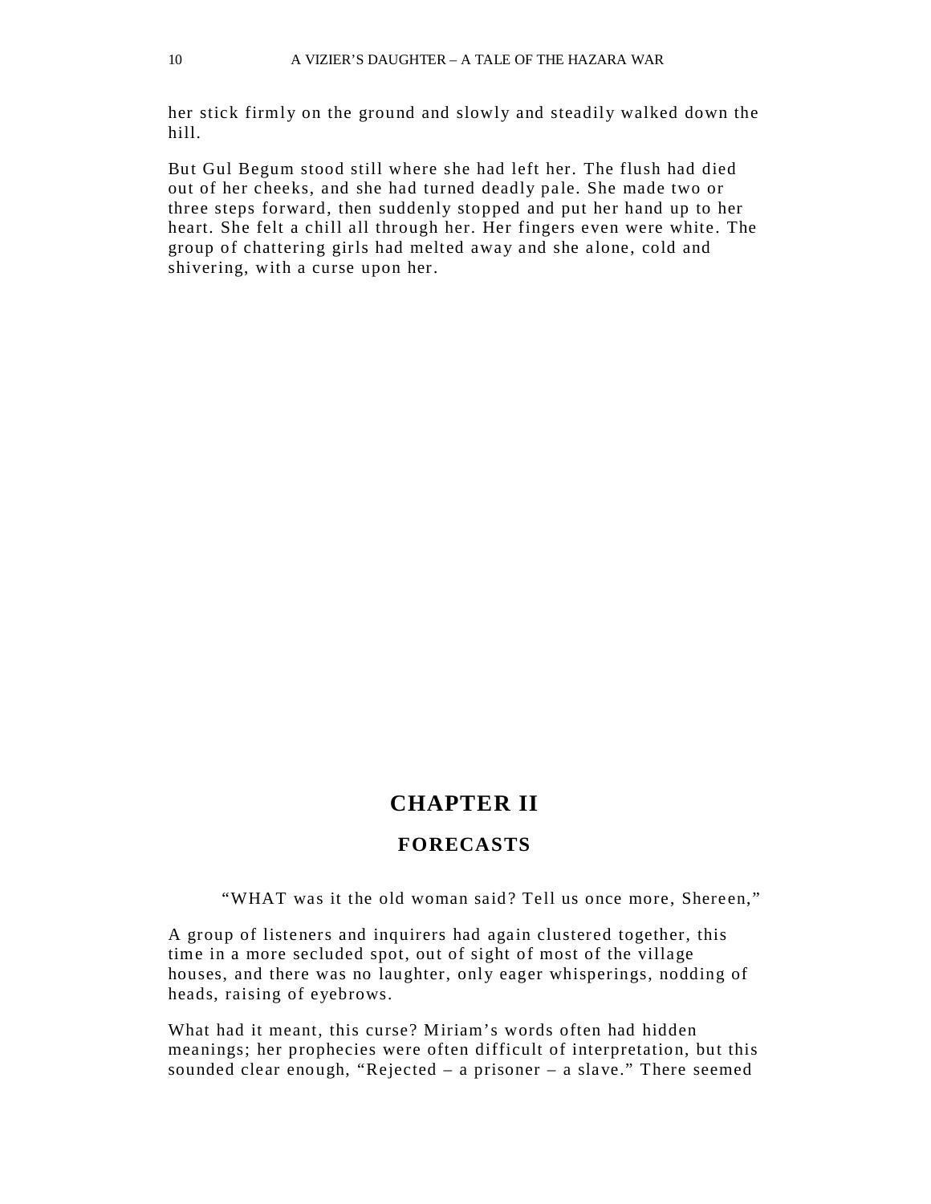her stick firmly on the ground and slowly and steadily walked down the hill.

But Gul Begum stood still where she had left her. The flush had died out of her cheeks, and she had turned deadly pale. She made two or three steps forward, then suddenly stopped and put her hand up to her heart. She felt a chill all through her. Her fingers even were white. The group of chattering girls had melted away and she alone, cold and shivering, with a curse upon her.

# CHAPTER II

## FORECASTS

"WHAT was it the old woman said? Tell us once more, Shereen,"

A group of listeners and inquirers had again clustered together, this time in a more secluded spot, out of sight of most of the village houses, and there was no laughter, only eager whisperings, nodding of heads, raising of eyebrows.

What had it meant, this curse? Miriam's words often had hidden meanings; her prophecies were often difficult of interpretation, but this sounded clear enough, "Rejected – a prisoner – a slave." There seemed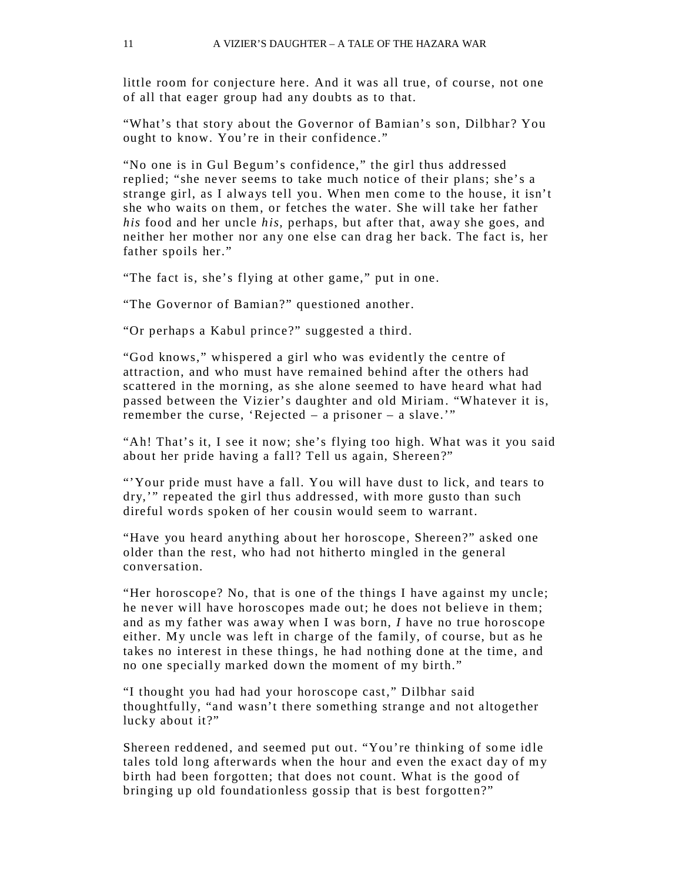little room for conjecture here. And it was all true, of course, not one of all that eager group had any doubts as to that.

"What's that story about the Governor of Bamian's son, Dilbhar? You ought to know. You're in their confidence."

"No one is in Gul Begum's confidence," the girl thus addressed replied; "she never seems to take much notice of their plans; she's a strange girl, as I always tell you. When men come to the house, it isn't she who waits on them, or fetches the water. She will take her father *his* food and her uncle *his,* perhaps, but after that, away she goes, and neither her mother nor any one else can drag her back. The fact is, her father spoils her."

"The fact is, she's flying at other game," put in one.

"The Governor of Bamian?" questioned another.

"Or perhaps a Kabul prince?" suggested a third.

"God knows," whispered a girl who was evidently the centre of attraction, and who must have remained behind after the others had scattered in the morning, as she alone seemed to have heard what had passed between the Vizier's daughter and old Miriam. "Whatever it is, remember the curse, 'Rejected – a prisoner – a slave.'"

"Ah! That's it, I see it now; she's flying too high. What was it you said about her pride having a fall? Tell us again, Shereen?"

"'Your pride must have a fall. You will have dust to lick, and tears to dry,'" repeated the girl thus addressed, with more gusto than such direful words spoken of her cousin would seem to warrant.

"Have you heard anything about her horoscope, Shereen?" asked one older than the rest, who had not hitherto mingled in the general conversation.

"Her horoscope? No, that is one of the things I have against my uncle; he never will have horoscopes made out; he does not believe in them; and as my father was away when I was born, *I* have no true horoscope either. My uncle was left in charge of the family, of course, but as he takes no interest in these things, he had nothing done at the time, and no one specially marked down the moment of my birth."

"I thought you had had your horoscope cast," Dilbhar said thoughtfully, "and wasn't there something strange and not altogether lucky about it?"

Shereen reddened, and seemed put out. "You're thinking of some idle tales told long afterwards when the hour and even the exact day of my birth had been forgotten; that does not count. What is the good of bringing up old foundationless gossip that is best forgotten?"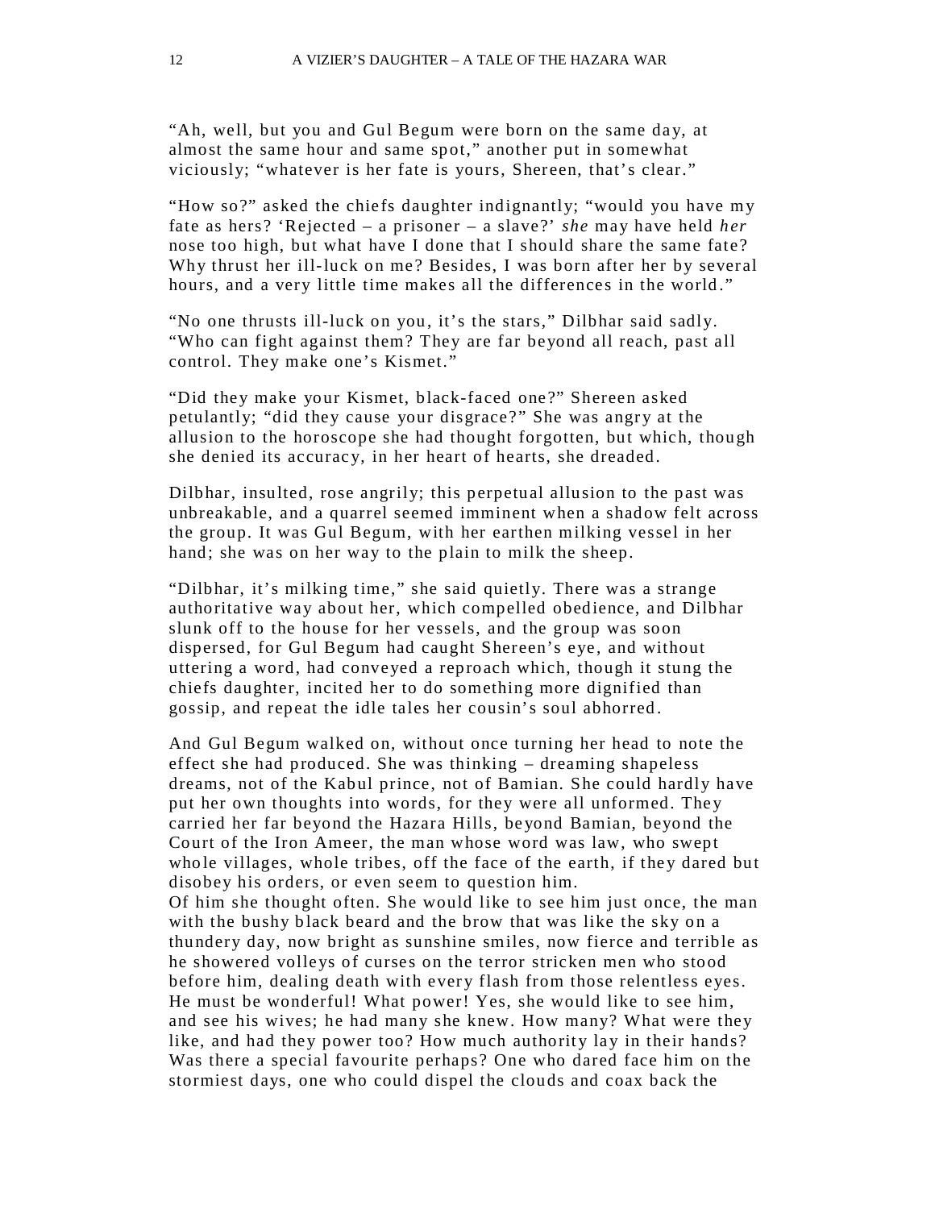"Ah, well, but you and Gul Begum were born on the same day, at almost the same hour and same spot," another put in somewhat viciously; "whatever is her fate is yours, Shereen, that's clear."

"How so?" asked the chiefs daughter indignantly; "would you have my fate as hers? 'Rejected – a prisoner – a slave?' *she* may have held *her* nose too high, but what have I done that I should share the same fate? Why thrust her ill-luck on me? Besides, I was born after her by several hours, and a very little time makes all the differences in the world."

"No one thrusts ill-luck on you, it's the stars," Dilbhar said sadly. "Who can fight against them? They are far beyond all reach, past all control. They make one's Kismet."

"Did they make your Kismet, black-faced one?" Shereen asked petulantly; "did they cause your disgrace?" She was angry at the allusion to the horoscope she had thought forgotten, but which, though she denied its accuracy, in her heart of hearts, she dreaded.

Dilbhar, insulted, rose angrily; this perpetual allusion to the past was unbreakable, and a quarrel seemed imminent when a shadow felt across the group. It was Gul Begum, with her earthen milking vessel in her hand; she was on her way to the plain to milk the sheep.

"Dilbhar, it's milking time," she said quietly. There was a strange authoritative way about her, which compelled obedience, and Dilbhar slunk off to the house for her vessels, and the group was soon dispersed, for Gul Begum had caught Shereen's eye, and without uttering a word, had conveyed a reproach which, though it stung the chiefs daughter, incited her to do something more dignified than gossip, and repeat the idle tales her cousin's soul abhorred.

And Gul Begum walked on, without once turning her head to note the effect she had produced. She was thinking – dreaming shapeless dreams, not of the Kabul prince, not of Bamian. She could hardly have put her own thoughts into words, for they were all unformed. They carried her far beyond the Hazara Hills, beyond Bamian, beyond the Court of the Iron Ameer, the man whose word was law, who swept whole villages, whole tribes, off the face of the earth, if they dared but disobey his orders, or even seem to question him.
Of him she thought often. She would like to see him just once, the man with the bushy black beard and the brow that was like the sky on a thundery day, now bright as sunshine smiles, now fierce and terrible as he showered volleys of curses on the terror stricken men who stood before him, dealing death with every flash from those relentless eyes. He must be wonderful! What power! Yes, she would like to see him, and see his wives; he had many she knew. How many? What were they like, and had they power too? How much authority lay in their hands? Was there a special favourite perhaps? One who dared face him on the stormiest days, one who could dispel the clouds and coax back the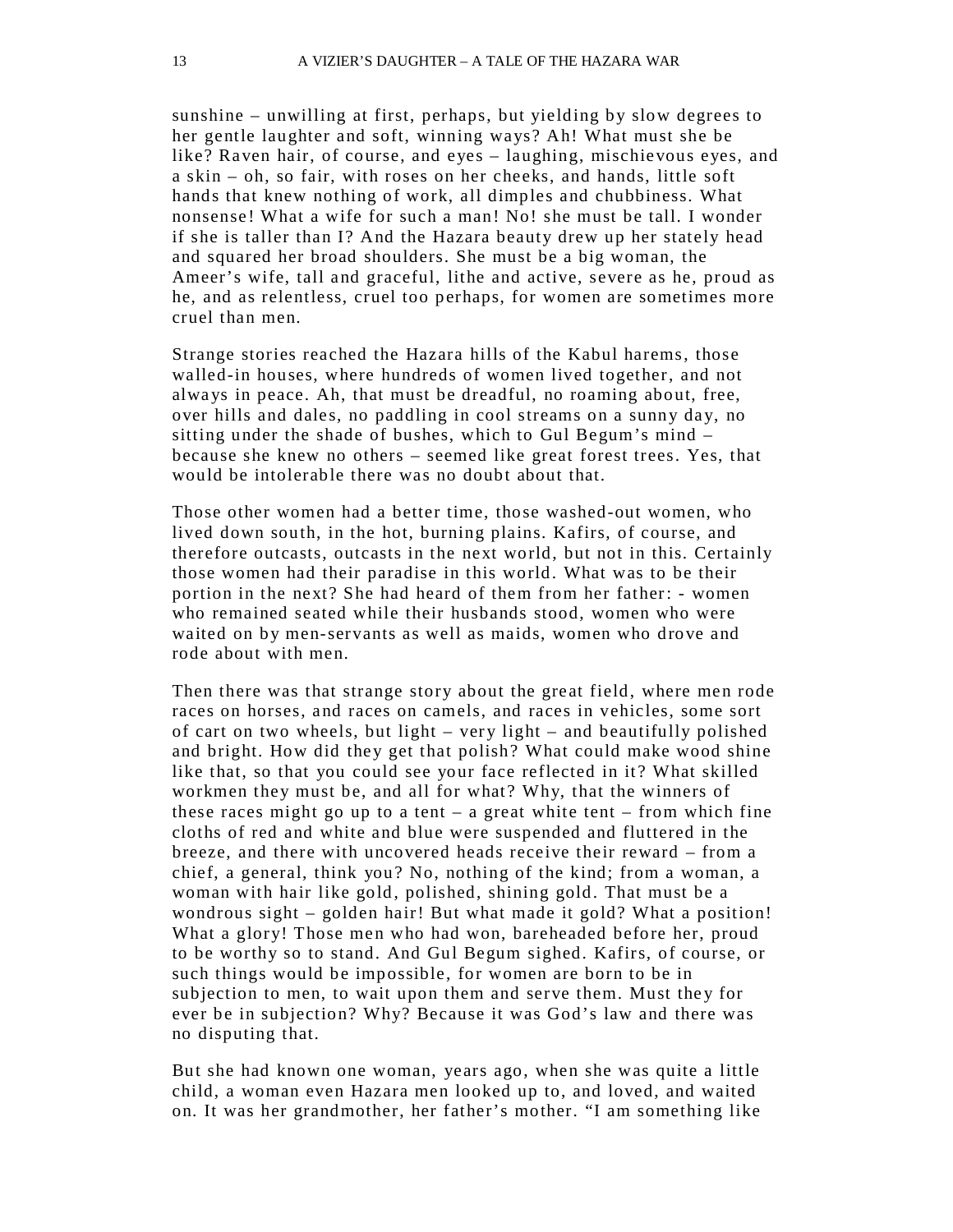sunshine – unwilling at first, perhaps, but yielding by slow degrees to her gentle laughter and soft, winning ways? Ah! What must she be like? Raven hair, of course, and eyes – laughing, mischievous eyes, and a skin – oh, so fair, with roses on her cheeks, and hands, little soft hands that knew nothing of work, all dimples and chubbiness. What nonsense! What a wife for such a man! No! she must be tall. I wonder if she is taller than I? And the Hazara beauty drew up her stately head and squared her broad shoulders. She must be a big woman, the Ameer's wife, tall and graceful, lithe and active, severe as he, proud as he, and as relentless, cruel too perhaps, for women are sometimes more cruel than men.

Strange stories reached the Hazara hills of the Kabul harems, those walled-in houses, where hundreds of women lived together, and not always in peace. Ah, that must be dreadful, no roaming about, free, over hills and dales, no paddling in cool streams on a sunny day, no sitting under the shade of bushes, which to Gul Begum's mind – because she knew no others – seemed like great forest trees. Yes, that would be intolerable there was no doubt about that.

Those other women had a better time, those washed-out women, who lived down south, in the hot, burning plains. Kafirs, of course, and therefore outcasts, outcasts in the next world, but not in this. Certainly those women had their paradise in this world. What was to be their portion in the next? She had heard of them from her father: - women who remained seated while their husbands stood, women who were waited on by men-servants as well as maids, women who drove and rode about with men.

Then there was that strange story about the great field, where men rode races on horses, and races on camels, and races in vehicles, some sort of cart on two wheels, but light – very light – and beautifully polished and bright. How did they get that polish? What could make wood shine like that, so that you could see your face reflected in it? What skilled workmen they must be, and all for what? Why, that the winners of these races might go up to a tent – a great white tent – from which fine cloths of red and white and blue were suspended and fluttered in the breeze, and there with uncovered heads receive their reward – from a chief, a general, think you? No, nothing of the kind; from a woman, a woman with hair like gold, polished, shining gold. That must be a wondrous sight – golden hair! But what made it gold? What a position! What a glory! Those men who had won, bareheaded before her, proud to be worthy so to stand. And Gul Begum sighed. Kafirs, of course, or such things would be impossible, for women are born to be in subjection to men, to wait upon them and serve them. Must they for ever be in subjection? Why? Because it was God's law and there was no disputing that.

But she had known one woman, years ago, when she was quite a little child, a woman even Hazara men looked up to, and loved, and waited on. It was her grandmother, her father's mother. "I am something like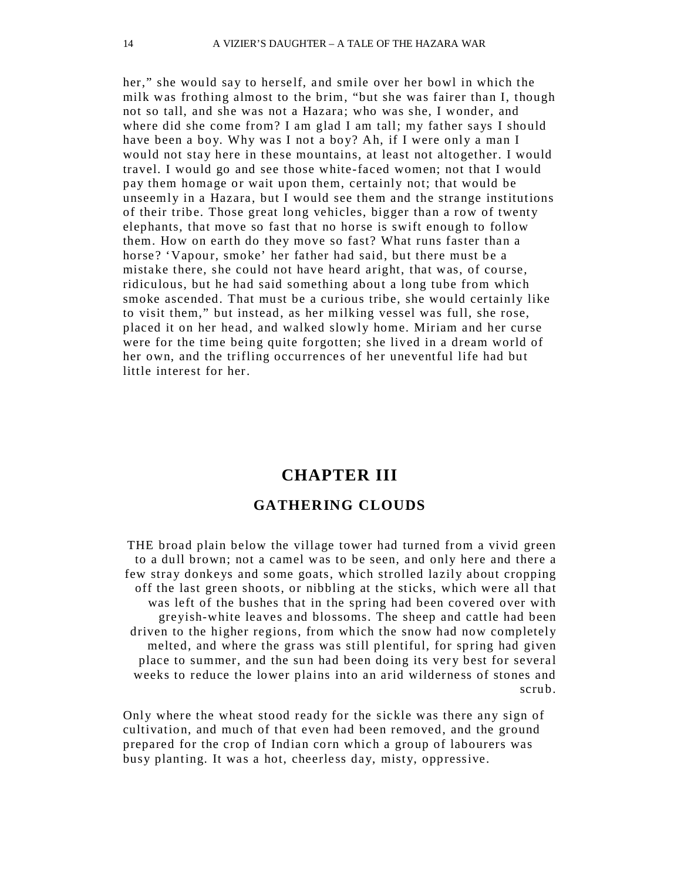her," she would say to herself, and smile over her bowl in which the milk was frothing almost to the brim, "but she was fairer than I, though not so tall, and she was not a Hazara; who was she, I wonder, and where did she come from? I am glad I am tall; my father says I should have been a boy. Why was I not a boy? Ah, if I were only a man I would not stay here in these mountains, at least not altogether. I would travel. I would go and see those white-faced women; not that I would pay them homage or wait upon them, certainly not; that would be unseemly in a Hazara, but I would see them and the strange institutions of their tribe. Those great long vehicles, bigger than a row of twenty elephants, that move so fast that no horse is swift enough to follow them. How on earth do they move so fast? What runs faster than a horse? 'Vapour, smoke' her father had said, but there must be a mistake there, she could not have heard aright, that was, of course, ridiculous, but he had said something about a long tube from which smoke ascended. That must be a curious tribe, she would certainly like to visit them," but instead, as her milking vessel was full, she rose, placed it on her head, and walked slowly home. Miriam and her curse were for the time being quite forgotten; she lived in a dream world of her own, and the trifling occurrences of her uneventful life had but little interest for her.

# CHAPTER III

## GATHERING CLOUDS

THE broad plain below the village tower had turned from a vivid green to a dull brown; not a camel was to be seen, and only here and there a few stray donkeys and some goats, which strolled lazily about cropping off the last green shoots, or nibbling at the sticks, which were all that was left of the bushes that in the spring had been covered over with greyish-white leaves and blossoms. The sheep and cattle had been driven to the higher regions, from which the snow had now completely melted, and where the grass was still plentiful, for spring had given place to summer, and the sun had been doing its very best for several weeks to reduce the lower plains into an arid wilderness of stones and scrub.

Only where the wheat stood ready for the sickle was there any sign of cultivation, and much of that even had been removed, and the ground prepared for the crop of Indian corn which a group of labourers was busy planting. It was a hot, cheerless day, misty, oppressive.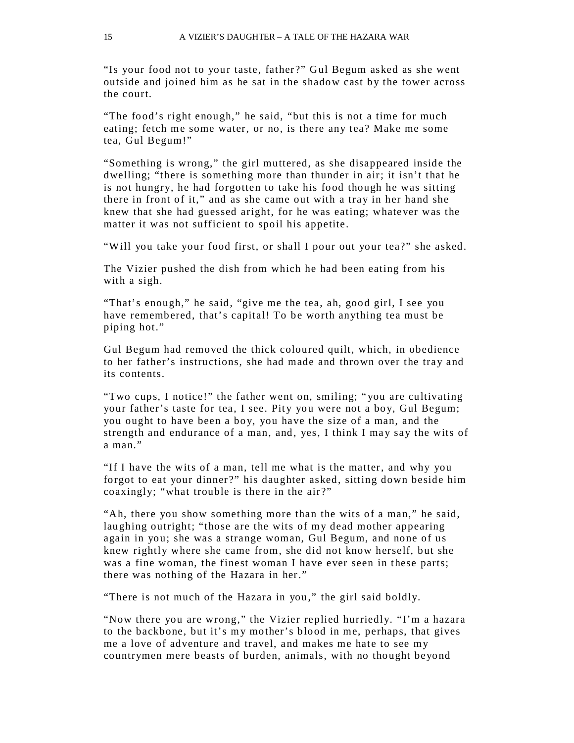"Is your food not to your taste, father?" Gul Begum asked as she went outside and joined him as he sat in the shadow cast by the tower across the court.

"The food's right enough," he said, "but this is not a time for much eating; fetch me some water, or no, is there any tea? Make me some tea, Gul Begum!"

"Something is wrong," the girl muttered, as she disappeared inside the dwelling; "there is something more than thunder in air; it isn't that he is not hungry, he had forgotten to take his food though he was sitting there in front of it," and as she came out with a tray in her hand she knew that she had guessed aright, for he was eating; whatever was the matter it was not sufficient to spoil his appetite.

"Will you take your food first, or shall I pour out your tea?" she asked.

The Vizier pushed the dish from which he had been eating from his with a sigh.

"That's enough," he said, "give me the tea, ah, good girl, I see you have remembered, that's capital! To be worth anything tea must be piping hot."

Gul Begum had removed the thick coloured quilt, which, in obedience to her father's instructions, she had made and thrown over the tray and its contents.

"Two cups, I notice!" the father went on, smiling; "you are cultivating your father's taste for tea, I see. Pity you were not a boy, Gul Begum; you ought to have been a boy, you have the size of a man, and the strength and endurance of a man, and, yes, I think I may say the wits of a man."

"If I have the wits of a man, tell me what is the matter, and why you forgot to eat your dinner?" his daughter asked, sitting down beside him coaxingly; "what trouble is there in the air?"

"Ah, there you show something more than the wits of a man," he said, laughing outright; "those are the wits of my dead mother appearing again in you; she was a strange woman, Gul Begum, and none of us knew rightly where she came from, she did not know herself, but she was a fine woman, the finest woman I have ever seen in these parts; there was nothing of the Hazara in her."

"There is not much of the Hazara in you," the girl said boldly.

"Now there you are wrong," the Vizier replied hurriedly. "I'm a hazara to the backbone, but it's my mother's blood in me, perhaps, that gives me a love of adventure and travel, and makes me hate to see my countrymen mere beasts of burden, animals, with no thought beyond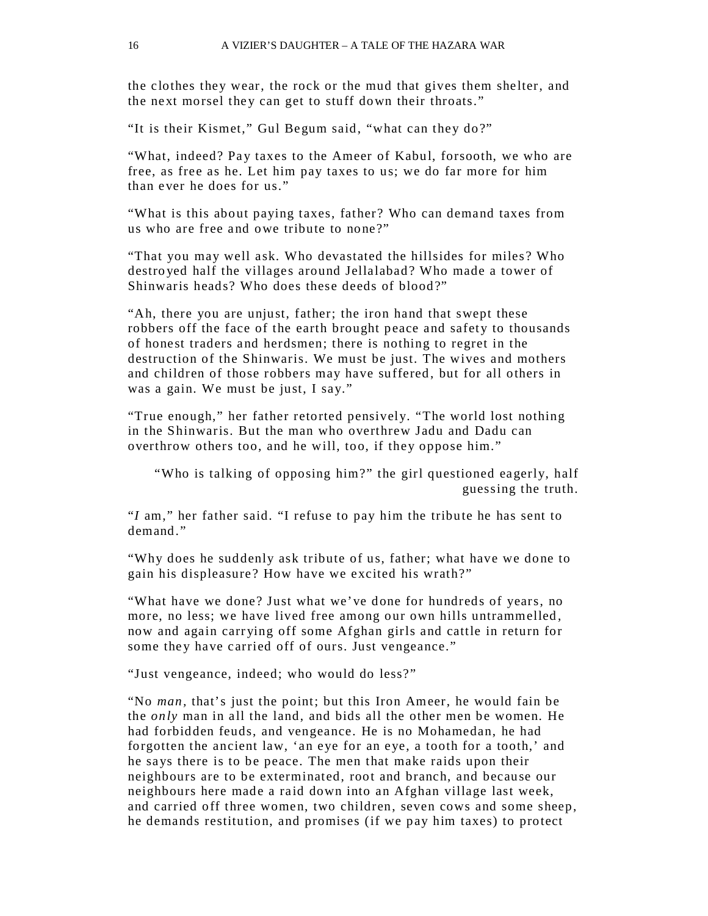the clothes they wear, the rock or the mud that gives them shelter, and the next morsel they can get to stuff down their throats."

"It is their Kismet," Gul Begum said, "what can they do?"

"What, indeed? Pay taxes to the Ameer of Kabul, forsooth, we who are free, as free as he. Let him pay taxes to us; we do far more for him than ever he does for us."

"What is this about paying taxes, father? Who can demand taxes from us who are free and owe tribute to none?"

"That you may well ask. Who devastated the hillsides for miles? Who destroyed half the villages around Jellalabad? Who made a tower of Shinwaris heads? Who does these deeds of blood?"

"Ah, there you are unjust, father; the iron hand that swept these robbers off the face of the earth brought peace and safety to thousands of honest traders and herdsmen; there is nothing to regret in the destruction of the Shinwaris. We must be just. The wives and mothers and children of those robbers may have suffered, but for all others in was a gain. We must be just, I say."

"True enough," her father retorted pensively. "The world lost nothing in the Shinwaris. But the man who overthrew Jadu and Dadu can overthrow others too, and he will, too, if they oppose him."

"Who is talking of opposing him?" the girl questioned eagerly, half guessing the truth.

"*I* am," her father said. "I refuse to pay him the tribute he has sent to demand."

"Why does he suddenly ask tribute of us, father; what have we done to gain his displeasure? How have we excited his wrath?"

"What have we done? Just what we've done for hundreds of years, no more, no less; we have lived free among our own hills untrammelled, now and again carrying off some Afghan girls and cattle in return for some they have carried off of ours. Just vengeance."

"Just vengeance, indeed; who would do less?"

"No *man*, that's just the point; but this Iron Ameer, he would fain be the *only* man in all the land, and bids all the other men be women. He had forbidden feuds, and vengeance. He is no Mohamedan, he had forgotten the ancient law, 'an eye for an eye, a tooth for a tooth,' and he says there is to be peace. The men that make raids upon their neighbours are to be exterminated, root and branch, and because our neighbours here made a raid down into an Afghan village last week, and carried off three women, two children, seven cows and some sheep, he demands restitution, and promises (if we pay him taxes) to protect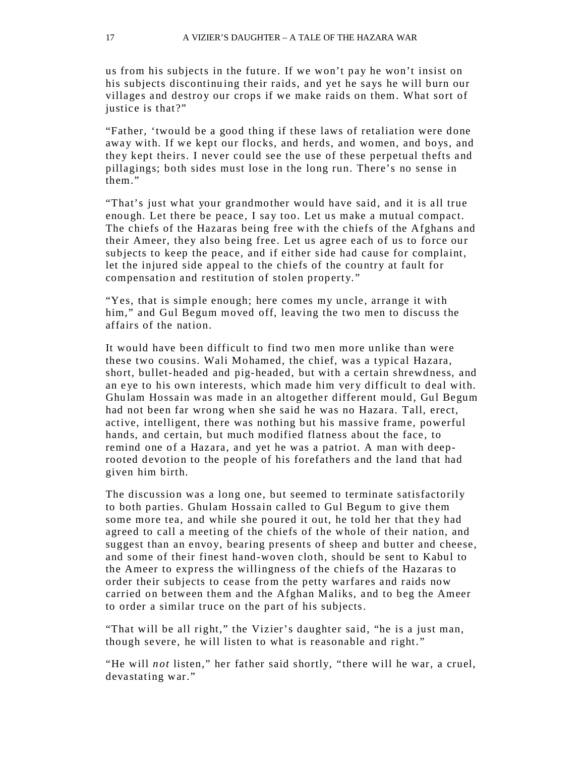us from his subjects in the future. If we won't pay he won't insist on his subjects discontinuing their raids, and yet he says he will burn our villages and destroy our crops if we make raids on them. What sort of justice is that?"

"Father, 'twould be a good thing if these laws of retaliation were done away with. If we kept our flocks, and herds, and women, and boys, and they kept theirs. I never could see the use of these perpetual thefts and pillagings; both sides must lose in the long run. There's no sense in them."

"That's just what your grandmother would have said, and it is all true enough. Let there be peace, I say too. Let us make a mutual compact. The chiefs of the Hazaras being free with the chiefs of the Afghans and their Ameer, they also being free. Let us agree each of us to force our subjects to keep the peace, and if either side had cause for complaint, let the injured side appeal to the chiefs of the country at fault for compensation and restitution of stolen property."

"Yes, that is simple enough; here comes my uncle, arrange it with him," and Gul Begum moved off, leaving the two men to discuss the affairs of the nation.

It would have been difficult to find two men more unlike than were these two cousins. Wali Mohamed, the chief, was a typical Hazara, short, bullet-headed and pig-headed, but with a certain shrewdness, and an eye to his own interests, which made him very difficult to deal with. Ghulam Hossain was made in an altogether different mould, Gul Begum had not been far wrong when she said he was no Hazara. Tall, erect, active, intelligent, there was nothing but his massive frame, powerful hands, and certain, but much modified flatness about the face, to remind one of a Hazara, and yet he was a patriot. A man with deep-rooted devotion to the people of his forefathers and the land that had given him birth.

The discussion was a long one, but seemed to terminate satisfactorily to both parties. Ghulam Hossain called to Gul Begum to give them some more tea, and while she poured it out, he told her that they had agreed to call a meeting of the chiefs of the whole of their nation, and suggest than an envoy, bearing presents of sheep and butter and cheese, and some of their finest hand-woven cloth, should be sent to Kabul to the Ameer to express the willingness of the chiefs of the Hazaras to order their subjects to cease from the petty warfares and raids now carried on between them and the Afghan Maliks, and to beg the Ameer to order a similar truce on the part of his subjects.

"That will be all right," the Vizier's daughter said, "he is a just man, though severe, he will listen to what is reasonable and right."

"He will *not* listen," her father said shortly, "there will he war, a cruel, devastating war."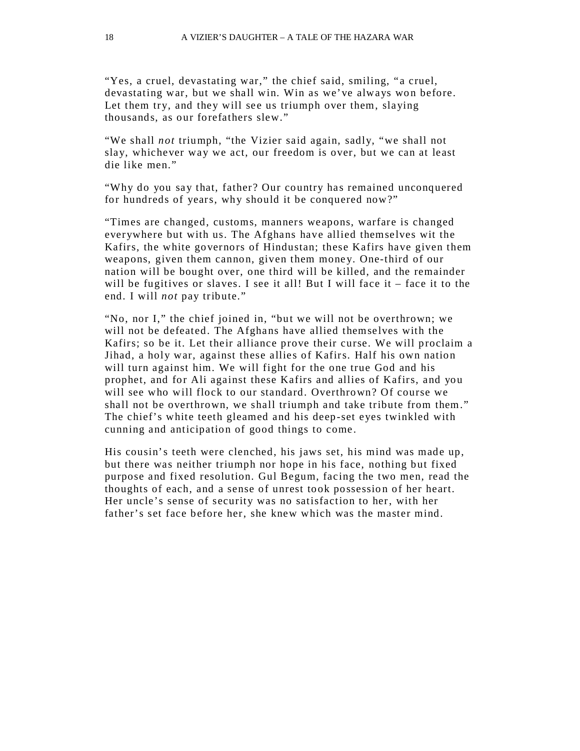"Yes, a cruel, devastating war," the chief said, smiling, "a cruel, devastating war, but we shall win. Win as we've always won before. Let them try, and they will see us triumph over them, slaying thousands, as our forefathers slew."

"We shall *not* triumph, "the Vizier said again, sadly, "we shall not slay, whichever way we act, our freedom is over, but we can at least die like men."

"Why do you say that, father? Our country has remained unconquered for hundreds of years, why should it be conquered now?"

"Times are changed, customs, manners weapons, warfare is changed everywhere but with us. The Afghans have allied themselves wit the Kafirs, the white governors of Hindustan; these Kafirs have given them weapons, given them cannon, given them money. One-third of our nation will be bought over, one third will be killed, and the remainder will be fugitives or slaves. I see it all! But I will face it – face it to the end. I will *not* pay tribute."

"No, nor I," the chief joined in, "but we will not be overthrown; we will not be defeated. The Afghans have allied themselves with the Kafirs; so be it. Let their alliance prove their curse. We will proclaim a Jihad, a holy war, against these allies of Kafirs. Half his own nation will turn against him. We will fight for the one true God and his prophet, and for Ali against these Kafirs and allies of Kafirs, and you will see who will flock to our standard. Overthrown? Of course we shall not be overthrown, we shall triumph and take tribute from them." The chief's white teeth gleamed and his deep-set eyes twinkled with cunning and anticipation of good things to come.

His cousin's teeth were clenched, his jaws set, his mind was made up, but there was neither triumph nor hope in his face, nothing but fixed purpose and fixed resolution. Gul Begum, facing the two men, read the thoughts of each, and a sense of unrest took possession of her heart. Her uncle's sense of security was no satisfaction to her, with her father's set face before her, she knew which was the master mind.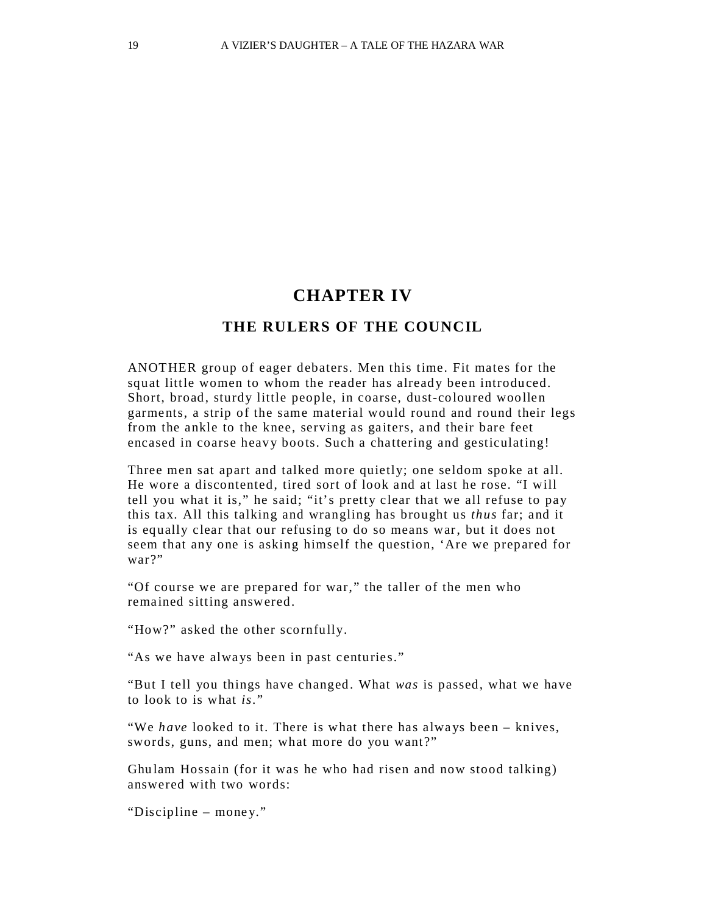# CHAPTER IV

## THE RULERS OF THE COUNCIL

ANOTHER group of eager debaters. Men this time. Fit mates for the squat little women to whom the reader has already been introduced. Short, broad, sturdy little people, in coarse, dust-coloured woollen garments, a strip of the same material would round and round their legs from the ankle to the knee, serving as gaiters, and their bare feet encased in coarse heavy boots. Such a chattering and gesticulating!

Three men sat apart and talked more quietly; one seldom spoke at all. He wore a discontented, tired sort of look and at last he rose. "I will tell you what it is," he said; "it's pretty clear that we all refuse to pay this tax. All this talking and wrangling has brought us *thus* far; and it is equally clear that our refusing to do so means war, but it does not seem that any one is asking himself the question, 'Are we prepared for war?"

"Of course we are prepared for war," the taller of the men who remained sitting answered.

"How?" asked the other scornfully.

"As we have always been in past centuries."

"But I tell you things have changed. What *was* is passed, what we have to look to is what *is*."

"We *have* looked to it. There is what there has always been – knives, swords, guns, and men; what more do you want?"

Ghulam Hossain (for it was he who had risen and now stood talking) answered with two words:

"Discipline – money."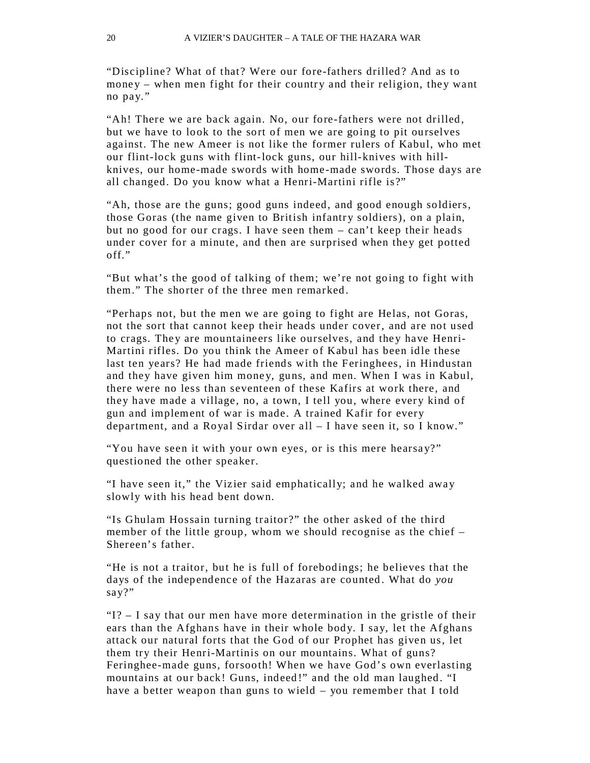"Discipline? What of that? Were our fore-fathers drilled? And as to money – when men fight for their country and their religion, they want no pay."

"Ah! There we are back again. No, our fore-fathers were not drilled, but we have to look to the sort of men we are going to pit ourselves against. The new Ameer is not like the former rulers of Kabul, who met our flint-lock guns with flint-lock guns, our hill-knives with hill-knives, our home-made swords with home-made swords. Those days are all changed. Do you know what a Henri-Martini rifle is?"

"Ah, those are the guns; good guns indeed, and good enough soldiers, those Goras (the name given to British infantry soldiers), on a plain, but no good for our crags. I have seen them – can't keep their heads under cover for a minute, and then are surprised when they get potted off."

"But what's the good of talking of them; we're not going to fight with them." The shorter of the three men remarked.

"Perhaps not, but the men we are going to fight are Helas, not Goras, not the sort that cannot keep their heads under cover, and are not used to crags. They are mountaineers like ourselves, and they have Henri-Martini rifles. Do you think the Ameer of Kabul has been idle these last ten years? He had made friends with the Feringhees, in Hindustan and they have given him money, guns, and men. When I was in Kabul, there were no less than seventeen of these Kafirs at work there, and they have made a village, no, a town, I tell you, where every kind of gun and implement of war is made. A trained Kafir for every department, and a Royal Sirdar over all – I have seen it, so I know."

"You have seen it with your own eyes, or is this mere hearsay?" questioned the other speaker.

"I have seen it," the Vizier said emphatically; and he walked away slowly with his head bent down.

"Is Ghulam Hossain turning traitor?" the other asked of the third member of the little group, whom we should recognise as the chief – Shereen's father.

"He is not a traitor, but he is full of forebodings; he believes that the days of the independence of the Hazaras are counted. What do *you* say?"

"I? – I say that our men have more determination in the gristle of their ears than the Afghans have in their whole body. I say, let the Afghans attack our natural forts that the God of our Prophet has given us, let them try their Henri-Martinis on our mountains. What of guns? Feringhee-made guns, forsooth! When we have God's own everlasting mountains at our back! Guns, indeed!" and the old man laughed. "I have a better weapon than guns to wield – you remember that I told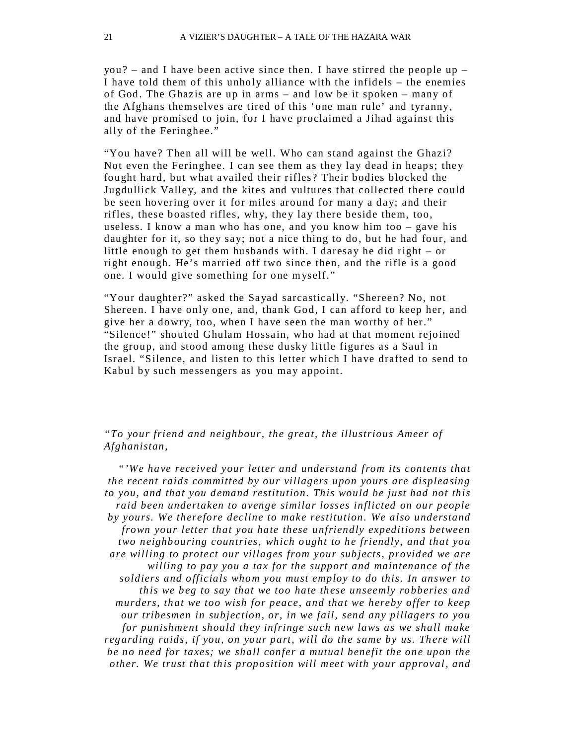you? – and I have been active since then. I have stirred the people up – I have told them of this unholy alliance with the infidels – the enemies of God. The Ghazis are up in arms – and low be it spoken – many of the Afghans themselves are tired of this 'one man rule' and tyranny, and have promised to join, for I have proclaimed a Jihad against this ally of the Feringhee."

"You have? Then all will be well. Who can stand against the Ghazi? Not even the Feringhee. I can see them as they lay dead in heaps; they fought hard, but what availed their rifles? Their bodies blocked the Jugdullick Valley, and the kites and vultures that collected there could be seen hovering over it for miles around for many a day; and their rifles, these boasted rifles, why, they lay there beside them, too, useless. I know a man who has one, and you know him too – gave his daughter for it, so they say; not a nice thing to do, but he had four, and little enough to get them husbands with. I daresay he did right – or right enough. He's married off two since then, and the rifle is a good one. I would give something for one myself."

"Your daughter?" asked the Sayad sarcastically. "Shereen? No, not Shereen. I have only one, and, thank God, I can afford to keep her, and give her a dowry, too, when I have seen the man worthy of her."
"Silence!" shouted Ghulam Hossain, who had at that moment rejoined the group, and stood among these dusky little figures as a Saul in Israel. "Silence, and listen to this letter which I have drafted to send to Kabul by such messengers as you may appoint.

*"To your friend and neighbour, the great, the illustrious Ameer of Afghanistan,*

*"'We have received your letter and understand from its contents that the recent raids committed by our villagers upon yours are displeasing to you, and that you demand restitution. This would be just had not this raid been undertaken to avenge similar losses inflicted on our people by yours. We therefore decline to make restitution. We also understand frown your letter that you hate these unfriendly expeditions between two neighbouring countries, which ought to he friendly, and that you are willing to protect our villages from your subjects, provided we are willing to pay you a tax for the support and maintenance of the soldiers and officials whom you must employ to do this. In answer to this we beg to say that we too hate these unseemly robberies and murders, that we too wish for peace, and that we hereby offer to keep our tribesmen in subjection, or, in we fail, send any pillagers to you for punishment should they infringe such new laws as we shall make regarding raids, if you, on your part, will do the same by us. There will be no need for taxes; we shall confer a mutual benefit the one upon the other. We trust that this proposition will meet with your approval, and*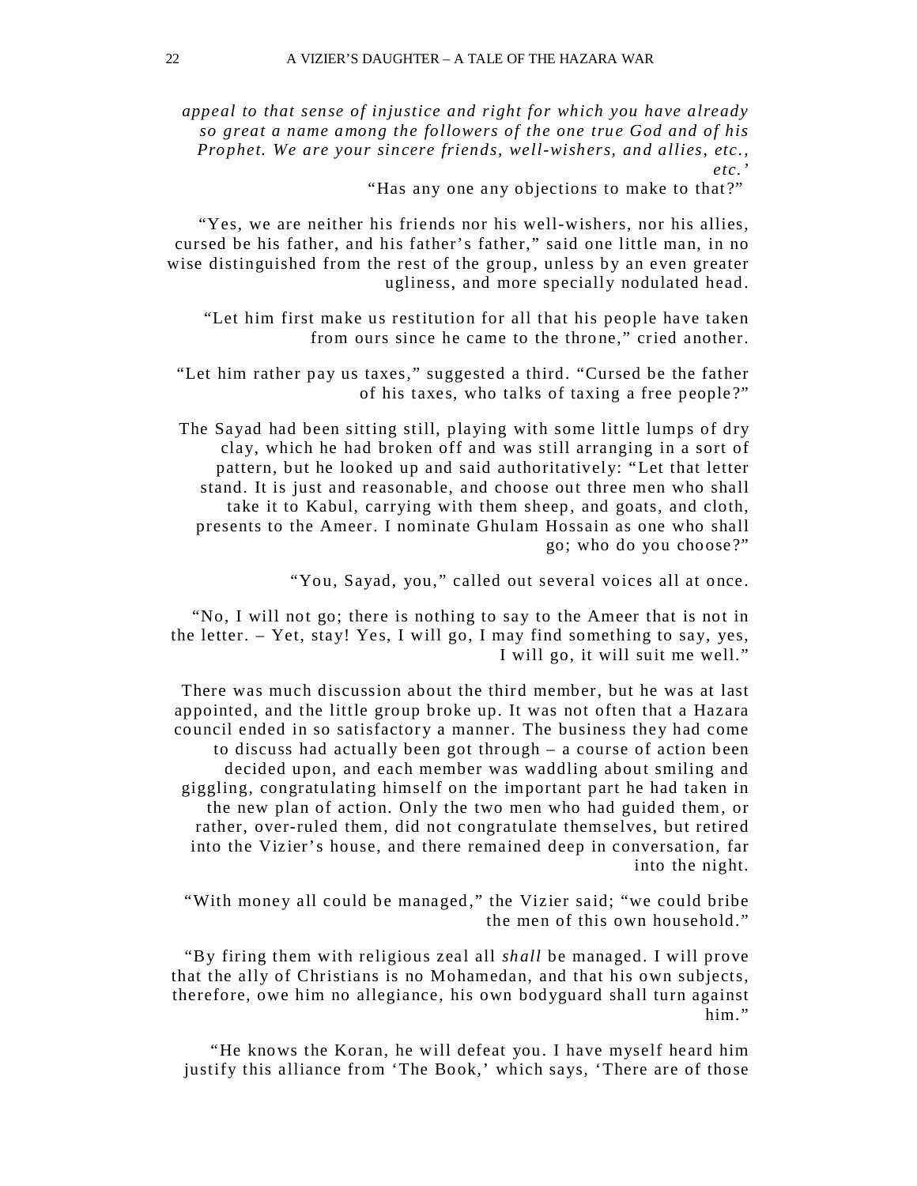*appeal to that sense of injustice and right for which you have already so great a name among the followers of the one true God and of his Prophet. We are your sincere friends, well-wishers, and allies, etc., etc.'*

"Has any one any objections to make to that?"

"Yes, we are neither his friends nor his well-wishers, nor his allies, cursed be his father, and his father's father," said one little man, in no wise distinguished from the rest of the group, unless by an even greater ugliness, and more specially nodulated head.

"Let him first make us restitution for all that his people have taken from ours since he came to the throne," cried another.

"Let him rather pay us taxes," suggested a third. "Cursed be the father of his taxes, who talks of taxing a free people?"

The Sayad had been sitting still, playing with some little lumps of dry clay, which he had broken off and was still arranging in a sort of pattern, but he looked up and said authoritatively: "Let that letter stand. It is just and reasonable, and choose out three men who shall take it to Kabul, carrying with them sheep, and goats, and cloth, presents to the Ameer. I nominate Ghulam Hossain as one who shall go; who do you choose?"

"You, Sayad, you," called out several voices all at once.

"No, I will not go; there is nothing to say to the Ameer that is not in the letter. – Yet, stay! Yes, I will go, I may find something to say, yes, I will go, it will suit me well."

There was much discussion about the third member, but he was at last appointed, and the little group broke up. It was not often that a Hazara council ended in so satisfactory a manner. The business they had come to discuss had actually been got through – a course of action been decided upon, and each member was waddling about smiling and giggling, congratulating himself on the important part he had taken in the new plan of action. Only the two men who had guided them, or rather, over-ruled them, did not congratulate themselves, but retired into the Vizier's house, and there remained deep in conversation, far into the night.

"With money all could be managed," the Vizier said; "we could bribe the men of this own household."

"By firing them with religious zeal all *shall* be managed. I will prove that the ally of Christians is no Mohamedan, and that his own subjects, therefore, owe him no allegiance, his own bodyguard shall turn against him."

"He knows the Koran, he will defeat you. I have myself heard him justify this alliance from 'The Book,' which says, 'There are of those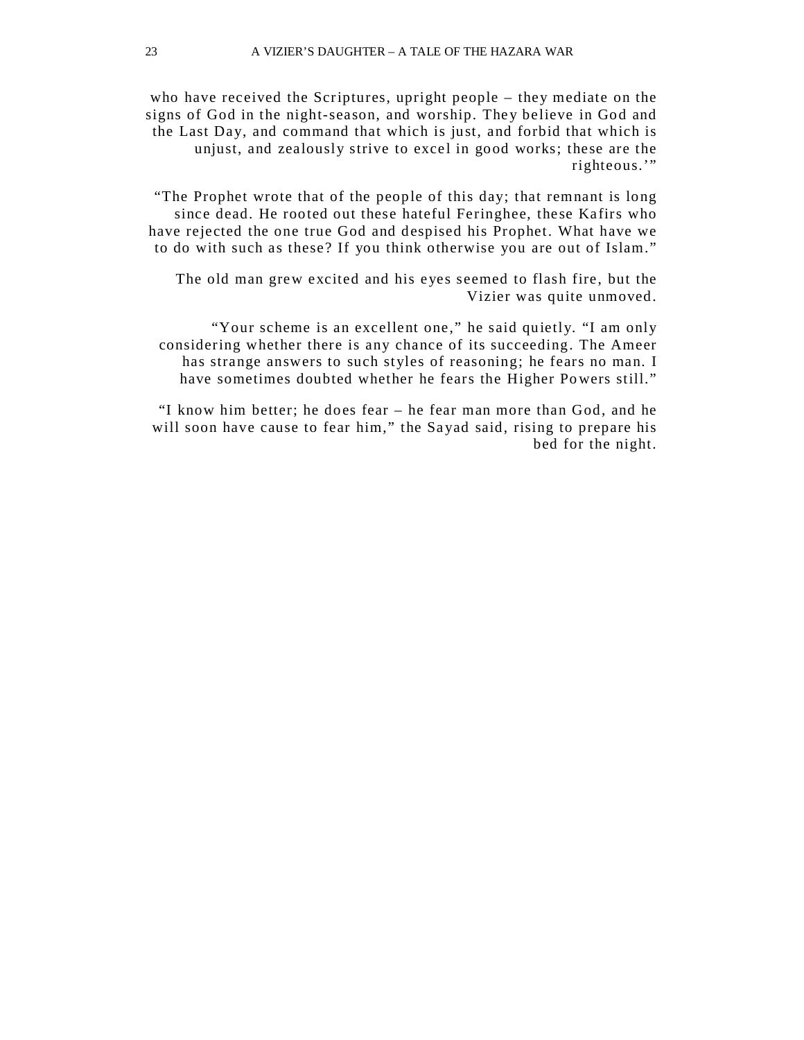who have received the Scriptures, upright people – they mediate on the signs of God in the night-season, and worship. They believe in God and the Last Day, and command that which is just, and forbid that which is unjust, and zealously strive to excel in good works; these are the righteous.'"

"The Prophet wrote that of the people of this day; that remnant is long since dead. He rooted out these hateful Feringhee, these Kafirs who have rejected the one true God and despised his Prophet. What have we to do with such as these? If you think otherwise you are out of Islam."

The old man grew excited and his eyes seemed to flash fire, but the Vizier was quite unmoved.

"Your scheme is an excellent one," he said quietly. "I am only considering whether there is any chance of its succeeding. The Ameer has strange answers to such styles of reasoning; he fears no man. I have sometimes doubted whether he fears the Higher Powers still."

"I know him better; he does fear – he fear man more than God, and he will soon have cause to fear him," the Sayad said, rising to prepare his bed for the night.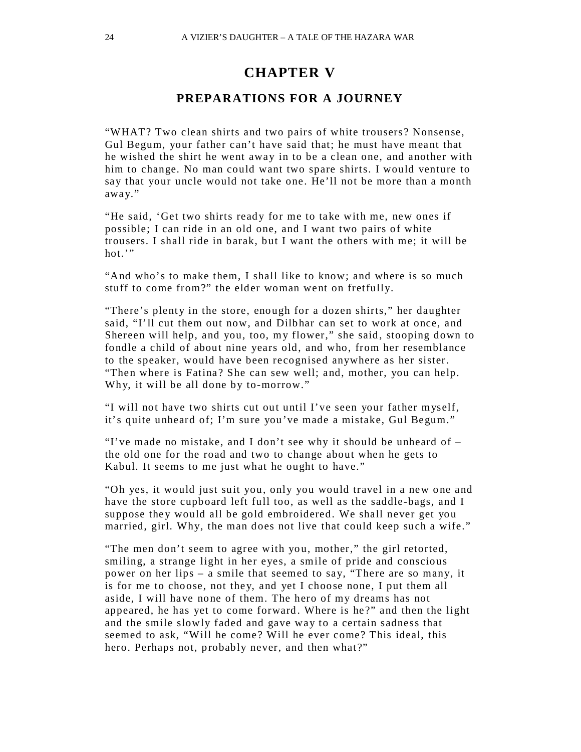# CHAPTER V

## PREPARATIONS FOR A JOURNEY

"WHAT? Two clean shirts and two pairs of white trousers? Nonsense, Gul Begum, your father can't have said that; he must have meant that he wished the shirt he went away in to be a clean one, and another with him to change. No man could want two spare shirts. I would venture to say that your uncle would not take one. He'll not be more than a month away."

"He said, 'Get two shirts ready for me to take with me, new ones if possible; I can ride in an old one, and I want two pairs of white trousers. I shall ride in barak, but I want the others with me; it will be hot.'"

"And who's to make them, I shall like to know; and where is so much stuff to come from?" the elder woman went on fretfully.

"There's plenty in the store, enough for a dozen shirts," her daughter said, "I'll cut them out now, and Dilbhar can set to work at once, and Shereen will help, and you, too, my flower," she said, stooping down to fondle a child of about nine years old, and who, from her resemblance to the speaker, would have been recognised anywhere as her sister. "Then where is Fatina? She can sew well; and, mother, you can help. Why, it will be all done by to-morrow."

"I will not have two shirts cut out until I've seen your father myself, it's quite unheard of; I'm sure you've made a mistake, Gul Begum."

"I've made no mistake, and I don't see why it should be unheard of – the old one for the road and two to change about when he gets to Kabul. It seems to me just what he ought to have."

"Oh yes, it would just suit you, only you would travel in a new one and have the store cupboard left full too, as well as the saddle-bags, and I suppose they would all be gold embroidered. We shall never get you married, girl. Why, the man does not live that could keep such a wife."

"The men don't seem to agree with you, mother," the girl retorted, smiling, a strange light in her eyes, a smile of pride and conscious power on her lips – a smile that seemed to say, "There are so many, it is for me to choose, not they, and yet I choose none, I put them all aside, I will have none of them. The hero of my dreams has not appeared, he has yet to come forward. Where is he?" and then the light and the smile slowly faded and gave way to a certain sadness that seemed to ask, "Will he come? Will he ever come? This ideal, this hero. Perhaps not, probably never, and then what?"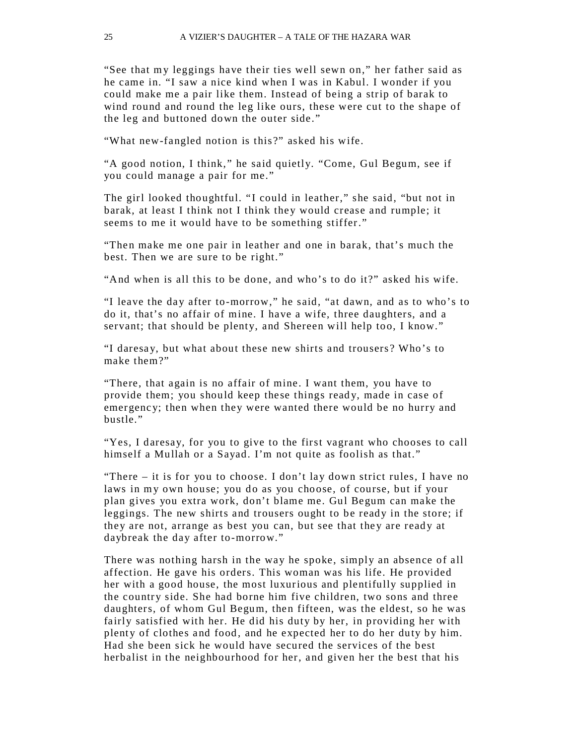“See that my leggings have their ties well sewn on,” her father said as he came in. “I saw a nice kind when I was in Kabul. I wonder if you could make me a pair like them. Instead of being a strip of barak to wind round and round the leg like ours, these were cut to the shape of the leg and buttoned down the outer side.”

“What new-fangled notion is this?” asked his wife.

“A good notion, I think,” he said quietly. “Come, Gul Begum, see if you could manage a pair for me.”

The girl looked thoughtful. “I could in leather,” she said, “but not in barak, at least I think not I think they would crease and rumple; it seems to me it would have to be something stiffer.”

“Then make me one pair in leather and one in barak, that’s much the best. Then we are sure to be right.”

“And when is all this to be done, and who’s to do it?” asked his wife.

“I leave the day after to-morrow,” he said, “at dawn, and as to who’s to do it, that’s no affair of mine. I have a wife, three daughters, and a servant; that should be plenty, and Shereen will help too, I know.”

“I daresay, but what about these new shirts and trousers? Who’s to make them?”

“There, that again is no affair of mine. I want them, you have to provide them; you should keep these things ready, made in case of emergency; then when they were wanted there would be no hurry and bustle.”

“Yes, I daresay, for you to give to the first vagrant who chooses to call himself a Mullah or a Sayad. I’m not quite as foolish as that.”

“There – it is for you to choose. I don’t lay down strict rules, I have no laws in my own house; you do as you choose, of course, but if your plan gives you extra work, don’t blame me. Gul Begum can make the leggings. The new shirts and trousers ought to be ready in the store; if they are not, arrange as best you can, but see that they are ready at daybreak the day after to-morrow.”

There was nothing harsh in the way he spoke, simply an absence of all affection. He gave his orders. This woman was his life. He provided her with a good house, the most luxurious and plentifully supplied in the country side. She had borne him five children, two sons and three daughters, of whom Gul Begum, then fifteen, was the eldest, so he was fairly satisfied with her. He did his duty by her, in providing her with plenty of clothes and food, and he expected her to do her duty by him. Had she been sick he would have secured the services of the best herbalist in the neighbourhood for her, and given her the best that his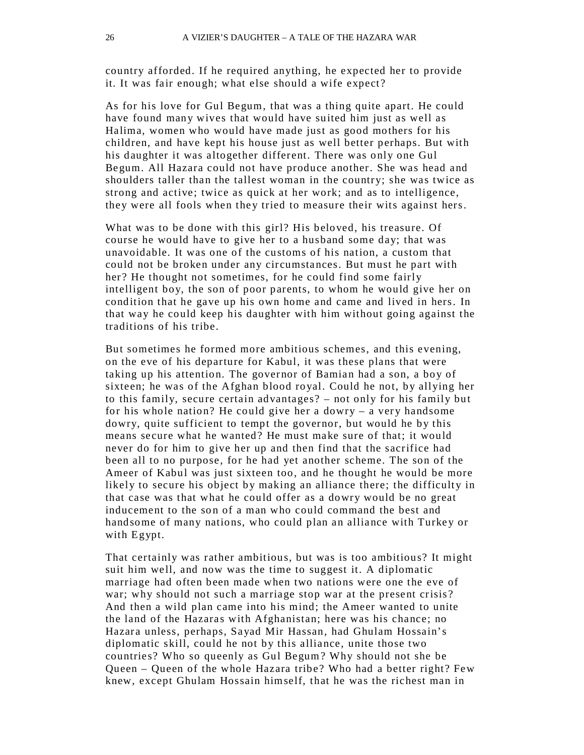country afforded. If he required anything, he expected her to provide it. It was fair enough; what else should a wife expect?

As for his love for Gul Begum, that was a thing quite apart. He could have found many wives that would have suited him just as well as Halima, women who would have made just as good mothers for his children, and have kept his house just as well better perhaps. But with his daughter it was altogether different. There was only one Gul Begum. All Hazara could not have produce another. She was head and shoulders taller than the tallest woman in the country; she was twice as strong and active; twice as quick at her work; and as to intelligence, they were all fools when they tried to measure their wits against hers.

What was to be done with this girl? His beloved, his treasure. Of course he would have to give her to a husband some day; that was unavoidable. It was one of the customs of his nation, a custom that could not be broken under any circumstances. But must he part with her? He thought not sometimes, for he could find some fairly intelligent boy, the son of poor parents, to whom he would give her on condition that he gave up his own home and came and lived in hers. In that way he could keep his daughter with him without going against the traditions of his tribe.

But sometimes he formed more ambitious schemes, and this evening, on the eve of his departure for Kabul, it was these plans that were taking up his attention. The governor of Bamian had a son, a boy of sixteen; he was of the Afghan blood royal. Could he not, by allying her to this family, secure certain advantages? – not only for his family but for his whole nation? He could give her a dowry – a very handsome dowry, quite sufficient to tempt the governor, but would he by this means secure what he wanted? He must make sure of that; it would never do for him to give her up and then find that the sacrifice had been all to no purpose, for he had yet another scheme. The son of the Ameer of Kabul was just sixteen too, and he thought he would be more likely to secure his object by making an alliance there; the difficulty in that case was that what he could offer as a dowry would be no great inducement to the son of a man who could command the best and handsome of many nations, who could plan an alliance with Turkey or with Egypt.

That certainly was rather ambitious, but was is too ambitious? It might suit him well, and now was the time to suggest it. A diplomatic marriage had often been made when two nations were one the eve of war; why should not such a marriage stop war at the present crisis? And then a wild plan came into his mind; the Ameer wanted to unite the land of the Hazaras with Afghanistan; here was his chance; no Hazara unless, perhaps, Sayad Mir Hassan, had Ghulam Hossain's diplomatic skill, could he not by this alliance, unite those two countries? Who so queenly as Gul Begum? Why should not she be Queen – Queen of the whole Hazara tribe? Who had a better right? Few knew, except Ghulam Hossain himself, that he was the richest man in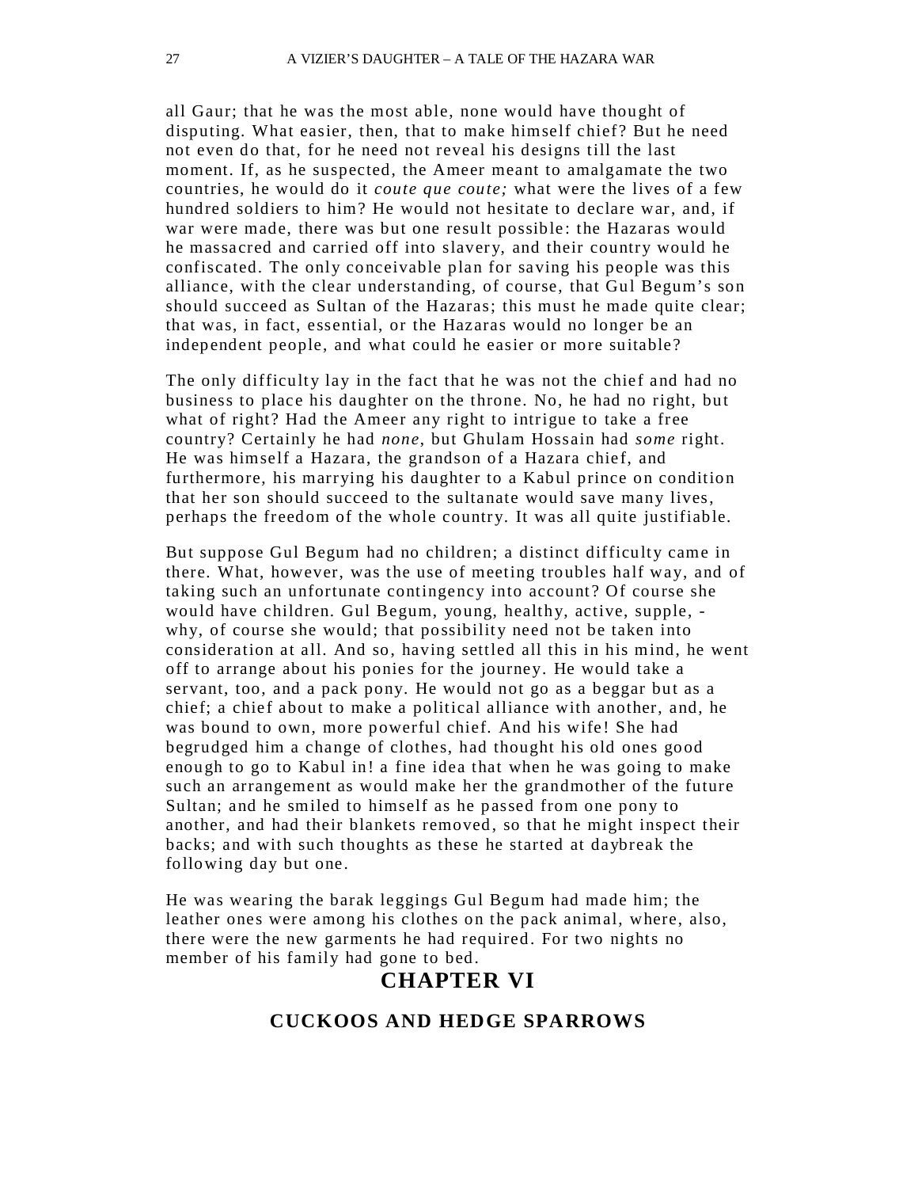all Gaur; that he was the most able, none would have thought of disputing. What easier, then, that to make himself chief? But he need not even do that, for he need not reveal his designs till the last moment. If, as he suspected, the Ameer meant to amalgamate the two countries, he would do it *coute que coute;* what were the lives of a few hundred soldiers to him? He would not hesitate to declare war, and, if war were made, there was but one result possible: the Hazaras would he massacred and carried off into slavery, and their country would he confiscated. The only conceivable plan for saving his people was this alliance, with the clear understanding, of course, that Gul Begum's son should succeed as Sultan of the Hazaras; this must he made quite clear; that was, in fact, essential, or the Hazaras would no longer be an independent people, and what could he easier or more suitable?

The only difficulty lay in the fact that he was not the chief and had no business to place his daughter on the throne. No, he had no right, but what of right? Had the Ameer any right to intrigue to take a free country? Certainly he had *none*, but Ghulam Hossain had *some* right. He was himself a Hazara, the grandson of a Hazara chief, and furthermore, his marrying his daughter to a Kabul prince on condition that her son should succeed to the sultanate would save many lives, perhaps the freedom of the whole country. It was all quite justifiable.

But suppose Gul Begum had no children; a distinct difficulty came in there. What, however, was the use of meeting troubles half way, and of taking such an unfortunate contingency into account? Of course she would have children. Gul Begum, young, healthy, active, supple, - why, of course she would; that possibility need not be taken into consideration at all. And so, having settled all this in his mind, he went off to arrange about his ponies for the journey. He would take a servant, too, and a pack pony. He would not go as a beggar but as a chief; a chief about to make a political alliance with another, and, he was bound to own, more powerful chief. And his wife! She had begrudged him a change of clothes, had thought his old ones good enough to go to Kabul in! a fine idea that when he was going to make such an arrangement as would make her the grandmother of the future Sultan; and he smiled to himself as he passed from one pony to another, and had their blankets removed, so that he might inspect their backs; and with such thoughts as these he started at daybreak the following day but one.

He was wearing the barak leggings Gul Begum had made him; the leather ones were among his clothes on the pack animal, where, also, there were the new garments he had required. For two nights no member of his family had gone to bed.

# CHAPTER VI

## CUCKOOS AND HEDGE SPARROWS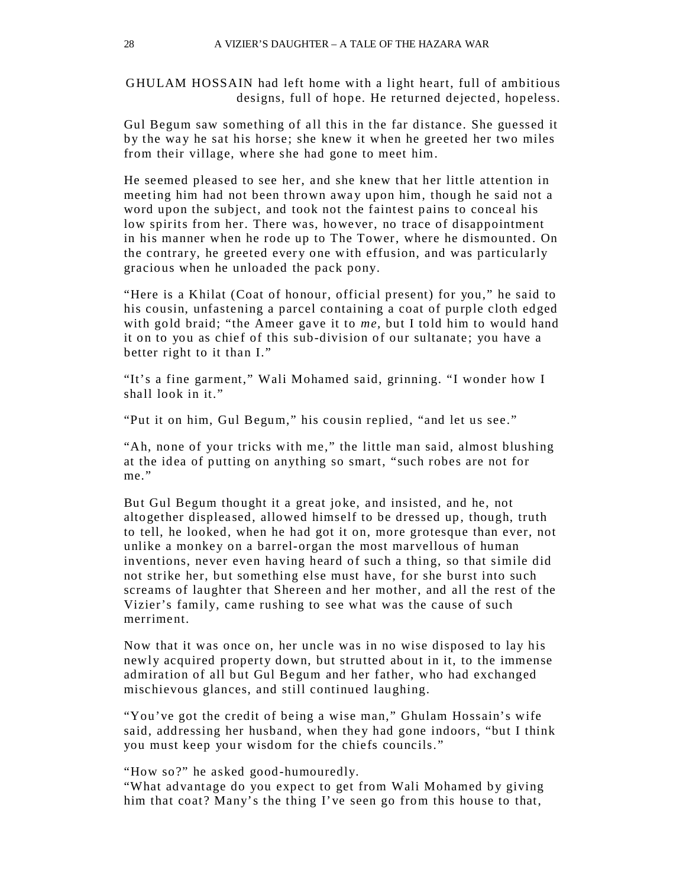GHULAM HOSSAIN had left home with a light heart, full of ambitious designs, full of hope. He returned dejected, hopeless.

Gul Begum saw something of all this in the far distance. She guessed it by the way he sat his horse; she knew it when he greeted her two miles from their village, where she had gone to meet him.

He seemed pleased to see her, and she knew that her little attention in meeting him had not been thrown away upon him, though he said not a word upon the subject, and took not the faintest pains to conceal his low spirits from her. There was, however, no trace of disappointment in his manner when he rode up to The Tower, where he dismounted. On the contrary, he greeted every one with effusion, and was particularly gracious when he unloaded the pack pony.

"Here is a Khilat (Coat of honour, official present) for you," he said to his cousin, unfastening a parcel containing a coat of purple cloth edged with gold braid; "the Ameer gave it to *me*, but I told him to would hand it on to you as chief of this sub-division of our sultanate; you have a better right to it than I."

"It's a fine garment," Wali Mohamed said, grinning. "I wonder how I shall look in it."

"Put it on him, Gul Begum," his cousin replied, "and let us see."

"Ah, none of your tricks with me," the little man said, almost blushing at the idea of putting on anything so smart, "such robes are not for me."

But Gul Begum thought it a great joke, and insisted, and he, not altogether displeased, allowed himself to be dressed up, though, truth to tell, he looked, when he had got it on, more grotesque than ever, not unlike a monkey on a barrel-organ the most marvellous of human inventions, never even having heard of such a thing, so that simile did not strike her, but something else must have, for she burst into such screams of laughter that Shereen and her mother, and all the rest of the Vizier's family, came rushing to see what was the cause of such merriment.

Now that it was once on, her uncle was in no wise disposed to lay his newly acquired property down, but strutted about in it, to the immense admiration of all but Gul Begum and her father, who had exchanged mischievous glances, and still continued laughing.

"You've got the credit of being a wise man," Ghulam Hossain's wife said, addressing her husband, when they had gone indoors, "but I think you must keep your wisdom for the chiefs councils."

"How so?" he asked good-humouredly.

"What advantage do you expect to get from Wali Mohamed by giving him that coat? Many's the thing I've seen go from this house to that,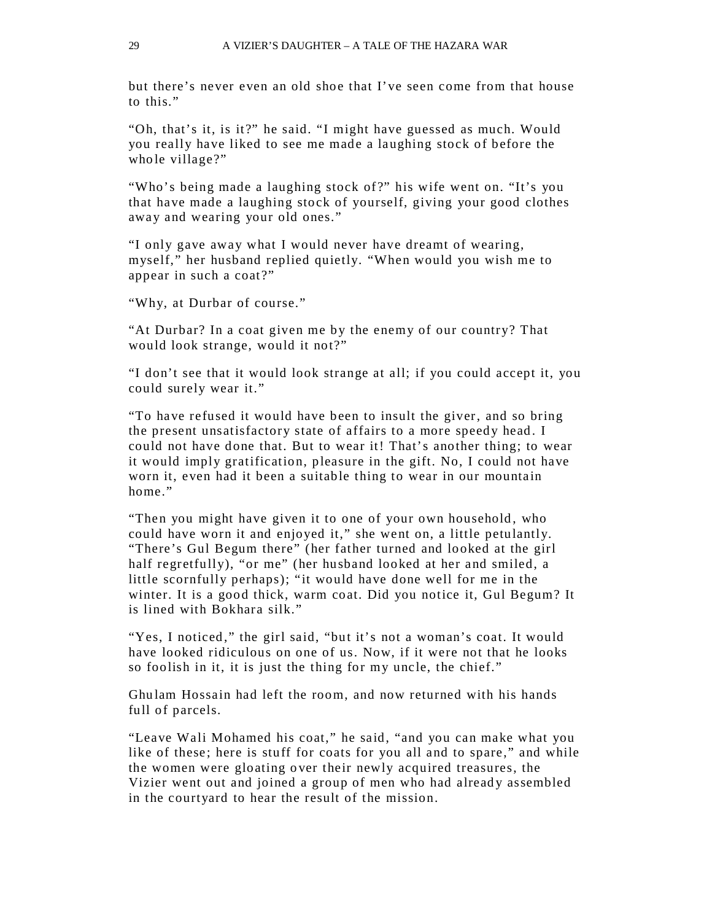but there's never even an old shoe that I've seen come from that house to this."

"Oh, that's it, is it?" he said. "I might have guessed as much. Would you really have liked to see me made a laughing stock of before the whole village?"

"Who's being made a laughing stock of?" his wife went on. "It's you that have made a laughing stock of yourself, giving your good clothes away and wearing your old ones."

"I only gave away what I would never have dreamt of wearing, myself," her husband replied quietly. "When would you wish me to appear in such a coat?"

"Why, at Durbar of course."

"At Durbar? In a coat given me by the enemy of our country? That would look strange, would it not?"

"I don't see that it would look strange at all; if you could accept it, you could surely wear it."

"To have refused it would have been to insult the giver, and so bring the present unsatisfactory state of affairs to a more speedy head. I could not have done that. But to wear it! That's another thing; to wear it would imply gratification, pleasure in the gift. No, I could not have worn it, even had it been a suitable thing to wear in our mountain home."

"Then you might have given it to one of your own household, who could have worn it and enjoyed it," she went on, a little petulantly. "There's Gul Begum there" (her father turned and looked at the girl half regretfully), "or me" (her husband looked at her and smiled, a little scornfully perhaps); "it would have done well for me in the winter. It is a good thick, warm coat. Did you notice it, Gul Begum? It is lined with Bokhara silk."

"Yes, I noticed," the girl said, "but it's not a woman's coat. It would have looked ridiculous on one of us. Now, if it were not that he looks so foolish in it, it is just the thing for my uncle, the chief."

Ghulam Hossain had left the room, and now returned with his hands full of parcels.

"Leave Wali Mohamed his coat," he said, "and you can make what you like of these; here is stuff for coats for you all and to spare," and while the women were gloating over their newly acquired treasures, the Vizier went out and joined a group of men who had already assembled in the courtyard to hear the result of the mission.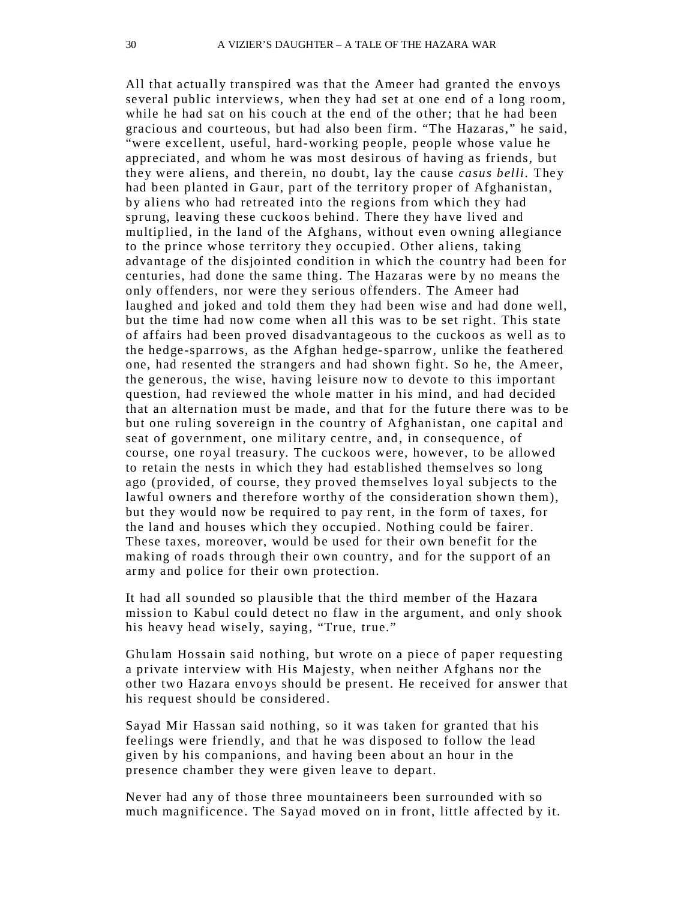All that actually transpired was that the Ameer had granted the envoys several public interviews, when they had set at one end of a long room, while he had sat on his couch at the end of the other; that he had been gracious and courteous, but had also been firm. “The Hazaras,” he said, “were excellent, useful, hard-working people, people whose value he appreciated, and whom he was most desirous of having as friends, but they were aliens, and therein, no doubt, lay the cause *casus belli.* They had been planted in Gaur, part of the territory proper of Afghanistan, by aliens who had retreated into the regions from which they had sprung, leaving these cuckoos behind. There they have lived and multiplied, in the land of the Afghans, without even owning allegiance to the prince whose territory they occupied. Other aliens, taking advantage of the disjointed condition in which the country had been for centuries, had done the same thing. The Hazaras were by no means the only offenders, nor were they serious offenders. The Ameer had laughed and joked and told them they had been wise and had done well, but the time had now come when all this was to be set right. This state of affairs had been proved disadvantageous to the cuckoos as well as to the hedge-sparrows, as the Afghan hedge-sparrow, unlike the feathered one, had resented the strangers and had shown fight. So he, the Ameer, the generous, the wise, having leisure now to devote to this important question, had reviewed the whole matter in his mind, and had decided that an alternation must be made, and that for the future there was to be but one ruling sovereign in the country of Afghanistan, one capital and seat of government, one military centre, and, in consequence, of course, one royal treasury. The cuckoos were, however, to be allowed to retain the nests in which they had established themselves so long ago (provided, of course, they proved themselves loyal subjects to the lawful owners and therefore worthy of the consideration shown them), but they would now be required to pay rent, in the form of taxes, for the land and houses which they occupied. Nothing could be fairer. These taxes, moreover, would be used for their own benefit for the making of roads through their own country, and for the support of an army and police for their own protection.

It had all sounded so plausible that the third member of the Hazara mission to Kabul could detect no flaw in the argument, and only shook his heavy head wisely, saying, “True, true.”

Ghulam Hossain said nothing, but wrote on a piece of paper requesting a private interview with His Majesty, when neither Afghans nor the other two Hazara envoys should be present. He received for answer that his request should be considered.

Sayad Mir Hassan said nothing, so it was taken for granted that his feelings were friendly, and that he was disposed to follow the lead given by his companions, and having been about an hour in the presence chamber they were given leave to depart.

Never had any of those three mountaineers been surrounded with so much magnificence. The Sayad moved on in front, little affected by it.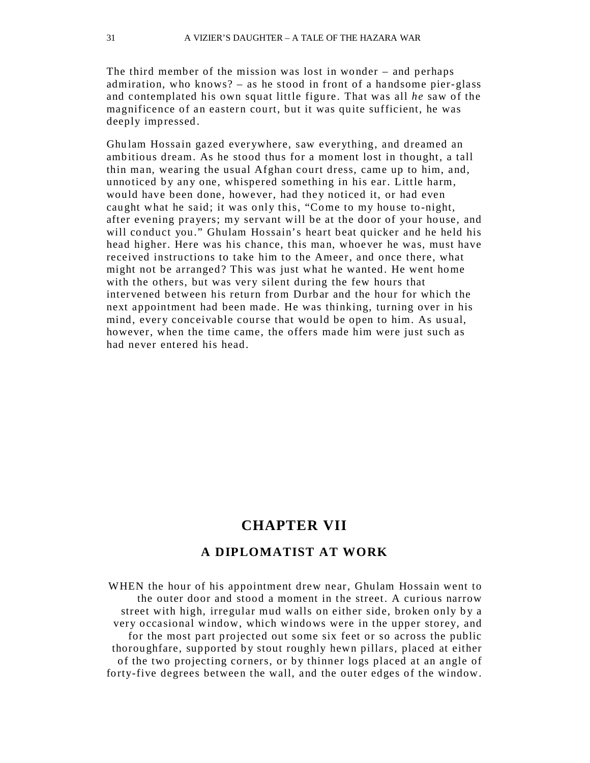The third member of the mission was lost in wonder – and perhaps admiration, who knows? – as he stood in front of a handsome pier-glass and contemplated his own squat little figure. That was all *he* saw of the magnificence of an eastern court, but it was quite sufficient, he was deeply impressed.

Ghulam Hossain gazed everywhere, saw everything, and dreamed an ambitious dream. As he stood thus for a moment lost in thought, a tall thin man, wearing the usual Afghan court dress, came up to him, and, unnoticed by any one, whispered something in his ear. Little harm, would have been done, however, had they noticed it, or had even caught what he said; it was only this, "Come to my house to-night, after evening prayers; my servant will be at the door of your house, and will conduct you." Ghulam Hossain's heart beat quicker and he held his head higher. Here was his chance, this man, whoever he was, must have received instructions to take him to the Ameer, and once there, what might not be arranged? This was just what he wanted. He went home with the others, but was very silent during the few hours that intervened between his return from Durbar and the hour for which the next appointment had been made. He was thinking, turning over in his mind, every conceivable course that would be open to him. As usual, however, when the time came, the offers made him were just such as had never entered his head.

## CHAPTER VII

### A DIPLOMATIST AT WORK

WHEN the hour of his appointment drew near, Ghulam Hossain went to the outer door and stood a moment in the street. A curious narrow street with high, irregular mud walls on either side, broken only by a very occasional window, which windows were in the upper storey, and for the most part projected out some six feet or so across the public thoroughfare, supported by stout roughly hewn pillars, placed at either of the two projecting corners, or by thinner logs placed at an angle of forty-five degrees between the wall, and the outer edges of the window.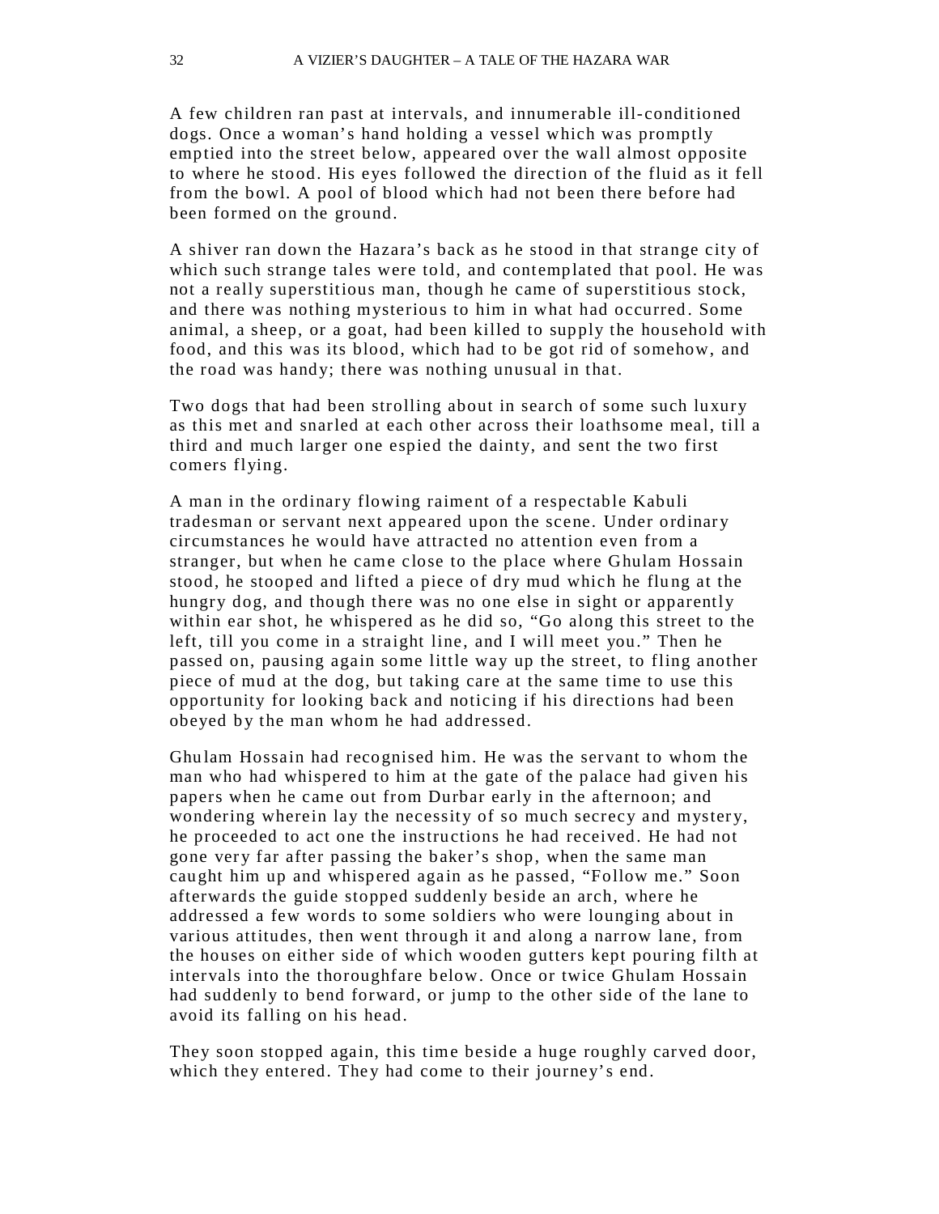A few children ran past at intervals, and innumerable ill-conditioned dogs. Once a woman's hand holding a vessel which was promptly emptied into the street below, appeared over the wall almost opposite to where he stood. His eyes followed the direction of the fluid as it fell from the bowl. A pool of blood which had not been there before had been formed on the ground.

A shiver ran down the Hazara's back as he stood in that strange city of which such strange tales were told, and contemplated that pool. He was not a really superstitious man, though he came of superstitious stock, and there was nothing mysterious to him in what had occurred. Some animal, a sheep, or a goat, had been killed to supply the household with food, and this was its blood, which had to be got rid of somehow, and the road was handy; there was nothing unusual in that.

Two dogs that had been strolling about in search of some such luxury as this met and snarled at each other across their loathsome meal, till a third and much larger one espied the dainty, and sent the two first comers flying.

A man in the ordinary flowing raiment of a respectable Kabuli tradesman or servant next appeared upon the scene. Under ordinary circumstances he would have attracted no attention even from a stranger, but when he came close to the place where Ghulam Hossain stood, he stooped and lifted a piece of dry mud which he flung at the hungry dog, and though there was no one else in sight or apparently within ear shot, he whispered as he did so, "Go along this street to the left, till you come in a straight line, and I will meet you." Then he passed on, pausing again some little way up the street, to fling another piece of mud at the dog, but taking care at the same time to use this opportunity for looking back and noticing if his directions had been obeyed by the man whom he had addressed.

Ghulam Hossain had recognised him. He was the servant to whom the man who had whispered to him at the gate of the palace had given his papers when he came out from Durbar early in the afternoon; and wondering wherein lay the necessity of so much secrecy and mystery, he proceeded to act one the instructions he had received. He had not gone very far after passing the baker's shop, when the same man caught him up and whispered again as he passed, "Follow me." Soon afterwards the guide stopped suddenly beside an arch, where he addressed a few words to some soldiers who were lounging about in various attitudes, then went through it and along a narrow lane, from the houses on either side of which wooden gutters kept pouring filth at intervals into the thoroughfare below. Once or twice Ghulam Hossain had suddenly to bend forward, or jump to the other side of the lane to avoid its falling on his head.

They soon stopped again, this time beside a huge roughly carved door, which they entered. They had come to their journey's end.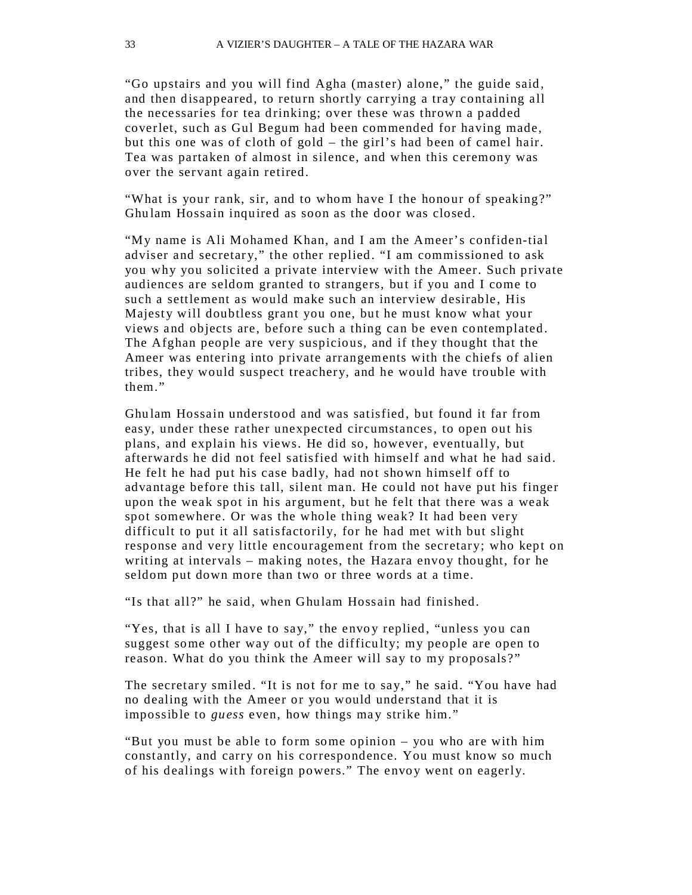"Go upstairs and you will find Agha (master) alone," the guide said, and then disappeared, to return shortly carrying a tray containing all the necessaries for tea drinking; over these was thrown a padded coverlet, such as Gul Begum had been commended for having made, but this one was of cloth of gold – the girl's had been of camel hair. Tea was partaken of almost in silence, and when this ceremony was over the servant again retired.

"What is your rank, sir, and to whom have I the honour of speaking?" Ghulam Hossain inquired as soon as the door was closed.

"My name is Ali Mohamed Khan, and I am the Ameer's confiden-tial adviser and secretary," the other replied. "I am commissioned to ask you why you solicited a private interview with the Ameer. Such private audiences are seldom granted to strangers, but if you and I come to such a settlement as would make such an interview desirable, His Majesty will doubtless grant you one, but he must know what your views and objects are, before such a thing can be even contemplated. The Afghan people are very suspicious, and if they thought that the Ameer was entering into private arrangements with the chiefs of alien tribes, they would suspect treachery, and he would have trouble with them."

Ghulam Hossain understood and was satisfied, but found it far from easy, under these rather unexpected circumstances, to open out his plans, and explain his views. He did so, however, eventually, but afterwards he did not feel satisfied with himself and what he had said. He felt he had put his case badly, had not shown himself off to advantage before this tall, silent man. He could not have put his finger upon the weak spot in his argument, but he felt that there was a weak spot somewhere. Or was the whole thing weak? It had been very difficult to put it all satisfactorily, for he had met with but slight response and very little encouragement from the secretary; who kept on writing at intervals – making notes, the Hazara envoy thought, for he seldom put down more than two or three words at a time.

"Is that all?" he said, when Ghulam Hossain had finished.

"Yes, that is all I have to say," the envoy replied, "unless you can suggest some other way out of the difficulty; my people are open to reason. What do you think the Ameer will say to my proposals?"

The secretary smiled. "It is not for me to say," he said. "You have had no dealing with the Ameer or you would understand that it is impossible to *guess* even, how things may strike him."

"But you must be able to form some opinion – you who are with him constantly, and carry on his correspondence. You must know so much of his dealings with foreign powers." The envoy went on eagerly.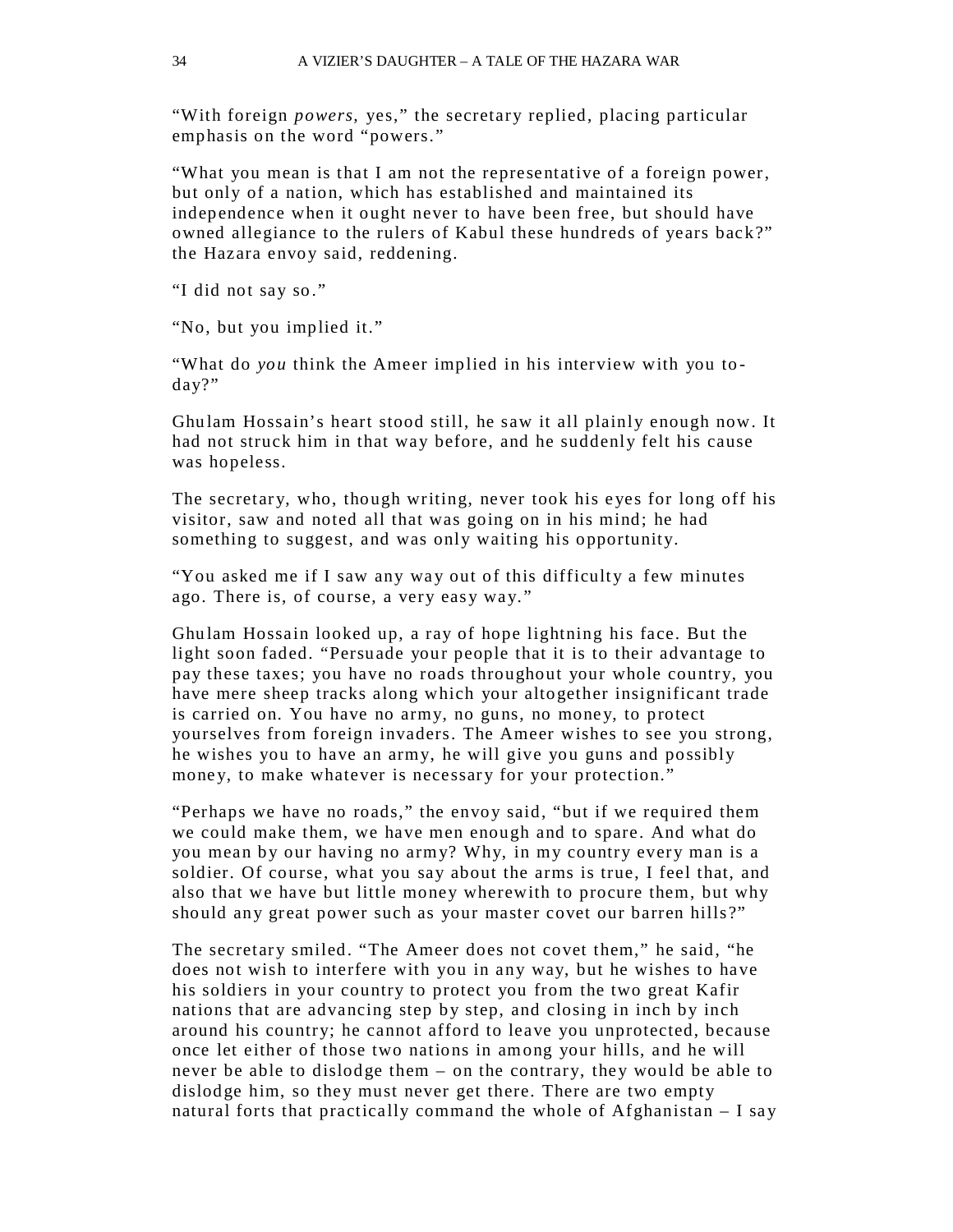“With foreign *powers,* yes,” the secretary replied, placing particular emphasis on the word “powers.”

“What you mean is that I am not the representative of a foreign power, but only of a nation, which has established and maintained its independence when it ought never to have been free, but should have owned allegiance to the rulers of Kabul these hundreds of years back?” the Hazara envoy said, reddening.

“I did not say so.”

“No, but you implied it.”

“What do *you* think the Ameer implied in his interview with you to-day?”

Ghulam Hossain’s heart stood still, he saw it all plainly enough now. It had not struck him in that way before, and he suddenly felt his cause was hopeless.

The secretary, who, though writing, never took his eyes for long off his visitor, saw and noted all that was going on in his mind; he had something to suggest, and was only waiting his opportunity.

“You asked me if I saw any way out of this difficulty a few minutes ago. There is, of course, a very easy way.”

Ghulam Hossain looked up, a ray of hope lightning his face. But the light soon faded. “Persuade your people that it is to their advantage to pay these taxes; you have no roads throughout your whole country, you have mere sheep tracks along which your altogether insignificant trade is carried on. You have no army, no guns, no money, to protect yourselves from foreign invaders. The Ameer wishes to see you strong, he wishes you to have an army, he will give you guns and possibly money, to make whatever is necessary for your protection.”

“Perhaps we have no roads,” the envoy said, “but if we required them we could make them, we have men enough and to spare. And what do you mean by our having no army? Why, in my country every man is a soldier. Of course, what you say about the arms is true, I feel that, and also that we have but little money wherewith to procure them, but why should any great power such as your master covet our barren hills?”

The secretary smiled. “The Ameer does not covet them,” he said, “he does not wish to interfere with you in any way, but he wishes to have his soldiers in your country to protect you from the two great Kafir nations that are advancing step by step, and closing in inch by inch around his country; he cannot afford to leave you unprotected, because once let either of those two nations in among your hills, and he will never be able to dislodge them – on the contrary, they would be able to dislodge him, so they must never get there. There are two empty natural forts that practically command the whole of Afghanistan – I say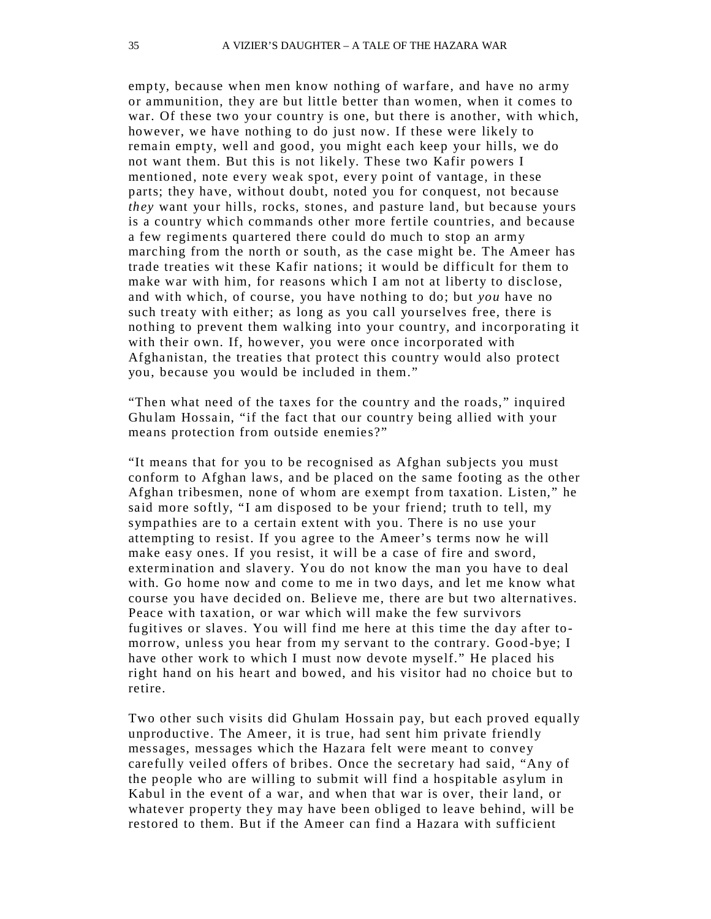empty, because when men know nothing of warfare, and have no army or ammunition, they are but little better than women, when it comes to war. Of these two your country is one, but there is another, with which, however, we have nothing to do just now. If these were likely to remain empty, well and good, you might each keep your hills, we do not want them. But this is not likely. These two Kafir powers I mentioned, note every weak spot, every point of vantage, in these parts; they have, without doubt, noted you for conquest, not because *they* want your hills, rocks, stones, and pasture land, but because yours is a country which commands other more fertile countries, and because a few regiments quartered there could do much to stop an army marching from the north or south, as the case might be. The Ameer has trade treaties wit these Kafir nations; it would be difficult for them to make war with him, for reasons which I am not at liberty to disclose, and with which, of course, you have nothing to do; but *you* have no such treaty with either; as long as you call yourselves free, there is nothing to prevent them walking into your country, and incorporating it with their own. If, however, you were once incorporated with Afghanistan, the treaties that protect this country would also protect you, because you would be included in them."

"Then what need of the taxes for the country and the roads," inquired Ghulam Hossain, "if the fact that our country being allied with your means protection from outside enemies?"

"It means that for you to be recognised as Afghan subjects you must conform to Afghan laws, and be placed on the same footing as the other Afghan tribesmen, none of whom are exempt from taxation. Listen," he said more softly, "I am disposed to be your friend; truth to tell, my sympathies are to a certain extent with you. There is no use your attempting to resist. If you agree to the Ameer's terms now he will make easy ones. If you resist, it will be a case of fire and sword, extermination and slavery. You do not know the man you have to deal with. Go home now and come to me in two days, and let me know what course you have decided on. Believe me, there are but two alternatives. Peace with taxation, or war which will make the few survivors fugitives or slaves. You will find me here at this time the day after to-morrow, unless you hear from my servant to the contrary. Good-bye; I have other work to which I must now devote myself." He placed his right hand on his heart and bowed, and his visitor had no choice but to retire.

Two other such visits did Ghulam Hossain pay, but each proved equally unproductive. The Ameer, it is true, had sent him private friendly messages, messages which the Hazara felt were meant to convey carefully veiled offers of bribes. Once the secretary had said, "Any of the people who are willing to submit will find a hospitable asylum in Kabul in the event of a war, and when that war is over, their land, or whatever property they may have been obliged to leave behind, will be restored to them. But if the Ameer can find a Hazara with sufficient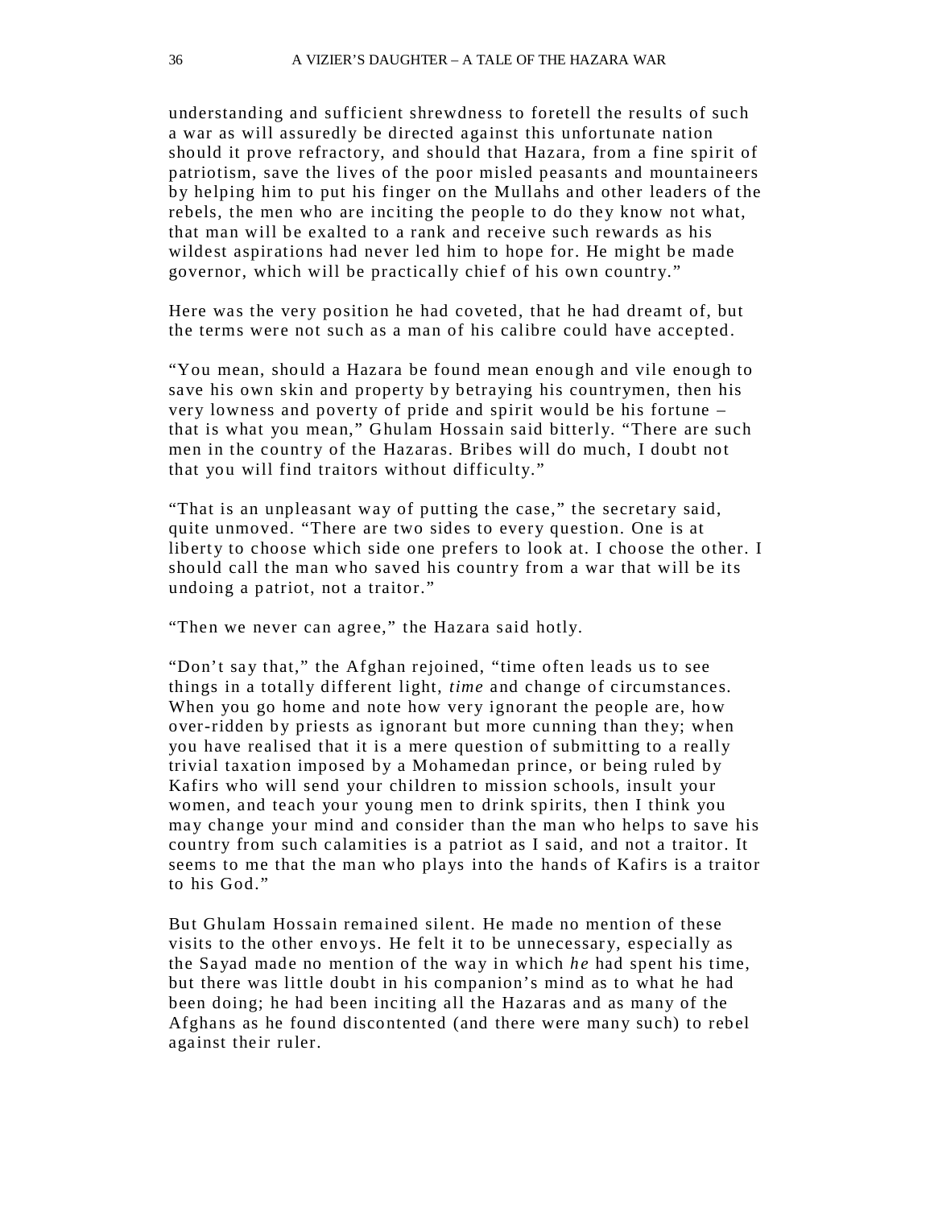understanding and sufficient shrewdness to foretell the results of such a war as will assuredly be directed against this unfortunate nation should it prove refractory, and should that Hazara, from a fine spirit of patriotism, save the lives of the poor misled peasants and mountaineers by helping him to put his finger on the Mullahs and other leaders of the rebels, the men who are inciting the people to do they know not what, that man will be exalted to a rank and receive such rewards as his wildest aspirations had never led him to hope for. He might be made governor, which will be practically chief of his own country."

Here was the very position he had coveted, that he had dreamt of, but the terms were not such as a man of his calibre could have accepted.

"You mean, should a Hazara be found mean enough and vile enough to save his own skin and property by betraying his countrymen, then his very lowness and poverty of pride and spirit would be his fortune – that is what you mean," Ghulam Hossain said bitterly. "There are such men in the country of the Hazaras. Bribes will do much, I doubt not that you will find traitors without difficulty."

"That is an unpleasant way of putting the case," the secretary said, quite unmoved. "There are two sides to every question. One is at liberty to choose which side one prefers to look at. I choose the other. I should call the man who saved his country from a war that will be its undoing a patriot, not a traitor."

"Then we never can agree," the Hazara said hotly.

"Don't say that," the Afghan rejoined, "time often leads us to see things in a totally different light, *time* and change of circumstances. When you go home and note how very ignorant the people are, how over-ridden by priests as ignorant but more cunning than they; when you have realised that it is a mere question of submitting to a really trivial taxation imposed by a Mohamedan prince, or being ruled by Kafirs who will send your children to mission schools, insult your women, and teach your young men to drink spirits, then I think you may change your mind and consider than the man who helps to save his country from such calamities is a patriot as I said, and not a traitor. It seems to me that the man who plays into the hands of Kafirs is a traitor to his God."

But Ghulam Hossain remained silent. He made no mention of these visits to the other envoys. He felt it to be unnecessary, especially as the Sayad made no mention of the way in which *he* had spent his time, but there was little doubt in his companion's mind as to what he had been doing; he had been inciting all the Hazaras and as many of the Afghans as he found discontented (and there were many such) to rebel against their ruler.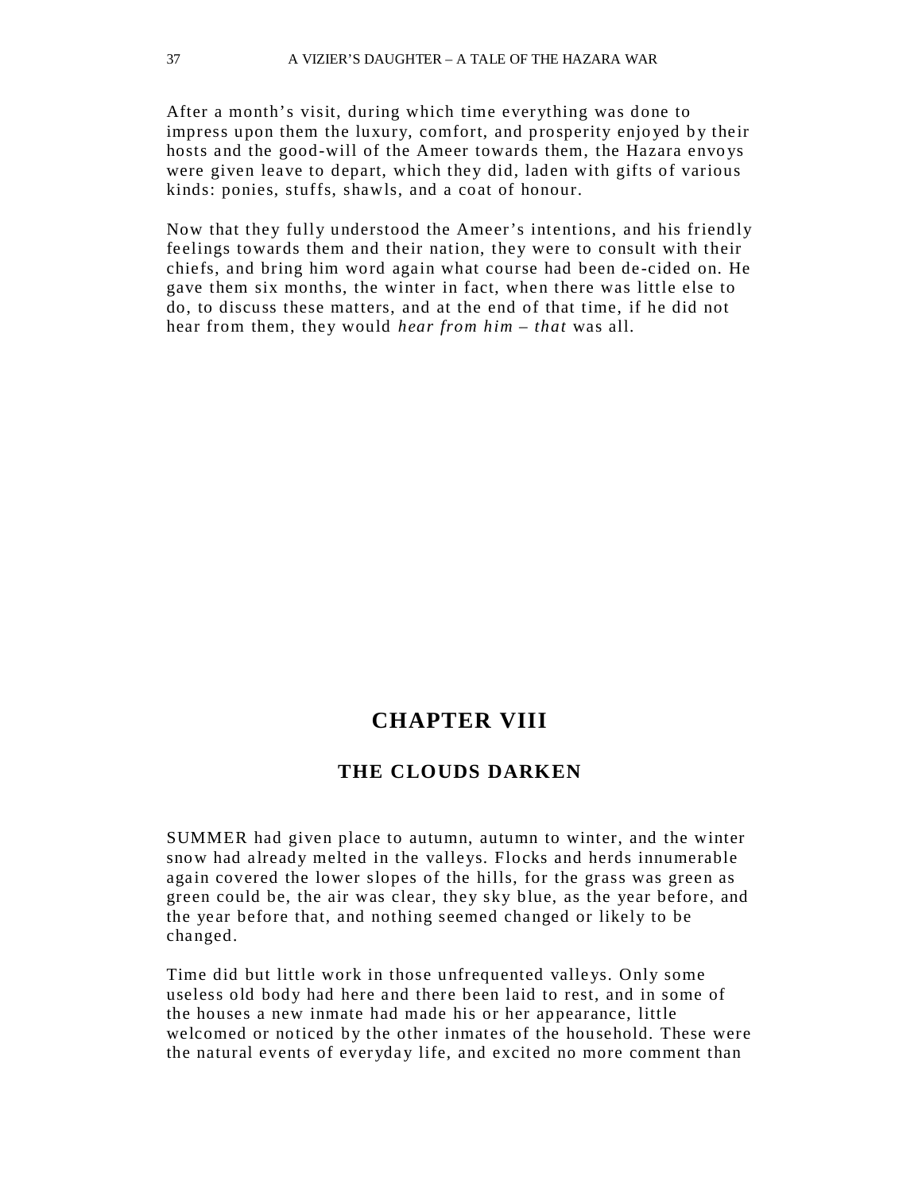After a month’s visit, during which time everything was done to impress upon them the luxury, comfort, and prosperity enjoyed by their hosts and the good-will of the Ameer towards them, the Hazara envoys were given leave to depart, which they did, laden with gifts of various kinds: ponies, stuffs, shawls, and a coat of honour.

Now that they fully understood the Ameer’s intentions, and his friendly feelings towards them and their nation, they were to consult with their chiefs, and bring him word again what course had been de-cided on. He gave them six months, the winter in fact, when there was little else to do, to discuss these matters, and at the end of that time, if he did not hear from them, they would *hear from him* – *that* was all.

## CHAPTER VIII

### THE CLOUDS DARKEN

SUMMER had given place to autumn, autumn to winter, and the winter snow had already melted in the valleys. Flocks and herds innumerable again covered the lower slopes of the hills, for the grass was green as green could be, the air was clear, they sky blue, as the year before, and the year before that, and nothing seemed changed or likely to be changed.

Time did but little work in those unfrequented valleys. Only some useless old body had here and there been laid to rest, and in some of the houses a new inmate had made his or her appearance, little welcomed or noticed by the other inmates of the household. These were the natural events of everyday life, and excited no more comment than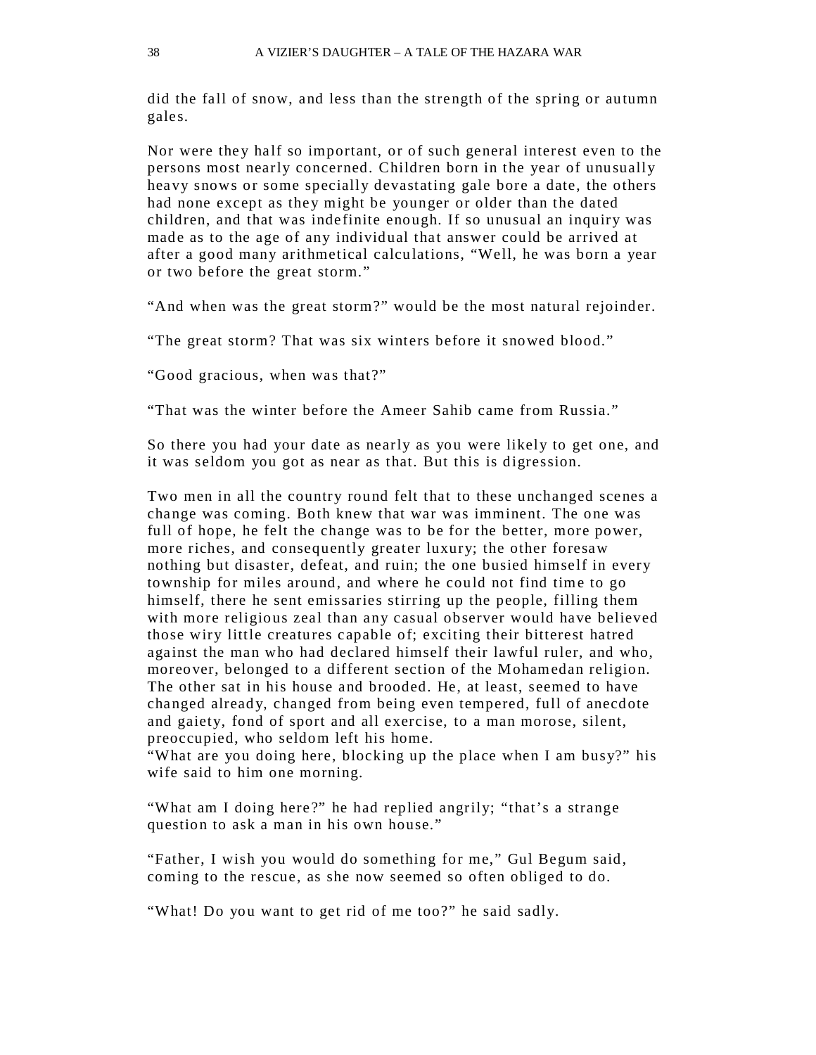did the fall of snow, and less than the strength of the spring or autumn gales.

Nor were they half so important, or of such general interest even to the persons most nearly concerned. Children born in the year of unusually heavy snows or some specially devastating gale bore a date, the others had none except as they might be younger or older than the dated children, and that was indefinite enough. If so unusual an inquiry was made as to the age of any individual that answer could be arrived at after a good many arithmetical calculations, "Well, he was born a year or two before the great storm."

"And when was the great storm?" would be the most natural rejoinder.

"The great storm? That was six winters before it snowed blood."

"Good gracious, when was that?"

"That was the winter before the Ameer Sahib came from Russia."

So there you had your date as nearly as you were likely to get one, and it was seldom you got as near as that. But this is digression.

Two men in all the country round felt that to these unchanged scenes a change was coming. Both knew that war was imminent. The one was full of hope, he felt the change was to be for the better, more power, more riches, and consequently greater luxury; the other foresaw nothing but disaster, defeat, and ruin; the one busied himself in every township for miles around, and where he could not find time to go himself, there he sent emissaries stirring up the people, filling them with more religious zeal than any casual observer would have believed those wiry little creatures capable of; exciting their bitterest hatred against the man who had declared himself their lawful ruler, and who, moreover, belonged to a different section of the Mohamedan religion. The other sat in his house and brooded. He, at least, seemed to have changed already, changed from being even tempered, full of anecdote and gaiety, fond of sport and all exercise, to a man morose, silent, preoccupied, who seldom left his home.

"What are you doing here, blocking up the place when I am busy?" his wife said to him one morning.

"What am I doing here?" he had replied angrily; "that's a strange question to ask a man in his own house."

"Father, I wish you would do something for me," Gul Begum said, coming to the rescue, as she now seemed so often obliged to do.

"What! Do you want to get rid of me too?" he said sadly.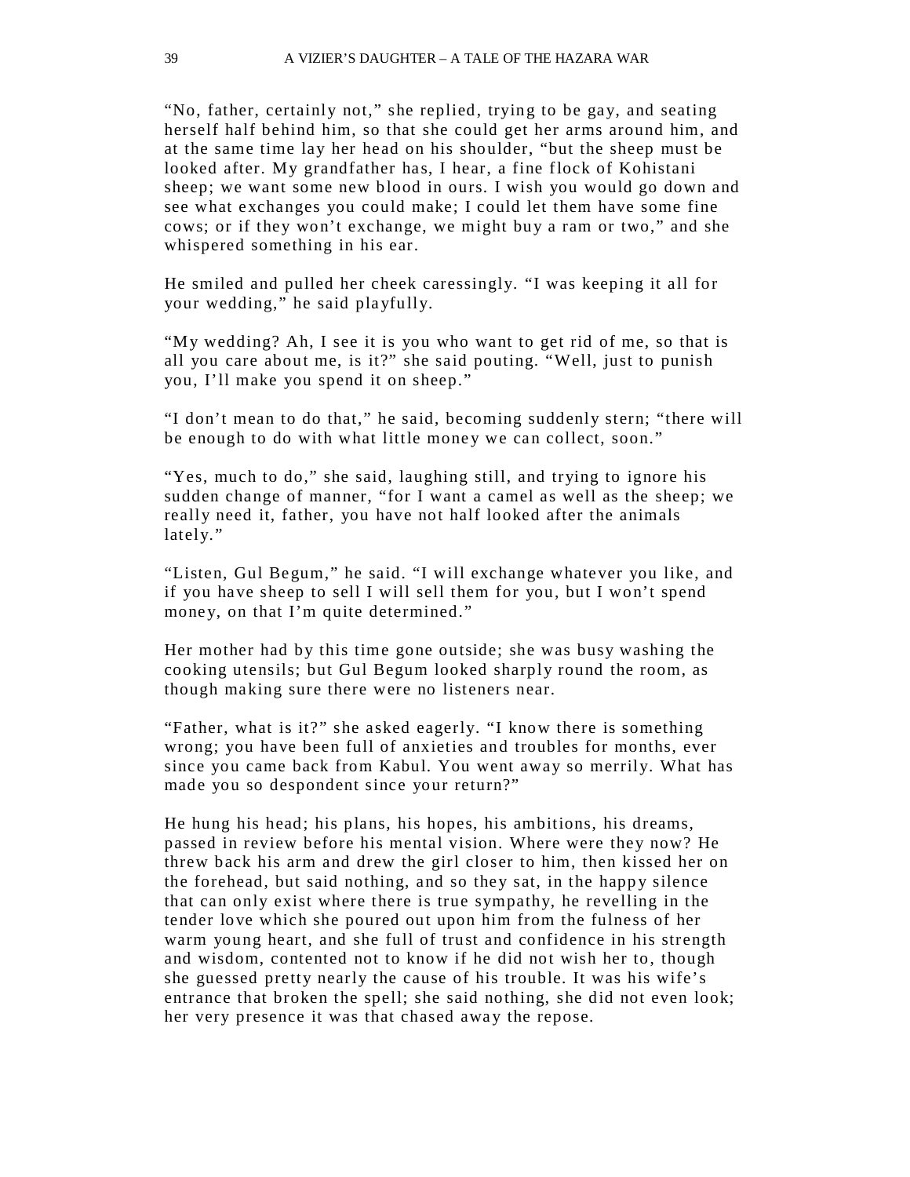"No, father, certainly not," she replied, trying to be gay, and seating herself half behind him, so that she could get her arms around him, and at the same time lay her head on his shoulder, "but the sheep must be looked after. My grandfather has, I hear, a fine flock of Kohistani sheep; we want some new blood in ours. I wish you would go down and see what exchanges you could make; I could let them have some fine cows; or if they won't exchange, we might buy a ram or two," and she whispered something in his ear.

He smiled and pulled her cheek caressingly. "I was keeping it all for your wedding," he said playfully.

"My wedding? Ah, I see it is you who want to get rid of me, so that is all you care about me, is it?" she said pouting. "Well, just to punish you, I'll make you spend it on sheep."

"I don't mean to do that," he said, becoming suddenly stern; "there will be enough to do with what little money we can collect, soon."

"Yes, much to do," she said, laughing still, and trying to ignore his sudden change of manner, "for I want a camel as well as the sheep; we really need it, father, you have not half looked after the animals lately."

"Listen, Gul Begum," he said. "I will exchange whatever you like, and if you have sheep to sell I will sell them for you, but I won't spend money, on that I'm quite determined."

Her mother had by this time gone outside; she was busy washing the cooking utensils; but Gul Begum looked sharply round the room, as though making sure there were no listeners near.

"Father, what is it?" she asked eagerly. "I know there is something wrong; you have been full of anxieties and troubles for months, ever since you came back from Kabul. You went away so merrily. What has made you so despondent since your return?"

He hung his head; his plans, his hopes, his ambitions, his dreams, passed in review before his mental vision. Where were they now? He threw back his arm and drew the girl closer to him, then kissed her on the forehead, but said nothing, and so they sat, in the happy silence that can only exist where there is true sympathy, he revelling in the tender love which she poured out upon him from the fulness of her warm young heart, and she full of trust and confidence in his strength and wisdom, contented not to know if he did not wish her to, though she guessed pretty nearly the cause of his trouble. It was his wife's entrance that broken the spell; she said nothing, she did not even look; her very presence it was that chased away the repose.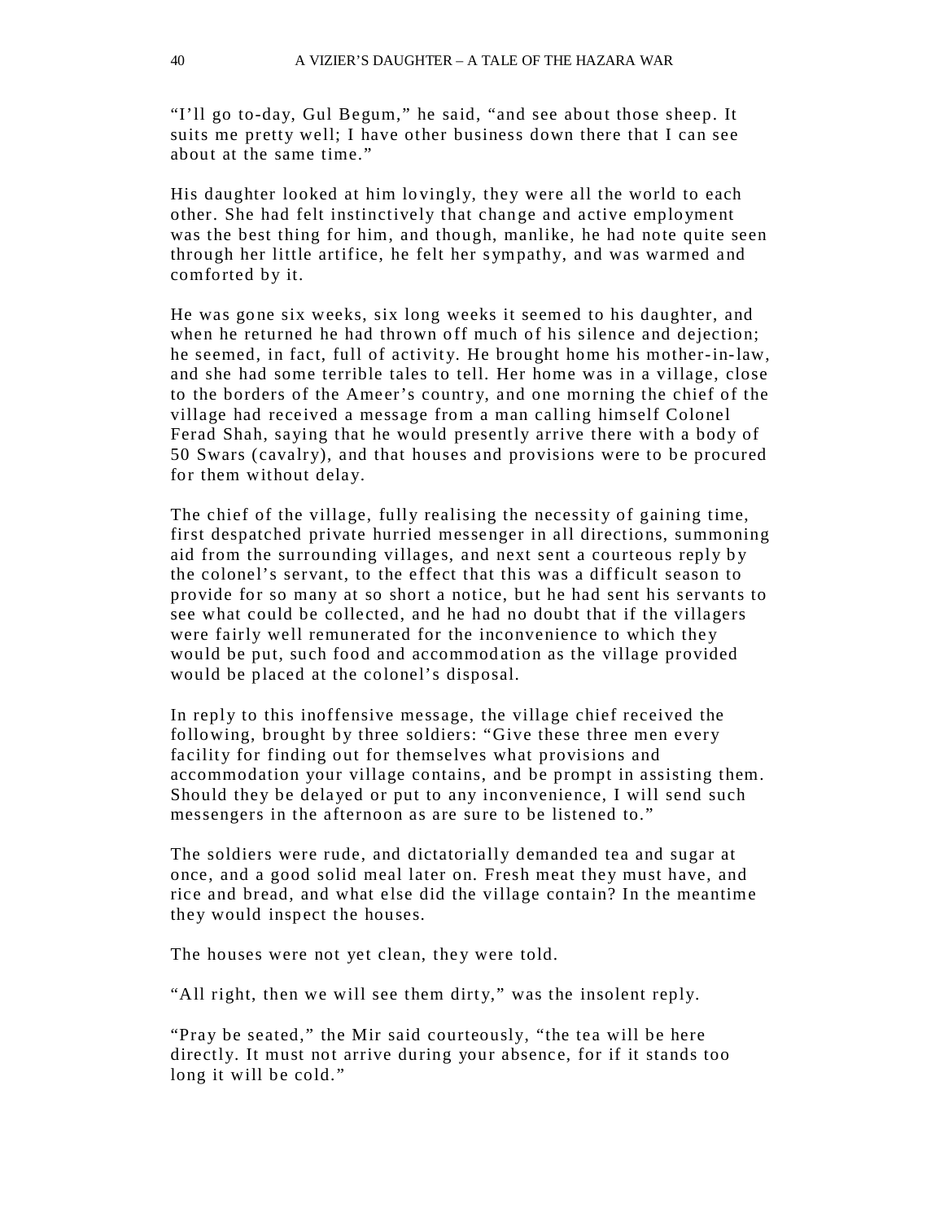"I'll go to-day, Gul Begum," he said, "and see about those sheep. It suits me pretty well; I have other business down there that I can see about at the same time."

His daughter looked at him lovingly, they were all the world to each other. She had felt instinctively that change and active employment was the best thing for him, and though, manlike, he had note quite seen through her little artifice, he felt her sympathy, and was warmed and comforted by it.

He was gone six weeks, six long weeks it seemed to his daughter, and when he returned he had thrown off much of his silence and dejection; he seemed, in fact, full of activity. He brought home his mother-in-law, and she had some terrible tales to tell. Her home was in a village, close to the borders of the Ameer's country, and one morning the chief of the village had received a message from a man calling himself Colonel Ferad Shah, saying that he would presently arrive there with a body of 50 Swars (cavalry), and that houses and provisions were to be procured for them without delay.

The chief of the village, fully realising the necessity of gaining time, first despatched private hurried messenger in all directions, summoning aid from the surrounding villages, and next sent a courteous reply by the colonel's servant, to the effect that this was a difficult season to provide for so many at so short a notice, but he had sent his servants to see what could be collected, and he had no doubt that if the villagers were fairly well remunerated for the inconvenience to which they would be put, such food and accommodation as the village provided would be placed at the colonel's disposal.

In reply to this inoffensive message, the village chief received the following, brought by three soldiers: "Give these three men every facility for finding out for themselves what provisions and accommodation your village contains, and be prompt in assisting them. Should they be delayed or put to any inconvenience, I will send such messengers in the afternoon as are sure to be listened to."

The soldiers were rude, and dictatorially demanded tea and sugar at once, and a good solid meal later on. Fresh meat they must have, and rice and bread, and what else did the village contain? In the meantime they would inspect the houses.

The houses were not yet clean, they were told.

"All right, then we will see them dirty," was the insolent reply.

"Pray be seated," the Mir said courteously, "the tea will be here directly. It must not arrive during your absence, for if it stands too long it will be cold."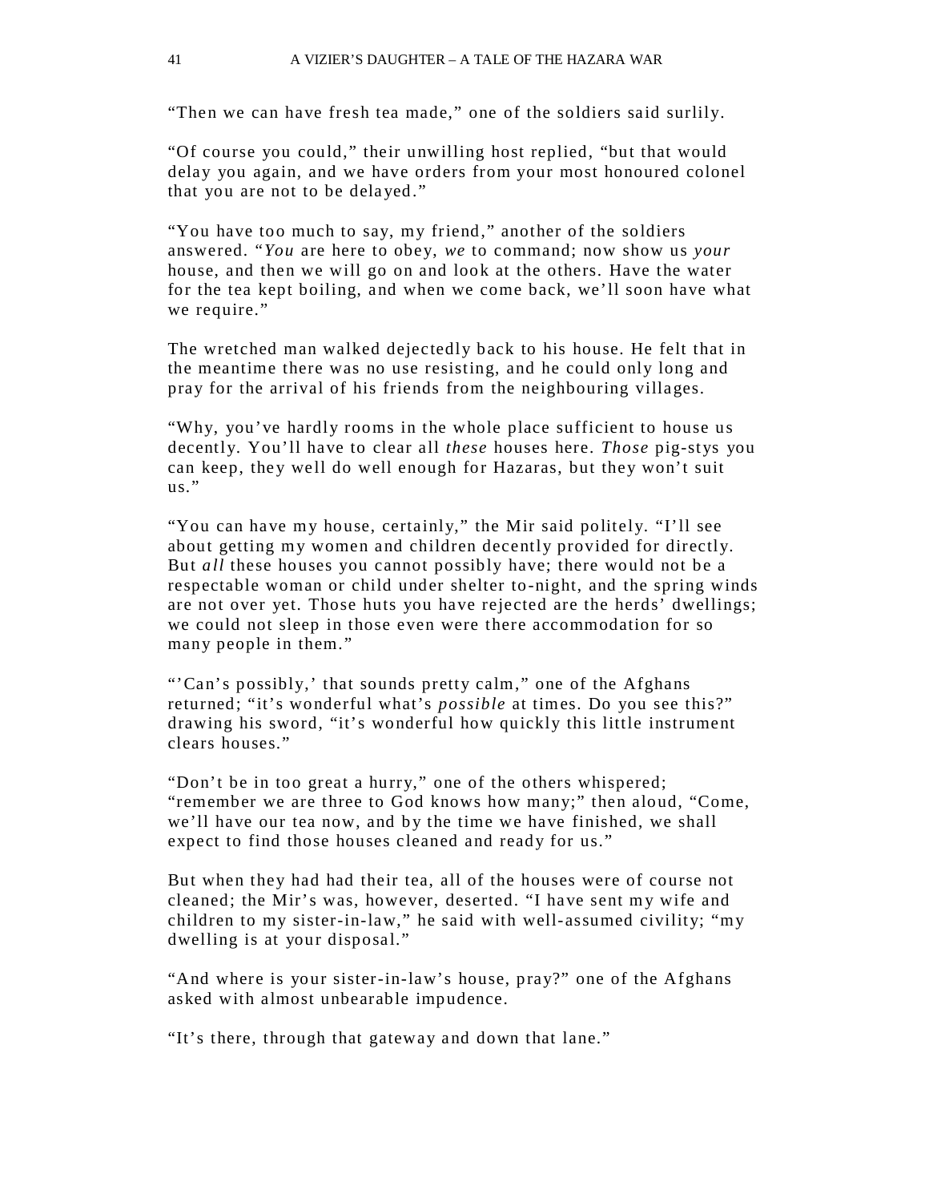“Then we can have fresh tea made,” one of the soldiers said surlily.

“Of course you could,” their unwilling host replied, “but that would delay you again, and we have orders from your most honoured colonel that you are not to be delayed.”

“You have too much to say, my friend,” another of the soldiers answered. “*You* are here to obey, *we* to command; now show us *your* house, and then we will go on and look at the others. Have the water for the tea kept boiling, and when we come back, we’ll soon have what we require.”

The wretched man walked dejectedly back to his house. He felt that in the meantime there was no use resisting, and he could only long and pray for the arrival of his friends from the neighbouring villages.

“Why, you’ve hardly rooms in the whole place sufficient to house us decently. You’ll have to clear all *these* houses here. *Those* pig-stys you can keep, they well do well enough for Hazaras, but they won’t suit us.”

“You can have my house, certainly,” the Mir said politely. “I’ll see about getting my women and children decently provided for directly. But *all* these houses you cannot possibly have; there would not be a respectable woman or child under shelter to-night, and the spring winds are not over yet. Those huts you have rejected are the herds’ dwellings; we could not sleep in those even were there accommodation for so many people in them.”

“’Can’s possibly,’ that sounds pretty calm,” one of the Afghans returned; “it’s wonderful what’s *possible* at times. Do you see this?” drawing his sword, “it’s wonderful how quickly this little instrument clears houses.”

“Don’t be in too great a hurry,” one of the others whispered; “remember we are three to God knows how many;” then aloud, “Come, we’ll have our tea now, and by the time we have finished, we shall expect to find those houses cleaned and ready for us.”

But when they had had their tea, all of the houses were of course not cleaned; the Mir’s was, however, deserted. “I have sent my wife and children to my sister-in-law,” he said with well-assumed civility; “my dwelling is at your disposal.”

“And where is your sister-in-law’s house, pray?” one of the Afghans asked with almost unbearable impudence.

“It’s there, through that gateway and down that lane.”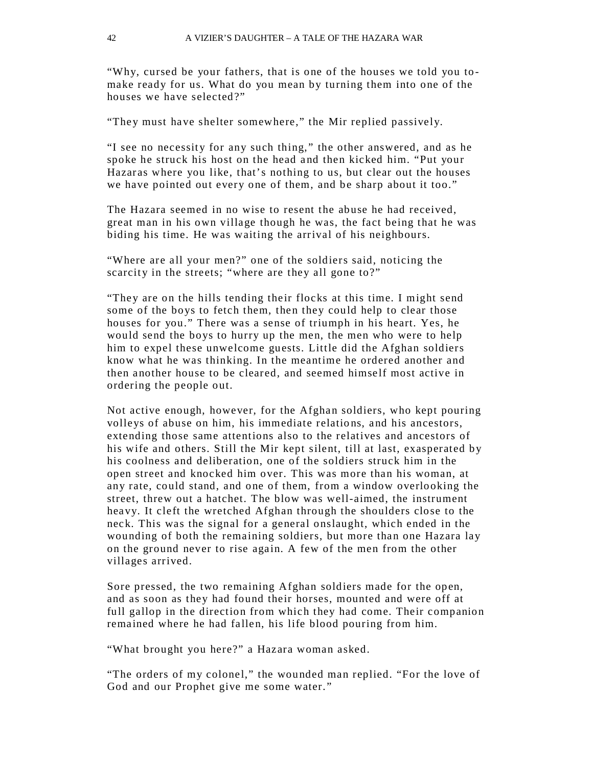"Why, cursed be your fathers, that is one of the houses we told you to-make ready for us. What do you mean by turning them into one of the houses we have selected?"

"They must have shelter somewhere," the Mir replied passively.

"I see no necessity for any such thing," the other answered, and as he spoke he struck his host on the head and then kicked him. "Put your Hazaras where you like, that's nothing to us, but clear out the houses we have pointed out every one of them, and be sharp about it too."

The Hazara seemed in no wise to resent the abuse he had received, great man in his own village though he was, the fact being that he was biding his time. He was waiting the arrival of his neighbours.

"Where are all your men?" one of the soldiers said, noticing the scarcity in the streets; "where are they all gone to?"

"They are on the hills tending their flocks at this time. I might send some of the boys to fetch them, then they could help to clear those houses for you." There was a sense of triumph in his heart. Yes, he would send the boys to hurry up the men, the men who were to help him to expel these unwelcome guests. Little did the Afghan soldiers know what he was thinking. In the meantime he ordered another and then another house to be cleared, and seemed himself most active in ordering the people out.

Not active enough, however, for the Afghan soldiers, who kept pouring volleys of abuse on him, his immediate relations, and his ancestors, extending those same attentions also to the relatives and ancestors of his wife and others. Still the Mir kept silent, till at last, exasperated by his coolness and deliberation, one of the soldiers struck him in the open street and knocked him over. This was more than his woman, at any rate, could stand, and one of them, from a window overlooking the street, threw out a hatchet. The blow was well-aimed, the instrument heavy. It cleft the wretched Afghan through the shoulders close to the neck. This was the signal for a general onslaught, which ended in the wounding of both the remaining soldiers, but more than one Hazara lay on the ground never to rise again. A few of the men from the other villages arrived.

Sore pressed, the two remaining Afghan soldiers made for the open, and as soon as they had found their horses, mounted and were off at full gallop in the direction from which they had come. Their companion remained where he had fallen, his life blood pouring from him.

"What brought you here?" a Hazara woman asked.

"The orders of my colonel," the wounded man replied. "For the love of God and our Prophet give me some water."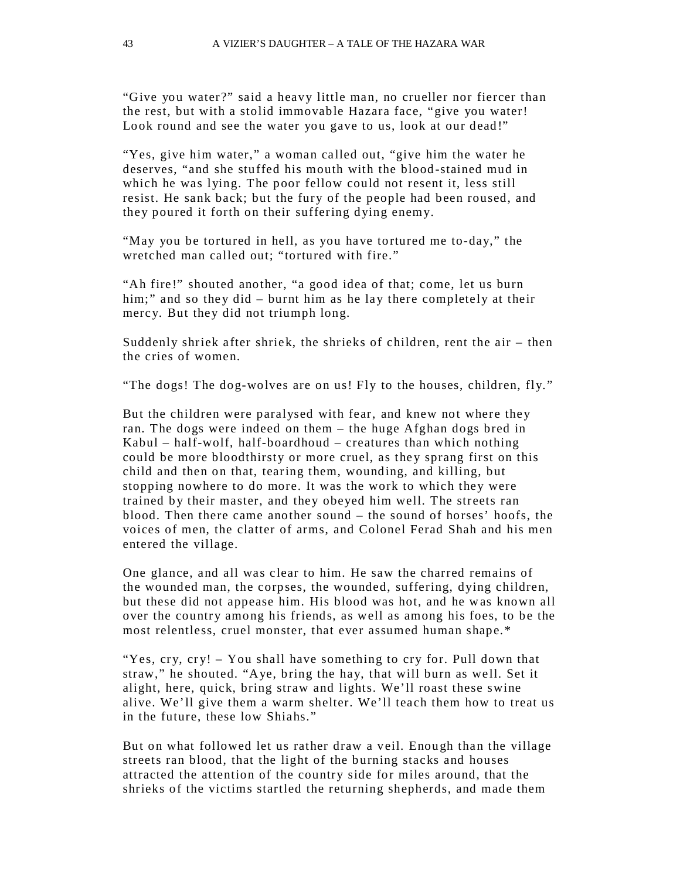“Give you water?” said a heavy little man, no crueller nor fiercer than the rest, but with a stolid immovable Hazara face, “give you water! Look round and see the water you gave to us, look at our dead!”

“Yes, give him water,” a woman called out, “give him the water he deserves, “and she stuffed his mouth with the blood-stained mud in which he was lying. The poor fellow could not resent it, less still resist. He sank back; but the fury of the people had been roused, and they poured it forth on their suffering dying enemy.

“May you be tortured in hell, as you have tortured me to-day,” the wretched man called out; “tortured with fire.”

“Ah fire!” shouted another, “a good idea of that; come, let us burn him;” and so they did – burnt him as he lay there completely at their mercy. But they did not triumph long.

Suddenly shriek after shriek, the shrieks of children, rent the air – then the cries of women.

“The dogs! The dog-wolves are on us! Fly to the houses, children, fly.”

But the children were paralysed with fear, and knew not where they ran. The dogs were indeed on them – the huge Afghan dogs bred in Kabul – half-wolf, half-boardhoud – creatures than which nothing could be more bloodthirsty or more cruel, as they sprang first on this child and then on that, tearing them, wounding, and killing, but stopping nowhere to do more. It was the work to which they were trained by their master, and they obeyed him well. The streets ran blood. Then there came another sound – the sound of horses’ hoofs, the voices of men, the clatter of arms, and Colonel Ferad Shah and his men entered the village.

One glance, and all was clear to him. He saw the charred remains of the wounded man, the corpses, the wounded, suffering, dying children, but these did not appease him. His blood was hot, and he was known all over the country among his friends, as well as among his foes, to be the most relentless, cruel monster, that ever assumed human shape.*

“Yes, cry, cry! – You shall have something to cry for. Pull down that straw,” he shouted. “Aye, bring the hay, that will burn as well. Set it alight, here, quick, bring straw and lights. We’ll roast these swine alive. We’ll give them a warm shelter. We’ll teach them how to treat us in the future, these low Shiahs.”

But on what followed let us rather draw a veil. Enough than the village streets ran blood, that the light of the burning stacks and houses attracted the attention of the country side for miles around, that the shrieks of the victims startled the returning shepherds, and made them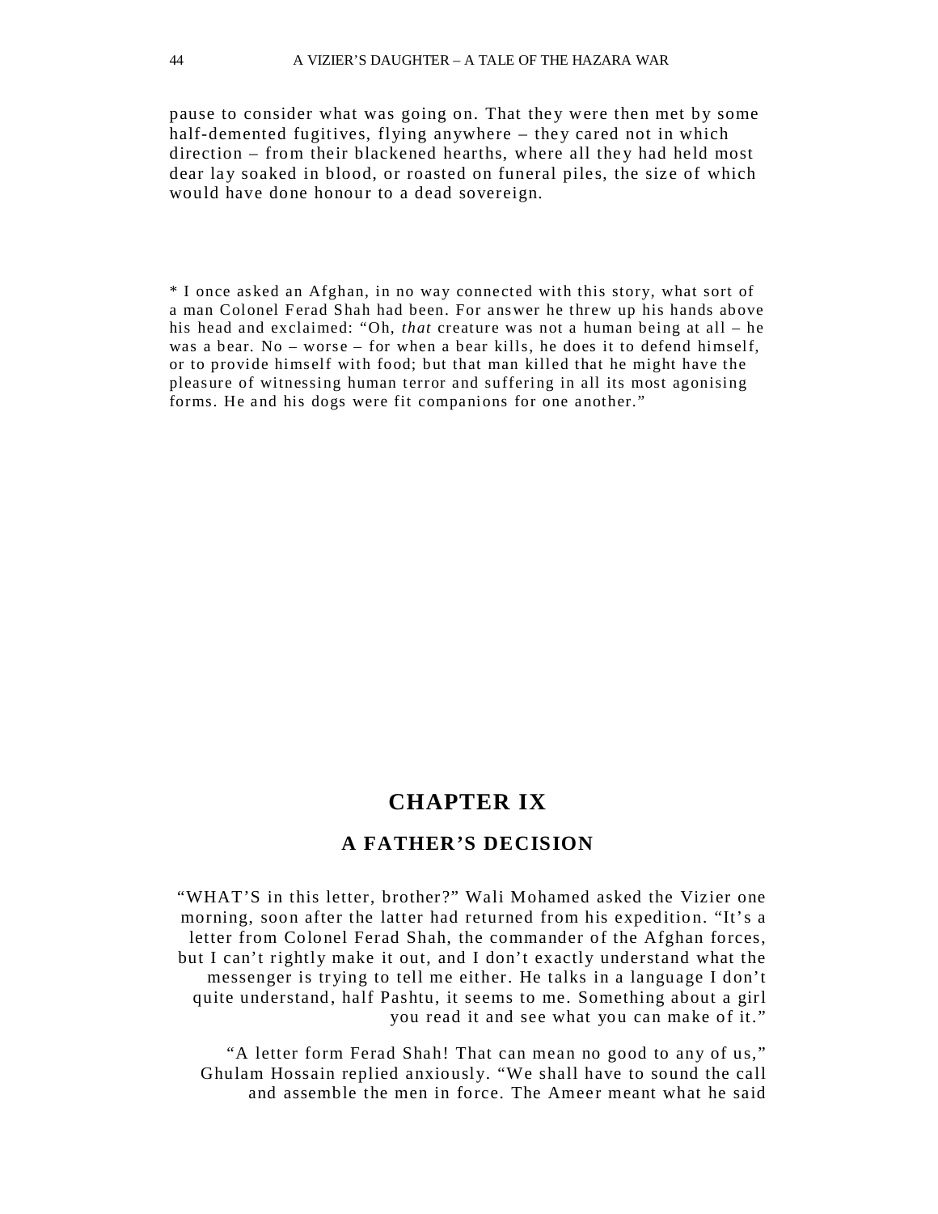pause to consider what was going on. That they were then met by some half-demented fugitives, flying anywhere – they cared not in which direction – from their blackened hearths, where all they had held most dear lay soaked in blood, or roasted on funeral piles, the size of which would have done honour to a dead sovereign.

* I once asked an Afghan, in no way connected with this story, what sort of a man Colonel Ferad Shah had been. For answer he threw up his hands above his head and exclaimed: "Oh, *that* creature was not a human being at all – he was a bear. No – worse – for when a bear kills, he does it to defend himself, or to provide himself with food; but that man killed that he might have the pleasure of witnessing human terror and suffering in all its most agonising forms. He and his dogs were fit companions for one another."

# CHAPTER IX

## A FATHER'S DECISION

"WHAT'S in this letter, brother?" Wali Mohamed asked the Vizier one morning, soon after the latter had returned from his expedition. "It's a letter from Colonel Ferad Shah, the commander of the Afghan forces, but I can't rightly make it out, and I don't exactly understand what the messenger is trying to tell me either. He talks in a language I don't quite understand, half Pashtu, it seems to me. Something about a girl you read it and see what you can make of it."

"A letter form Ferad Shah! That can mean no good to any of us," Ghulam Hossain replied anxiously. "We shall have to sound the call and assemble the men in force. The Ameer meant what he said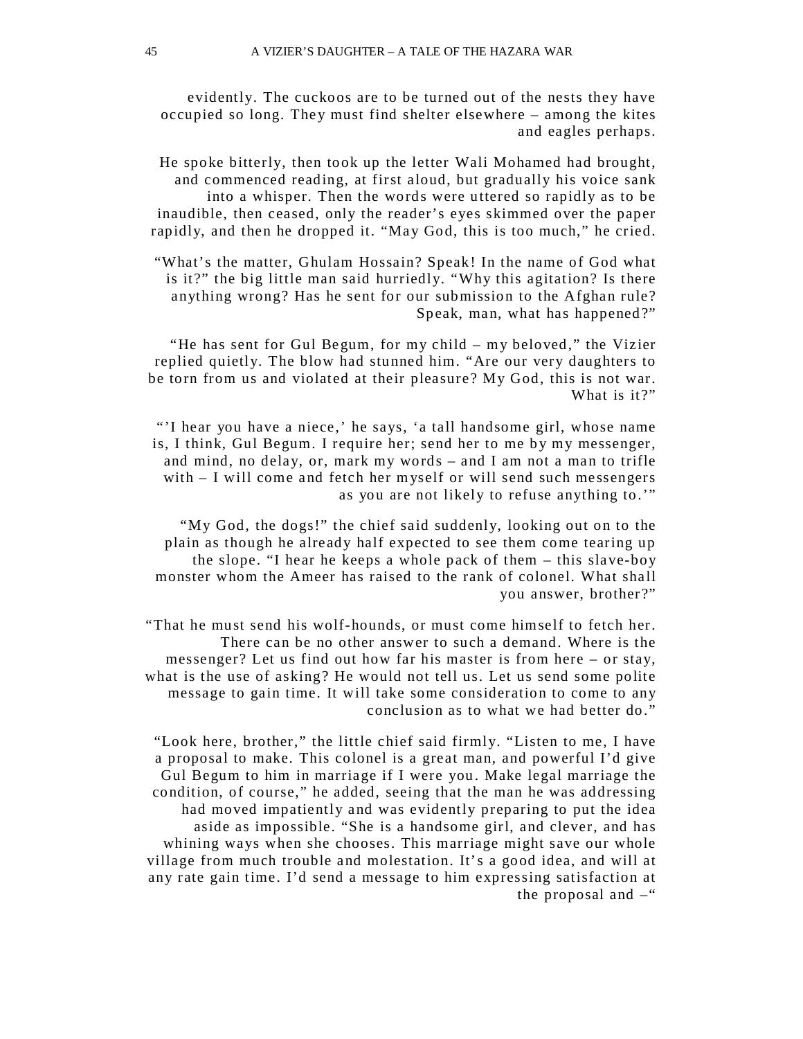evidently. The cuckoos are to be turned out of the nests they have occupied so long. They must find shelter elsewhere – among the kites and eagles perhaps.

He spoke bitterly, then took up the letter Wali Mohamed had brought, and commenced reading, at first aloud, but gradually his voice sank into a whisper. Then the words were uttered so rapidly as to be inaudible, then ceased, only the reader's eyes skimmed over the paper rapidly, and then he dropped it. "May God, this is too much," he cried.

"What's the matter, Ghulam Hossain? Speak! In the name of God what is it?" the big little man said hurriedly. "Why this agitation? Is there anything wrong? Has he sent for our submission to the Afghan rule? Speak, man, what has happened?"

"He has sent for Gul Begum, for my child – my beloved," the Vizier replied quietly. The blow had stunned him. "Are our very daughters to be torn from us and violated at their pleasure? My God, this is not war. What is it?"

"'I hear you have a niece,' he says, 'a tall handsome girl, whose name is, I think, Gul Begum. I require her; send her to me by my messenger, and mind, no delay, or, mark my words – and I am not a man to trifle with – I will come and fetch her myself or will send such messengers as you are not likely to refuse anything to.'"

"My God, the dogs!" the chief said suddenly, looking out on to the plain as though he already half expected to see them come tearing up the slope. "I hear he keeps a whole pack of them – this slave-boy monster whom the Ameer has raised to the rank of colonel. What shall you answer, brother?"

"That he must send his wolf-hounds, or must come himself to fetch her. There can be no other answer to such a demand. Where is the messenger? Let us find out how far his master is from here – or stay, what is the use of asking? He would not tell us. Let us send some polite message to gain time. It will take some consideration to come to any conclusion as to what we had better do."

"Look here, brother," the little chief said firmly. "Listen to me, I have a proposal to make. This colonel is a great man, and powerful I'd give Gul Begum to him in marriage if I were you. Make legal marriage the condition, of course," he added, seeing that the man he was addressing had moved impatiently and was evidently preparing to put the idea aside as impossible. "She is a handsome girl, and clever, and has whining ways when she chooses. This marriage might save our whole village from much trouble and molestation. It's a good idea, and will at any rate gain time. I'd send a message to him expressing satisfaction at the proposal and –"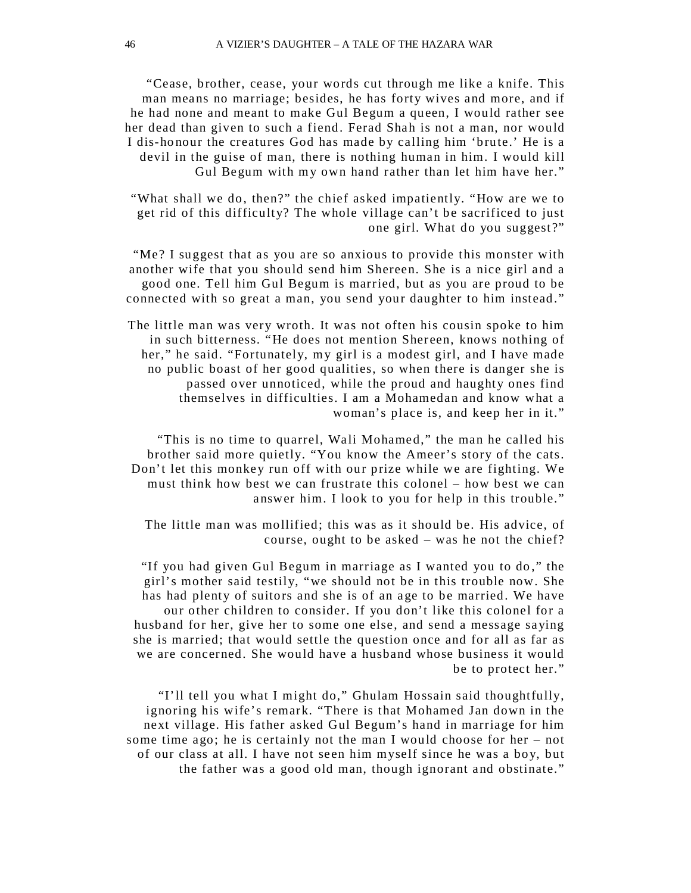"Cease, brother, cease, your words cut through me like a knife. This man means no marriage; besides, he has forty wives and more, and if he had none and meant to make Gul Begum a queen, I would rather see her dead than given to such a fiend. Ferad Shah is not a man, nor would I dis-honour the creatures God has made by calling him 'brute.' He is a devil in the guise of man, there is nothing human in him. I would kill Gul Begum with my own hand rather than let him have her."

"What shall we do, then?" the chief asked impatiently. "How are we to get rid of this difficulty? The whole village can't be sacrificed to just one girl. What do you suggest?"

"Me? I suggest that as you are so anxious to provide this monster with another wife that you should send him Shereen. She is a nice girl and a good one. Tell him Gul Begum is married, but as you are proud to be connected with so great a man, you send your daughter to him instead."

The little man was very wroth. It was not often his cousin spoke to him in such bitterness. "He does not mention Shereen, knows nothing of her," he said. "Fortunately, my girl is a modest girl, and I have made no public boast of her good qualities, so when there is danger she is passed over unnoticed, while the proud and haughty ones find themselves in difficulties. I am a Mohamedan and know what a woman's place is, and keep her in it."

"This is no time to quarrel, Wali Mohamed," the man he called his brother said more quietly. "You know the Ameer's story of the cats. Don't let this monkey run off with our prize while we are fighting. We must think how best we can frustrate this colonel – how best we can answer him. I look to you for help in this trouble."

The little man was mollified; this was as it should be. His advice, of course, ought to be asked – was he not the chief?

"If you had given Gul Begum in marriage as I wanted you to do," the girl's mother said testily, "we should not be in this trouble now. She has had plenty of suitors and she is of an age to be married. We have our other children to consider. If you don't like this colonel for a husband for her, give her to some one else, and send a message saying she is married; that would settle the question once and for all as far as we are concerned. She would have a husband whose business it would be to protect her."

"I'll tell you what I might do," Ghulam Hossain said thoughtfully, ignoring his wife's remark. "There is that Mohamed Jan down in the next village. His father asked Gul Begum's hand in marriage for him some time ago; he is certainly not the man I would choose for her – not of our class at all. I have not seen him myself since he was a boy, but the father was a good old man, though ignorant and obstinate."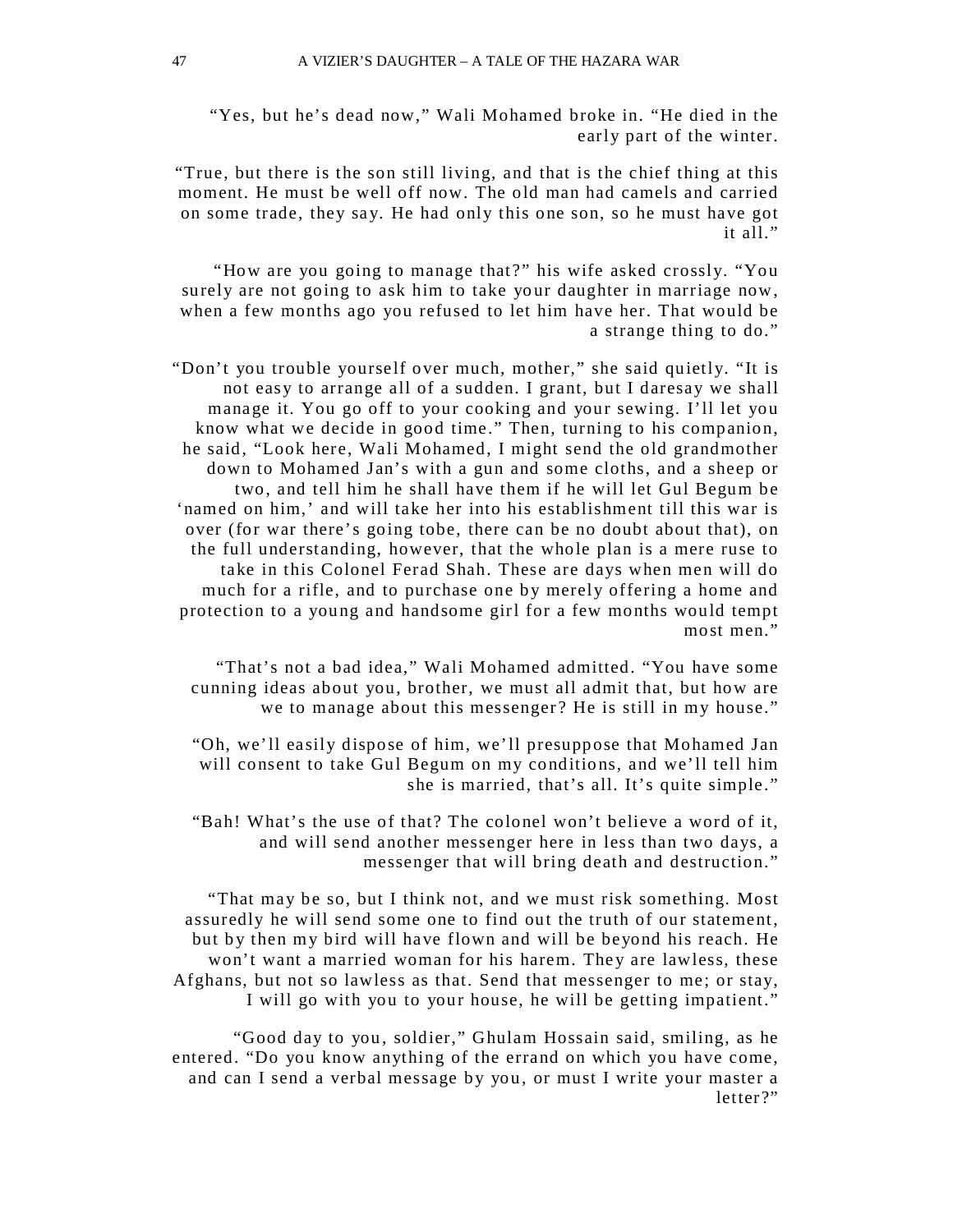"Yes, but he's dead now," Wali Mohamed broke in. "He died in the early part of the winter.

"True, but there is the son still living, and that is the chief thing at this moment. He must be well off now. The old man had camels and carried on some trade, they say. He had only this one son, so he must have got it all."

"How are you going to manage that?" his wife asked crossly. "You surely are not going to ask him to take your daughter in marriage now, when a few months ago you refused to let him have her. That would be a strange thing to do."

"Don't you trouble yourself over much, mother," she said quietly. "It is not easy to arrange all of a sudden. I grant, but I daresay we shall manage it. You go off to your cooking and your sewing. I'll let you know what we decide in good time." Then, turning to his companion, he said, "Look here, Wali Mohamed, I might send the old grandmother down to Mohamed Jan's with a gun and some cloths, and a sheep or two, and tell him he shall have them if he will let Gul Begum be 'named on him,' and will take her into his establishment till this war is over (for war there's going tobe, there can be no doubt about that), on the full understanding, however, that the whole plan is a mere ruse to take in this Colonel Ferad Shah. These are days when men will do much for a rifle, and to purchase one by merely offering a home and protection to a young and handsome girl for a few months would tempt most men."

"That's not a bad idea," Wali Mohamed admitted. "You have some cunning ideas about you, brother, we must all admit that, but how are we to manage about this messenger? He is still in my house."

"Oh, we'll easily dispose of him, we'll presuppose that Mohamed Jan will consent to take Gul Begum on my conditions, and we'll tell him she is married, that's all. It's quite simple."

"Bah! What's the use of that? The colonel won't believe a word of it, and will send another messenger here in less than two days, a messenger that will bring death and destruction."

"That may be so, but I think not, and we must risk something. Most assuredly he will send some one to find out the truth of our statement, but by then my bird will have flown and will be beyond his reach. He won't want a married woman for his harem. They are lawless, these Afghans, but not so lawless as that. Send that messenger to me; or stay, I will go with you to your house, he will be getting impatient."

"Good day to you, soldier," Ghulam Hossain said, smiling, as he entered. "Do you know anything of the errand on which you have come, and can I send a verbal message by you, or must I write your master a letter?"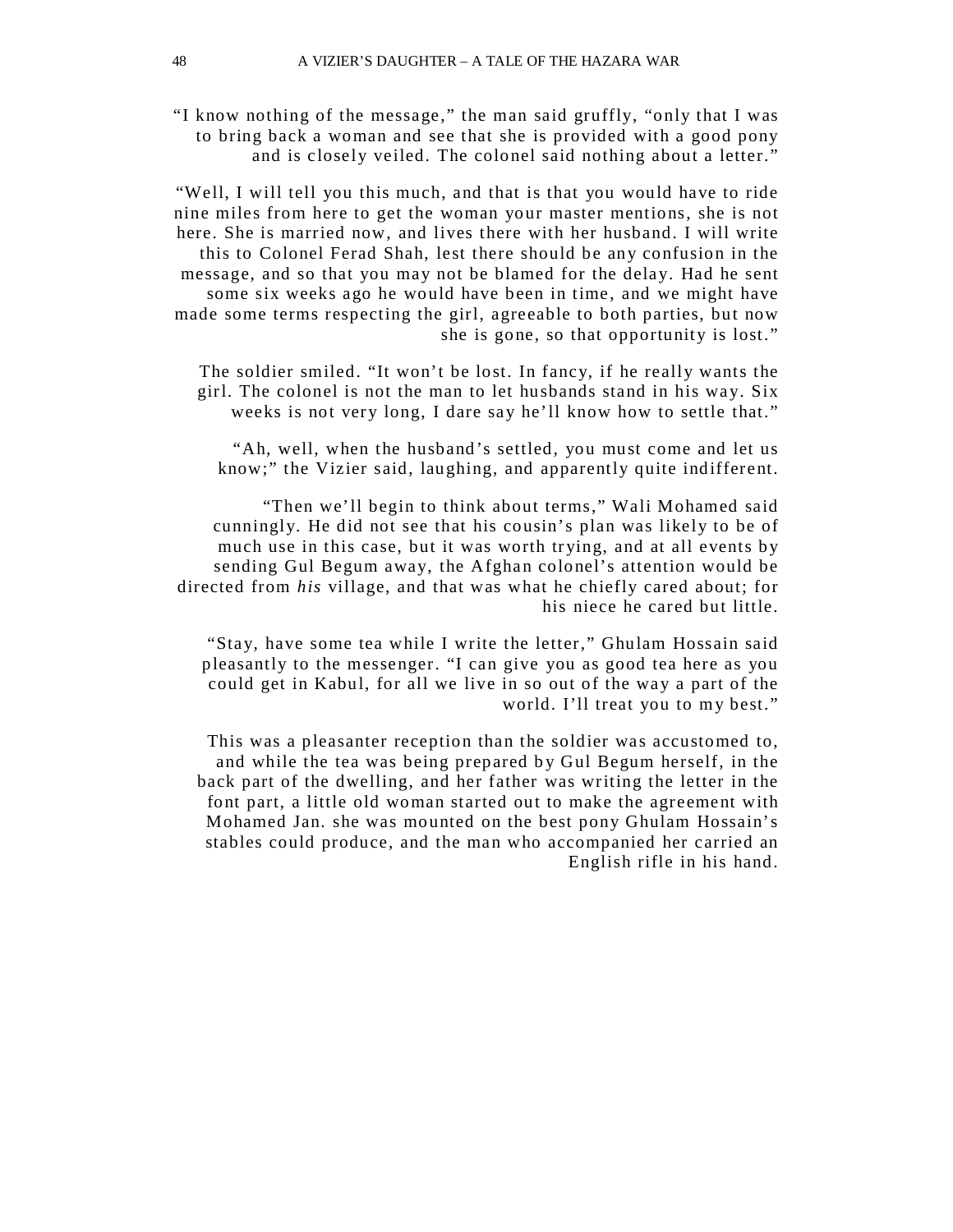"I know nothing of the message," the man said gruffly, "only that I was to bring back a woman and see that she is provided with a good pony and is closely veiled. The colonel said nothing about a letter."

"Well, I will tell you this much, and that is that you would have to ride nine miles from here to get the woman your master mentions, she is not here. She is married now, and lives there with her husband. I will write this to Colonel Ferad Shah, lest there should be any confusion in the message, and so that you may not be blamed for the delay. Had he sent some six weeks ago he would have been in time, and we might have made some terms respecting the girl, agreeable to both parties, but now she is gone, so that opportunity is lost."

The soldier smiled. "It won't be lost. In fancy, if he really wants the girl. The colonel is not the man to let husbands stand in his way. Six weeks is not very long, I dare say he'll know how to settle that."

"Ah, well, when the husband's settled, you must come and let us know;" the Vizier said, laughing, and apparently quite indifferent.

"Then we'll begin to think about terms," Wali Mohamed said cunningly. He did not see that his cousin's plan was likely to be of much use in this case, but it was worth trying, and at all events by sending Gul Begum away, the Afghan colonel's attention would be directed from *his* village, and that was what he chiefly cared about; for his niece he cared but little.

"Stay, have some tea while I write the letter," Ghulam Hossain said pleasantly to the messenger. "I can give you as good tea here as you could get in Kabul, for all we live in so out of the way a part of the world. I'll treat you to my best."

This was a pleasanter reception than the soldier was accustomed to, and while the tea was being prepared by Gul Begum herself, in the back part of the dwelling, and her father was writing the letter in the font part, a little old woman started out to make the agreement with Mohamed Jan. she was mounted on the best pony Ghulam Hossain's stables could produce, and the man who accompanied her carried an English rifle in his hand.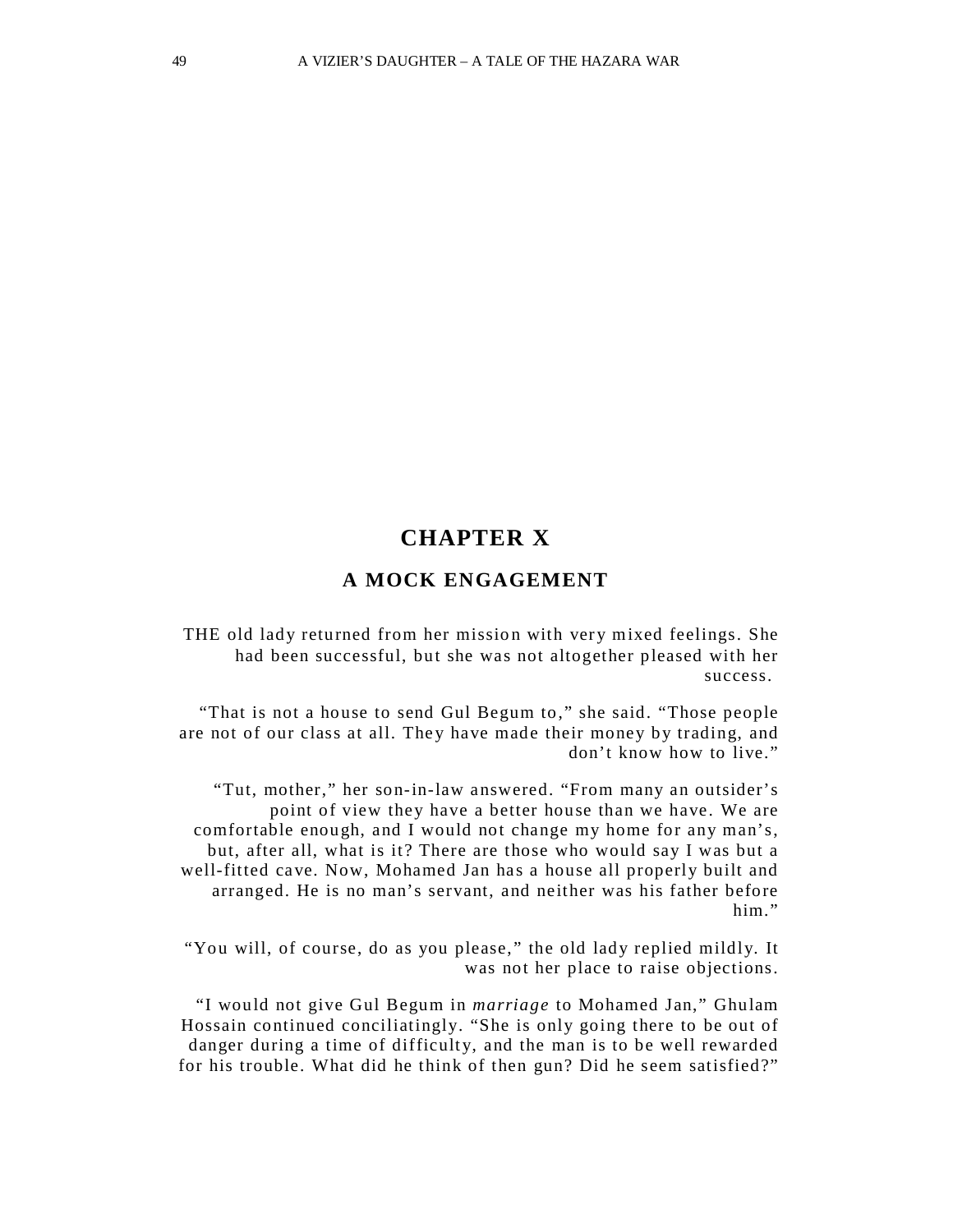# CHAPTER X

## A MOCK ENGAGEMENT

THE old lady returned from her mission with very mixed feelings. She had been successful, but she was not altogether pleased with her success.

"That is not a house to send Gul Begum to," she said. "Those people are not of our class at all. They have made their money by trading, and don't know how to live."

"Tut, mother," her son-in-law answered. "From many an outsider's point of view they have a better house than we have. We are comfortable enough, and I would not change my home for any man's, but, after all, what is it? There are those who would say I was but a well-fitted cave. Now, Mohamed Jan has a house all properly built and arranged. He is no man's servant, and neither was his father before him."

"You will, of course, do as you please," the old lady replied mildly. It was not her place to raise objections.

"I would not give Gul Begum in *marriage* to Mohamed Jan," Ghulam Hossain continued conciliatingly. "She is only going there to be out of danger during a time of difficulty, and the man is to be well rewarded for his trouble. What did he think of then gun? Did he seem satisfied?"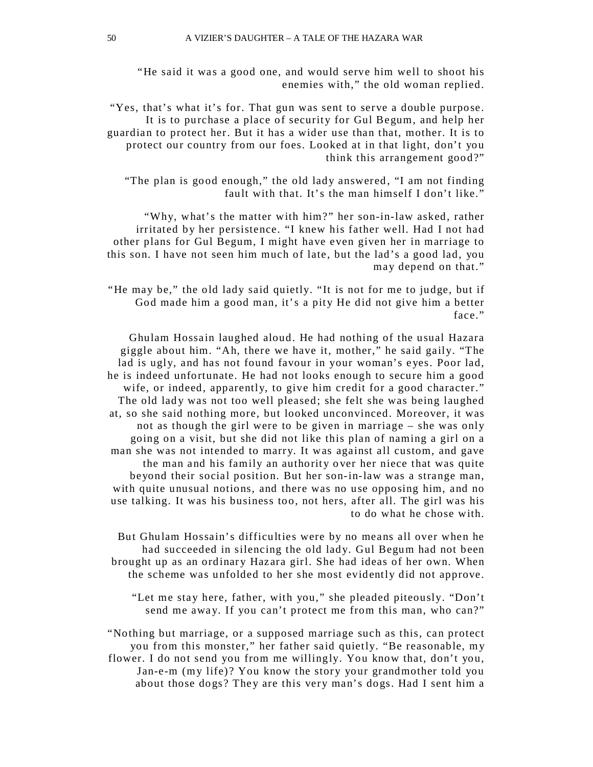"He said it was a good one, and would serve him well to shoot his enemies with," the old woman replied.

"Yes, that's what it's for. That gun was sent to serve a double purpose. It is to purchase a place of security for Gul Begum, and help her guardian to protect her. But it has a wider use than that, mother. It is to protect our country from our foes. Looked at in that light, don't you think this arrangement good?"

"The plan is good enough," the old lady answered, "I am not finding fault with that. It's the man himself I don't like."

"Why, what's the matter with him?" her son-in-law asked, rather irritated by her persistence. "I knew his father well. Had I not had other plans for Gul Begum, I might have even given her in marriage to this son. I have not seen him much of late, but the lad's a good lad, you may depend on that."

"He may be," the old lady said quietly. "It is not for me to judge, but if God made him a good man, it's a pity He did not give him a better face."

Ghulam Hossain laughed aloud. He had nothing of the usual Hazara giggle about him. "Ah, there we have it, mother," he said gaily. "The lad is ugly, and has not found favour in your woman's eyes. Poor lad, he is indeed unfortunate. He had not looks enough to secure him a good wife, or indeed, apparently, to give him credit for a good character." The old lady was not too well pleased; she felt she was being laughed at, so she said nothing more, but looked unconvinced. Moreover, it was not as though the girl were to be given in marriage – she was only going on a visit, but she did not like this plan of naming a girl on a man she was not intended to marry. It was against all custom, and gave the man and his family an authority over her niece that was quite beyond their social position. But her son-in-law was a strange man, with quite unusual notions, and there was no use opposing him, and no use talking. It was his business too, not hers, after all. The girl was his to do what he chose with.

But Ghulam Hossain's difficulties were by no means all over when he had succeeded in silencing the old lady. Gul Begum had not been brought up as an ordinary Hazara girl. She had ideas of her own. When the scheme was unfolded to her she most evidently did not approve.

"Let me stay here, father, with you," she pleaded piteously. "Don't send me away. If you can't protect me from this man, who can?"

"Nothing but marriage, or a supposed marriage such as this, can protect you from this monster," her father said quietly. "Be reasonable, my flower. I do not send you from me willingly. You know that, don't you, Jan-e-m (my life)? You know the story your grandmother told you about those dogs? They are this very man's dogs. Had I sent him a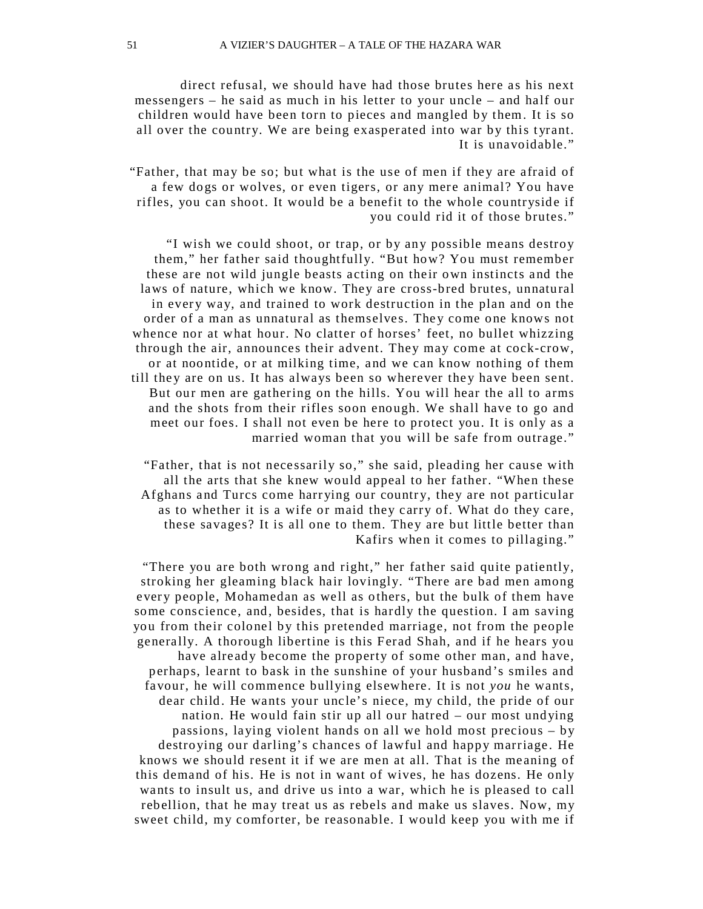direct refusal, we should have had those brutes here as his next messengers – he said as much in his letter to your uncle – and half our children would have been torn to pieces and mangled by them. It is so all over the country. We are being exasperated into war by this tyrant. It is unavoidable."

"Father, that may be so; but what is the use of men if they are afraid of a few dogs or wolves, or even tigers, or any mere animal? You have rifles, you can shoot. It would be a benefit to the whole countryside if you could rid it of those brutes."

"I wish we could shoot, or trap, or by any possible means destroy them," her father said thoughtfully. "But how? You must remember these are not wild jungle beasts acting on their own instincts and the laws of nature, which we know. They are cross-bred brutes, unnatural in every way, and trained to work destruction in the plan and on the order of a man as unnatural as themselves. They come one knows not whence nor at what hour. No clatter of horses' feet, no bullet whizzing through the air, announces their advent. They may come at cock-crow, or at noontide, or at milking time, and we can know nothing of them till they are on us. It has always been so wherever they have been sent. But our men are gathering on the hills. You will hear the all to arms and the shots from their rifles soon enough. We shall have to go and meet our foes. I shall not even be here to protect you. It is only as a married woman that you will be safe from outrage."

"Father, that is not necessarily so," she said, pleading her cause with all the arts that she knew would appeal to her father. "When these Afghans and Turcs come harrying our country, they are not particular as to whether it is a wife or maid they carry of. What do they care, these savages? It is all one to them. They are but little better than Kafirs when it comes to pillaging."

"There you are both wrong and right," her father said quite patiently, stroking her gleaming black hair lovingly. "There are bad men among every people, Mohamedan as well as others, but the bulk of them have some conscience, and, besides, that is hardly the question. I am saving you from their colonel by this pretended marriage, not from the people generally. A thorough libertine is this Ferad Shah, and if he hears you have already become the property of some other man, and have, perhaps, learnt to bask in the sunshine of your husband's smiles and favour, he will commence bullying elsewhere. It is not *you* he wants, dear child. He wants your uncle's niece, my child, the pride of our nation. He would fain stir up all our hatred – our most undying passions, laying violent hands on all we hold most precious – by destroying our darling's chances of lawful and happy marriage. He knows we should resent it if we are men at all. That is the meaning of this demand of his. He is not in want of wives, he has dozens. He only wants to insult us, and drive us into a war, which he is pleased to call rebellion, that he may treat us as rebels and make us slaves. Now, my sweet child, my comforter, be reasonable. I would keep you with me if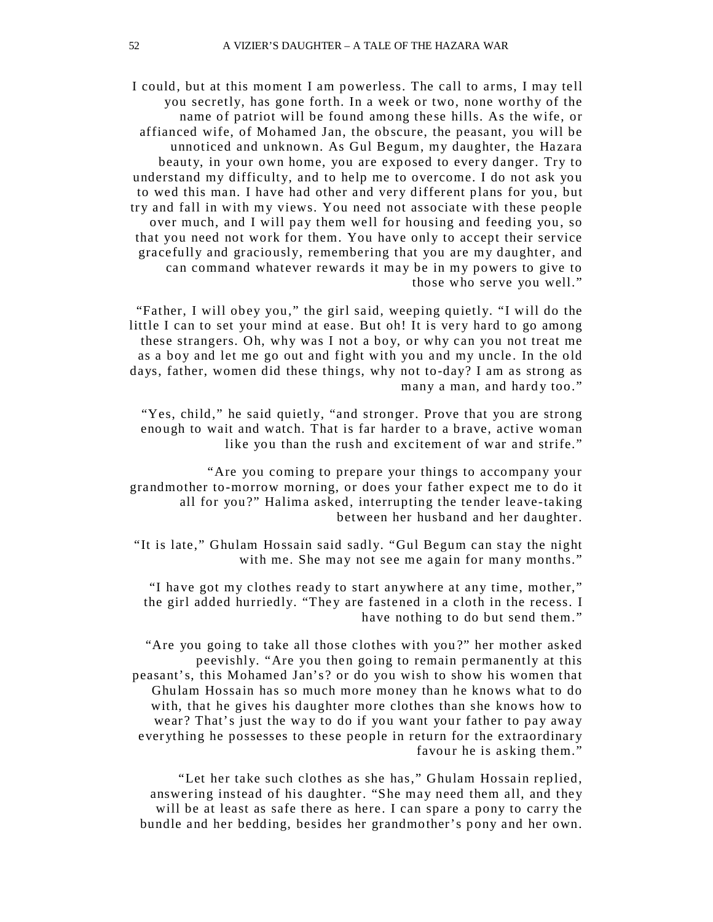I could, but at this moment I am powerless. The call to arms, I may tell you secretly, has gone forth. In a week or two, none worthy of the name of patriot will be found among these hills. As the wife, or affianced wife, of Mohamed Jan, the obscure, the peasant, you will be unnoticed and unknown. As Gul Begum, my daughter, the Hazara beauty, in your own home, you are exposed to every danger. Try to understand my difficulty, and to help me to overcome. I do not ask you to wed this man. I have had other and very different plans for you, but try and fall in with my views. You need not associate with these people over much, and I will pay them well for housing and feeding you, so that you need not work for them. You have only to accept their service gracefully and graciously, remembering that you are my daughter, and can command whatever rewards it may be in my powers to give to those who serve you well."

"Father, I will obey you," the girl said, weeping quietly. "I will do the little I can to set your mind at ease. But oh! It is very hard to go among these strangers. Oh, why was I not a boy, or why can you not treat me as a boy and let me go out and fight with you and my uncle. In the old days, father, women did these things, why not to-day? I am as strong as many a man, and hardy too."

"Yes, child," he said quietly, "and stronger. Prove that you are strong enough to wait and watch. That is far harder to a brave, active woman like you than the rush and excitement of war and strife."

"Are you coming to prepare your things to accompany your grandmother to-morrow morning, or does your father expect me to do it all for you?" Halima asked, interrupting the tender leave-taking between her husband and her daughter.

"It is late," Ghulam Hossain said sadly. "Gul Begum can stay the night with me. She may not see me again for many months."

"I have got my clothes ready to start anywhere at any time, mother," the girl added hurriedly. "They are fastened in a cloth in the recess. I have nothing to do but send them."

"Are you going to take all those clothes with you?" her mother asked peevishly. "Are you then going to remain permanently at this peasant's, this Mohamed Jan's? or do you wish to show his women that Ghulam Hossain has so much more money than he knows what to do with, that he gives his daughter more clothes than she knows how to wear? That's just the way to do if you want your father to pay away everything he possesses to these people in return for the extraordinary favour he is asking them."

"Let her take such clothes as she has," Ghulam Hossain replied, answering instead of his daughter. "She may need them all, and they will be at least as safe there as here. I can spare a pony to carry the bundle and her bedding, besides her grandmother's pony and her own.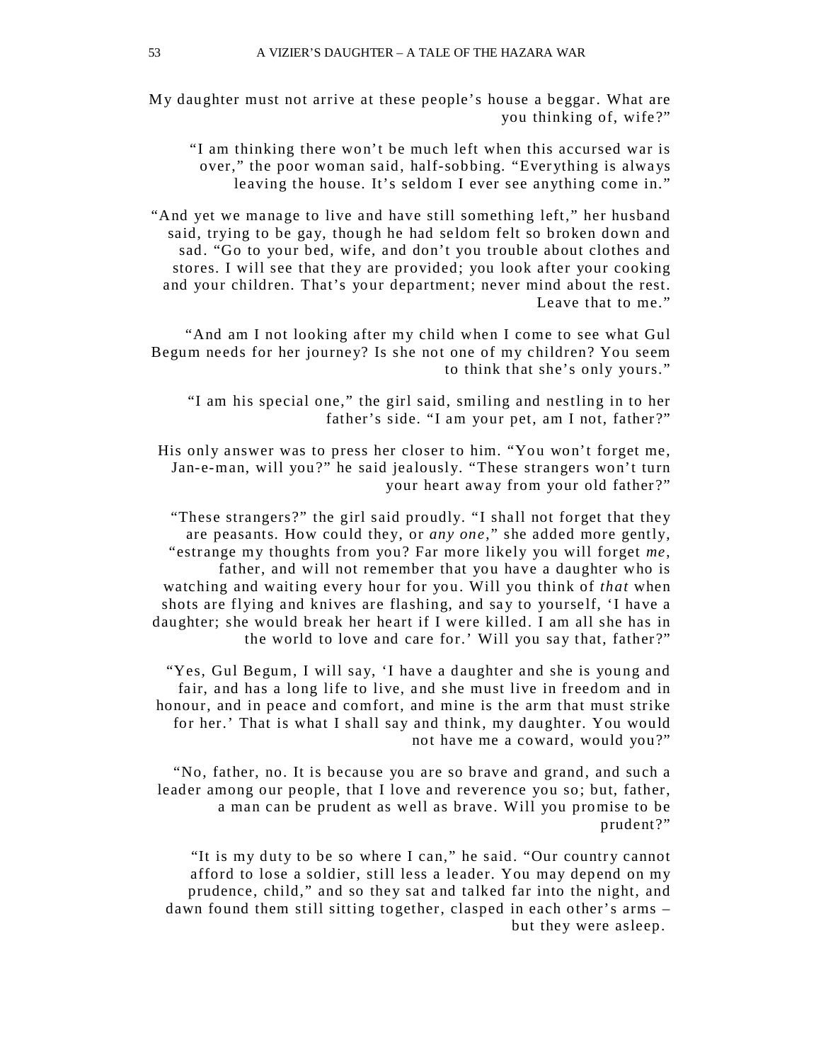My daughter must not arrive at these people's house a beggar. What are you thinking of, wife?"

"I am thinking there won't be much left when this accursed war is over," the poor woman said, half-sobbing. "Everything is always leaving the house. It's seldom I ever see anything come in."

"And yet we manage to live and have still something left," her husband said, trying to be gay, though he had seldom felt so broken down and sad. "Go to your bed, wife, and don't you trouble about clothes and stores. I will see that they are provided; you look after your cooking and your children. That's your department; never mind about the rest. Leave that to me."

"And am I not looking after my child when I come to see what Gul Begum needs for her journey? Is she not one of my children? You seem to think that she's only yours."

"I am his special one," the girl said, smiling and nestling in to her father's side. "I am your pet, am I not, father?"

His only answer was to press her closer to him. "You won't forget me, Jan-e-man, will you?" he said jealously. "These strangers won't turn your heart away from your old father?"

"These strangers?" the girl said proudly. "I shall not forget that they are peasants. How could they, or *any one*," she added more gently, "estrange my thoughts from you? Far more likely you will forget *me*, father, and will not remember that you have a daughter who is watching and waiting every hour for you. Will you think of *that* when shots are flying and knives are flashing, and say to yourself, 'I have a daughter; she would break her heart if I were killed. I am all she has in the world to love and care for.' Will you say that, father?"

"Yes, Gul Begum, I will say, 'I have a daughter and she is young and fair, and has a long life to live, and she must live in freedom and in honour, and in peace and comfort, and mine is the arm that must strike for her.' That is what I shall say and think, my daughter. You would not have me a coward, would you?"

"No, father, no. It is because you are so brave and grand, and such a leader among our people, that I love and reverence you so; but, father, a man can be prudent as well as brave. Will you promise to be prudent?"

"It is my duty to be so where I can," he said. "Our country cannot afford to lose a soldier, still less a leader. You may depend on my prudence, child," and so they sat and talked far into the night, and dawn found them still sitting together, clasped in each other's arms – but they were asleep.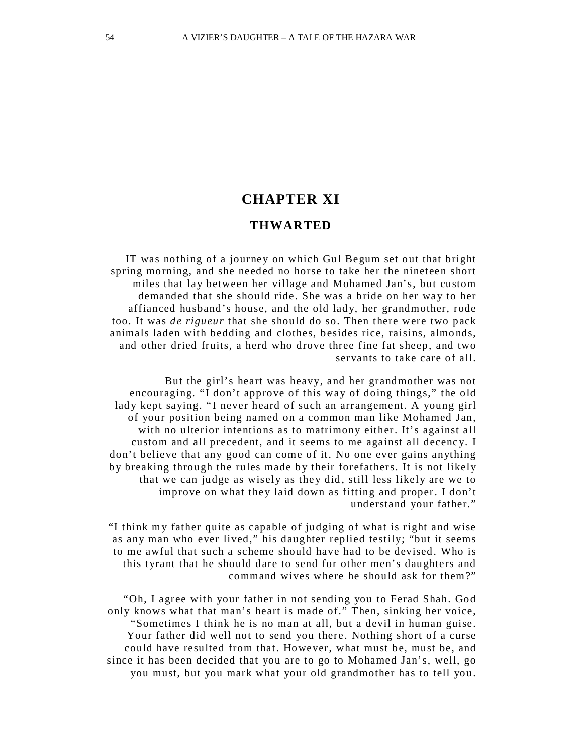# CHAPTER XI

## THWARTED

IT was nothing of a journey on which Gul Begum set out that bright spring morning, and she needed no horse to take her the nineteen short miles that lay between her village and Mohamed Jan's, but custom demanded that she should ride. She was a bride on her way to her affianced husband's house, and the old lady, her grandmother, rode too. It was *de rigueur* that she should do so. Then there were two pack animals laden with bedding and clothes, besides rice, raisins, almonds, and other dried fruits, a herd who drove three fine fat sheep, and two servants to take care of all.

But the girl's heart was heavy, and her grandmother was not encouraging. "I don't approve of this way of doing things," the old lady kept saying. "I never heard of such an arrangement. A young girl of your position being named on a common man like Mohamed Jan, with no ulterior intentions as to matrimony either. It's against all custom and all precedent, and it seems to me against all decency. I don't believe that any good can come of it. No one ever gains anything by breaking through the rules made by their forefathers. It is not likely that we can judge as wisely as they did, still less likely are we to improve on what they laid down as fitting and proper. I don't understand your father."

"I think my father quite as capable of judging of what is right and wise as any man who ever lived," his daughter replied testily; "but it seems to me awful that such a scheme should have had to be devised. Who is this tyrant that he should dare to send for other men's daughters and command wives where he should ask for them?"

"Oh, I agree with your father in not sending you to Ferad Shah. God only knows what that man's heart is made of." Then, sinking her voice, "Sometimes I think he is no man at all, but a devil in human guise. Your father did well not to send you there. Nothing short of a curse could have resulted from that. However, what must be, must be, and since it has been decided that you are to go to Mohamed Jan's, well, go you must, but you mark what your old grandmother has to tell you.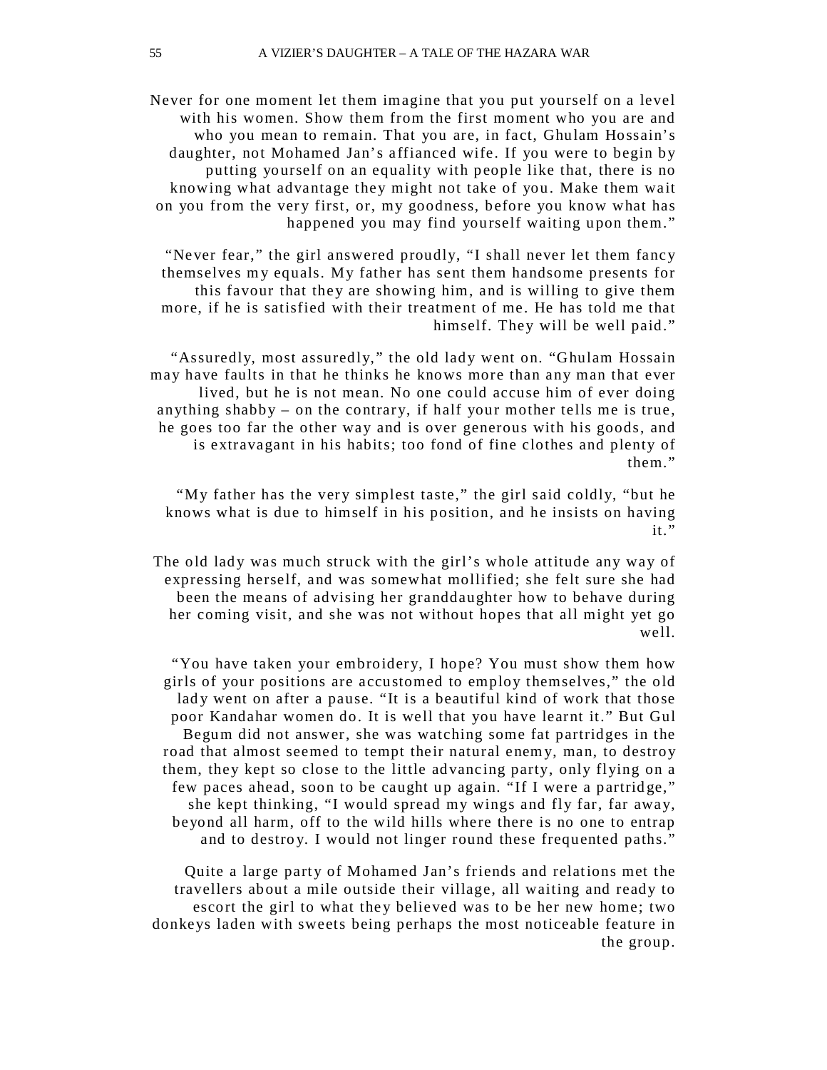Never for one moment let them imagine that you put yourself on a level with his women. Show them from the first moment who you are and who you mean to remain. That you are, in fact, Ghulam Hossain's daughter, not Mohamed Jan's affianced wife. If you were to begin by putting yourself on an equality with people like that, there is no knowing what advantage they might not take of you. Make them wait on you from the very first, or, my goodness, before you know what has happened you may find yourself waiting upon them."

"Never fear," the girl answered proudly, "I shall never let them fancy themselves my equals. My father has sent them handsome presents for this favour that they are showing him, and is willing to give them more, if he is satisfied with their treatment of me. He has told me that himself. They will be well paid."

"Assuredly, most assuredly," the old lady went on. "Ghulam Hossain may have faults in that he thinks he knows more than any man that ever lived, but he is not mean. No one could accuse him of ever doing anything shabby – on the contrary, if half your mother tells me is true, he goes too far the other way and is over generous with his goods, and is extravagant in his habits; too fond of fine clothes and plenty of them."

"My father has the very simplest taste," the girl said coldly, "but he knows what is due to himself in his position, and he insists on having it."

The old lady was much struck with the girl's whole attitude any way of expressing herself, and was somewhat mollified; she felt sure she had been the means of advising her granddaughter how to behave during her coming visit, and she was not without hopes that all might yet go well.

"You have taken your embroidery, I hope? You must show them how girls of your positions are accustomed to employ themselves," the old lady went on after a pause. "It is a beautiful kind of work that those poor Kandahar women do. It is well that you have learnt it." But Gul Begum did not answer, she was watching some fat partridges in the road that almost seemed to tempt their natural enemy, man, to destroy them, they kept so close to the little advancing party, only flying on a few paces ahead, soon to be caught up again. "If I were a partridge," she kept thinking, "I would spread my wings and fly far, far away, beyond all harm, off to the wild hills where there is no one to entrap and to destroy. I would not linger round these frequented paths."

Quite a large party of Mohamed Jan's friends and relations met the travellers about a mile outside their village, all waiting and ready to escort the girl to what they believed was to be her new home; two donkeys laden with sweets being perhaps the most noticeable feature in the group.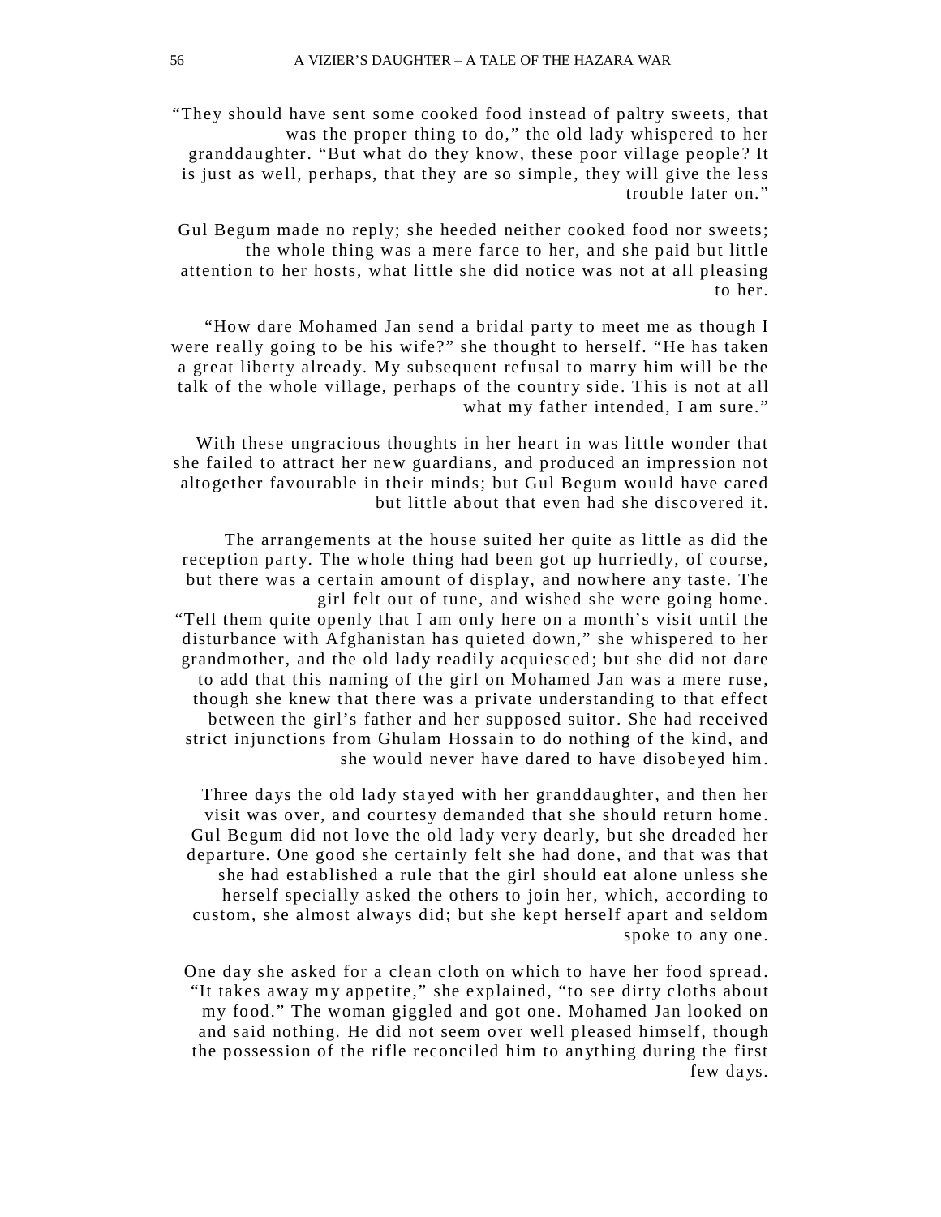"They should have sent some cooked food instead of paltry sweets, that was the proper thing to do," the old lady whispered to her granddaughter. "But what do they know, these poor village people? It is just as well, perhaps, that they are so simple, they will give the less trouble later on."

Gul Begum made no reply; she heeded neither cooked food nor sweets; the whole thing was a mere farce to her, and she paid but little attention to her hosts, what little she did notice was not at all pleasing to her.

"How dare Mohamed Jan send a bridal party to meet me as though I were really going to be his wife?" she thought to herself. "He has taken a great liberty already. My subsequent refusal to marry him will be the talk of the whole village, perhaps of the country side. This is not at all what my father intended, I am sure."

With these ungracious thoughts in her heart in was little wonder that she failed to attract her new guardians, and produced an impression not altogether favourable in their minds; but Gul Begum would have cared but little about that even had she discovered it.

The arrangements at the house suited her quite as little as did the reception party. The whole thing had been got up hurriedly, of course, but there was a certain amount of display, and nowhere any taste. The girl felt out of tune, and wished she were going home.

"Tell them quite openly that I am only here on a month's visit until the disturbance with Afghanistan has quieted down," she whispered to her grandmother, and the old lady readily acquiesced; but she did not dare to add that this naming of the girl on Mohamed Jan was a mere ruse, though she knew that there was a private understanding to that effect between the girl's father and her supposed suitor. She had received strict injunctions from Ghulam Hossain to do nothing of the kind, and she would never have dared to have disobeyed him.

Three days the old lady stayed with her granddaughter, and then her visit was over, and courtesy demanded that she should return home. Gul Begum did not love the old lady very dearly, but she dreaded her departure. One good she certainly felt she had done, and that was that she had established a rule that the girl should eat alone unless she herself specially asked the others to join her, which, according to custom, she almost always did; but she kept herself apart and seldom spoke to any one.

One day she asked for a clean cloth on which to have her food spread. "It takes away my appetite," she explained, "to see dirty cloths about my food." The woman giggled and got one. Mohamed Jan looked on and said nothing. He did not seem over well pleased himself, though the possession of the rifle reconciled him to anything during the first few days.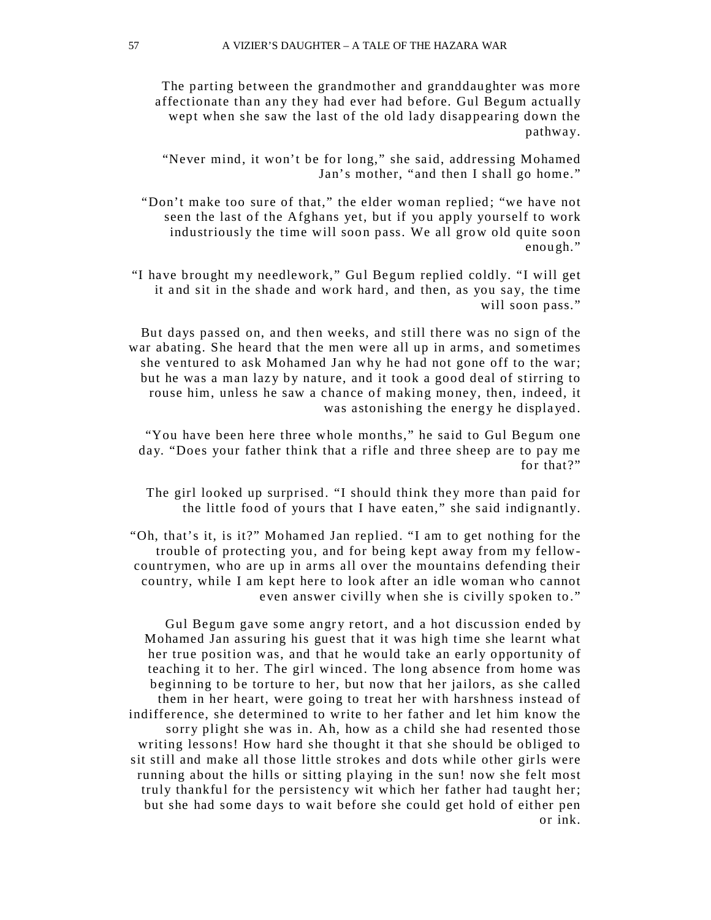The parting between the grandmother and granddaughter was more affectionate than any they had ever had before. Gul Begum actually wept when she saw the last of the old lady disappearing down the pathway.

"Never mind, it won't be for long," she said, addressing Mohamed Jan's mother, "and then I shall go home."

"Don't make too sure of that," the elder woman replied; "we have not seen the last of the Afghans yet, but if you apply yourself to work industriously the time will soon pass. We all grow old quite soon enough."

"I have brought my needlework," Gul Begum replied coldly. "I will get it and sit in the shade and work hard, and then, as you say, the time will soon pass."

But days passed on, and then weeks, and still there was no sign of the war abating. She heard that the men were all up in arms, and sometimes she ventured to ask Mohamed Jan why he had not gone off to the war; but he was a man lazy by nature, and it took a good deal of stirring to rouse him, unless he saw a chance of making money, then, indeed, it was astonishing the energy he displayed.

"You have been here three whole months," he said to Gul Begum one day. "Does your father think that a rifle and three sheep are to pay me for that?"

The girl looked up surprised. "I should think they more than paid for the little food of yours that I have eaten," she said indignantly.

"Oh, that's it, is it?" Mohamed Jan replied. "I am to get nothing for the trouble of protecting you, and for being kept away from my fellow-countrymen, who are up in arms all over the mountains defending their country, while I am kept here to look after an idle woman who cannot even answer civilly when she is civilly spoken to."

Gul Begum gave some angry retort, and a hot discussion ended by Mohamed Jan assuring his guest that it was high time she learnt what her true position was, and that he would take an early opportunity of teaching it to her. The girl winced. The long absence from home was beginning to be torture to her, but now that her jailors, as she called them in her heart, were going to treat her with harshness instead of indifference, she determined to write to her father and let him know the sorry plight she was in. Ah, how as a child she had resented those writing lessons! How hard she thought it that she should be obliged to sit still and make all those little strokes and dots while other girls were running about the hills or sitting playing in the sun! now she felt most truly thankful for the persistency wit which her father had taught her; but she had some days to wait before she could get hold of either pen or ink.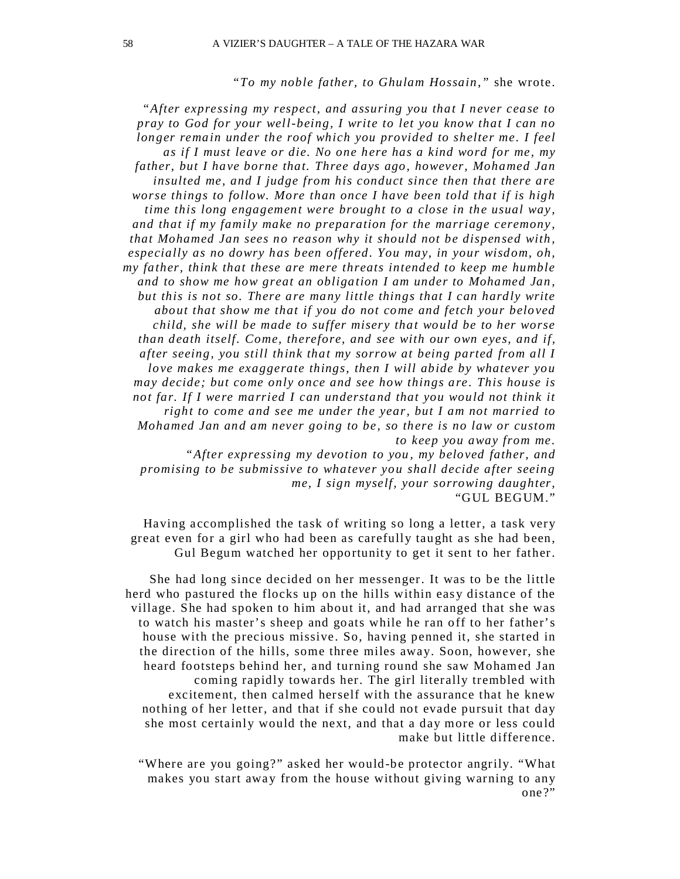*"To my noble father, to Ghulam Hossain,"* she wrote.

*"After expressing my respect, and assuring you that I never cease to pray to God for your well-being, I write to let you know that I can no longer remain under the roof which you provided to shelter me. I feel as if I must leave or die. No one here has a kind word for me, my father, but I have borne that. Three days ago, however, Mohamed Jan insulted me, and I judge from his conduct since then that there are worse things to follow. More than once I have been told that if is high time this long engagement were brought to a close in the usual way, and that if my family make no preparation for the marriage ceremony, that Mohamed Jan sees no reason why it should not be dispensed with, especially as no dowry has been offered. You may, in your wisdom, oh, my father, think that these are mere threats intended to keep me humble and to show me how great an obligation I am under to Mohamed Jan, but this is not so. There are many little things that I can hardly write about that show me that if you do not come and fetch your beloved child, she will be made to suffer misery that would be to her worse than death itself. Come, therefore, and see with our own eyes, and if, after seeing, you still think that my sorrow at being parted from all I love makes me exaggerate things, then I will abide by whatever you may decide; but come only once and see how things are. This house is not far. If I were married I can understand that you would not think it right to come and see me under the year, but I am not married to Mohamed Jan and am never going to be, so there is no law or custom to keep you away from me.*

*"After expressing my devotion to you, my beloved father, and promising to be submissive to whatever you shall decide after seeing me, I sign myself, your sorrowing daughter,*
"GUL BEGUM."

Having accomplished the task of writing so long a letter, a task very great even for a girl who had been as carefully taught as she had been, Gul Begum watched her opportunity to get it sent to her father.

She had long since decided on her messenger. It was to be the little herd who pastured the flocks up on the hills within easy distance of the village. She had spoken to him about it, and had arranged that she was to watch his master's sheep and goats while he ran off to her father's house with the precious missive. So, having penned it, she started in the direction of the hills, some three miles away. Soon, however, she heard footsteps behind her, and turning round she saw Mohamed Jan coming rapidly towards her. The girl literally trembled with excitement, then calmed herself with the assurance that he knew nothing of her letter, and that if she could not evade pursuit that day she most certainly would the next, and that a day more or less could make but little difference.

"Where are you going?" asked her would-be protector angrily. "What makes you start away from the house without giving warning to any one?"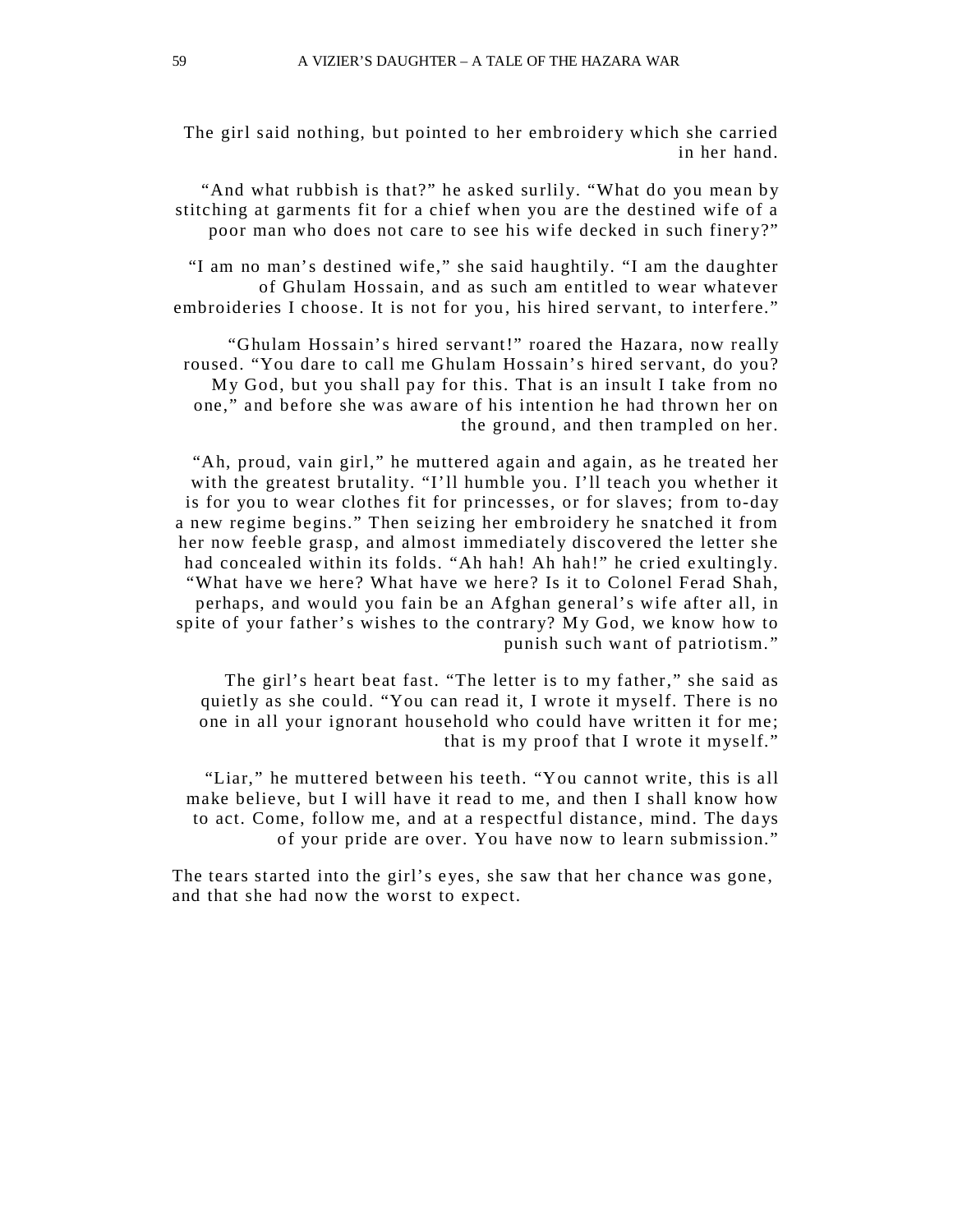The girl said nothing, but pointed to her embroidery which she carried in her hand.

"And what rubbish is that?" he asked surlily. "What do you mean by stitching at garments fit for a chief when you are the destined wife of a poor man who does not care to see his wife decked in such finery?"

"I am no man's destined wife," she said haughtily. "I am the daughter of Ghulam Hossain, and as such am entitled to wear whatever embroideries I choose. It is not for you, his hired servant, to interfere."

"Ghulam Hossain's hired servant!" roared the Hazara, now really roused. "You dare to call me Ghulam Hossain's hired servant, do you? My God, but you shall pay for this. That is an insult I take from no one," and before she was aware of his intention he had thrown her on the ground, and then trampled on her.

"Ah, proud, vain girl," he muttered again and again, as he treated her with the greatest brutality. "I'll humble you. I'll teach you whether it is for you to wear clothes fit for princesses, or for slaves; from to-day a new regime begins." Then seizing her embroidery he snatched it from her now feeble grasp, and almost immediately discovered the letter she had concealed within its folds. "Ah hah! Ah hah!" he cried exultingly. "What have we here? What have we here? Is it to Colonel Ferad Shah, perhaps, and would you fain be an Afghan general's wife after all, in spite of your father's wishes to the contrary? My God, we know how to punish such want of patriotism."

The girl's heart beat fast. "The letter is to my father," she said as quietly as she could. "You can read it, I wrote it myself. There is no one in all your ignorant household who could have written it for me; that is my proof that I wrote it myself."

"Liar," he muttered between his teeth. "You cannot write, this is all make believe, but I will have it read to me, and then I shall know how to act. Come, follow me, and at a respectful distance, mind. The days of your pride are over. You have now to learn submission."

The tears started into the girl's eyes, she saw that her chance was gone, and that she had now the worst to expect.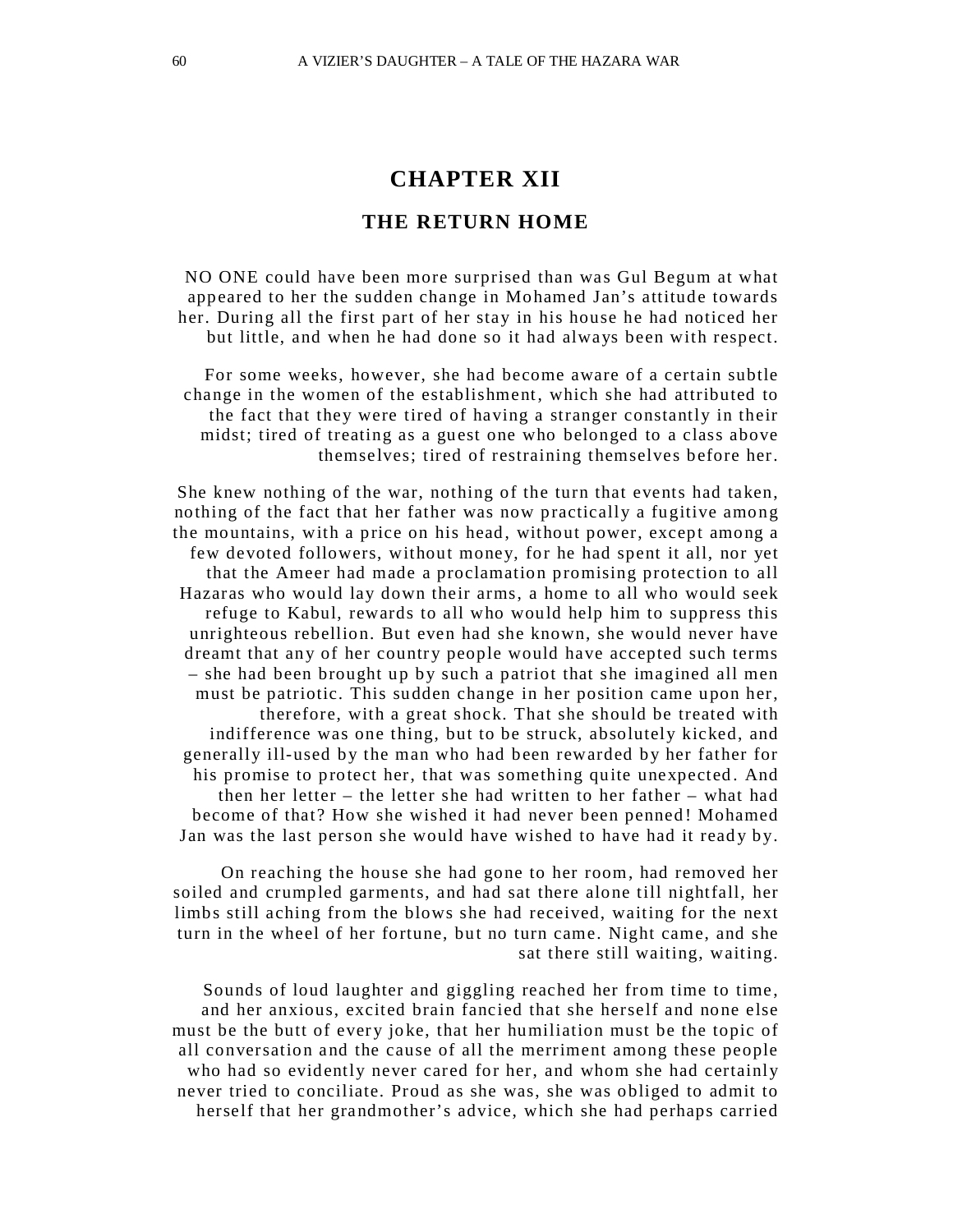# CHAPTER XII

## THE RETURN HOME

NO ONE could have been more surprised than was Gul Begum at what appeared to her the sudden change in Mohamed Jan's attitude towards her. During all the first part of her stay in his house he had noticed her but little, and when he had done so it had always been with respect.

For some weeks, however, she had become aware of a certain subtle change in the women of the establishment, which she had attributed to the fact that they were tired of having a stranger constantly in their midst; tired of treating as a guest one who belonged to a class above themselves; tired of restraining themselves before her.

She knew nothing of the war, nothing of the turn that events had taken, nothing of the fact that her father was now practically a fugitive among the mountains, with a price on his head, without power, except among a few devoted followers, without money, for he had spent it all, nor yet that the Ameer had made a proclamation promising protection to all Hazaras who would lay down their arms, a home to all who would seek refuge to Kabul, rewards to all who would help him to suppress this unrighteous rebellion. But even had she known, she would never have dreamt that any of her country people would have accepted such terms – she had been brought up by such a patriot that she imagined all men must be patriotic. This sudden change in her position came upon her, therefore, with a great shock. That she should be treated with indifference was one thing, but to be struck, absolutely kicked, and generally ill-used by the man who had been rewarded by her father for his promise to protect her, that was something quite unexpected. And then her letter – the letter she had written to her father – what had become of that? How she wished it had never been penned! Mohamed Jan was the last person she would have wished to have had it ready by.

On reaching the house she had gone to her room, had removed her soiled and crumpled garments, and had sat there alone till nightfall, her limbs still aching from the blows she had received, waiting for the next turn in the wheel of her fortune, but no turn came. Night came, and she sat there still waiting, waiting.

Sounds of loud laughter and giggling reached her from time to time, and her anxious, excited brain fancied that she herself and none else must be the butt of every joke, that her humiliation must be the topic of all conversation and the cause of all the merriment among these people who had so evidently never cared for her, and whom she had certainly never tried to conciliate. Proud as she was, she was obliged to admit to herself that her grandmother's advice, which she had perhaps carried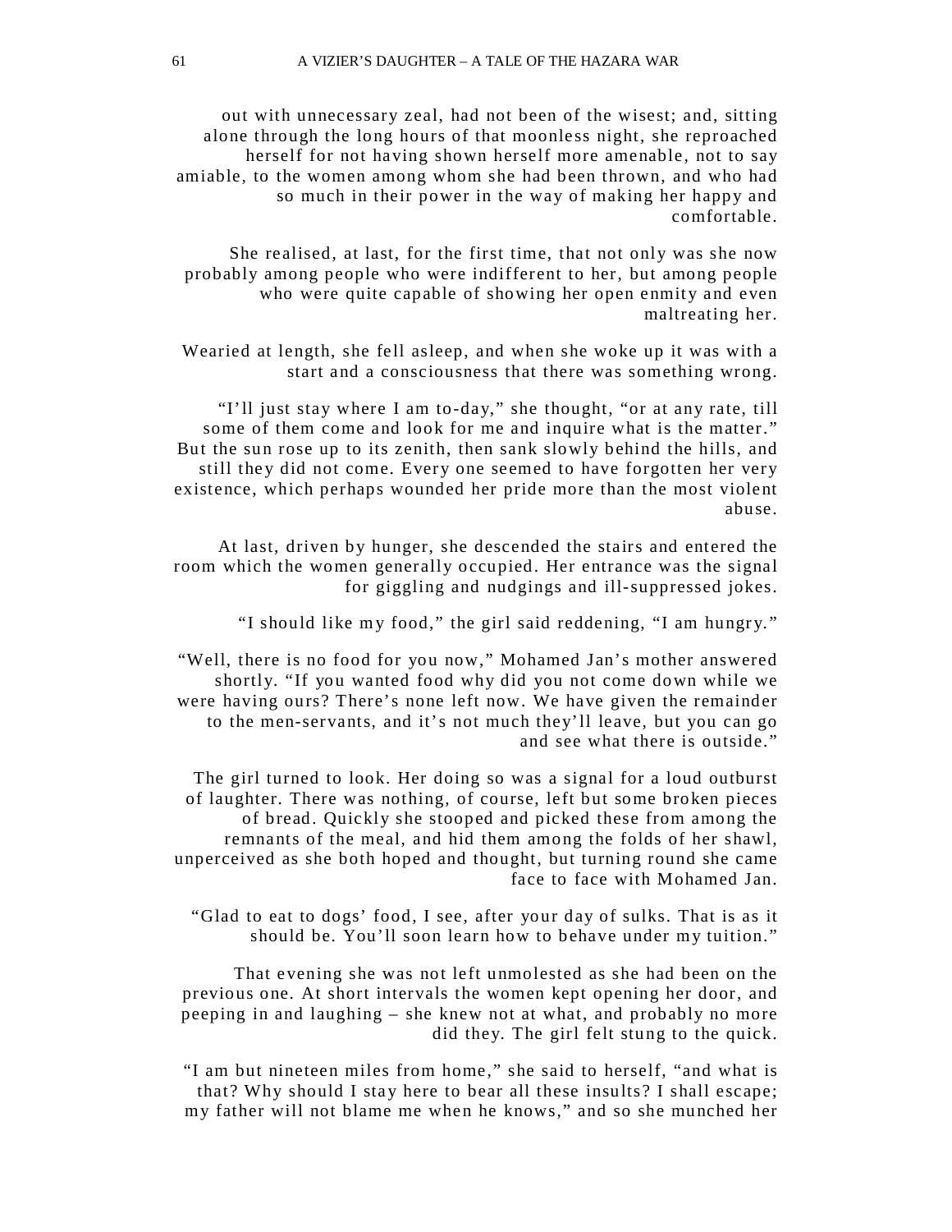out with unnecessary zeal, had not been of the wisest; and, sitting alone through the long hours of that moonless night, she reproached herself for not having shown herself more amenable, not to say amiable, to the women among whom she had been thrown, and who had so much in their power in the way of making her happy and comfortable.

She realised, at last, for the first time, that not only was she now probably among people who were indifferent to her, but among people who were quite capable of showing her open enmity and even maltreating her.

Wearied at length, she fell asleep, and when she woke up it was with a start and a consciousness that there was something wrong.

"I'll just stay where I am to-day," she thought, "or at any rate, till some of them come and look for me and inquire what is the matter." But the sun rose up to its zenith, then sank slowly behind the hills, and still they did not come. Every one seemed to have forgotten her very existence, which perhaps wounded her pride more than the most violent abuse.

At last, driven by hunger, she descended the stairs and entered the room which the women generally occupied. Her entrance was the signal for giggling and nudgings and ill-suppressed jokes.

"I should like my food," the girl said reddening, "I am hungry."

"Well, there is no food for you now," Mohamed Jan's mother answered shortly. "If you wanted food why did you not come down while we were having ours? There's none left now. We have given the remainder to the men-servants, and it's not much they'll leave, but you can go and see what there is outside."

The girl turned to look. Her doing so was a signal for a loud outburst of laughter. There was nothing, of course, left but some broken pieces of bread. Quickly she stooped and picked these from among the remnants of the meal, and hid them among the folds of her shawl, unperceived as she both hoped and thought, but turning round she came face to face with Mohamed Jan.

"Glad to eat to dogs' food, I see, after your day of sulks. That is as it should be. You'll soon learn how to behave under my tuition."

That evening she was not left unmolested as she had been on the previous one. At short intervals the women kept opening her door, and peeping in and laughing – she knew not at what, and probably no more did they. The girl felt stung to the quick.

"I am but nineteen miles from home," she said to herself, "and what is that? Why should I stay here to bear all these insults? I shall escape; my father will not blame me when he knows," and so she munched her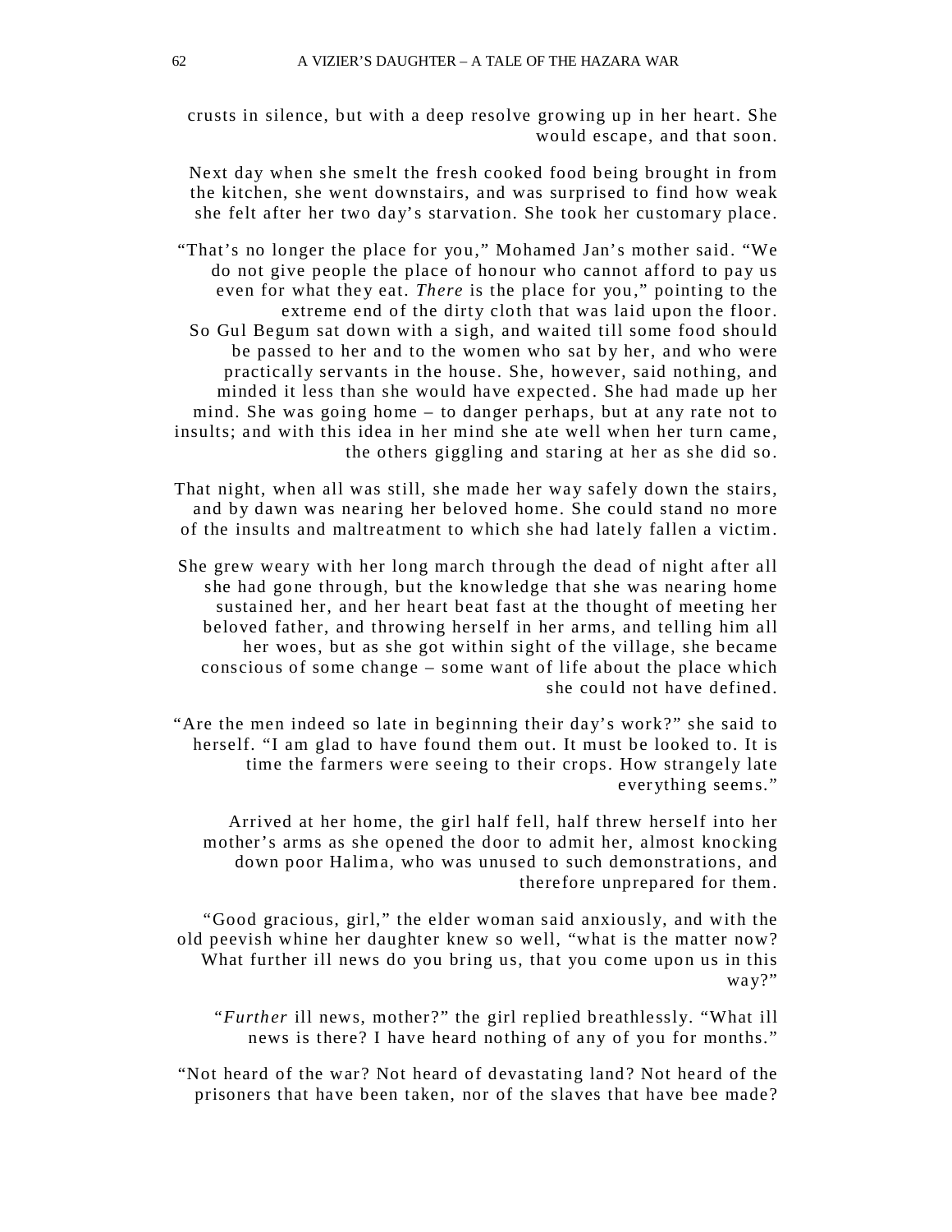crusts in silence, but with a deep resolve growing up in her heart. She would escape, and that soon.

Next day when she smelt the fresh cooked food being brought in from the kitchen, she went downstairs, and was surprised to find how weak she felt after her two day's starvation. She took her customary place.

"That's no longer the place for you," Mohamed Jan's mother said. "We do not give people the place of honour who cannot afford to pay us even for what they eat. *There* is the place for you," pointing to the extreme end of the dirty cloth that was laid upon the floor. So Gul Begum sat down with a sigh, and waited till some food should be passed to her and to the women who sat by her, and who were practically servants in the house. She, however, said nothing, and minded it less than she would have expected. She had made up her mind. She was going home – to danger perhaps, but at any rate not to insults; and with this idea in her mind she ate well when her turn came, the others giggling and staring at her as she did so.

That night, when all was still, she made her way safely down the stairs, and by dawn was nearing her beloved home. She could stand no more of the insults and maltreatment to which she had lately fallen a victim.

She grew weary with her long march through the dead of night after all she had gone through, but the knowledge that she was nearing home sustained her, and her heart beat fast at the thought of meeting her beloved father, and throwing herself in her arms, and telling him all her woes, but as she got within sight of the village, she became conscious of some change – some want of life about the place which she could not have defined.

"Are the men indeed so late in beginning their day's work?" she said to herself. "I am glad to have found them out. It must be looked to. It is time the farmers were seeing to their crops. How strangely late everything seems."

Arrived at her home, the girl half fell, half threw herself into her mother's arms as she opened the door to admit her, almost knocking down poor Halima, who was unused to such demonstrations, and therefore unprepared for them.

"Good gracious, girl," the elder woman said anxiously, and with the old peevish whine her daughter knew so well, "what is the matter now? What further ill news do you bring us, that you come upon us in this way?"

"*Further* ill news, mother?" the girl replied breathlessly. "What ill news is there? I have heard nothing of any of you for months."

"Not heard of the war? Not heard of devastating land? Not heard of the prisoners that have been taken, nor of the slaves that have bee made?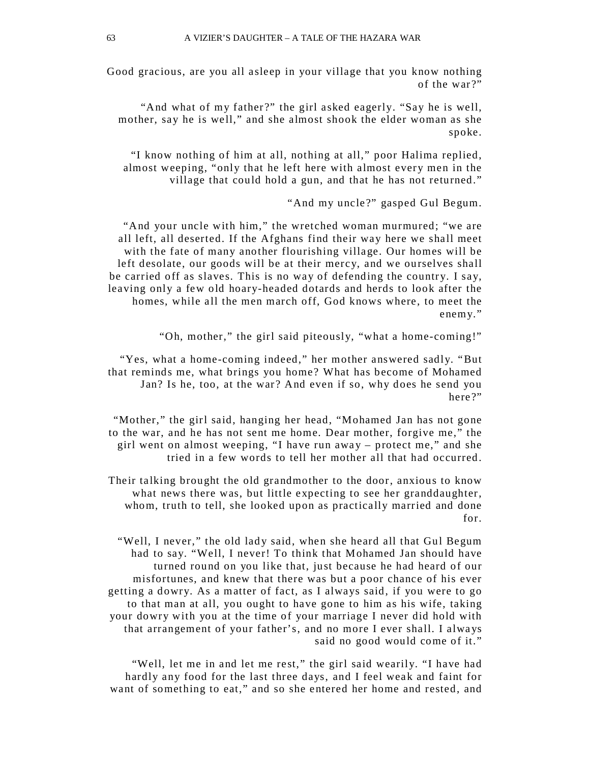Good gracious, are you all asleep in your village that you know nothing of the war?"

"And what of my father?" the girl asked eagerly. "Say he is well, mother, say he is well," and she almost shook the elder woman as she spoke.

"I know nothing of him at all, nothing at all," poor Halima replied, almost weeping, "only that he left here with almost every men in the village that could hold a gun, and that he has not returned."

"And my uncle?" gasped Gul Begum.

"And your uncle with him," the wretched woman murmured; "we are all left, all deserted. If the Afghans find their way here we shall meet with the fate of many another flourishing village. Our homes will be left desolate, our goods will be at their mercy, and we ourselves shall be carried off as slaves. This is no way of defending the country. I say, leaving only a few old hoary-headed dotards and herds to look after the homes, while all the men march off, God knows where, to meet the enemy."

"Oh, mother," the girl said piteously, "what a home-coming!"

"Yes, what a home-coming indeed," her mother answered sadly. "But that reminds me, what brings you home? What has become of Mohamed Jan? Is he, too, at the war? And even if so, why does he send you here?"

"Mother," the girl said, hanging her head, "Mohamed Jan has not gone to the war, and he has not sent me home. Dear mother, forgive me," the girl went on almost weeping, "I have run away – protect me," and she tried in a few words to tell her mother all that had occurred.

Their talking brought the old grandmother to the door, anxious to know what news there was, but little expecting to see her granddaughter, whom, truth to tell, she looked upon as practically married and done for.

"Well, I never," the old lady said, when she heard all that Gul Begum had to say. "Well, I never! To think that Mohamed Jan should have turned round on you like that, just because he had heard of our misfortunes, and knew that there was but a poor chance of his ever getting a dowry. As a matter of fact, as I always said, if you were to go to that man at all, you ought to have gone to him as his wife, taking your dowry with you at the time of your marriage I never did hold with that arrangement of your father's, and no more I ever shall. I always said no good would come of it."

"Well, let me in and let me rest," the girl said wearily. "I have had hardly any food for the last three days, and I feel weak and faint for want of something to eat," and so she entered her home and rested, and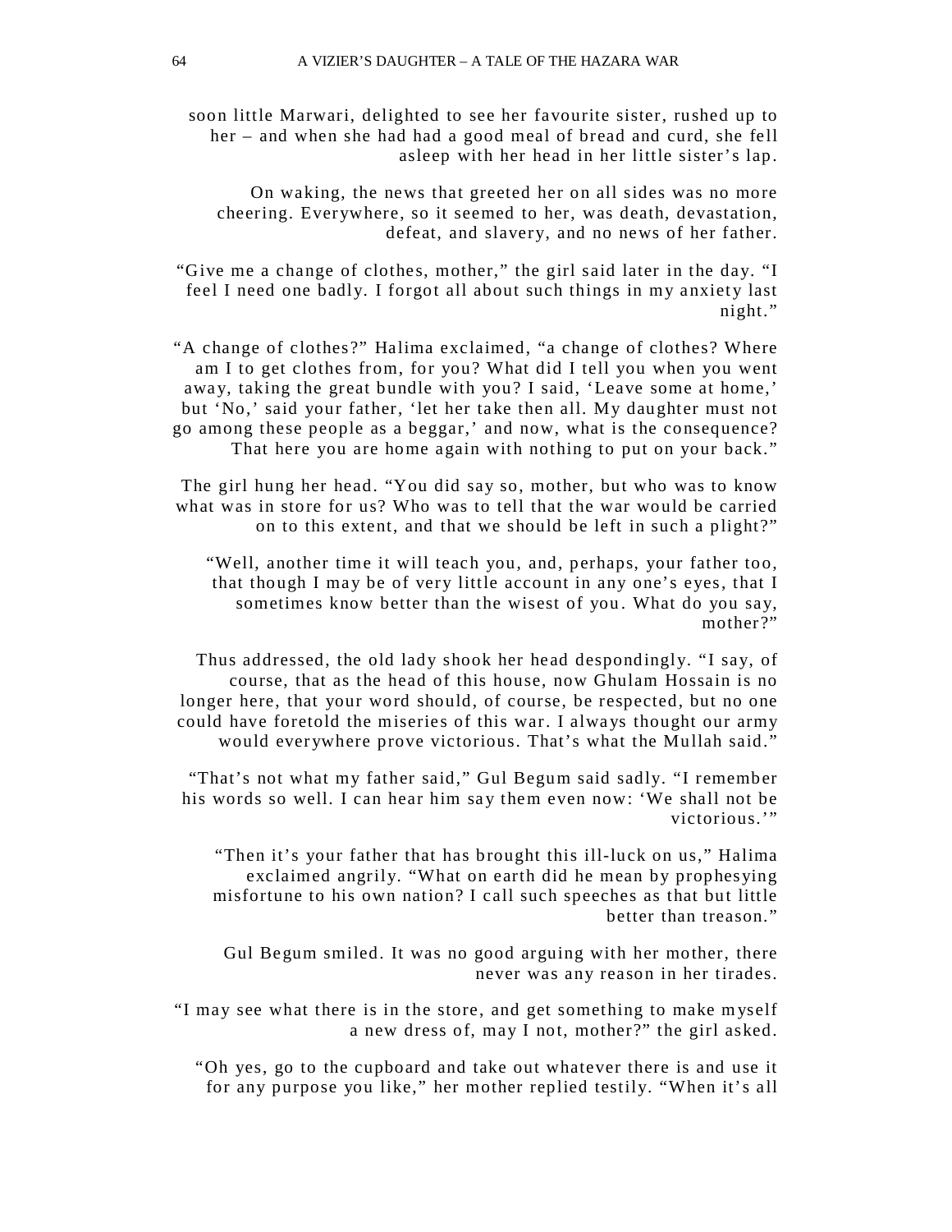soon little Marwari, delighted to see her favourite sister, rushed up to her – and when she had had a good meal of bread and curd, she fell asleep with her head in her little sister's lap.

On waking, the news that greeted her on all sides was no more cheering. Everywhere, so it seemed to her, was death, devastation, defeat, and slavery, and no news of her father.

"Give me a change of clothes, mother," the girl said later in the day. "I feel I need one badly. I forgot all about such things in my anxiety last night."

"A change of clothes?" Halima exclaimed, "a change of clothes? Where am I to get clothes from, for you? What did I tell you when you went away, taking the great bundle with you? I said, 'Leave some at home,' but 'No,' said your father, 'let her take then all. My daughter must not go among these people as a beggar,' and now, what is the consequence? That here you are home again with nothing to put on your back."

The girl hung her head. "You did say so, mother, but who was to know what was in store for us? Who was to tell that the war would be carried on to this extent, and that we should be left in such a plight?"

"Well, another time it will teach you, and, perhaps, your father too, that though I may be of very little account in any one's eyes, that I sometimes know better than the wisest of you. What do you say, mother?"

Thus addressed, the old lady shook her head despondingly. "I say, of course, that as the head of this house, now Ghulam Hossain is no longer here, that your word should, of course, be respected, but no one could have foretold the miseries of this war. I always thought our army would everywhere prove victorious. That's what the Mullah said."

"That's not what my father said," Gul Begum said sadly. "I remember his words so well. I can hear him say them even now: 'We shall not be victorious.'"

"Then it's your father that has brought this ill-luck on us," Halima exclaimed angrily. "What on earth did he mean by prophesying misfortune to his own nation? I call such speeches as that but little better than treason."

Gul Begum smiled. It was no good arguing with her mother, there never was any reason in her tirades.

"I may see what there is in the store, and get something to make myself a new dress of, may I not, mother?" the girl asked.

"Oh yes, go to the cupboard and take out whatever there is and use it for any purpose you like," her mother replied testily. "When it's all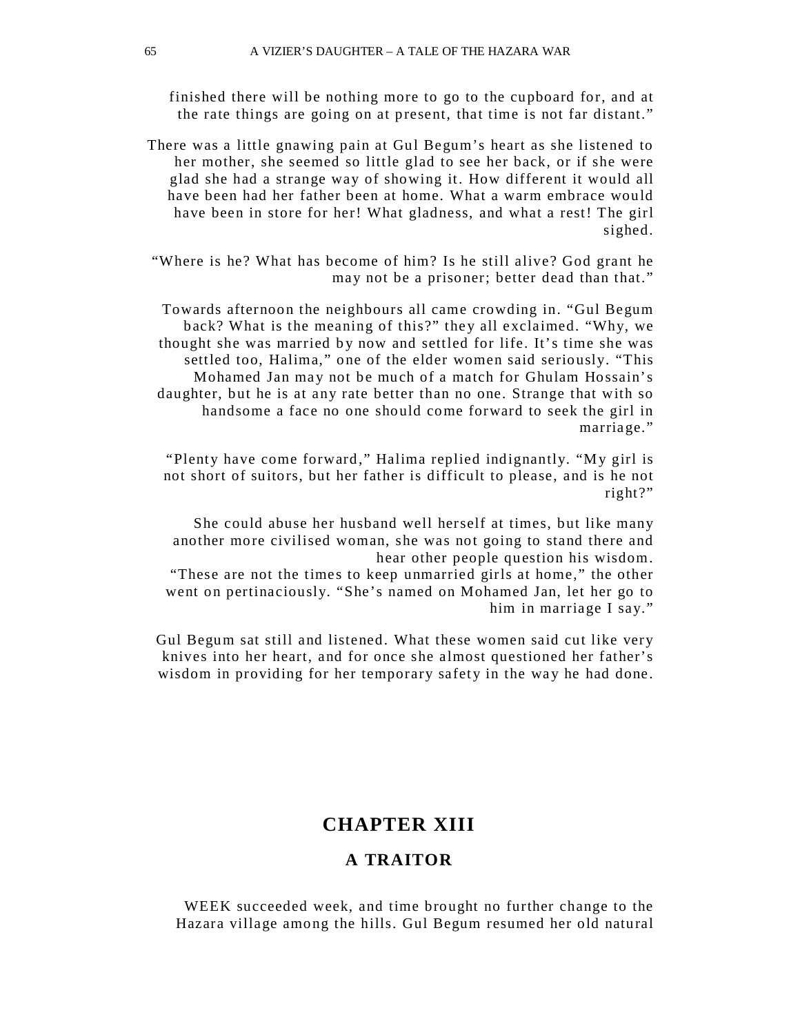finished there will be nothing more to go to the cupboard for, and at the rate things are going on at present, that time is not far distant."

There was a little gnawing pain at Gul Begum's heart as she listened to her mother, she seemed so little glad to see her back, or if she were glad she had a strange way of showing it. How different it would all have been had her father been at home. What a warm embrace would have been in store for her! What gladness, and what a rest! The girl sighed.

"Where is he? What has become of him? Is he still alive? God grant he may not be a prisoner; better dead than that."

Towards afternoon the neighbours all came crowding in. "Gul Begum back? What is the meaning of this?" they all exclaimed. "Why, we thought she was married by now and settled for life. It's time she was settled too, Halima," one of the elder women said seriously. "This Mohamed Jan may not be much of a match for Ghulam Hossain's daughter, but he is at any rate better than no one. Strange that with so handsome a face no one should come forward to seek the girl in marriage."

"Plenty have come forward," Halima replied indignantly. "My girl is not short of suitors, but her father is difficult to please, and is he not right?"

She could abuse her husband well herself at times, but like many another more civilised woman, she was not going to stand there and hear other people question his wisdom.

"These are not the times to keep unmarried girls at home," the other went on pertinaciously. "She's named on Mohamed Jan, let her go to him in marriage I say."

Gul Begum sat still and listened. What these women said cut like very knives into her heart, and for once she almost questioned her father's wisdom in providing for her temporary safety in the way he had done.

## CHAPTER XIII

### A TRAITOR

WEEK succeeded week, and time brought no further change to the Hazara village among the hills. Gul Begum resumed her old natural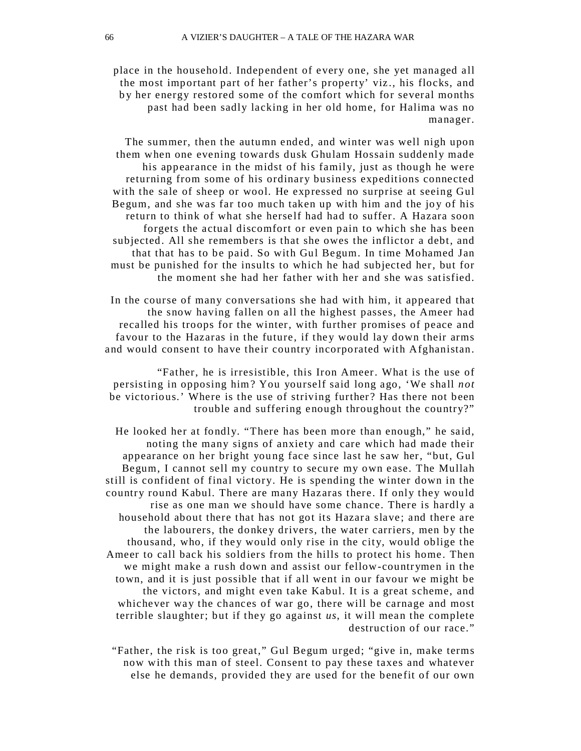place in the household. Independent of every one, she yet managed all the most important part of her father's property' viz., his flocks, and by her energy restored some of the comfort which for several months past had been sadly lacking in her old home, for Halima was no manager.

The summer, then the autumn ended, and winter was well nigh upon them when one evening towards dusk Ghulam Hossain suddenly made his appearance in the midst of his family, just as though he were returning from some of his ordinary business expeditions connected with the sale of sheep or wool. He expressed no surprise at seeing Gul Begum, and she was far too much taken up with him and the joy of his return to think of what she herself had had to suffer. A Hazara soon forgets the actual discomfort or even pain to which she has been subjected. All she remembers is that she owes the inflictor a debt, and that that has to be paid. So with Gul Begum. In time Mohamed Jan must be punished for the insults to which he had subjected her, but for the moment she had her father with her and she was satisfied.

In the course of many conversations she had with him, it appeared that the snow having fallen on all the highest passes, the Ameer had recalled his troops for the winter, with further promises of peace and favour to the Hazaras in the future, if they would lay down their arms and would consent to have their country incorporated with Afghanistan.

"Father, he is irresistible, this Iron Ameer. What is the use of persisting in opposing him? You yourself said long ago, 'We shall *not* be victorious.' Where is the use of striving further? Has there not been trouble and suffering enough throughout the country?"

He looked her at fondly. "There has been more than enough," he said, noting the many signs of anxiety and care which had made their appearance on her bright young face since last he saw her, "but, Gul Begum, I cannot sell my country to secure my own ease. The Mullah still is confident of final victory. He is spending the winter down in the country round Kabul. There are many Hazaras there. If only they would rise as one man we should have some chance. There is hardly a household about there that has not got its Hazara slave; and there are the labourers, the donkey drivers, the water carriers, men by the thousand, who, if they would only rise in the city, would oblige the Ameer to call back his soldiers from the hills to protect his home. Then we might make a rush down and assist our fellow-countrymen in the town, and it is just possible that if all went in our favour we might be the victors, and might even take Kabul. It is a great scheme, and whichever way the chances of war go, there will be carnage and most terrible slaughter; but if they go against *us*, it will mean the complete destruction of our race."

"Father, the risk is too great," Gul Begum urged; "give in, make terms now with this man of steel. Consent to pay these taxes and whatever else he demands, provided they are used for the benefit of our own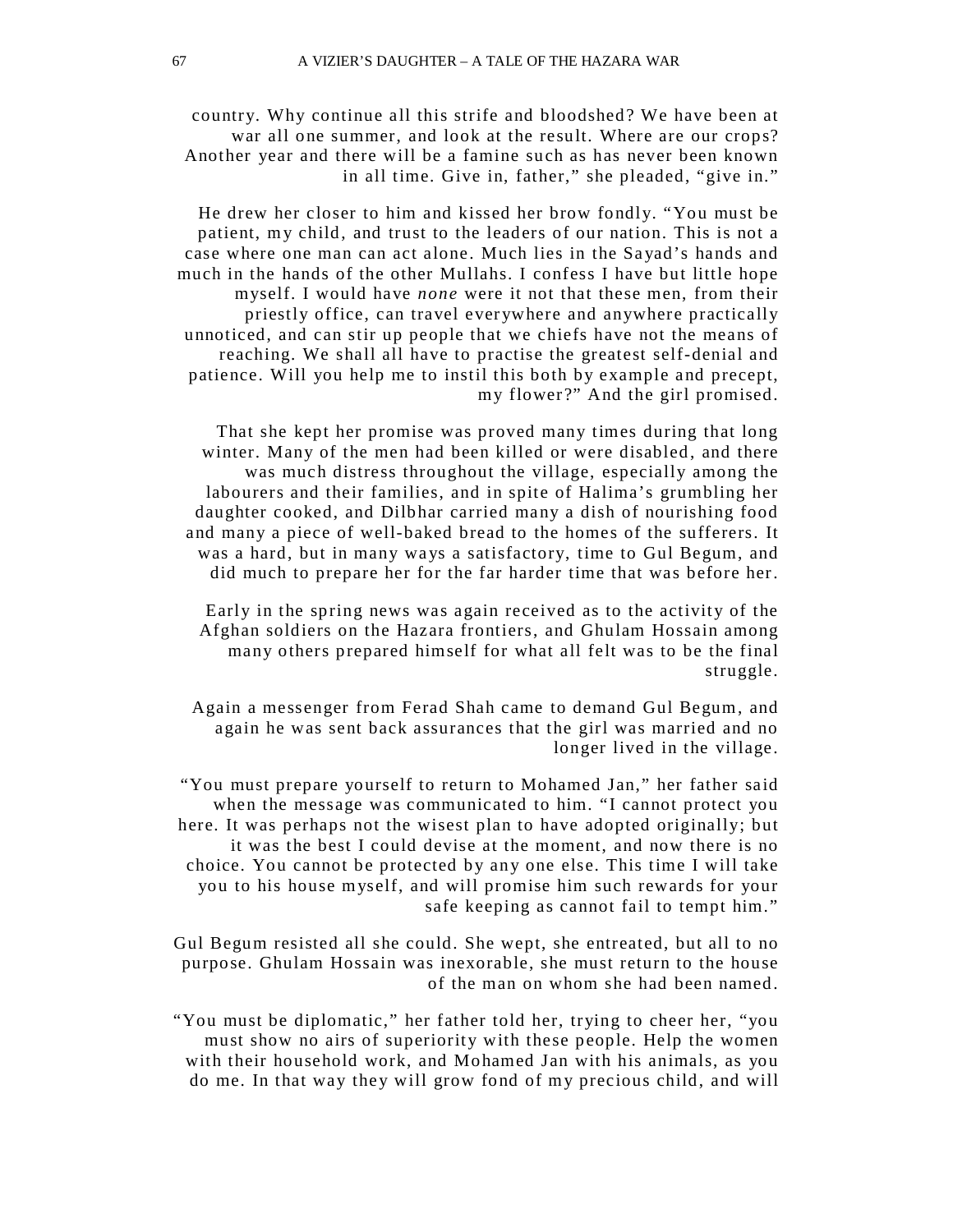country. Why continue all this strife and bloodshed? We have been at war all one summer, and look at the result. Where are our crops? Another year and there will be a famine such as has never been known in all time. Give in, father," she pleaded, "give in."

He drew her closer to him and kissed her brow fondly. "You must be patient, my child, and trust to the leaders of our nation. This is not a case where one man can act alone. Much lies in the Sayad's hands and much in the hands of the other Mullahs. I confess I have but little hope myself. I would have *none* were it not that these men, from their priestly office, can travel everywhere and anywhere practically unnoticed, and can stir up people that we chiefs have not the means of reaching. We shall all have to practise the greatest self-denial and patience. Will you help me to instil this both by example and precept, my flower?" And the girl promised.

That she kept her promise was proved many times during that long winter. Many of the men had been killed or were disabled, and there was much distress throughout the village, especially among the labourers and their families, and in spite of Halima's grumbling her daughter cooked, and Dilbhar carried many a dish of nourishing food and many a piece of well-baked bread to the homes of the sufferers. It was a hard, but in many ways a satisfactory, time to Gul Begum, and did much to prepare her for the far harder time that was before her.

Early in the spring news was again received as to the activity of the Afghan soldiers on the Hazara frontiers, and Ghulam Hossain among many others prepared himself for what all felt was to be the final struggle.

Again a messenger from Ferad Shah came to demand Gul Begum, and again he was sent back assurances that the girl was married and no longer lived in the village.

"You must prepare yourself to return to Mohamed Jan," her father said when the message was communicated to him. "I cannot protect you here. It was perhaps not the wisest plan to have adopted originally; but it was the best I could devise at the moment, and now there is no choice. You cannot be protected by any one else. This time I will take you to his house myself, and will promise him such rewards for your safe keeping as cannot fail to tempt him."

Gul Begum resisted all she could. She wept, she entreated, but all to no purpose. Ghulam Hossain was inexorable, she must return to the house of the man on whom she had been named.

"You must be diplomatic," her father told her, trying to cheer her, "you must show no airs of superiority with these people. Help the women with their household work, and Mohamed Jan with his animals, as you do me. In that way they will grow fond of my precious child, and will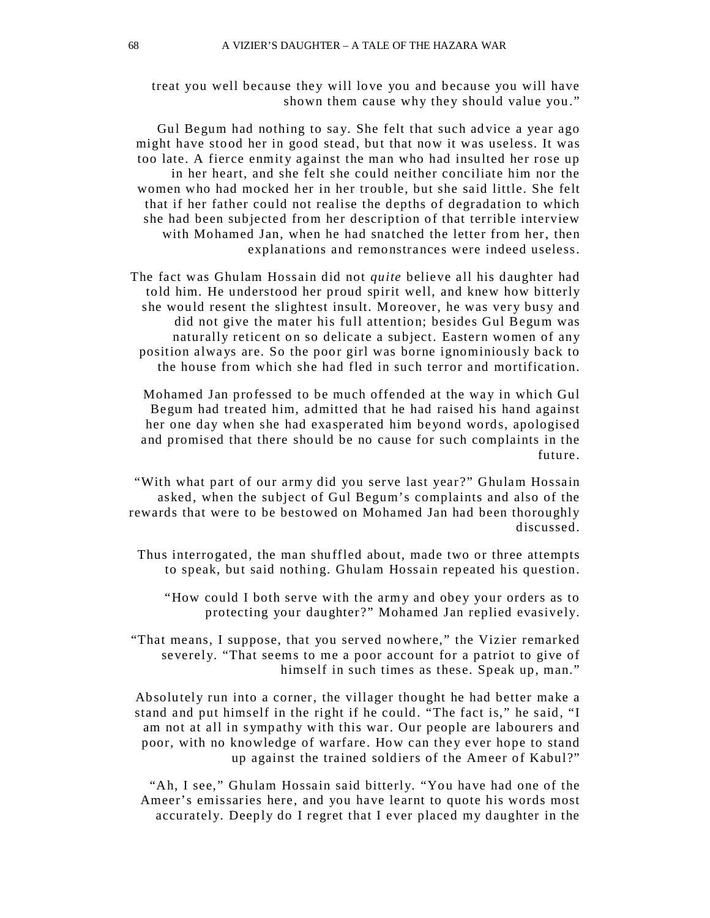treat you well because they will love you and because you will have shown them cause why they should value you."

Gul Begum had nothing to say. She felt that such advice a year ago might have stood her in good stead, but that now it was useless. It was too late. A fierce enmity against the man who had insulted her rose up in her heart, and she felt she could neither conciliate him nor the women who had mocked her in her trouble, but she said little. She felt that if her father could not realise the depths of degradation to which she had been subjected from her description of that terrible interview with Mohamed Jan, when he had snatched the letter from her, then explanations and remonstrances were indeed useless.

The fact was Ghulam Hossain did not *quite* believe all his daughter had told him. He understood her proud spirit well, and knew how bitterly she would resent the slightest insult. Moreover, he was very busy and did not give the mater his full attention; besides Gul Begum was naturally reticent on so delicate a subject. Eastern women of any position always are. So the poor girl was borne ignominiously back to the house from which she had fled in such terror and mortification.

Mohamed Jan professed to be much offended at the way in which Gul Begum had treated him, admitted that he had raised his hand against her one day when she had exasperated him beyond words, apologised and promised that there should be no cause for such complaints in the future.

"With what part of our army did you serve last year?" Ghulam Hossain asked, when the subject of Gul Begum's complaints and also of the rewards that were to be bestowed on Mohamed Jan had been thoroughly discussed.

Thus interrogated, the man shuffled about, made two or three attempts to speak, but said nothing. Ghulam Hossain repeated his question.

"How could I both serve with the army and obey your orders as to protecting your daughter?" Mohamed Jan replied evasively.

"That means, I suppose, that you served nowhere," the Vizier remarked severely. "That seems to me a poor account for a patriot to give of himself in such times as these. Speak up, man."

Absolutely run into a corner, the villager thought he had better make a stand and put himself in the right if he could. "The fact is," he said, "I am not at all in sympathy with this war. Our people are labourers and poor, with no knowledge of warfare. How can they ever hope to stand up against the trained soldiers of the Ameer of Kabul?"

"Ah, I see," Ghulam Hossain said bitterly. "You have had one of the Ameer's emissaries here, and you have learnt to quote his words most accurately. Deeply do I regret that I ever placed my daughter in the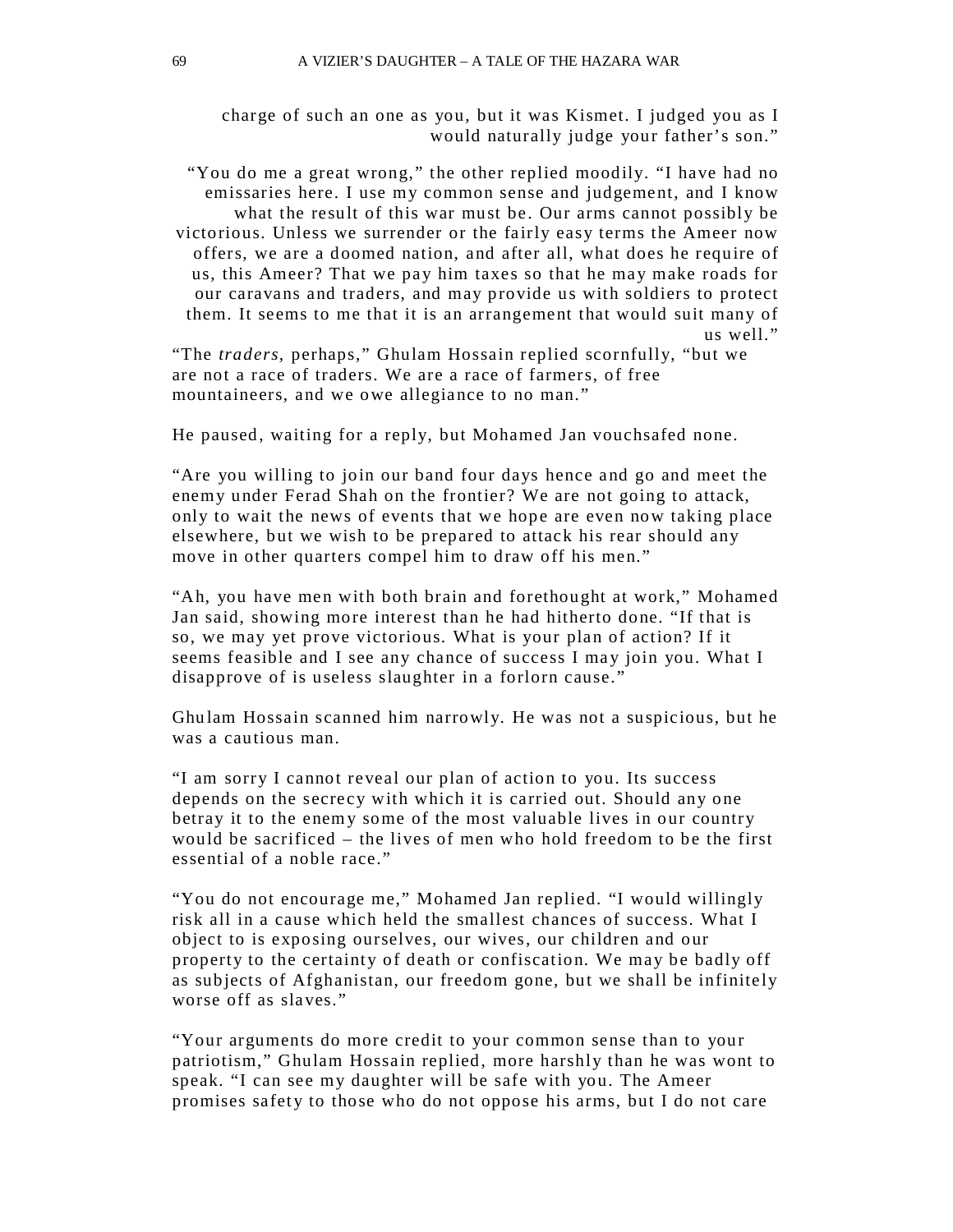charge of such an one as you, but it was Kismet. I judged you as I would naturally judge your father's son."

"You do me a great wrong," the other replied moodily. "I have had no emissaries here. I use my common sense and judgement, and I know what the result of this war must be. Our arms cannot possibly be victorious. Unless we surrender or the fairly easy terms the Ameer now offers, we are a doomed nation, and after all, what does he require of us, this Ameer? That we pay him taxes so that he may make roads for our caravans and traders, and may provide us with soldiers to protect them. It seems to me that it is an arrangement that would suit many of us well."

"The *traders,* perhaps," Ghulam Hossain replied scornfully, "but we are not a race of traders. We are a race of farmers, of free mountaineers, and we owe allegiance to no man."

He paused, waiting for a reply, but Mohamed Jan vouchsafed none.

"Are you willing to join our band four days hence and go and meet the enemy under Ferad Shah on the frontier? We are not going to attack, only to wait the news of events that we hope are even now taking place elsewhere, but we wish to be prepared to attack his rear should any move in other quarters compel him to draw off his men."

"Ah, you have men with both brain and forethought at work," Mohamed Jan said, showing more interest than he had hitherto done. "If that is so, we may yet prove victorious. What is your plan of action? If it seems feasible and I see any chance of success I may join you. What I disapprove of is useless slaughter in a forlorn cause."

Ghulam Hossain scanned him narrowly. He was not a suspicious, but he was a cautious man.

"I am sorry I cannot reveal our plan of action to you. Its success depends on the secrecy with which it is carried out. Should any one betray it to the enemy some of the most valuable lives in our country would be sacrificed – the lives of men who hold freedom to be the first essential of a noble race."

"You do not encourage me," Mohamed Jan replied. "I would willingly risk all in a cause which held the smallest chances of success. What I object to is exposing ourselves, our wives, our children and our property to the certainty of death or confiscation. We may be badly off as subjects of Afghanistan, our freedom gone, but we shall be infinitely worse off as slaves."

"Your arguments do more credit to your common sense than to your patriotism," Ghulam Hossain replied, more harshly than he was wont to speak. "I can see my daughter will be safe with you. The Ameer promises safety to those who do not oppose his arms, but I do not care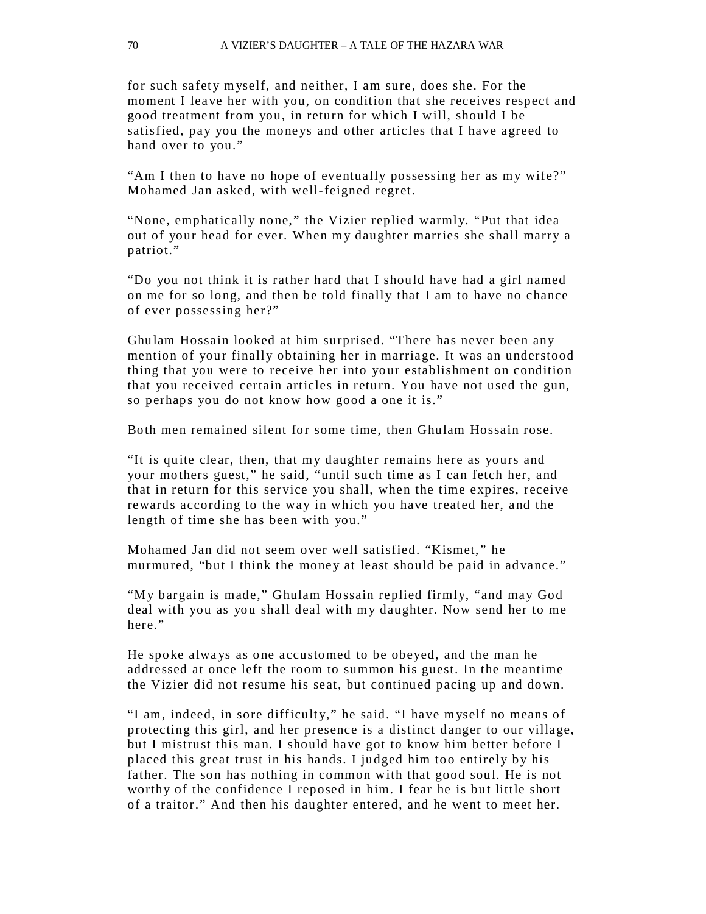for such safety myself, and neither, I am sure, does she. For the moment I leave her with you, on condition that she receives respect and good treatment from you, in return for which I will, should I be satisfied, pay you the moneys and other articles that I have agreed to hand over to you."

"Am I then to have no hope of eventually possessing her as my wife?" Mohamed Jan asked, with well-feigned regret.

"None, emphatically none," the Vizier replied warmly. "Put that idea out of your head for ever. When my daughter marries she shall marry a patriot."

"Do you not think it is rather hard that I should have had a girl named on me for so long, and then be told finally that I am to have no chance of ever possessing her?"

Ghulam Hossain looked at him surprised. "There has never been any mention of your finally obtaining her in marriage. It was an understood thing that you were to receive her into your establishment on condition that you received certain articles in return. You have not used the gun, so perhaps you do not know how good a one it is."

Both men remained silent for some time, then Ghulam Hossain rose.

"It is quite clear, then, that my daughter remains here as yours and your mothers guest," he said, "until such time as I can fetch her, and that in return for this service you shall, when the time expires, receive rewards according to the way in which you have treated her, and the length of time she has been with you."

Mohamed Jan did not seem over well satisfied. "Kismet," he murmured, "but I think the money at least should be paid in advance."

"My bargain is made," Ghulam Hossain replied firmly, "and may God deal with you as you shall deal with my daughter. Now send her to me here."

He spoke always as one accustomed to be obeyed, and the man he addressed at once left the room to summon his guest. In the meantime the Vizier did not resume his seat, but continued pacing up and down.

"I am, indeed, in sore difficulty," he said. "I have myself no means of protecting this girl, and her presence is a distinct danger to our village, but I mistrust this man. I should have got to know him better before I placed this great trust in his hands. I judged him too entirely by his father. The son has nothing in common with that good soul. He is not worthy of the confidence I reposed in him. I fear he is but little short of a traitor." And then his daughter entered, and he went to meet her.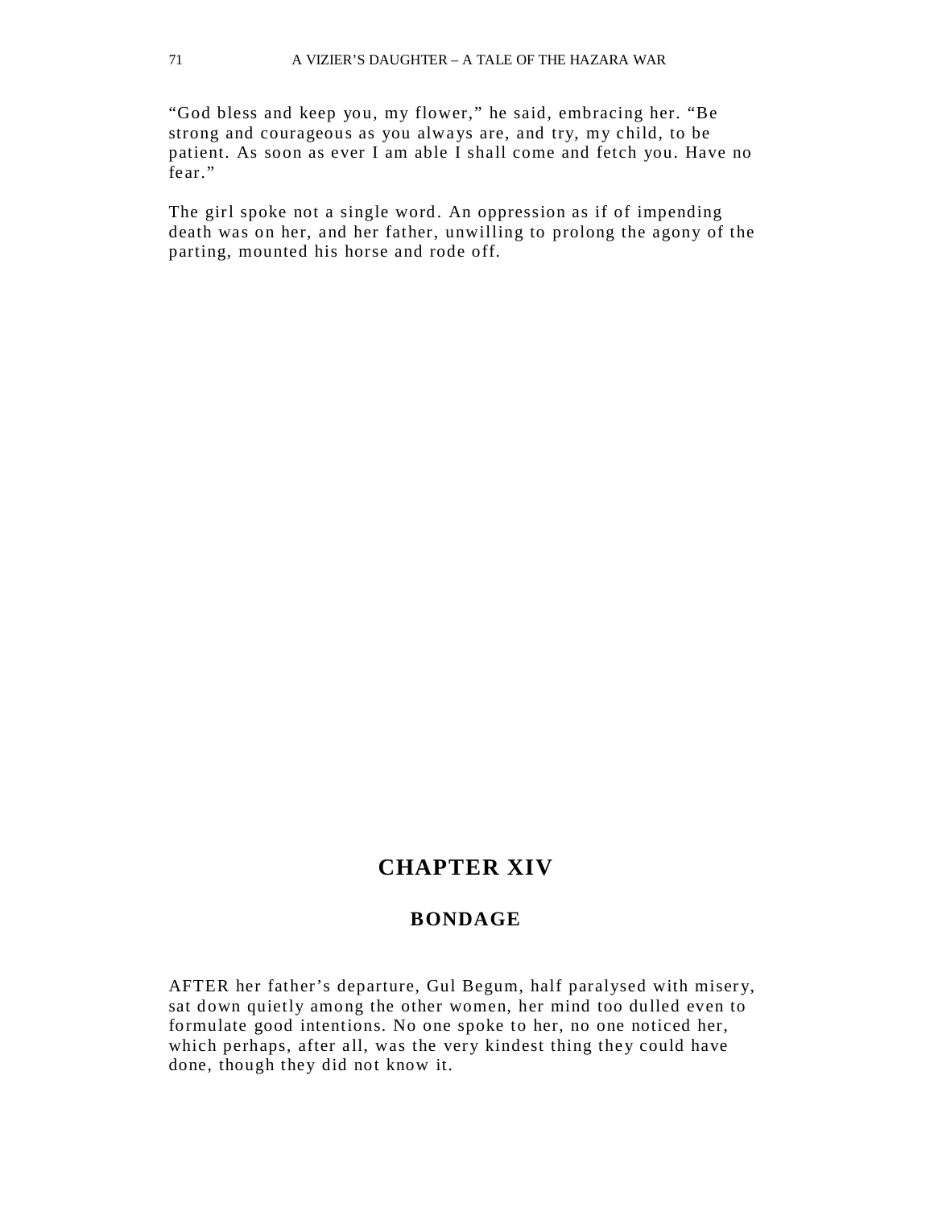"God bless and keep you, my flower," he said, embracing her. "Be strong and courageous as you always are, and try, my child, to be patient. As soon as ever I am able I shall come and fetch you. Have no fear."

The girl spoke not a single word. An oppression as if of impending death was on her, and her father, unwilling to prolong the agony of the parting, mounted his horse and rode off.

# CHAPTER XIV

## BONDAGE

AFTER her father's departure, Gul Begum, half paralysed with misery, sat down quietly among the other women, her mind too dulled even to formulate good intentions. No one spoke to her, no one noticed her, which perhaps, after all, was the very kindest thing they could have done, though they did not know it.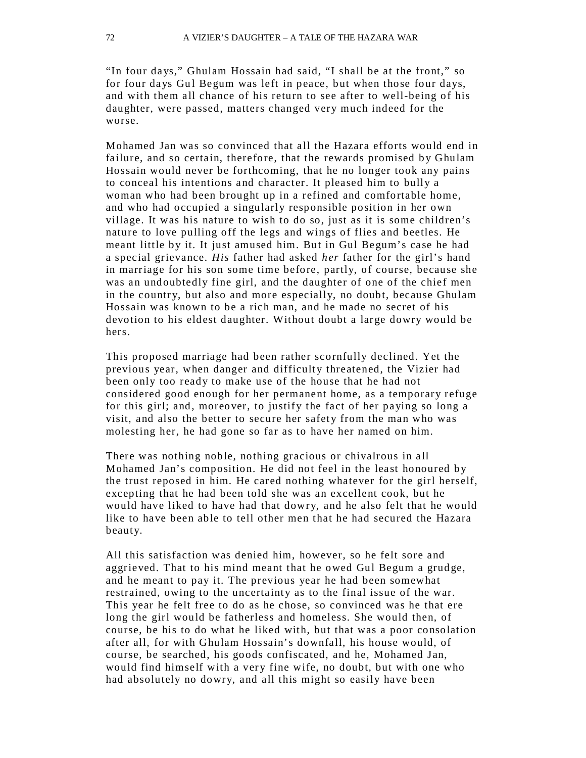"In four days," Ghulam Hossain had said, "I shall be at the front," so for four days Gul Begum was left in peace, but when those four days, and with them all chance of his return to see after to well-being of his daughter, were passed, matters changed very much indeed for the worse.

Mohamed Jan was so convinced that all the Hazara efforts would end in failure, and so certain, therefore, that the rewards promised by Ghulam Hossain would never be forthcoming, that he no longer took any pains to conceal his intentions and character. It pleased him to bully a woman who had been brought up in a refined and comfortable home, and who had occupied a singularly responsible position in her own village. It was his nature to wish to do so, just as it is some children's nature to love pulling off the legs and wings of flies and beetles. He meant little by it. It just amused him. But in Gul Begum's case he had a special grievance. *His* father had asked *her* father for the girl's hand in marriage for his son some time before, partly, of course, because she was an undoubtedly fine girl, and the daughter of one of the chief men in the country, but also and more especially, no doubt, because Ghulam Hossain was known to be a rich man, and he made no secret of his devotion to his eldest daughter. Without doubt a large dowry would be hers.

This proposed marriage had been rather scornfully declined. Yet the previous year, when danger and difficulty threatened, the Vizier had been only too ready to make use of the house that he had not considered good enough for her permanent home, as a temporary refuge for this girl; and, moreover, to justify the fact of her paying so long a visit, and also the better to secure her safety from the man who was molesting her, he had gone so far as to have her named on him.

There was nothing noble, nothing gracious or chivalrous in all Mohamed Jan's composition. He did not feel in the least honoured by the trust reposed in him. He cared nothing whatever for the girl herself, excepting that he had been told she was an excellent cook, but he would have liked to have had that dowry, and he also felt that he would like to have been able to tell other men that he had secured the Hazara beauty.

All this satisfaction was denied him, however, so he felt sore and aggrieved. That to his mind meant that he owed Gul Begum a grudge, and he meant to pay it. The previous year he had been somewhat restrained, owing to the uncertainty as to the final issue of the war. This year he felt free to do as he chose, so convinced was he that ere long the girl would be fatherless and homeless. She would then, of course, be his to do what he liked with, but that was a poor consolation after all, for with Ghulam Hossain's downfall, his house would, of course, be searched, his goods confiscated, and he, Mohamed Jan, would find himself with a very fine wife, no doubt, but with one who had absolutely no dowry, and all this might so easily have been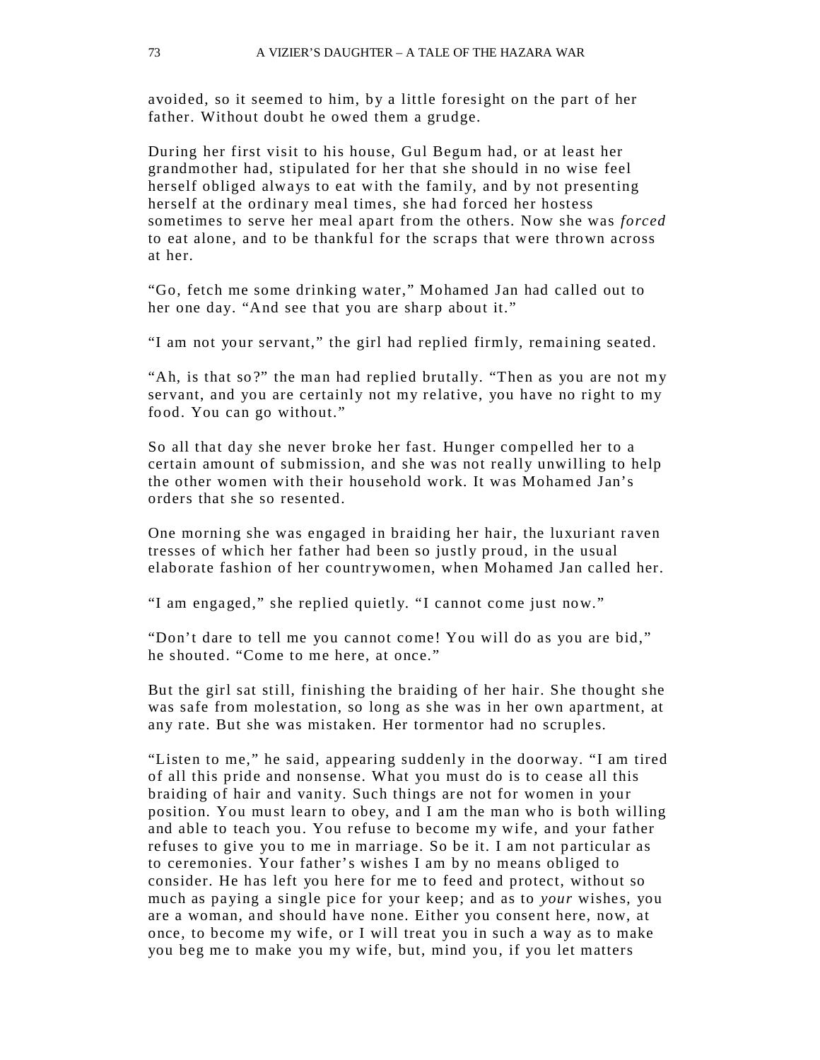avoided, so it seemed to him, by a little foresight on the part of her father. Without doubt he owed them a grudge.

During her first visit to his house, Gul Begum had, or at least her grandmother had, stipulated for her that she should in no wise feel herself obliged always to eat with the family, and by not presenting herself at the ordinary meal times, she had forced her hostess sometimes to serve her meal apart from the others. Now she was *forced* to eat alone, and to be thankful for the scraps that were thrown across at her.

"Go, fetch me some drinking water," Mohamed Jan had called out to her one day. "And see that you are sharp about it."

"I am not your servant," the girl had replied firmly, remaining seated.

"Ah, is that so?" the man had replied brutally. "Then as you are not my servant, and you are certainly not my relative, you have no right to my food. You can go without."

So all that day she never broke her fast. Hunger compelled her to a certain amount of submission, and she was not really unwilling to help the other women with their household work. It was Mohamed Jan's orders that she so resented.

One morning she was engaged in braiding her hair, the luxuriant raven tresses of which her father had been so justly proud, in the usual elaborate fashion of her countrywomen, when Mohamed Jan called her.

"I am engaged," she replied quietly. "I cannot come just now."

"Don't dare to tell me you cannot come! You will do as you are bid," he shouted. "Come to me here, at once."

But the girl sat still, finishing the braiding of her hair. She thought she was safe from molestation, so long as she was in her own apartment, at any rate. But she was mistaken. Her tormentor had no scruples.

"Listen to me," he said, appearing suddenly in the doorway. "I am tired of all this pride and nonsense. What you must do is to cease all this braiding of hair and vanity. Such things are not for women in your position. You must learn to obey, and I am the man who is both willing and able to teach you. You refuse to become my wife, and your father refuses to give you to me in marriage. So be it. I am not particular as to ceremonies. Your father's wishes I am by no means obliged to consider. He has left you here for me to feed and protect, without so much as paying a single pice for your keep; and as to *your* wishes, you are a woman, and should have none. Either you consent here, now, at once, to become my wife, or I will treat you in such a way as to make you beg me to make you my wife, but, mind you, if you let matters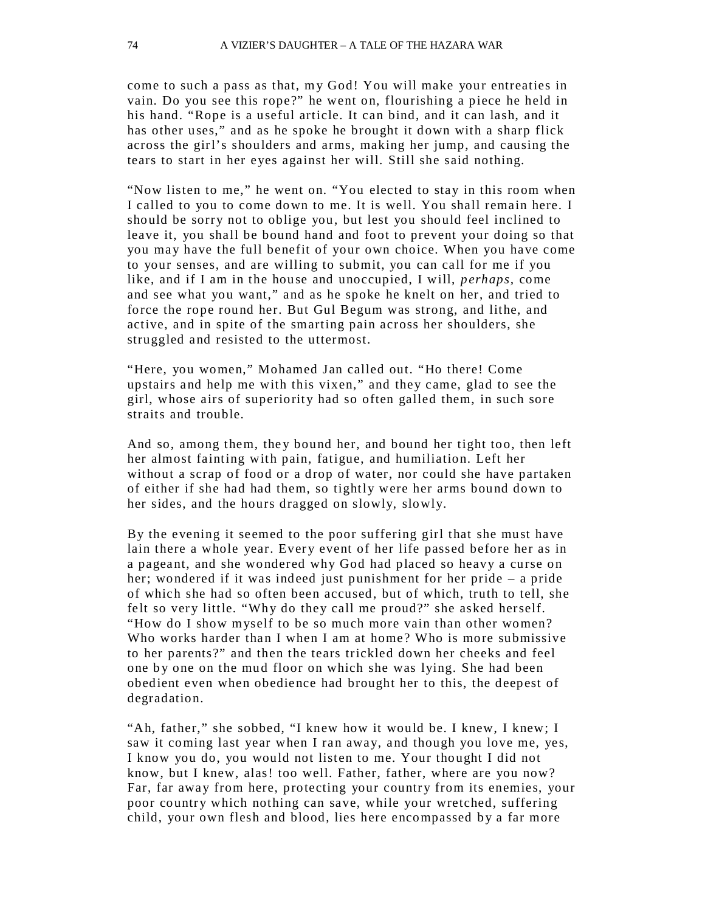come to such a pass as that, my God! You will make your entreaties in vain. Do you see this rope?" he went on, flourishing a piece he held in his hand. "Rope is a useful article. It can bind, and it can lash, and it has other uses," and as he spoke he brought it down with a sharp flick across the girl's shoulders and arms, making her jump, and causing the tears to start in her eyes against her will. Still she said nothing.

"Now listen to me," he went on. "You elected to stay in this room when I called to you to come down to me. It is well. You shall remain here. I should be sorry not to oblige you, but lest you should feel inclined to leave it, you shall be bound hand and foot to prevent your doing so that you may have the full benefit of your own choice. When you have come to your senses, and are willing to submit, you can call for me if you like, and if I am in the house and unoccupied, I will, *perhaps*, come and see what you want," and as he spoke he knelt on her, and tried to force the rope round her. But Gul Begum was strong, and lithe, and active, and in spite of the smarting pain across her shoulders, she struggled and resisted to the uttermost.

"Here, you women," Mohamed Jan called out. "Ho there! Come upstairs and help me with this vixen," and they came, glad to see the girl, whose airs of superiority had so often galled them, in such sore straits and trouble.

And so, among them, they bound her, and bound her tight too, then left her almost fainting with pain, fatigue, and humiliation. Left her without a scrap of food or a drop of water, nor could she have partaken of either if she had had them, so tightly were her arms bound down to her sides, and the hours dragged on slowly, slowly.

By the evening it seemed to the poor suffering girl that she must have lain there a whole year. Every event of her life passed before her as in a pageant, and she wondered why God had placed so heavy a curse on her; wondered if it was indeed just punishment for her pride – a pride of which she had so often been accused, but of which, truth to tell, she felt so very little. "Why do they call me proud?" she asked herself. "How do I show myself to be so much more vain than other women? Who works harder than I when I am at home? Who is more submissive to her parents?" and then the tears trickled down her cheeks and feel one by one on the mud floor on which she was lying. She had been obedient even when obedience had brought her to this, the deepest of degradation.

"Ah, father," she sobbed, "I knew how it would be. I knew, I knew; I saw it coming last year when I ran away, and though you love me, yes, I know you do, you would not listen to me. Your thought I did not know, but I knew, alas! too well. Father, father, where are you now? Far, far away from here, protecting your country from its enemies, your poor country which nothing can save, while your wretched, suffering child, your own flesh and blood, lies here encompassed by a far more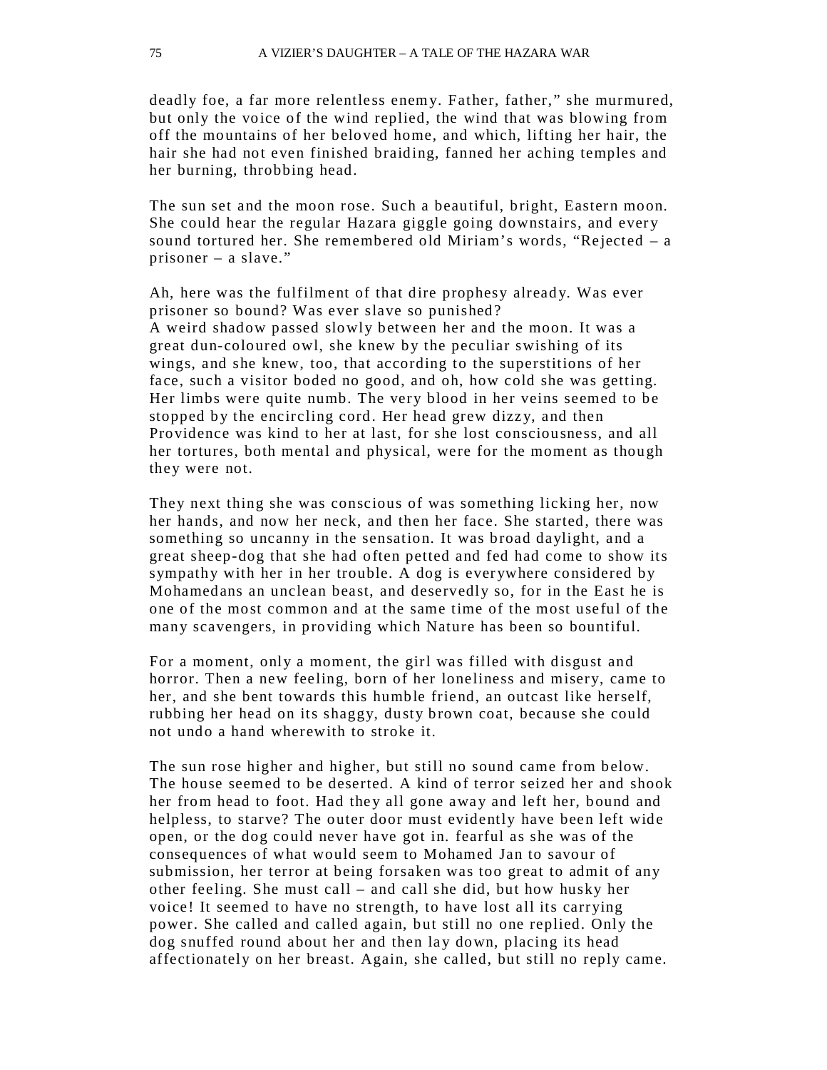deadly foe, a far more relentless enemy. Father, father," she murmured, but only the voice of the wind replied, the wind that was blowing from off the mountains of her beloved home, and which, lifting her hair, the hair she had not even finished braiding, fanned her aching temples and her burning, throbbing head.

The sun set and the moon rose. Such a beautiful, bright, Eastern moon. She could hear the regular Hazara giggle going downstairs, and every sound tortured her. She remembered old Miriam's words, "Rejected – a prisoner – a slave."

Ah, here was the fulfilment of that dire prophesy already. Was ever prisoner so bound? Was ever slave so punished?
A weird shadow passed slowly between her and the moon. It was a great dun-coloured owl, she knew by the peculiar swishing of its wings, and she knew, too, that according to the superstitions of her face, such a visitor boded no good, and oh, how cold she was getting. Her limbs were quite numb. The very blood in her veins seemed to be stopped by the encircling cord. Her head grew dizzy, and then Providence was kind to her at last, for she lost consciousness, and all her tortures, both mental and physical, were for the moment as though they were not.

They next thing she was conscious of was something licking her, now her hands, and now her neck, and then her face. She started, there was something so uncanny in the sensation. It was broad daylight, and a great sheep-dog that she had often petted and fed had come to show its sympathy with her in her trouble. A dog is everywhere considered by Mohamedans an unclean beast, and deservedly so, for in the East he is one of the most common and at the same time of the most useful of the many scavengers, in providing which Nature has been so bountiful.

For a moment, only a moment, the girl was filled with disgust and horror. Then a new feeling, born of her loneliness and misery, came to her, and she bent towards this humble friend, an outcast like herself, rubbing her head on its shaggy, dusty brown coat, because she could not undo a hand wherewith to stroke it.

The sun rose higher and higher, but still no sound came from below. The house seemed to be deserted. A kind of terror seized her and shook her from head to foot. Had they all gone away and left her, bound and helpless, to starve? The outer door must evidently have been left wide open, or the dog could never have got in. fearful as she was of the consequences of what would seem to Mohamed Jan to savour of submission, her terror at being forsaken was too great to admit of any other feeling. She must call – and call she did, but how husky her voice! It seemed to have no strength, to have lost all its carrying power. She called and called again, but still no one replied. Only the dog snuffed round about her and then lay down, placing its head affectionately on her breast. Again, she called, but still no reply came.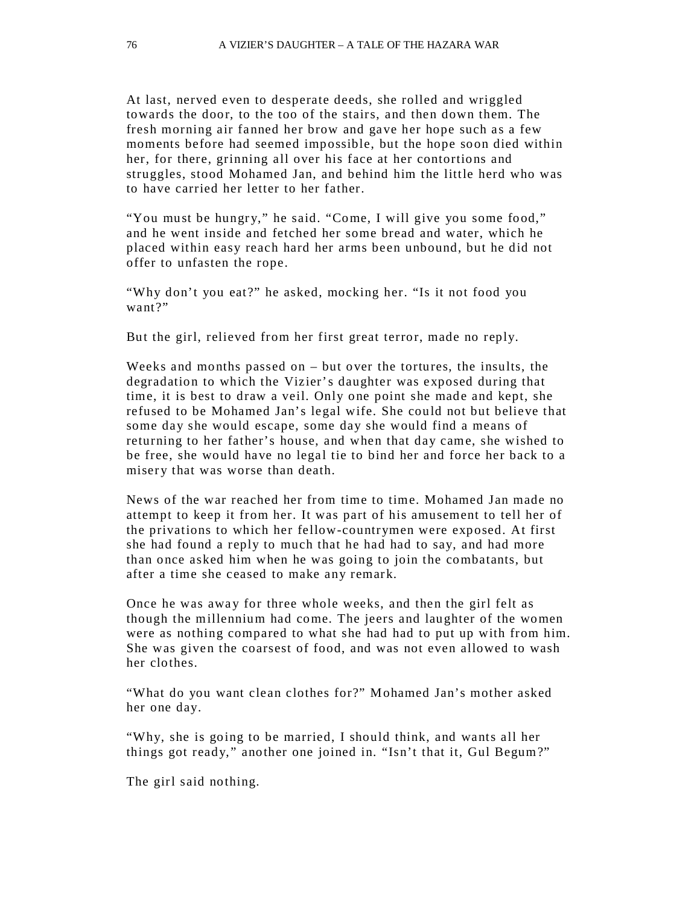At last, nerved even to desperate deeds, she rolled and wriggled towards the door, to the too of the stairs, and then down them. The fresh morning air fanned her brow and gave her hope such as a few moments before had seemed impossible, but the hope soon died within her, for there, grinning all over his face at her contortions and struggles, stood Mohamed Jan, and behind him the little herd who was to have carried her letter to her father.

“You must be hungry,” he said. “Come, I will give you some food,” and he went inside and fetched her some bread and water, which he placed within easy reach hard her arms been unbound, but he did not offer to unfasten the rope.

“Why don’t you eat?” he asked, mocking her. “Is it not food you want?”

But the girl, relieved from her first great terror, made no reply.

Weeks and months passed on – but over the tortures, the insults, the degradation to which the Vizier’s daughter was exposed during that time, it is best to draw a veil. Only one point she made and kept, she refused to be Mohamed Jan’s legal wife. She could not but believe that some day she would escape, some day she would find a means of returning to her father’s house, and when that day came, she wished to be free, she would have no legal tie to bind her and force her back to a misery that was worse than death.

News of the war reached her from time to time. Mohamed Jan made no attempt to keep it from her. It was part of his amusement to tell her of the privations to which her fellow-countrymen were exposed. At first she had found a reply to much that he had had to say, and had more than once asked him when he was going to join the combatants, but after a time she ceased to make any remark.

Once he was away for three whole weeks, and then the girl felt as though the millennium had come. The jeers and laughter of the women were as nothing compared to what she had had to put up with from him. She was given the coarsest of food, and was not even allowed to wash her clothes.

“What do you want clean clothes for?” Mohamed Jan’s mother asked her one day.

“Why, she is going to be married, I should think, and wants all her things got ready,” another one joined in. “Isn’t that it, Gul Begum?”

The girl said nothing.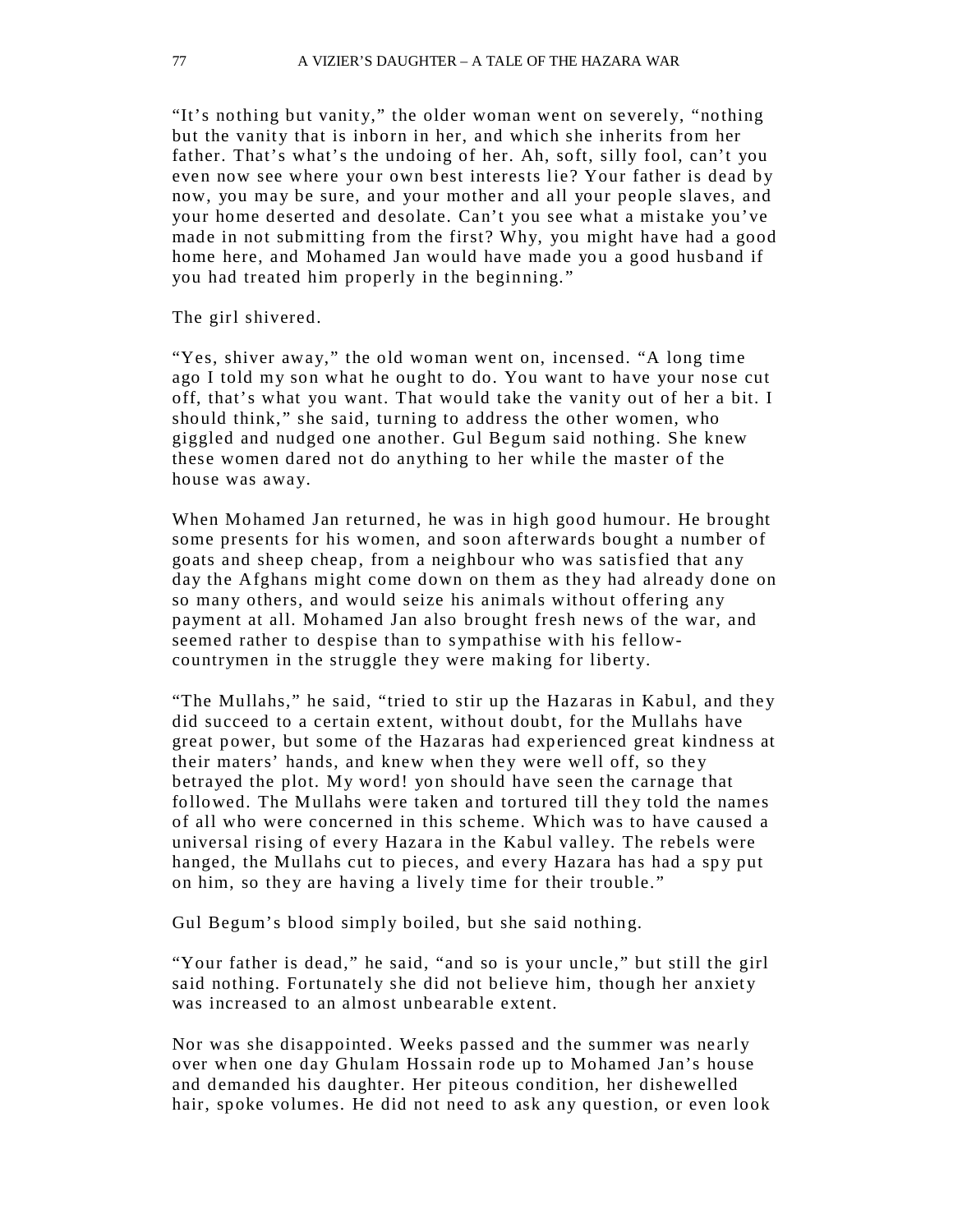"It's nothing but vanity," the older woman went on severely, "nothing but the vanity that is inborn in her, and which she inherits from her father. That's what's the undoing of her. Ah, soft, silly fool, can't you even now see where your own best interests lie? Your father is dead by now, you may be sure, and your mother and all your people slaves, and your home deserted and desolate. Can't you see what a mistake you've made in not submitting from the first? Why, you might have had a good home here, and Mohamed Jan would have made you a good husband if you had treated him properly in the beginning."

The girl shivered.

"Yes, shiver away," the old woman went on, incensed. "A long time ago I told my son what he ought to do. You want to have your nose cut off, that's what you want. That would take the vanity out of her a bit. I should think," she said, turning to address the other women, who giggled and nudged one another. Gul Begum said nothing. She knew these women dared not do anything to her while the master of the house was away.

When Mohamed Jan returned, he was in high good humour. He brought some presents for his women, and soon afterwards bought a number of goats and sheep cheap, from a neighbour who was satisfied that any day the Afghans might come down on them as they had already done on so many others, and would seize his animals without offering any payment at all. Mohamed Jan also brought fresh news of the war, and seemed rather to despise than to sympathise with his fellow-countrymen in the struggle they were making for liberty.

"The Mullahs," he said, "tried to stir up the Hazaras in Kabul, and they did succeed to a certain extent, without doubt, for the Mullahs have great power, but some of the Hazaras had experienced great kindness at their maters' hands, and knew when they were well off, so they betrayed the plot. My word! yon should have seen the carnage that followed. The Mullahs were taken and tortured till they told the names of all who were concerned in this scheme. Which was to have caused a universal rising of every Hazara in the Kabul valley. The rebels were hanged, the Mullahs cut to pieces, and every Hazara has had a spy put on him, so they are having a lively time for their trouble."

Gul Begum's blood simply boiled, but she said nothing.

"Your father is dead," he said, "and so is your uncle," but still the girl said nothing. Fortunately she did not believe him, though her anxiety was increased to an almost unbearable extent.

Nor was she disappointed. Weeks passed and the summer was nearly over when one day Ghulam Hossain rode up to Mohamed Jan's house and demanded his daughter. Her piteous condition, her dishewelled hair, spoke volumes. He did not need to ask any question, or even look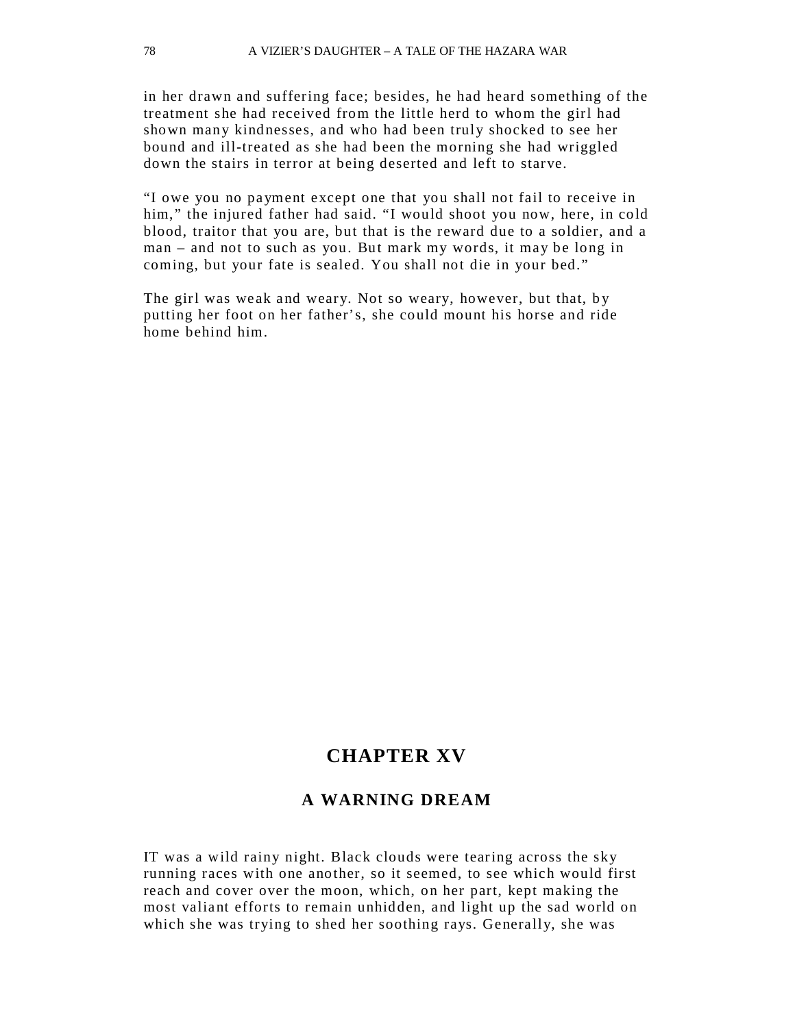in her drawn and suffering face; besides, he had heard something of the treatment she had received from the little herd to whom the girl had shown many kindnesses, and who had been truly shocked to see her bound and ill-treated as she had been the morning she had wriggled down the stairs in terror at being deserted and left to starve.

“I owe you no payment except one that you shall not fail to receive in him,” the injured father had said. “I would shoot you now, here, in cold blood, traitor that you are, but that is the reward due to a soldier, and a man – and not to such as you. But mark my words, it may be long in coming, but your fate is sealed. You shall not die in your bed.”

The girl was weak and weary. Not so weary, however, but that, by putting her foot on her father’s, she could mount his horse and ride home behind him.

# CHAPTER XV

## A WARNING DREAM

IT was a wild rainy night. Black clouds were tearing across the sky running races with one another, so it seemed, to see which would first reach and cover over the moon, which, on her part, kept making the most valiant efforts to remain unhidden, and light up the sad world on which she was trying to shed her soothing rays. Generally, she was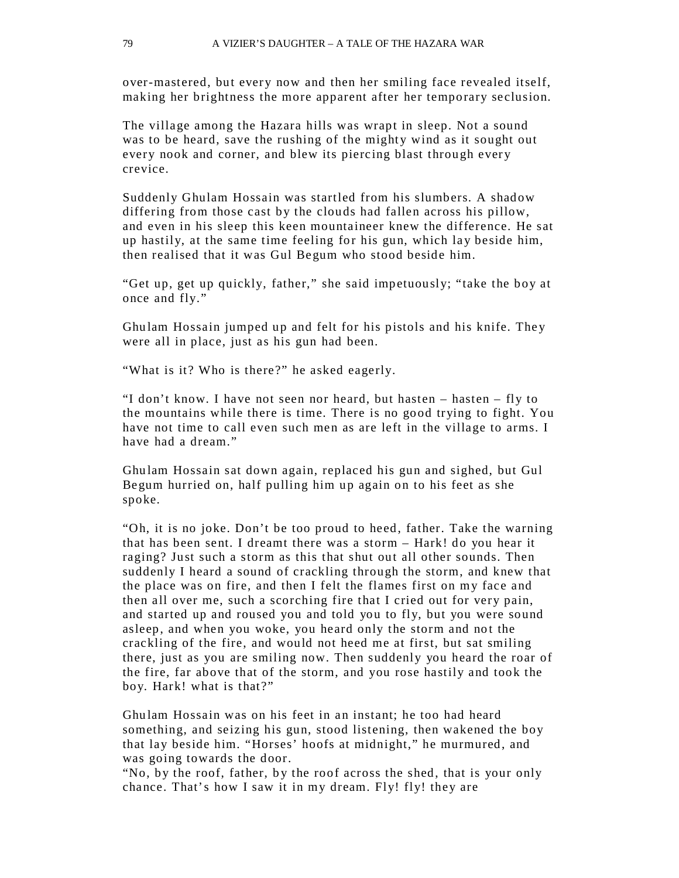over-mastered, but every now and then her smiling face revealed itself, making her brightness the more apparent after her temporary seclusion.

The village among the Hazara hills was wrapt in sleep. Not a sound was to be heard, save the rushing of the mighty wind as it sought out every nook and corner, and blew its piercing blast through every crevice.

Suddenly Ghulam Hossain was startled from his slumbers. A shadow differing from those cast by the clouds had fallen across his pillow, and even in his sleep this keen mountaineer knew the difference. He sat up hastily, at the same time feeling for his gun, which lay beside him, then realised that it was Gul Begum who stood beside him.

"Get up, get up quickly, father," she said impetuously; "take the boy at once and fly."

Ghulam Hossain jumped up and felt for his pistols and his knife. They were all in place, just as his gun had been.

"What is it? Who is there?" he asked eagerly.

"I don't know. I have not seen nor heard, but hasten – hasten – fly to the mountains while there is time. There is no good trying to fight. You have not time to call even such men as are left in the village to arms. I have had a dream."

Ghulam Hossain sat down again, replaced his gun and sighed, but Gul Begum hurried on, half pulling him up again on to his feet as she spoke.

"Oh, it is no joke. Don't be too proud to heed, father. Take the warning that has been sent. I dreamt there was a storm – Hark! do you hear it raging? Just such a storm as this that shut out all other sounds. Then suddenly I heard a sound of crackling through the storm, and knew that the place was on fire, and then I felt the flames first on my face and then all over me, such a scorching fire that I cried out for very pain, and started up and roused you and told you to fly, but you were sound asleep, and when you woke, you heard only the storm and not the crackling of the fire, and would not heed me at first, but sat smiling there, just as you are smiling now. Then suddenly you heard the roar of the fire, far above that of the storm, and you rose hastily and took the boy. Hark! what is that?"

Ghulam Hossain was on his feet in an instant; he too had heard something, and seizing his gun, stood listening, then wakened the boy that lay beside him. "Horses' hoofs at midnight," he murmured, and was going towards the door.

"No, by the roof, father, by the roof across the shed, that is your only chance. That's how I saw it in my dream. Fly! fly! they are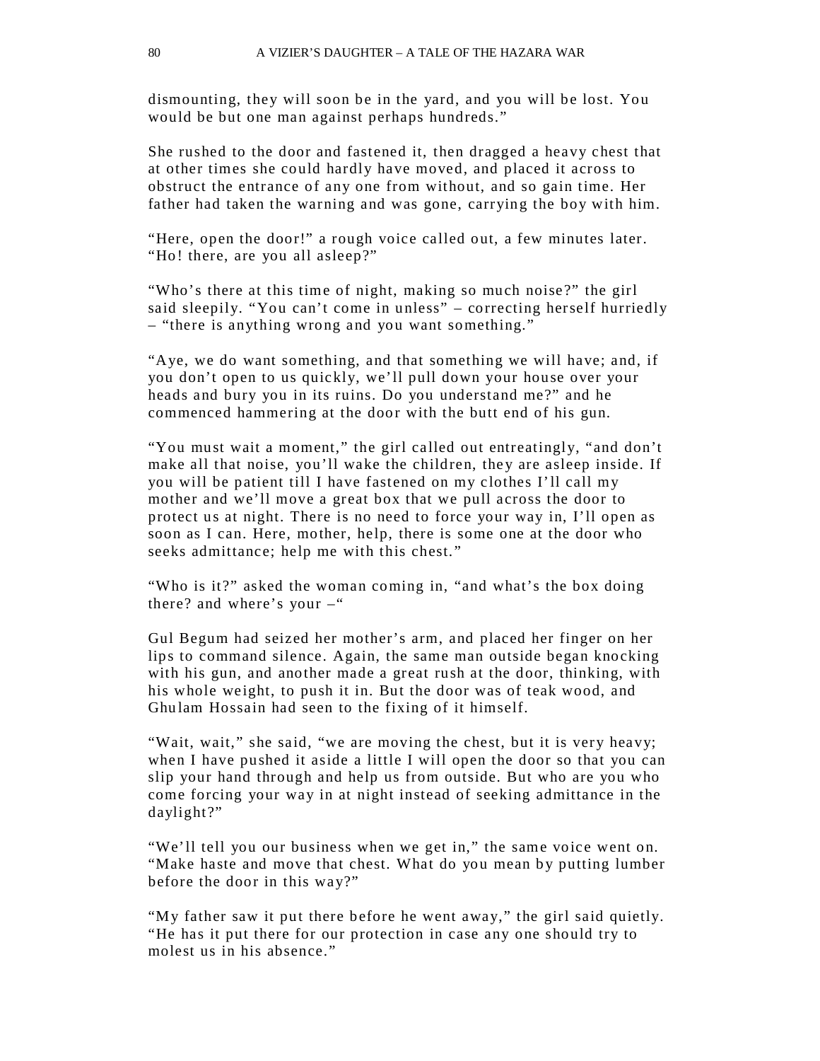dismounting, they will soon be in the yard, and you will be lost. You would be but one man against perhaps hundreds."

She rushed to the door and fastened it, then dragged a heavy chest that at other times she could hardly have moved, and placed it across to obstruct the entrance of any one from without, and so gain time. Her father had taken the warning and was gone, carrying the boy with him.

"Here, open the door!" a rough voice called out, a few minutes later. "Ho! there, are you all asleep?"

"Who's there at this time of night, making so much noise?" the girl said sleepily. "You can't come in unless" – correcting herself hurriedly – "there is anything wrong and you want something."

"Aye, we do want something, and that something we will have; and, if you don't open to us quickly, we'll pull down your house over your heads and bury you in its ruins. Do you understand me?" and he commenced hammering at the door with the butt end of his gun.

"You must wait a moment," the girl called out entreatingly, "and don't make all that noise, you'll wake the children, they are asleep inside. If you will be patient till I have fastened on my clothes I'll call my mother and we'll move a great box that we pull across the door to protect us at night. There is no need to force your way in, I'll open as soon as I can. Here, mother, help, there is some one at the door who seeks admittance; help me with this chest."

"Who is it?" asked the woman coming in, "and what's the box doing there? and where's your –"

Gul Begum had seized her mother's arm, and placed her finger on her lips to command silence. Again, the same man outside began knocking with his gun, and another made a great rush at the door, thinking, with his whole weight, to push it in. But the door was of teak wood, and Ghulam Hossain had seen to the fixing of it himself.

"Wait, wait," she said, "we are moving the chest, but it is very heavy; when I have pushed it aside a little I will open the door so that you can slip your hand through and help us from outside. But who are you who come forcing your way in at night instead of seeking admittance in the daylight?"

"We'll tell you our business when we get in," the same voice went on. "Make haste and move that chest. What do you mean by putting lumber before the door in this way?"

"My father saw it put there before he went away," the girl said quietly. "He has it put there for our protection in case any one should try to molest us in his absence."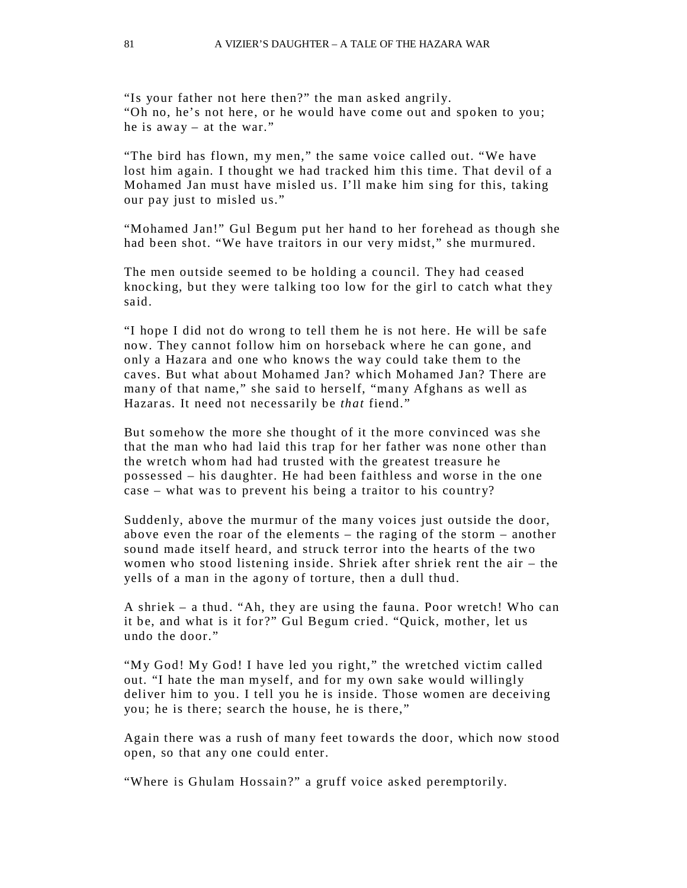"Is your father not here then?" the man asked angrily.
"Oh no, he's not here, or he would have come out and spoken to you; he is away – at the war."

"The bird has flown, my men," the same voice called out. "We have lost him again. I thought we had tracked him this time. That devil of a Mohamed Jan must have misled us. I'll make him sing for this, taking our pay just to misled us."

"Mohamed Jan!" Gul Begum put her hand to her forehead as though she had been shot. "We have traitors in our very midst," she murmured.

The men outside seemed to be holding a council. They had ceased knocking, but they were talking too low for the girl to catch what they said.

"I hope I did not do wrong to tell them he is not here. He will be safe now. They cannot follow him on horseback where he can gone, and only a Hazara and one who knows the way could take them to the caves. But what about Mohamed Jan? which Mohamed Jan? There are many of that name," she said to herself, "many Afghans as well as Hazaras. It need not necessarily be *that* fiend."

But somehow the more she thought of it the more convinced was she that the man who had laid this trap for her father was none other than the wretch whom had had trusted with the greatest treasure he possessed – his daughter. He had been faithless and worse in the one case – what was to prevent his being a traitor to his country?

Suddenly, above the murmur of the many voices just outside the door, above even the roar of the elements – the raging of the storm – another sound made itself heard, and struck terror into the hearts of the two women who stood listening inside. Shriek after shriek rent the air – the yells of a man in the agony of torture, then a dull thud.

A shriek – a thud. "Ah, they are using the fauna. Poor wretch! Who can it be, and what is it for?" Gul Begum cried. "Quick, mother, let us undo the door."

"My God! My God! I have led you right," the wretched victim called out. "I hate the man myself, and for my own sake would willingly deliver him to you. I tell you he is inside. Those women are deceiving you; he is there; search the house, he is there,"

Again there was a rush of many feet towards the door, which now stood open, so that any one could enter.

"Where is Ghulam Hossain?" a gruff voice asked peremptorily.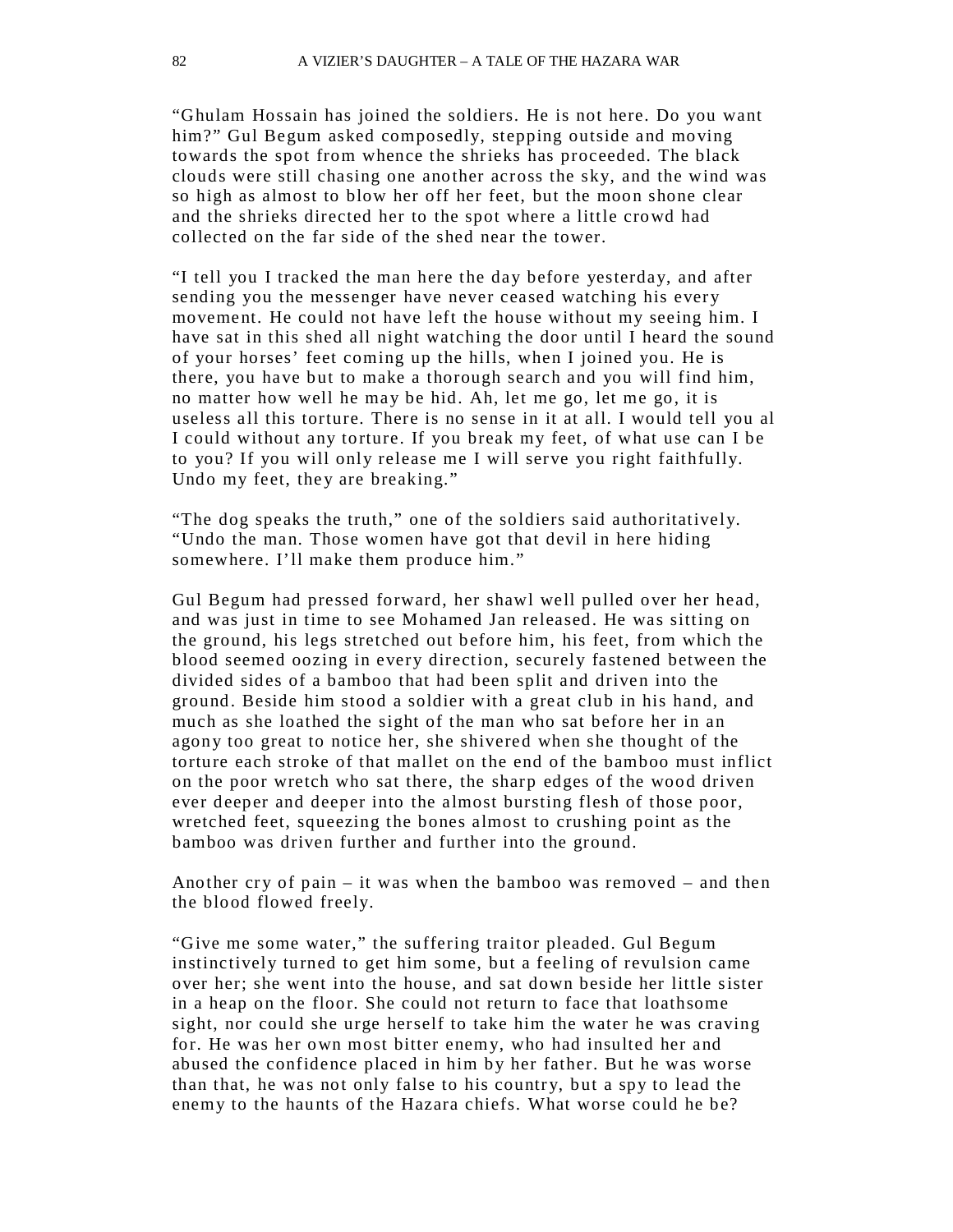"Ghulam Hossain has joined the soldiers. He is not here. Do you want him?" Gul Begum asked composedly, stepping outside and moving towards the spot from whence the shrieks has proceeded. The black clouds were still chasing one another across the sky, and the wind was so high as almost to blow her off her feet, but the moon shone clear and the shrieks directed her to the spot where a little crowd had collected on the far side of the shed near the tower.

"I tell you I tracked the man here the day before yesterday, and after sending you the messenger have never ceased watching his every movement. He could not have left the house without my seeing him. I have sat in this shed all night watching the door until I heard the sound of your horses' feet coming up the hills, when I joined you. He is there, you have but to make a thorough search and you will find him, no matter how well he may be hid. Ah, let me go, let me go, it is useless all this torture. There is no sense in it at all. I would tell you al I could without any torture. If you break my feet, of what use can I be to you? If you will only release me I will serve you right faithfully. Undo my feet, they are breaking."

"The dog speaks the truth," one of the soldiers said authoritatively. "Undo the man. Those women have got that devil in here hiding somewhere. I'll make them produce him."

Gul Begum had pressed forward, her shawl well pulled over her head, and was just in time to see Mohamed Jan released. He was sitting on the ground, his legs stretched out before him, his feet, from which the blood seemed oozing in every direction, securely fastened between the divided sides of a bamboo that had been split and driven into the ground. Beside him stood a soldier with a great club in his hand, and much as she loathed the sight of the man who sat before her in an agony too great to notice her, she shivered when she thought of the torture each stroke of that mallet on the end of the bamboo must inflict on the poor wretch who sat there, the sharp edges of the wood driven ever deeper and deeper into the almost bursting flesh of those poor, wretched feet, squeezing the bones almost to crushing point as the bamboo was driven further and further into the ground.

Another cry of pain – it was when the bamboo was removed – and then the blood flowed freely.

"Give me some water," the suffering traitor pleaded. Gul Begum instinctively turned to get him some, but a feeling of revulsion came over her; she went into the house, and sat down beside her little sister in a heap on the floor. She could not return to face that loathsome sight, nor could she urge herself to take him the water he was craving for. He was her own most bitter enemy, who had insulted her and abused the confidence placed in him by her father. But he was worse than that, he was not only false to his country, but a spy to lead the enemy to the haunts of the Hazara chiefs. What worse could he be?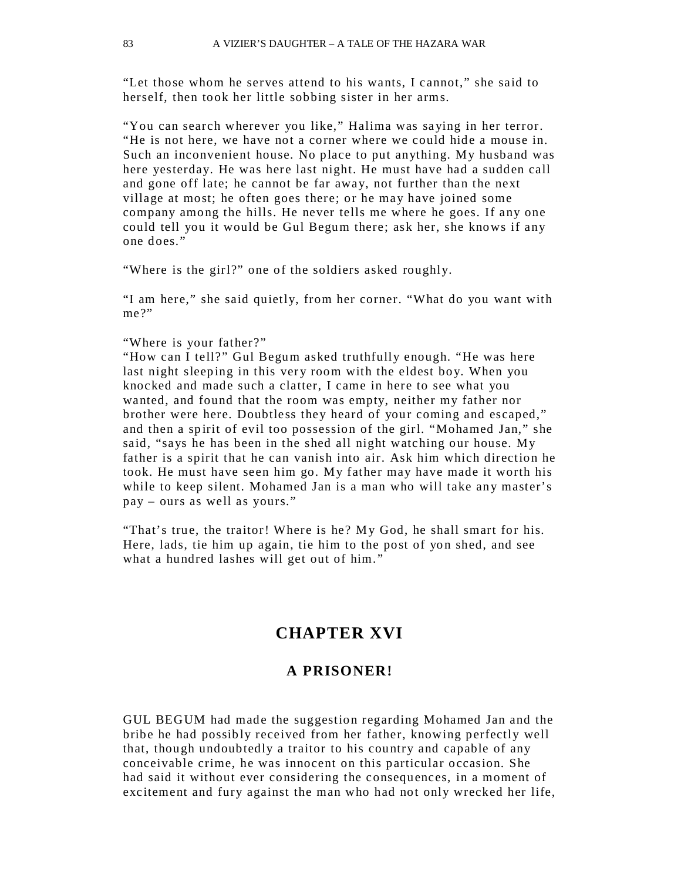"Let those whom he serves attend to his wants, I cannot," she said to herself, then took her little sobbing sister in her arms.

"You can search wherever you like," Halima was saying in her terror. "He is not here, we have not a corner where we could hide a mouse in. Such an inconvenient house. No place to put anything. My husband was here yesterday. He was here last night. He must have had a sudden call and gone off late; he cannot be far away, not further than the next village at most; he often goes there; or he may have joined some company among the hills. He never tells me where he goes. If any one could tell you it would be Gul Begum there; ask her, she knows if any one does."

"Where is the girl?" one of the soldiers asked roughly.

"I am here," she said quietly, from her corner. "What do you want with me?"

"Where is your father?"
"How can I tell?" Gul Begum asked truthfully enough. "He was here last night sleeping in this very room with the eldest boy. When you knocked and made such a clatter, I came in here to see what you wanted, and found that the room was empty, neither my father nor brother were here. Doubtless they heard of your coming and escaped," and then a spirit of evil too possession of the girl. "Mohamed Jan," she said, "says he has been in the shed all night watching our house. My father is a spirit that he can vanish into air. Ask him which direction he took. He must have seen him go. My father may have made it worth his while to keep silent. Mohamed Jan is a man who will take any master's pay – ours as well as yours."

"That's true, the traitor! Where is he? My God, he shall smart for his. Here, lads, tie him up again, tie him to the post of yon shed, and see what a hundred lashes will get out of him."

# CHAPTER XVI

## A PRISONER!

GUL BEGUM had made the suggestion regarding Mohamed Jan and the bribe he had possibly received from her father, knowing perfectly well that, though undoubtedly a traitor to his country and capable of any conceivable crime, he was innocent on this particular occasion. She had said it without ever considering the consequences, in a moment of excitement and fury against the man who had not only wrecked her life,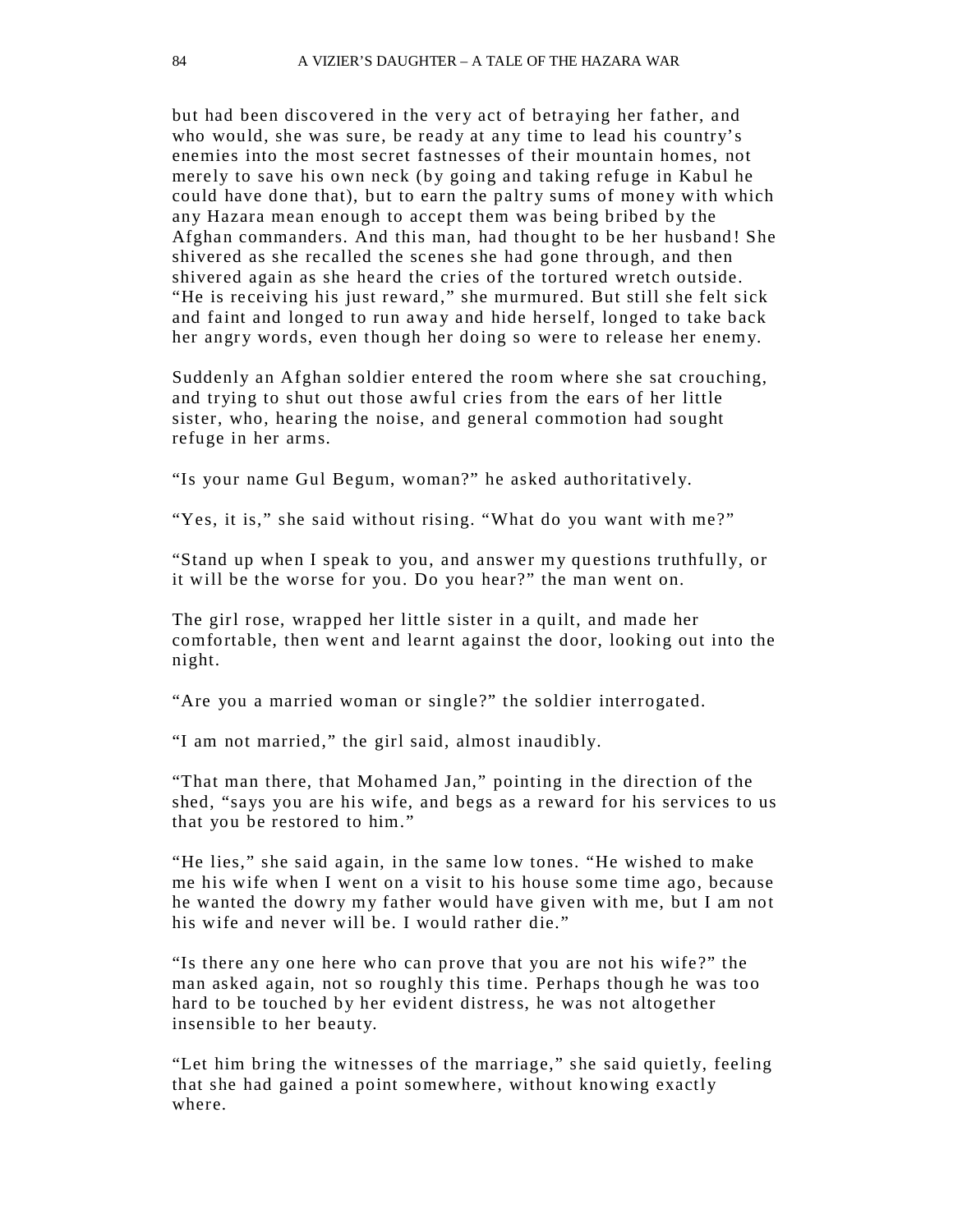but had been discovered in the very act of betraying her father, and who would, she was sure, be ready at any time to lead his country's enemies into the most secret fastnesses of their mountain homes, not merely to save his own neck (by going and taking refuge in Kabul he could have done that), but to earn the paltry sums of money with which any Hazara mean enough to accept them was being bribed by the Afghan commanders. And this man, had thought to be her husband! She shivered as she recalled the scenes she had gone through, and then shivered again as she heard the cries of the tortured wretch outside. "He is receiving his just reward," she murmured. But still she felt sick and faint and longed to run away and hide herself, longed to take back her angry words, even though her doing so were to release her enemy.

Suddenly an Afghan soldier entered the room where she sat crouching, and trying to shut out those awful cries from the ears of her little sister, who, hearing the noise, and general commotion had sought refuge in her arms.

"Is your name Gul Begum, woman?" he asked authoritatively.

"Yes, it is," she said without rising. "What do you want with me?"

"Stand up when I speak to you, and answer my questions truthfully, or it will be the worse for you. Do you hear?" the man went on.

The girl rose, wrapped her little sister in a quilt, and made her comfortable, then went and learnt against the door, looking out into the night.

"Are you a married woman or single?" the soldier interrogated.

"I am not married," the girl said, almost inaudibly.

"That man there, that Mohamed Jan," pointing in the direction of the shed, "says you are his wife, and begs as a reward for his services to us that you be restored to him."

"He lies," she said again, in the same low tones. "He wished to make me his wife when I went on a visit to his house some time ago, because he wanted the dowry my father would have given with me, but I am not his wife and never will be. I would rather die."

"Is there any one here who can prove that you are not his wife?" the man asked again, not so roughly this time. Perhaps though he was too hard to be touched by her evident distress, he was not altogether insensible to her beauty.

"Let him bring the witnesses of the marriage," she said quietly, feeling that she had gained a point somewhere, without knowing exactly where.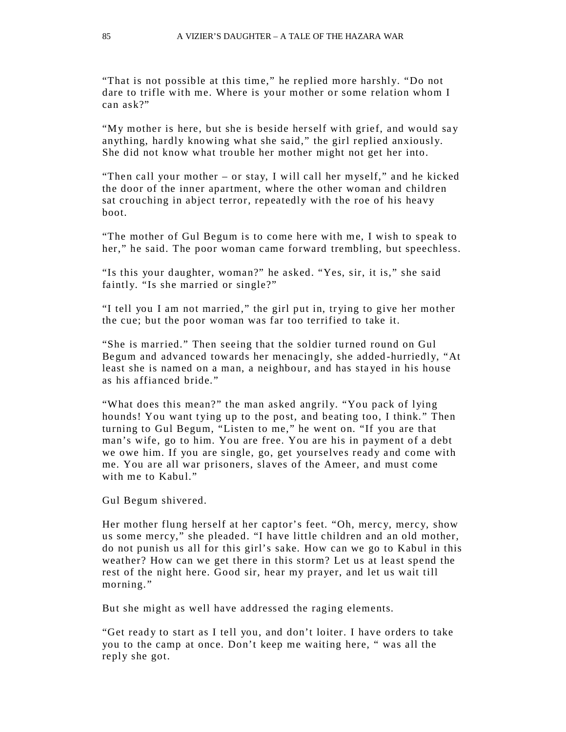"That is not possible at this time," he replied more harshly. "Do not dare to trifle with me. Where is your mother or some relation whom I can ask?"

"My mother is here, but she is beside herself with grief, and would say anything, hardly knowing what she said," the girl replied anxiously. She did not know what trouble her mother might not get her into.

"Then call your mother – or stay, I will call her myself," and he kicked the door of the inner apartment, where the other woman and children sat crouching in abject terror, repeatedly with the roe of his heavy boot.

"The mother of Gul Begum is to come here with me, I wish to speak to her," he said. The poor woman came forward trembling, but speechless.

"Is this your daughter, woman?" he asked. "Yes, sir, it is," she said faintly. "Is she married or single?"

"I tell you I am not married," the girl put in, trying to give her mother the cue; but the poor woman was far too terrified to take it.

"She is married." Then seeing that the soldier turned round on Gul Begum and advanced towards her menacingly, she added-hurriedly, "At least she is named on a man, a neighbour, and has stayed in his house as his affianced bride."

"What does this mean?" the man asked angrily. "You pack of lying hounds! You want tying up to the post, and beating too, I think." Then turning to Gul Begum, "Listen to me," he went on. "If you are that man's wife, go to him. You are free. You are his in payment of a debt we owe him. If you are single, go, get yourselves ready and come with me. You are all war prisoners, slaves of the Ameer, and must come with me to Kabul."

Gul Begum shivered.

Her mother flung herself at her captor's feet. "Oh, mercy, mercy, show us some mercy," she pleaded. "I have little children and an old mother, do not punish us all for this girl's sake. How can we go to Kabul in this weather? How can we get there in this storm? Let us at least spend the rest of the night here. Good sir, hear my prayer, and let us wait till morning."

But she might as well have addressed the raging elements.

"Get ready to start as I tell you, and don't loiter. I have orders to take you to the camp at once. Don't keep me waiting here, " was all the reply she got.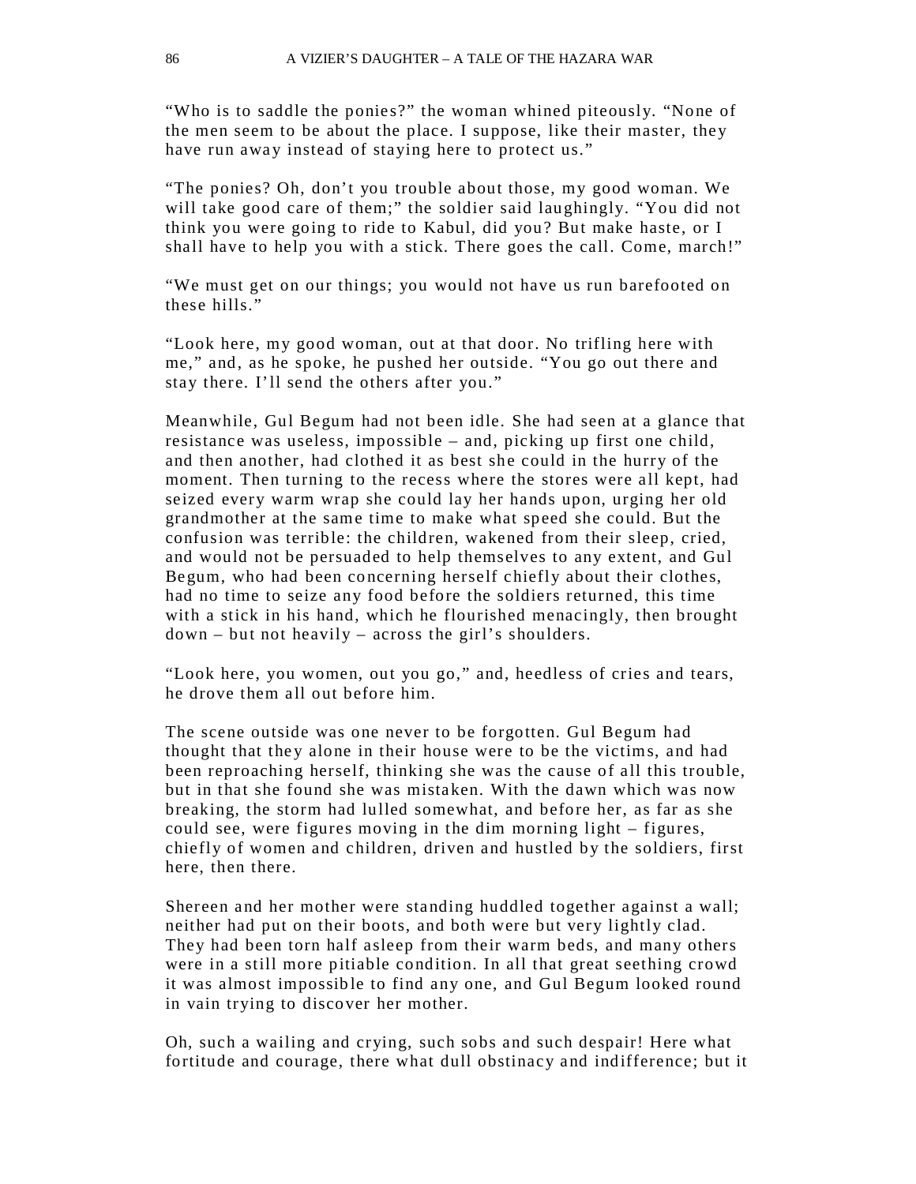“Who is to saddle the ponies?” the woman whined piteously. “None of the men seem to be about the place. I suppose, like their master, they have run away instead of staying here to protect us.”

“The ponies? Oh, don’t you trouble about those, my good woman. We will take good care of them;” the soldier said laughingly. “You did not think you were going to ride to Kabul, did you? But make haste, or I shall have to help you with a stick. There goes the call. Come, march!”

“We must get on our things; you would not have us run barefooted on these hills.”

“Look here, my good woman, out at that door. No trifling here with me,” and, as he spoke, he pushed her outside. “You go out there and stay there. I’ll send the others after you.”

Meanwhile, Gul Begum had not been idle. She had seen at a glance that resistance was useless, impossible – and, picking up first one child, and then another, had clothed it as best she could in the hurry of the moment. Then turning to the recess where the stores were all kept, had seized every warm wrap she could lay her hands upon, urging her old grandmother at the same time to make what speed she could. But the confusion was terrible: the children, wakened from their sleep, cried, and would not be persuaded to help themselves to any extent, and Gul Begum, who had been concerning herself chiefly about their clothes, had no time to seize any food before the soldiers returned, this time with a stick in his hand, which he flourished menacingly, then brought down – but not heavily – across the girl’s shoulders.

“Look here, you women, out you go,” and, heedless of cries and tears, he drove them all out before him.

The scene outside was one never to be forgotten. Gul Begum had thought that they alone in their house were to be the victims, and had been reproaching herself, thinking she was the cause of all this trouble, but in that she found she was mistaken. With the dawn which was now breaking, the storm had lulled somewhat, and before her, as far as she could see, were figures moving in the dim morning light – figures, chiefly of women and children, driven and hustled by the soldiers, first here, then there.

Shereen and her mother were standing huddled together against a wall; neither had put on their boots, and both were but very lightly clad. They had been torn half asleep from their warm beds, and many others were in a still more pitiable condition. In all that great seething crowd it was almost impossible to find any one, and Gul Begum looked round in vain trying to discover her mother.

Oh, such a wailing and crying, such sobs and such despair! Here what fortitude and courage, there what dull obstinacy and indifference; but it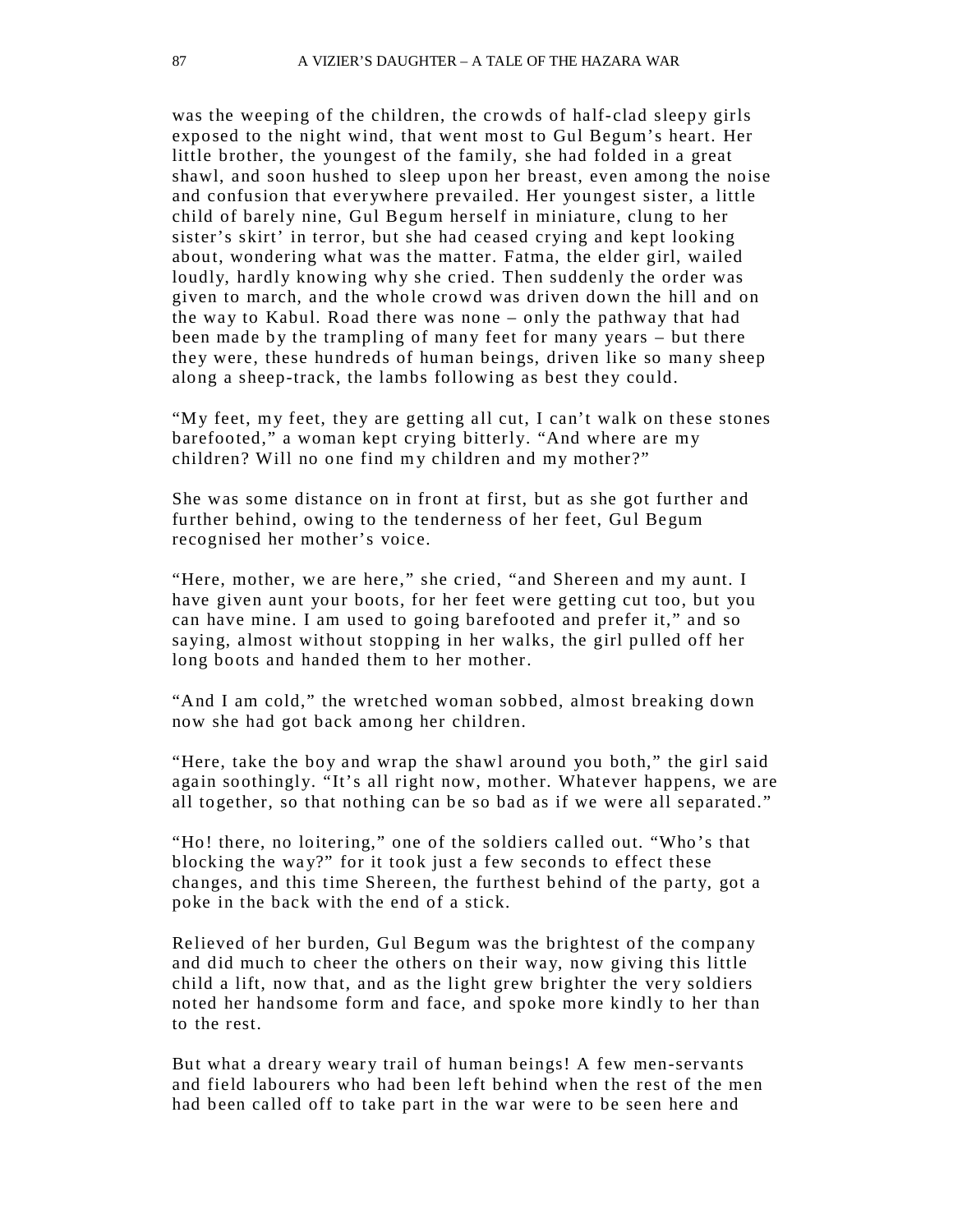was the weeping of the children, the crowds of half-clad sleepy girls exposed to the night wind, that went most to Gul Begum's heart. Her little brother, the youngest of the family, she had folded in a great shawl, and soon hushed to sleep upon her breast, even among the noise and confusion that everywhere prevailed. Her youngest sister, a little child of barely nine, Gul Begum herself in miniature, clung to her sister's skirt' in terror, but she had ceased crying and kept looking about, wondering what was the matter. Fatma, the elder girl, wailed loudly, hardly knowing why she cried. Then suddenly the order was given to march, and the whole crowd was driven down the hill and on the way to Kabul. Road there was none – only the pathway that had been made by the trampling of many feet for many years – but there they were, these hundreds of human beings, driven like so many sheep along a sheep-track, the lambs following as best they could.

"My feet, my feet, they are getting all cut, I can't walk on these stones barefooted," a woman kept crying bitterly. "And where are my children? Will no one find my children and my mother?"

She was some distance on in front at first, but as she got further and further behind, owing to the tenderness of her feet, Gul Begum recognised her mother's voice.

"Here, mother, we are here," she cried, "and Shereen and my aunt. I have given aunt your boots, for her feet were getting cut too, but you can have mine. I am used to going barefooted and prefer it," and so saying, almost without stopping in her walks, the girl pulled off her long boots and handed them to her mother.

"And I am cold," the wretched woman sobbed, almost breaking down now she had got back among her children.

"Here, take the boy and wrap the shawl around you both," the girl said again soothingly. "It's all right now, mother. Whatever happens, we are all together, so that nothing can be so bad as if we were all separated."

"Ho! there, no loitering," one of the soldiers called out. "Who's that blocking the way?" for it took just a few seconds to effect these changes, and this time Shereen, the furthest behind of the party, got a poke in the back with the end of a stick.

Relieved of her burden, Gul Begum was the brightest of the company and did much to cheer the others on their way, now giving this little child a lift, now that, and as the light grew brighter the very soldiers noted her handsome form and face, and spoke more kindly to her than to the rest.

But what a dreary weary trail of human beings! A few men-servants and field labourers who had been left behind when the rest of the men had been called off to take part in the war were to be seen here and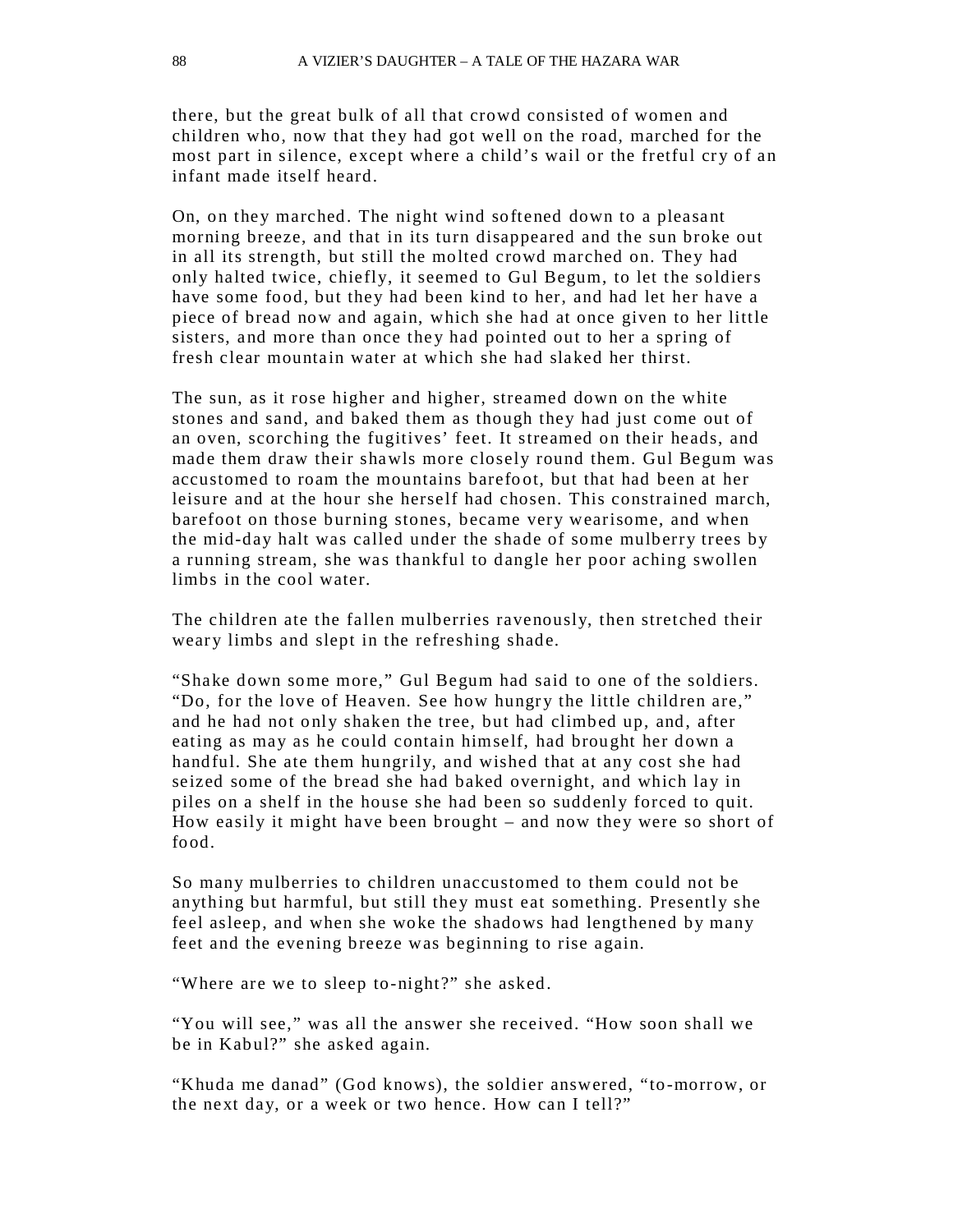there, but the great bulk of all that crowd consisted of women and children who, now that they had got well on the road, marched for the most part in silence, except where a child's wail or the fretful cry of an infant made itself heard.

On, on they marched. The night wind softened down to a pleasant morning breeze, and that in its turn disappeared and the sun broke out in all its strength, but still the molted crowd marched on. They had only halted twice, chiefly, it seemed to Gul Begum, to let the soldiers have some food, but they had been kind to her, and had let her have a piece of bread now and again, which she had at once given to her little sisters, and more than once they had pointed out to her a spring of fresh clear mountain water at which she had slaked her thirst.

The sun, as it rose higher and higher, streamed down on the white stones and sand, and baked them as though they had just come out of an oven, scorching the fugitives' feet. It streamed on their heads, and made them draw their shawls more closely round them. Gul Begum was accustomed to roam the mountains barefoot, but that had been at her leisure and at the hour she herself had chosen. This constrained march, barefoot on those burning stones, became very wearisome, and when the mid-day halt was called under the shade of some mulberry trees by a running stream, she was thankful to dangle her poor aching swollen limbs in the cool water.

The children ate the fallen mulberries ravenously, then stretched their weary limbs and slept in the refreshing shade.

"Shake down some more," Gul Begum had said to one of the soldiers. "Do, for the love of Heaven. See how hungry the little children are," and he had not only shaken the tree, but had climbed up, and, after eating as may as he could contain himself, had brought her down a handful. She ate them hungrily, and wished that at any cost she had seized some of the bread she had baked overnight, and which lay in piles on a shelf in the house she had been so suddenly forced to quit. How easily it might have been brought – and now they were so short of food.

So many mulberries to children unaccustomed to them could not be anything but harmful, but still they must eat something. Presently she feel asleep, and when she woke the shadows had lengthened by many feet and the evening breeze was beginning to rise again.

"Where are we to sleep to-night?" she asked.

"You will see," was all the answer she received. "How soon shall we be in Kabul?" she asked again.

"Khuda me danad" (God knows), the soldier answered, "to-morrow, or the next day, or a week or two hence. How can I tell?"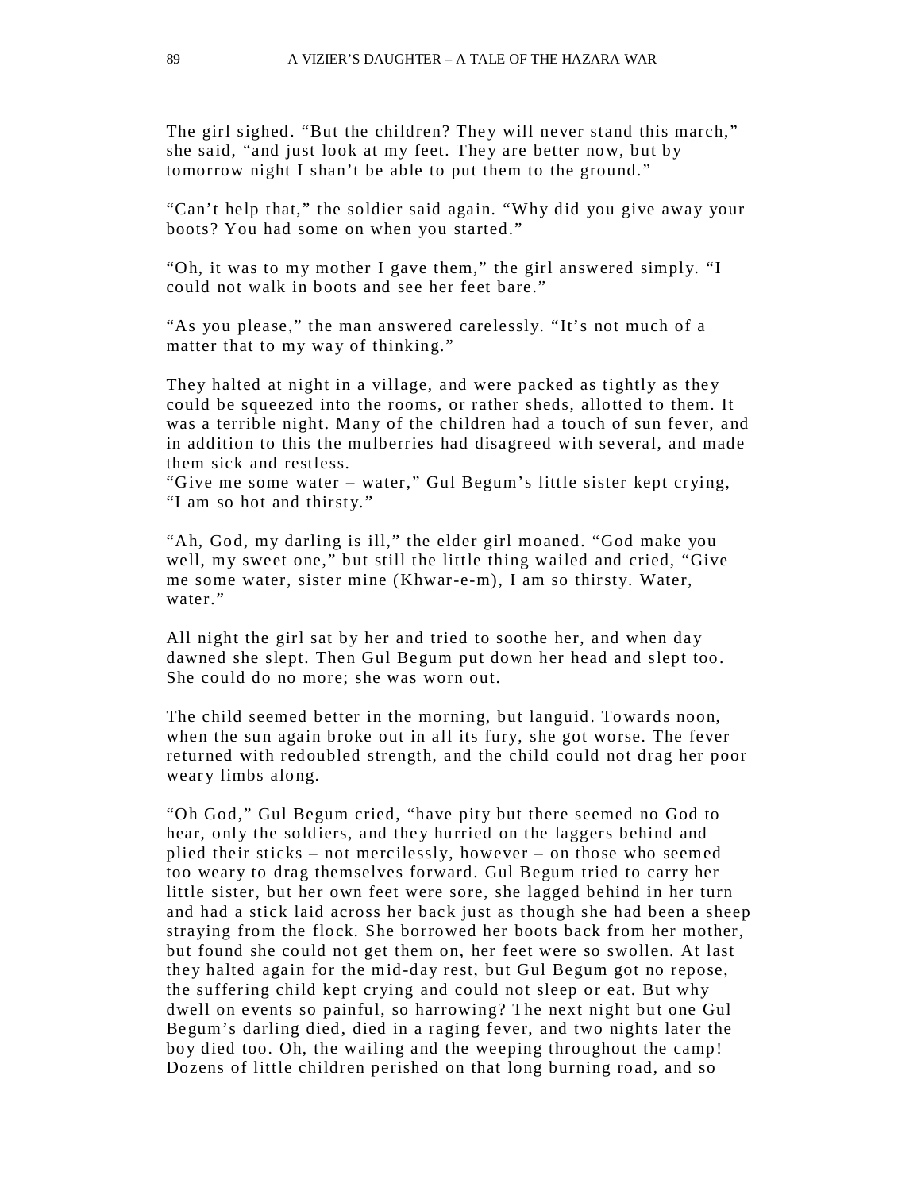The girl sighed. “But the children? They will never stand this march,” she said, “and just look at my feet. They are better now, but by tomorrow night I shan’t be able to put them to the ground.”

“Can’t help that,” the soldier said again. “Why did you give away your boots? You had some on when you started.”

“Oh, it was to my mother I gave them,” the girl answered simply. “I could not walk in boots and see her feet bare.”

“As you please,” the man answered carelessly. “It’s not much of a matter that to my way of thinking.”

They halted at night in a village, and were packed as tightly as they could be squeezed into the rooms, or rather sheds, allotted to them. It was a terrible night. Many of the children had a touch of sun fever, and in addition to this the mulberries had disagreed with several, and made them sick and restless.
“Give me some water – water,” Gul Begum’s little sister kept crying, “I am so hot and thirsty.”

“Ah, God, my darling is ill,” the elder girl moaned. “God make you well, my sweet one,” but still the little thing wailed and cried, “Give me some water, sister mine (Khwar-e-m), I am so thirsty. Water, water.”

All night the girl sat by her and tried to soothe her, and when day dawned she slept. Then Gul Begum put down her head and slept too. She could do no more; she was worn out.

The child seemed better in the morning, but languid. Towards noon, when the sun again broke out in all its fury, she got worse. The fever returned with redoubled strength, and the child could not drag her poor weary limbs along.

“Oh God,” Gul Begum cried, “have pity but there seemed no God to hear, only the soldiers, and they hurried on the laggers behind and plied their sticks – not mercilessly, however – on those who seemed too weary to drag themselves forward. Gul Begum tried to carry her little sister, but her own feet were sore, she lagged behind in her turn and had a stick laid across her back just as though she had been a sheep straying from the flock. She borrowed her boots back from her mother, but found she could not get them on, her feet were so swollen. At last they halted again for the mid-day rest, but Gul Begum got no repose, the suffering child kept crying and could not sleep or eat. But why dwell on events so painful, so harrowing? The next night but one Gul Begum’s darling died, died in a raging fever, and two nights later the boy died too. Oh, the wailing and the weeping throughout the camp! Dozens of little children perished on that long burning road, and so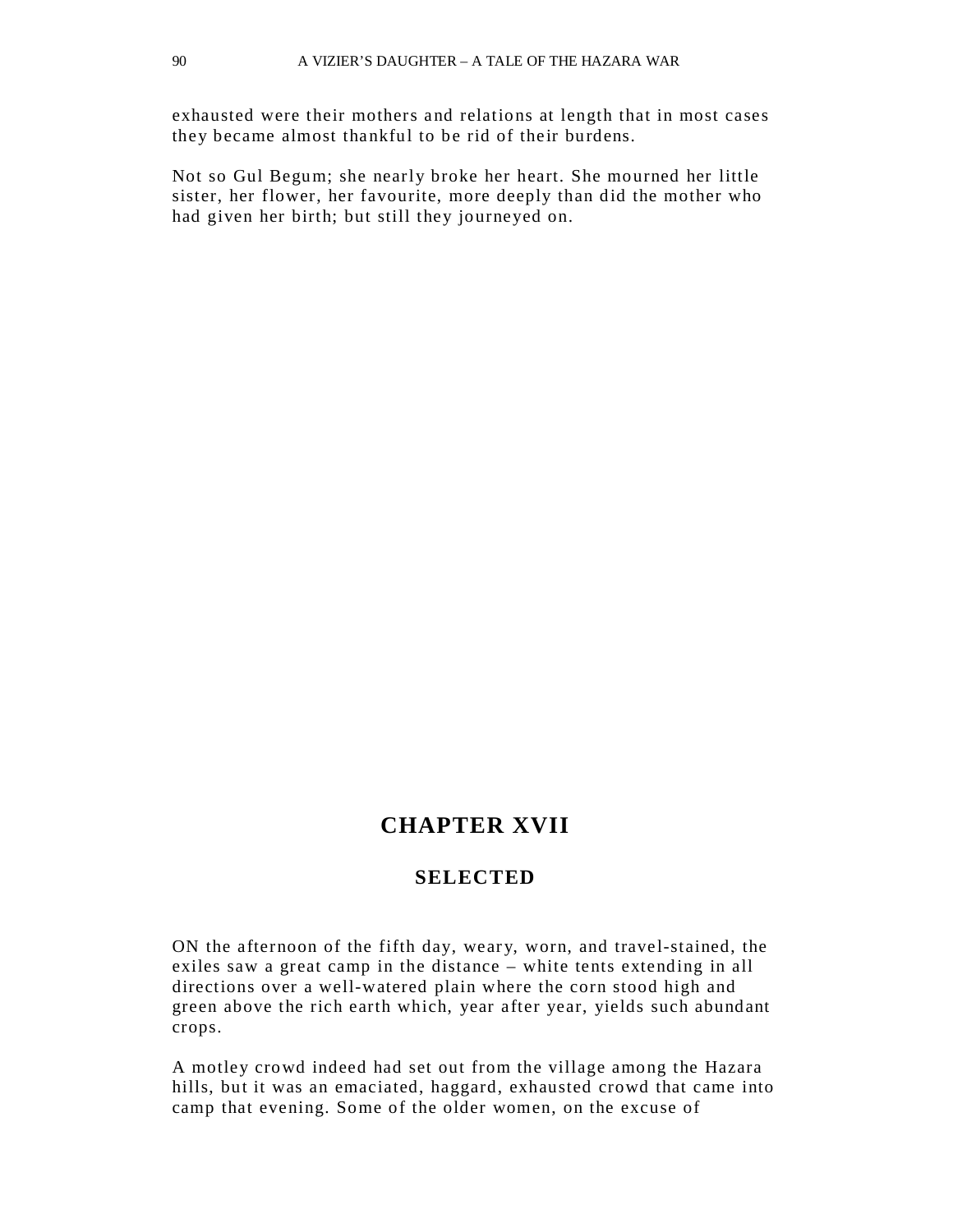exhausted were their mothers and relations at length that in most cases they became almost thankful to be rid of their burdens.

Not so Gul Begum; she nearly broke her heart. She mourned her little sister, her flower, her favourite, more deeply than did the mother who had given her birth; but still they journeyed on.

## CHAPTER XVII

### SELECTED

ON the afternoon of the fifth day, weary, worn, and travel-stained, the exiles saw a great camp in the distance – white tents extending in all directions over a well-watered plain where the corn stood high and green above the rich earth which, year after year, yields such abundant crops.

A motley crowd indeed had set out from the village among the Hazara hills, but it was an emaciated, haggard, exhausted crowd that came into camp that evening. Some of the older women, on the excuse of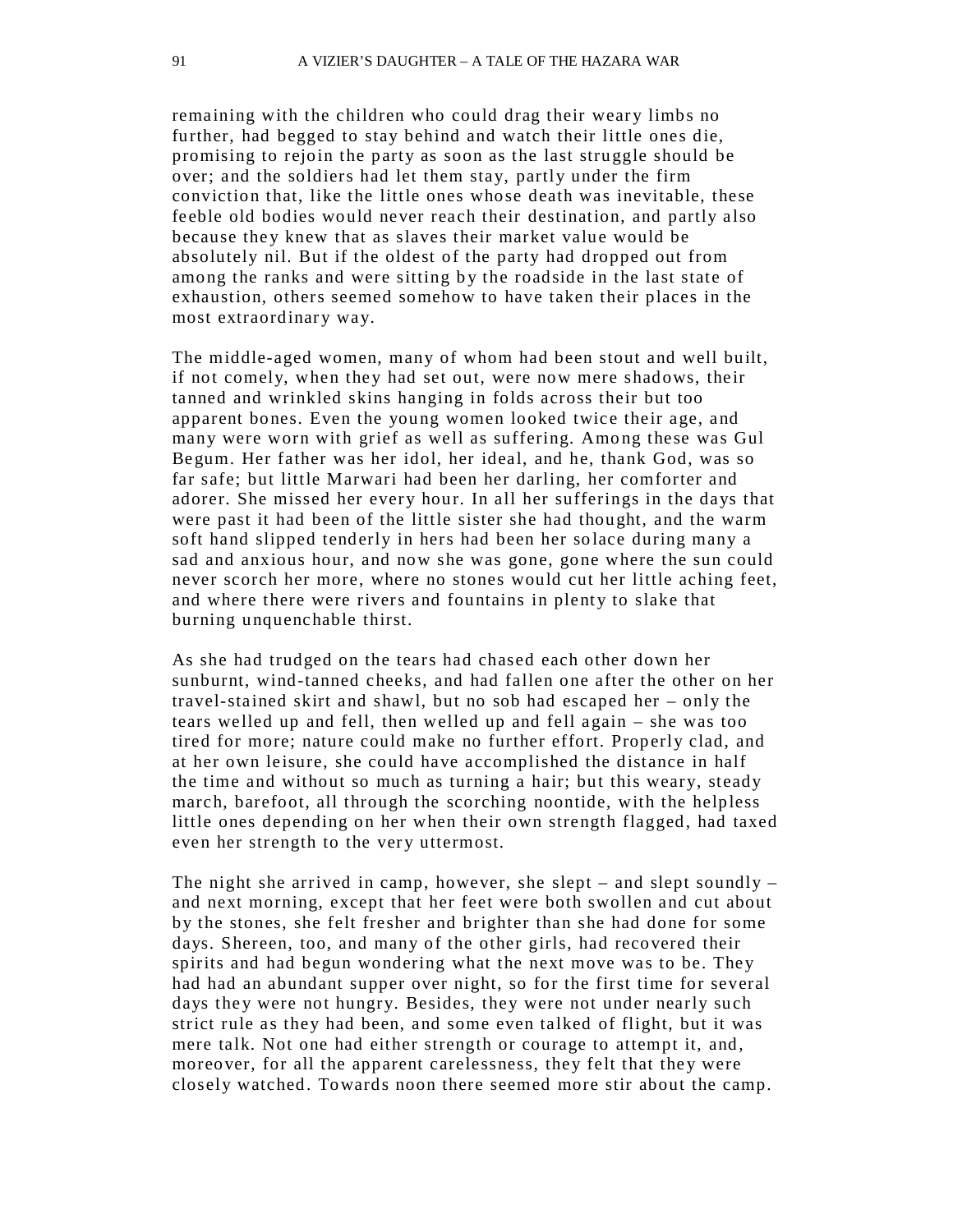remaining with the children who could drag their weary limbs no further, had begged to stay behind and watch their little ones die, promising to rejoin the party as soon as the last struggle should be over; and the soldiers had let them stay, partly under the firm conviction that, like the little ones whose death was inevitable, these feeble old bodies would never reach their destination, and partly also because they knew that as slaves their market value would be absolutely nil. But if the oldest of the party had dropped out from among the ranks and were sitting by the roadside in the last state of exhaustion, others seemed somehow to have taken their places in the most extraordinary way.

The middle-aged women, many of whom had been stout and well built, if not comely, when they had set out, were now mere shadows, their tanned and wrinkled skins hanging in folds across their but too apparent bones. Even the young women looked twice their age, and many were worn with grief as well as suffering. Among these was Gul Begum. Her father was her idol, her ideal, and he, thank God, was so far safe; but little Marwari had been her darling, her comforter and adorer. She missed her every hour. In all her sufferings in the days that were past it had been of the little sister she had thought, and the warm soft hand slipped tenderly in hers had been her solace during many a sad and anxious hour, and now she was gone, gone where the sun could never scorch her more, where no stones would cut her little aching feet, and where there were rivers and fountains in plenty to slake that burning unquenchable thirst.

As she had trudged on the tears had chased each other down her sunburnt, wind-tanned cheeks, and had fallen one after the other on her travel-stained skirt and shawl, but no sob had escaped her – only the tears welled up and fell, then welled up and fell again – she was too tired for more; nature could make no further effort. Properly clad, and at her own leisure, she could have accomplished the distance in half the time and without so much as turning a hair; but this weary, steady march, barefoot, all through the scorching noontide, with the helpless little ones depending on her when their own strength flagged, had taxed even her strength to the very uttermost.

The night she arrived in camp, however, she slept – and slept soundly – and next morning, except that her feet were both swollen and cut about by the stones, she felt fresher and brighter than she had done for some days. Shereen, too, and many of the other girls, had recovered their spirits and had begun wondering what the next move was to be. They had had an abundant supper over night, so for the first time for several days they were not hungry. Besides, they were not under nearly such strict rule as they had been, and some even talked of flight, but it was mere talk. Not one had either strength or courage to attempt it, and, moreover, for all the apparent carelessness, they felt that they were closely watched. Towards noon there seemed more stir about the camp.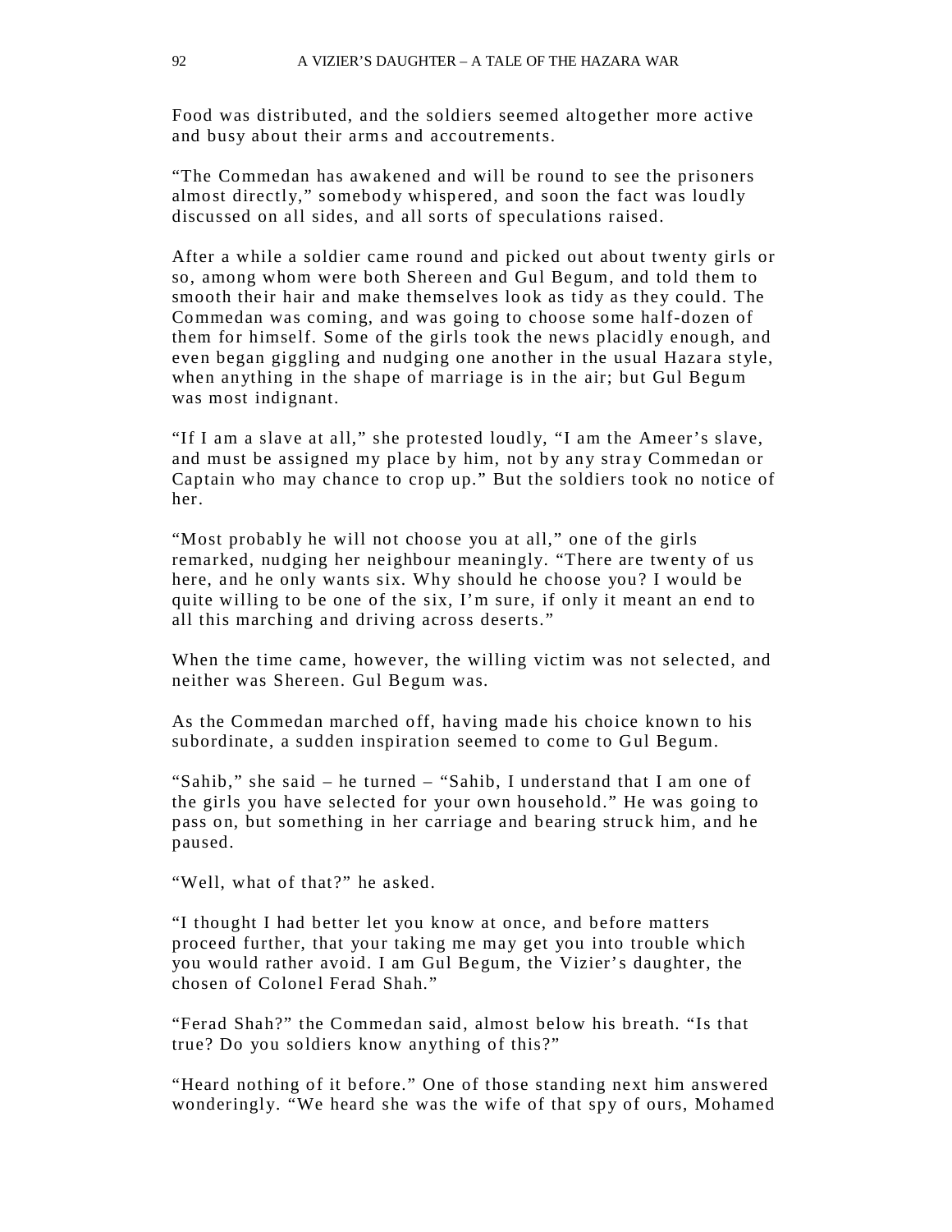Food was distributed, and the soldiers seemed altogether more active and busy about their arms and accoutrements.

“The Commedan has awakened and will be round to see the prisoners almost directly,” somebody whispered, and soon the fact was loudly discussed on all sides, and all sorts of speculations raised.

After a while a soldier came round and picked out about twenty girls or so, among whom were both Shereen and Gul Begum, and told them to smooth their hair and make themselves look as tidy as they could. The Commedan was coming, and was going to choose some half-dozen of them for himself. Some of the girls took the news placidly enough, and even began giggling and nudging one another in the usual Hazara style, when anything in the shape of marriage is in the air; but Gul Begum was most indignant.

“If I am a slave at all,” she protested loudly, “I am the Ameer’s slave, and must be assigned my place by him, not by any stray Commedan or Captain who may chance to crop up.” But the soldiers took no notice of her.

“Most probably he will not choose you at all,” one of the girls remarked, nudging her neighbour meaningly. “There are twenty of us here, and he only wants six. Why should he choose you? I would be quite willing to be one of the six, I’m sure, if only it meant an end to all this marching and driving across deserts.”

When the time came, however, the willing victim was not selected, and neither was Shereen. Gul Begum was.

As the Commedan marched off, having made his choice known to his subordinate, a sudden inspiration seemed to come to Gul Begum.

“Sahib,” she said – he turned – “Sahib, I understand that I am one of the girls you have selected for your own household.” He was going to pass on, but something in her carriage and bearing struck him, and he paused.

“Well, what of that?” he asked.

“I thought I had better let you know at once, and before matters proceed further, that your taking me may get you into trouble which you would rather avoid. I am Gul Begum, the Vizier’s daughter, the chosen of Colonel Ferad Shah.”

“Ferad Shah?” the Commedan said, almost below his breath. “Is that true? Do you soldiers know anything of this?”

“Heard nothing of it before.” One of those standing next him answered wonderingly. “We heard she was the wife of that spy of ours, Mohamed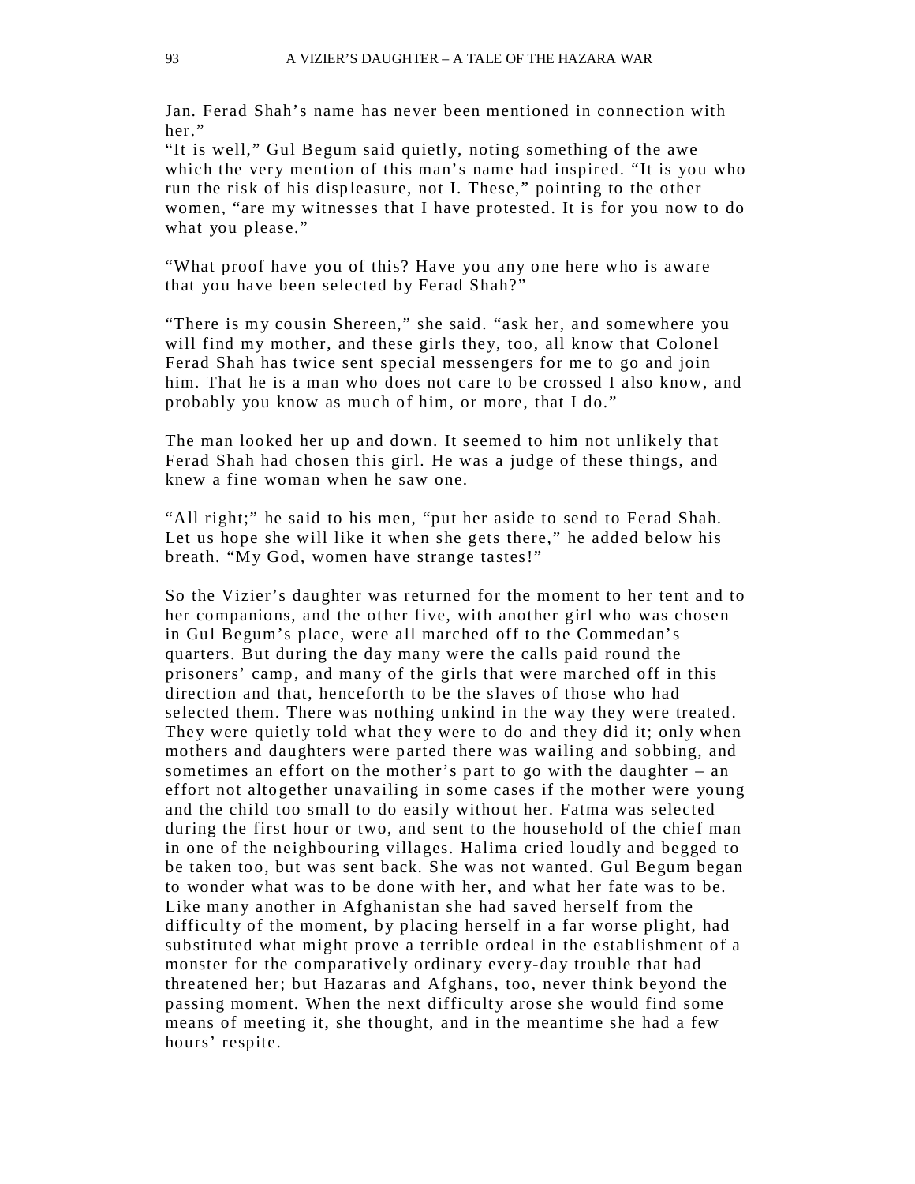Jan. Ferad Shah’s name has never been mentioned in connection with her.”

“It is well,” Gul Begum said quietly, noting something of the awe which the very mention of this man’s name had inspired. “It is you who run the risk of his displeasure, not I. These,” pointing to the other women, “are my witnesses that I have protested. It is for you now to do what you please.”

“What proof have you of this? Have you any one here who is aware that you have been selected by Ferad Shah?”

“There is my cousin Shereen,” she said. “ask her, and somewhere you will find my mother, and these girls they, too, all know that Colonel Ferad Shah has twice sent special messengers for me to go and join him. That he is a man who does not care to be crossed I also know, and probably you know as much of him, or more, that I do.”

The man looked her up and down. It seemed to him not unlikely that Ferad Shah had chosen this girl. He was a judge of these things, and knew a fine woman when he saw one.

“All right;” he said to his men, “put her aside to send to Ferad Shah. Let us hope she will like it when she gets there,” he added below his breath. “My God, women have strange tastes!”

So the Vizier’s daughter was returned for the moment to her tent and to her companions, and the other five, with another girl who was chosen in Gul Begum’s place, were all marched off to the Commedan’s quarters. But during the day many were the calls paid round the prisoners’ camp, and many of the girls that were marched off in this direction and that, henceforth to be the slaves of those who had selected them. There was nothing unkind in the way they were treated. They were quietly told what they were to do and they did it; only when mothers and daughters were parted there was wailing and sobbing, and sometimes an effort on the mother’s part to go with the daughter – an effort not altogether unavailing in some cases if the mother were young and the child too small to do easily without her. Fatma was selected during the first hour or two, and sent to the household of the chief man in one of the neighbouring villages. Halima cried loudly and begged to be taken too, but was sent back. She was not wanted. Gul Begum began to wonder what was to be done with her, and what her fate was to be. Like many another in Afghanistan she had saved herself from the difficulty of the moment, by placing herself in a far worse plight, had substituted what might prove a terrible ordeal in the establishment of a monster for the comparatively ordinary every-day trouble that had threatened her; but Hazaras and Afghans, too, never think beyond the passing moment. When the next difficulty arose she would find some means of meeting it, she thought, and in the meantime she had a few hours’ respite.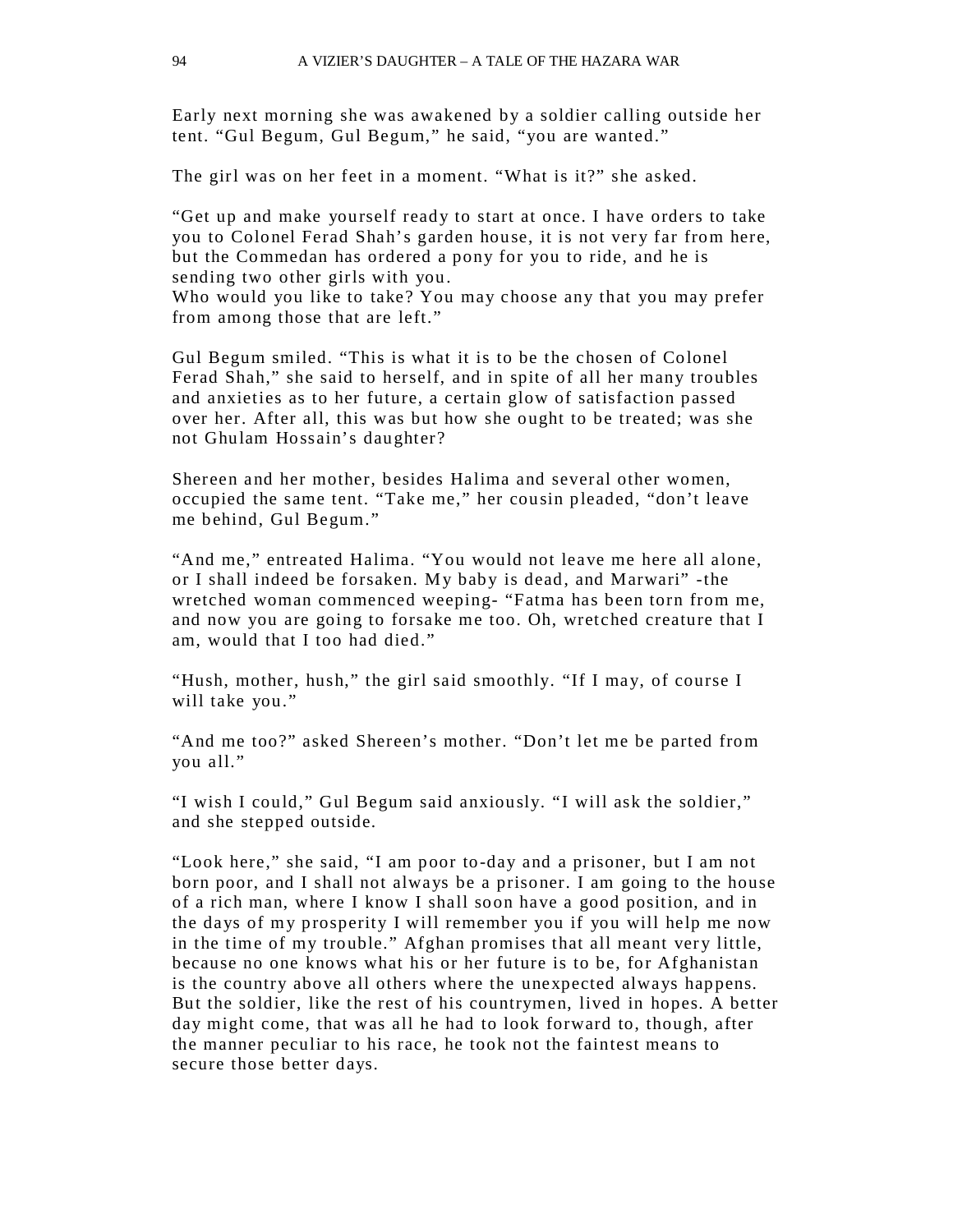Early next morning she was awakened by a soldier calling outside her tent. "Gul Begum, Gul Begum," he said, "you are wanted."

The girl was on her feet in a moment. "What is it?" she asked.

"Get up and make yourself ready to start at once. I have orders to take you to Colonel Ferad Shah's garden house, it is not very far from here, but the Commedan has ordered a pony for you to ride, and he is sending two other girls with you.
Who would you like to take? You may choose any that you may prefer from among those that are left."

Gul Begum smiled. "This is what it is to be the chosen of Colonel Ferad Shah," she said to herself, and in spite of all her many troubles and anxieties as to her future, a certain glow of satisfaction passed over her. After all, this was but how she ought to be treated; was she not Ghulam Hossain's daughter?

Shereen and her mother, besides Halima and several other women, occupied the same tent. "Take me," her cousin pleaded, "don't leave me behind, Gul Begum."

"And me," entreated Halima. "You would not leave me here all alone, or I shall indeed be forsaken. My baby is dead, and Marwari" -the wretched woman commenced weeping- "Fatma has been torn from me, and now you are going to forsake me too. Oh, wretched creature that I am, would that I too had died."

"Hush, mother, hush," the girl said smoothly. "If I may, of course I will take you."

"And me too?" asked Shereen's mother. "Don't let me be parted from you all."

"I wish I could," Gul Begum said anxiously. "I will ask the soldier," and she stepped outside.

"Look here," she said, "I am poor to-day and a prisoner, but I am not born poor, and I shall not always be a prisoner. I am going to the house of a rich man, where I know I shall soon have a good position, and in the days of my prosperity I will remember you if you will help me now in the time of my trouble." Afghan promises that all meant very little, because no one knows what his or her future is to be, for Afghanistan is the country above all others where the unexpected always happens. But the soldier, like the rest of his countrymen, lived in hopes. A better day might come, that was all he had to look forward to, though, after the manner peculiar to his race, he took not the faintest means to secure those better days.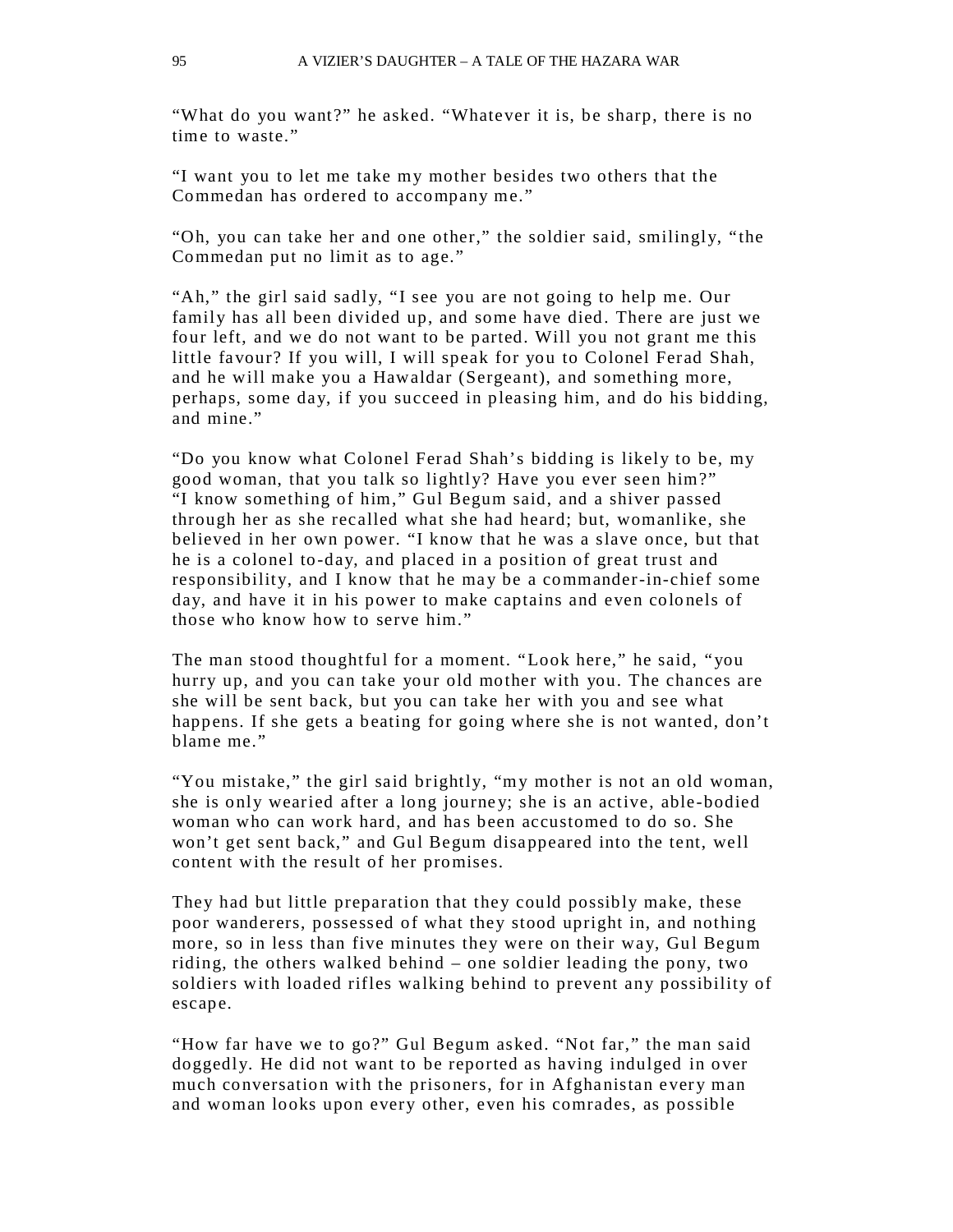"What do you want?" he asked. "Whatever it is, be sharp, there is no time to waste."

"I want you to let me take my mother besides two others that the Commedan has ordered to accompany me."

"Oh, you can take her and one other," the soldier said, smilingly, "the Commedan put no limit as to age."

"Ah," the girl said sadly, "I see you are not going to help me. Our family has all been divided up, and some have died. There are just we four left, and we do not want to be parted. Will you not grant me this little favour? If you will, I will speak for you to Colonel Ferad Shah, and he will make you a Hawaldar (Sergeant), and something more, perhaps, some day, if you succeed in pleasing him, and do his bidding, and mine."

"Do you know what Colonel Ferad Shah's bidding is likely to be, my good woman, that you talk so lightly? Have you ever seen him?"
"I know something of him," Gul Begum said, and a shiver passed through her as she recalled what she had heard; but, womanlike, she believed in her own power. "I know that he was a slave once, but that he is a colonel to-day, and placed in a position of great trust and responsibility, and I know that he may be a commander-in-chief some day, and have it in his power to make captains and even colonels of those who know how to serve him."

The man stood thoughtful for a moment. "Look here," he said, "you hurry up, and you can take your old mother with you. The chances are she will be sent back, but you can take her with you and see what happens. If she gets a beating for going where she is not wanted, don't blame me."

"You mistake," the girl said brightly, "my mother is not an old woman, she is only wearied after a long journey; she is an active, able-bodied woman who can work hard, and has been accustomed to do so. She won't get sent back," and Gul Begum disappeared into the tent, well content with the result of her promises.

They had but little preparation that they could possibly make, these poor wanderers, possessed of what they stood upright in, and nothing more, so in less than five minutes they were on their way, Gul Begum riding, the others walked behind – one soldier leading the pony, two soldiers with loaded rifles walking behind to prevent any possibility of escape.

"How far have we to go?" Gul Begum asked. "Not far," the man said doggedly. He did not want to be reported as having indulged in over much conversation with the prisoners, for in Afghanistan every man and woman looks upon every other, even his comrades, as possible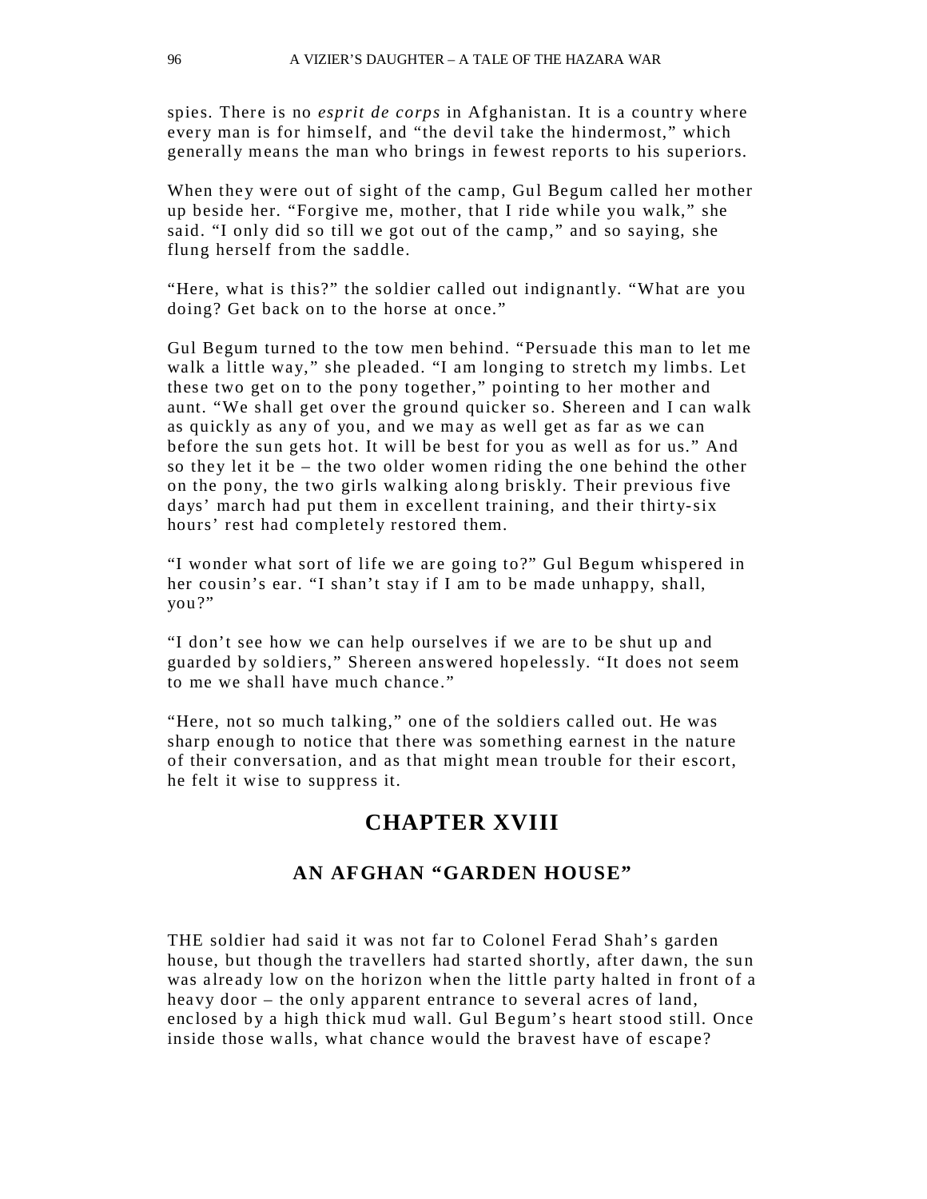spies. There is no *esprit de corps* in Afghanistan. It is a country where every man is for himself, and "the devil take the hindermost," which generally means the man who brings in fewest reports to his superiors.

When they were out of sight of the camp, Gul Begum called her mother up beside her. "Forgive me, mother, that I ride while you walk," she said. "I only did so till we got out of the camp," and so saying, she flung herself from the saddle.

"Here, what is this?" the soldier called out indignantly. "What are you doing? Get back on to the horse at once."

Gul Begum turned to the tow men behind. "Persuade this man to let me walk a little way," she pleaded. "I am longing to stretch my limbs. Let these two get on to the pony together," pointing to her mother and aunt. "We shall get over the ground quicker so. Shereen and I can walk as quickly as any of you, and we may as well get as far as we can before the sun gets hot. It will be best for you as well as for us." And so they let it be – the two older women riding the one behind the other on the pony, the two girls walking along briskly. Their previous five days' march had put them in excellent training, and their thirty-six hours' rest had completely restored them.

"I wonder what sort of life we are going to?" Gul Begum whispered in her cousin's ear. "I shan't stay if I am to be made unhappy, shall, you?"

"I don't see how we can help ourselves if we are to be shut up and guarded by soldiers," Shereen answered hopelessly. "It does not seem to me we shall have much chance."

"Here, not so much talking," one of the soldiers called out. He was sharp enough to notice that there was something earnest in the nature of their conversation, and as that might mean trouble for their escort, he felt it wise to suppress it.

## CHAPTER XVIII

### AN AFGHAN "GARDEN HOUSE"

THE soldier had said it was not far to Colonel Ferad Shah's garden house, but though the travellers had started shortly, after dawn, the sun was already low on the horizon when the little party halted in front of a heavy door – the only apparent entrance to several acres of land, enclosed by a high thick mud wall. Gul Begum's heart stood still. Once inside those walls, what chance would the bravest have of escape?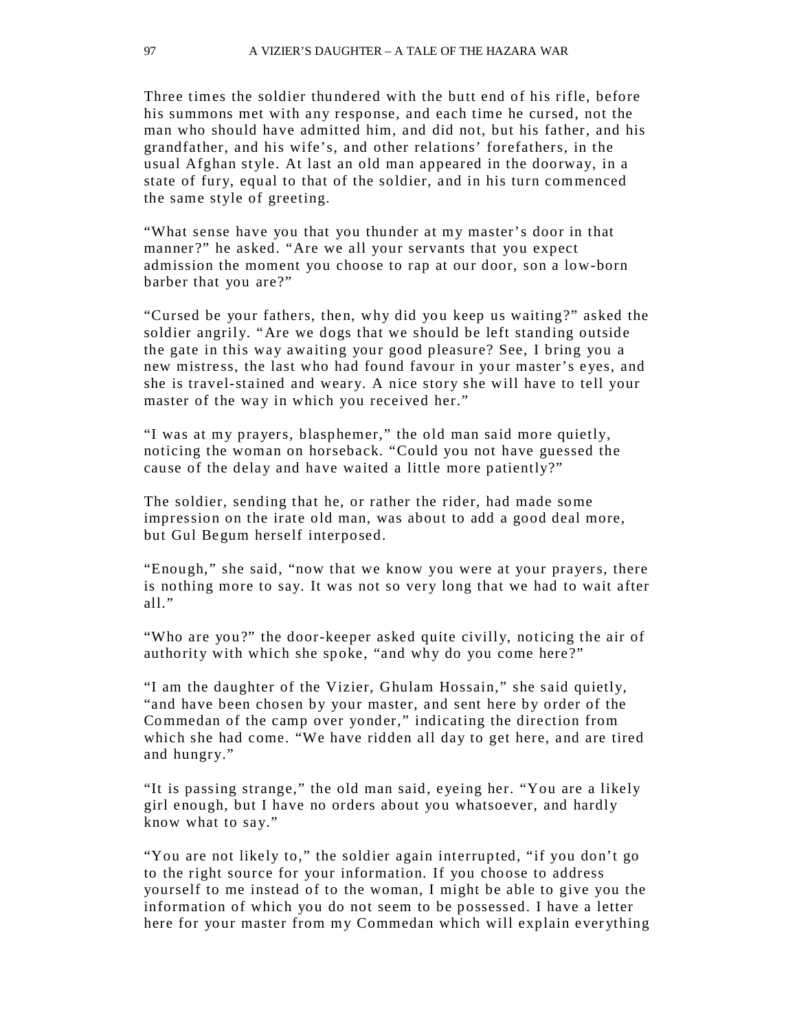Three times the soldier thundered with the butt end of his rifle, before his summons met with any response, and each time he cursed, not the man who should have admitted him, and did not, but his father, and his grandfather, and his wife's, and other relations' forefathers, in the usual Afghan style. At last an old man appeared in the doorway, in a state of fury, equal to that of the soldier, and in his turn commenced the same style of greeting.

"What sense have you that you thunder at my master's door in that manner?" he asked. "Are we all your servants that you expect admission the moment you choose to rap at our door, son a low-born barber that you are?"

"Cursed be your fathers, then, why did you keep us waiting?" asked the soldier angrily. "Are we dogs that we should be left standing outside the gate in this way awaiting your good pleasure? See, I bring you a new mistress, the last who had found favour in your master's eyes, and she is travel-stained and weary. A nice story she will have to tell your master of the way in which you received her."

"I was at my prayers, blasphemer," the old man said more quietly, noticing the woman on horseback. "Could you not have guessed the cause of the delay and have waited a little more patiently?"

The soldier, sending that he, or rather the rider, had made some impression on the irate old man, was about to add a good deal more, but Gul Begum herself interposed.

"Enough," she said, "now that we know you were at your prayers, there is nothing more to say. It was not so very long that we had to wait after all."

"Who are you?" the door-keeper asked quite civilly, noticing the air of authority with which she spoke, "and why do you come here?"

"I am the daughter of the Vizier, Ghulam Hossain," she said quietly, "and have been chosen by your master, and sent here by order of the Commedan of the camp over yonder," indicating the direction from which she had come. "We have ridden all day to get here, and are tired and hungry."

"It is passing strange," the old man said, eyeing her. "You are a likely girl enough, but I have no orders about you whatsoever, and hardly know what to say."

"You are not likely to," the soldier again interrupted, "if you don't go to the right source for your information. If you choose to address yourself to me instead of to the woman, I might be able to give you the information of which you do not seem to be possessed. I have a letter here for your master from my Commedan which will explain everything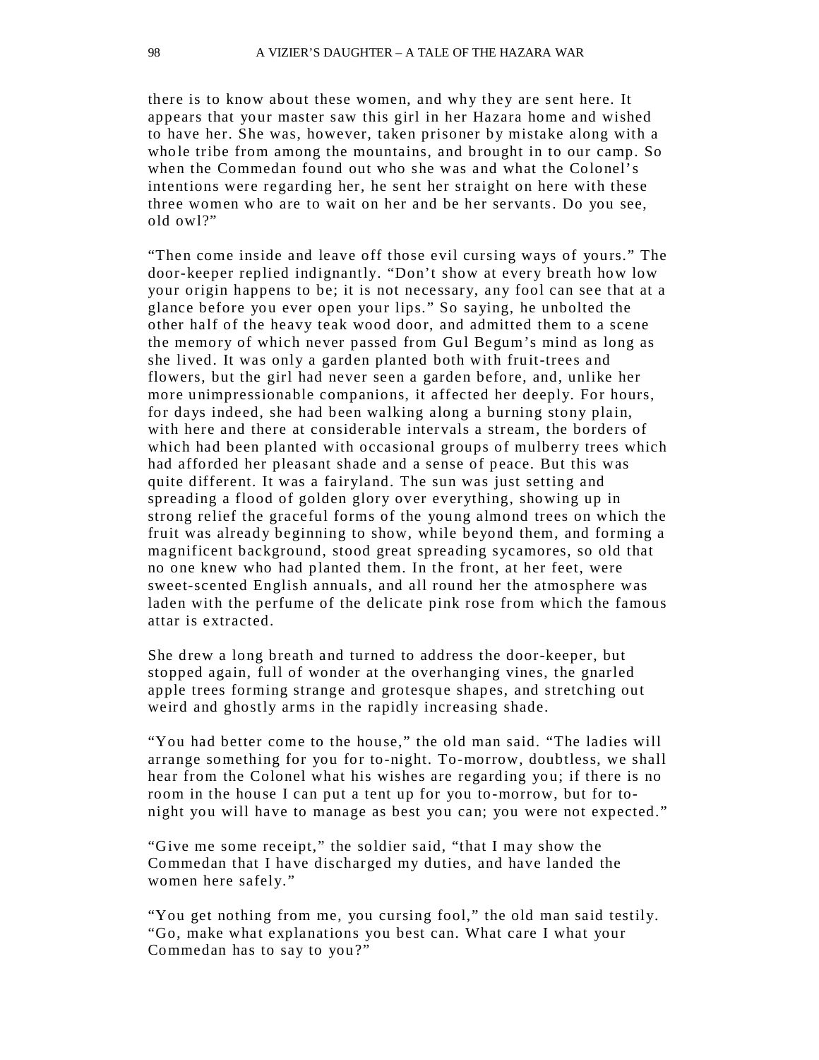there is to know about these women, and why they are sent here. It appears that your master saw this girl in her Hazara home and wished to have her. She was, however, taken prisoner by mistake along with a whole tribe from among the mountains, and brought in to our camp. So when the Commedan found out who she was and what the Colonel's intentions were regarding her, he sent her straight on here with these three women who are to wait on her and be her servants. Do you see, old owl?"

"Then come inside and leave off those evil cursing ways of yours." The door-keeper replied indignantly. "Don't show at every breath how low your origin happens to be; it is not necessary, any fool can see that at a glance before you ever open your lips." So saying, he unbolted the other half of the heavy teak wood door, and admitted them to a scene the memory of which never passed from Gul Begum's mind as long as she lived. It was only a garden planted both with fruit-trees and flowers, but the girl had never seen a garden before, and, unlike her more unimpressionable companions, it affected her deeply. For hours, for days indeed, she had been walking along a burning stony plain, with here and there at considerable intervals a stream, the borders of which had been planted with occasional groups of mulberry trees which had afforded her pleasant shade and a sense of peace. But this was quite different. It was a fairyland. The sun was just setting and spreading a flood of golden glory over everything, showing up in strong relief the graceful forms of the young almond trees on which the fruit was already beginning to show, while beyond them, and forming a magnificent background, stood great spreading sycamores, so old that no one knew who had planted them. In the front, at her feet, were sweet-scented English annuals, and all round her the atmosphere was laden with the perfume of the delicate pink rose from which the famous attar is extracted.

She drew a long breath and turned to address the door-keeper, but stopped again, full of wonder at the overhanging vines, the gnarled apple trees forming strange and grotesque shapes, and stretching out weird and ghostly arms in the rapidly increasing shade.

"You had better come to the house," the old man said. "The ladies will arrange something for you for to-night. To-morrow, doubtless, we shall hear from the Colonel what his wishes are regarding you; if there is no room in the house I can put a tent up for you to-morrow, but for to-night you will have to manage as best you can; you were not expected."

"Give me some receipt," the soldier said, "that I may show the Commedan that I have discharged my duties, and have landed the women here safely."

"You get nothing from me, you cursing fool," the old man said testily. "Go, make what explanations you best can. What care I what your Commedan has to say to you?"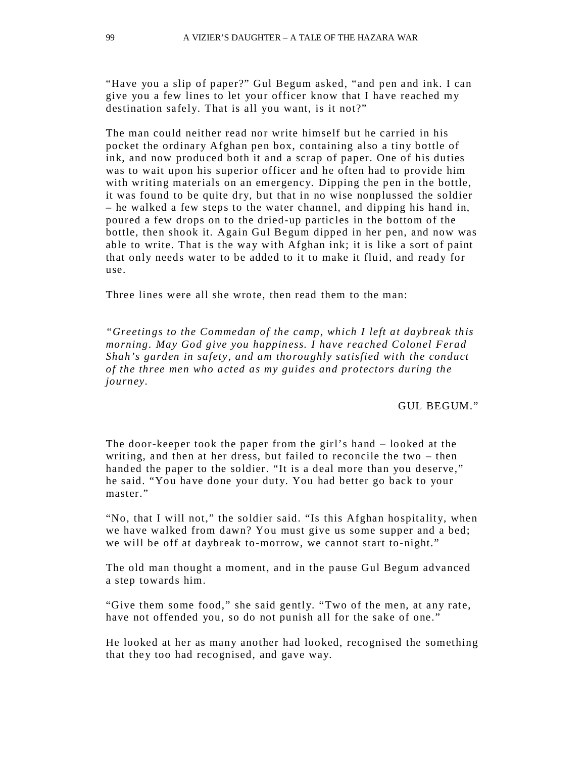“Have you a slip of paper?” Gul Begum asked, “and pen and ink. I can give you a few lines to let your officer know that I have reached my destination safely. That is all you want, is it not?”

The man could neither read nor write himself but he carried in his pocket the ordinary Afghan pen box, containing also a tiny bottle of ink, and now produced both it and a scrap of paper. One of his duties was to wait upon his superior officer and he often had to provide him with writing materials on an emergency. Dipping the pen in the bottle, it was found to be quite dry, but that in no wise nonplussed the soldier – he walked a few steps to the water channel, and dipping his hand in, poured a few drops on to the dried-up particles in the bottom of the bottle, then shook it. Again Gul Begum dipped in her pen, and now was able to write. That is the way with Afghan ink; it is like a sort of paint that only needs water to be added to it to make it fluid, and ready for use.

Three lines were all she wrote, then read them to the man:

*“Greetings to the Commedan of the camp, which I left at daybreak this morning. May God give you happiness. I have reached Colonel Ferad Shah’s garden in safety, and am thoroughly satisfied with the conduct of the three men who acted as my guides and protectors during the journey.*

GUL BEGUM.”

The door-keeper took the paper from the girl’s hand – looked at the writing, and then at her dress, but failed to reconcile the two – then handed the paper to the soldier. “It is a deal more than you deserve,” he said. “You have done your duty. You had better go back to your master.”

“No, that I will not,” the soldier said. “Is this Afghan hospitality, when we have walked from dawn? You must give us some supper and a bed; we will be off at daybreak to-morrow, we cannot start to-night.”

The old man thought a moment, and in the pause Gul Begum advanced a step towards him.

“Give them some food,” she said gently. “Two of the men, at any rate, have not offended you, so do not punish all for the sake of one.”

He looked at her as many another had looked, recognised the something that they too had recognised, and gave way.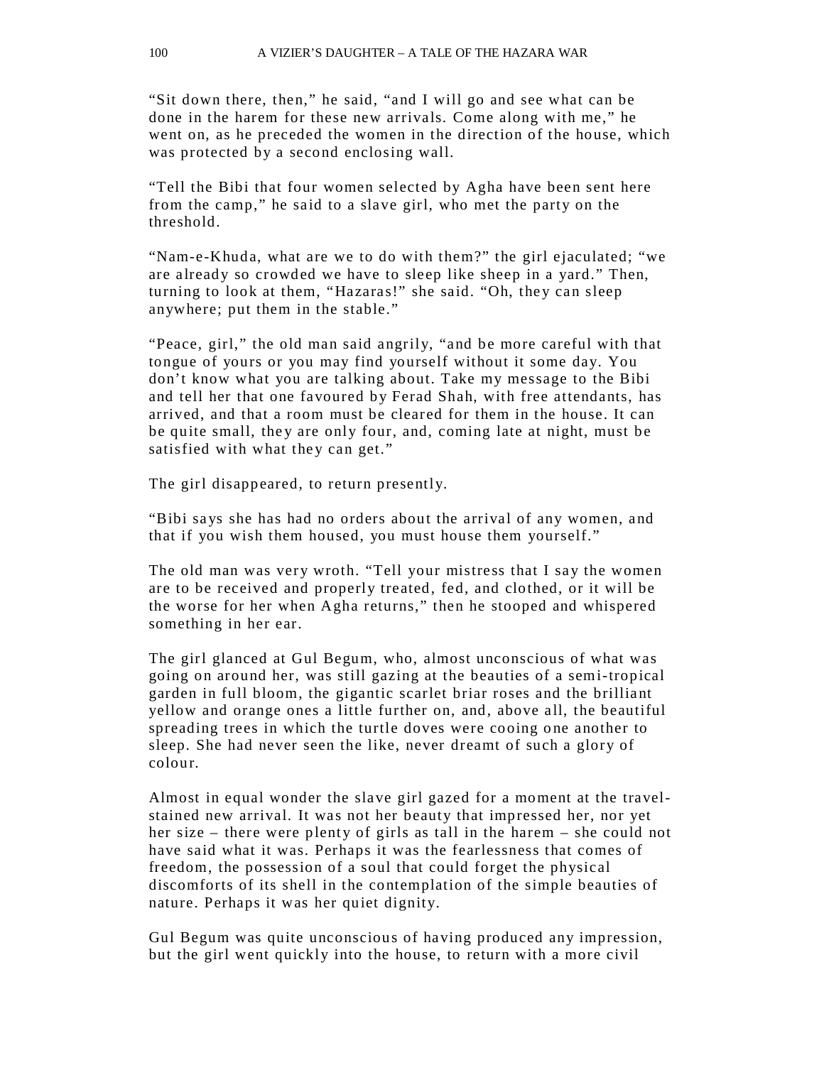“Sit down there, then,” he said, “and I will go and see what can be done in the harem for these new arrivals. Come along with me,” he went on, as he preceded the women in the direction of the house, which was protected by a second enclosing wall.

“Tell the Bibi that four women selected by Agha have been sent here from the camp,” he said to a slave girl, who met the party on the threshold.

“Nam-e-Khuda, what are we to do with them?” the girl ejaculated; “we are already so crowded we have to sleep like sheep in a yard.” Then, turning to look at them, “Hazaras!” she said. “Oh, they can sleep anywhere; put them in the stable.”

“Peace, girl,” the old man said angrily, “and be more careful with that tongue of yours or you may find yourself without it some day. You don’t know what you are talking about. Take my message to the Bibi and tell her that one favoured by Ferad Shah, with free attendants, has arrived, and that a room must be cleared for them in the house. It can be quite small, they are only four, and, coming late at night, must be satisfied with what they can get.”

The girl disappeared, to return presently.

“Bibi says she has had no orders about the arrival of any women, and that if you wish them housed, you must house them yourself.”

The old man was very wroth. “Tell your mistress that I say the women are to be received and properly treated, fed, and clothed, or it will be the worse for her when Agha returns,” then he stooped and whispered something in her ear.

The girl glanced at Gul Begum, who, almost unconscious of what was going on around her, was still gazing at the beauties of a semi-tropical garden in full bloom, the gigantic scarlet briar roses and the brilliant yellow and orange ones a little further on, and, above all, the beautiful spreading trees in which the turtle doves were cooing one another to sleep. She had never seen the like, never dreamt of such a glory of colour.

Almost in equal wonder the slave girl gazed for a moment at the travel-stained new arrival. It was not her beauty that impressed her, nor yet her size – there were plenty of girls as tall in the harem – she could not have said what it was. Perhaps it was the fearlessness that comes of freedom, the possession of a soul that could forget the physical discomforts of its shell in the contemplation of the simple beauties of nature. Perhaps it was her quiet dignity.

Gul Begum was quite unconscious of having produced any impression, but the girl went quickly into the house, to return with a more civil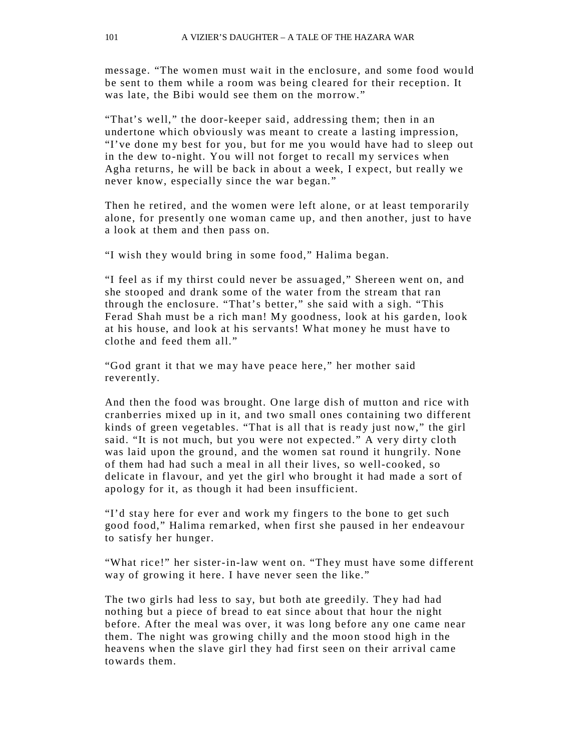message. “The women must wait in the enclosure, and some food would be sent to them while a room was being cleared for their reception. It was late, the Bibi would see them on the morrow.”

“That’s well,” the door-keeper said, addressing them; then in an undertone which obviously was meant to create a lasting impression, “I’ve done my best for you, but for me you would have had to sleep out in the dew to-night. You will not forget to recall my services when Agha returns, he will be back in about a week, I expect, but really we never know, especially since the war began.”

Then he retired, and the women were left alone, or at least temporarily alone, for presently one woman came up, and then another, just to have a look at them and then pass on.

“I wish they would bring in some food,” Halima began.

“I feel as if my thirst could never be assuaged,” Shereen went on, and she stooped and drank some of the water from the stream that ran through the enclosure. “That’s better,” she said with a sigh. “This Ferad Shah must be a rich man! My goodness, look at his garden, look at his house, and look at his servants! What money he must have to clothe and feed them all.”

“God grant it that we may have peace here,” her mother said reverently.

And then the food was brought. One large dish of mutton and rice with cranberries mixed up in it, and two small ones containing two different kinds of green vegetables. “That is all that is ready just now,” the girl said. “It is not much, but you were not expected.” A very dirty cloth was laid upon the ground, and the women sat round it hungrily. None of them had had such a meal in all their lives, so well-cooked, so delicate in flavour, and yet the girl who brought it had made a sort of apology for it, as though it had been insufficient.

“I’d stay here for ever and work my fingers to the bone to get such good food,” Halima remarked, when first she paused in her endeavour to satisfy her hunger.

“What rice!” her sister-in-law went on. “They must have some different way of growing it here. I have never seen the like.”

The two girls had less to say, but both ate greedily. They had had nothing but a piece of bread to eat since about that hour the night before. After the meal was over, it was long before any one came near them. The night was growing chilly and the moon stood high in the heavens when the slave girl they had first seen on their arrival came towards them.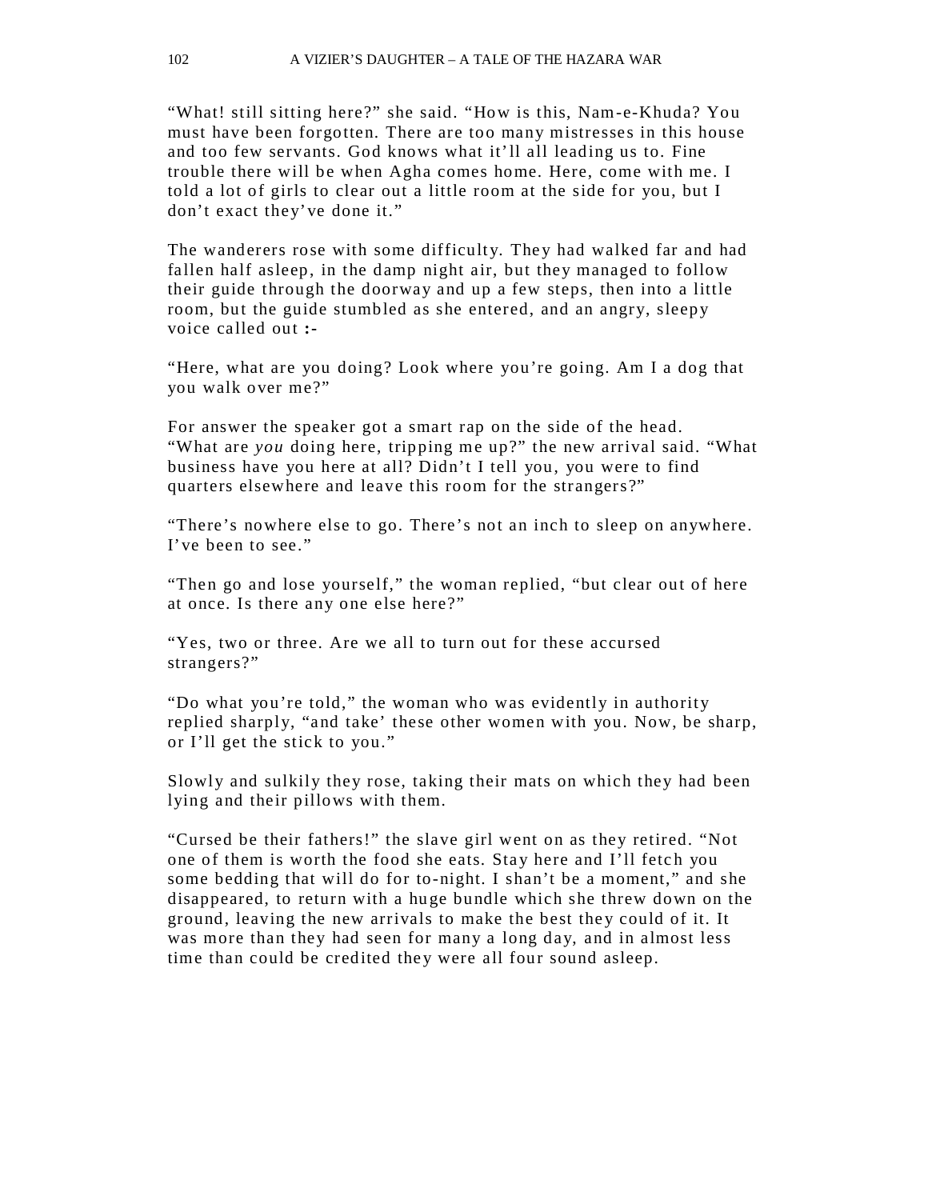“What! still sitting here?” she said. “How is this, Nam-e-Khuda? You must have been forgotten. There are too many mistresses in this house and too few servants. God knows what it’ll all leading us to. Fine trouble there will be when Agha comes home. Here, come with me. I told a lot of girls to clear out a little room at the side for you, but I don’t exact they’ve done it.”

The wanderers rose with some difficulty. They had walked far and had fallen half asleep, in the damp night air, but they managed to follow their guide through the doorway and up a few steps, then into a little room, but the guide stumbled as she entered, and an angry, sleepy voice called out :-

“Here, what are you doing? Look where you’re going. Am I a dog that you walk over me?”

For answer the speaker got a smart rap on the side of the head. “What are *you* doing here, tripping me up?” the new arrival said. “What business have you here at all? Didn’t I tell you, you were to find quarters elsewhere and leave this room for the strangers?”

“There’s nowhere else to go. There’s not an inch to sleep on anywhere. I’ve been to see.”

“Then go and lose yourself,” the woman replied, “but clear out of here at once. Is there any one else here?”

“Yes, two or three. Are we all to turn out for these accursed strangers?”

“Do what you’re told,” the woman who was evidently in authority replied sharply, “and take’ these other women with you. Now, be sharp, or I’ll get the stick to you.”

Slowly and sulkily they rose, taking their mats on which they had been lying and their pillows with them.

“Cursed be their fathers!” the slave girl went on as they retired. “Not one of them is worth the food she eats. Stay here and I’ll fetch you some bedding that will do for to-night. I shan’t be a moment,” and she disappeared, to return with a huge bundle which she threw down on the ground, leaving the new arrivals to make the best they could of it. It was more than they had seen for many a long day, and in almost less time than could be credited they were all four sound asleep.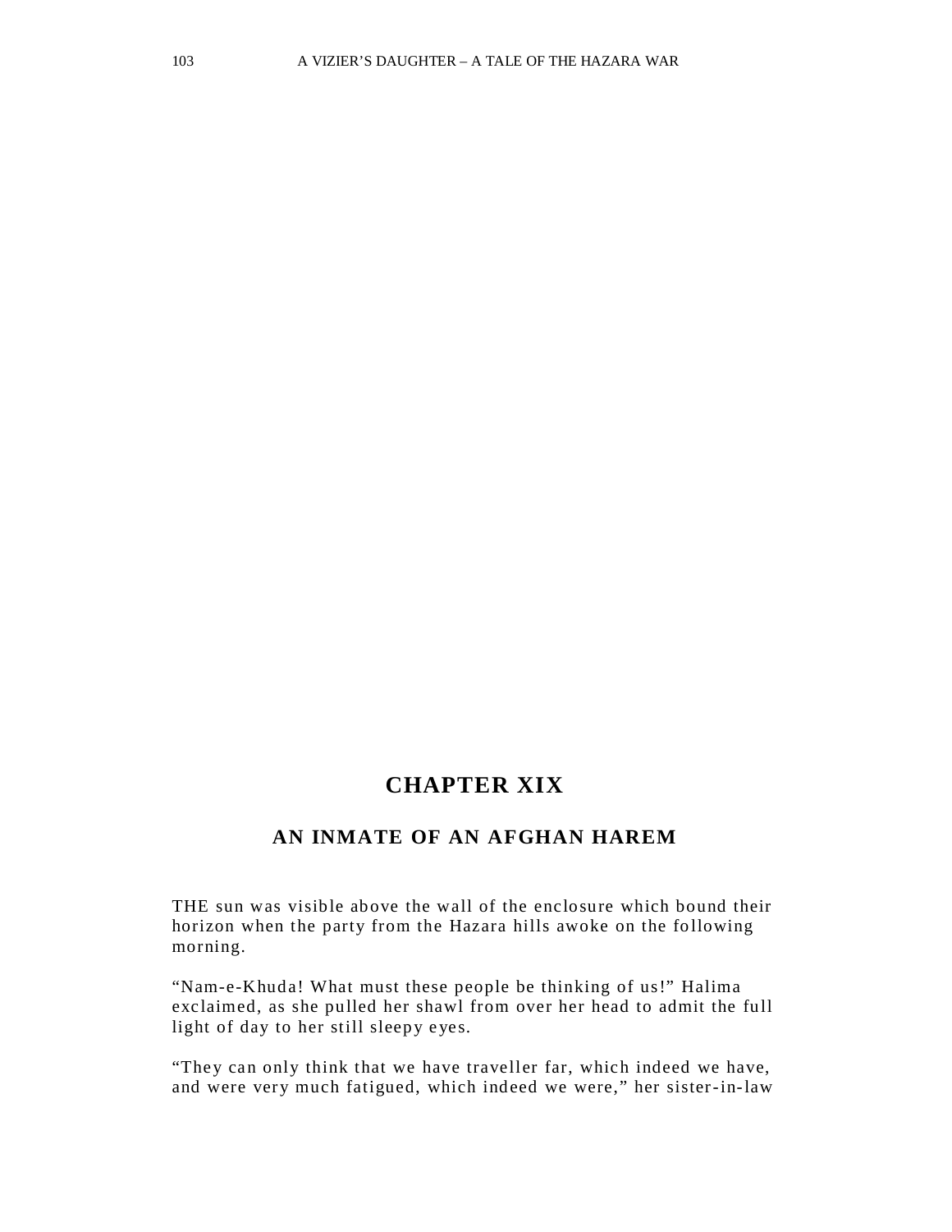## CHAPTER XIX

### AN INMATE OF AN AFGHAN HAREM

THE sun was visible above the wall of the enclosure which bound their horizon when the party from the Hazara hills awoke on the following morning.

"Nam-e-Khuda! What must these people be thinking of us!" Halima exclaimed, as she pulled her shawl from over her head to admit the full light of day to her still sleepy eyes.

"They can only think that we have traveller far, which indeed we have, and were very much fatigued, which indeed we were," her sister-in-law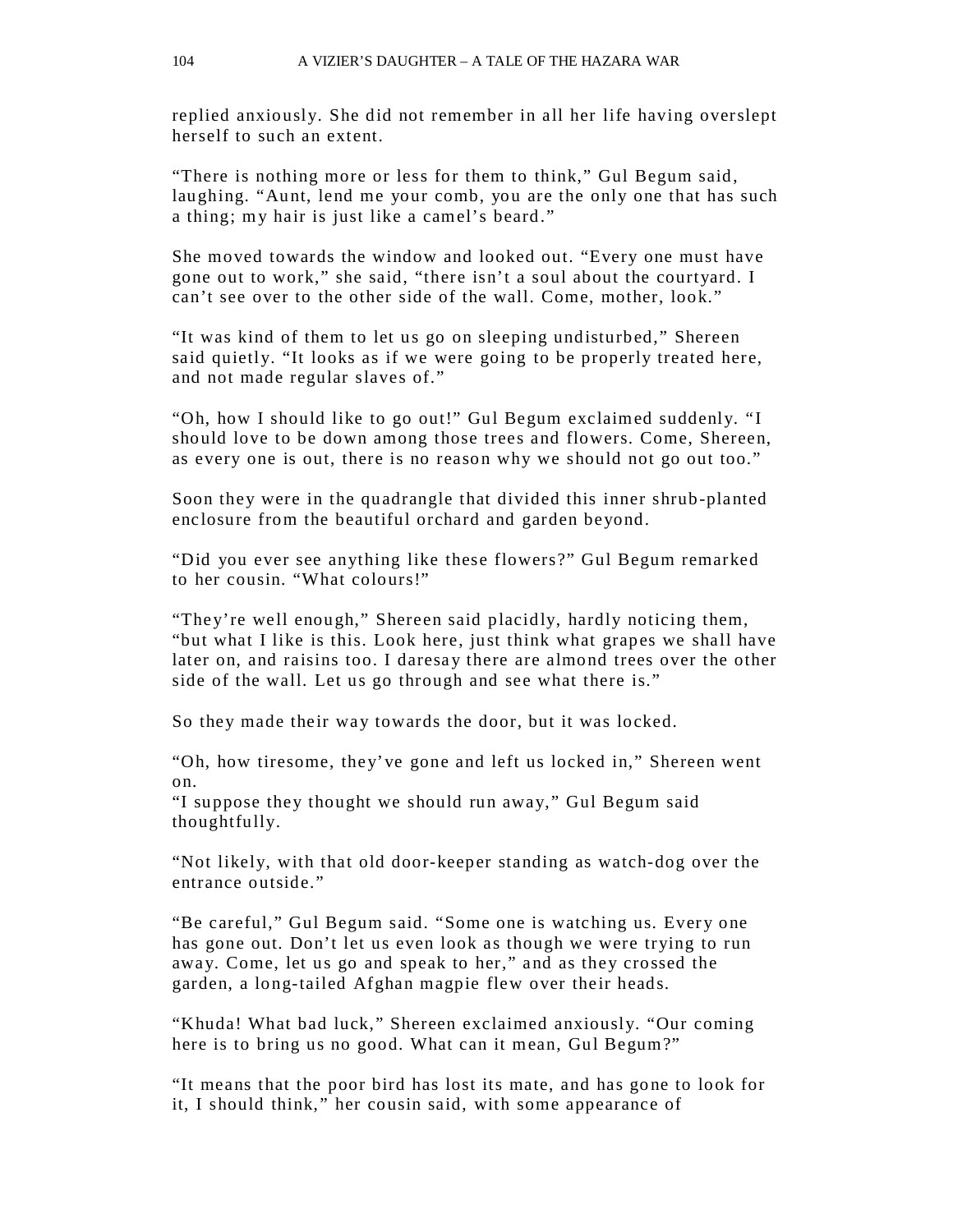replied anxiously. She did not remember in all her life having overslept herself to such an extent.

"There is nothing more or less for them to think," Gul Begum said, laughing. "Aunt, lend me your comb, you are the only one that has such a thing; my hair is just like a camel's beard."

She moved towards the window and looked out. "Every one must have gone out to work," she said, "there isn't a soul about the courtyard. I can't see over to the other side of the wall. Come, mother, look."

"It was kind of them to let us go on sleeping undisturbed," Shereen said quietly. "It looks as if we were going to be properly treated here, and not made regular slaves of."

"Oh, how I should like to go out!" Gul Begum exclaimed suddenly. "I should love to be down among those trees and flowers. Come, Shereen, as every one is out, there is no reason why we should not go out too."

Soon they were in the quadrangle that divided this inner shrub-planted enclosure from the beautiful orchard and garden beyond.

"Did you ever see anything like these flowers?" Gul Begum remarked to her cousin. "What colours!"

"They're well enough," Shereen said placidly, hardly noticing them, "but what I like is this. Look here, just think what grapes we shall have later on, and raisins too. I daresay there are almond trees over the other side of the wall. Let us go through and see what there is."

So they made their way towards the door, but it was locked.

"Oh, how tiresome, they've gone and left us locked in," Shereen went on.
"I suppose they thought we should run away," Gul Begum said thoughtfully.

"Not likely, with that old door-keeper standing as watch-dog over the entrance outside."

"Be careful," Gul Begum said. "Some one is watching us. Every one has gone out. Don't let us even look as though we were trying to run away. Come, let us go and speak to her," and as they crossed the garden, a long-tailed Afghan magpie flew over their heads.

"Khuda! What bad luck," Shereen exclaimed anxiously. "Our coming here is to bring us no good. What can it mean, Gul Begum?"

"It means that the poor bird has lost its mate, and has gone to look for it, I should think," her cousin said, with some appearance of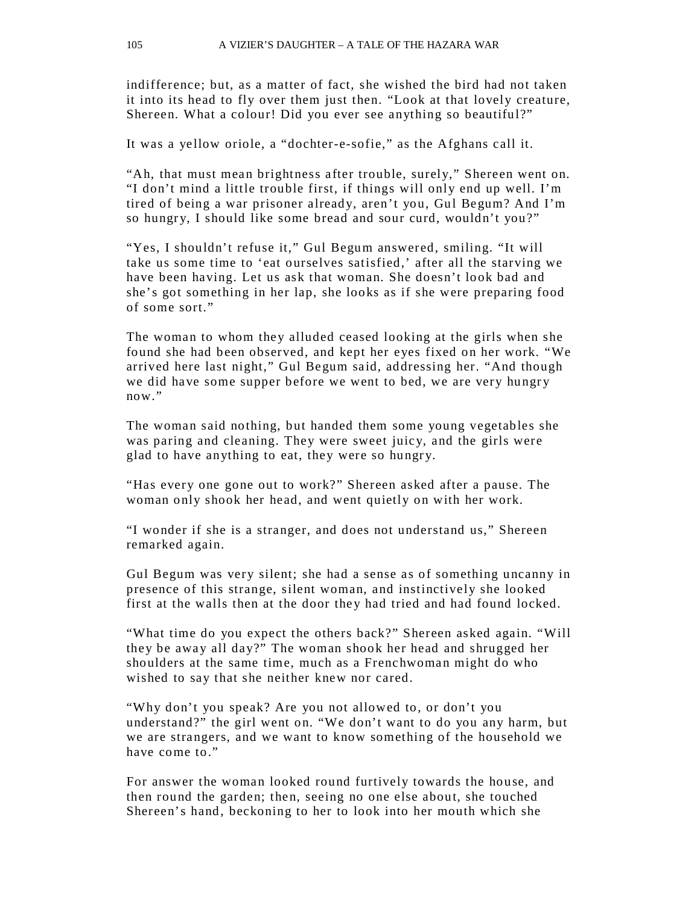indifference; but, as a matter of fact, she wished the bird had not taken it into its head to fly over them just then. “Look at that lovely creature, Shereen. What a colour! Did you ever see anything so beautiful?”

It was a yellow oriole, a “dochter-e-sofie,” as the Afghans call it.

“Ah, that must mean brightness after trouble, surely,” Shereen went on. “I don’t mind a little trouble first, if things will only end up well. I’m tired of being a war prisoner already, aren’t you, Gul Begum? And I’m so hungry, I should like some bread and sour curd, wouldn’t you?”

“Yes, I shouldn’t refuse it,” Gul Begum answered, smiling. “It will take us some time to ‘eat ourselves satisfied,’ after all the starving we have been having. Let us ask that woman. She doesn’t look bad and she’s got something in her lap, she looks as if she were preparing food of some sort.”

The woman to whom they alluded ceased looking at the girls when she found she had been observed, and kept her eyes fixed on her work. “We arrived here last night,” Gul Begum said, addressing her. “And though we did have some supper before we went to bed, we are very hungry now.”

The woman said nothing, but handed them some young vegetables she was paring and cleaning. They were sweet juicy, and the girls were glad to have anything to eat, they were so hungry.

“Has every one gone out to work?” Shereen asked after a pause. The woman only shook her head, and went quietly on with her work.

“I wonder if she is a stranger, and does not understand us,” Shereen remarked again.

Gul Begum was very silent; she had a sense as of something uncanny in presence of this strange, silent woman, and instinctively she looked first at the walls then at the door they had tried and had found locked.

“What time do you expect the others back?” Shereen asked again. “Will they be away all day?” The woman shook her head and shrugged her shoulders at the same time, much as a Frenchwoman might do who wished to say that she neither knew nor cared.

“Why don’t you speak? Are you not allowed to, or don’t you understand?” the girl went on. “We don’t want to do you any harm, but we are strangers, and we want to know something of the household we have come to.”

For answer the woman looked round furtively towards the house, and then round the garden; then, seeing no one else about, she touched Shereen’s hand, beckoning to her to look into her mouth which she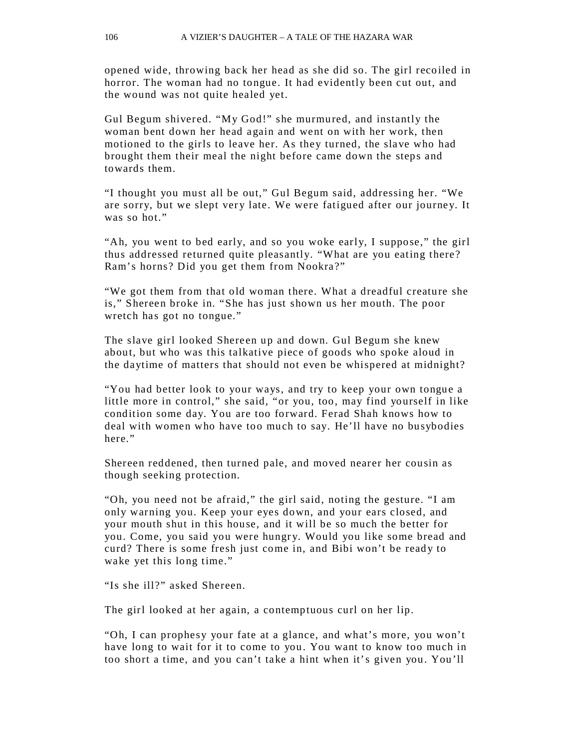opened wide, throwing back her head as she did so. The girl recoiled in horror. The woman had no tongue. It had evidently been cut out, and the wound was not quite healed yet.

Gul Begum shivered. “My God!” she murmured, and instantly the woman bent down her head again and went on with her work, then motioned to the girls to leave her. As they turned, the slave who had brought them their meal the night before came down the steps and towards them.

“I thought you must all be out,” Gul Begum said, addressing her. “We are sorry, but we slept very late. We were fatigued after our journey. It was so hot.”

“Ah, you went to bed early, and so you woke early, I suppose,” the girl thus addressed returned quite pleasantly. “What are you eating there? Ram’s horns? Did you get them from Nookra?”

“We got them from that old woman there. What a dreadful creature she is,” Shereen broke in. “She has just shown us her mouth. The poor wretch has got no tongue.”

The slave girl looked Shereen up and down. Gul Begum she knew about, but who was this talkative piece of goods who spoke aloud in the daytime of matters that should not even be whispered at midnight?

“You had better look to your ways, and try to keep your own tongue a little more in control,” she said, “or you, too, may find yourself in like condition some day. You are too forward. Ferad Shah knows how to deal with women who have too much to say. He’ll have no busybodies here.”

Shereen reddened, then turned pale, and moved nearer her cousin as though seeking protection.

“Oh, you need not be afraid,” the girl said, noting the gesture. “I am only warning you. Keep your eyes down, and your ears closed, and your mouth shut in this house, and it will be so much the better for you. Come, you said you were hungry. Would you like some bread and curd? There is some fresh just come in, and Bibi won’t be ready to wake yet this long time.”

“Is she ill?” asked Shereen.

The girl looked at her again, a contemptuous curl on her lip.

“Oh, I can prophesy your fate at a glance, and what’s more, you won’t have long to wait for it to come to you. You want to know too much in too short a time, and you can’t take a hint when it’s given you. You’ll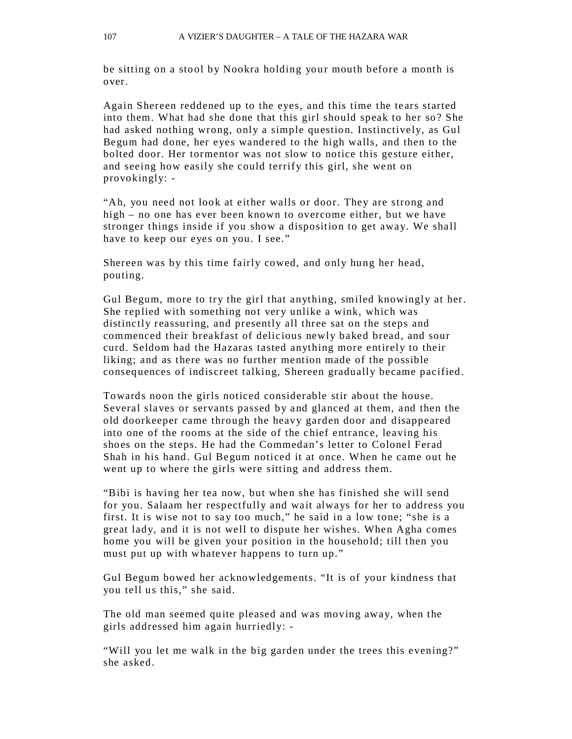be sitting on a stool by Nookra holding your mouth before a month is over.

Again Shereen reddened up to the eyes, and this time the tears started into them. What had she done that this girl should speak to her so? She had asked nothing wrong, only a simple question. Instinctively, as Gul Begum had done, her eyes wandered to the high walls, and then to the bolted door. Her tormentor was not slow to notice this gesture either, and seeing how easily she could terrify this girl, she went on provokingly: -

"Ah, you need not look at either walls or door. They are strong and high – no one has ever been known to overcome either, but we have stronger things inside if you show a disposition to get away. We shall have to keep our eyes on you. I see."

Shereen was by this time fairly cowed, and only hung her head, pouting.

Gul Begum, more to try the girl that anything, smiled knowingly at her. She replied with something not very unlike a wink, which was distinctly reassuring, and presently all three sat on the steps and commenced their breakfast of delicious newly baked bread, and sour curd. Seldom had the Hazaras tasted anything more entirely to their liking; and as there was no further mention made of the possible consequences of indiscreet talking, Shereen gradually became pacified.

Towards noon the girls noticed considerable stir about the house. Several slaves or servants passed by and glanced at them, and then the old doorkeeper came through the heavy garden door and disappeared into one of the rooms at the side of the chief entrance, leaving his shoes on the steps. He had the Commedan's letter to Colonel Ferad Shah in his hand. Gul Begum noticed it at once. When he came out he went up to where the girls were sitting and address them.

"Bibi is having her tea now, but when she has finished she will send for you. Salaam her respectfully and wait always for her to address you first. It is wise not to say too much," he said in a low tone; "she is a great lady, and it is not well to dispute her wishes. When Agha comes home you will be given your position in the household; till then you must put up with whatever happens to turn up."

Gul Begum bowed her acknowledgements. "It is of your kindness that you tell us this," she said.

The old man seemed quite pleased and was moving away, when the girls addressed him again hurriedly: -

"Will you let me walk in the big garden under the trees this evening?" she asked.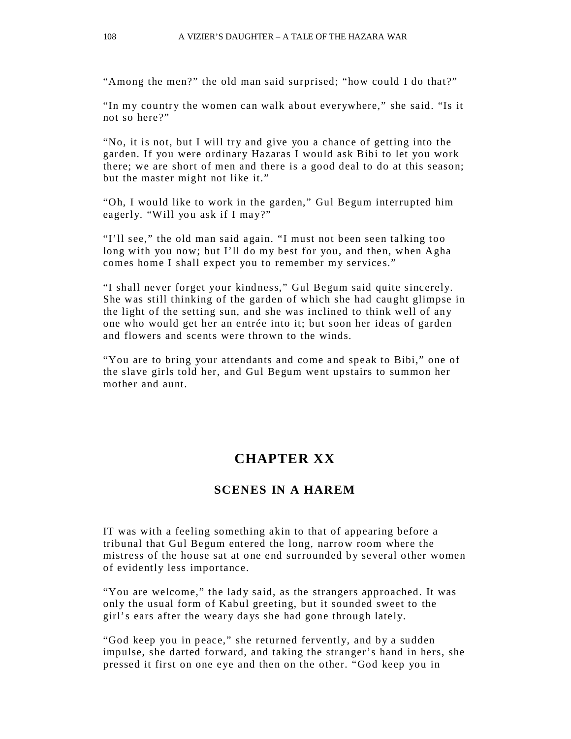"Among the men?" the old man said surprised; "how could I do that?"

"In my country the women can walk about everywhere," she said. "Is it not so here?"

"No, it is not, but I will try and give you a chance of getting into the garden. If you were ordinary Hazaras I would ask Bibi to let you work there; we are short of men and there is a good deal to do at this season; but the master might not like it."

"Oh, I would like to work in the garden," Gul Begum interrupted him eagerly. "Will you ask if I may?"

"I'll see," the old man said again. "I must not been seen talking too long with you now; but I'll do my best for you, and then, when Agha comes home I shall expect you to remember my services."

"I shall never forget your kindness," Gul Begum said quite sincerely. She was still thinking of the garden of which she had caught glimpse in the light of the setting sun, and she was inclined to think well of any one who would get her an entrée into it; but soon her ideas of garden and flowers and scents were thrown to the winds.

"You are to bring your attendants and come and speak to Bibi," one of the slave girls told her, and Gul Begum went upstairs to summon her mother and aunt.

# CHAPTER XX

## SCENES IN A HAREM

IT was with a feeling something akin to that of appearing before a tribunal that Gul Begum entered the long, narrow room where the mistress of the house sat at one end surrounded by several other women of evidently less importance.

"You are welcome," the lady said, as the strangers approached. It was only the usual form of Kabul greeting, but it sounded sweet to the girl's ears after the weary days she had gone through lately.

"God keep you in peace," she returned fervently, and by a sudden impulse, she darted forward, and taking the stranger's hand in hers, she pressed it first on one eye and then on the other. "God keep you in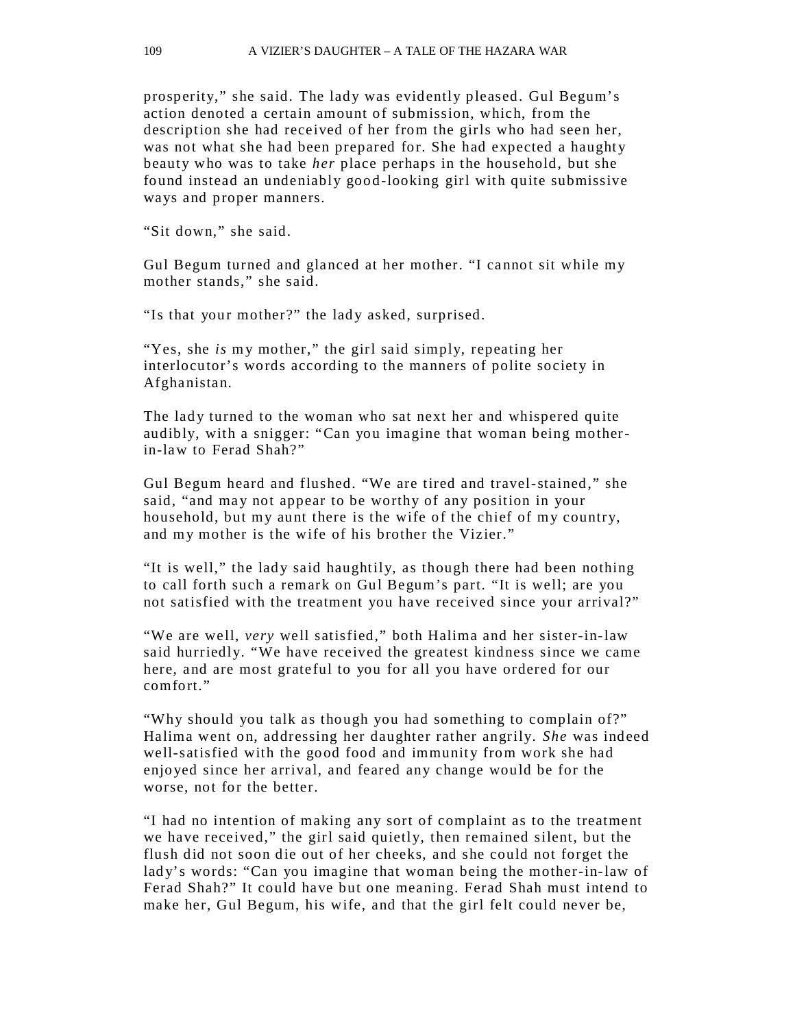prosperity," she said. The lady was evidently pleased. Gul Begum's action denoted a certain amount of submission, which, from the description she had received of her from the girls who had seen her, was not what she had been prepared for. She had expected a haughty beauty who was to take *her* place perhaps in the household, but she found instead an undeniably good-looking girl with quite submissive ways and proper manners.

"Sit down," she said.

Gul Begum turned and glanced at her mother. "I cannot sit while my mother stands," she said.

"Is that your mother?" the lady asked, surprised.

"Yes, she *is* my mother," the girl said simply, repeating her interlocutor's words according to the manners of polite society in Afghanistan.

The lady turned to the woman who sat next her and whispered quite audibly, with a snigger: "Can you imagine that woman being mother-in-law to Ferad Shah?"

Gul Begum heard and flushed. "We are tired and travel-stained," she said, "and may not appear to be worthy of any position in your household, but my aunt there is the wife of the chief of my country, and my mother is the wife of his brother the Vizier."

"It is well," the lady said haughtily, as though there had been nothing to call forth such a remark on Gul Begum's part. "It is well; are you not satisfied with the treatment you have received since your arrival?"

"We are well, *very* well satisfied," both Halima and her sister-in-law said hurriedly. "We have received the greatest kindness since we came here, and are most grateful to you for all you have ordered for our comfort."

"Why should you talk as though you had something to complain of?" Halima went on, addressing her daughter rather angrily. *She* was indeed well-satisfied with the good food and immunity from work she had enjoyed since her arrival, and feared any change would be for the worse, not for the better.

"I had no intention of making any sort of complaint as to the treatment we have received," the girl said quietly, then remained silent, but the flush did not soon die out of her cheeks, and she could not forget the lady's words: "Can you imagine that woman being the mother-in-law of Ferad Shah?" It could have but one meaning. Ferad Shah must intend to make her, Gul Begum, his wife, and that the girl felt could never be,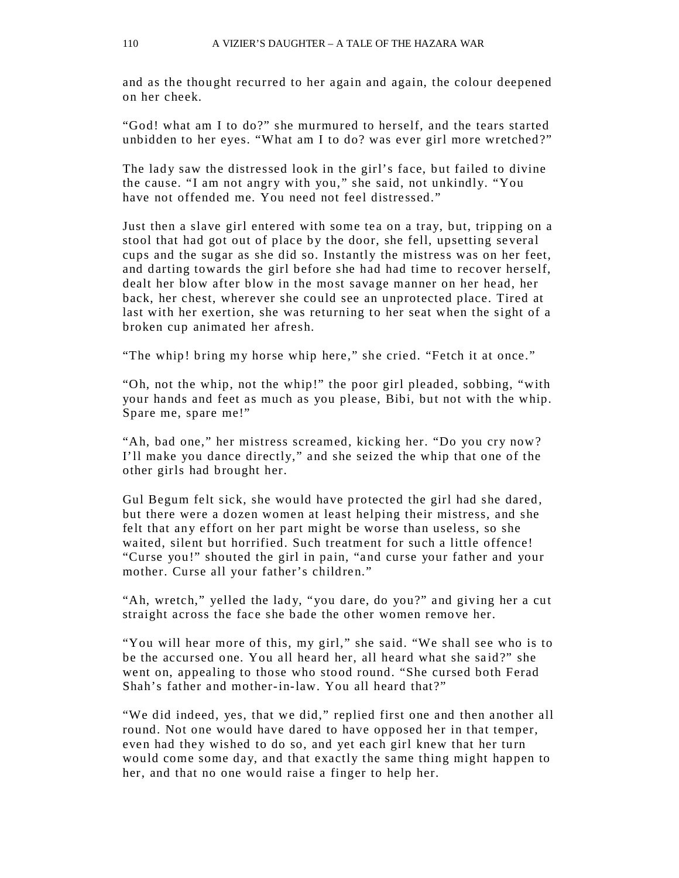and as the thought recurred to her again and again, the colour deepened on her cheek.

"God! what am I to do?" she murmured to herself, and the tears started unbidden to her eyes. "What am I to do? was ever girl more wretched?"

The lady saw the distressed look in the girl's face, but failed to divine the cause. "I am not angry with you," she said, not unkindly. "You have not offended me. You need not feel distressed."

Just then a slave girl entered with some tea on a tray, but, tripping on a stool that had got out of place by the door, she fell, upsetting several cups and the sugar as she did so. Instantly the mistress was on her feet, and darting towards the girl before she had had time to recover herself, dealt her blow after blow in the most savage manner on her head, her back, her chest, wherever she could see an unprotected place. Tired at last with her exertion, she was returning to her seat when the sight of a broken cup animated her afresh.

"The whip! bring my horse whip here," she cried. "Fetch it at once."

"Oh, not the whip, not the whip!" the poor girl pleaded, sobbing, "with your hands and feet as much as you please, Bibi, but not with the whip. Spare me, spare me!"

"Ah, bad one," her mistress screamed, kicking her. "Do you cry now? I'll make you dance directly," and she seized the whip that one of the other girls had brought her.

Gul Begum felt sick, she would have protected the girl had she dared, but there were a dozen women at least helping their mistress, and she felt that any effort on her part might be worse than useless, so she waited, silent but horrified. Such treatment for such a little offence! "Curse you!" shouted the girl in pain, "and curse your father and your mother. Curse all your father's children."

"Ah, wretch," yelled the lady, "you dare, do you?" and giving her a cut straight across the face she bade the other women remove her.

"You will hear more of this, my girl," she said. "We shall see who is to be the accursed one. You all heard her, all heard what she said?" she went on, appealing to those who stood round. "She cursed both Ferad Shah's father and mother-in-law. You all heard that?"

"We did indeed, yes, that we did," replied first one and then another all round. Not one would have dared to have opposed her in that temper, even had they wished to do so, and yet each girl knew that her turn would come some day, and that exactly the same thing might happen to her, and that no one would raise a finger to help her.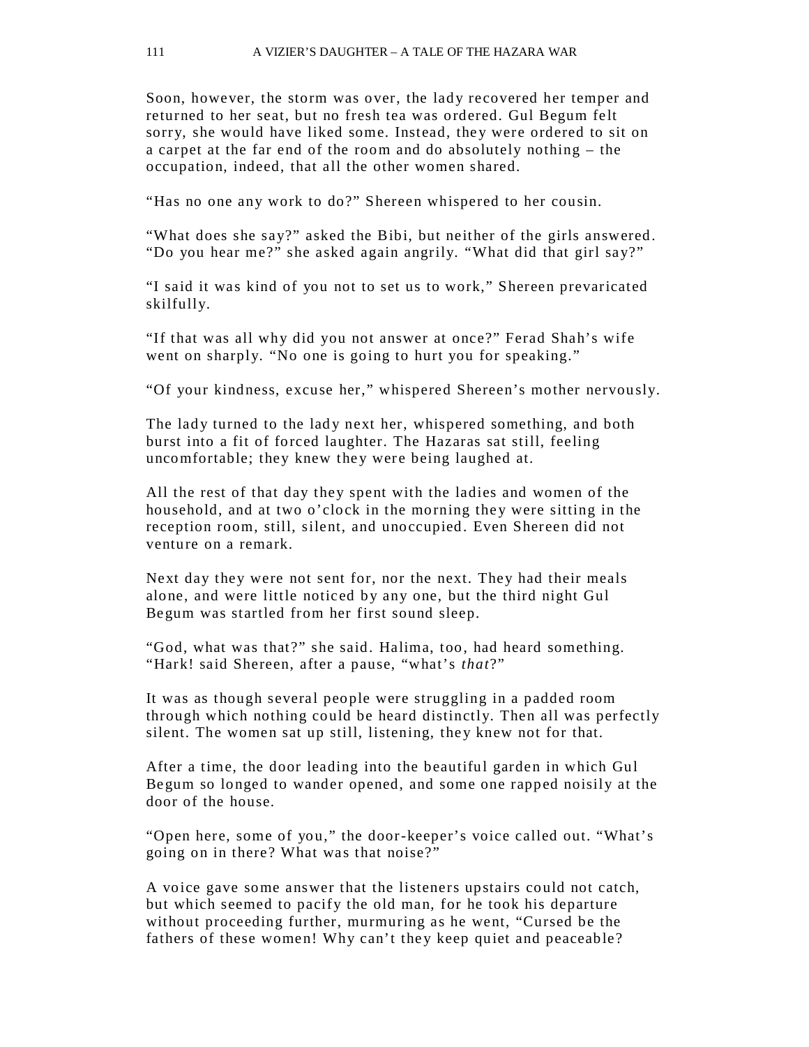Soon, however, the storm was over, the lady recovered her temper and returned to her seat, but no fresh tea was ordered. Gul Begum felt sorry, she would have liked some. Instead, they were ordered to sit on a carpet at the far end of the room and do absolutely nothing – the occupation, indeed, that all the other women shared.

“Has no one any work to do?” Shereen whispered to her cousin.

“What does she say?” asked the Bibi, but neither of the girls answered. “Do you hear me?” she asked again angrily. “What did that girl say?”

“I said it was kind of you not to set us to work,” Shereen prevaricated skilfully.

“If that was all why did you not answer at once?” Ferad Shah’s wife went on sharply. “No one is going to hurt you for speaking.”

“Of your kindness, excuse her,” whispered Shereen’s mother nervously.

The lady turned to the lady next her, whispered something, and both burst into a fit of forced laughter. The Hazaras sat still, feeling uncomfortable; they knew they were being laughed at.

All the rest of that day they spent with the ladies and women of the household, and at two o’clock in the morning they were sitting in the reception room, still, silent, and unoccupied. Even Shereen did not venture on a remark.

Next day they were not sent for, nor the next. They had their meals alone, and were little noticed by any one, but the third night Gul Begum was startled from her first sound sleep.

“God, what was that?” she said. Halima, too, had heard something. “Hark! said Shereen, after a pause, “what’s *that*?”

It was as though several people were struggling in a padded room through which nothing could be heard distinctly. Then all was perfectly silent. The women sat up still, listening, they knew not for that.

After a time, the door leading into the beautiful garden in which Gul Begum so longed to wander opened, and some one rapped noisily at the door of the house.

“Open here, some of you,” the door-keeper’s voice called out. “What’s going on in there? What was that noise?”

A voice gave some answer that the listeners upstairs could not catch, but which seemed to pacify the old man, for he took his departure without proceeding further, murmuring as he went, “Cursed be the fathers of these women! Why can’t they keep quiet and peaceable?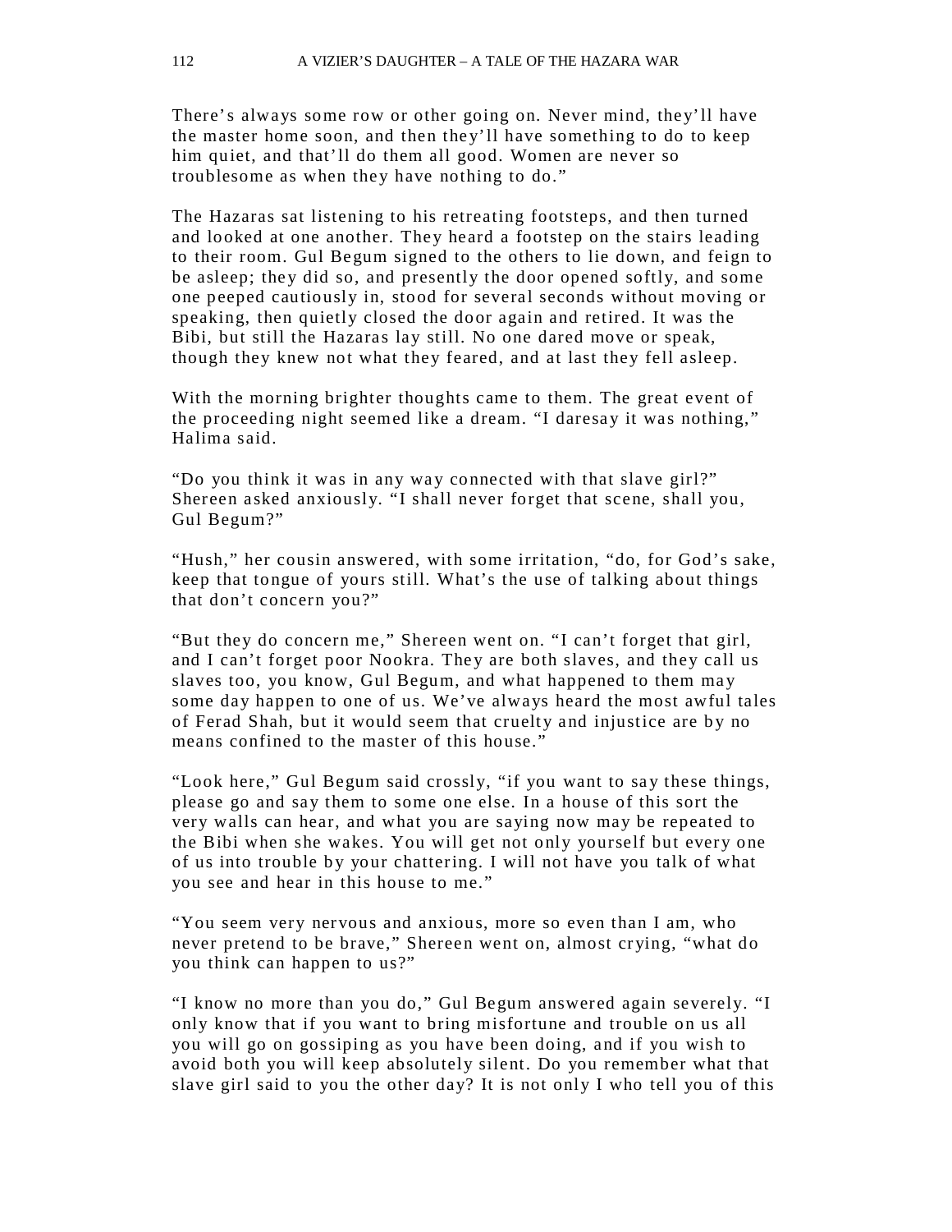There's always some row or other going on. Never mind, they'll have the master home soon, and then they'll have something to do to keep him quiet, and that'll do them all good. Women are never so troublesome as when they have nothing to do."

The Hazaras sat listening to his retreating footsteps, and then turned and looked at one another. They heard a footstep on the stairs leading to their room. Gul Begum signed to the others to lie down, and feign to be asleep; they did so, and presently the door opened softly, and some one peeped cautiously in, stood for several seconds without moving or speaking, then quietly closed the door again and retired. It was the Bibi, but still the Hazaras lay still. No one dared move or speak, though they knew not what they feared, and at last they fell asleep.

With the morning brighter thoughts came to them. The great event of the proceeding night seemed like a dream. "I daresay it was nothing," Halima said.

"Do you think it was in any way connected with that slave girl?" Shereen asked anxiously. "I shall never forget that scene, shall you, Gul Begum?"

"Hush," her cousin answered, with some irritation, "do, for God's sake, keep that tongue of yours still. What's the use of talking about things that don't concern you?"

"But they do concern me," Shereen went on. "I can't forget that girl, and I can't forget poor Nookra. They are both slaves, and they call us slaves too, you know, Gul Begum, and what happened to them may some day happen to one of us. We've always heard the most awful tales of Ferad Shah, but it would seem that cruelty and injustice are by no means confined to the master of this house."

"Look here," Gul Begum said crossly, "if you want to say these things, please go and say them to some one else. In a house of this sort the very walls can hear, and what you are saying now may be repeated to the Bibi when she wakes. You will get not only yourself but every one of us into trouble by your chattering. I will not have you talk of what you see and hear in this house to me."

"You seem very nervous and anxious, more so even than I am, who never pretend to be brave," Shereen went on, almost crying, "what do you think can happen to us?"

"I know no more than you do," Gul Begum answered again severely. "I only know that if you want to bring misfortune and trouble on us all you will go on gossiping as you have been doing, and if you wish to avoid both you will keep absolutely silent. Do you remember what that slave girl said to you the other day? It is not only I who tell you of this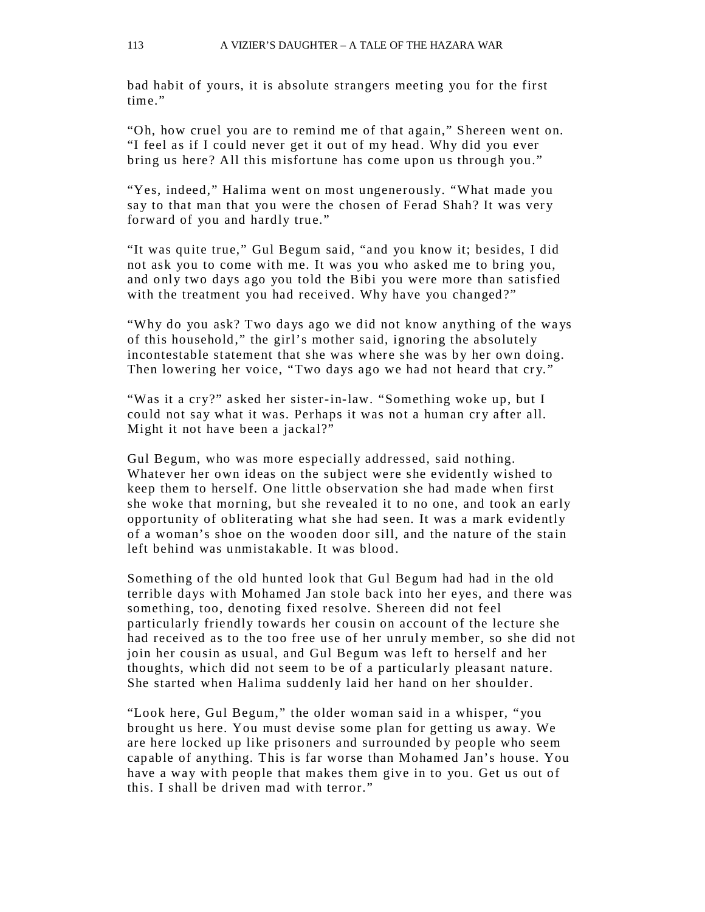bad habit of yours, it is absolute strangers meeting you for the first time."

"Oh, how cruel you are to remind me of that again," Shereen went on. "I feel as if I could never get it out of my head. Why did you ever bring us here? All this misfortune has come upon us through you."

"Yes, indeed," Halima went on most ungenerously. "What made you say to that man that you were the chosen of Ferad Shah? It was very forward of you and hardly true."

"It was quite true," Gul Begum said, "and you know it; besides, I did not ask you to come with me. It was you who asked me to bring you, and only two days ago you told the Bibi you were more than satisfied with the treatment you had received. Why have you changed?"

"Why do you ask? Two days ago we did not know anything of the ways of this household," the girl's mother said, ignoring the absolutely incontestable statement that she was where she was by her own doing. Then lowering her voice, "Two days ago we had not heard that cry."

"Was it a cry?" asked her sister-in-law. "Something woke up, but I could not say what it was. Perhaps it was not a human cry after all. Might it not have been a jackal?"

Gul Begum, who was more especially addressed, said nothing. Whatever her own ideas on the subject were she evidently wished to keep them to herself. One little observation she had made when first she woke that morning, but she revealed it to no one, and took an early opportunity of obliterating what she had seen. It was a mark evidently of a woman's shoe on the wooden door sill, and the nature of the stain left behind was unmistakable. It was blood.

Something of the old hunted look that Gul Begum had had in the old terrible days with Mohamed Jan stole back into her eyes, and there was something, too, denoting fixed resolve. Shereen did not feel particularly friendly towards her cousin on account of the lecture she had received as to the too free use of her unruly member, so she did not join her cousin as usual, and Gul Begum was left to herself and her thoughts, which did not seem to be of a particularly pleasant nature. She started when Halima suddenly laid her hand on her shoulder.

"Look here, Gul Begum," the older woman said in a whisper, "you brought us here. You must devise some plan for getting us away. We are here locked up like prisoners and surrounded by people who seem capable of anything. This is far worse than Mohamed Jan's house. You have a way with people that makes them give in to you. Get us out of this. I shall be driven mad with terror."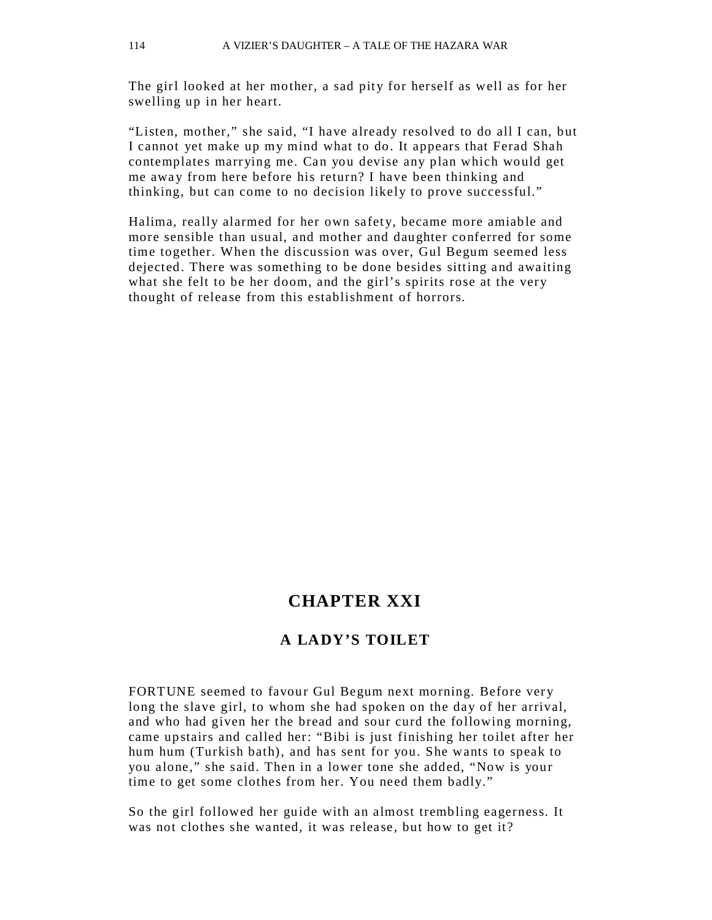The girl looked at her mother, a sad pity for herself as well as for her swelling up in her heart.

"Listen, mother," she said, "I have already resolved to do all I can, but I cannot yet make up my mind what to do. It appears that Ferad Shah contemplates marrying me. Can you devise any plan which would get me away from here before his return? I have been thinking and thinking, but can come to no decision likely to prove successful."

Halima, really alarmed for her own safety, became more amiable and more sensible than usual, and mother and daughter conferred for some time together. When the discussion was over, Gul Begum seemed less dejected. There was something to be done besides sitting and awaiting what she felt to be her doom, and the girl's spirits rose at the very thought of release from this establishment of horrors.

# CHAPTER XXI

## A LADY'S TOILET

FORTUNE seemed to favour Gul Begum next morning. Before very long the slave girl, to whom she had spoken on the day of her arrival, and who had given her the bread and sour curd the following morning, came upstairs and called her: "Bibi is just finishing her toilet after her hum hum (Turkish bath), and has sent for you. She wants to speak to you alone," she said. Then in a lower tone she added, "Now is your time to get some clothes from her. You need them badly."

So the girl followed her guide with an almost trembling eagerness. It was not clothes she wanted, it was release, but how to get it?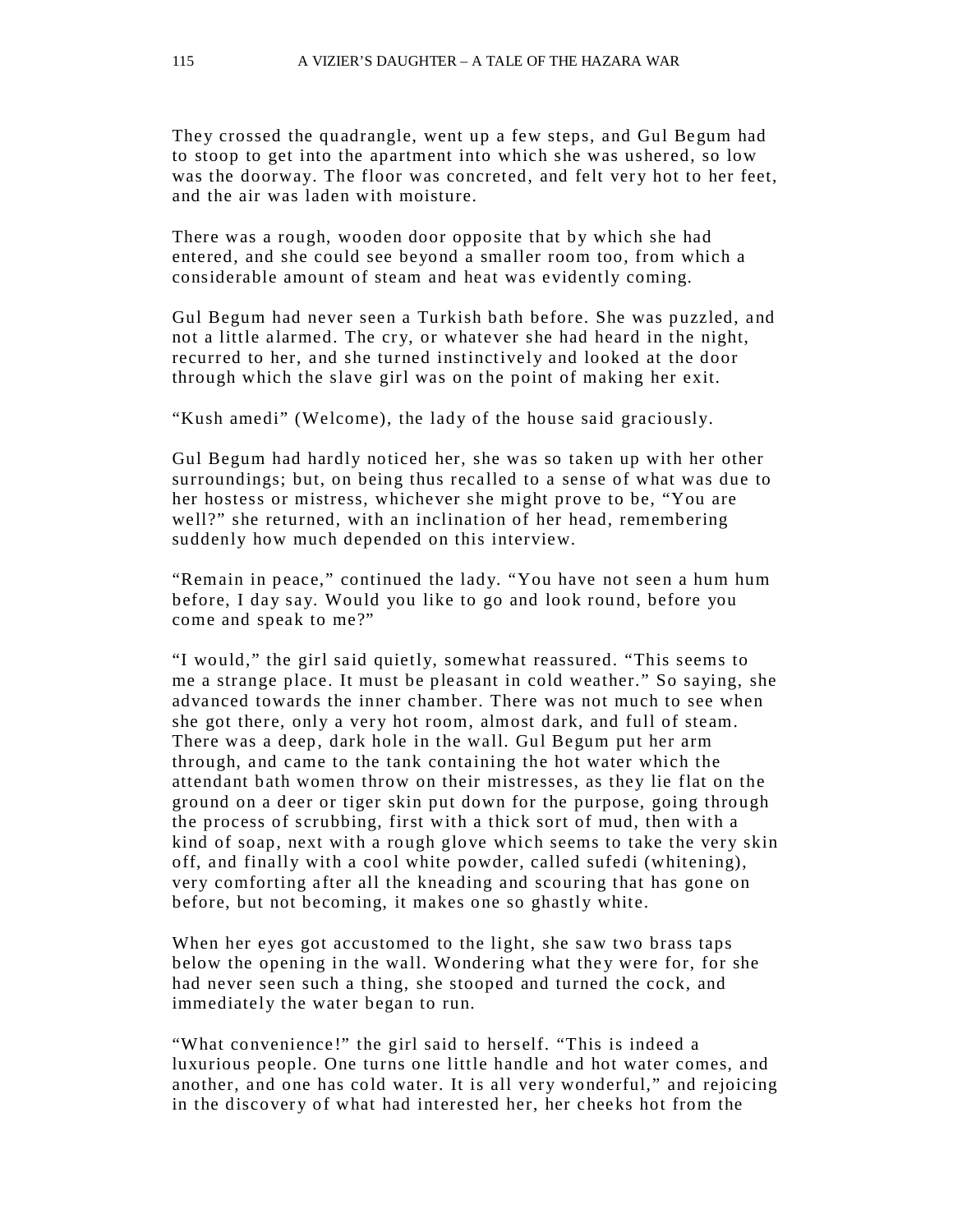They crossed the quadrangle, went up a few steps, and Gul Begum had to stoop to get into the apartment into which she was ushered, so low was the doorway. The floor was concreted, and felt very hot to her feet, and the air was laden with moisture.

There was a rough, wooden door opposite that by which she had entered, and she could see beyond a smaller room too, from which a considerable amount of steam and heat was evidently coming.

Gul Begum had never seen a Turkish bath before. She was puzzled, and not a little alarmed. The cry, or whatever she had heard in the night, recurred to her, and she turned instinctively and looked at the door through which the slave girl was on the point of making her exit.

"Kush amedi" (Welcome), the lady of the house said graciously.

Gul Begum had hardly noticed her, she was so taken up with her other surroundings; but, on being thus recalled to a sense of what was due to her hostess or mistress, whichever she might prove to be, "You are well?" she returned, with an inclination of her head, remembering suddenly how much depended on this interview.

"Remain in peace," continued the lady. "You have not seen a hum hum before, I day say. Would you like to go and look round, before you come and speak to me?"

"I would," the girl said quietly, somewhat reassured. "This seems to me a strange place. It must be pleasant in cold weather." So saying, she advanced towards the inner chamber. There was not much to see when she got there, only a very hot room, almost dark, and full of steam. There was a deep, dark hole in the wall. Gul Begum put her arm through, and came to the tank containing the hot water which the attendant bath women throw on their mistresses, as they lie flat on the ground on a deer or tiger skin put down for the purpose, going through the process of scrubbing, first with a thick sort of mud, then with a kind of soap, next with a rough glove which seems to take the very skin off, and finally with a cool white powder, called sufedi (whitening), very comforting after all the kneading and scouring that has gone on before, but not becoming, it makes one so ghastly white.

When her eyes got accustomed to the light, she saw two brass taps below the opening in the wall. Wondering what they were for, for she had never seen such a thing, she stooped and turned the cock, and immediately the water began to run.

"What convenience!" the girl said to herself. "This is indeed a luxurious people. One turns one little handle and hot water comes, and another, and one has cold water. It is all very wonderful," and rejoicing in the discovery of what had interested her, her cheeks hot from the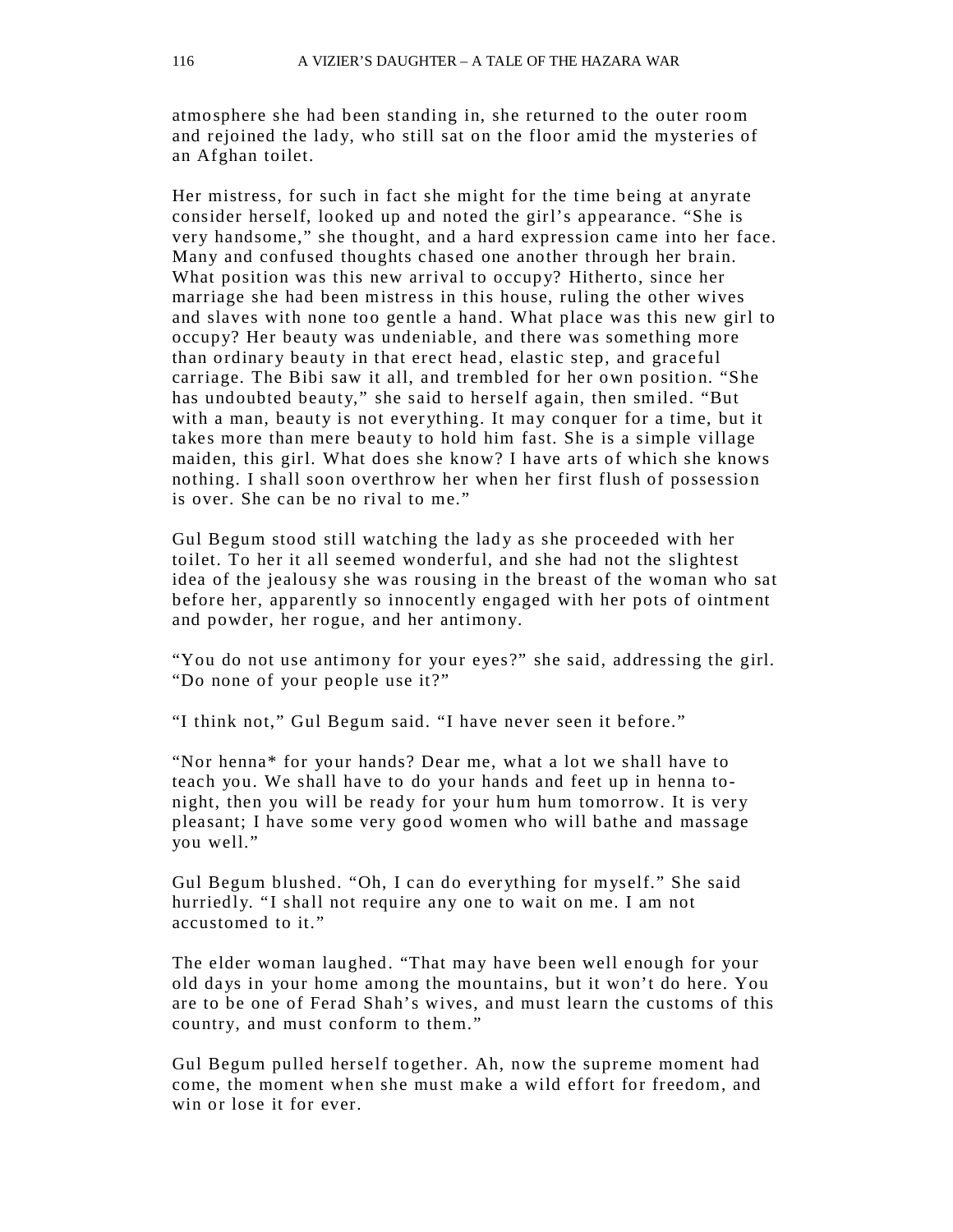atmosphere she had been standing in, she returned to the outer room and rejoined the lady, who still sat on the floor amid the mysteries of an Afghan toilet.

Her mistress, for such in fact she might for the time being at anyrate consider herself, looked up and noted the girl's appearance. "She is very handsome," she thought, and a hard expression came into her face. Many and confused thoughts chased one another through her brain. What position was this new arrival to occupy? Hitherto, since her marriage she had been mistress in this house, ruling the other wives and slaves with none too gentle a hand. What place was this new girl to occupy? Her beauty was undeniable, and there was something more than ordinary beauty in that erect head, elastic step, and graceful carriage. The Bibi saw it all, and trembled for her own position. "She has undoubted beauty," she said to herself again, then smiled. "But with a man, beauty is not everything. It may conquer for a time, but it takes more than mere beauty to hold him fast. She is a simple village maiden, this girl. What does she know? I have arts of which she knows nothing. I shall soon overthrow her when her first flush of possession is over. She can be no rival to me."

Gul Begum stood still watching the lady as she proceeded with her toilet. To her it all seemed wonderful, and she had not the slightest idea of the jealousy she was rousing in the breast of the woman who sat before her, apparently so innocently engaged with her pots of ointment and powder, her rogue, and her antimony.

"You do not use antimony for your eyes?" she said, addressing the girl. "Do none of your people use it?"

"I think not," Gul Begum said. "I have never seen it before."

"Nor henna* for your hands? Dear me, what a lot we shall have to teach you. We shall have to do your hands and feet up in henna to-night, then you will be ready for your hum hum tomorrow. It is very pleasant; I have some very good women who will bathe and massage you well."

Gul Begum blushed. "Oh, I can do everything for myself." She said hurriedly. "I shall not require any one to wait on me. I am not accustomed to it."

The elder woman laughed. "That may have been well enough for your old days in your home among the mountains, but it won't do here. You are to be one of Ferad Shah's wives, and must learn the customs of this country, and must conform to them."

Gul Begum pulled herself together. Ah, now the supreme moment had come, the moment when she must make a wild effort for freedom, and win or lose it for ever.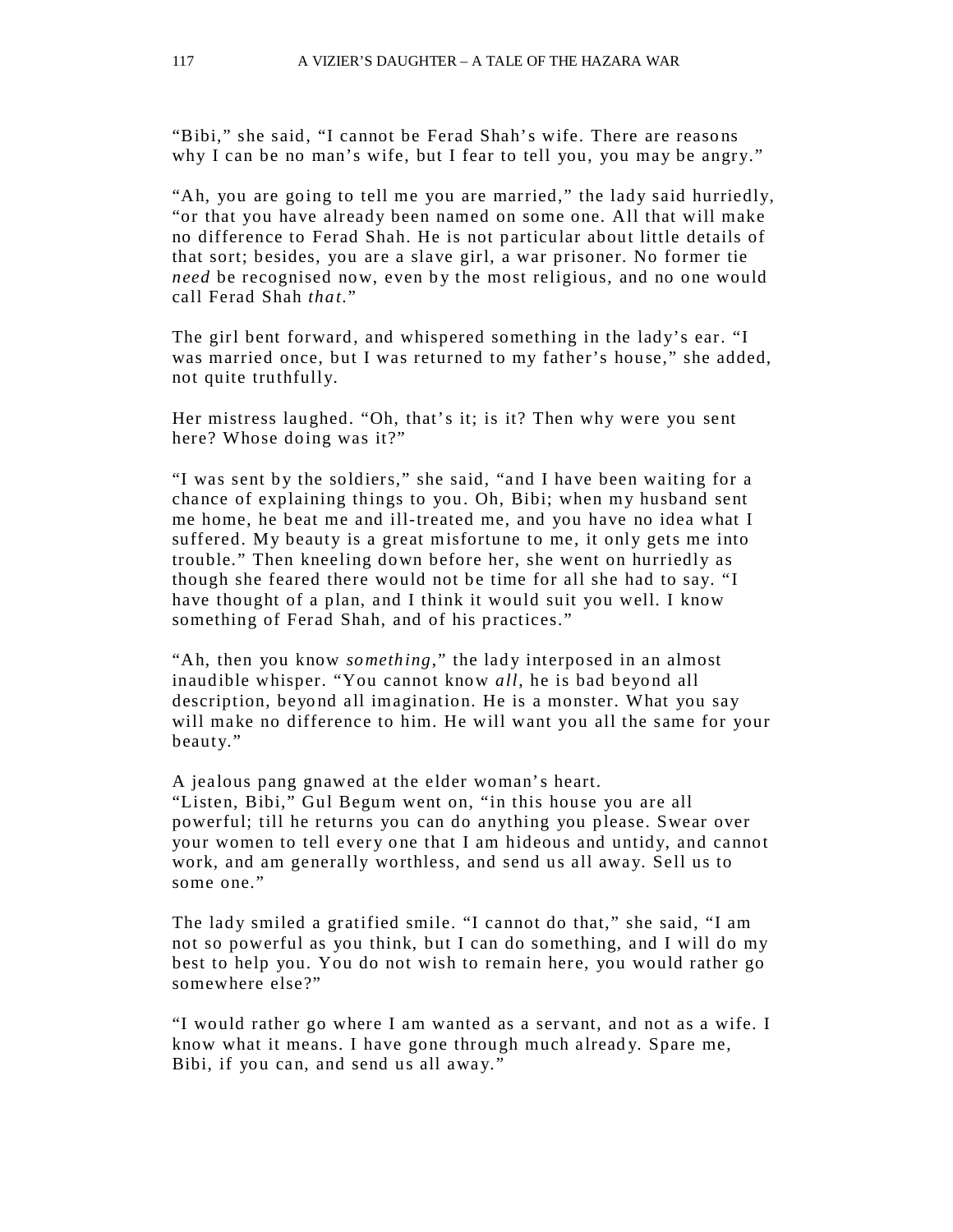“Bibi,” she said, “I cannot be Ferad Shah’s wife. There are reasons why I can be no man’s wife, but I fear to tell you, you may be angry.”

“Ah, you are going to tell me you are married,” the lady said hurriedly, “or that you have already been named on some one. All that will make no difference to Ferad Shah. He is not particular about little details of that sort; besides, you are a slave girl, a war prisoner. No former tie *need* be recognised now, even by the most religious, and no one would call Ferad Shah *that*.”

The girl bent forward, and whispered something in the lady’s ear. “I was married once, but I was returned to my father’s house,” she added, not quite truthfully.

Her mistress laughed. “Oh, that’s it; is it? Then why were you sent here? Whose doing was it?”

“I was sent by the soldiers,” she said, “and I have been waiting for a chance of explaining things to you. Oh, Bibi; when my husband sent me home, he beat me and ill-treated me, and you have no idea what I suffered. My beauty is a great misfortune to me, it only gets me into trouble.” Then kneeling down before her, she went on hurriedly as though she feared there would not be time for all she had to say. “I have thought of a plan, and I think it would suit you well. I know something of Ferad Shah, and of his practices.”

“Ah, then you know *something*,” the lady interposed in an almost inaudible whisper. “You cannot know *all*, he is bad beyond all description, beyond all imagination. He is a monster. What you say will make no difference to him. He will want you all the same for your beauty.”

A jealous pang gnawed at the elder woman’s heart.
“Listen, Bibi,” Gul Begum went on, “in this house you are all powerful; till he returns you can do anything you please. Swear over your women to tell every one that I am hideous and untidy, and cannot work, and am generally worthless, and send us all away. Sell us to some one.”

The lady smiled a gratified smile. “I cannot do that,” she said, “I am not so powerful as you think, but I can do something, and I will do my best to help you. You do not wish to remain here, you would rather go somewhere else?”

“I would rather go where I am wanted as a servant, and not as a wife. I know what it means. I have gone through much already. Spare me, Bibi, if you can, and send us all away.”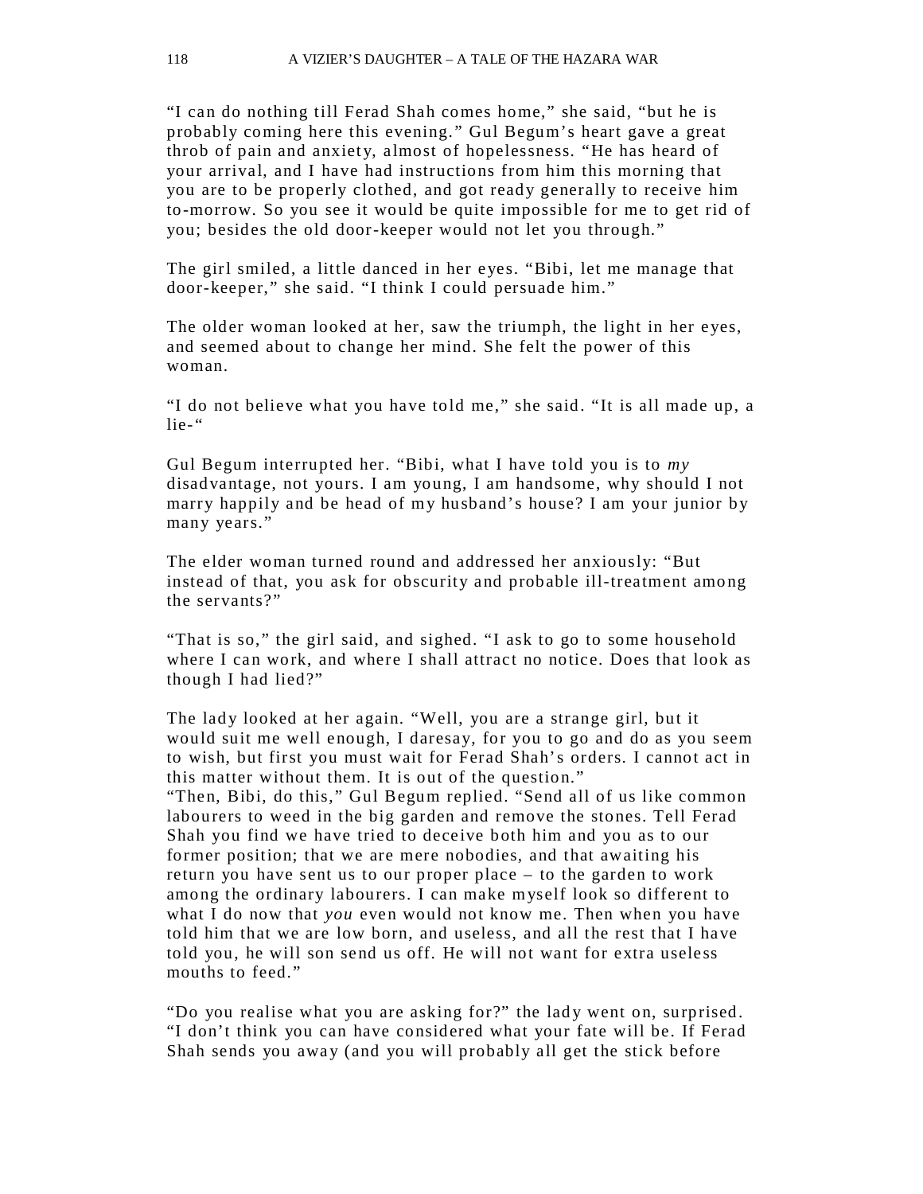"I can do nothing till Ferad Shah comes home," she said, "but he is probably coming here this evening." Gul Begum's heart gave a great throb of pain and anxiety, almost of hopelessness. "He has heard of your arrival, and I have had instructions from him this morning that you are to be properly clothed, and got ready generally to receive him to-morrow. So you see it would be quite impossible for me to get rid of you; besides the old door-keeper would not let you through."

The girl smiled, a little danced in her eyes. "Bibi, let me manage that door-keeper," she said. "I think I could persuade him."

The older woman looked at her, saw the triumph, the light in her eyes, and seemed about to change her mind. She felt the power of this woman.

"I do not believe what you have told me," she said. "It is all made up, a lie-"

Gul Begum interrupted her. "Bibi, what I have told you is to *my* disadvantage, not yours. I am young, I am handsome, why should I not marry happily and be head of my husband's house? I am your junior by many years."

The elder woman turned round and addressed her anxiously: "But instead of that, you ask for obscurity and probable ill-treatment among the servants?"

"That is so," the girl said, and sighed. "I ask to go to some household where I can work, and where I shall attract no notice. Does that look as though I had lied?"

The lady looked at her again. "Well, you are a strange girl, but it would suit me well enough, I daresay, for you to go and do as you seem to wish, but first you must wait for Ferad Shah's orders. I cannot act in this matter without them. It is out of the question."
"Then, Bibi, do this," Gul Begum replied. "Send all of us like common labourers to weed in the big garden and remove the stones. Tell Ferad Shah you find we have tried to deceive both him and you as to our former position; that we are mere nobodies, and that awaiting his return you have sent us to our proper place – to the garden to work among the ordinary labourers. I can make myself look so different to what I do now that *you* even would not know me. Then when you have told him that we are low born, and useless, and all the rest that I have told you, he will son send us off. He will not want for extra useless mouths to feed."

"Do you realise what you are asking for?" the lady went on, surprised. "I don't think you can have considered what your fate will be. If Ferad Shah sends you away (and you will probably all get the stick before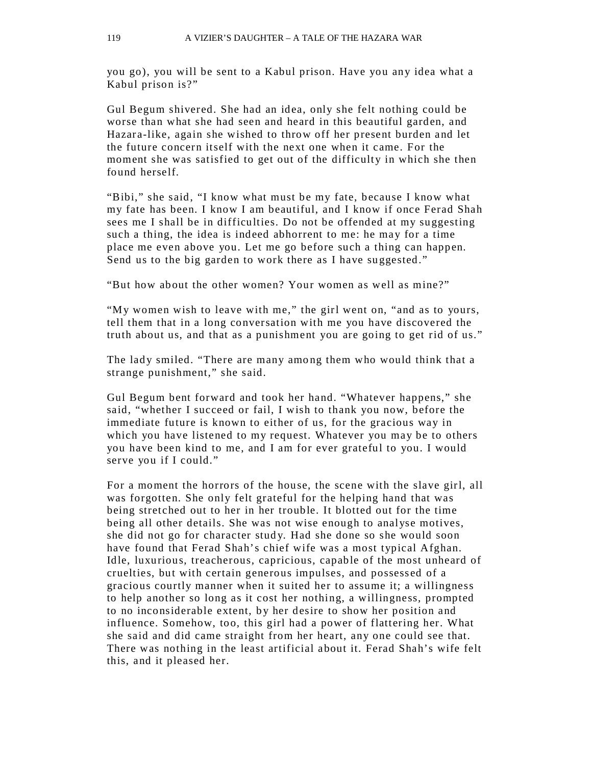you go), you will be sent to a Kabul prison. Have you any idea what a Kabul prison is?"

Gul Begum shivered. She had an idea, only she felt nothing could be worse than what she had seen and heard in this beautiful garden, and Hazara-like, again she wished to throw off her present burden and let the future concern itself with the next one when it came. For the moment she was satisfied to get out of the difficulty in which she then found herself.

"Bibi," she said, "I know what must be my fate, because I know what my fate has been. I know I am beautiful, and I know if once Ferad Shah sees me I shall be in difficulties. Do not be offended at my suggesting such a thing, the idea is indeed abhorrent to me: he may for a time place me even above you. Let me go before such a thing can happen. Send us to the big garden to work there as I have suggested."

"But how about the other women? Your women as well as mine?"

"My women wish to leave with me," the girl went on, "and as to yours, tell them that in a long conversation with me you have discovered the truth about us, and that as a punishment you are going to get rid of us."

The lady smiled. "There are many among them who would think that a strange punishment," she said.

Gul Begum bent forward and took her hand. "Whatever happens," she said, "whether I succeed or fail, I wish to thank you now, before the immediate future is known to either of us, for the gracious way in which you have listened to my request. Whatever you may be to others you have been kind to me, and I am for ever grateful to you. I would serve you if I could."

For a moment the horrors of the house, the scene with the slave girl, all was forgotten. She only felt grateful for the helping hand that was being stretched out to her in her trouble. It blotted out for the time being all other details. She was not wise enough to analyse motives, she did not go for character study. Had she done so she would soon have found that Ferad Shah's chief wife was a most typical Afghan. Idle, luxurious, treacherous, capricious, capable of the most unheard of cruelties, but with certain generous impulses, and possessed of a gracious courtly manner when it suited her to assume it; a willingness to help another so long as it cost her nothing, a willingness, prompted to no inconsiderable extent, by her desire to show her position and influence. Somehow, too, this girl had a power of flattering her. What she said and did came straight from her heart, any one could see that. There was nothing in the least artificial about it. Ferad Shah's wife felt this, and it pleased her.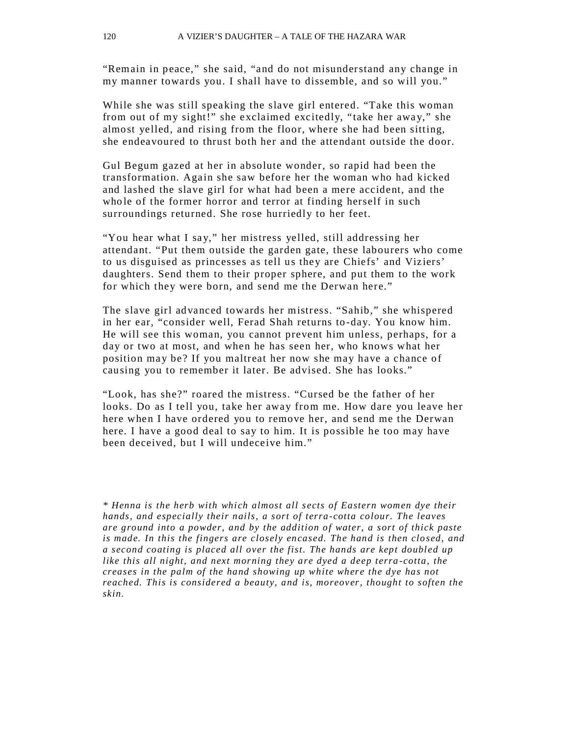"Remain in peace," she said, "and do not misunderstand any change in my manner towards you. I shall have to dissemble, and so will you."

While she was still speaking the slave girl entered. "Take this woman from out of my sight!" she exclaimed excitedly, "take her away," she almost yelled, and rising from the floor, where she had been sitting, she endeavoured to thrust both her and the attendant outside the door.

Gul Begum gazed at her in absolute wonder, so rapid had been the transformation. Again she saw before her the woman who had kicked and lashed the slave girl for what had been a mere accident, and the whole of the former horror and terror at finding herself in such surroundings returned. She rose hurriedly to her feet.

"You hear what I say," her mistress yelled, still addressing her attendant. "Put them outside the garden gate, these labourers who come to us disguised as princesses as tell us they are Chiefs' and Viziers' daughters. Send them to their proper sphere, and put them to the work for which they were born, and send me the Derwan here."

The slave girl advanced towards her mistress. "Sahib," she whispered in her ear, "consider well, Ferad Shah returns to-day. You know him. He will see this woman, you cannot prevent him unless, perhaps, for a day or two at most, and when he has seen her, who knows what her position may be? If you maltreat her now she may have a chance of causing you to remember it later. Be advised. She has looks."

"Look, has she?" roared the mistress. "Cursed be the father of her looks. Do as I tell you, take her away from me. How dare you leave her here when I have ordered you to remove her, and send me the Derwan here. I have a good deal to say to him. It is possible he too may have been deceived, but I will undeceive him."

*\* Henna is the herb with which almost all sects of Eastern women dye their hands, and especially their nails, a sort of terra-cotta colour. The leaves are ground into a powder, and by the addition of water, a sort of thick paste is made. In this the fingers are closely encased. The hand is then closed, and a second coating is placed all over the fist. The hands are kept doubled up like this all night, and next morning they are dyed a deep terra-cotta, the creases in the palm of the hand showing up white where the dye has not reached. This is considered a beauty, and is, moreover, thought to soften the skin.*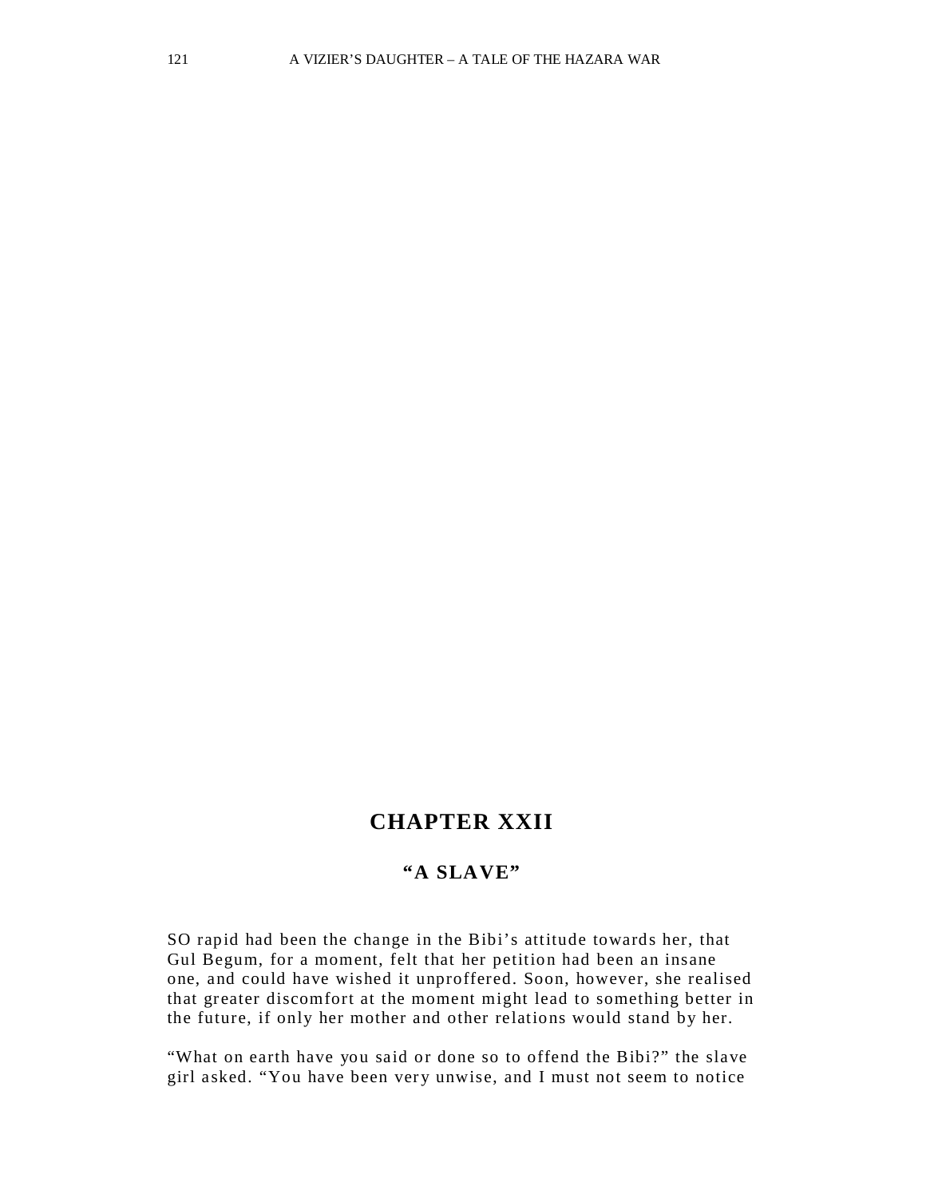# CHAPTER XXII

## "A SLAVE"

SO rapid had been the change in the Bibi's attitude towards her, that Gul Begum, for a moment, felt that her petition had been an insane one, and could have wished it unproffered. Soon, however, she realised that greater discomfort at the moment might lead to something better in the future, if only her mother and other relations would stand by her.

"What on earth have you said or done so to offend the Bibi?" the slave girl asked. "You have been very unwise, and I must not seem to notice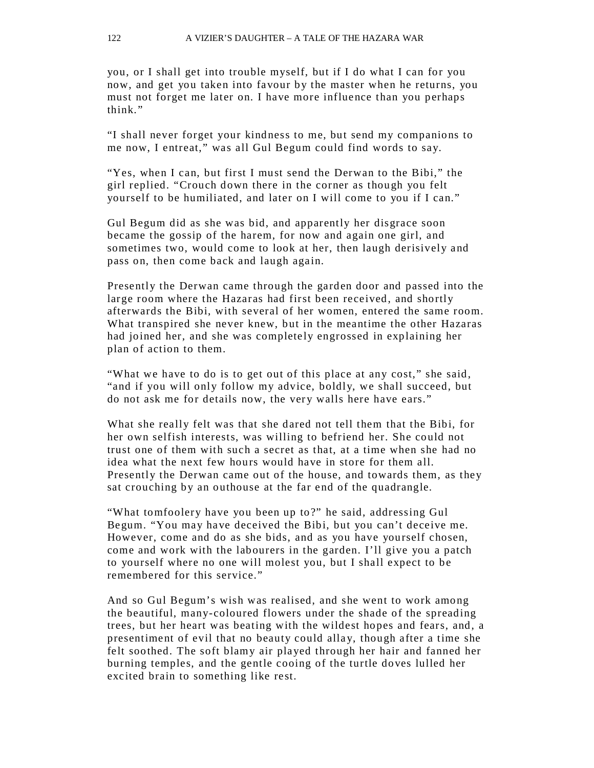you, or I shall get into trouble myself, but if I do what I can for you now, and get you taken into favour by the master when he returns, you must not forget me later on. I have more influence than you perhaps think."

"I shall never forget your kindness to me, but send my companions to me now, I entreat," was all Gul Begum could find words to say.

"Yes, when I can, but first I must send the Derwan to the Bibi," the girl replied. "Crouch down there in the corner as though you felt yourself to be humiliated, and later on I will come to you if I can."

Gul Begum did as she was bid, and apparently her disgrace soon became the gossip of the harem, for now and again one girl, and sometimes two, would come to look at her, then laugh derisively and pass on, then come back and laugh again.

Presently the Derwan came through the garden door and passed into the large room where the Hazaras had first been received, and shortly afterwards the Bibi, with several of her women, entered the same room. What transpired she never knew, but in the meantime the other Hazaras had joined her, and she was completely engrossed in explaining her plan of action to them.

"What we have to do is to get out of this place at any cost," she said, "and if you will only follow my advice, boldly, we shall succeed, but do not ask me for details now, the very walls here have ears."

What she really felt was that she dared not tell them that the Bibi, for her own selfish interests, was willing to befriend her. She could not trust one of them with such a secret as that, at a time when she had no idea what the next few hours would have in store for them all. Presently the Derwan came out of the house, and towards them, as they sat crouching by an outhouse at the far end of the quadrangle.

"What tomfoolery have you been up to?" he said, addressing Gul Begum. "You may have deceived the Bibi, but you can't deceive me. However, come and do as she bids, and as you have yourself chosen, come and work with the labourers in the garden. I'll give you a patch to yourself where no one will molest you, but I shall expect to be remembered for this service."

And so Gul Begum's wish was realised, and she went to work among the beautiful, many-coloured flowers under the shade of the spreading trees, but her heart was beating with the wildest hopes and fears, and, a presentiment of evil that no beauty could allay, though after a time she felt soothed. The soft blamy air played through her hair and fanned her burning temples, and the gentle cooing of the turtle doves lulled her excited brain to something like rest.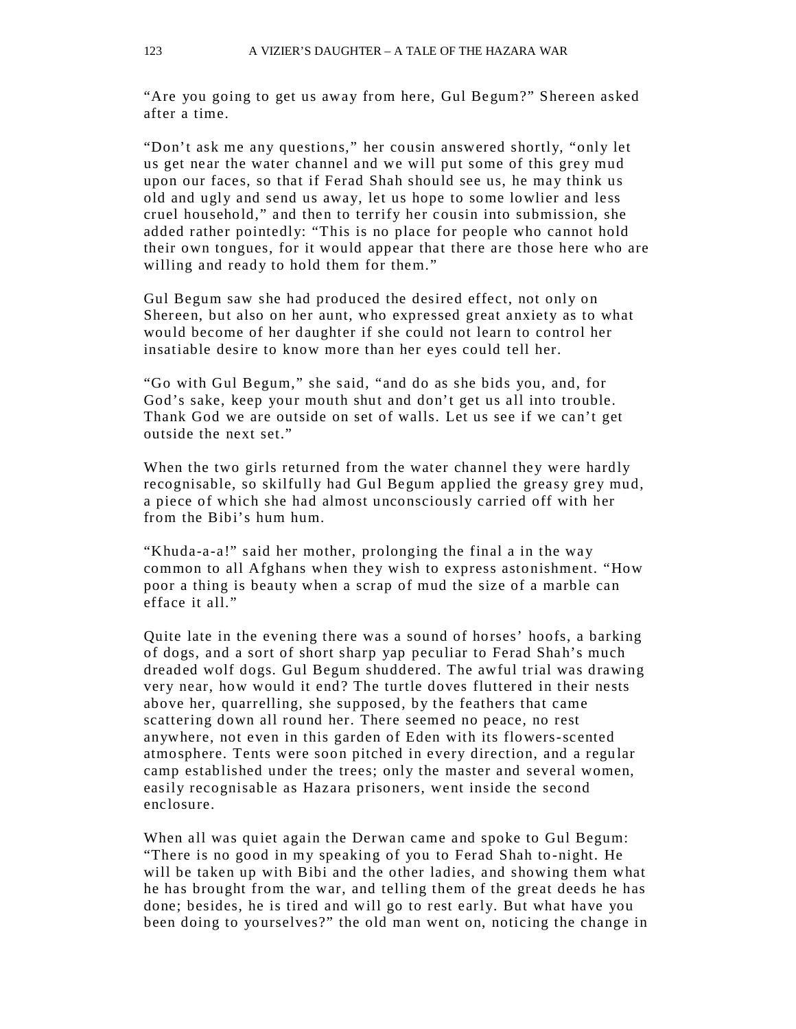"Are you going to get us away from here, Gul Begum?" Shereen asked after a time.

"Don't ask me any questions," her cousin answered shortly, "only let us get near the water channel and we will put some of this grey mud upon our faces, so that if Ferad Shah should see us, he may think us old and ugly and send us away, let us hope to some lowlier and less cruel household," and then to terrify her cousin into submission, she added rather pointedly: "This is no place for people who cannot hold their own tongues, for it would appear that there are those here who are willing and ready to hold them for them."

Gul Begum saw she had produced the desired effect, not only on Shereen, but also on her aunt, who expressed great anxiety as to what would become of her daughter if she could not learn to control her insatiable desire to know more than her eyes could tell her.

"Go with Gul Begum," she said, "and do as she bids you, and, for God's sake, keep your mouth shut and don't get us all into trouble. Thank God we are outside on set of walls. Let us see if we can't get outside the next set."

When the two girls returned from the water channel they were hardly recognisable, so skilfully had Gul Begum applied the greasy grey mud, a piece of which she had almost unconsciously carried off with her from the Bibi's hum hum.

"Khuda-a-a!" said her mother, prolonging the final a in the way common to all Afghans when they wish to express astonishment. "How poor a thing is beauty when a scrap of mud the size of a marble can efface it all."

Quite late in the evening there was a sound of horses' hoofs, a barking of dogs, and a sort of short sharp yap peculiar to Ferad Shah's much dreaded wolf dogs. Gul Begum shuddered. The awful trial was drawing very near, how would it end? The turtle doves fluttered in their nests above her, quarrelling, she supposed, by the feathers that came scattering down all round her. There seemed no peace, no rest anywhere, not even in this garden of Eden with its flowers-scented atmosphere. Tents were soon pitched in every direction, and a regular camp established under the trees; only the master and several women, easily recognisable as Hazara prisoners, went inside the second enclosure.

When all was quiet again the Derwan came and spoke to Gul Begum: "There is no good in my speaking of you to Ferad Shah to-night. He will be taken up with Bibi and the other ladies, and showing them what he has brought from the war, and telling them of the great deeds he has done; besides, he is tired and will go to rest early. But what have you been doing to yourselves?" the old man went on, noticing the change in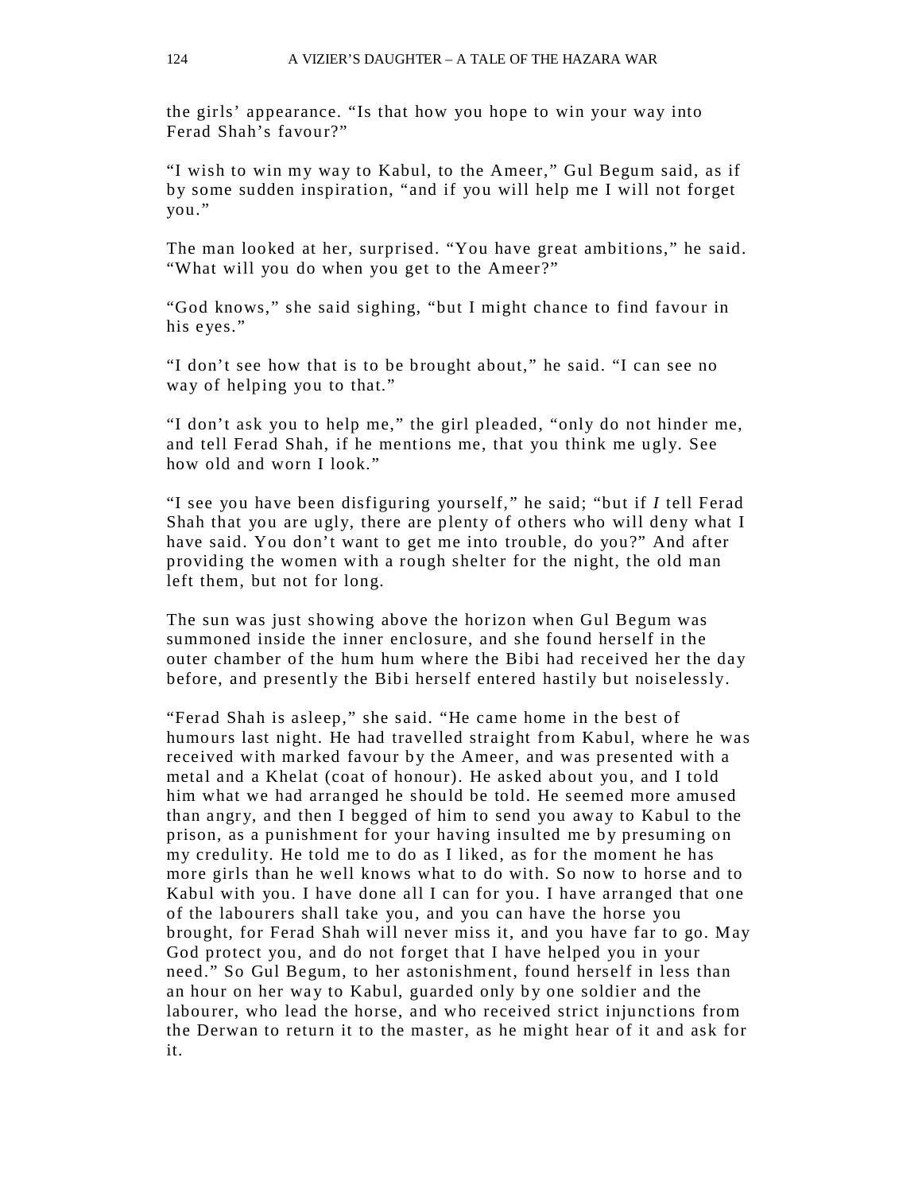the girls' appearance. "Is that how you hope to win your way into Ferad Shah's favour?"

"I wish to win my way to Kabul, to the Ameer," Gul Begum said, as if by some sudden inspiration, "and if you will help me I will not forget you."

The man looked at her, surprised. "You have great ambitions," he said. "What will you do when you get to the Ameer?"

"God knows," she said sighing, "but I might chance to find favour in his eyes."

"I don't see how that is to be brought about," he said. "I can see no way of helping you to that."

"I don't ask you to help me," the girl pleaded, "only do not hinder me, and tell Ferad Shah, if he mentions me, that you think me ugly. See how old and worn I look."

"I see you have been disfiguring yourself," he said; "but if *I* tell Ferad Shah that you are ugly, there are plenty of others who will deny what I have said. You don't want to get me into trouble, do you?" And after providing the women with a rough shelter for the night, the old man left them, but not for long.

The sun was just showing above the horizon when Gul Begum was summoned inside the inner enclosure, and she found herself in the outer chamber of the hum hum where the Bibi had received her the day before, and presently the Bibi herself entered hastily but noiselessly.

"Ferad Shah is asleep," she said. "He came home in the best of humours last night. He had travelled straight from Kabul, where he was received with marked favour by the Ameer, and was presented with a metal and a Khelat (coat of honour). He asked about you, and I told him what we had arranged he should be told. He seemed more amused than angry, and then I begged of him to send you away to Kabul to the prison, as a punishment for your having insulted me by presuming on my credulity. He told me to do as I liked, as for the moment he has more girls than he well knows what to do with. So now to horse and to Kabul with you. I have done all I can for you. I have arranged that one of the labourers shall take you, and you can have the horse you brought, for Ferad Shah will never miss it, and you have far to go. May God protect you, and do not forget that I have helped you in your need." So Gul Begum, to her astonishment, found herself in less than an hour on her way to Kabul, guarded only by one soldier and the labourer, who lead the horse, and who received strict injunctions from the Derwan to return it to the master, as he might hear of it and ask for it.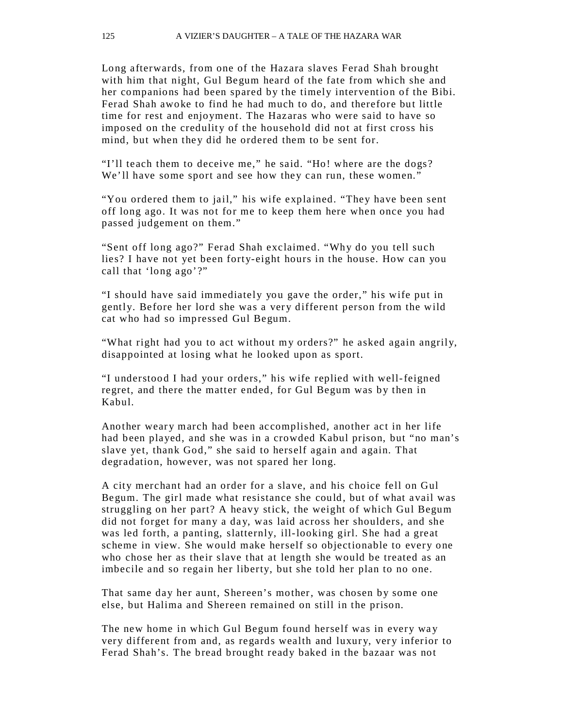Long afterwards, from one of the Hazara slaves Ferad Shah brought with him that night, Gul Begum heard of the fate from which she and her companions had been spared by the timely intervention of the Bibi. Ferad Shah awoke to find he had much to do, and therefore but little time for rest and enjoyment. The Hazaras who were said to have so imposed on the credulity of the household did not at first cross his mind, but when they did he ordered them to be sent for.

"I'll teach them to deceive me," he said. "Ho! where are the dogs? We'll have some sport and see how they can run, these women."

"You ordered them to jail," his wife explained. "They have been sent off long ago. It was not for me to keep them here when once you had passed judgement on them."

"Sent off long ago?" Ferad Shah exclaimed. "Why do you tell such lies? I have not yet been forty-eight hours in the house. How can you call that 'long ago'?"

"I should have said immediately you gave the order," his wife put in gently. Before her lord she was a very different person from the wild cat who had so impressed Gul Begum.

"What right had you to act without my orders?" he asked again angrily, disappointed at losing what he looked upon as sport.

"I understood I had your orders," his wife replied with well-feigned regret, and there the matter ended, for Gul Begum was by then in Kabul.

Another weary march had been accomplished, another act in her life had been played, and she was in a crowded Kabul prison, but "no man's slave yet, thank God," she said to herself again and again. That degradation, however, was not spared her long.

A city merchant had an order for a slave, and his choice fell on Gul Begum. The girl made what resistance she could, but of what avail was struggling on her part? A heavy stick, the weight of which Gul Begum did not forget for many a day, was laid across her shoulders, and she was led forth, a panting, slatternly, ill-looking girl. She had a great scheme in view. She would make herself so objectionable to every one who chose her as their slave that at length she would be treated as an imbecile and so regain her liberty, but she told her plan to no one.

That same day her aunt, Shereen's mother, was chosen by some one else, but Halima and Shereen remained on still in the prison.

The new home in which Gul Begum found herself was in every way very different from and, as regards wealth and luxury, very inferior to Ferad Shah's. The bread brought ready baked in the bazaar was not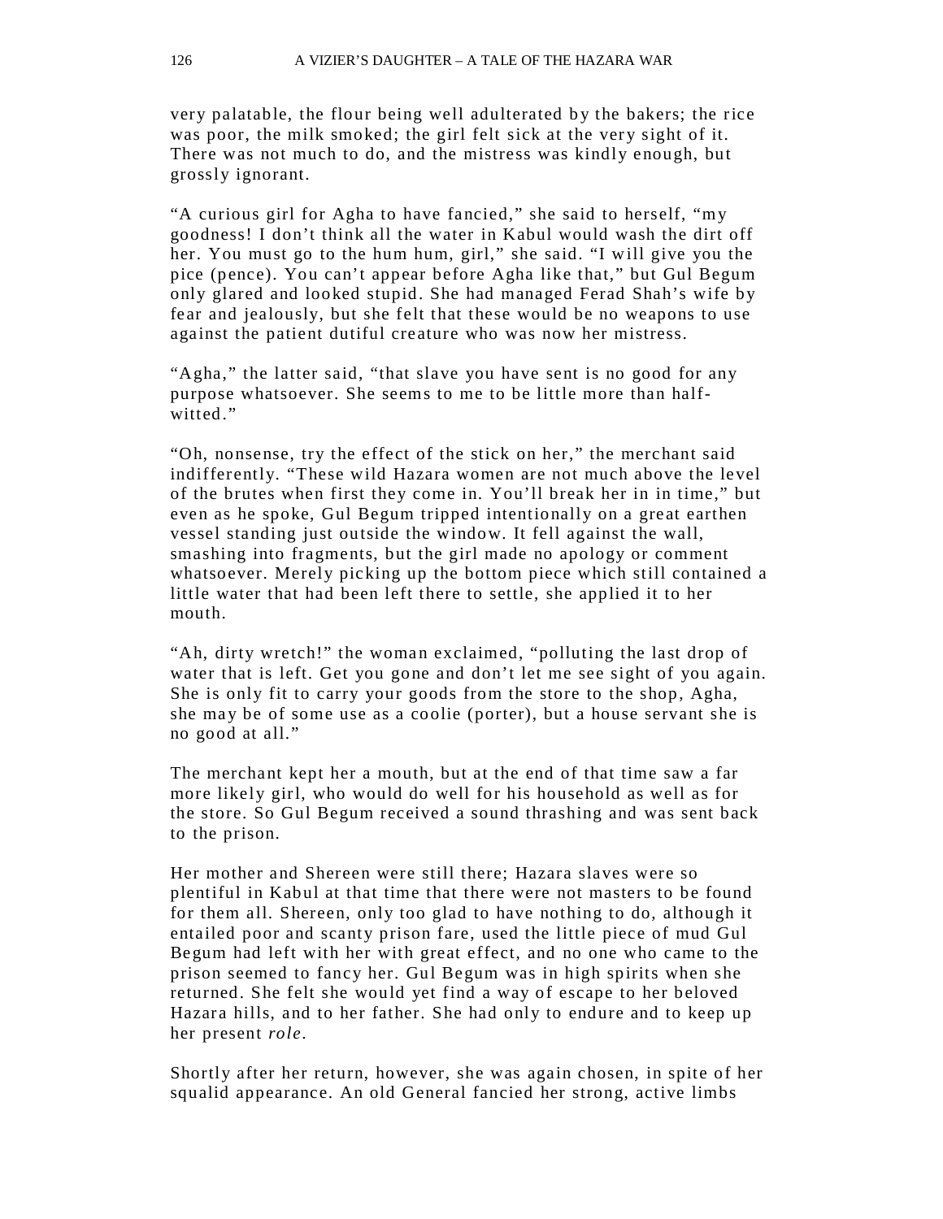very palatable, the flour being well adulterated by the bakers; the rice was poor, the milk smoked; the girl felt sick at the very sight of it. There was not much to do, and the mistress was kindly enough, but grossly ignorant.

"A curious girl for Agha to have fancied," she said to herself, "my goodness! I don't think all the water in Kabul would wash the dirt off her. You must go to the hum hum, girl," she said. "I will give you the pice (pence). You can't appear before Agha like that," but Gul Begum only glared and looked stupid. She had managed Ferad Shah's wife by fear and jealously, but she felt that these would be no weapons to use against the patient dutiful creature who was now her mistress.

"Agha," the latter said, "that slave you have sent is no good for any purpose whatsoever. She seems to me to be little more than half-witted."

"Oh, nonsense, try the effect of the stick on her," the merchant said indifferently. "These wild Hazara women are not much above the level of the brutes when first they come in. You'll break her in in time," but even as he spoke, Gul Begum tripped intentionally on a great earthen vessel standing just outside the window. It fell against the wall, smashing into fragments, but the girl made no apology or comment whatsoever. Merely picking up the bottom piece which still contained a little water that had been left there to settle, she applied it to her mouth.

"Ah, dirty wretch!" the woman exclaimed, "polluting the last drop of water that is left. Get you gone and don't let me see sight of you again. She is only fit to carry your goods from the store to the shop, Agha, she may be of some use as a coolie (porter), but a house servant she is no good at all."

The merchant kept her a mouth, but at the end of that time saw a far more likely girl, who would do well for his household as well as for the store. So Gul Begum received a sound thrashing and was sent back to the prison.

Her mother and Shereen were still there; Hazara slaves were so plentiful in Kabul at that time that there were not masters to be found for them all. Shereen, only too glad to have nothing to do, although it entailed poor and scanty prison fare, used the little piece of mud Gul Begum had left with her with great effect, and no one who came to the prison seemed to fancy her. Gul Begum was in high spirits when she returned. She felt she would yet find a way of escape to her beloved Hazara hills, and to her father. She had only to endure and to keep up her present *role*.

Shortly after her return, however, she was again chosen, in spite of her squalid appearance. An old General fancied her strong, active limbs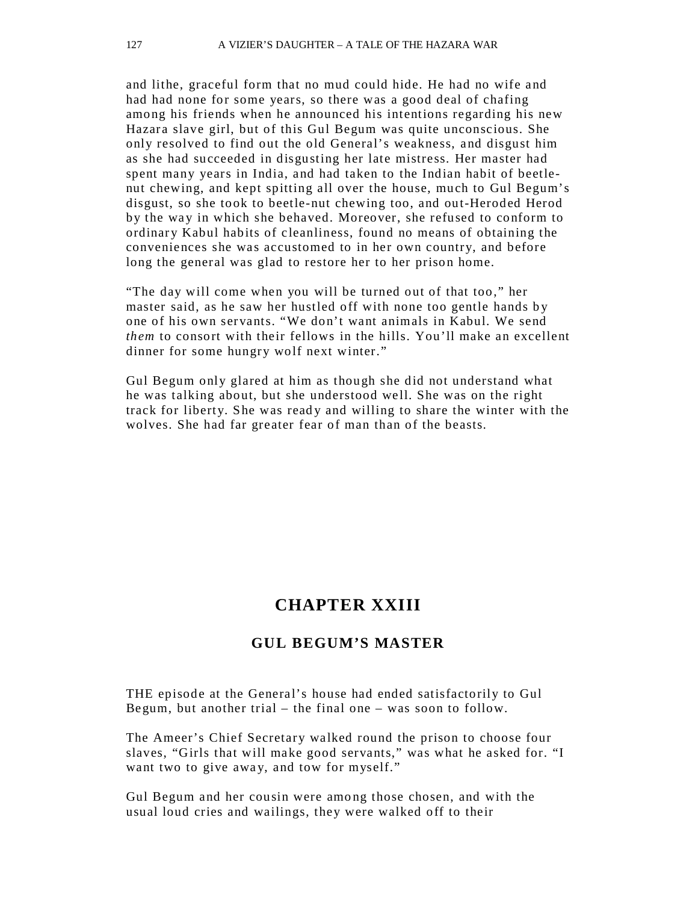and lithe, graceful form that no mud could hide. He had no wife and had had none for some years, so there was a good deal of chafing among his friends when he announced his intentions regarding his new Hazara slave girl, but of this Gul Begum was quite unconscious. She only resolved to find out the old General's weakness, and disgust him as she had succeeded in disgusting her late mistress. Her master had spent many years in India, and had taken to the Indian habit of beetle-nut chewing, and kept spitting all over the house, much to Gul Begum's disgust, so she took to beetle-nut chewing too, and out-Heroded Herod by the way in which she behaved. Moreover, she refused to conform to ordinary Kabul habits of cleanliness, found no means of obtaining the conveniences she was accustomed to in her own country, and before long the general was glad to restore her to her prison home.

"The day will come when you will be turned out of that too," her master said, as he saw her hustled off with none too gentle hands by one of his own servants. "We don't want animals in Kabul. We send *them* to consort with their fellows in the hills. You'll make an excellent dinner for some hungry wolf next winter."

Gul Begum only glared at him as though she did not understand what he was talking about, but she understood well. She was on the right track for liberty. She was ready and willing to share the winter with the wolves. She had far greater fear of man than of the beasts.

## CHAPTER XXIII

### GUL BEGUM'S MASTER

THE episode at the General's house had ended satisfactorily to Gul Begum, but another trial – the final one – was soon to follow.

The Ameer's Chief Secretary walked round the prison to choose four slaves, "Girls that will make good servants," was what he asked for. "I want two to give away, and tow for myself."

Gul Begum and her cousin were among those chosen, and with the usual loud cries and wailings, they were walked off to their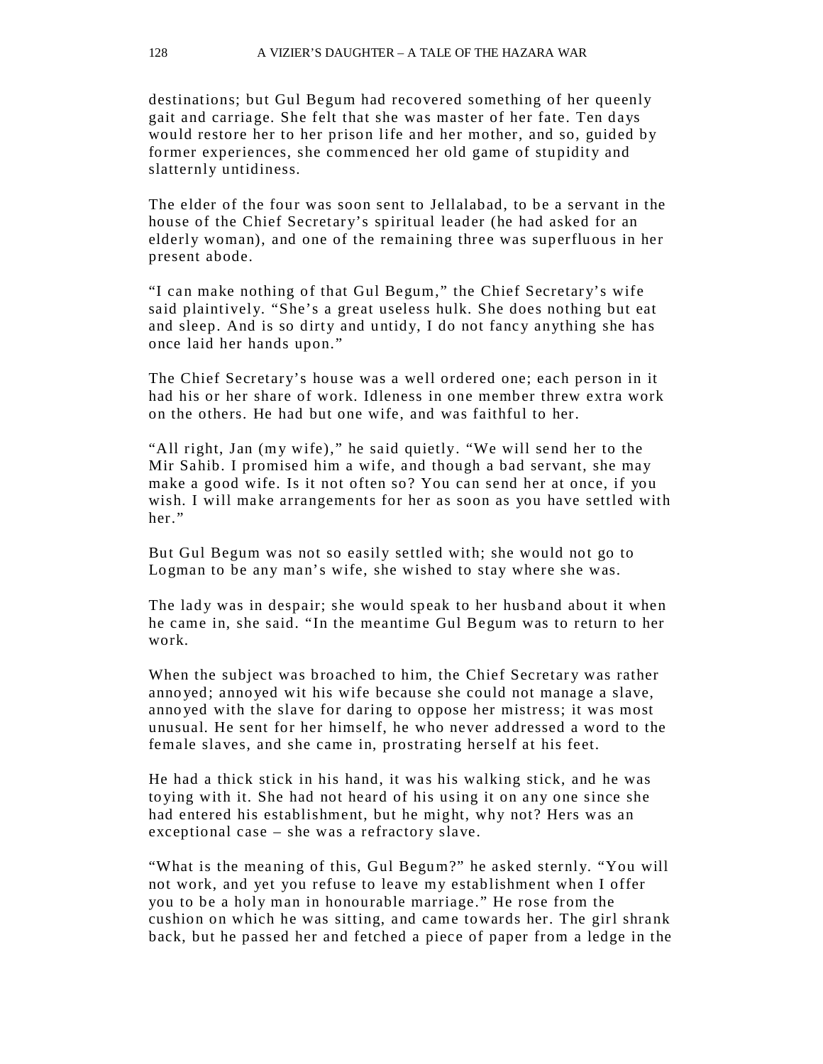destinations; but Gul Begum had recovered something of her queenly gait and carriage. She felt that she was master of her fate. Ten days would restore her to her prison life and her mother, and so, guided by former experiences, she commenced her old game of stupidity and slatternly untidiness.

The elder of the four was soon sent to Jellalabad, to be a servant in the house of the Chief Secretary's spiritual leader (he had asked for an elderly woman), and one of the remaining three was superfluous in her present abode.

"I can make nothing of that Gul Begum," the Chief Secretary's wife said plaintively. "She's a great useless hulk. She does nothing but eat and sleep. And is so dirty and untidy, I do not fancy anything she has once laid her hands upon."

The Chief Secretary's house was a well ordered one; each person in it had his or her share of work. Idleness in one member threw extra work on the others. He had but one wife, and was faithful to her.

"All right, Jan (my wife)," he said quietly. "We will send her to the Mir Sahib. I promised him a wife, and though a bad servant, she may make a good wife. Is it not often so? You can send her at once, if you wish. I will make arrangements for her as soon as you have settled with her."

But Gul Begum was not so easily settled with; she would not go to Logman to be any man's wife, she wished to stay where she was.

The lady was in despair; she would speak to her husband about it when he came in, she said. "In the meantime Gul Begum was to return to her work.

When the subject was broached to him, the Chief Secretary was rather annoyed; annoyed wit his wife because she could not manage a slave, annoyed with the slave for daring to oppose her mistress; it was most unusual. He sent for her himself, he who never addressed a word to the female slaves, and she came in, prostrating herself at his feet.

He had a thick stick in his hand, it was his walking stick, and he was toying with it. She had not heard of his using it on any one since she had entered his establishment, but he might, why not? Hers was an exceptional case – she was a refractory slave.

"What is the meaning of this, Gul Begum?" he asked sternly. "You will not work, and yet you refuse to leave my establishment when I offer you to be a holy man in honourable marriage." He rose from the cushion on which he was sitting, and came towards her. The girl shrank back, but he passed her and fetched a piece of paper from a ledge in the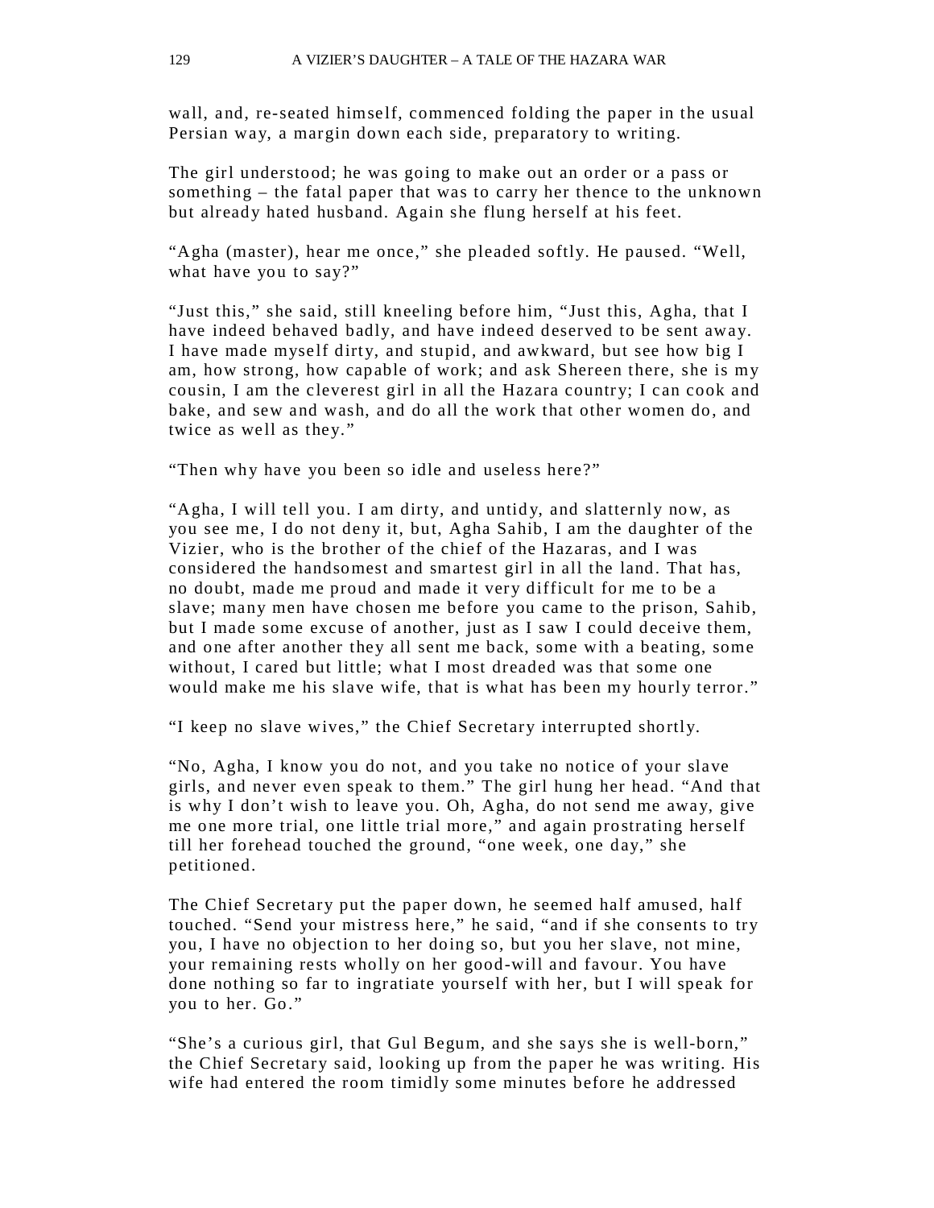wall, and, re-seated himself, commenced folding the paper in the usual Persian way, a margin down each side, preparatory to writing.

The girl understood; he was going to make out an order or a pass or something – the fatal paper that was to carry her thence to the unknown but already hated husband. Again she flung herself at his feet.

"Agha (master), hear me once," she pleaded softly. He paused. "Well, what have you to say?"

"Just this," she said, still kneeling before him, "Just this, Agha, that I have indeed behaved badly, and have indeed deserved to be sent away. I have made myself dirty, and stupid, and awkward, but see how big I am, how strong, how capable of work; and ask Shereen there, she is my cousin, I am the cleverest girl in all the Hazara country; I can cook and bake, and sew and wash, and do all the work that other women do, and twice as well as they."

"Then why have you been so idle and useless here?"

"Agha, I will tell you. I am dirty, and untidy, and slatternly now, as you see me, I do not deny it, but, Agha Sahib, I am the daughter of the Vizier, who is the brother of the chief of the Hazaras, and I was considered the handsomest and smartest girl in all the land. That has, no doubt, made me proud and made it very difficult for me to be a slave; many men have chosen me before you came to the prison, Sahib, but I made some excuse of another, just as I saw I could deceive them, and one after another they all sent me back, some with a beating, some without, I cared but little; what I most dreaded was that some one would make me his slave wife, that is what has been my hourly terror."

"I keep no slave wives," the Chief Secretary interrupted shortly.

"No, Agha, I know you do not, and you take no notice of your slave girls, and never even speak to them." The girl hung her head. "And that is why I don't wish to leave you. Oh, Agha, do not send me away, give me one more trial, one little trial more," and again prostrating herself till her forehead touched the ground, "one week, one day," she petitioned.

The Chief Secretary put the paper down, he seemed half amused, half touched. "Send your mistress here," he said, "and if she consents to try you, I have no objection to her doing so, but you her slave, not mine, your remaining rests wholly on her good-will and favour. You have done nothing so far to ingratiate yourself with her, but I will speak for you to her. Go."

"She's a curious girl, that Gul Begum, and she says she is well-born," the Chief Secretary said, looking up from the paper he was writing. His wife had entered the room timidly some minutes before he addressed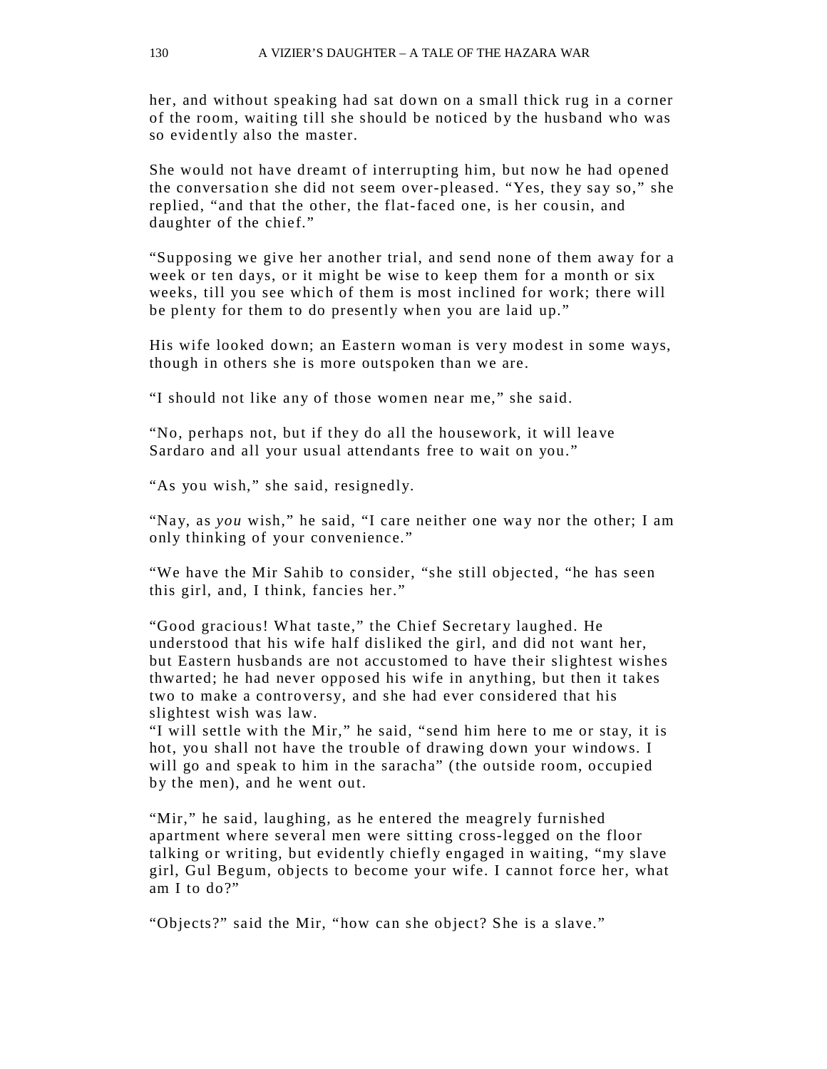her, and without speaking had sat down on a small thick rug in a corner of the room, waiting till she should be noticed by the husband who was so evidently also the master.

She would not have dreamt of interrupting him, but now he had opened the conversation she did not seem over-pleased. "Yes, they say so," she replied, "and that the other, the flat-faced one, is her cousin, and daughter of the chief."

"Supposing we give her another trial, and send none of them away for a week or ten days, or it might be wise to keep them for a month or six weeks, till you see which of them is most inclined for work; there will be plenty for them to do presently when you are laid up."

His wife looked down; an Eastern woman is very modest in some ways, though in others she is more outspoken than we are.

"I should not like any of those women near me," she said.

"No, perhaps not, but if they do all the housework, it will leave Sardaro and all your usual attendants free to wait on you."

"As you wish," she said, resignedly.

"Nay, as *you* wish," he said, "I care neither one way nor the other; I am only thinking of your convenience."

"We have the Mir Sahib to consider, "she still objected, "he has seen this girl, and, I think, fancies her."

"Good gracious! What taste," the Chief Secretary laughed. He understood that his wife half disliked the girl, and did not want her, but Eastern husbands are not accustomed to have their slightest wishes thwarted; he had never opposed his wife in anything, but then it takes two to make a controversy, and she had ever considered that his slightest wish was law.
"I will settle with the Mir," he said, "send him here to me or stay, it is hot, you shall not have the trouble of drawing down your windows. I will go and speak to him in the saracha" (the outside room, occupied by the men), and he went out.

"Mir," he said, laughing, as he entered the meagrely furnished apartment where several men were sitting cross-legged on the floor talking or writing, but evidently chiefly engaged in waiting, "my slave girl, Gul Begum, objects to become your wife. I cannot force her, what am I to do?"

"Objects?" said the Mir, "how can she object? She is a slave."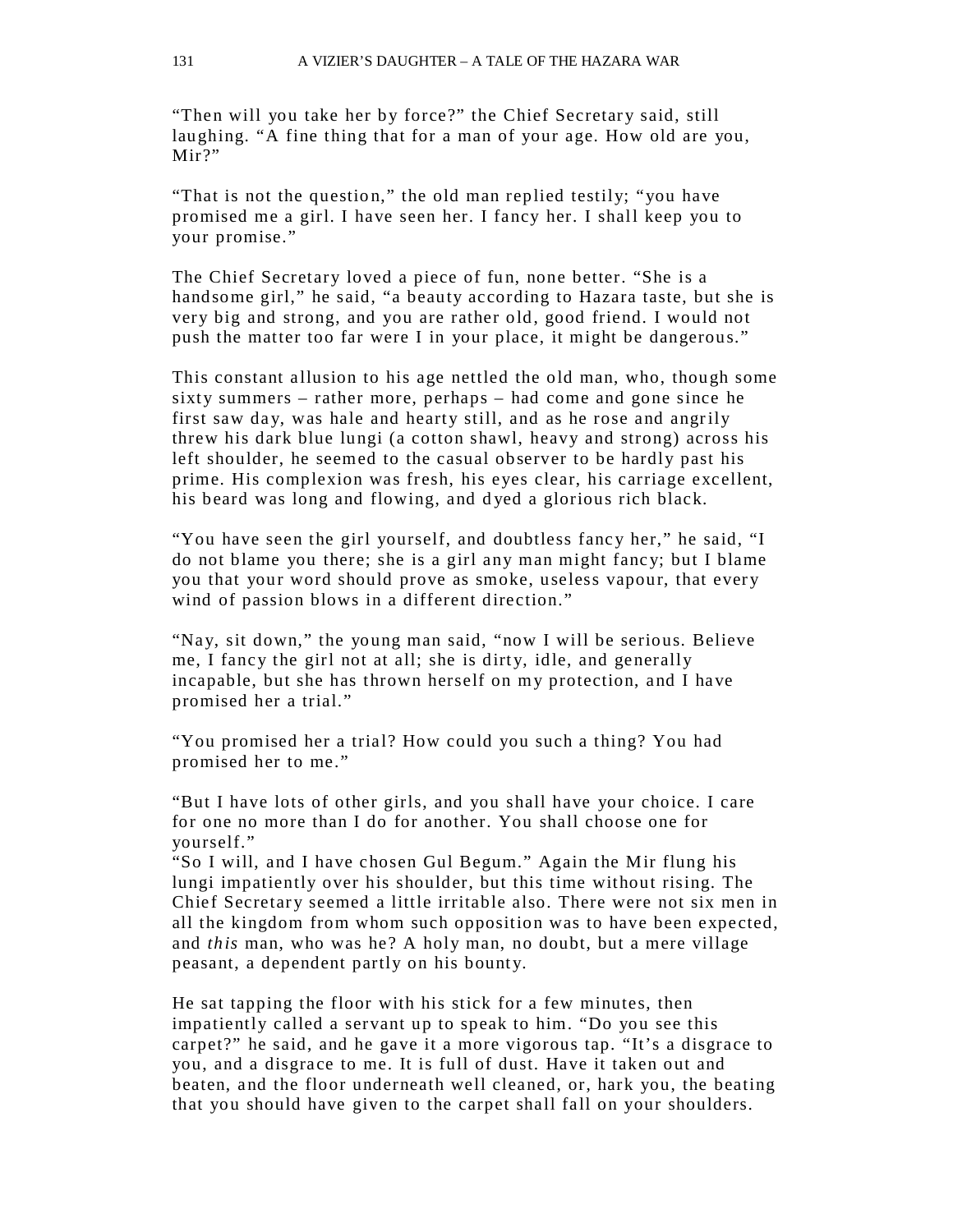"Then will you take her by force?" the Chief Secretary said, still laughing. "A fine thing that for a man of your age. How old are you, Mir?"

"That is not the question," the old man replied testily; "you have promised me a girl. I have seen her. I fancy her. I shall keep you to your promise."

The Chief Secretary loved a piece of fun, none better. "She is a handsome girl," he said, "a beauty according to Hazara taste, but she is very big and strong, and you are rather old, good friend. I would not push the matter too far were I in your place, it might be dangerous."

This constant allusion to his age nettled the old man, who, though some sixty summers – rather more, perhaps – had come and gone since he first saw day, was hale and hearty still, and as he rose and angrily threw his dark blue lungi (a cotton shawl, heavy and strong) across his left shoulder, he seemed to the casual observer to be hardly past his prime. His complexion was fresh, his eyes clear, his carriage excellent, his beard was long and flowing, and dyed a glorious rich black.

"You have seen the girl yourself, and doubtless fancy her," he said, "I do not blame you there; she is a girl any man might fancy; but I blame you that your word should prove as smoke, useless vapour, that every wind of passion blows in a different direction."

"Nay, sit down," the young man said, "now I will be serious. Believe me, I fancy the girl not at all; she is dirty, idle, and generally incapable, but she has thrown herself on my protection, and I have promised her a trial."

"You promised her a trial? How could you such a thing? You had promised her to me."

"But I have lots of other girls, and you shall have your choice. I care for one no more than I do for another. You shall choose one for yourself."

"So I will, and I have chosen Gul Begum." Again the Mir flung his lungi impatiently over his shoulder, but this time without rising. The Chief Secretary seemed a little irritable also. There were not six men in all the kingdom from whom such opposition was to have been expected, and *this* man, who was he? A holy man, no doubt, but a mere village peasant, a dependent partly on his bounty.

He sat tapping the floor with his stick for a few minutes, then impatiently called a servant up to speak to him. "Do you see this carpet?" he said, and he gave it a more vigorous tap. "It's a disgrace to you, and a disgrace to me. It is full of dust. Have it taken out and beaten, and the floor underneath well cleaned, or, hark you, the beating that you should have given to the carpet shall fall on your shoulders.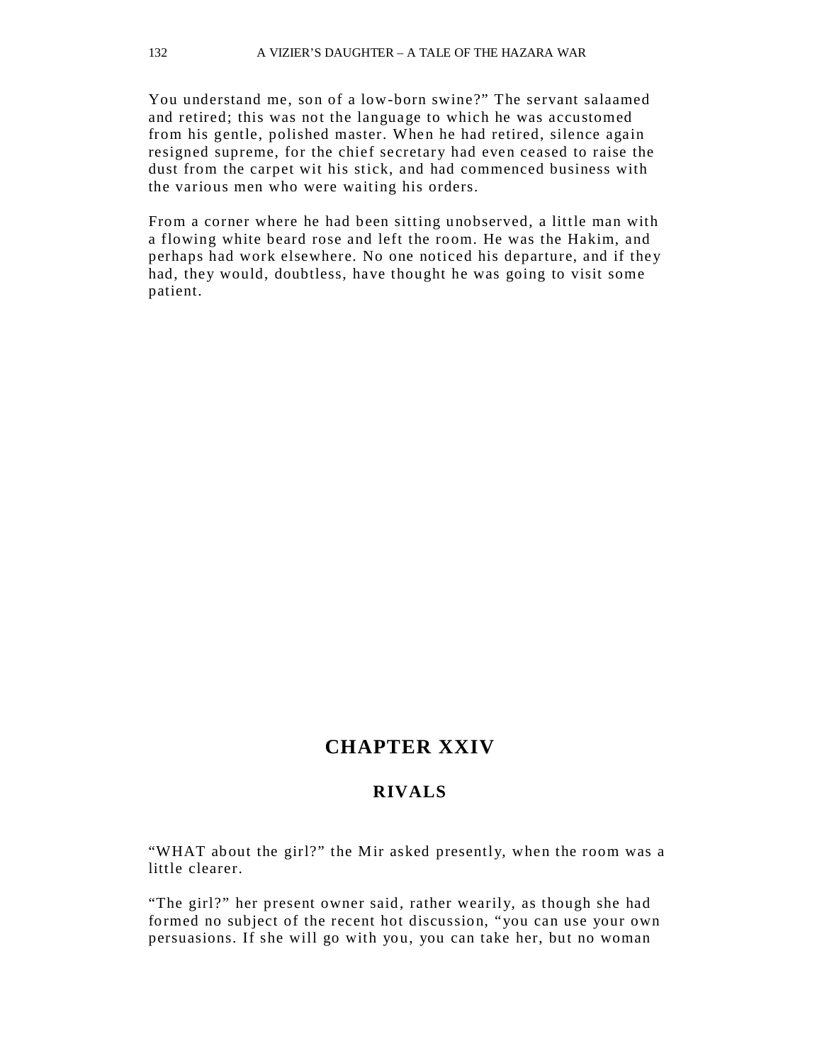You understand me, son of a low-born swine?" The servant salaamed and retired; this was not the language to which he was accustomed from his gentle, polished master. When he had retired, silence again resigned supreme, for the chief secretary had even ceased to raise the dust from the carpet wit his stick, and had commenced business with the various men who were waiting his orders.

From a corner where he had been sitting unobserved, a little man with a flowing white beard rose and left the room. He was the Hakim, and perhaps had work elsewhere. No one noticed his departure, and if they had, they would, doubtless, have thought he was going to visit some patient.

# CHAPTER XXIV

## RIVALS

"WHAT about the girl?" the Mir asked presently, when the room was a little clearer.

"The girl?" her present owner said, rather wearily, as though she had formed no subject of the recent hot discussion, "you can use your own persuasions. If she will go with you, you can take her, but no woman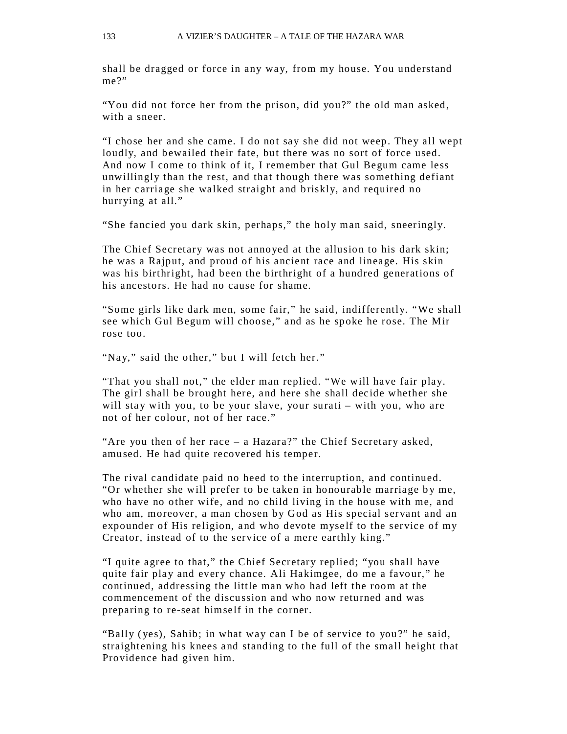shall be dragged or force in any way, from my house. You understand me?"

"You did not force her from the prison, did you?" the old man asked, with a sneer.

"I chose her and she came. I do not say she did not weep. They all wept loudly, and bewailed their fate, but there was no sort of force used. And now I come to think of it, I remember that Gul Begum came less unwillingly than the rest, and that though there was something defiant in her carriage she walked straight and briskly, and required no hurrying at all."

"She fancied you dark skin, perhaps," the holy man said, sneeringly.

The Chief Secretary was not annoyed at the allusion to his dark skin; he was a Rajput, and proud of his ancient race and lineage. His skin was his birthright, had been the birthright of a hundred generations of his ancestors. He had no cause for shame.

"Some girls like dark men, some fair," he said, indifferently. "We shall see which Gul Begum will choose," and as he spoke he rose. The Mir rose too.

"Nay," said the other," but I will fetch her."

"That you shall not," the elder man replied. "We will have fair play. The girl shall be brought here, and here she shall decide whether she will stay with you, to be your slave, your surati – with you, who are not of her colour, not of her race."

"Are you then of her race – a Hazara?" the Chief Secretary asked, amused. He had quite recovered his temper.

The rival candidate paid no heed to the interruption, and continued. "Or whether she will prefer to be taken in honourable marriage by me, who have no other wife, and no child living in the house with me, and who am, moreover, a man chosen by God as His special servant and an expounder of His religion, and who devote myself to the service of my Creator, instead of to the service of a mere earthly king."

"I quite agree to that," the Chief Secretary replied; "you shall have quite fair play and every chance. Ali Hakimgee, do me a favour," he continued, addressing the little man who had left the room at the commencement of the discussion and who now returned and was preparing to re-seat himself in the corner.

"Bally (yes), Sahib; in what way can I be of service to you?" he said, straightening his knees and standing to the full of the small height that Providence had given him.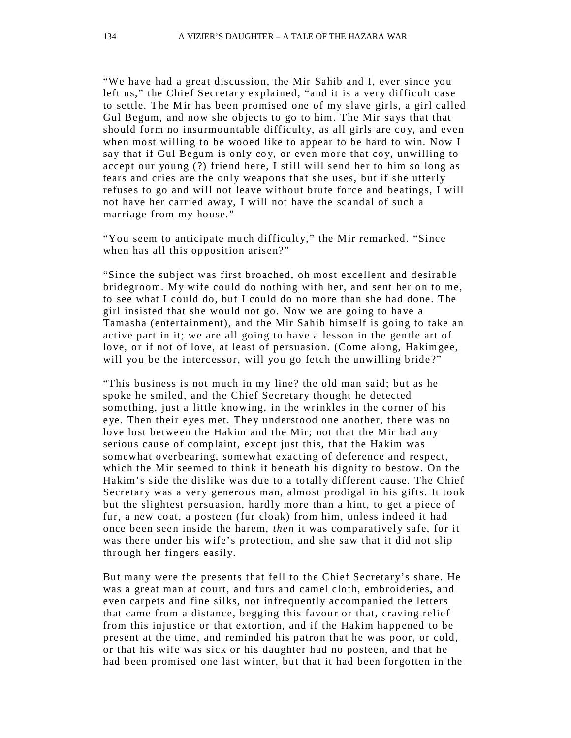“We have had a great discussion, the Mir Sahib and I, ever since you left us,” the Chief Secretary explained, “and it is a very difficult case to settle. The Mir has been promised one of my slave girls, a girl called Gul Begum, and now she objects to go to him. The Mir says that that should form no insurmountable difficulty, as all girls are coy, and even when most willing to be wooed like to appear to be hard to win. Now I say that if Gul Begum is only coy, or even more that coy, unwilling to accept our young (?) friend here, I still will send her to him so long as tears and cries are the only weapons that she uses, but if she utterly refuses to go and will not leave without brute force and beatings, I will not have her carried away, I will not have the scandal of such a marriage from my house.”

“You seem to anticipate much difficulty,” the Mir remarked. “Since when has all this opposition arisen?”

“Since the subject was first broached, oh most excellent and desirable bridegroom. My wife could do nothing with her, and sent her on to me, to see what I could do, but I could do no more than she had done. The girl insisted that she would not go. Now we are going to have a Tamasha (entertainment), and the Mir Sahib himself is going to take an active part in it; we are all going to have a lesson in the gentle art of love, or if not of love, at least of persuasion. (Come along, Hakimgee, will you be the intercessor, will you go fetch the unwilling bride?”

“This business is not much in my line? the old man said; but as he spoke he smiled, and the Chief Secretary thought he detected something, just a little knowing, in the wrinkles in the corner of his eye. Then their eyes met. They understood one another, there was no love lost between the Hakim and the Mir; not that the Mir had any serious cause of complaint, except just this, that the Hakim was somewhat overbearing, somewhat exacting of deference and respect, which the Mir seemed to think it beneath his dignity to bestow. On the Hakim’s side the dislike was due to a totally different cause. The Chief Secretary was a very generous man, almost prodigal in his gifts. It took but the slightest persuasion, hardly more than a hint, to get a piece of fur, a new coat, a posteen (fur cloak) from him, unless indeed it had once been seen inside the harem, *then* it was comparatively safe, for it was there under his wife’s protection, and she saw that it did not slip through her fingers easily.

But many were the presents that fell to the Chief Secretary’s share. He was a great man at court, and furs and camel cloth, embroideries, and even carpets and fine silks, not infrequently accompanied the letters that came from a distance, begging this favour or that, craving relief from this injustice or that extortion, and if the Hakim happened to be present at the time, and reminded his patron that he was poor, or cold, or that his wife was sick or his daughter had no posteen, and that he had been promised one last winter, but that it had been forgotten in the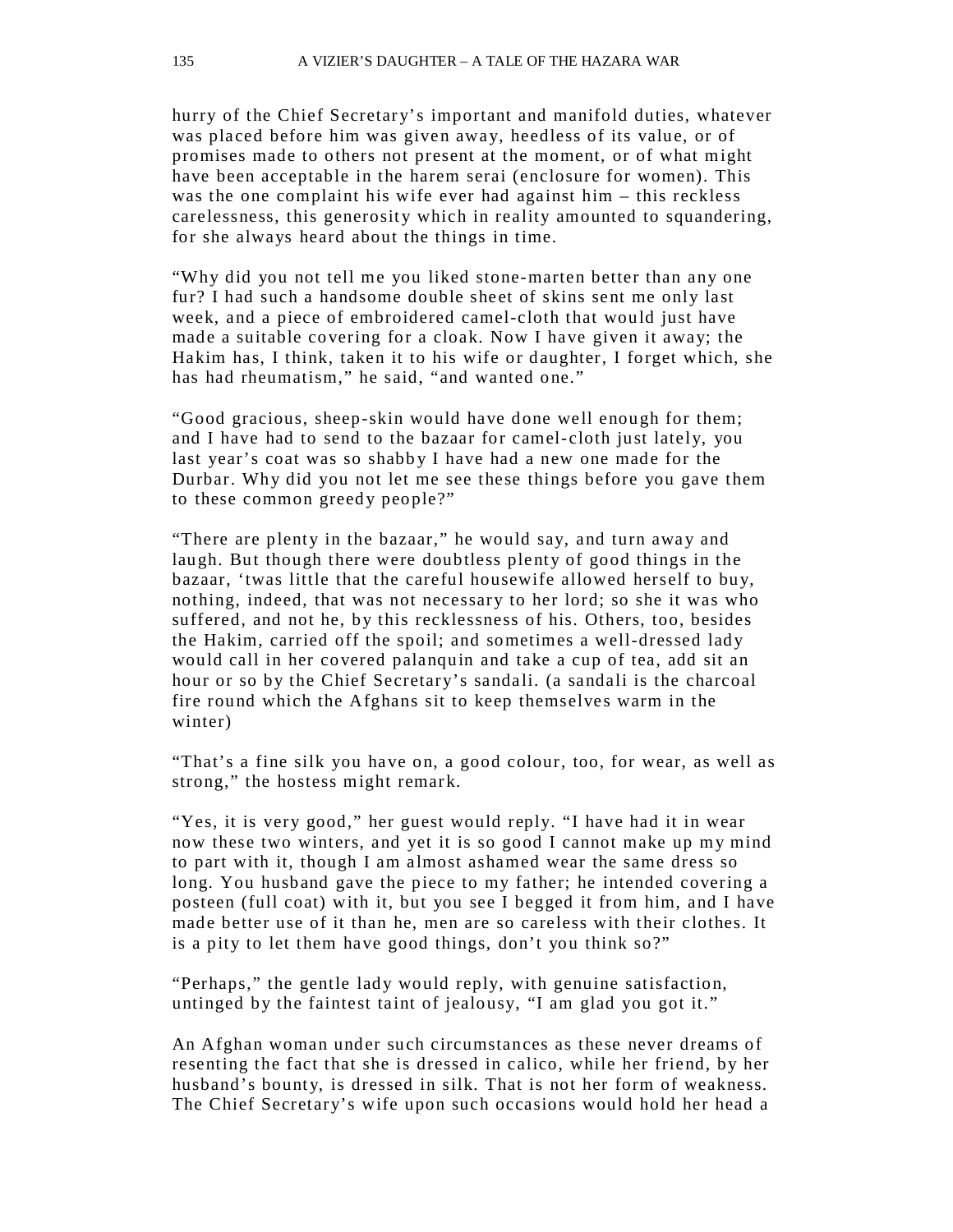hurry of the Chief Secretary's important and manifold duties, whatever was placed before him was given away, heedless of its value, or of promises made to others not present at the moment, or of what might have been acceptable in the harem serai (enclosure for women). This was the one complaint his wife ever had against him – this reckless carelessness, this generosity which in reality amounted to squandering, for she always heard about the things in time.

"Why did you not tell me you liked stone-marten better than any one fur? I had such a handsome double sheet of skins sent me only last week, and a piece of embroidered camel-cloth that would just have made a suitable covering for a cloak. Now I have given it away; the Hakim has, I think, taken it to his wife or daughter, I forget which, she has had rheumatism," he said, "and wanted one."

"Good gracious, sheep-skin would have done well enough for them; and I have had to send to the bazaar for camel-cloth just lately, you last year's coat was so shabby I have had a new one made for the Durbar. Why did you not let me see these things before you gave them to these common greedy people?"

"There are plenty in the bazaar," he would say, and turn away and laugh. But though there were doubtless plenty of good things in the bazaar, 'twas little that the careful housewife allowed herself to buy, nothing, indeed, that was not necessary to her lord; so she it was who suffered, and not he, by this recklessness of his. Others, too, besides the Hakim, carried off the spoil; and sometimes a well-dressed lady would call in her covered palanquin and take a cup of tea, add sit an hour or so by the Chief Secretary's sandali. (a sandali is the charcoal fire round which the Afghans sit to keep themselves warm in the winter)

"That's a fine silk you have on, a good colour, too, for wear, as well as strong," the hostess might remark.

"Yes, it is very good," her guest would reply. "I have had it in wear now these two winters, and yet it is so good I cannot make up my mind to part with it, though I am almost ashamed wear the same dress so long. You husband gave the piece to my father; he intended covering a posteen (full coat) with it, but you see I begged it from him, and I have made better use of it than he, men are so careless with their clothes. It is a pity to let them have good things, don't you think so?"

"Perhaps," the gentle lady would reply, with genuine satisfaction, untinged by the faintest taint of jealousy, "I am glad you got it."

An Afghan woman under such circumstances as these never dreams of resenting the fact that she is dressed in calico, while her friend, by her husband's bounty, is dressed in silk. That is not her form of weakness. The Chief Secretary's wife upon such occasions would hold her head a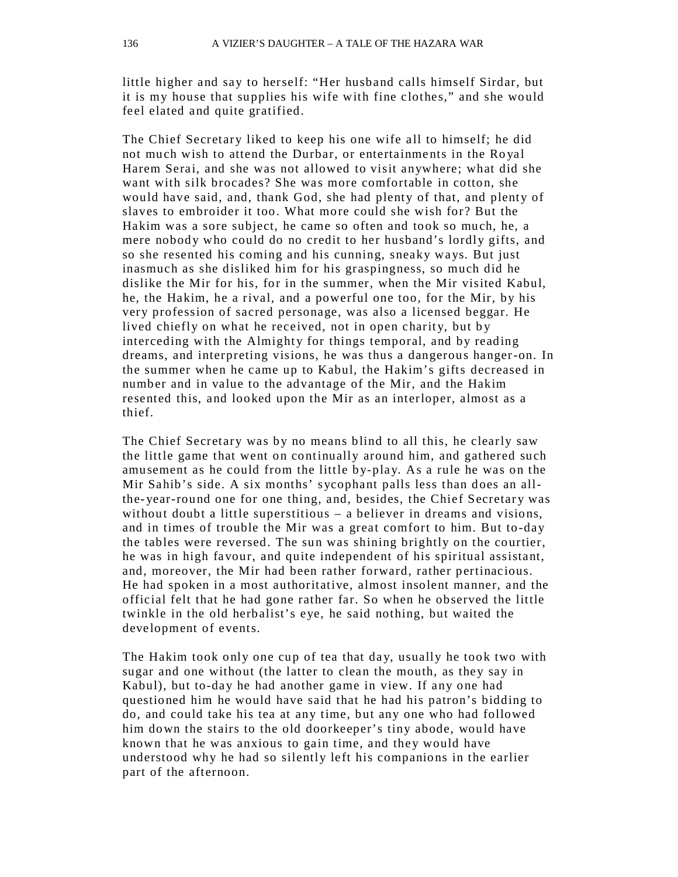little higher and say to herself: "Her husband calls himself Sirdar, but it is my house that supplies his wife with fine clothes," and she would feel elated and quite gratified.

The Chief Secretary liked to keep his one wife all to himself; he did not much wish to attend the Durbar, or entertainments in the Royal Harem Serai, and she was not allowed to visit anywhere; what did she want with silk brocades? She was more comfortable in cotton, she would have said, and, thank God, she had plenty of that, and plenty of slaves to embroider it too. What more could she wish for? But the Hakim was a sore subject, he came so often and took so much, he, a mere nobody who could do no credit to her husband's lordly gifts, and so she resented his coming and his cunning, sneaky ways. But just inasmuch as she disliked him for his graspingness, so much did he dislike the Mir for his, for in the summer, when the Mir visited Kabul, he, the Hakim, he a rival, and a powerful one too, for the Mir, by his very profession of sacred personage, was also a licensed beggar. He lived chiefly on what he received, not in open charity, but by interceding with the Almighty for things temporal, and by reading dreams, and interpreting visions, he was thus a dangerous hanger-on. In the summer when he came up to Kabul, the Hakim's gifts decreased in number and in value to the advantage of the Mir, and the Hakim resented this, and looked upon the Mir as an interloper, almost as a thief.

The Chief Secretary was by no means blind to all this, he clearly saw the little game that went on continually around him, and gathered such amusement as he could from the little by-play. As a rule he was on the Mir Sahib's side. A six months' sycophant palls less than does an all-the-year-round one for one thing, and, besides, the Chief Secretary was without doubt a little superstitious – a believer in dreams and visions, and in times of trouble the Mir was a great comfort to him. But to-day the tables were reversed. The sun was shining brightly on the courtier, he was in high favour, and quite independent of his spiritual assistant, and, moreover, the Mir had been rather forward, rather pertinacious. He had spoken in a most authoritative, almost insolent manner, and the official felt that he had gone rather far. So when he observed the little twinkle in the old herbalist's eye, he said nothing, but waited the development of events.

The Hakim took only one cup of tea that day, usually he took two with sugar and one without (the latter to clean the mouth, as they say in Kabul), but to-day he had another game in view. If any one had questioned him he would have said that he had his patron's bidding to do, and could take his tea at any time, but any one who had followed him down the stairs to the old doorkeeper's tiny abode, would have known that he was anxious to gain time, and they would have understood why he had so silently left his companions in the earlier part of the afternoon.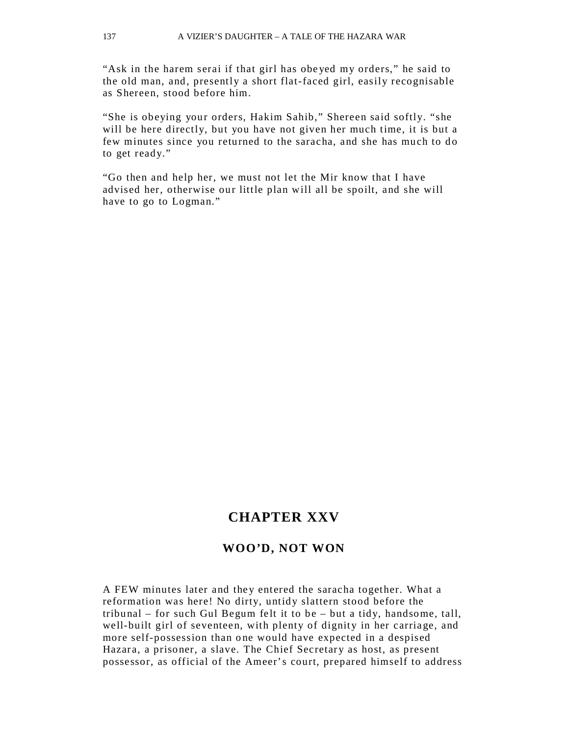"Ask in the harem serai if that girl has obeyed my orders," he said to the old man, and, presently a short flat-faced girl, easily recognisable as Shereen, stood before him.

"She is obeying your orders, Hakim Sahib," Shereen said softly. "she will be here directly, but you have not given her much time, it is but a few minutes since you returned to the saracha, and she has much to do to get ready."

"Go then and help her, we must not let the Mir know that I have advised her, otherwise our little plan will all be spoilt, and she will have to go to Logman."

## CHAPTER XXV

### WOO'D, NOT WON

A FEW minutes later and they entered the saracha together. What a reformation was here! No dirty, untidy slattern stood before the tribunal – for such Gul Begum felt it to be – but a tidy, handsome, tall, well-built girl of seventeen, with plenty of dignity in her carriage, and more self-possession than one would have expected in a despised Hazara, a prisoner, a slave. The Chief Secretary as host, as present possessor, as official of the Ameer's court, prepared himself to address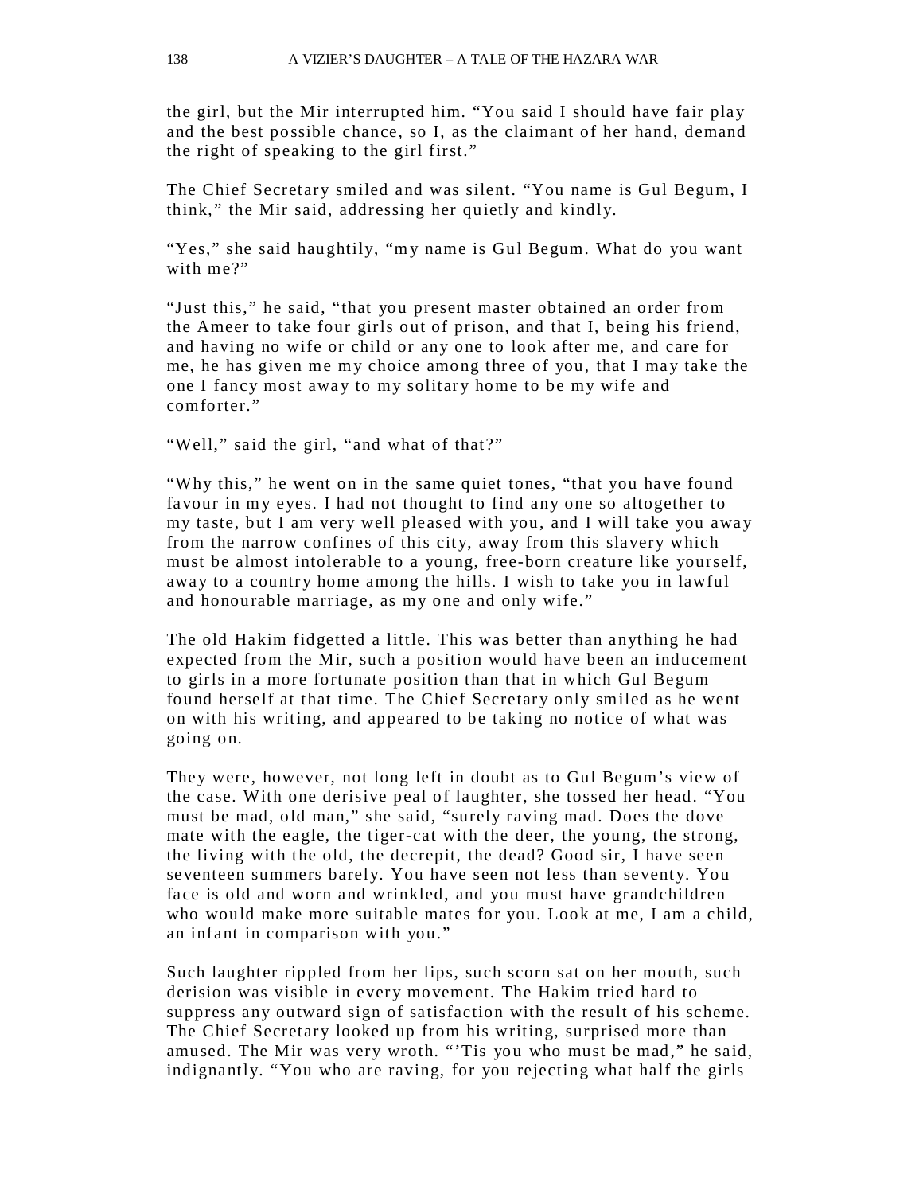the girl, but the Mir interrupted him. “You said I should have fair play and the best possible chance, so I, as the claimant of her hand, demand the right of speaking to the girl first.”

The Chief Secretary smiled and was silent. “You name is Gul Begum, I think,” the Mir said, addressing her quietly and kindly.

“Yes,” she said haughtily, “my name is Gul Begum. What do you want with me?”

“Just this,” he said, “that you present master obtained an order from the Ameer to take four girls out of prison, and that I, being his friend, and having no wife or child or any one to look after me, and care for me, he has given me my choice among three of you, that I may take the one I fancy most away to my solitary home to be my wife and comforter.”

“Well,” said the girl, “and what of that?”

“Why this,” he went on in the same quiet tones, “that you have found favour in my eyes. I had not thought to find any one so altogether to my taste, but I am very well pleased with you, and I will take you away from the narrow confines of this city, away from this slavery which must be almost intolerable to a young, free-born creature like yourself, away to a country home among the hills. I wish to take you in lawful and honourable marriage, as my one and only wife.”

The old Hakim fidgetted a little. This was better than anything he had expected from the Mir, such a position would have been an inducement to girls in a more fortunate position than that in which Gul Begum found herself at that time. The Chief Secretary only smiled as he went on with his writing, and appeared to be taking no notice of what was going on.

They were, however, not long left in doubt as to Gul Begum’s view of the case. With one derisive peal of laughter, she tossed her head. “You must be mad, old man,” she said, “surely raving mad. Does the dove mate with the eagle, the tiger-cat with the deer, the young, the strong, the living with the old, the decrepit, the dead? Good sir, I have seen seventeen summers barely. You have seen not less than seventy. You face is old and worn and wrinkled, and you must have grandchildren who would make more suitable mates for you. Look at me, I am a child, an infant in comparison with you.”

Such laughter rippled from her lips, such scorn sat on her mouth, such derision was visible in every movement. The Hakim tried hard to suppress any outward sign of satisfaction with the result of his scheme. The Chief Secretary looked up from his writing, surprised more than amused. The Mir was very wroth. “’Tis you who must be mad,” he said, indignantly. “You who are raving, for you rejecting what half the girls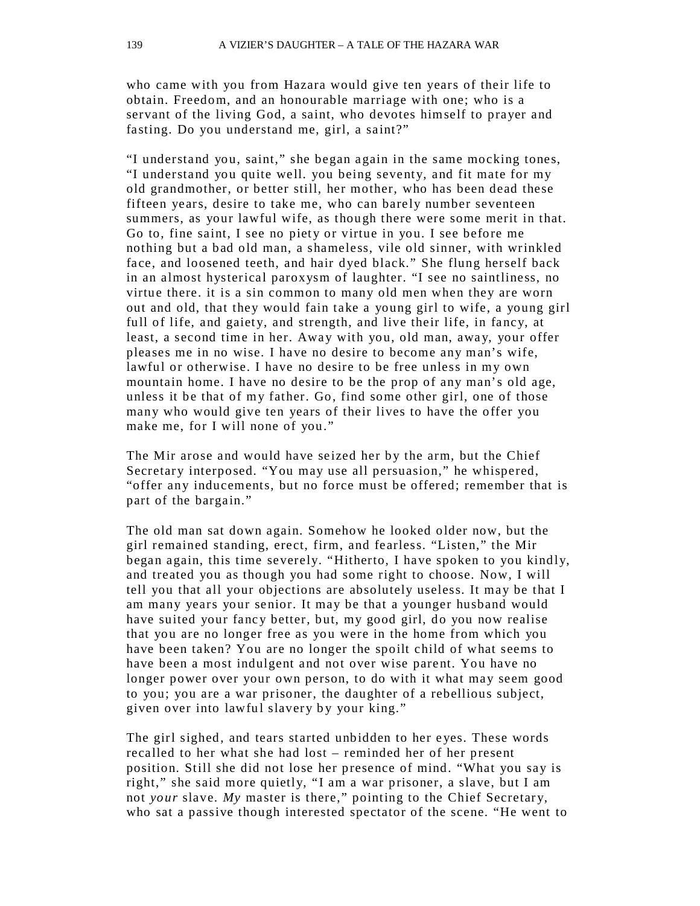who came with you from Hazara would give ten years of their life to obtain. Freedom, and an honourable marriage with one; who is a servant of the living God, a saint, who devotes himself to prayer and fasting. Do you understand me, girl, a saint?"

"I understand you, saint," she began again in the same mocking tones, "I understand you quite well. you being seventy, and fit mate for my old grandmother, or better still, her mother, who has been dead these fifteen years, desire to take me, who can barely number seventeen summers, as your lawful wife, as though there were some merit in that. Go to, fine saint, I see no piety or virtue in you. I see before me nothing but a bad old man, a shameless, vile old sinner, with wrinkled face, and loosened teeth, and hair dyed black." She flung herself back in an almost hysterical paroxysm of laughter. "I see no saintliness, no virtue there. it is a sin common to many old men when they are worn out and old, that they would fain take a young girl to wife, a young girl full of life, and gaiety, and strength, and live their life, in fancy, at least, a second time in her. Away with you, old man, away, your offer pleases me in no wise. I have no desire to become any man's wife, lawful or otherwise. I have no desire to be free unless in my own mountain home. I have no desire to be the prop of any man's old age, unless it be that of my father. Go, find some other girl, one of those many who would give ten years of their lives to have the offer you make me, for I will none of you."

The Mir arose and would have seized her by the arm, but the Chief Secretary interposed. "You may use all persuasion," he whispered, "offer any inducements, but no force must be offered; remember that is part of the bargain."

The old man sat down again. Somehow he looked older now, but the girl remained standing, erect, firm, and fearless. "Listen," the Mir began again, this time severely. "Hitherto, I have spoken to you kindly, and treated you as though you had some right to choose. Now, I will tell you that all your objections are absolutely useless. It may be that I am many years your senior. It may be that a younger husband would have suited your fancy better, but, my good girl, do you now realise that you are no longer free as you were in the home from which you have been taken? You are no longer the spoilt child of what seems to have been a most indulgent and not over wise parent. You have no longer power over your own person, to do with it what may seem good to you; you are a war prisoner, the daughter of a rebellious subject, given over into lawful slavery by your king."

The girl sighed, and tears started unbidden to her eyes. These words recalled to her what she had lost – reminded her of her present position. Still she did not lose her presence of mind. "What you say is right," she said more quietly, "I am a war prisoner, a slave, but I am not *your* slave. *My* master is there," pointing to the Chief Secretary, who sat a passive though interested spectator of the scene. "He went to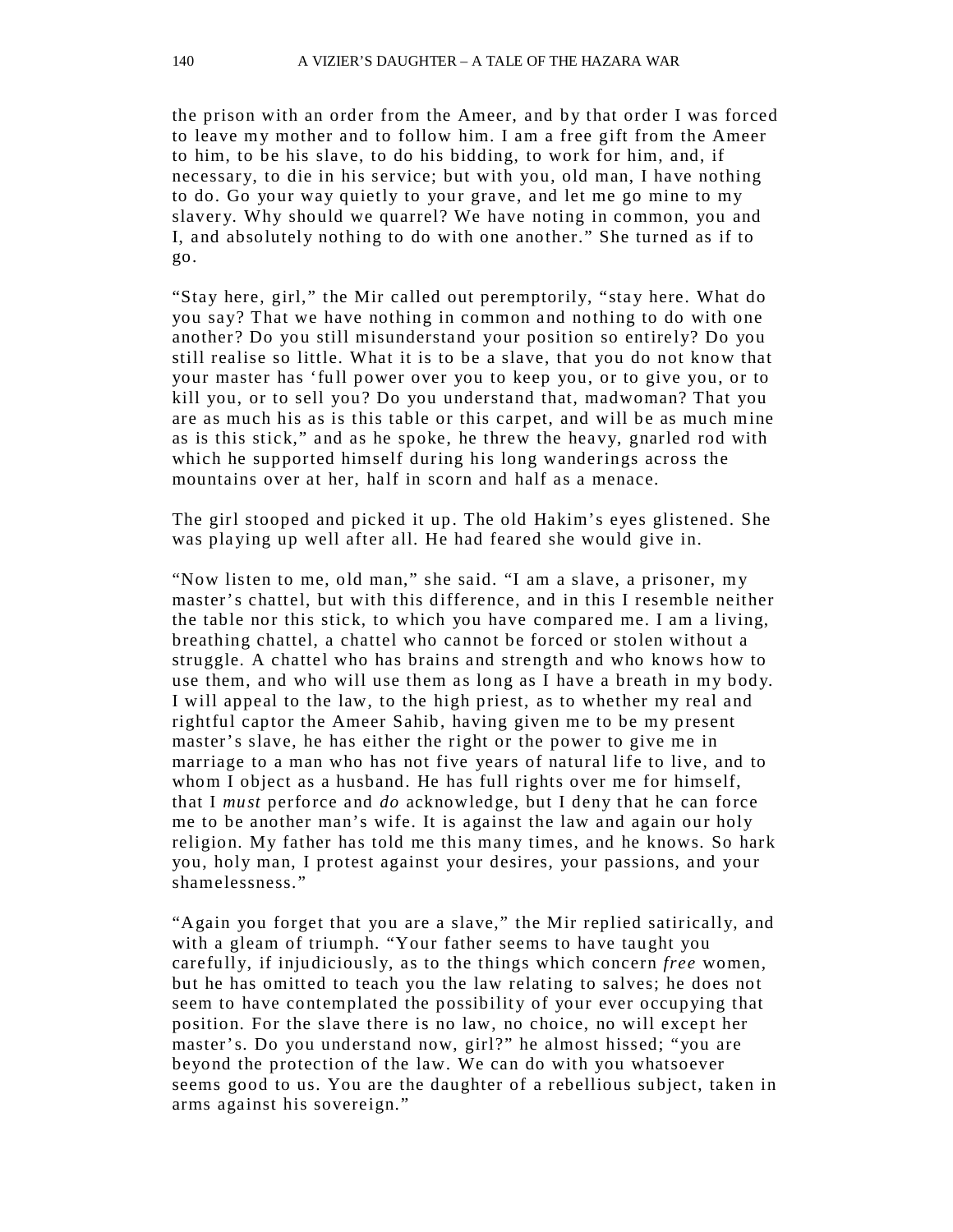the prison with an order from the Ameer, and by that order I was forced to leave my mother and to follow him. I am a free gift from the Ameer to him, to be his slave, to do his bidding, to work for him, and, if necessary, to die in his service; but with you, old man, I have nothing to do. Go your way quietly to your grave, and let me go mine to my slavery. Why should we quarrel? We have noting in common, you and I, and absolutely nothing to do with one another." She turned as if to go.

"Stay here, girl," the Mir called out peremptorily, "stay here. What do you say? That we have nothing in common and nothing to do with one another? Do you still misunderstand your position so entirely? Do you still realise so little. What it is to be a slave, that you do not know that your master has 'full power over you to keep you, or to give you, or to kill you, or to sell you? Do you understand that, madwoman? That you are as much his as is this table or this carpet, and will be as much mine as is this stick," and as he spoke, he threw the heavy, gnarled rod with which he supported himself during his long wanderings across the mountains over at her, half in scorn and half as a menace.

The girl stooped and picked it up. The old Hakim's eyes glistened. She was playing up well after all. He had feared she would give in.

"Now listen to me, old man," she said. "I am a slave, a prisoner, my master's chattel, but with this difference, and in this I resemble neither the table nor this stick, to which you have compared me. I am a living, breathing chattel, a chattel who cannot be forced or stolen without a struggle. A chattel who has brains and strength and who knows how to use them, and who will use them as long as I have a breath in my body. I will appeal to the law, to the high priest, as to whether my real and rightful captor the Ameer Sahib, having given me to be my present master's slave, he has either the right or the power to give me in marriage to a man who has not five years of natural life to live, and to whom I object as a husband. He has full rights over me for himself, that I *must* perforce and *do* acknowledge, but I deny that he can force me to be another man's wife. It is against the law and again our holy religion. My father has told me this many times, and he knows. So hark you, holy man, I protest against your desires, your passions, and your shamelessness."

"Again you forget that you are a slave," the Mir replied satirically, and with a gleam of triumph. "Your father seems to have taught you carefully, if injudiciously, as to the things which concern *free* women, but he has omitted to teach you the law relating to salves; he does not seem to have contemplated the possibility of your ever occupying that position. For the slave there is no law, no choice, no will except her master's. Do you understand now, girl?" he almost hissed; "you are beyond the protection of the law. We can do with you whatsoever seems good to us. You are the daughter of a rebellious subject, taken in arms against his sovereign."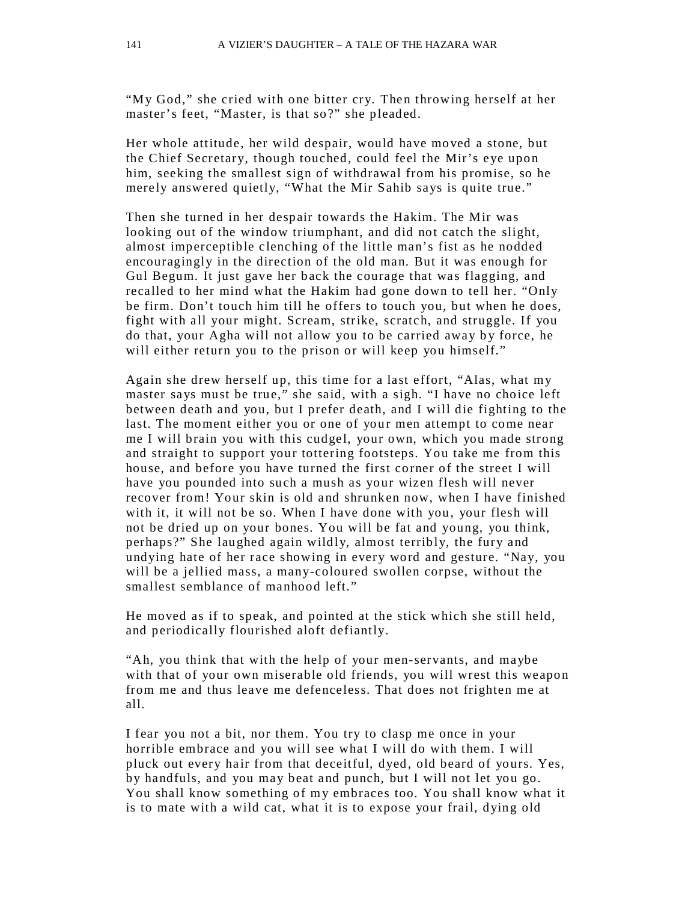"My God," she cried with one bitter cry. Then throwing herself at her master's feet, "Master, is that so?" she pleaded.

Her whole attitude, her wild despair, would have moved a stone, but the Chief Secretary, though touched, could feel the Mir's eye upon him, seeking the smallest sign of withdrawal from his promise, so he merely answered quietly, "What the Mir Sahib says is quite true."

Then she turned in her despair towards the Hakim. The Mir was looking out of the window triumphant, and did not catch the slight, almost imperceptible clenching of the little man's fist as he nodded encouragingly in the direction of the old man. But it was enough for Gul Begum. It just gave her back the courage that was flagging, and recalled to her mind what the Hakim had gone down to tell her. "Only be firm. Don't touch him till he offers to touch you, but when he does, fight with all your might. Scream, strike, scratch, and struggle. If you do that, your Agha will not allow you to be carried away by force, he will either return you to the prison or will keep you himself."

Again she drew herself up, this time for a last effort, "Alas, what my master says must be true," she said, with a sigh. "I have no choice left between death and you, but I prefer death, and I will die fighting to the last. The moment either you or one of your men attempt to come near me I will brain you with this cudgel, your own, which you made strong and straight to support your tottering footsteps. You take me from this house, and before you have turned the first corner of the street I will have you pounded into such a mush as your wizen flesh will never recover from! Your skin is old and shrunken now, when I have finished with it, it will not be so. When I have done with you, your flesh will not be dried up on your bones. You will be fat and young, you think, perhaps?" She laughed again wildly, almost terribly, the fury and undying hate of her race showing in every word and gesture. "Nay, you will be a jellied mass, a many-coloured swollen corpse, without the smallest semblance of manhood left."

He moved as if to speak, and pointed at the stick which she still held, and periodically flourished aloft defiantly.

"Ah, you think that with the help of your men-servants, and maybe with that of your own miserable old friends, you will wrest this weapon from me and thus leave me defenceless. That does not frighten me at all.

I fear you not a bit, nor them. You try to clasp me once in your horrible embrace and you will see what I will do with them. I will pluck out every hair from that deceitful, dyed, old beard of yours. Yes, by handfuls, and you may beat and punch, but I will not let you go. You shall know something of my embraces too. You shall know what it is to mate with a wild cat, what it is to expose your frail, dying old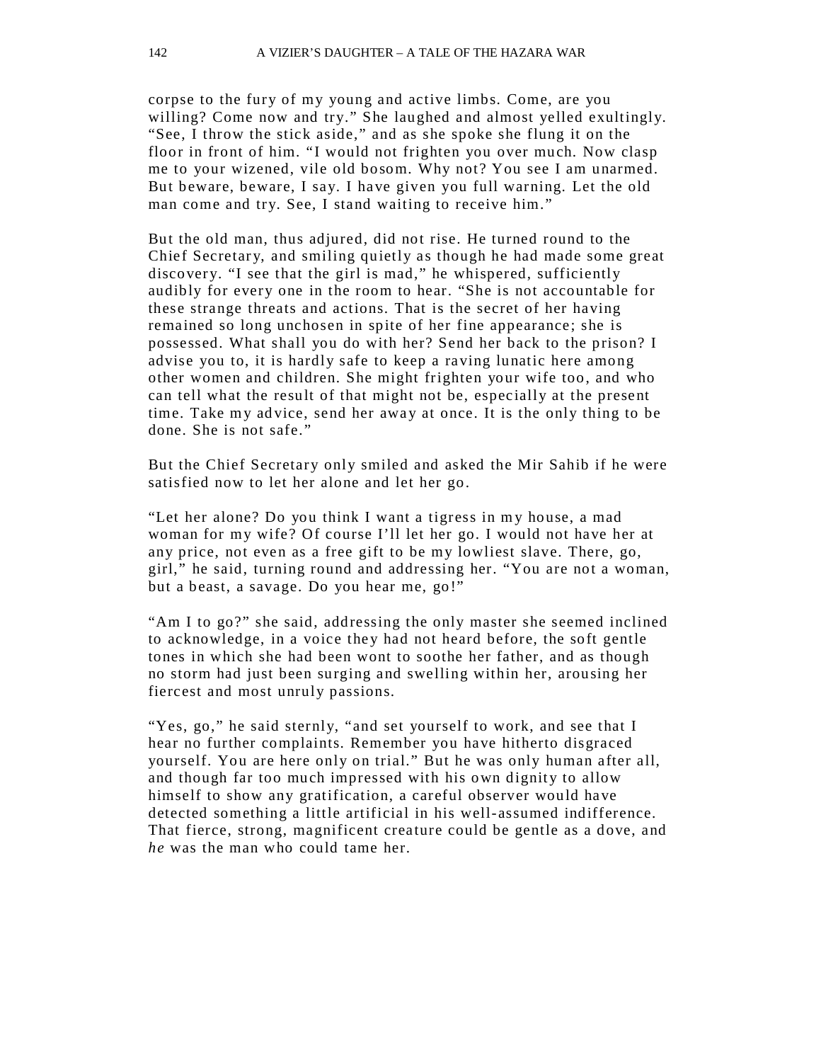corpse to the fury of my young and active limbs. Come, are you willing? Come now and try." She laughed and almost yelled exultingly. "See, I throw the stick aside," and as she spoke she flung it on the floor in front of him. "I would not frighten you over much. Now clasp me to your wizened, vile old bosom. Why not? You see I am unarmed. But beware, beware, I say. I have given you full warning. Let the old man come and try. See, I stand waiting to receive him."

But the old man, thus adjured, did not rise. He turned round to the Chief Secretary, and smiling quietly as though he had made some great discovery. "I see that the girl is mad," he whispered, sufficiently audibly for every one in the room to hear. "She is not accountable for these strange threats and actions. That is the secret of her having remained so long unchosen in spite of her fine appearance; she is possessed. What shall you do with her? Send her back to the prison? I advise you to, it is hardly safe to keep a raving lunatic here among other women and children. She might frighten your wife too, and who can tell what the result of that might not be, especially at the present time. Take my advice, send her away at once. It is the only thing to be done. She is not safe."

But the Chief Secretary only smiled and asked the Mir Sahib if he were satisfied now to let her alone and let her go.

"Let her alone? Do you think I want a tigress in my house, a mad woman for my wife? Of course I'll let her go. I would not have her at any price, not even as a free gift to be my lowliest slave. There, go, girl," he said, turning round and addressing her. "You are not a woman, but a beast, a savage. Do you hear me, go!"

"Am I to go?" she said, addressing the only master she seemed inclined to acknowledge, in a voice they had not heard before, the soft gentle tones in which she had been wont to soothe her father, and as though no storm had just been surging and swelling within her, arousing her fiercest and most unruly passions.

"Yes, go," he said sternly, "and set yourself to work, and see that I hear no further complaints. Remember you have hitherto disgraced yourself. You are here only on trial." But he was only human after all, and though far too much impressed with his own dignity to allow himself to show any gratification, a careful observer would have detected something a little artificial in his well-assumed indifference. That fierce, strong, magnificent creature could be gentle as a dove, and *he* was the man who could tame her.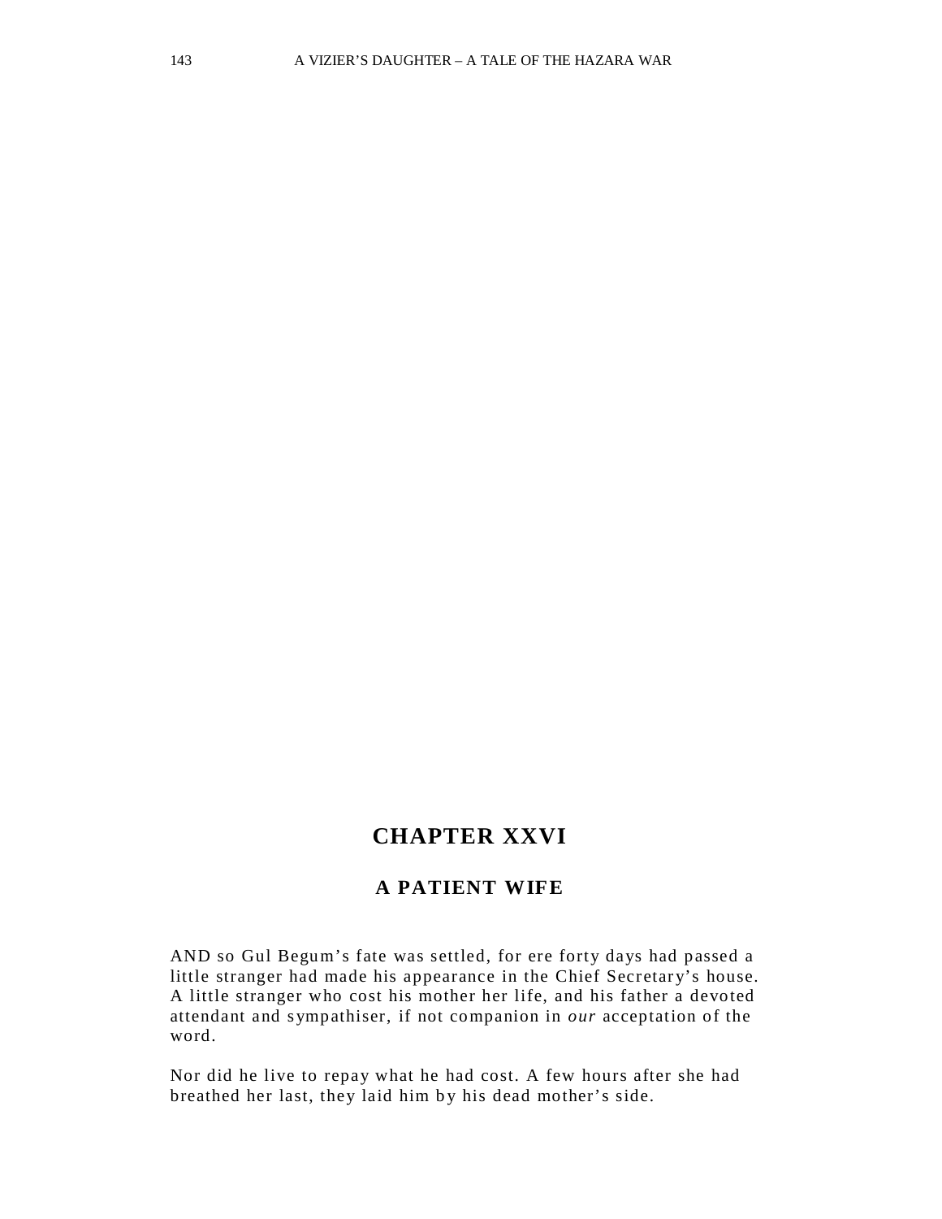## CHAPTER XXVI

### A PATIENT WIFE

AND so Gul Begum’s fate was settled, for ere forty days had passed a little stranger had made his appearance in the Chief Secretary’s house. A little stranger who cost his mother her life, and his father a devoted attendant and sympathiser, if not companion in *our* acceptation of the word.

Nor did he live to repay what he had cost. A few hours after she had breathed her last, they laid him by his dead mother’s side.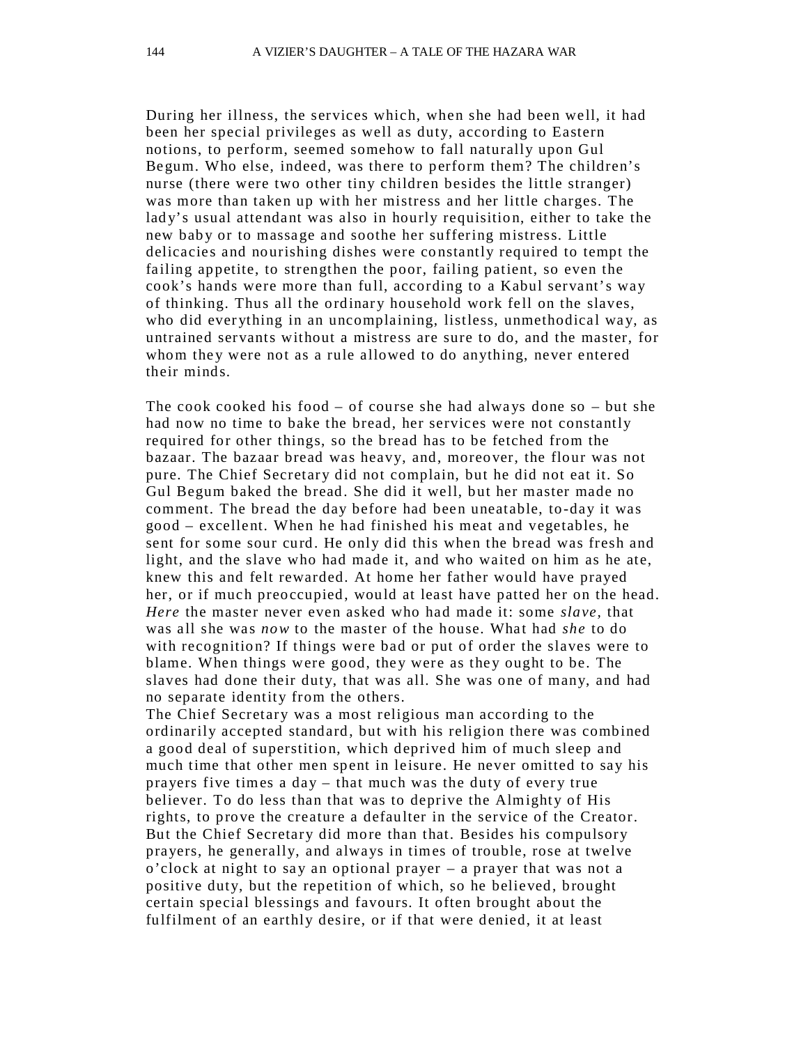During her illness, the services which, when she had been well, it had been her special privileges as well as duty, according to Eastern notions, to perform, seemed somehow to fall naturally upon Gul Begum. Who else, indeed, was there to perform them? The children's nurse (there were two other tiny children besides the little stranger) was more than taken up with her mistress and her little charges. The lady's usual attendant was also in hourly requisition, either to take the new baby or to massage and soothe her suffering mistress. Little delicacies and nourishing dishes were constantly required to tempt the failing appetite, to strengthen the poor, failing patient, so even the cook's hands were more than full, according to a Kabul servant's way of thinking. Thus all the ordinary household work fell on the slaves, who did everything in an uncomplaining, listless, unmethodical way, as untrained servants without a mistress are sure to do, and the master, for whom they were not as a rule allowed to do anything, never entered their minds.

The cook cooked his food – of course she had always done so – but she had now no time to bake the bread, her services were not constantly required for other things, so the bread has to be fetched from the bazaar. The bazaar bread was heavy, and, moreover, the flour was not pure. The Chief Secretary did not complain, but he did not eat it. So Gul Begum baked the bread. She did it well, but her master made no comment. The bread the day before had been uneatable, to-day it was good – excellent. When he had finished his meat and vegetables, he sent for some sour curd. He only did this when the bread was fresh and light, and the slave who had made it, and who waited on him as he ate, knew this and felt rewarded. At home her father would have prayed her, or if much preoccupied, would at least have patted her on the head. *Here* the master never even asked who had made it: some *slave*, that was all she was *now* to the master of the house. What had *she* to do with recognition? If things were bad or put of order the slaves were to blame. When things were good, they were as they ought to be. The slaves had done their duty, that was all. She was one of many, and had no separate identity from the others.

The Chief Secretary was a most religious man according to the ordinarily accepted standard, but with his religion there was combined a good deal of superstition, which deprived him of much sleep and much time that other men spent in leisure. He never omitted to say his prayers five times a day – that much was the duty of every true believer. To do less than that was to deprive the Almighty of His rights, to prove the creature a defaulter in the service of the Creator. But the Chief Secretary did more than that. Besides his compulsory prayers, he generally, and always in times of trouble, rose at twelve o'clock at night to say an optional prayer – a prayer that was not a positive duty, but the repetition of which, so he believed, brought certain special blessings and favours. It often brought about the fulfilment of an earthly desire, or if that were denied, it at least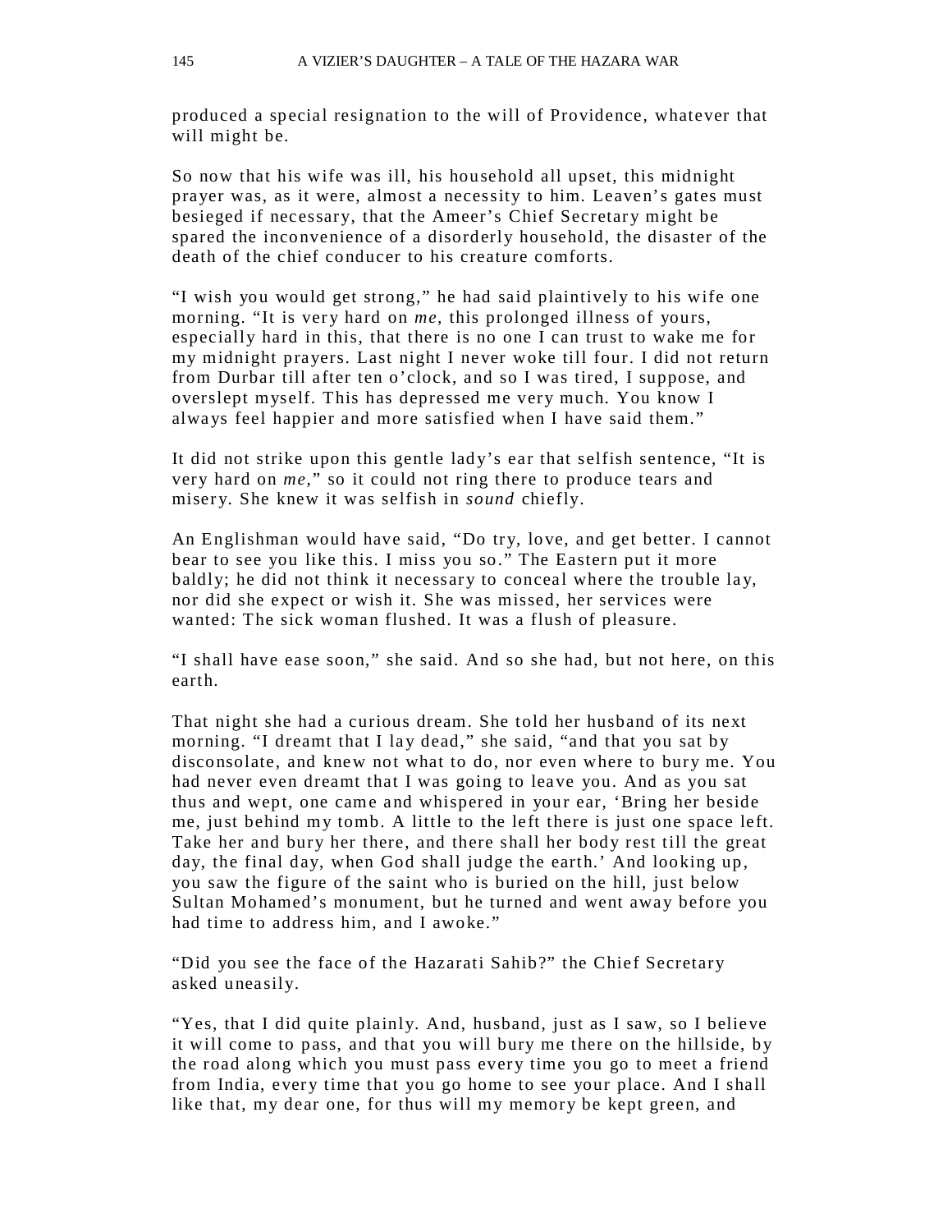produced a special resignation to the will of Providence, whatever that will might be.

So now that his wife was ill, his household all upset, this midnight prayer was, as it were, almost a necessity to him. Leaven's gates must besieged if necessary, that the Ameer's Chief Secretary might be spared the inconvenience of a disorderly household, the disaster of the death of the chief conducer to his creature comforts.

"I wish you would get strong," he had said plaintively to his wife one morning. "It is very hard on *me,* this prolonged illness of yours, especially hard in this, that there is no one I can trust to wake me for my midnight prayers. Last night I never woke till four. I did not return from Durbar till after ten o'clock, and so I was tired, I suppose, and overslept myself. This has depressed me very much. You know I always feel happier and more satisfied when I have said them."

It did not strike upon this gentle lady's ear that selfish sentence, "It is very hard on *me,*" so it could not ring there to produce tears and misery. She knew it was selfish in *sound* chiefly.

An Englishman would have said, "Do try, love, and get better. I cannot bear to see you like this. I miss you so." The Eastern put it more baldly; he did not think it necessary to conceal where the trouble lay, nor did she expect or wish it. She was missed, her services were wanted: The sick woman flushed. It was a flush of pleasure.

"I shall have ease soon," she said. And so she had, but not here, on this earth.

That night she had a curious dream. She told her husband of its next morning. "I dreamt that I lay dead," she said, "and that you sat by disconsolate, and knew not what to do, nor even where to bury me. You had never even dreamt that I was going to leave you. And as you sat thus and wept, one came and whispered in your ear, 'Bring her beside me, just behind my tomb. A little to the left there is just one space left. Take her and bury her there, and there shall her body rest till the great day, the final day, when God shall judge the earth.' And looking up, you saw the figure of the saint who is buried on the hill, just below Sultan Mohamed's monument, but he turned and went away before you had time to address him, and I awoke."

"Did you see the face of the Hazarati Sahib?" the Chief Secretary asked uneasily.

"Yes, that I did quite plainly. And, husband, just as I saw, so I believe it will come to pass, and that you will bury me there on the hillside, by the road along which you must pass every time you go to meet a friend from India, every time that you go home to see your place. And I shall like that, my dear one, for thus will my memory be kept green, and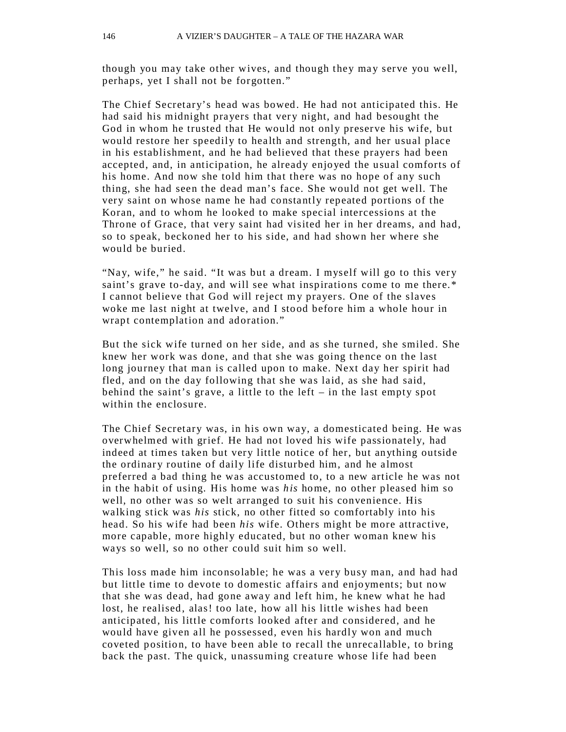though you may take other wives, and though they may serve you well, perhaps, yet I shall not be forgotten."

The Chief Secretary's head was bowed. He had not anticipated this. He had said his midnight prayers that very night, and had besought the God in whom he trusted that He would not only preserve his wife, but would restore her speedily to health and strength, and her usual place in his establishment, and he had believed that these prayers had been accepted, and, in anticipation, he already enjoyed the usual comforts of his home. And now she told him that there was no hope of any such thing, she had seen the dead man's face. She would not get well. The very saint on whose name he had constantly repeated portions of the Koran, and to whom he looked to make special intercessions at the Throne of Grace, that very saint had visited her in her dreams, and had, so to speak, beckoned her to his side, and had shown her where she would be buried.

"Nay, wife," he said. "It was but a dream. I myself will go to this very saint's grave to-day, and will see what inspirations come to me there.* I cannot believe that God will reject my prayers. One of the slaves woke me last night at twelve, and I stood before him a whole hour in wrapt contemplation and adoration."

But the sick wife turned on her side, and as she turned, she smiled. She knew her work was done, and that she was going thence on the last long journey that man is called upon to make. Next day her spirit had fled, and on the day following that she was laid, as she had said, behind the saint's grave, a little to the left – in the last empty spot within the enclosure.

The Chief Secretary was, in his own way, a domesticated being. He was overwhelmed with grief. He had not loved his wife passionately, had indeed at times taken but very little notice of her, but anything outside the ordinary routine of daily life disturbed him, and he almost preferred a bad thing he was accustomed to, to a new article he was not in the habit of using. His home was *his* home, no other pleased him so well, no other was so welt arranged to suit his convenience. His walking stick was *his* stick, no other fitted so comfortably into his head. So his wife had been *his* wife. Others might be more attractive, more capable, more highly educated, but no other woman knew his ways so well, so no other could suit him so well.

This loss made him inconsolable; he was a very busy man, and had had but little time to devote to domestic affairs and enjoyments; but now that she was dead, had gone away and left him, he knew what he had lost, he realised, alas! too late, how all his little wishes had been anticipated, his little comforts looked after and considered, and he would have given all he possessed, even his hardly won and much coveted position, to have been able to recall the unrecallable, to bring back the past. The quick, unassuming creature whose life had been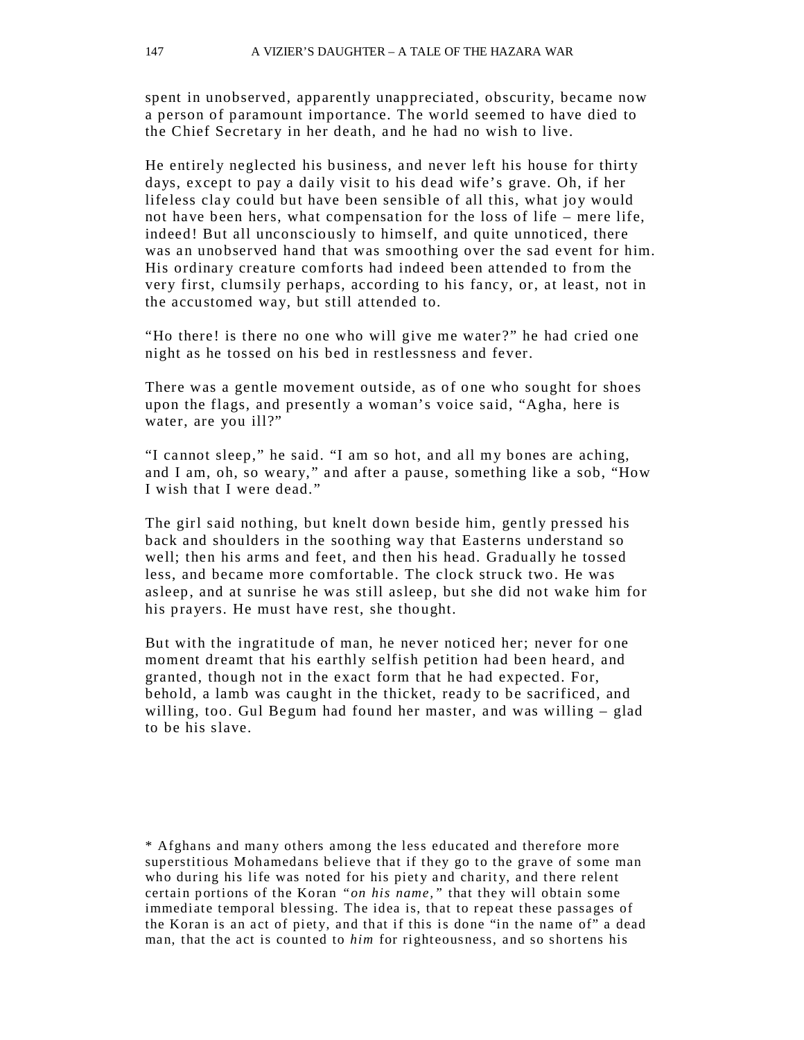spent in unobserved, apparently unappreciated, obscurity, became now a person of paramount importance. The world seemed to have died to the Chief Secretary in her death, and he had no wish to live.

He entirely neglected his business, and never left his house for thirty days, except to pay a daily visit to his dead wife's grave. Oh, if her lifeless clay could but have been sensible of all this, what joy would not have been hers, what compensation for the loss of life – mere life, indeed! But all unconsciously to himself, and quite unnoticed, there was an unobserved hand that was smoothing over the sad event for him. His ordinary creature comforts had indeed been attended to from the very first, clumsily perhaps, according to his fancy, or, at least, not in the accustomed way, but still attended to.

"Ho there! is there no one who will give me water?" he had cried one night as he tossed on his bed in restlessness and fever.

There was a gentle movement outside, as of one who sought for shoes upon the flags, and presently a woman's voice said, "Agha, here is water, are you ill?"

"I cannot sleep," he said. "I am so hot, and all my bones are aching, and I am, oh, so weary," and after a pause, something like a sob, "How I wish that I were dead."

The girl said nothing, but knelt down beside him, gently pressed his back and shoulders in the soothing way that Easterns understand so well; then his arms and feet, and then his head. Gradually he tossed less, and became more comfortable. The clock struck two. He was asleep, and at sunrise he was still asleep, but she did not wake him for his prayers. He must have rest, she thought.

But with the ingratitude of man, he never noticed her; never for one moment dreamt that his earthly selfish petition had been heard, and granted, though not in the exact form that he had expected. For, behold, a lamb was caught in the thicket, ready to be sacrificed, and willing, too. Gul Begum had found her master, and was willing – glad to be his slave.

* Afghans and many others among the less educated and therefore more superstitious Mohamedans believe that if they go to the grave of some man who during his life was noted for his piety and charity, and there relent certain portions of the Koran *"on his name,"* that they will obtain some immediate temporal blessing. The idea is, that to repeat these passages of the Koran is an act of piety, and that if this is done "in the name of" a dead man, that the act is counted to *him* for righteousness, and so shortens his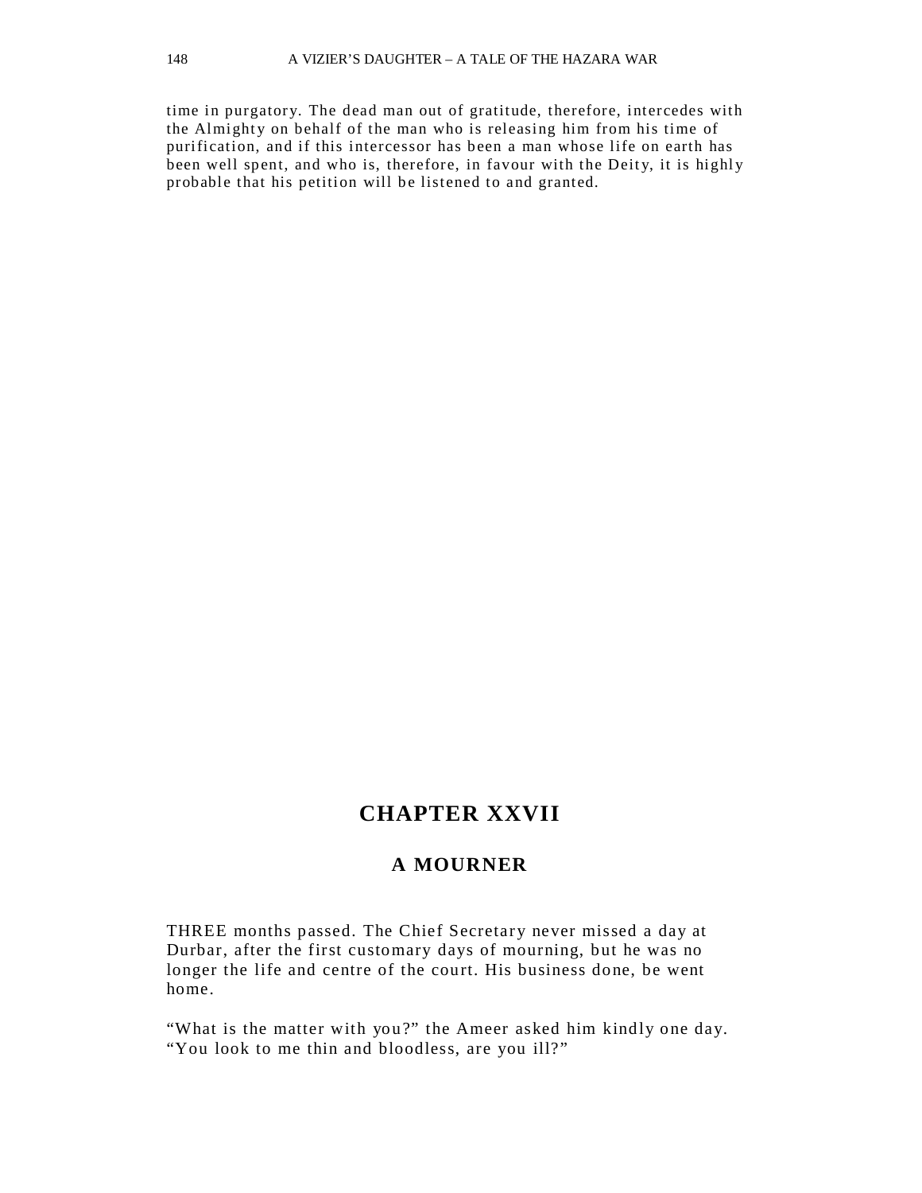time in purgatory. The dead man out of gratitude, therefore, intercedes with the Almighty on behalf of the man who is releasing him from his time of purification, and if this intercessor has been a man whose life on earth has been well spent, and who is, therefore, in favour with the Deity, it is highly probable that his petition will be listened to and granted.

# CHAPTER XXVII

## A MOURNER

THREE months passed. The Chief Secretary never missed a day at Durbar, after the first customary days of mourning, but he was no longer the life and centre of the court. His business done, be went home.

"What is the matter with you?" the Ameer asked him kindly one day. "You look to me thin and bloodless, are you ill?"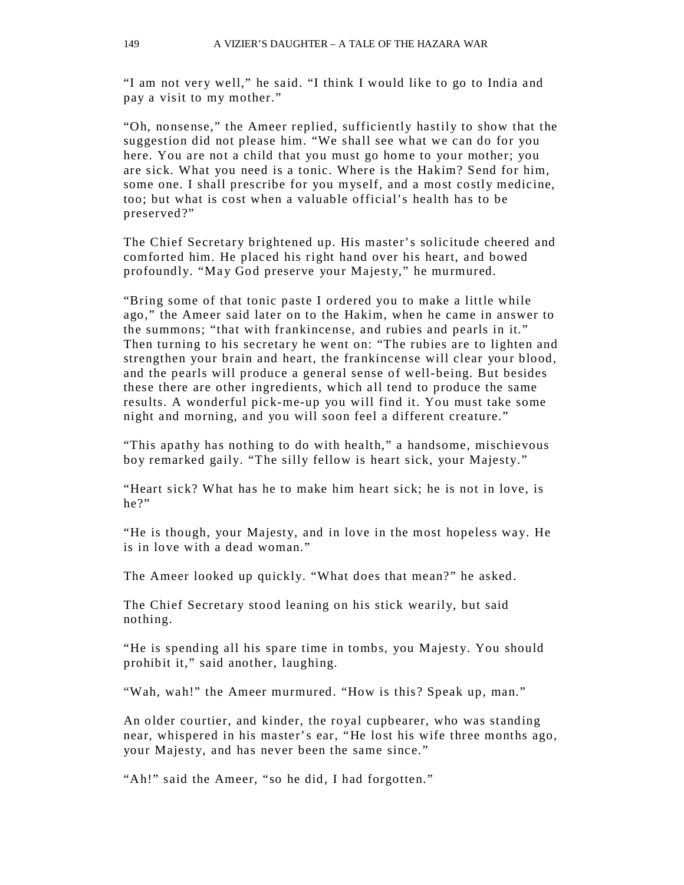"I am not very well," he said. "I think I would like to go to India and pay a visit to my mother."

"Oh, nonsense," the Ameer replied, sufficiently hastily to show that the suggestion did not please him. "We shall see what we can do for you here. You are not a child that you must go home to your mother; you are sick. What you need is a tonic. Where is the Hakim? Send for him, some one. I shall prescribe for you myself, and a most costly medicine, too; but what is cost when a valuable official's health has to be preserved?"

The Chief Secretary brightened up. His master's solicitude cheered and comforted him. He placed his right hand over his heart, and bowed profoundly. "May God preserve your Majesty," he murmured.

"Bring some of that tonic paste I ordered you to make a little while ago," the Ameer said later on to the Hakim, when he came in answer to the summons; "that with frankincense, and rubies and pearls in it." Then turning to his secretary he went on: "The rubies are to lighten and strengthen your brain and heart, the frankincense will clear your blood, and the pearls will produce a general sense of well-being. But besides these there are other ingredients, which all tend to produce the same results. A wonderful pick-me-up you will find it. You must take some night and morning, and you will soon feel a different creature."

"This apathy has nothing to do with health," a handsome, mischievous boy remarked gaily. "The silly fellow is heart sick, your Majesty."

"Heart sick? What has he to make him heart sick; he is not in love, is he?"

"He is though, your Majesty, and in love in the most hopeless way. He is in love with a dead woman."

The Ameer looked up quickly. "What does that mean?" he asked.

The Chief Secretary stood leaning on his stick wearily, but said nothing.

"He is spending all his spare time in tombs, you Majesty. You should prohibit it," said another, laughing.

"Wah, wah!" the Ameer murmured. "How is this? Speak up, man."

An older courtier, and kinder, the royal cupbearer, who was standing near, whispered in his master's ear, "He lost his wife three months ago, your Majesty, and has never been the same since."

"Ah!" said the Ameer, "so he did, I had forgotten."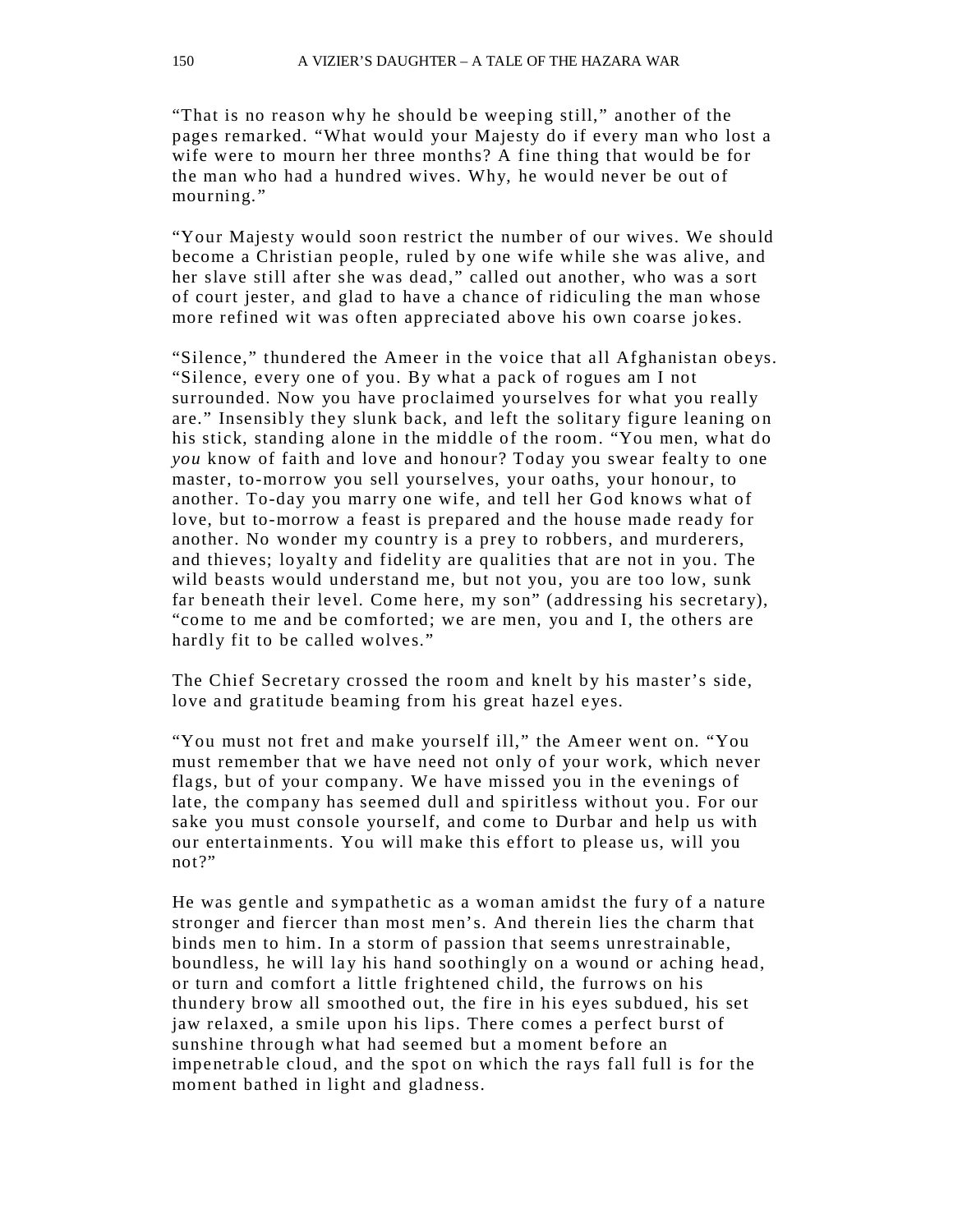"That is no reason why he should be weeping still," another of the pages remarked. "What would your Majesty do if every man who lost a wife were to mourn her three months? A fine thing that would be for the man who had a hundred wives. Why, he would never be out of mourning."

"Your Majesty would soon restrict the number of our wives. We should become a Christian people, ruled by one wife while she was alive, and her slave still after she was dead," called out another, who was a sort of court jester, and glad to have a chance of ridiculing the man whose more refined wit was often appreciated above his own coarse jokes.

"Silence," thundered the Ameer in the voice that all Afghanistan obeys. "Silence, every one of you. By what a pack of rogues am I not surrounded. Now you have proclaimed yourselves for what you really are." Insensibly they slunk back, and left the solitary figure leaning on his stick, standing alone in the middle of the room. "You men, what do *you* know of faith and love and honour? Today you swear fealty to one master, to-morrow you sell yourselves, your oaths, your honour, to another. To-day you marry one wife, and tell her God knows what of love, but to-morrow a feast is prepared and the house made ready for another. No wonder my country is a prey to robbers, and murderers, and thieves; loyalty and fidelity are qualities that are not in you. The wild beasts would understand me, but not you, you are too low, sunk far beneath their level. Come here, my son" (addressing his secretary), "come to me and be comforted; we are men, you and I, the others are hardly fit to be called wolves."

The Chief Secretary crossed the room and knelt by his master's side, love and gratitude beaming from his great hazel eyes.

"You must not fret and make yourself ill," the Ameer went on. "You must remember that we have need not only of your work, which never flags, but of your company. We have missed you in the evenings of late, the company has seemed dull and spiritless without you. For our sake you must console yourself, and come to Durbar and help us with our entertainments. You will make this effort to please us, will you not?"

He was gentle and sympathetic as a woman amidst the fury of a nature stronger and fiercer than most men's. And therein lies the charm that binds men to him. In a storm of passion that seems unrestrainable, boundless, he will lay his hand soothingly on a wound or aching head, or turn and comfort a little frightened child, the furrows on his thundery brow all smoothed out, the fire in his eyes subdued, his set jaw relaxed, a smile upon his lips. There comes a perfect burst of sunshine through what had seemed but a moment before an impenetrable cloud, and the spot on which the rays fall full is for the moment bathed in light and gladness.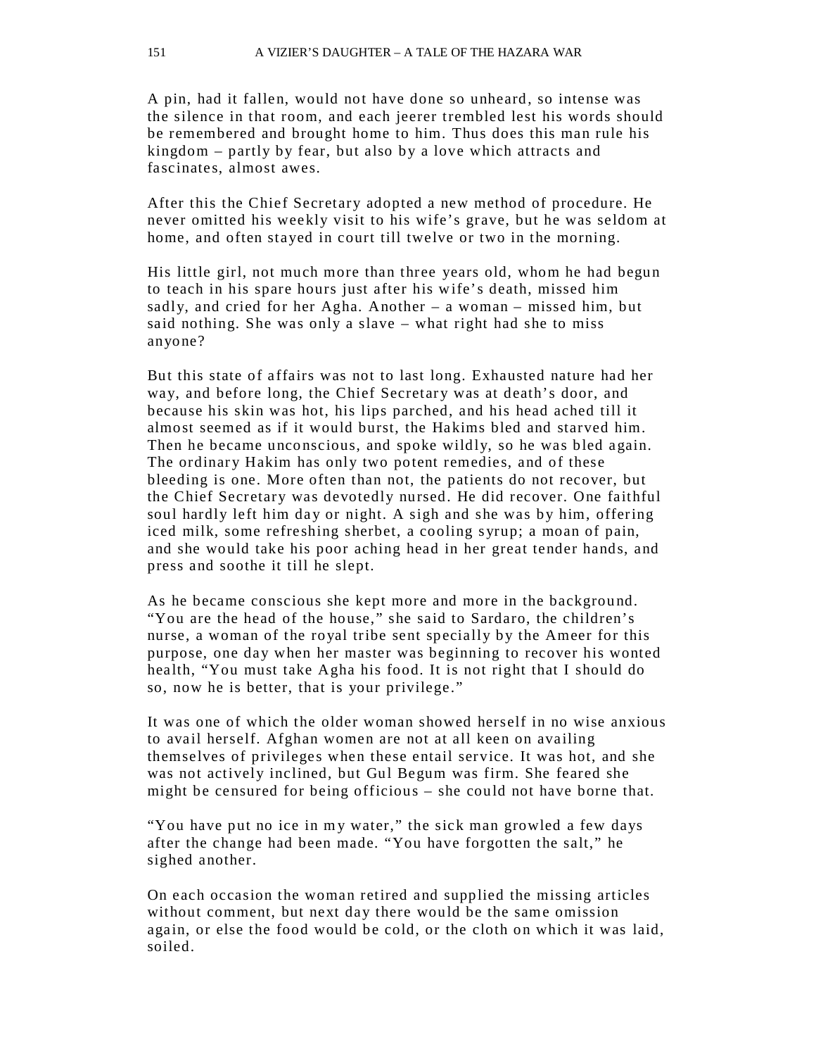A pin, had it fallen, would not have done so unheard, so intense was the silence in that room, and each jeerer trembled lest his words should be remembered and brought home to him. Thus does this man rule his kingdom – partly by fear, but also by a love which attracts and fascinates, almost awes.

After this the Chief Secretary adopted a new method of procedure. He never omitted his weekly visit to his wife's grave, but he was seldom at home, and often stayed in court till twelve or two in the morning.

His little girl, not much more than three years old, whom he had begun to teach in his spare hours just after his wife's death, missed him sadly, and cried for her Agha. Another – a woman – missed him, but said nothing. She was only a slave – what right had she to miss anyone?

But this state of affairs was not to last long. Exhausted nature had her way, and before long, the Chief Secretary was at death's door, and because his skin was hot, his lips parched, and his head ached till it almost seemed as if it would burst, the Hakims bled and starved him. Then he became unconscious, and spoke wildly, so he was bled again. The ordinary Hakim has only two potent remedies, and of these bleeding is one. More often than not, the patients do not recover, but the Chief Secretary was devotedly nursed. He did recover. One faithful soul hardly left him day or night. A sigh and she was by him, offering iced milk, some refreshing sherbet, a cooling syrup; a moan of pain, and she would take his poor aching head in her great tender hands, and press and soothe it till he slept.

As he became conscious she kept more and more in the background. "You are the head of the house," she said to Sardaro, the children's nurse, a woman of the royal tribe sent specially by the Ameer for this purpose, one day when her master was beginning to recover his wonted health, "You must take Agha his food. It is not right that I should do so, now he is better, that is your privilege."

It was one of which the older woman showed herself in no wise anxious to avail herself. Afghan women are not at all keen on availing themselves of privileges when these entail service. It was hot, and she was not actively inclined, but Gul Begum was firm. She feared she might be censured for being officious – she could not have borne that.

"You have put no ice in my water," the sick man growled a few days after the change had been made. "You have forgotten the salt," he sighed another.

On each occasion the woman retired and supplied the missing articles without comment, but next day there would be the same omission again, or else the food would be cold, or the cloth on which it was laid, soiled.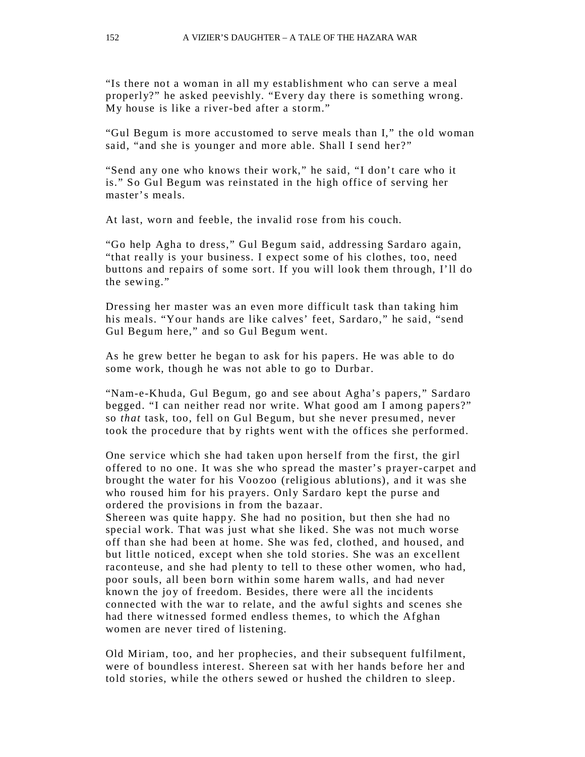"Is there not a woman in all my establishment who can serve a meal properly?" he asked peevishly. "Every day there is something wrong. My house is like a river-bed after a storm."

"Gul Begum is more accustomed to serve meals than I," the old woman said, "and she is younger and more able. Shall I send her?"

"Send any one who knows their work," he said, "I don't care who it is." So Gul Begum was reinstated in the high office of serving her master's meals.

At last, worn and feeble, the invalid rose from his couch.

"Go help Agha to dress," Gul Begum said, addressing Sardaro again, "that really is your business. I expect some of his clothes, too, need buttons and repairs of some sort. If you will look them through, I'll do the sewing."

Dressing her master was an even more difficult task than taking him his meals. "Your hands are like calves' feet, Sardaro," he said, "send Gul Begum here," and so Gul Begum went.

As he grew better he began to ask for his papers. He was able to do some work, though he was not able to go to Durbar.

"Nam-e-Khuda, Gul Begum, go and see about Agha's papers," Sardaro begged. "I can neither read nor write. What good am I among papers?" so *that* task, too, fell on Gul Begum, but she never presumed, never took the procedure that by rights went with the offices she performed.

One service which she had taken upon herself from the first, the girl offered to no one. It was she who spread the master's prayer-carpet and brought the water for his Voozoo (religious ablutions), and it was she who roused him for his prayers. Only Sardaro kept the purse and ordered the provisions in from the bazaar.

Shereen was quite happy. She had no position, but then she had no special work. That was just what she liked. She was not much worse off than she had been at home. She was fed, clothed, and housed, and but little noticed, except when she told stories. She was an excellent raconteuse, and she had plenty to tell to these other women, who had, poor souls, all been born within some harem walls, and had never known the joy of freedom. Besides, there were all the incidents connected with the war to relate, and the awful sights and scenes she had there witnessed formed endless themes, to which the Afghan women are never tired of listening.

Old Miriam, too, and her prophecies, and their subsequent fulfilment, were of boundless interest. Shereen sat with her hands before her and told stories, while the others sewed or hushed the children to sleep.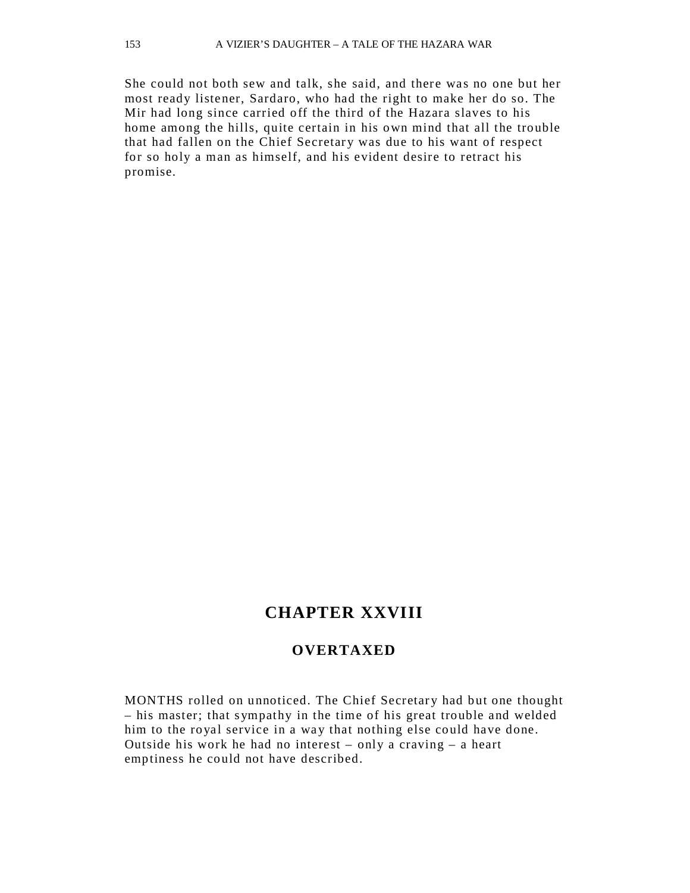She could not both sew and talk, she said, and there was no one but her most ready listener, Sardaro, who had the right to make her do so. The Mir had long since carried off the third of the Hazara slaves to his home among the hills, quite certain in his own mind that all the trouble that had fallen on the Chief Secretary was due to his want of respect for so holy a man as himself, and his evident desire to retract his promise.

# CHAPTER XXVIII

## OVERTAXED

MONTHS rolled on unnoticed. The Chief Secretary had but one thought – his master; that sympathy in the time of his great trouble and welded him to the royal service in a way that nothing else could have done. Outside his work he had no interest – only a craving – a heart emptiness he could not have described.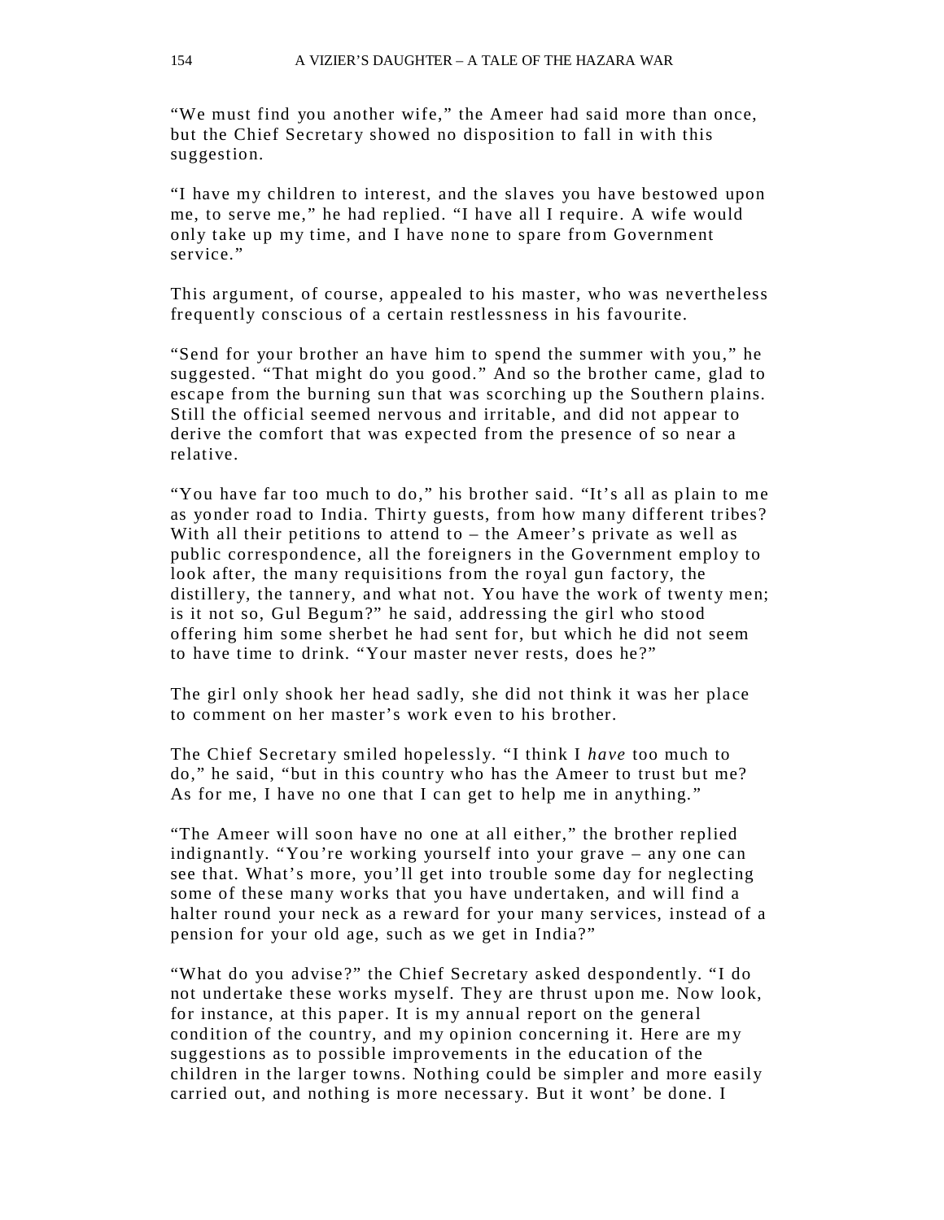"We must find you another wife," the Ameer had said more than once, but the Chief Secretary showed no disposition to fall in with this suggestion.

"I have my children to interest, and the slaves you have bestowed upon me, to serve me," he had replied. "I have all I require. A wife would only take up my time, and I have none to spare from Government service."

This argument, of course, appealed to his master, who was nevertheless frequently conscious of a certain restlessness in his favourite.

"Send for your brother an have him to spend the summer with you," he suggested. "That might do you good." And so the brother came, glad to escape from the burning sun that was scorching up the Southern plains. Still the official seemed nervous and irritable, and did not appear to derive the comfort that was expected from the presence of so near a relative.

"You have far too much to do," his brother said. "It's all as plain to me as yonder road to India. Thirty guests, from how many different tribes? With all their petitions to attend to – the Ameer's private as well as public correspondence, all the foreigners in the Government employ to look after, the many requisitions from the royal gun factory, the distillery, the tannery, and what not. You have the work of twenty men; is it not so, Gul Begum?" he said, addressing the girl who stood offering him some sherbet he had sent for, but which he did not seem to have time to drink. "Your master never rests, does he?"

The girl only shook her head sadly, she did not think it was her place to comment on her master's work even to his brother.

The Chief Secretary smiled hopelessly. "I think I *have* too much to do," he said, "but in this country who has the Ameer to trust but me? As for me, I have no one that I can get to help me in anything."

"The Ameer will soon have no one at all either," the brother replied indignantly. "You're working yourself into your grave – any one can see that. What's more, you'll get into trouble some day for neglecting some of these many works that you have undertaken, and will find a halter round your neck as a reward for your many services, instead of a pension for your old age, such as we get in India?"

"What do you advise?" the Chief Secretary asked despondently. "I do not undertake these works myself. They are thrust upon me. Now look, for instance, at this paper. It is my annual report on the general condition of the country, and my opinion concerning it. Here are my suggestions as to possible improvements in the education of the children in the larger towns. Nothing could be simpler and more easily carried out, and nothing is more necessary. But it wont' be done. I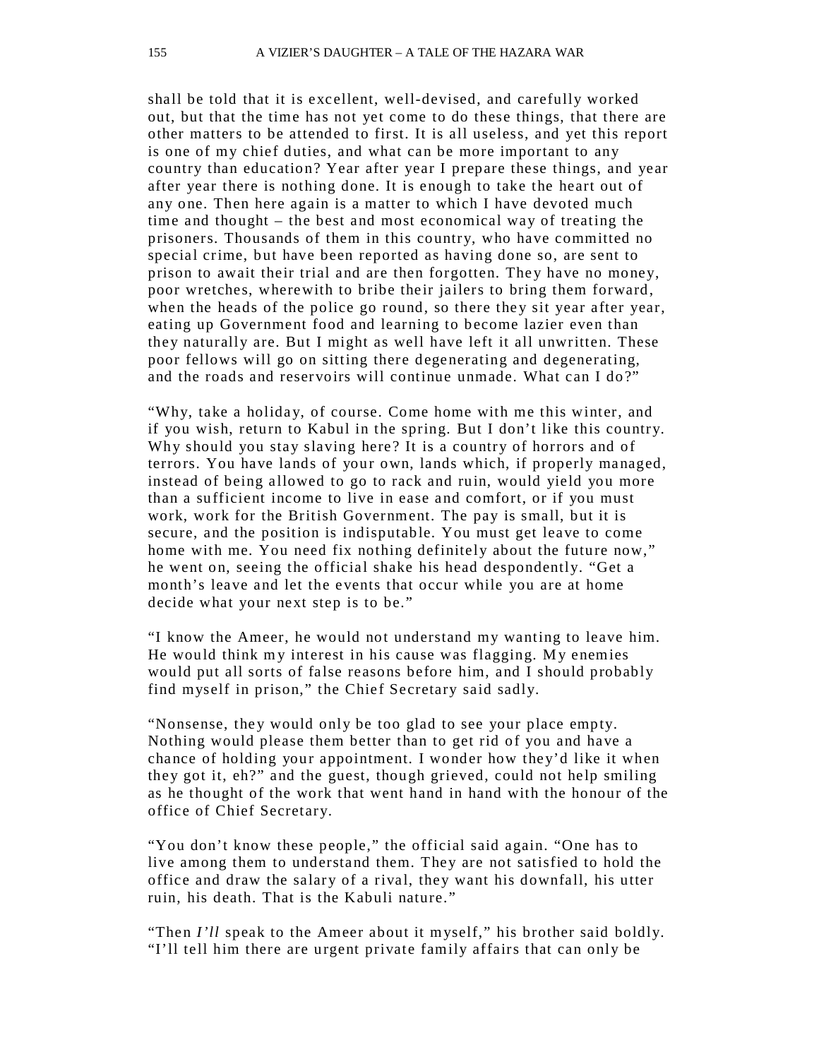shall be told that it is excellent, well-devised, and carefully worked out, but that the time has not yet come to do these things, that there are other matters to be attended to first. It is all useless, and yet this report is one of my chief duties, and what can be more important to any country than education? Year after year I prepare these things, and year after year there is nothing done. It is enough to take the heart out of any one. Then here again is a matter to which I have devoted much time and thought – the best and most economical way of treating the prisoners. Thousands of them in this country, who have committed no special crime, but have been reported as having done so, are sent to prison to await their trial and are then forgotten. They have no money, poor wretches, wherewith to bribe their jailers to bring them forward, when the heads of the police go round, so there they sit year after year, eating up Government food and learning to become lazier even than they naturally are. But I might as well have left it all unwritten. These poor fellows will go on sitting there degenerating and degenerating, and the roads and reservoirs will continue unmade. What can I do?"

"Why, take a holiday, of course. Come home with me this winter, and if you wish, return to Kabul in the spring. But I don't like this country. Why should you stay slaving here? It is a country of horrors and of terrors. You have lands of your own, lands which, if properly managed, instead of being allowed to go to rack and ruin, would yield you more than a sufficient income to live in ease and comfort, or if you must work, work for the British Government. The pay is small, but it is secure, and the position is indisputable. You must get leave to come home with me. You need fix nothing definitely about the future now," he went on, seeing the official shake his head despondently. "Get a month's leave and let the events that occur while you are at home decide what your next step is to be."

"I know the Ameer, he would not understand my wanting to leave him. He would think my interest in his cause was flagging. My enemies would put all sorts of false reasons before him, and I should probably find myself in prison," the Chief Secretary said sadly.

"Nonsense, they would only be too glad to see your place empty. Nothing would please them better than to get rid of you and have a chance of holding your appointment. I wonder how they'd like it when they got it, eh?" and the guest, though grieved, could not help smiling as he thought of the work that went hand in hand with the honour of the office of Chief Secretary.

"You don't know these people," the official said again. "One has to live among them to understand them. They are not satisfied to hold the office and draw the salary of a rival, they want his downfall, his utter ruin, his death. That is the Kabuli nature."

"Then *I'll* speak to the Ameer about it myself," his brother said boldly. "I'll tell him there are urgent private family affairs that can only be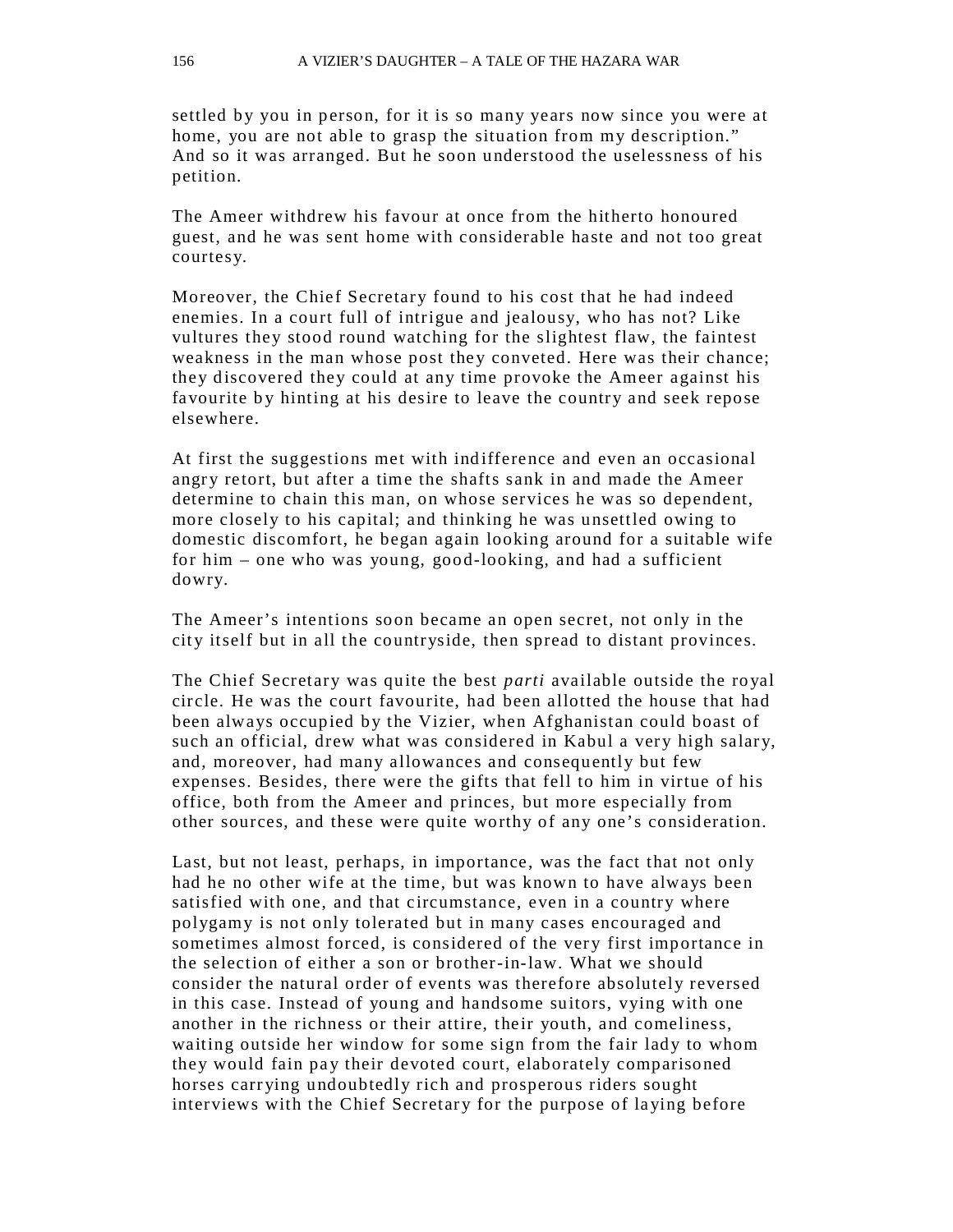settled by you in person, for it is so many years now since you were at home, you are not able to grasp the situation from my description." And so it was arranged. But he soon understood the uselessness of his petition.

The Ameer withdrew his favour at once from the hitherto honoured guest, and he was sent home with considerable haste and not too great courtesy.

Moreover, the Chief Secretary found to his cost that he had indeed enemies. In a court full of intrigue and jealousy, who has not? Like vultures they stood round watching for the slightest flaw, the faintest weakness in the man whose post they conveted. Here was their chance; they discovered they could at any time provoke the Ameer against his favourite by hinting at his desire to leave the country and seek repose elsewhere.

At first the suggestions met with indifference and even an occasional angry retort, but after a time the shafts sank in and made the Ameer determine to chain this man, on whose services he was so dependent, more closely to his capital; and thinking he was unsettled owing to domestic discomfort, he began again looking around for a suitable wife for him – one who was young, good-looking, and had a sufficient dowry.

The Ameer's intentions soon became an open secret, not only in the city itself but in all the countryside, then spread to distant provinces.

The Chief Secretary was quite the best *parti* available outside the royal circle. He was the court favourite, had been allotted the house that had been always occupied by the Vizier, when Afghanistan could boast of such an official, drew what was considered in Kabul a very high salary, and, moreover, had many allowances and consequently but few expenses. Besides, there were the gifts that fell to him in virtue of his office, both from the Ameer and princes, but more especially from other sources, and these were quite worthy of any one's consideration.

Last, but not least, perhaps, in importance, was the fact that not only had he no other wife at the time, but was known to have always been satisfied with one, and that circumstance, even in a country where polygamy is not only tolerated but in many cases encouraged and sometimes almost forced, is considered of the very first importance in the selection of either a son or brother-in-law. What we should consider the natural order of events was therefore absolutely reversed in this case. Instead of young and handsome suitors, vying with one another in the richness or their attire, their youth, and comeliness, waiting outside her window for some sign from the fair lady to whom they would fain pay their devoted court, elaborately comparisoned horses carrying undoubtedly rich and prosperous riders sought interviews with the Chief Secretary for the purpose of laying before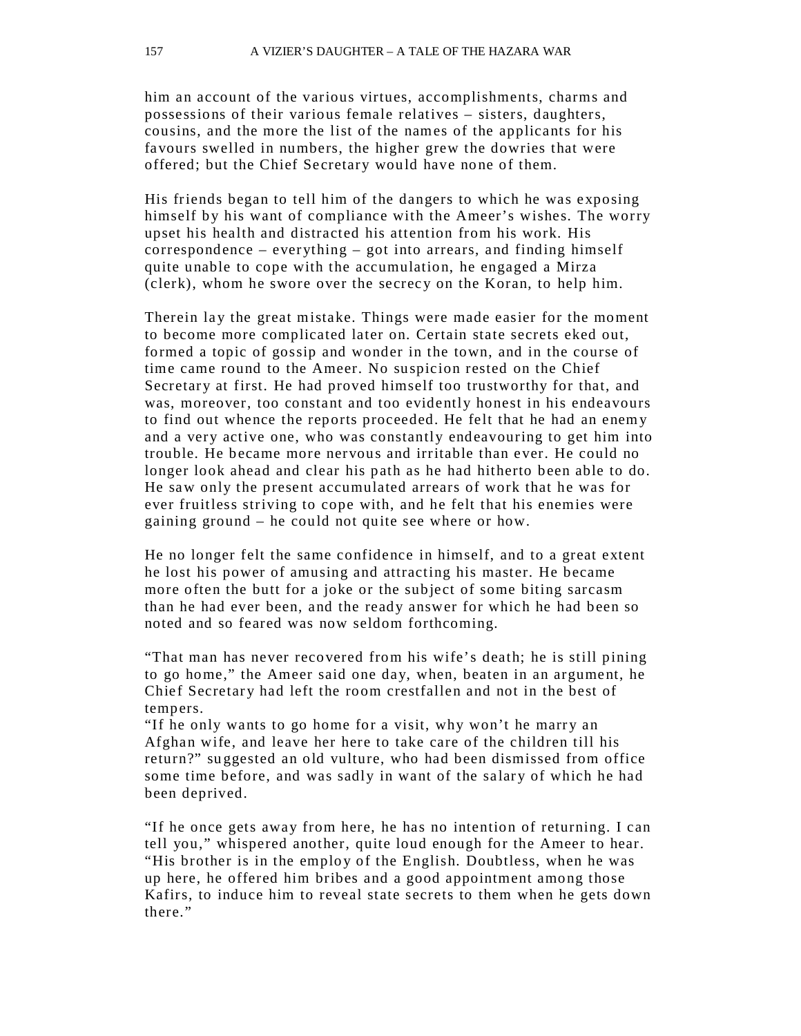him an account of the various virtues, accomplishments, charms and possessions of their various female relatives – sisters, daughters, cousins, and the more the list of the names of the applicants for his favours swelled in numbers, the higher grew the dowries that were offered; but the Chief Secretary would have none of them.

His friends began to tell him of the dangers to which he was exposing himself by his want of compliance with the Ameer's wishes. The worry upset his health and distracted his attention from his work. His correspondence – everything – got into arrears, and finding himself quite unable to cope with the accumulation, he engaged a Mirza (clerk), whom he swore over the secrecy on the Koran, to help him.

Therein lay the great mistake. Things were made easier for the moment to become more complicated later on. Certain state secrets eked out, formed a topic of gossip and wonder in the town, and in the course of time came round to the Ameer. No suspicion rested on the Chief Secretary at first. He had proved himself too trustworthy for that, and was, moreover, too constant and too evidently honest in his endeavours to find out whence the reports proceeded. He felt that he had an enemy and a very active one, who was constantly endeavouring to get him into trouble. He became more nervous and irritable than ever. He could no longer look ahead and clear his path as he had hitherto been able to do. He saw only the present accumulated arrears of work that he was for ever fruitless striving to cope with, and he felt that his enemies were gaining ground – he could not quite see where or how.

He no longer felt the same confidence in himself, and to a great extent he lost his power of amusing and attracting his master. He became more often the butt for a joke or the subject of some biting sarcasm than he had ever been, and the ready answer for which he had been so noted and so feared was now seldom forthcoming.

"That man has never recovered from his wife's death; he is still pining to go home," the Ameer said one day, when, beaten in an argument, he Chief Secretary had left the room crestfallen and not in the best of tempers.
"If he only wants to go home for a visit, why won't he marry an Afghan wife, and leave her here to take care of the children till his return?" suggested an old vulture, who had been dismissed from office some time before, and was sadly in want of the salary of which he had been deprived.

"If he once gets away from here, he has no intention of returning. I can tell you," whispered another, quite loud enough for the Ameer to hear. "His brother is in the employ of the English. Doubtless, when he was up here, he offered him bribes and a good appointment among those Kafirs, to induce him to reveal state secrets to them when he gets down there."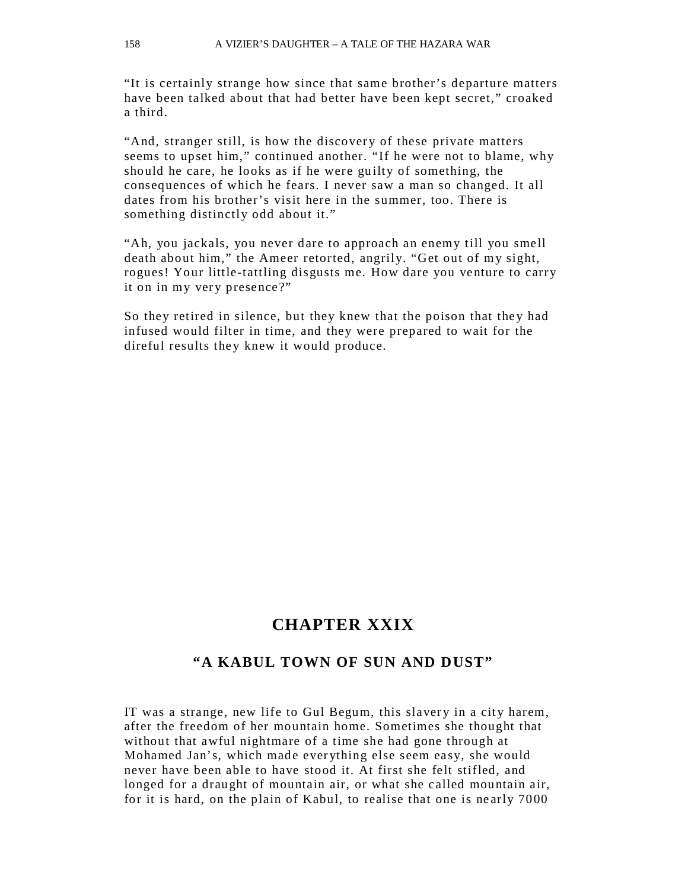“It is certainly strange how since that same brother’s departure matters have been talked about that had better have been kept secret,” croaked a third.

“And, stranger still, is how the discovery of these private matters seems to upset him,” continued another. “If he were not to blame, why should he care, he looks as if he were guilty of something, the consequences of which he fears. I never saw a man so changed. It all dates from his brother’s visit here in the summer, too. There is something distinctly odd about it.”

“Ah, you jackals, you never dare to approach an enemy till you smell death about him,” the Ameer retorted, angrily. “Get out of my sight, rogues! Your little-tattling disgusts me. How dare you venture to carry it on in my very presence?”

So they retired in silence, but they knew that the poison that they had infused would filter in time, and they were prepared to wait for the direful results they knew it would produce.

## CHAPTER XXIX

### “A KABUL TOWN OF SUN AND DUST”

IT was a strange, new life to Gul Begum, this slavery in a city harem, after the freedom of her mountain home. Sometimes she thought that without that awful nightmare of a time she had gone through at Mohamed Jan’s, which made everything else seem easy, she would never have been able to have stood it. At first she felt stifled, and longed for a draught of mountain air, or what she called mountain air, for it is hard, on the plain of Kabul, to realise that one is nearly 7000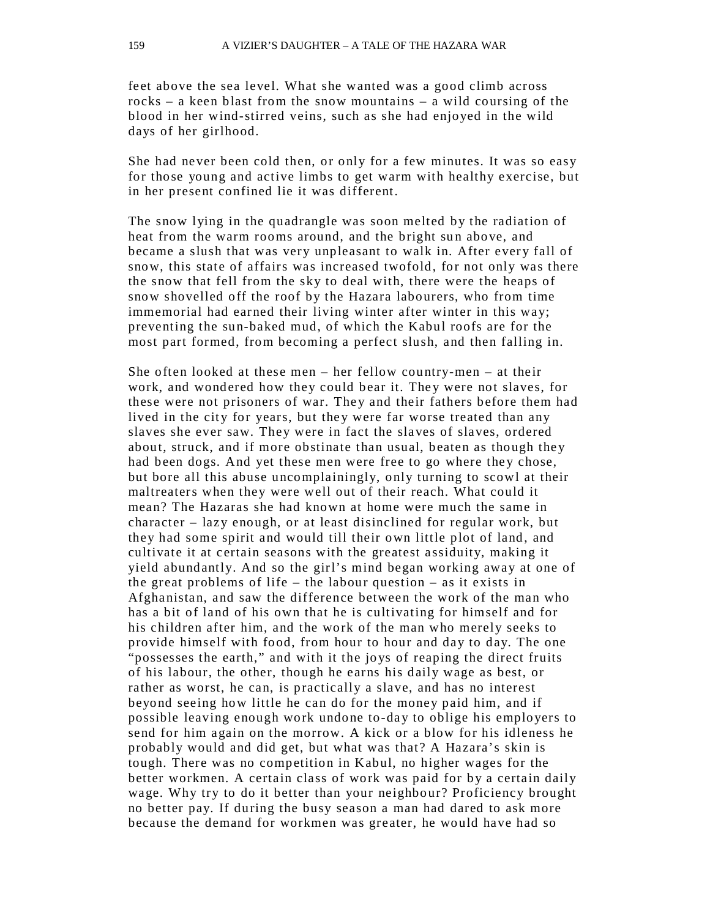feet above the sea level. What she wanted was a good climb across rocks – a keen blast from the snow mountains – a wild coursing of the blood in her wind-stirred veins, such as she had enjoyed in the wild days of her girlhood.

She had never been cold then, or only for a few minutes. It was so easy for those young and active limbs to get warm with healthy exercise, but in her present confined lie it was different.

The snow lying in the quadrangle was soon melted by the radiation of heat from the warm rooms around, and the bright sun above, and became a slush that was very unpleasant to walk in. After every fall of snow, this state of affairs was increased twofold, for not only was there the snow that fell from the sky to deal with, there were the heaps of snow shovelled off the roof by the Hazara labourers, who from time immemorial had earned their living winter after winter in this way; preventing the sun-baked mud, of which the Kabul roofs are for the most part formed, from becoming a perfect slush, and then falling in.

She often looked at these men – her fellow country-men – at their work, and wondered how they could bear it. They were not slaves, for these were not prisoners of war. They and their fathers before them had lived in the city for years, but they were far worse treated than any slaves she ever saw. They were in fact the slaves of slaves, ordered about, struck, and if more obstinate than usual, beaten as though they had been dogs. And yet these men were free to go where they chose, but bore all this abuse uncomplainingly, only turning to scowl at their maltreaters when they were well out of their reach. What could it mean? The Hazaras she had known at home were much the same in character – lazy enough, or at least disinclined for regular work, but they had some spirit and would till their own little plot of land, and cultivate it at certain seasons with the greatest assiduity, making it yield abundantly. And so the girl's mind began working away at one of the great problems of life – the labour question – as it exists in Afghanistan, and saw the difference between the work of the man who has a bit of land of his own that he is cultivating for himself and for his children after him, and the work of the man who merely seeks to provide himself with food, from hour to hour and day to day. The one "possesses the earth," and with it the joys of reaping the direct fruits of his labour, the other, though he earns his daily wage as best, or rather as worst, he can, is practically a slave, and has no interest beyond seeing how little he can do for the money paid him, and if possible leaving enough work undone to-day to oblige his employers to send for him again on the morrow. A kick or a blow for his idleness he probably would and did get, but what was that? A Hazara's skin is tough. There was no competition in Kabul, no higher wages for the better workmen. A certain class of work was paid for by a certain daily wage. Why try to do it better than your neighbour? Proficiency brought no better pay. If during the busy season a man had dared to ask more because the demand for workmen was greater, he would have had so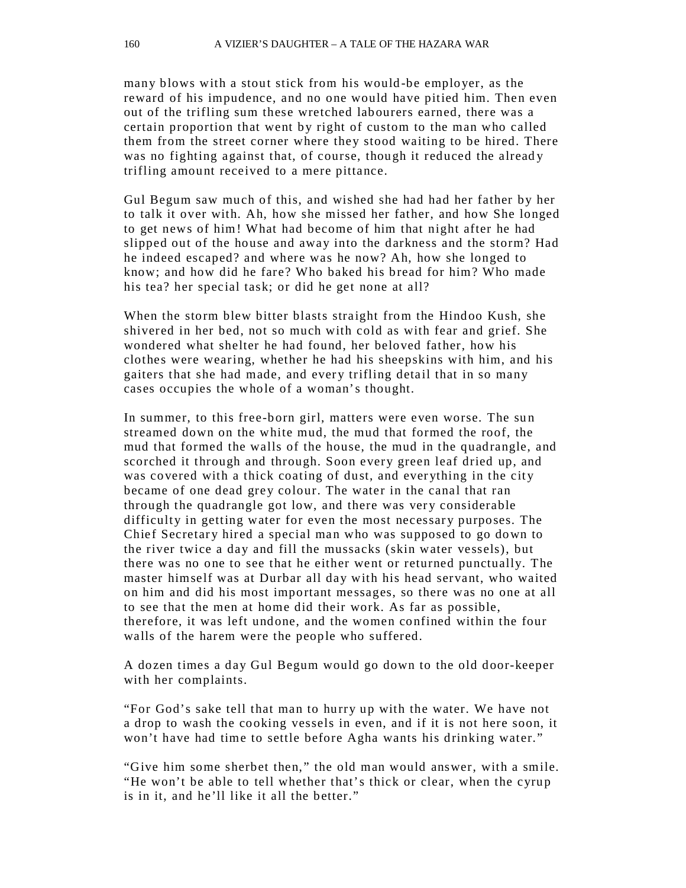many blows with a stout stick from his would-be employer, as the reward of his impudence, and no one would have pitied him. Then even out of the trifling sum these wretched labourers earned, there was a certain proportion that went by right of custom to the man who called them from the street corner where they stood waiting to be hired. There was no fighting against that, of course, though it reduced the already trifling amount received to a mere pittance.

Gul Begum saw much of this, and wished she had had her father by her to talk it over with. Ah, how she missed her father, and how She longed to get news of him! What had become of him that night after he had slipped out of the house and away into the darkness and the storm? Had he indeed escaped? and where was he now? Ah, how she longed to know; and how did he fare? Who baked his bread for him? Who made his tea? her special task; or did he get none at all?

When the storm blew bitter blasts straight from the Hindoo Kush, she shivered in her bed, not so much with cold as with fear and grief. She wondered what shelter he had found, her beloved father, how his clothes were wearing, whether he had his sheepskins with him, and his gaiters that she had made, and every trifling detail that in so many cases occupies the whole of a woman's thought.

In summer, to this free-born girl, matters were even worse. The sun streamed down on the white mud, the mud that formed the roof, the mud that formed the walls of the house, the mud in the quadrangle, and scorched it through and through. Soon every green leaf dried up, and was covered with a thick coating of dust, and everything in the city became of one dead grey colour. The water in the canal that ran through the quadrangle got low, and there was very considerable difficulty in getting water for even the most necessary purposes. The Chief Secretary hired a special man who was supposed to go down to the river twice a day and fill the mussacks (skin water vessels), but there was no one to see that he either went or returned punctually. The master himself was at Durbar all day with his head servant, who waited on him and did his most important messages, so there was no one at all to see that the men at home did their work. As far as possible, therefore, it was left undone, and the women confined within the four walls of the harem were the people who suffered.

A dozen times a day Gul Begum would go down to the old door-keeper with her complaints.

"For God's sake tell that man to hurry up with the water. We have not a drop to wash the cooking vessels in even, and if it is not here soon, it won't have had time to settle before Agha wants his drinking water."

"Give him some sherbet then," the old man would answer, with a smile. "He won't be able to tell whether that's thick or clear, when the cyrup is in it, and he'll like it all the better."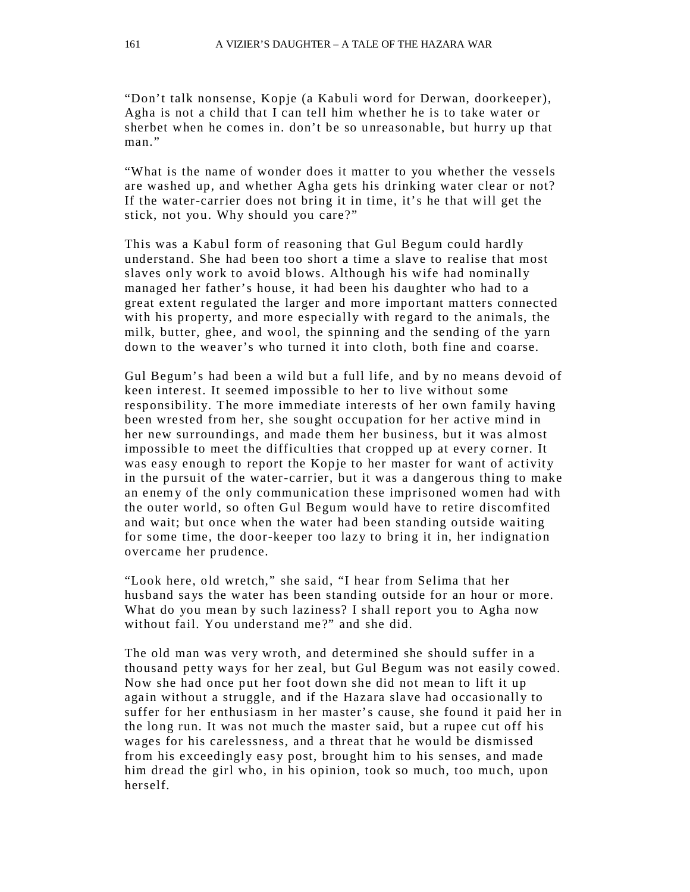“Don’t talk nonsense, Kopje (a Kabuli word for Derwan, doorkeeper), Agha is not a child that I can tell him whether he is to take water or sherbet when he comes in. don’t be so unreasonable, but hurry up that man.”

“What is the name of wonder does it matter to you whether the vessels are washed up, and whether Agha gets his drinking water clear or not? If the water-carrier does not bring it in time, it’s he that will get the stick, not you. Why should you care?”

This was a Kabul form of reasoning that Gul Begum could hardly understand. She had been too short a time a slave to realise that most slaves only work to avoid blows. Although his wife had nominally managed her father’s house, it had been his daughter who had to a great extent regulated the larger and more important matters connected with his property, and more especially with regard to the animals, the milk, butter, ghee, and wool, the spinning and the sending of the yarn down to the weaver’s who turned it into cloth, both fine and coarse.

Gul Begum’s had been a wild but a full life, and by no means devoid of keen interest. It seemed impossible to her to live without some responsibility. The more immediate interests of her own family having been wrested from her, she sought occupation for her active mind in her new surroundings, and made them her business, but it was almost impossible to meet the difficulties that cropped up at every corner. It was easy enough to report the Kopje to her master for want of activity in the pursuit of the water-carrier, but it was a dangerous thing to make an enemy of the only communication these imprisoned women had with the outer world, so often Gul Begum would have to retire discomfited and wait; but once when the water had been standing outside waiting for some time, the door-keeper too lazy to bring it in, her indignation overcame her prudence.

“Look here, old wretch,” she said, “I hear from Selima that her husband says the water has been standing outside for an hour or more. What do you mean by such laziness? I shall report you to Agha now without fail. You understand me?” and she did.

The old man was very wroth, and determined she should suffer in a thousand petty ways for her zeal, but Gul Begum was not easily cowed. Now she had once put her foot down she did not mean to lift it up again without a struggle, and if the Hazara slave had occasionally to suffer for her enthusiasm in her master’s cause, she found it paid her in the long run. It was not much the master said, but a rupee cut off his wages for his carelessness, and a threat that he would be dismissed from his exceedingly easy post, brought him to his senses, and made him dread the girl who, in his opinion, took so much, too much, upon herself.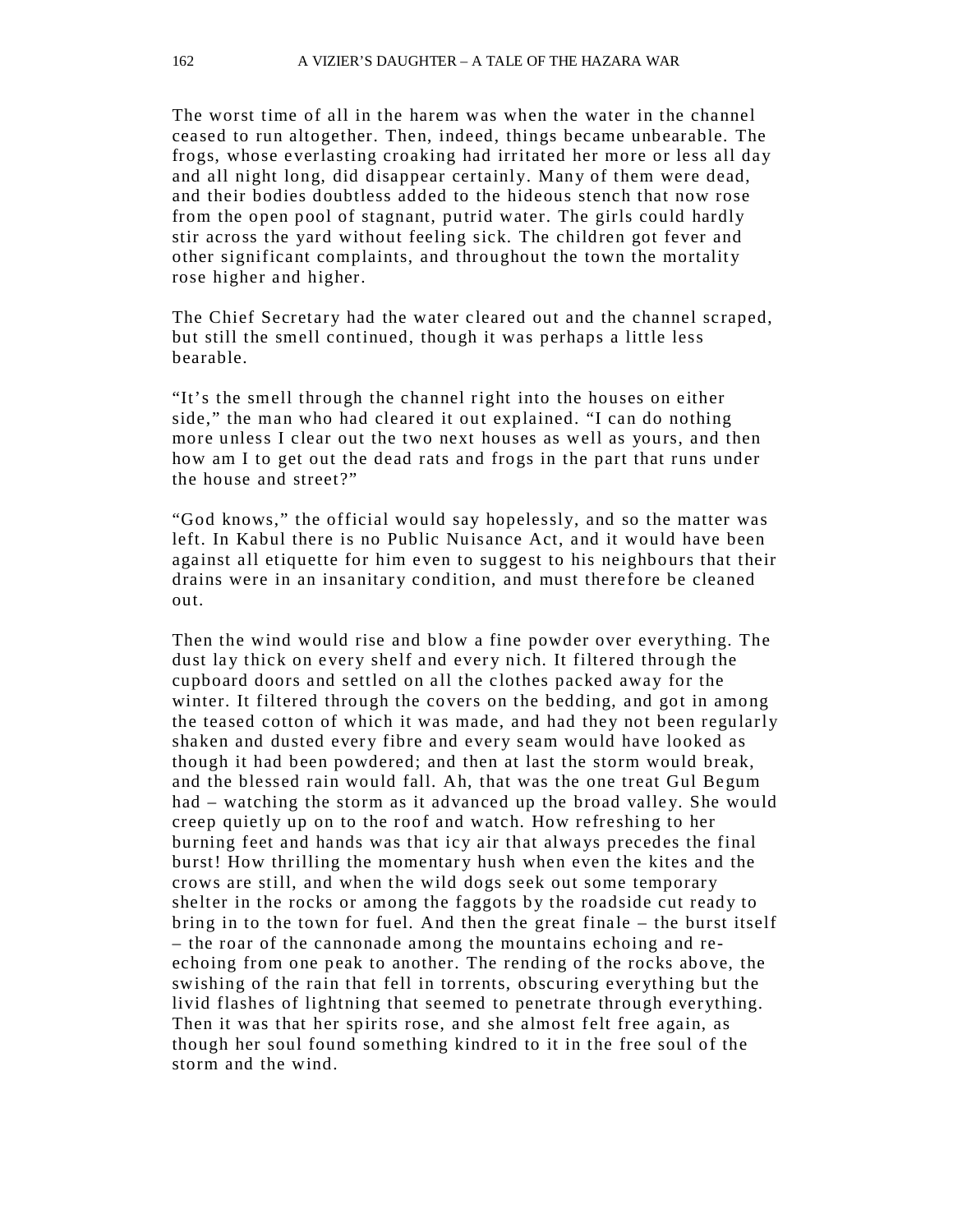The worst time of all in the harem was when the water in the channel ceased to run altogether. Then, indeed, things became unbearable. The frogs, whose everlasting croaking had irritated her more or less all day and all night long, did disappear certainly. Many of them were dead, and their bodies doubtless added to the hideous stench that now rose from the open pool of stagnant, putrid water. The girls could hardly stir across the yard without feeling sick. The children got fever and other significant complaints, and throughout the town the mortality rose higher and higher.

The Chief Secretary had the water cleared out and the channel scraped, but still the smell continued, though it was perhaps a little less bearable.

"It's the smell through the channel right into the houses on either side," the man who had cleared it out explained. "I can do nothing more unless I clear out the two next houses as well as yours, and then how am I to get out the dead rats and frogs in the part that runs under the house and street?"

"God knows," the official would say hopelessly, and so the matter was left. In Kabul there is no Public Nuisance Act, and it would have been against all etiquette for him even to suggest to his neighbours that their drains were in an insanitary condition, and must therefore be cleaned out.

Then the wind would rise and blow a fine powder over everything. The dust lay thick on every shelf and every nich. It filtered through the cupboard doors and settled on all the clothes packed away for the winter. It filtered through the covers on the bedding, and got in among the teased cotton of which it was made, and had they not been regularly shaken and dusted every fibre and every seam would have looked as though it had been powdered; and then at last the storm would break, and the blessed rain would fall. Ah, that was the one treat Gul Begum had – watching the storm as it advanced up the broad valley. She would creep quietly up on to the roof and watch. How refreshing to her burning feet and hands was that icy air that always precedes the final burst! How thrilling the momentary hush when even the kites and the crows are still, and when the wild dogs seek out some temporary shelter in the rocks or among the faggots by the roadside cut ready to bring in to the town for fuel. And then the great finale – the burst itself – the roar of the cannonade among the mountains echoing and re-echoing from one peak to another. The rending of the rocks above, the swishing of the rain that fell in torrents, obscuring everything but the livid flashes of lightning that seemed to penetrate through everything. Then it was that her spirits rose, and she almost felt free again, as though her soul found something kindred to it in the free soul of the storm and the wind.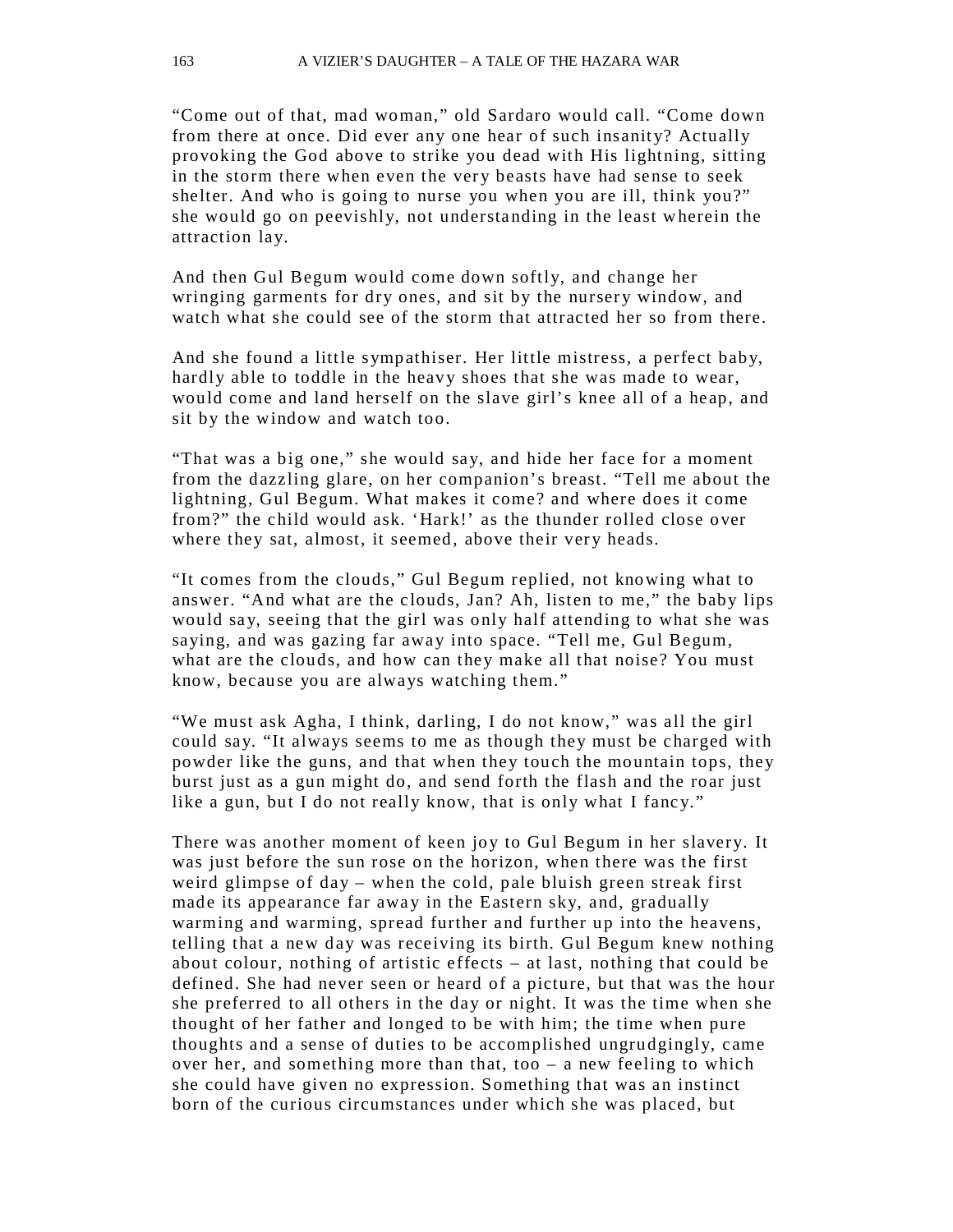"Come out of that, mad woman," old Sardaro would call. "Come down from there at once. Did ever any one hear of such insanity? Actually provoking the God above to strike you dead with His lightning, sitting in the storm there when even the very beasts have had sense to seek shelter. And who is going to nurse you when you are ill, think you?" she would go on peevishly, not understanding in the least wherein the attraction lay.

And then Gul Begum would come down softly, and change her wringing garments for dry ones, and sit by the nursery window, and watch what she could see of the storm that attracted her so from there.

And she found a little sympathiser. Her little mistress, a perfect baby, hardly able to toddle in the heavy shoes that she was made to wear, would come and land herself on the slave girl's knee all of a heap, and sit by the window and watch too.

"That was a big one," she would say, and hide her face for a moment from the dazzling glare, on her companion's breast. "Tell me about the lightning, Gul Begum. What makes it come? and where does it come from?" the child would ask. 'Hark!' as the thunder rolled close over where they sat, almost, it seemed, above their very heads.

"It comes from the clouds," Gul Begum replied, not knowing what to answer. "And what are the clouds, Jan? Ah, listen to me," the baby lips would say, seeing that the girl was only half attending to what she was saying, and was gazing far away into space. "Tell me, Gul Begum, what are the clouds, and how can they make all that noise? You must know, because you are always watching them."

"We must ask Agha, I think, darling, I do not know," was all the girl could say. "It always seems to me as though they must be charged with powder like the guns, and that when they touch the mountain tops, they burst just as a gun might do, and send forth the flash and the roar just like a gun, but I do not really know, that is only what I fancy."

There was another moment of keen joy to Gul Begum in her slavery. It was just before the sun rose on the horizon, when there was the first weird glimpse of day – when the cold, pale bluish green streak first made its appearance far away in the Eastern sky, and, gradually warming and warming, spread further and further up into the heavens, telling that a new day was receiving its birth. Gul Begum knew nothing about colour, nothing of artistic effects – at last, nothing that could be defined. She had never seen or heard of a picture, but that was the hour she preferred to all others in the day or night. It was the time when she thought of her father and longed to be with him; the time when pure thoughts and a sense of duties to be accomplished ungrudgingly, came over her, and something more than that, too – a new feeling to which she could have given no expression. Something that was an instinct born of the curious circumstances under which she was placed, but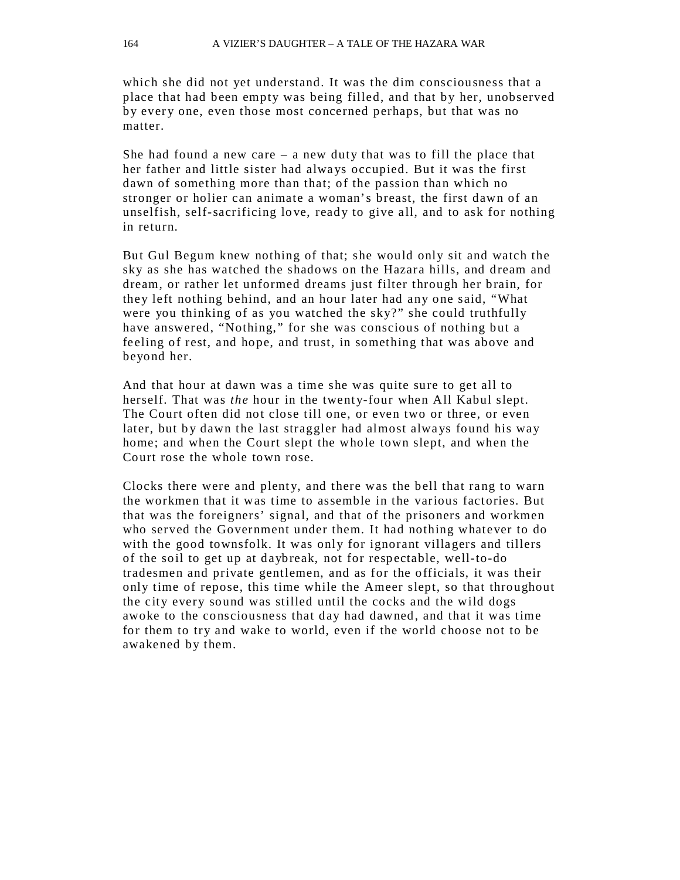which she did not yet understand. It was the dim consciousness that a place that had been empty was being filled, and that by her, unobserved by every one, even those most concerned perhaps, but that was no matter.

She had found a new care – a new duty that was to fill the place that her father and little sister had always occupied. But it was the first dawn of something more than that; of the passion than which no stronger or holier can animate a woman's breast, the first dawn of an unselfish, self-sacrificing love, ready to give all, and to ask for nothing in return.

But Gul Begum knew nothing of that; she would only sit and watch the sky as she has watched the shadows on the Hazara hills, and dream and dream, or rather let unformed dreams just filter through her brain, for they left nothing behind, and an hour later had any one said, "What were you thinking of as you watched the sky?" she could truthfully have answered, "Nothing," for she was conscious of nothing but a feeling of rest, and hope, and trust, in something that was above and beyond her.

And that hour at dawn was a time she was quite sure to get all to herself. That was *the* hour in the twenty-four when All Kabul slept. The Court often did not close till one, or even two or three, or even later, but by dawn the last straggler had almost always found his way home; and when the Court slept the whole town slept, and when the Court rose the whole town rose.

Clocks there were and plenty, and there was the bell that rang to warn the workmen that it was time to assemble in the various factories. But that was the foreigners' signal, and that of the prisoners and workmen who served the Government under them. It had nothing whatever to do with the good townsfolk. It was only for ignorant villagers and tillers of the soil to get up at daybreak, not for respectable, well-to-do tradesmen and private gentlemen, and as for the officials, it was their only time of repose, this time while the Ameer slept, so that throughout the city every sound was stilled until the cocks and the wild dogs awoke to the consciousness that day had dawned, and that it was time for them to try and wake to world, even if the world choose not to be awakened by them.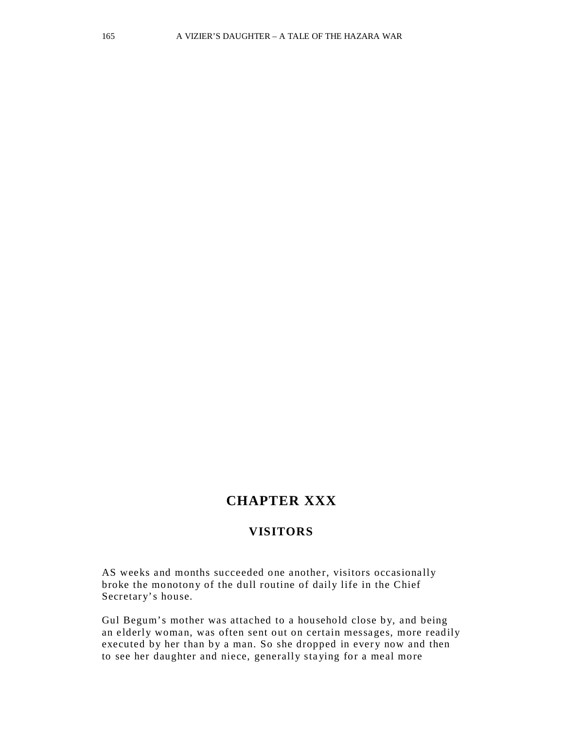# CHAPTER XXX

## VISITORS

AS weeks and months succeeded one another, visitors occasionally broke the monotony of the dull routine of daily life in the Chief Secretary's house.

Gul Begum's mother was attached to a household close by, and being an elderly woman, was often sent out on certain messages, more readily executed by her than by a man. So she dropped in every now and then to see her daughter and niece, generally staying for a meal more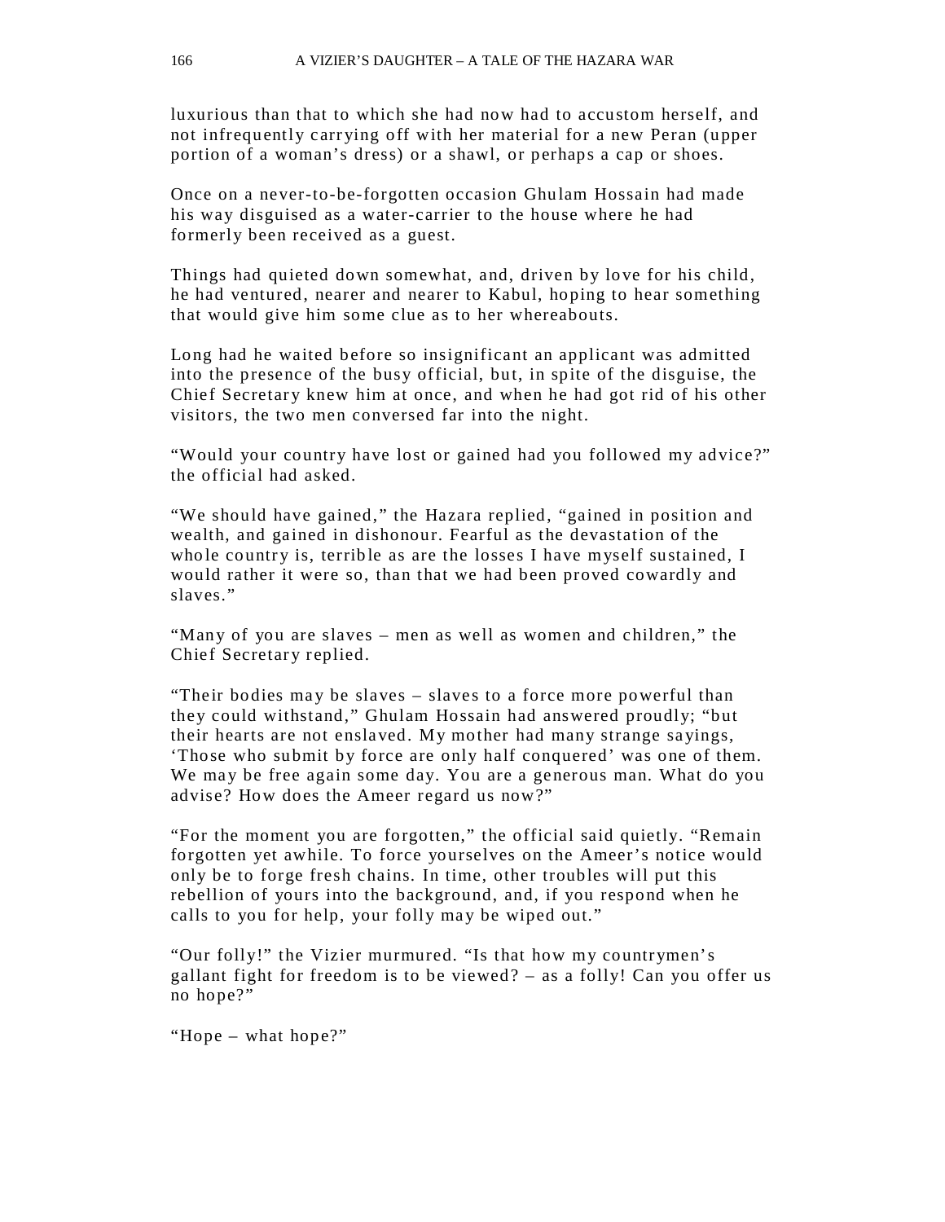luxurious than that to which she had now had to accustom herself, and not infrequently carrying off with her material for a new Peran (upper portion of a woman's dress) or a shawl, or perhaps a cap or shoes.

Once on a never-to-be-forgotten occasion Ghulam Hossain had made his way disguised as a water-carrier to the house where he had formerly been received as a guest.

Things had quieted down somewhat, and, driven by love for his child, he had ventured, nearer and nearer to Kabul, hoping to hear something that would give him some clue as to her whereabouts.

Long had he waited before so insignificant an applicant was admitted into the presence of the busy official, but, in spite of the disguise, the Chief Secretary knew him at once, and when he had got rid of his other visitors, the two men conversed far into the night.

"Would your country have lost or gained had you followed my advice?" the official had asked.

"We should have gained," the Hazara replied, "gained in position and wealth, and gained in dishonour. Fearful as the devastation of the whole country is, terrible as are the losses I have myself sustained, I would rather it were so, than that we had been proved cowardly and slaves."

"Many of you are slaves – men as well as women and children," the Chief Secretary replied.

"Their bodies may be slaves – slaves to a force more powerful than they could withstand," Ghulam Hossain had answered proudly; "but their hearts are not enslaved. My mother had many strange sayings, 'Those who submit by force are only half conquered' was one of them. We may be free again some day. You are a generous man. What do you advise? How does the Ameer regard us now?"

"For the moment you are forgotten," the official said quietly. "Remain forgotten yet awhile. To force yourselves on the Ameer's notice would only be to forge fresh chains. In time, other troubles will put this rebellion of yours into the background, and, if you respond when he calls to you for help, your folly may be wiped out."

"Our folly!" the Vizier murmured. "Is that how my countrymen's gallant fight for freedom is to be viewed? – as a folly! Can you offer us no hope?"

"Hope – what hope?"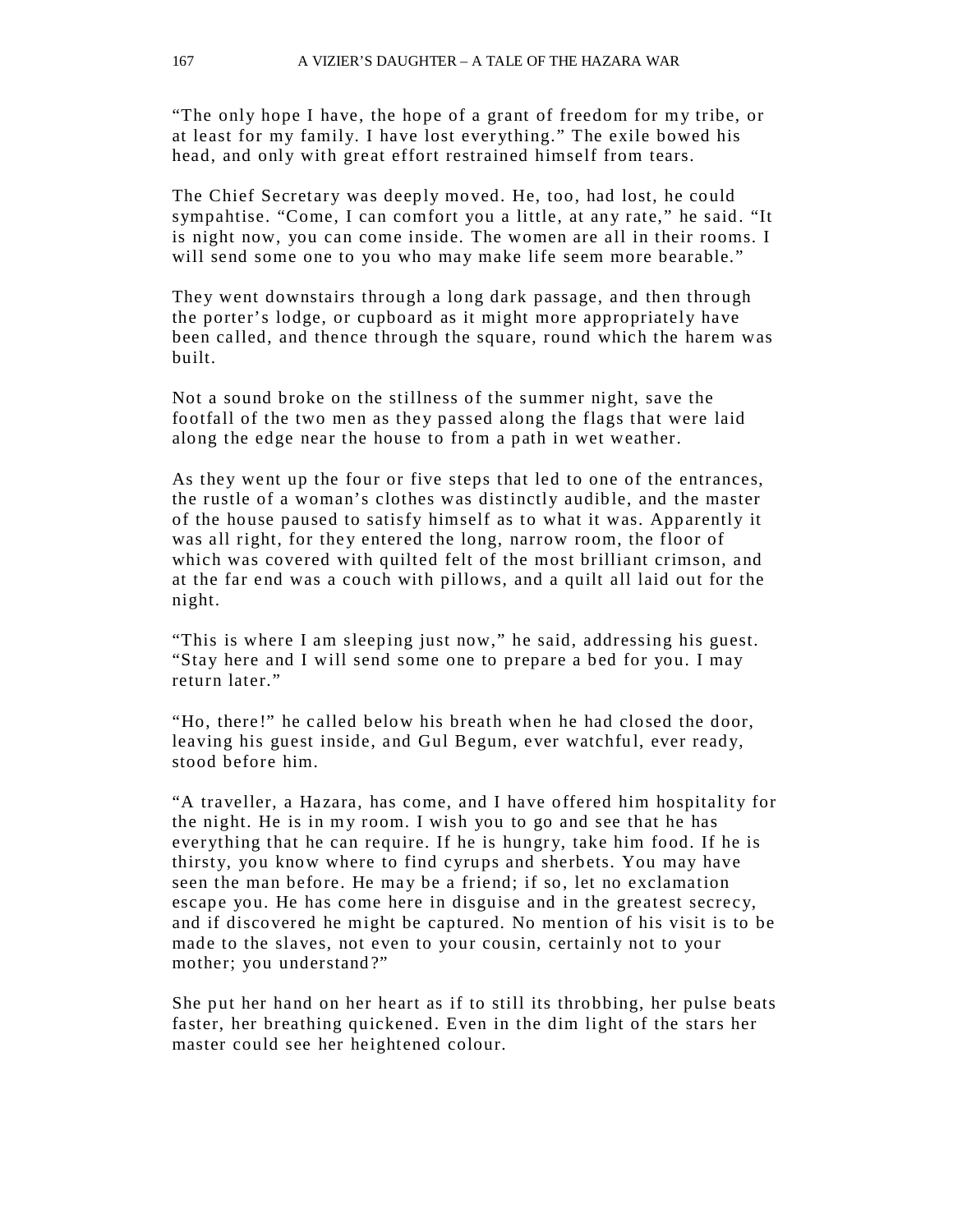"The only hope I have, the hope of a grant of freedom for my tribe, or at least for my family. I have lost everything." The exile bowed his head, and only with great effort restrained himself from tears.

The Chief Secretary was deeply moved. He, too, had lost, he could sympahtise. "Come, I can comfort you a little, at any rate," he said. "It is night now, you can come inside. The women are all in their rooms. I will send some one to you who may make life seem more bearable."

They went downstairs through a long dark passage, and then through the porter's lodge, or cupboard as it might more appropriately have been called, and thence through the square, round which the harem was built.

Not a sound broke on the stillness of the summer night, save the footfall of the two men as they passed along the flags that were laid along the edge near the house to from a path in wet weather.

As they went up the four or five steps that led to one of the entrances, the rustle of a woman's clothes was distinctly audible, and the master of the house paused to satisfy himself as to what it was. Apparently it was all right, for they entered the long, narrow room, the floor of which was covered with quilted felt of the most brilliant crimson, and at the far end was a couch with pillows, and a quilt all laid out for the night.

"This is where I am sleeping just now," he said, addressing his guest. "Stay here and I will send some one to prepare a bed for you. I may return later."

"Ho, there!" he called below his breath when he had closed the door, leaving his guest inside, and Gul Begum, ever watchful, ever ready, stood before him.

"A traveller, a Hazara, has come, and I have offered him hospitality for the night. He is in my room. I wish you to go and see that he has everything that he can require. If he is hungry, take him food. If he is thirsty, you know where to find cyrups and sherbets. You may have seen the man before. He may be a friend; if so, let no exclamation escape you. He has come here in disguise and in the greatest secrecy, and if discovered he might be captured. No mention of his visit is to be made to the slaves, not even to your cousin, certainly not to your mother; you understand?"

She put her hand on her heart as if to still its throbbing, her pulse beats faster, her breathing quickened. Even in the dim light of the stars her master could see her heightened colour.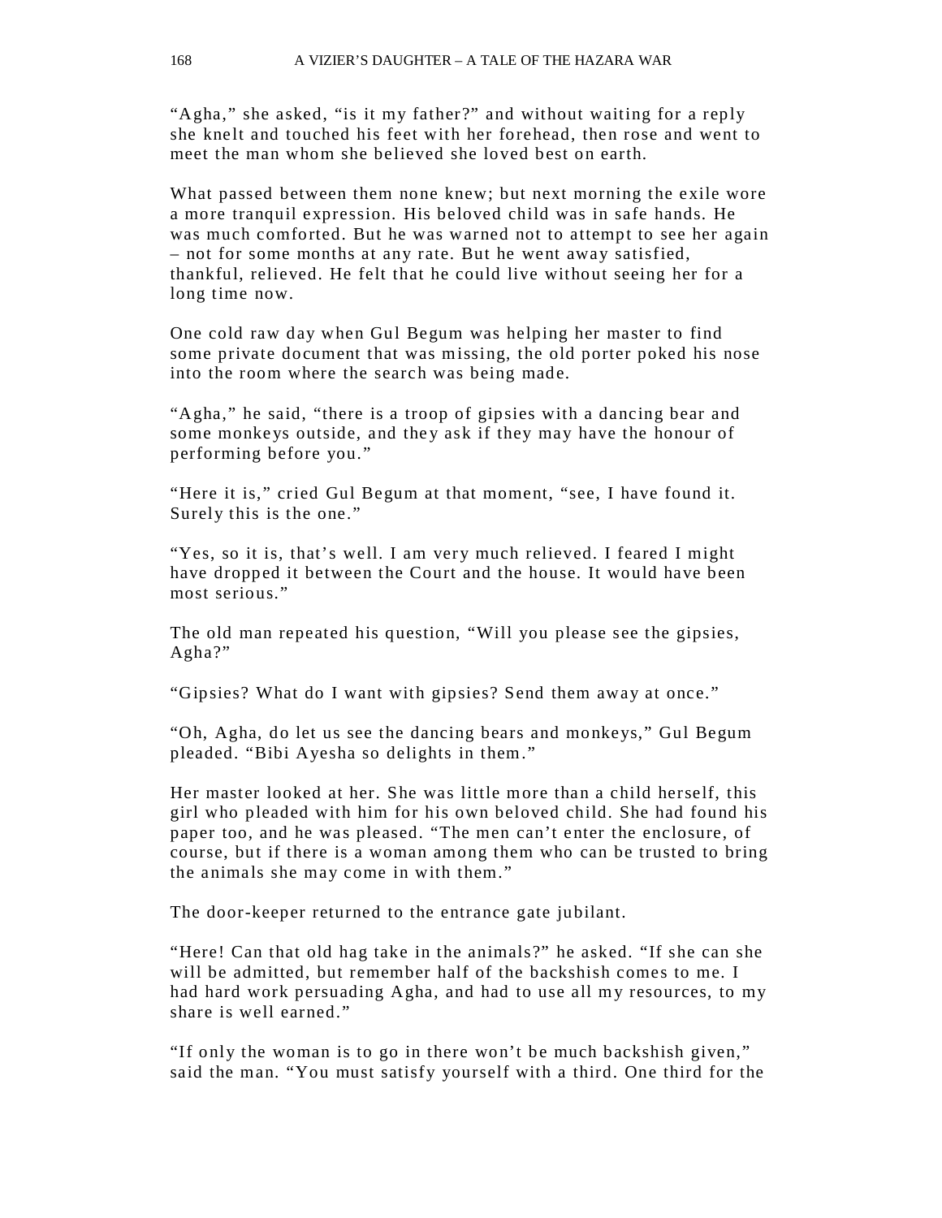"Agha," she asked, "is it my father?" and without waiting for a reply she knelt and touched his feet with her forehead, then rose and went to meet the man whom she believed she loved best on earth.

What passed between them none knew; but next morning the exile wore a more tranquil expression. His beloved child was in safe hands. He was much comforted. But he was warned not to attempt to see her again – not for some months at any rate. But he went away satisfied, thankful, relieved. He felt that he could live without seeing her for a long time now.

One cold raw day when Gul Begum was helping her master to find some private document that was missing, the old porter poked his nose into the room where the search was being made.

"Agha," he said, "there is a troop of gipsies with a dancing bear and some monkeys outside, and they ask if they may have the honour of performing before you."

"Here it is," cried Gul Begum at that moment, "see, I have found it. Surely this is the one."

"Yes, so it is, that's well. I am very much relieved. I feared I might have dropped it between the Court and the house. It would have been most serious."

The old man repeated his question, "Will you please see the gipsies, Agha?"

"Gipsies? What do I want with gipsies? Send them away at once."

"Oh, Agha, do let us see the dancing bears and monkeys," Gul Begum pleaded. "Bibi Ayesha so delights in them."

Her master looked at her. She was little more than a child herself, this girl who pleaded with him for his own beloved child. She had found his paper too, and he was pleased. "The men can't enter the enclosure, of course, but if there is a woman among them who can be trusted to bring the animals she may come in with them."

The door-keeper returned to the entrance gate jubilant.

"Here! Can that old hag take in the animals?" he asked. "If she can she will be admitted, but remember half of the backshish comes to me. I had hard work persuading Agha, and had to use all my resources, to my share is well earned."

"If only the woman is to go in there won't be much backshish given," said the man. "You must satisfy yourself with a third. One third for the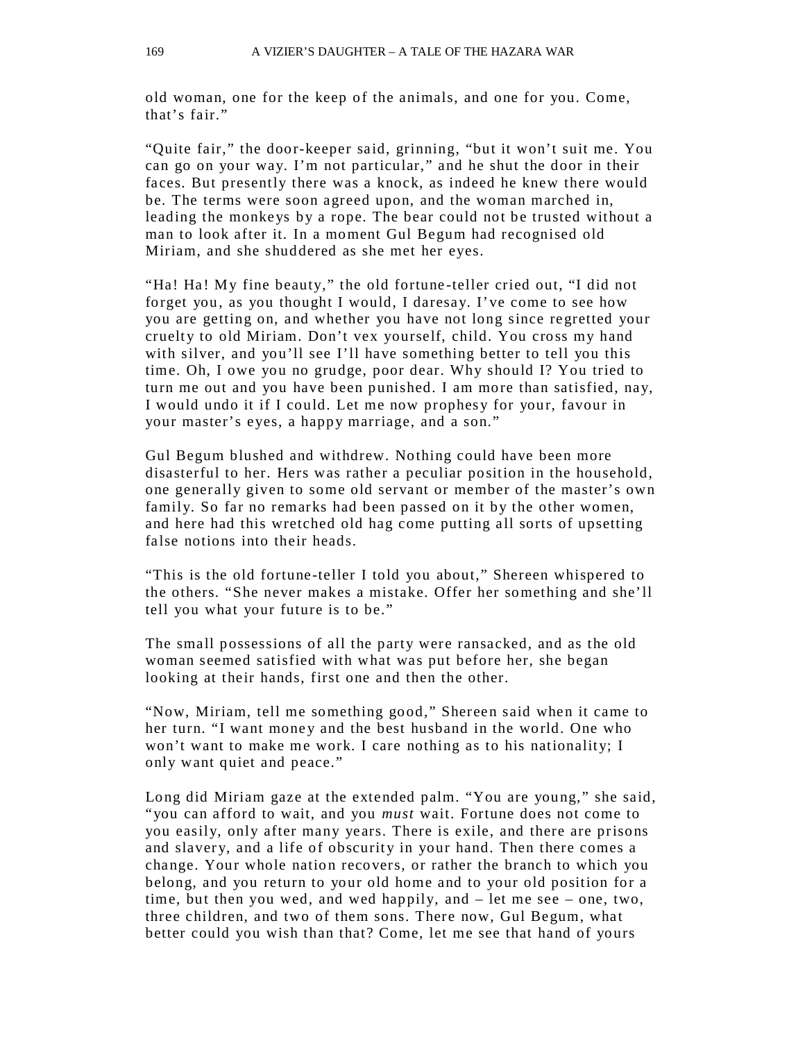old woman, one for the keep of the animals, and one for you. Come, that's fair."

"Quite fair," the door-keeper said, grinning, "but it won't suit me. You can go on your way. I'm not particular," and he shut the door in their faces. But presently there was a knock, as indeed he knew there would be. The terms were soon agreed upon, and the woman marched in, leading the monkeys by a rope. The bear could not be trusted without a man to look after it. In a moment Gul Begum had recognised old Miriam, and she shuddered as she met her eyes.

"Ha! Ha! My fine beauty," the old fortune-teller cried out, "I did not forget you, as you thought I would, I daresay. I've come to see how you are getting on, and whether you have not long since regretted your cruelty to old Miriam. Don't vex yourself, child. You cross my hand with silver, and you'll see I'll have something better to tell you this time. Oh, I owe you no grudge, poor dear. Why should I? You tried to turn me out and you have been punished. I am more than satisfied, nay, I would undo it if I could. Let me now prophesy for your, favour in your master's eyes, a happy marriage, and a son."

Gul Begum blushed and withdrew. Nothing could have been more disasterful to her. Hers was rather a peculiar position in the household, one generally given to some old servant or member of the master's own family. So far no remarks had been passed on it by the other women, and here had this wretched old hag come putting all sorts of upsetting false notions into their heads.

"This is the old fortune-teller I told you about," Shereen whispered to the others. "She never makes a mistake. Offer her something and she'll tell you what your future is to be."

The small possessions of all the party were ransacked, and as the old woman seemed satisfied with what was put before her, she began looking at their hands, first one and then the other.

"Now, Miriam, tell me something good," Shereen said when it came to her turn. "I want money and the best husband in the world. One who won't want to make me work. I care nothing as to his nationality; I only want quiet and peace."

Long did Miriam gaze at the extended palm. "You are young," she said, "you can afford to wait, and you *must* wait. Fortune does not come to you easily, only after many years. There is exile, and there are prisons and slavery, and a life of obscurity in your hand. Then there comes a change. Your whole nation recovers, or rather the branch to which you belong, and you return to your old home and to your old position for a time, but then you wed, and wed happily, and – let me see – one, two, three children, and two of them sons. There now, Gul Begum, what better could you wish than that? Come, let me see that hand of yours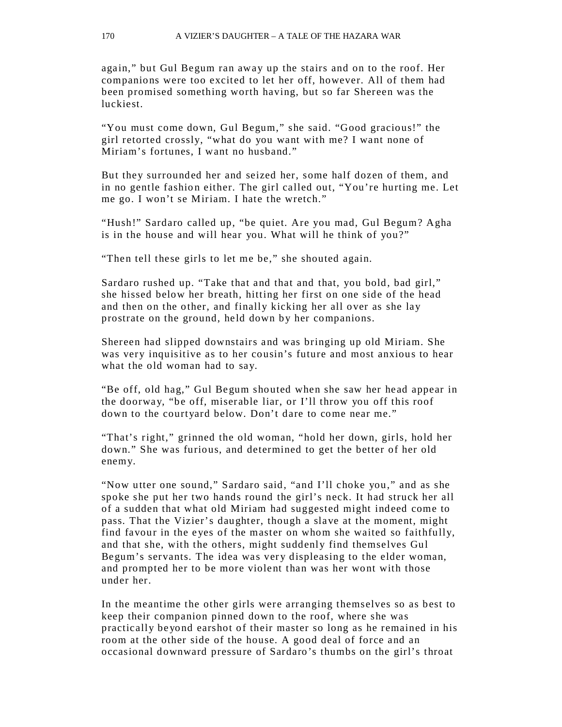again," but Gul Begum ran away up the stairs and on to the roof. Her companions were too excited to let her off, however. All of them had been promised something worth having, but so far Shereen was the luckiest.

"You must come down, Gul Begum," she said. "Good gracious!" the girl retorted crossly, "what do you want with me? I want none of Miriam's fortunes, I want no husband."

But they surrounded her and seized her, some half dozen of them, and in no gentle fashion either. The girl called out, "You're hurting me. Let me go. I won't se Miriam. I hate the wretch."

"Hush!" Sardaro called up, "be quiet. Are you mad, Gul Begum? Agha is in the house and will hear you. What will he think of you?"

"Then tell these girls to let me be," she shouted again.

Sardaro rushed up. "Take that and that and that, you bold, bad girl," she hissed below her breath, hitting her first on one side of the head and then on the other, and finally kicking her all over as she lay prostrate on the ground, held down by her companions.

Shereen had slipped downstairs and was bringing up old Miriam. She was very inquisitive as to her cousin's future and most anxious to hear what the old woman had to say.

"Be off, old hag," Gul Begum shouted when she saw her head appear in the doorway, "be off, miserable liar, or I'll throw you off this roof down to the courtyard below. Don't dare to come near me."

"That's right," grinned the old woman, "hold her down, girls, hold her down." She was furious, and determined to get the better of her old enemy.

"Now utter one sound," Sardaro said, "and I'll choke you," and as she spoke she put her two hands round the girl's neck. It had struck her all of a sudden that what old Miriam had suggested might indeed come to pass. That the Vizier's daughter, though a slave at the moment, might find favour in the eyes of the master on whom she waited so faithfully, and that she, with the others, might suddenly find themselves Gul Begum's servants. The idea was very displeasing to the elder woman, and prompted her to be more violent than was her wont with those under her.

In the meantime the other girls were arranging themselves so as best to keep their companion pinned down to the roof, where she was practically beyond earshot of their master so long as he remained in his room at the other side of the house. A good deal of force and an occasional downward pressure of Sardaro's thumbs on the girl's throat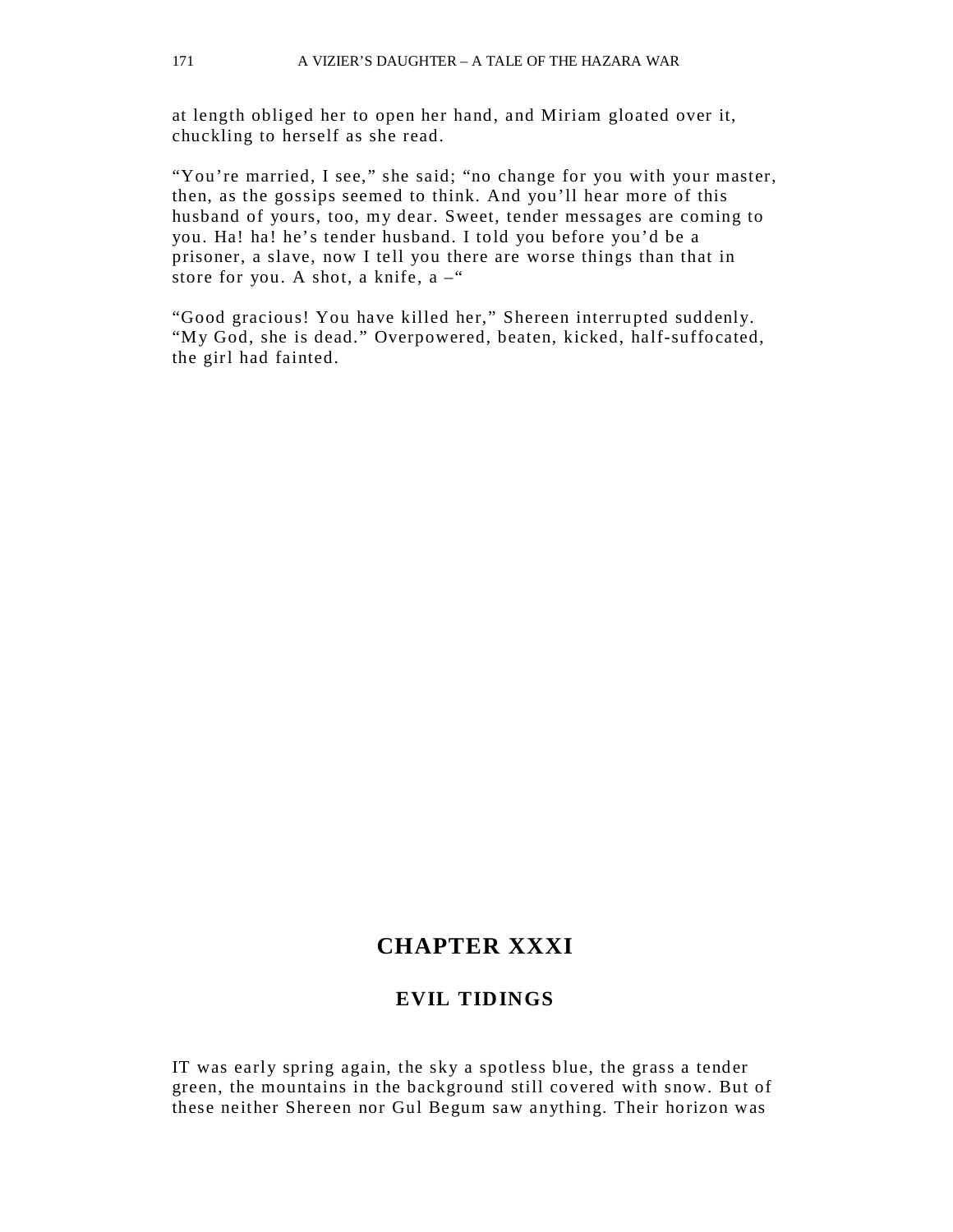at length obliged her to open her hand, and Miriam gloated over it, chuckling to herself as she read.

“You’re married, I see,” she said; “no change for you with your master, then, as the gossips seemed to think. And you’ll hear more of this husband of yours, too, my dear. Sweet, tender messages are coming to you. Ha! ha! he’s tender husband. I told you before you’d be a prisoner, a slave, now I tell you there are worse things than that in store for you. A shot, a knife, a –“

“Good gracious! You have killed her,” Shereen interrupted suddenly. “My God, she is dead.” Overpowered, beaten, kicked, half-suffocated, the girl had fainted.

# CHAPTER XXXI

## EVIL TIDINGS

IT was early spring again, the sky a spotless blue, the grass a tender green, the mountains in the background still covered with snow. But of these neither Shereen nor Gul Begum saw anything. Their horizon was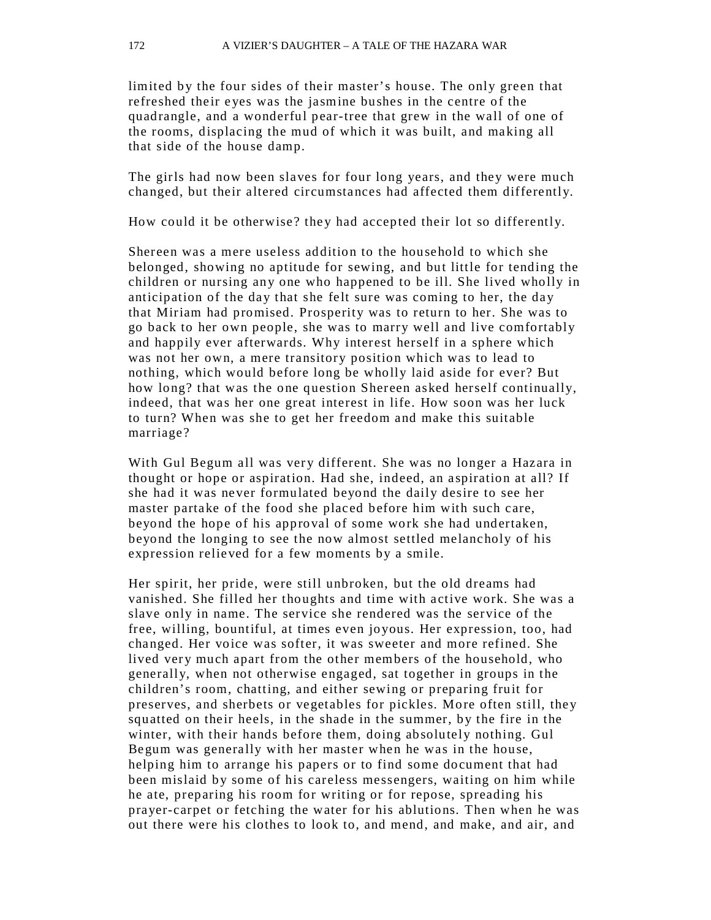limited by the four sides of their master's house. The only green that refreshed their eyes was the jasmine bushes in the centre of the quadrangle, and a wonderful pear-tree that grew in the wall of one of the rooms, displacing the mud of which it was built, and making all that side of the house damp.

The girls had now been slaves for four long years, and they were much changed, but their altered circumstances had affected them differently.

How could it be otherwise? they had accepted their lot so differently.

Shereen was a mere useless addition to the household to which she belonged, showing no aptitude for sewing, and but little for tending the children or nursing any one who happened to be ill. She lived wholly in anticipation of the day that she felt sure was coming to her, the day that Miriam had promised. Prosperity was to return to her. She was to go back to her own people, she was to marry well and live comfortably and happily ever afterwards. Why interest herself in a sphere which was not her own, a mere transitory position which was to lead to nothing, which would before long be wholly laid aside for ever? But how long? that was the one question Shereen asked herself continually, indeed, that was her one great interest in life. How soon was her luck to turn? When was she to get her freedom and make this suitable marriage?

With Gul Begum all was very different. She was no longer a Hazara in thought or hope or aspiration. Had she, indeed, an aspiration at all? If she had it was never formulated beyond the daily desire to see her master partake of the food she placed before him with such care, beyond the hope of his approval of some work she had undertaken, beyond the longing to see the now almost settled melancholy of his expression relieved for a few moments by a smile.

Her spirit, her pride, were still unbroken, but the old dreams had vanished. She filled her thoughts and time with active work. She was a slave only in name. The service she rendered was the service of the free, willing, bountiful, at times even joyous. Her expression, too, had changed. Her voice was softer, it was sweeter and more refined. She lived very much apart from the other members of the household, who generally, when not otherwise engaged, sat together in groups in the children's room, chatting, and either sewing or preparing fruit for preserves, and sherbets or vegetables for pickles. More often still, they squatted on their heels, in the shade in the summer, by the fire in the winter, with their hands before them, doing absolutely nothing. Gul Begum was generally with her master when he was in the house, helping him to arrange his papers or to find some document that had been mislaid by some of his careless messengers, waiting on him while he ate, preparing his room for writing or for repose, spreading his prayer-carpet or fetching the water for his ablutions. Then when he was out there were his clothes to look to, and mend, and make, and air, and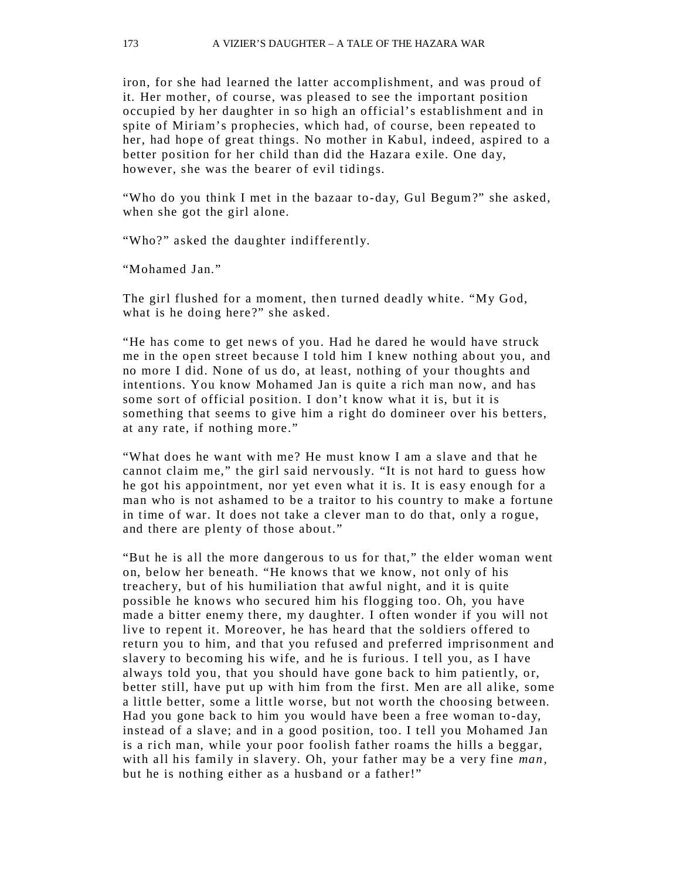iron, for she had learned the latter accomplishment, and was proud of it. Her mother, of course, was pleased to see the important position occupied by her daughter in so high an official's establishment and in spite of Miriam's prophecies, which had, of course, been repeated to her, had hope of great things. No mother in Kabul, indeed, aspired to a better position for her child than did the Hazara exile. One day, however, she was the bearer of evil tidings.

"Who do you think I met in the bazaar to-day, Gul Begum?" she asked, when she got the girl alone.

"Who?" asked the daughter indifferently.

"Mohamed Jan."

The girl flushed for a moment, then turned deadly white. "My God, what is he doing here?" she asked.

"He has come to get news of you. Had he dared he would have struck me in the open street because I told him I knew nothing about you, and no more I did. None of us do, at least, nothing of your thoughts and intentions. You know Mohamed Jan is quite a rich man now, and has some sort of official position. I don't know what it is, but it is something that seems to give him a right do domineer over his betters, at any rate, if nothing more."

"What does he want with me? He must know I am a slave and that he cannot claim me," the girl said nervously. "It is not hard to guess how he got his appointment, nor yet even what it is. It is easy enough for a man who is not ashamed to be a traitor to his country to make a fortune in time of war. It does not take a clever man to do that, only a rogue, and there are plenty of those about."

"But he is all the more dangerous to us for that," the elder woman went on, below her beneath. "He knows that we know, not only of his treachery, but of his humiliation that awful night, and it is quite possible he knows who secured him his flogging too. Oh, you have made a bitter enemy there, my daughter. I often wonder if you will not live to repent it. Moreover, he has heard that the soldiers offered to return you to him, and that you refused and preferred imprisonment and slavery to becoming his wife, and he is furious. I tell you, as I have always told you, that you should have gone back to him patiently, or, better still, have put up with him from the first. Men are all alike, some a little better, some a little worse, but not worth the choosing between. Had you gone back to him you would have been a free woman to-day, instead of a slave; and in a good position, too. I tell you Mohamed Jan is a rich man, while your poor foolish father roams the hills a beggar, with all his family in slavery. Oh, your father may be a very fine *man*, but he is nothing either as a husband or a father!"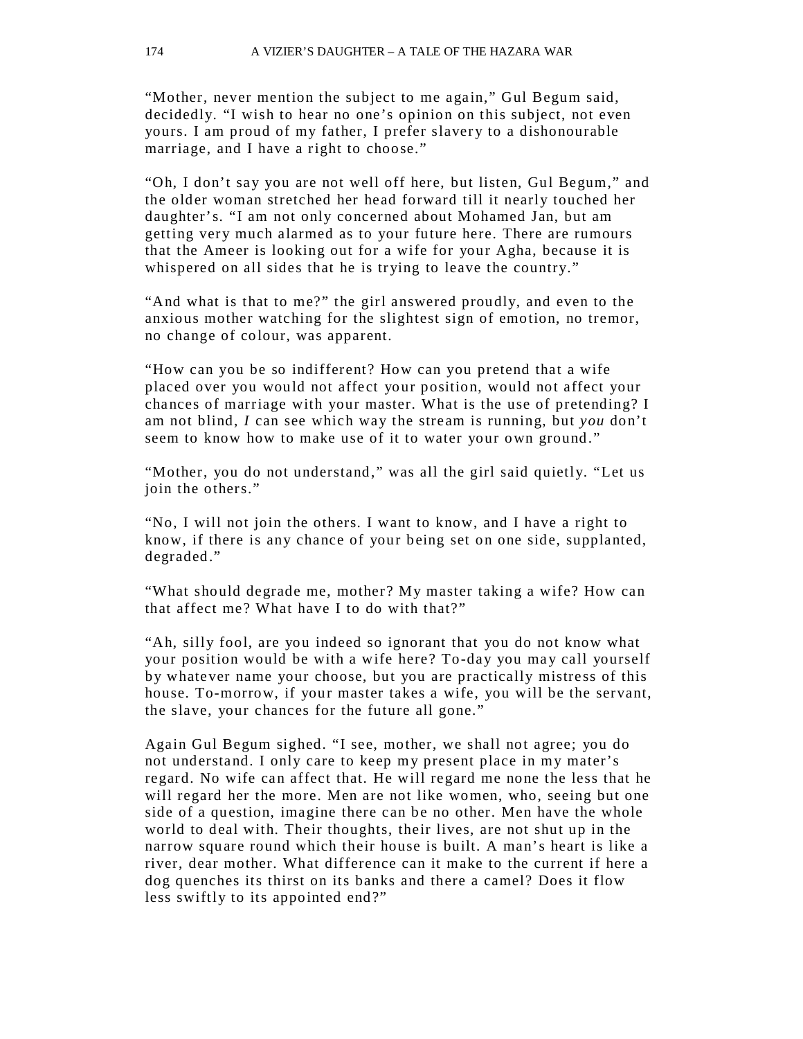“Mother, never mention the subject to me again,” Gul Begum said, decidedly. “I wish to hear no one’s opinion on this subject, not even yours. I am proud of my father, I prefer slavery to a dishonourable marriage, and I have a right to choose.”

“Oh, I don’t say you are not well off here, but listen, Gul Begum,” and the older woman stretched her head forward till it nearly touched her daughter’s. “I am not only concerned about Mohamed Jan, but am getting very much alarmed as to your future here. There are rumours that the Ameer is looking out for a wife for your Agha, because it is whispered on all sides that he is trying to leave the country.”

“And what is that to me?” the girl answered proudly, and even to the anxious mother watching for the slightest sign of emotion, no tremor, no change of colour, was apparent.

“How can you be so indifferent? How can you pretend that a wife placed over you would not affect your position, would not affect your chances of marriage with your master. What is the use of pretending? I am not blind, *I* can see which way the stream is running, but *you* don’t seem to know how to make use of it to water your own ground.”

“Mother, you do not understand,” was all the girl said quietly. “Let us join the others.”

“No, I will not join the others. I want to know, and I have a right to know, if there is any chance of your being set on one side, supplanted, degraded.”

“What should degrade me, mother? My master taking a wife? How can that affect me? What have I to do with that?”

“Ah, silly fool, are you indeed so ignorant that you do not know what your position would be with a wife here? To-day you may call yourself by whatever name your choose, but you are practically mistress of this house. To-morrow, if your master takes a wife, you will be the servant, the slave, your chances for the future all gone.”

Again Gul Begum sighed. “I see, mother, we shall not agree; you do not understand. I only care to keep my present place in my mater’s regard. No wife can affect that. He will regard me none the less that he will regard her the more. Men are not like women, who, seeing but one side of a question, imagine there can be no other. Men have the whole world to deal with. Their thoughts, their lives, are not shut up in the narrow square round which their house is built. A man’s heart is like a river, dear mother. What difference can it make to the current if here a dog quenches its thirst on its banks and there a camel? Does it flow less swiftly to its appointed end?”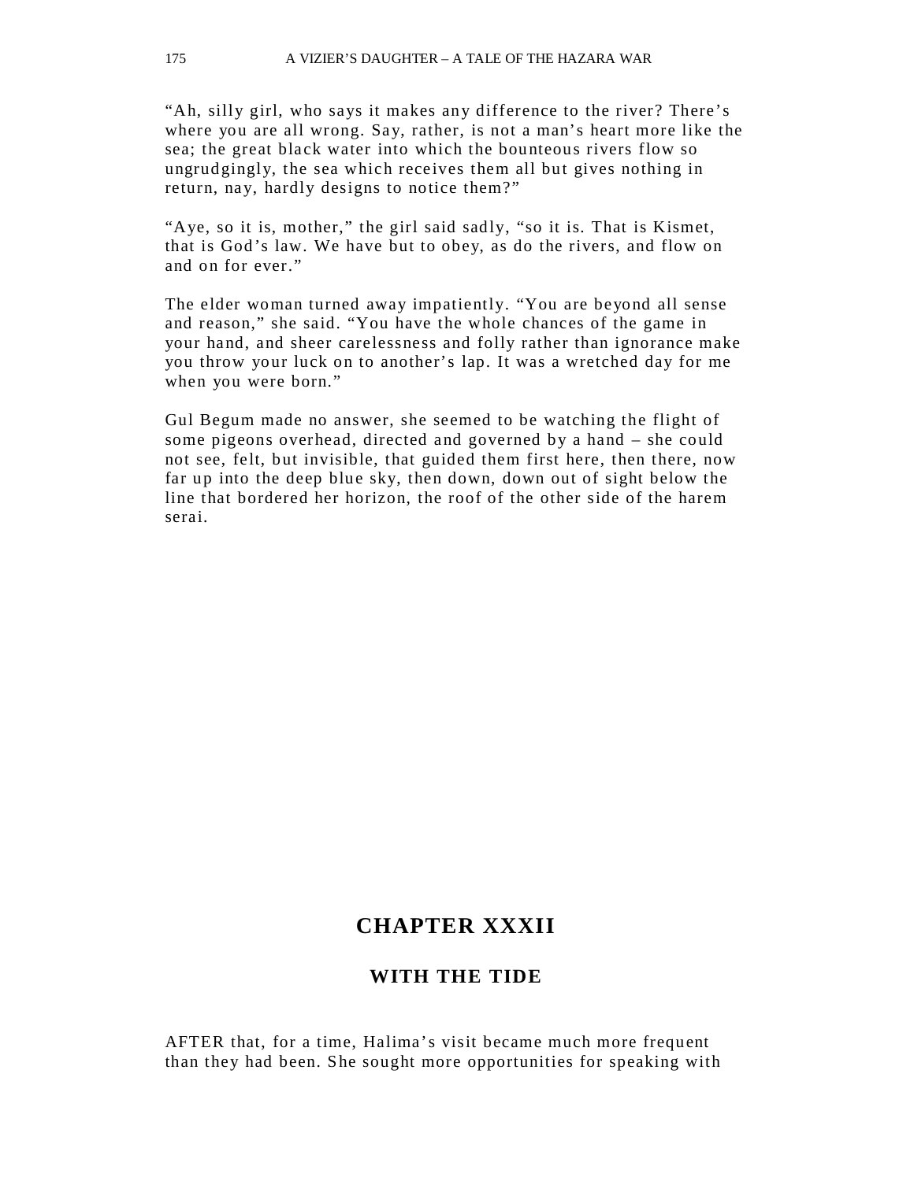"Ah, silly girl, who says it makes any difference to the river? There's where you are all wrong. Say, rather, is not a man's heart more like the sea; the great black water into which the bounteous rivers flow so ungrudgingly, the sea which receives them all but gives nothing in return, nay, hardly designs to notice them?"

"Aye, so it is, mother," the girl said sadly, "so it is. That is Kismet, that is God's law. We have but to obey, as do the rivers, and flow on and on for ever."

The elder woman turned away impatiently. "You are beyond all sense and reason," she said. "You have the whole chances of the game in your hand, and sheer carelessness and folly rather than ignorance make you throw your luck on to another's lap. It was a wretched day for me when you were born."

Gul Begum made no answer, she seemed to be watching the flight of some pigeons overhead, directed and governed by a hand – she could not see, felt, but invisible, that guided them first here, then there, now far up into the deep blue sky, then down, down out of sight below the line that bordered her horizon, the roof of the other side of the harem serai.

## CHAPTER XXXII

### WITH THE TIDE

AFTER that, for a time, Halima's visit became much more frequent than they had been. She sought more opportunities for speaking with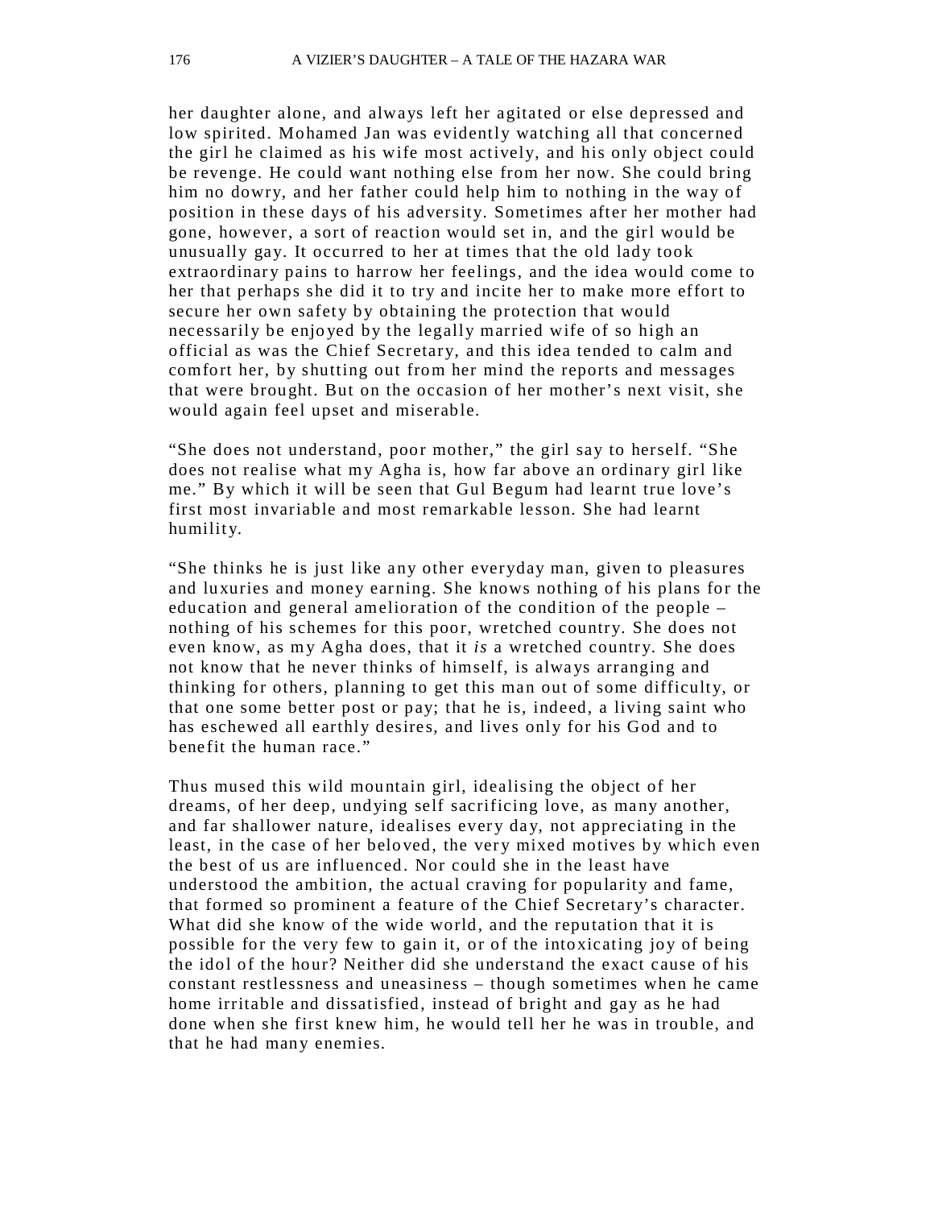her daughter alone, and always left her agitated or else depressed and low spirited. Mohamed Jan was evidently watching all that concerned the girl he claimed as his wife most actively, and his only object could be revenge. He could want nothing else from her now. She could bring him no dowry, and her father could help him to nothing in the way of position in these days of his adversity. Sometimes after her mother had gone, however, a sort of reaction would set in, and the girl would be unusually gay. It occurred to her at times that the old lady took extraordinary pains to harrow her feelings, and the idea would come to her that perhaps she did it to try and incite her to make more effort to secure her own safety by obtaining the protection that would necessarily be enjoyed by the legally married wife of so high an official as was the Chief Secretary, and this idea tended to calm and comfort her, by shutting out from her mind the reports and messages that were brought. But on the occasion of her mother's next visit, she would again feel upset and miserable.

"She does not understand, poor mother," the girl say to herself. "She does not realise what my Agha is, how far above an ordinary girl like me." By which it will be seen that Gul Begum had learnt true love's first most invariable and most remarkable lesson. She had learnt humility.

"She thinks he is just like any other everyday man, given to pleasures and luxuries and money earning. She knows nothing of his plans for the education and general amelioration of the condition of the people – nothing of his schemes for this poor, wretched country. She does not even know, as my Agha does, that it *is* a wretched country. She does not know that he never thinks of himself, is always arranging and thinking for others, planning to get this man out of some difficulty, or that one some better post or pay; that he is, indeed, a living saint who has eschewed all earthly desires, and lives only for his God and to benefit the human race."

Thus mused this wild mountain girl, idealising the object of her dreams, of her deep, undying self sacrificing love, as many another, and far shallower nature, idealises every day, not appreciating in the least, in the case of her beloved, the very mixed motives by which even the best of us are influenced. Nor could she in the least have understood the ambition, the actual craving for popularity and fame, that formed so prominent a feature of the Chief Secretary's character. What did she know of the wide world, and the reputation that it is possible for the very few to gain it, or of the intoxicating joy of being the idol of the hour? Neither did she understand the exact cause of his constant restlessness and uneasiness – though sometimes when he came home irritable and dissatisfied, instead of bright and gay as he had done when she first knew him, he would tell her he was in trouble, and that he had many enemies.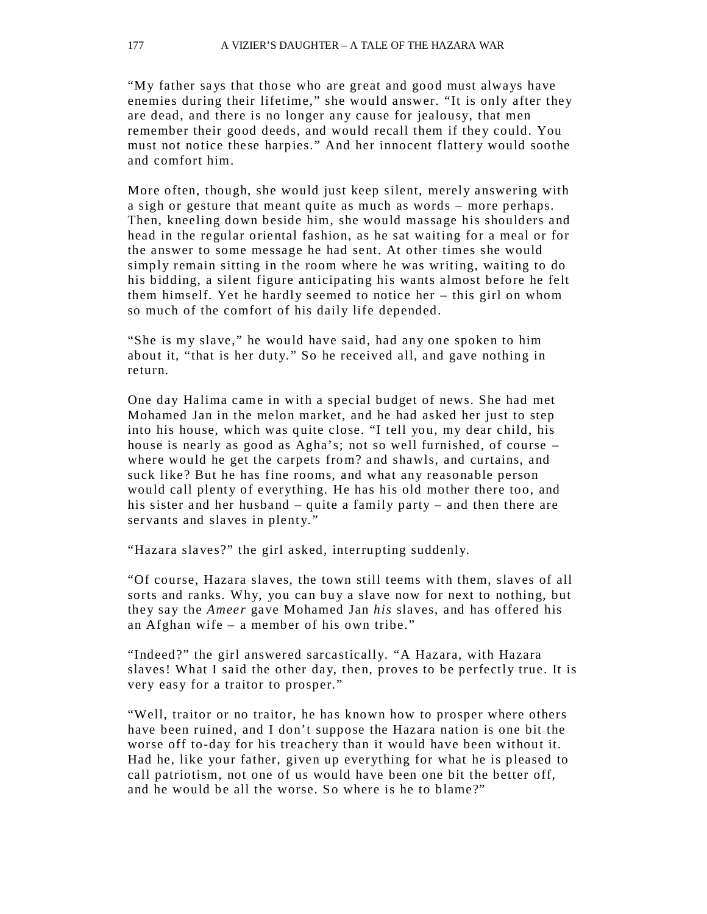“My father says that those who are great and good must always have enemies during their lifetime,” she would answer. “It is only after they are dead, and there is no longer any cause for jealousy, that men remember their good deeds, and would recall them if they could. You must not notice these harpies.” And her innocent flattery would soothe and comfort him.

More often, though, she would just keep silent, merely answering with a sigh or gesture that meant quite as much as words – more perhaps. Then, kneeling down beside him, she would massage his shoulders and head in the regular oriental fashion, as he sat waiting for a meal or for the answer to some message he had sent. At other times she would simply remain sitting in the room where he was writing, waiting to do his bidding, a silent figure anticipating his wants almost before he felt them himself. Yet he hardly seemed to notice her – this girl on whom so much of the comfort of his daily life depended.

“She is my slave,” he would have said, had any one spoken to him about it, “that is her duty.” So he received all, and gave nothing in return.

One day Halima came in with a special budget of news. She had met Mohamed Jan in the melon market, and he had asked her just to step into his house, which was quite close. “I tell you, my dear child, his house is nearly as good as Agha’s; not so well furnished, of course – where would he get the carpets from? and shawls, and curtains, and suck like? But he has fine rooms, and what any reasonable person would call plenty of everything. He has his old mother there too, and his sister and her husband – quite a family party – and then there are servants and slaves in plenty.”

“Hazara slaves?” the girl asked, interrupting suddenly.

“Of course, Hazara slaves, the town still teems with them, slaves of all sorts and ranks. Why, you can buy a slave now for next to nothing, but they say the *Ameer* gave Mohamed Jan *his* slaves, and has offered his an Afghan wife – a member of his own tribe.”

“Indeed?” the girl answered sarcastically. “A Hazara, with Hazara slaves! What I said the other day, then, proves to be perfectly true. It is very easy for a traitor to prosper.”

“Well, traitor or no traitor, he has known how to prosper where others have been ruined, and I don’t suppose the Hazara nation is one bit the worse off to-day for his treachery than it would have been without it. Had he, like your father, given up everything for what he is pleased to call patriotism, not one of us would have been one bit the better off, and he would be all the worse. So where is he to blame?”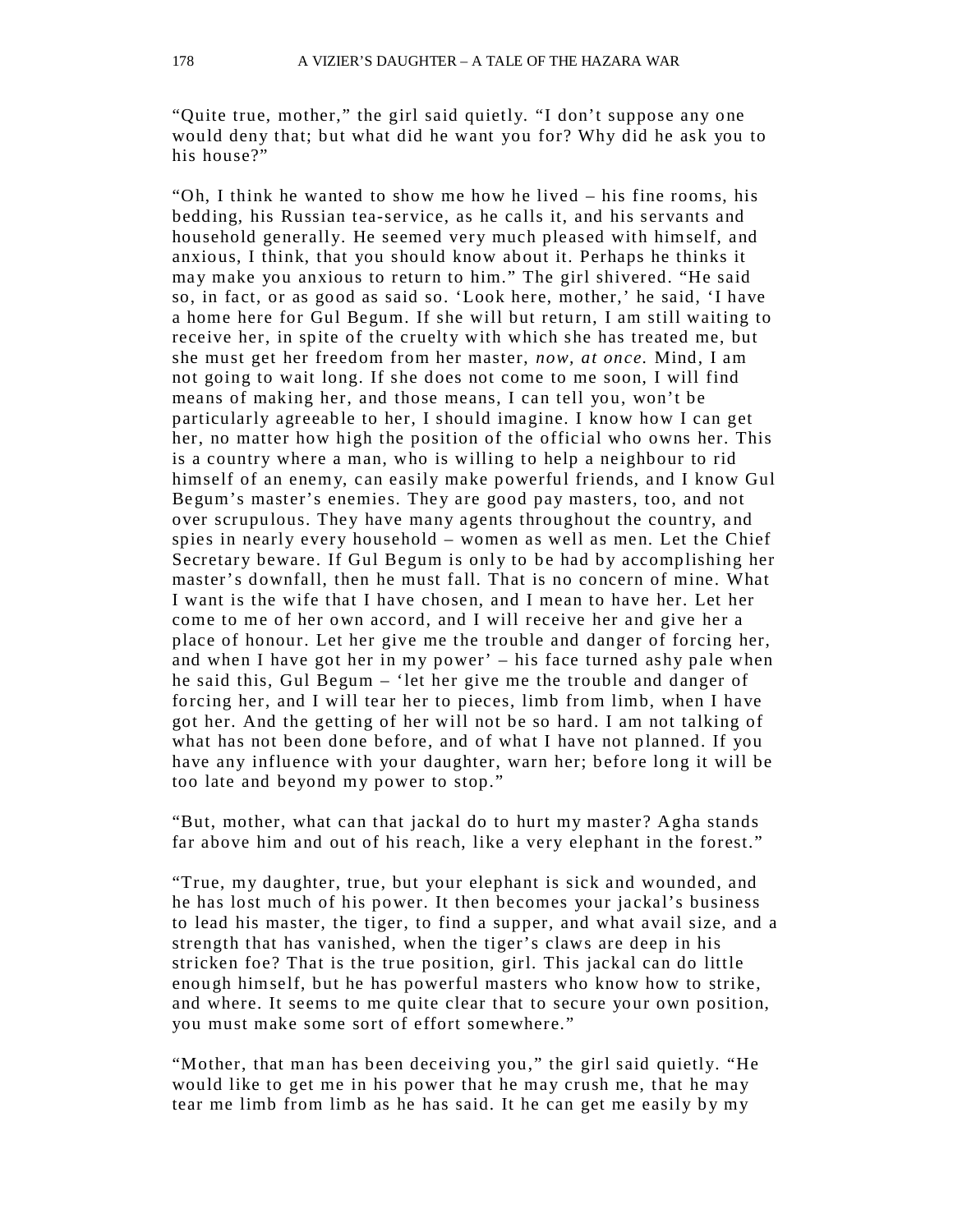"Quite true, mother," the girl said quietly. "I don't suppose any one would deny that; but what did he want you for? Why did he ask you to his house?"

"Oh, I think he wanted to show me how he lived – his fine rooms, his bedding, his Russian tea-service, as he calls it, and his servants and household generally. He seemed very much pleased with himself, and anxious, I think, that you should know about it. Perhaps he thinks it may make you anxious to return to him." The girl shivered. "He said so, in fact, or as good as said so. 'Look here, mother,' he said, 'I have a home here for Gul Begum. If she will but return, I am still waiting to receive her, in spite of the cruelty with which she has treated me, but she must get her freedom from her master, *now, at once.* Mind, I am not going to wait long. If she does not come to me soon, I will find means of making her, and those means, I can tell you, won't be particularly agreeable to her, I should imagine. I know how I can get her, no matter how high the position of the official who owns her. This is a country where a man, who is willing to help a neighbour to rid himself of an enemy, can easily make powerful friends, and I know Gul Begum's master's enemies. They are good pay masters, too, and not over scrupulous. They have many agents throughout the country, and spies in nearly every household – women as well as men. Let the Chief Secretary beware. If Gul Begum is only to be had by accomplishing her master's downfall, then he must fall. That is no concern of mine. What I want is the wife that I have chosen, and I mean to have her. Let her come to me of her own accord, and I will receive her and give her a place of honour. Let her give me the trouble and danger of forcing her, and when I have got her in my power' – his face turned ashy pale when he said this, Gul Begum – 'let her give me the trouble and danger of forcing her, and I will tear her to pieces, limb from limb, when I have got her. And the getting of her will not be so hard. I am not talking of what has not been done before, and of what I have not planned. If you have any influence with your daughter, warn her; before long it will be too late and beyond my power to stop."

"But, mother, what can that jackal do to hurt my master? Agha stands far above him and out of his reach, like a very elephant in the forest."

"True, my daughter, true, but your elephant is sick and wounded, and he has lost much of his power. It then becomes your jackal's business to lead his master, the tiger, to find a supper, and what avail size, and a strength that has vanished, when the tiger's claws are deep in his stricken foe? That is the true position, girl. This jackal can do little enough himself, but he has powerful masters who know how to strike, and where. It seems to me quite clear that to secure your own position, you must make some sort of effort somewhere."

"Mother, that man has been deceiving you," the girl said quietly. "He would like to get me in his power that he may crush me, that he may tear me limb from limb as he has said. It he can get me easily by my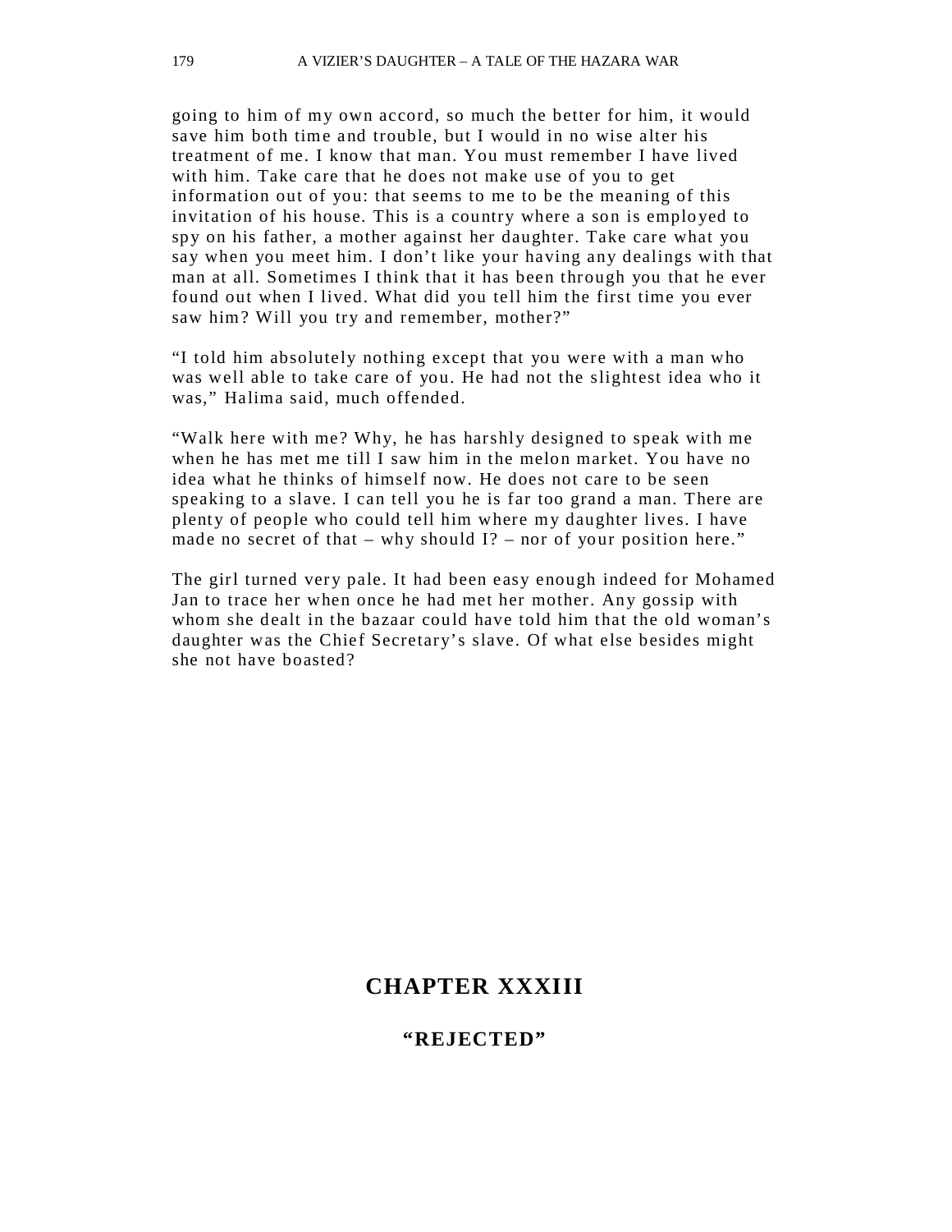going to him of my own accord, so much the better for him, it would save him both time and trouble, but I would in no wise alter his treatment of me. I know that man. You must remember I have lived with him. Take care that he does not make use of you to get information out of you: that seems to me to be the meaning of this invitation of his house. This is a country where a son is employed to spy on his father, a mother against her daughter. Take care what you say when you meet him. I don't like your having any dealings with that man at all. Sometimes I think that it has been through you that he ever found out when I lived. What did you tell him the first time you ever saw him? Will you try and remember, mother?"

"I told him absolutely nothing except that you were with a man who was well able to take care of you. He had not the slightest idea who it was," Halima said, much offended.

"Walk here with me? Why, he has harshly designed to speak with me when he has met me till I saw him in the melon market. You have no idea what he thinks of himself now. He does not care to be seen speaking to a slave. I can tell you he is far too grand a man. There are plenty of people who could tell him where my daughter lives. I have made no secret of that – why should I? – nor of your position here."

The girl turned very pale. It had been easy enough indeed for Mohamed Jan to trace her when once he had met her mother. Any gossip with whom she dealt in the bazaar could have told him that the old woman's daughter was the Chief Secretary's slave. Of what else besides might she not have boasted?

## CHAPTER XXXIII

### "REJECTED"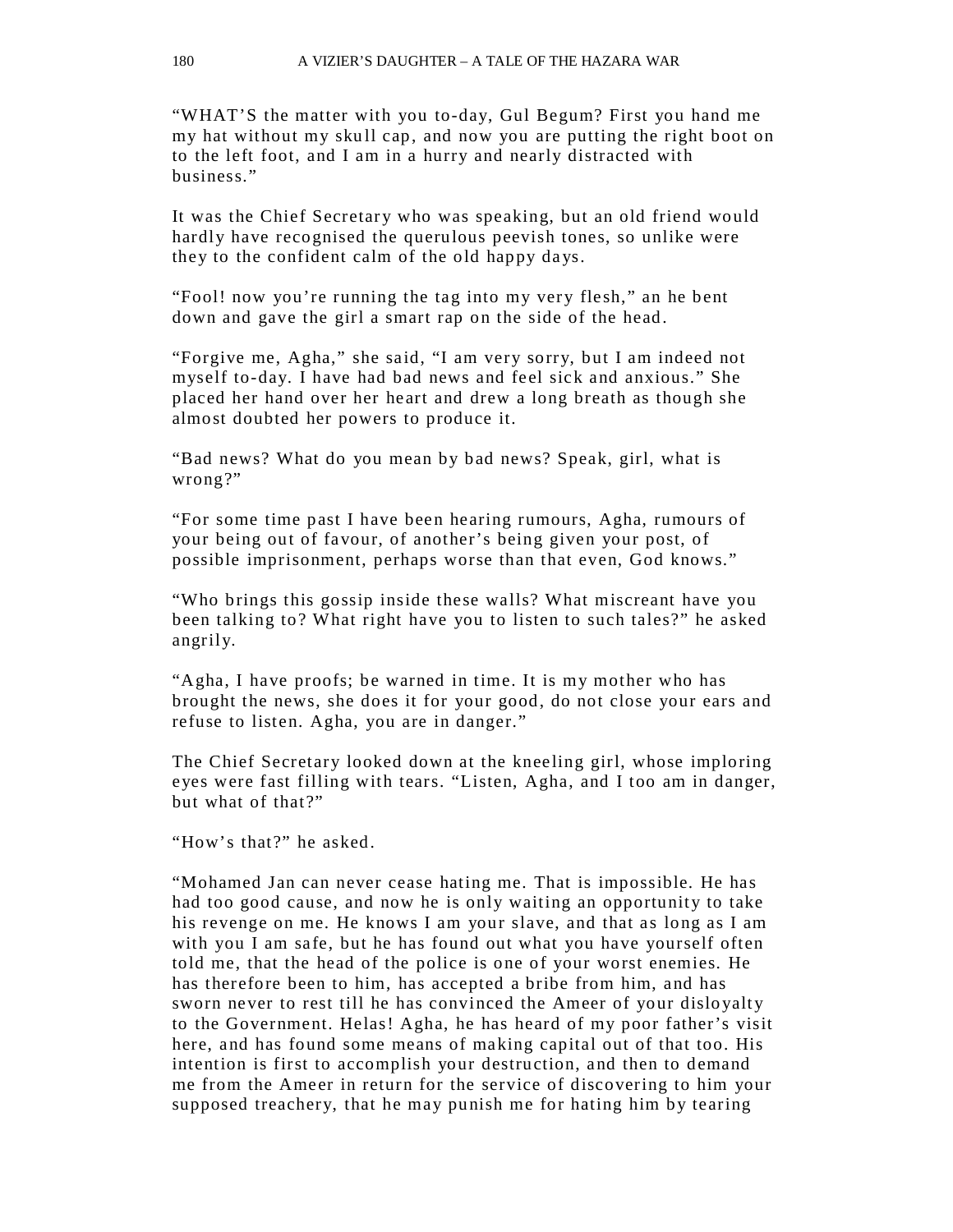“WHAT’S the matter with you to-day, Gul Begum? First you hand me my hat without my skull cap, and now you are putting the right boot on to the left foot, and I am in a hurry and nearly distracted with business.”

It was the Chief Secretary who was speaking, but an old friend would hardly have recognised the querulous peevish tones, so unlike were they to the confident calm of the old happy days.

“Fool! now you’re running the tag into my very flesh,” an he bent down and gave the girl a smart rap on the side of the head.

“Forgive me, Agha,” she said, “I am very sorry, but I am indeed not myself to-day. I have had bad news and feel sick and anxious.” She placed her hand over her heart and drew a long breath as though she almost doubted her powers to produce it.

“Bad news? What do you mean by bad news? Speak, girl, what is wrong?”

“For some time past I have been hearing rumours, Agha, rumours of your being out of favour, of another’s being given your post, of possible imprisonment, perhaps worse than that even, God knows.”

“Who brings this gossip inside these walls? What miscreant have you been talking to? What right have you to listen to such tales?” he asked angrily.

“Agha, I have proofs; be warned in time. It is my mother who has brought the news, she does it for your good, do not close your ears and refuse to listen. Agha, you are in danger.”

The Chief Secretary looked down at the kneeling girl, whose imploring eyes were fast filling with tears. “Listen, Agha, and I too am in danger, but what of that?”

“How’s that?” he asked.

“Mohamed Jan can never cease hating me. That is impossible. He has had too good cause, and now he is only waiting an opportunity to take his revenge on me. He knows I am your slave, and that as long as I am with you I am safe, but he has found out what you have yourself often told me, that the head of the police is one of your worst enemies. He has therefore been to him, has accepted a bribe from him, and has sworn never to rest till he has convinced the Ameer of your disloyalty to the Government. Helas! Agha, he has heard of my poor father’s visit here, and has found some means of making capital out of that too. His intention is first to accomplish your destruction, and then to demand me from the Ameer in return for the service of discovering to him your supposed treachery, that he may punish me for hating him by tearing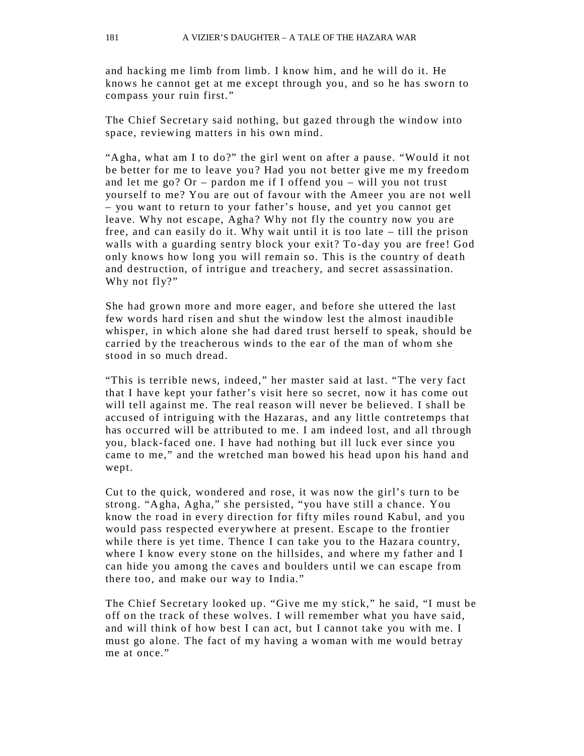and hacking me limb from limb. I know him, and he will do it. He knows he cannot get at me except through you, and so he has sworn to compass your ruin first."

The Chief Secretary said nothing, but gazed through the window into space, reviewing matters in his own mind.

"Agha, what am I to do?" the girl went on after a pause. "Would it not be better for me to leave you? Had you not better give me my freedom and let me go? Or – pardon me if I offend you – will you not trust yourself to me? You are out of favour with the Ameer you are not well – you want to return to your father's house, and yet you cannot get leave. Why not escape, Agha? Why not fly the country now you are free, and can easily do it. Why wait until it is too late – till the prison walls with a guarding sentry block your exit? To-day you are free! God only knows how long you will remain so. This is the country of death and destruction, of intrigue and treachery, and secret assassination. Why not fly?"

She had grown more and more eager, and before she uttered the last few words hard risen and shut the window lest the almost inaudible whisper, in which alone she had dared trust herself to speak, should be carried by the treacherous winds to the ear of the man of whom she stood in so much dread.

"This is terrible news, indeed," her master said at last. "The very fact that I have kept your father's visit here so secret, now it has come out will tell against me. The real reason will never be believed. I shall be accused of intriguing with the Hazaras, and any little contretemps that has occurred will be attributed to me. I am indeed lost, and all through you, black-faced one. I have had nothing but ill luck ever since you came to me," and the wretched man bowed his head upon his hand and wept.

Cut to the quick, wondered and rose, it was now the girl's turn to be strong. "Agha, Agha," she persisted, "you have still a chance. You know the road in every direction for fifty miles round Kabul, and you would pass respected everywhere at present. Escape to the frontier while there is yet time. Thence I can take you to the Hazara country, where I know every stone on the hillsides, and where my father and I can hide you among the caves and boulders until we can escape from there too, and make our way to India."

The Chief Secretary looked up. "Give me my stick," he said, "I must be off on the track of these wolves. I will remember what you have said, and will think of how best I can act, but I cannot take you with me. I must go alone. The fact of my having a woman with me would betray me at once."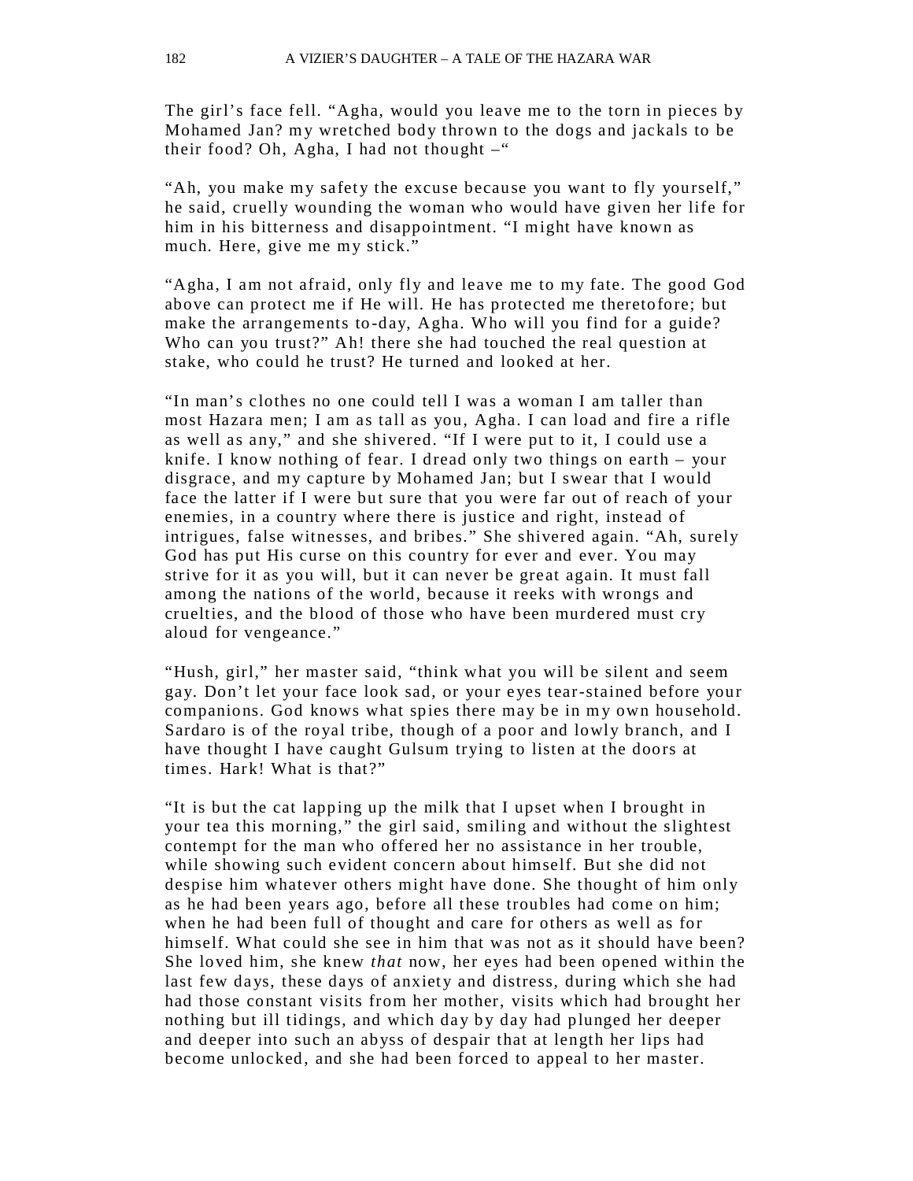The girl's face fell. "Agha, would you leave me to the torn in pieces by Mohamed Jan? my wretched body thrown to the dogs and jackals to be their food? Oh, Agha, I had not thought –"

"Ah, you make my safety the excuse because you want to fly yourself," he said, cruelly wounding the woman who would have given her life for him in his bitterness and disappointment. "I might have known as much. Here, give me my stick."

"Agha, I am not afraid, only fly and leave me to my fate. The good God above can protect me if He will. He has protected me theretofore; but make the arrangements to-day, Agha. Who will you find for a guide? Who can you trust?" Ah! there she had touched the real question at stake, who could he trust? He turned and looked at her.

"In man's clothes no one could tell I was a woman I am taller than most Hazara men; I am as tall as you, Agha. I can load and fire a rifle as well as any," and she shivered. "If I were put to it, I could use a knife. I know nothing of fear. I dread only two things on earth – your disgrace, and my capture by Mohamed Jan; but I swear that I would face the latter if I were but sure that you were far out of reach of your enemies, in a country where there is justice and right, instead of intrigues, false witnesses, and bribes." She shivered again. "Ah, surely God has put His curse on this country for ever and ever. You may strive for it as you will, but it can never be great again. It must fall among the nations of the world, because it reeks with wrongs and cruelties, and the blood of those who have been murdered must cry aloud for vengeance."

"Hush, girl," her master said, "think what you will be silent and seem gay. Don't let your face look sad, or your eyes tear-stained before your companions. God knows what spies there may be in my own household. Sardaro is of the royal tribe, though of a poor and lowly branch, and I have thought I have caught Gulsum trying to listen at the doors at times. Hark! What is that?"

"It is but the cat lapping up the milk that I upset when I brought in your tea this morning," the girl said, smiling and without the slightest contempt for the man who offered her no assistance in her trouble, while showing such evident concern about himself. But she did not despise him whatever others might have done. She thought of him only as he had been years ago, before all these troubles had come on him; when he had been full of thought and care for others as well as for himself. What could she see in him that was not as it should have been? She loved him, she knew *that* now, her eyes had been opened within the last few days, these days of anxiety and distress, during which she had had those constant visits from her mother, visits which had brought her nothing but ill tidings, and which day by day had plunged her deeper and deeper into such an abyss of despair that at length her lips had become unlocked, and she had been forced to appeal to her master.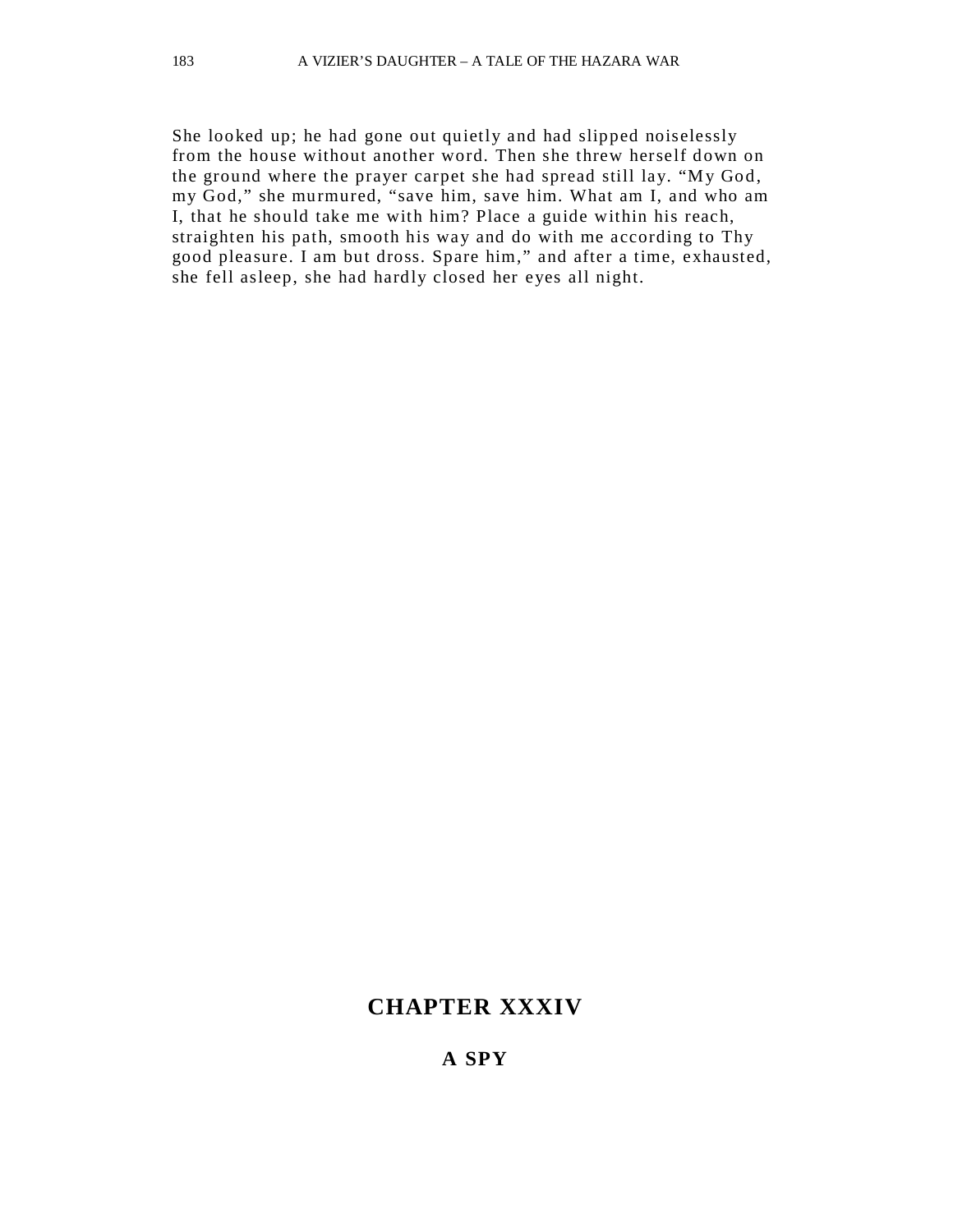She looked up; he had gone out quietly and had slipped noiselessly from the house without another word. Then she threw herself down on the ground where the prayer carpet she had spread still lay. “My God, my God,” she murmured, “save him, save him. What am I, and who am I, that he should take me with him? Place a guide within his reach, straighten his path, smooth his way and do with me according to Thy good pleasure. I am but dross. Spare him,” and after a time, exhausted, she fell asleep, she had hardly closed her eyes all night.

## CHAPTER XXXIV

### A SPY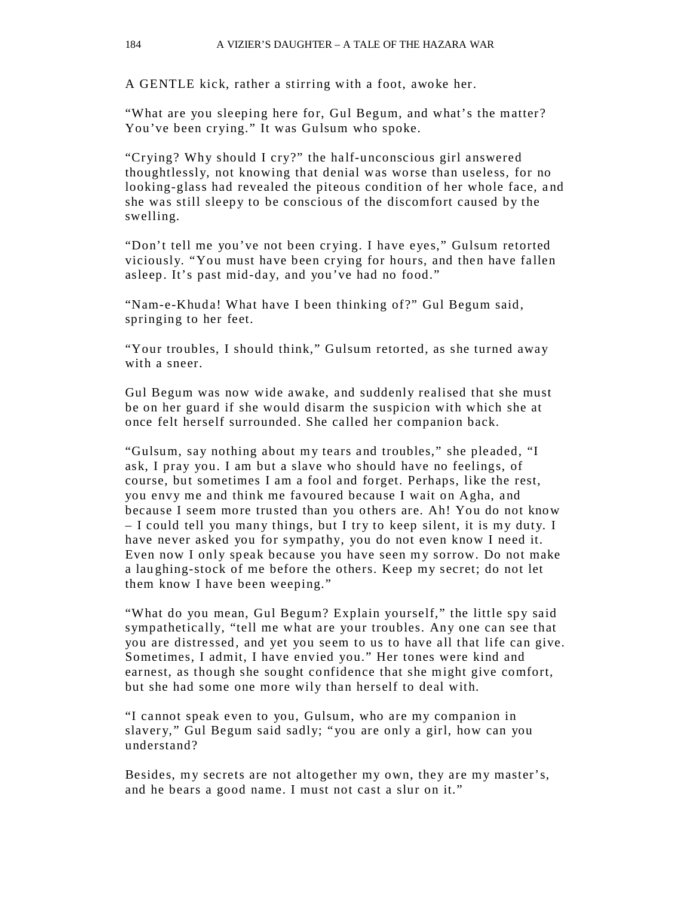A GENTLE kick, rather a stirring with a foot, awoke her.

“What are you sleeping here for, Gul Begum, and what’s the matter? You’ve been crying.” It was Gulsum who spoke.

“Crying? Why should I cry?” the half-unconscious girl answered thoughtlessly, not knowing that denial was worse than useless, for no looking-glass had revealed the piteous condition of her whole face, and she was still sleepy to be conscious of the discomfort caused by the swelling.

“Don’t tell me you’ve not been crying. I have eyes,” Gulsum retorted viciously. “You must have been crying for hours, and then have fallen asleep. It’s past mid-day, and you’ve had no food.”

“Nam-e-Khuda! What have I been thinking of?” Gul Begum said, springing to her feet.

“Your troubles, I should think,” Gulsum retorted, as she turned away with a sneer.

Gul Begum was now wide awake, and suddenly realised that she must be on her guard if she would disarm the suspicion with which she at once felt herself surrounded. She called her companion back.

“Gulsum, say nothing about my tears and troubles,” she pleaded, “I ask, I pray you. I am but a slave who should have no feelings, of course, but sometimes I am a fool and forget. Perhaps, like the rest, you envy me and think me favoured because I wait on Agha, and because I seem more trusted than you others are. Ah! You do not know – I could tell you many things, but I try to keep silent, it is my duty. I have never asked you for sympathy, you do not even know I need it. Even now I only speak because you have seen my sorrow. Do not make a laughing-stock of me before the others. Keep my secret; do not let them know I have been weeping.”

“What do you mean, Gul Begum? Explain yourself,” the little spy said sympathetically, “tell me what are your troubles. Any one can see that you are distressed, and yet you seem to us to have all that life can give. Sometimes, I admit, I have envied you.” Her tones were kind and earnest, as though she sought confidence that she might give comfort, but she had some one more wily than herself to deal with.

“I cannot speak even to you, Gulsum, who are my companion in slavery,” Gul Begum said sadly; “you are only a girl, how can you understand?

Besides, my secrets are not altogether my own, they are my master’s, and he bears a good name. I must not cast a slur on it.”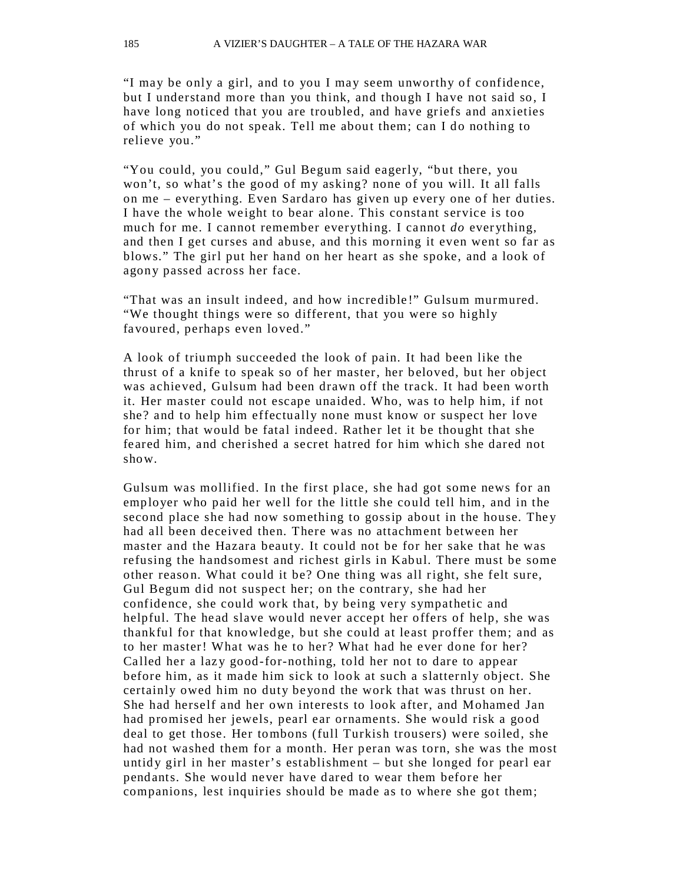"I may be only a girl, and to you I may seem unworthy of confidence, but I understand more than you think, and though I have not said so, I have long noticed that you are troubled, and have griefs and anxieties of which you do not speak. Tell me about them; can I do nothing to relieve you."

"You could, you could," Gul Begum said eagerly, "but there, you won't, so what's the good of my asking? none of you will. It all falls on me – everything. Even Sardaro has given up every one of her duties. I have the whole weight to bear alone. This constant service is too much for me. I cannot remember everything. I cannot *do* everything, and then I get curses and abuse, and this morning it even went so far as blows." The girl put her hand on her heart as she spoke, and a look of agony passed across her face.

"That was an insult indeed, and how incredible!" Gulsum murmured. "We thought things were so different, that you were so highly favoured, perhaps even loved."

A look of triumph succeeded the look of pain. It had been like the thrust of a knife to speak so of her master, her beloved, but her object was achieved, Gulsum had been drawn off the track. It had been worth it. Her master could not escape unaided. Who, was to help him, if not she? and to help him effectually none must know or suspect her love for him; that would be fatal indeed. Rather let it be thought that she feared him, and cherished a secret hatred for him which she dared not show.

Gulsum was mollified. In the first place, she had got some news for an employer who paid her well for the little she could tell him, and in the second place she had now something to gossip about in the house. They had all been deceived then. There was no attachment between her master and the Hazara beauty. It could not be for her sake that he was refusing the handsomest and richest girls in Kabul. There must be some other reason. What could it be? One thing was all right, she felt sure, Gul Begum did not suspect her; on the contrary, she had her confidence, she could work that, by being very sympathetic and helpful. The head slave would never accept her offers of help, she was thankful for that knowledge, but she could at least proffer them; and as to her master! What was he to her? What had he ever done for her? Called her a lazy good-for-nothing, told her not to dare to appear before him, as it made him sick to look at such a slatternly object. She certainly owed him no duty beyond the work that was thrust on her. She had herself and her own interests to look after, and Mohamed Jan had promised her jewels, pearl ear ornaments. She would risk a good deal to get those. Her tombons (full Turkish trousers) were soiled, she had not washed them for a month. Her peran was torn, she was the most untidy girl in her master's establishment – but she longed for pearl ear pendants. She would never have dared to wear them before her companions, lest inquiries should be made as to where she got them;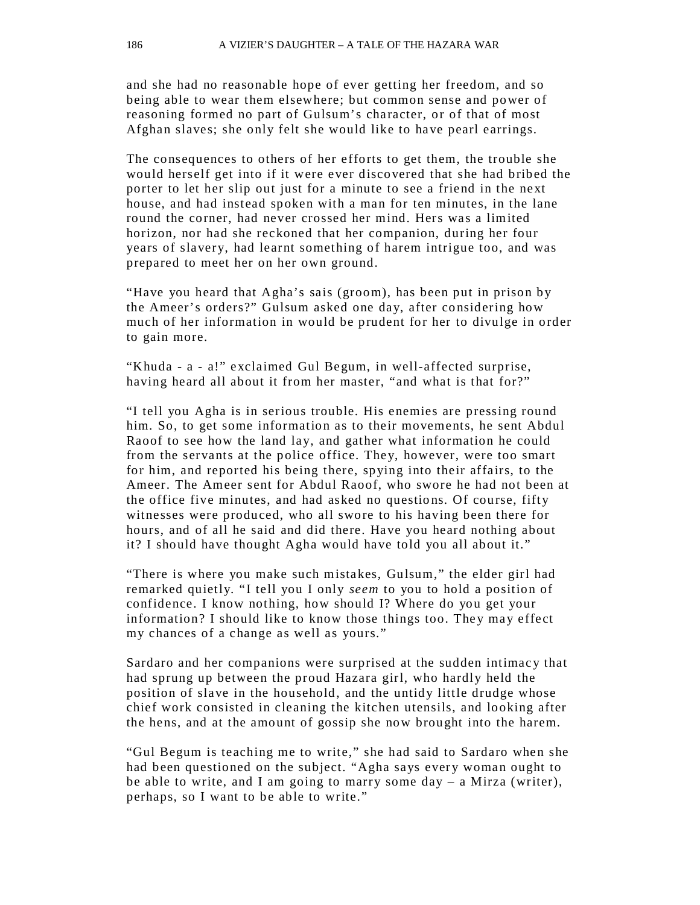and she had no reasonable hope of ever getting her freedom, and so being able to wear them elsewhere; but common sense and power of reasoning formed no part of Gulsum's character, or of that of most Afghan slaves; she only felt she would like to have pearl earrings.

The consequences to others of her efforts to get them, the trouble she would herself get into if it were ever discovered that she had bribed the porter to let her slip out just for a minute to see a friend in the next house, and had instead spoken with a man for ten minutes, in the lane round the corner, had never crossed her mind. Hers was a limited horizon, nor had she reckoned that her companion, during her four years of slavery, had learnt something of harem intrigue too, and was prepared to meet her on her own ground.

"Have you heard that Agha's sais (groom), has been put in prison by the Ameer's orders?" Gulsum asked one day, after considering how much of her information in would be prudent for her to divulge in order to gain more.

"Khuda - a - a!" exclaimed Gul Begum, in well-affected surprise, having heard all about it from her master, "and what is that for?"

"I tell you Agha is in serious trouble. His enemies are pressing round him. So, to get some information as to their movements, he sent Abdul Raoof to see how the land lay, and gather what information he could from the servants at the police office. They, however, were too smart for him, and reported his being there, spying into their affairs, to the Ameer. The Ameer sent for Abdul Raoof, who swore he had not been at the office five minutes, and had asked no questions. Of course, fifty witnesses were produced, who all swore to his having been there for hours, and of all he said and did there. Have you heard nothing about it? I should have thought Agha would have told you all about it."

"There is where you make such mistakes, Gulsum," the elder girl had remarked quietly. "I tell you I only *seem* to you to hold a position of confidence. I know nothing, how should I? Where do you get your information? I should like to know those things too. They may effect my chances of a change as well as yours."

Sardaro and her companions were surprised at the sudden intimacy that had sprung up between the proud Hazara girl, who hardly held the position of slave in the household, and the untidy little drudge whose chief work consisted in cleaning the kitchen utensils, and looking after the hens, and at the amount of gossip she now brought into the harem.

"Gul Begum is teaching me to write," she had said to Sardaro when she had been questioned on the subject. "Agha says every woman ought to be able to write, and I am going to marry some day – a Mirza (writer), perhaps, so I want to be able to write."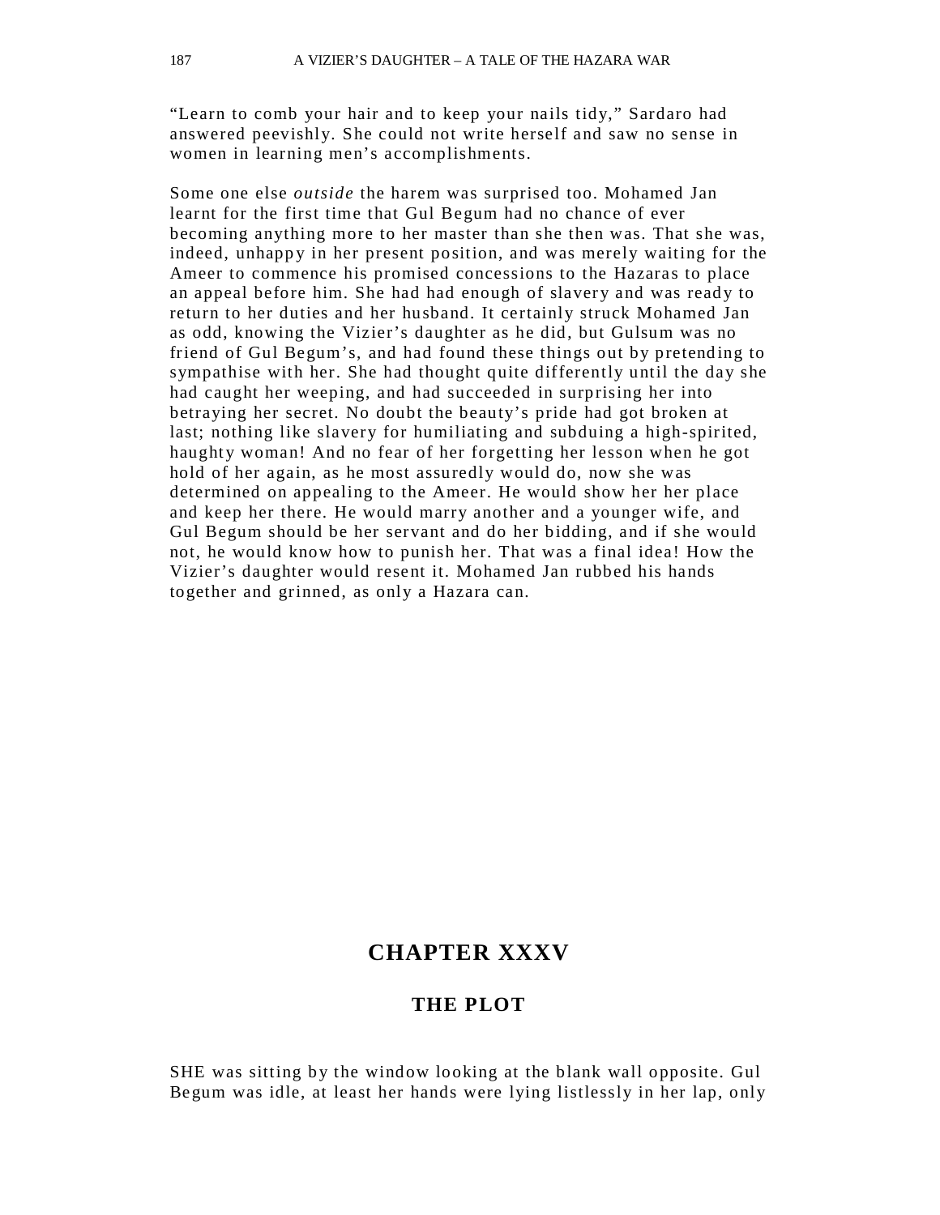"Learn to comb your hair and to keep your nails tidy," Sardaro had answered peevishly. She could not write herself and saw no sense in women in learning men's accomplishments.

Some one else *outside* the harem was surprised too. Mohamed Jan learnt for the first time that Gul Begum had no chance of ever becoming anything more to her master than she then was. That she was, indeed, unhappy in her present position, and was merely waiting for the Ameer to commence his promised concessions to the Hazaras to place an appeal before him. She had had enough of slavery and was ready to return to her duties and her husband. It certainly struck Mohamed Jan as odd, knowing the Vizier's daughter as he did, but Gulsum was no friend of Gul Begum's, and had found these things out by pretending to sympathise with her. She had thought quite differently until the day she had caught her weeping, and had succeeded in surprising her into betraying her secret. No doubt the beauty's pride had got broken at last; nothing like slavery for humiliating and subduing a high-spirited, haughty woman! And no fear of her forgetting her lesson when he got hold of her again, as he most assuredly would do, now she was determined on appealing to the Ameer. He would show her her place and keep her there. He would marry another and a younger wife, and Gul Begum should be her servant and do her bidding, and if she would not, he would know how to punish her. That was a final idea! How the Vizier's daughter would resent it. Mohamed Jan rubbed his hands together and grinned, as only a Hazara can.

# CHAPTER XXXV

## THE PLOT

SHE was sitting by the window looking at the blank wall opposite. Gul Begum was idle, at least her hands were lying listlessly in her lap, only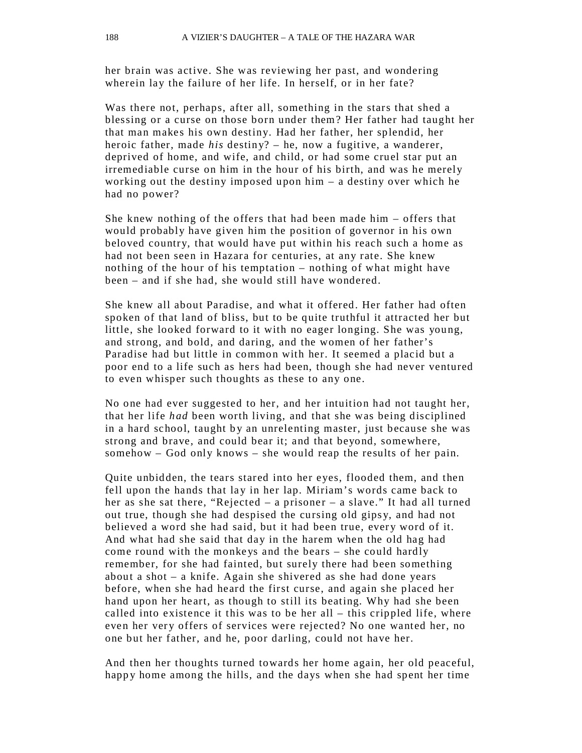her brain was active. She was reviewing her past, and wondering wherein lay the failure of her life. In herself, or in her fate?

Was there not, perhaps, after all, something in the stars that shed a blessing or a curse on those born under them? Her father had taught her that man makes his own destiny. Had her father, her splendid, her heroic father, made *his* destiny? – he, now a fugitive, a wanderer, deprived of home, and wife, and child, or had some cruel star put an irremediable curse on him in the hour of his birth, and was he merely working out the destiny imposed upon him – a destiny over which he had no power?

She knew nothing of the offers that had been made him – offers that would probably have given him the position of governor in his own beloved country, that would have put within his reach such a home as had not been seen in Hazara for centuries, at any rate. She knew nothing of the hour of his temptation – nothing of what might have been – and if she had, she would still have wondered.

She knew all about Paradise, and what it offered. Her father had often spoken of that land of bliss, but to be quite truthful it attracted her but little, she looked forward to it with no eager longing. She was young, and strong, and bold, and daring, and the women of her father's Paradise had but little in common with her. It seemed a placid but a poor end to a life such as hers had been, though she had never ventured to even whisper such thoughts as these to any one.

No one had ever suggested to her, and her intuition had not taught her, that her life *had* been worth living, and that she was being disciplined in a hard school, taught by an unrelenting master, just because she was strong and brave, and could bear it; and that beyond, somewhere, somehow – God only knows – she would reap the results of her pain.

Quite unbidden, the tears stared into her eyes, flooded them, and then fell upon the hands that lay in her lap. Miriam's words came back to her as she sat there, "Rejected – a prisoner – a slave." It had all turned out true, though she had despised the cursing old gipsy, and had not believed a word she had said, but it had been true, every word of it. And what had she said that day in the harem when the old hag had come round with the monkeys and the bears – she could hardly remember, for she had fainted, but surely there had been something about a shot – a knife. Again she shivered as she had done years before, when she had heard the first curse, and again she placed her hand upon her heart, as though to still its beating. Why had she been called into existence it this was to be her all – this crippled life, where even her very offers of services were rejected? No one wanted her, no one but her father, and he, poor darling, could not have her.

And then her thoughts turned towards her home again, her old peaceful, happy home among the hills, and the days when she had spent her time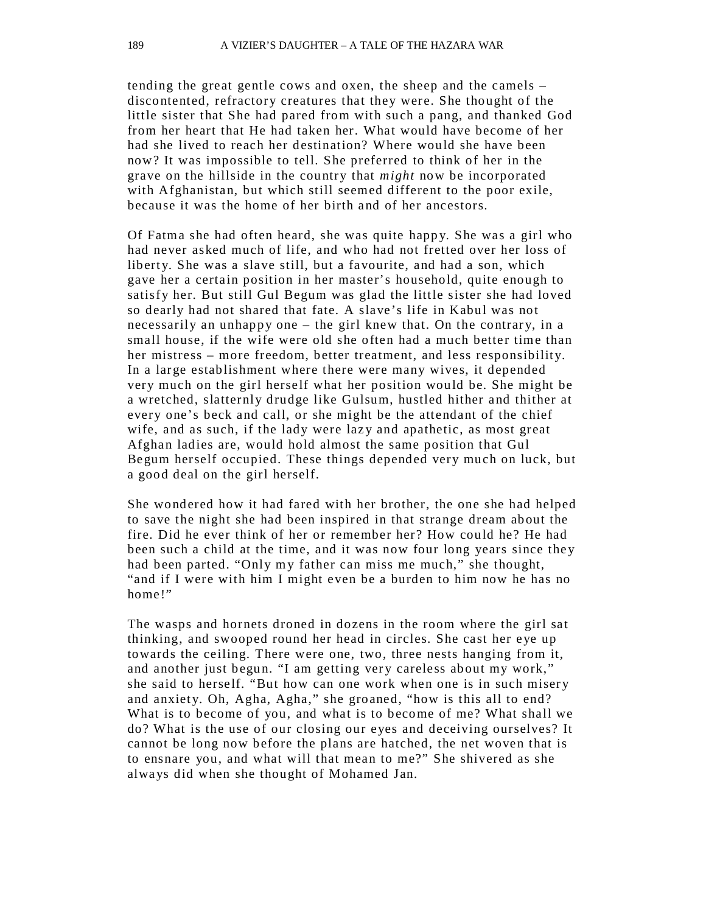tending the great gentle cows and oxen, the sheep and the camels – discontented, refractory creatures that they were. She thought of the little sister that She had pared from with such a pang, and thanked God from her heart that He had taken her. What would have become of her had she lived to reach her destination? Where would she have been now? It was impossible to tell. She preferred to think of her in the grave on the hillside in the country that *might* now be incorporated with Afghanistan, but which still seemed different to the poor exile, because it was the home of her birth and of her ancestors.

Of Fatma she had often heard, she was quite happy. She was a girl who had never asked much of life, and who had not fretted over her loss of liberty. She was a slave still, but a favourite, and had a son, which gave her a certain position in her master's household, quite enough to satisfy her. But still Gul Begum was glad the little sister she had loved so dearly had not shared that fate. A slave's life in Kabul was not necessarily an unhappy one – the girl knew that. On the contrary, in a small house, if the wife were old she often had a much better time than her mistress – more freedom, better treatment, and less responsibility. In a large establishment where there were many wives, it depended very much on the girl herself what her position would be. She might be a wretched, slatternly drudge like Gulsum, hustled hither and thither at every one's beck and call, or she might be the attendant of the chief wife, and as such, if the lady were lazy and apathetic, as most great Afghan ladies are, would hold almost the same position that Gul Begum herself occupied. These things depended very much on luck, but a good deal on the girl herself.

She wondered how it had fared with her brother, the one she had helped to save the night she had been inspired in that strange dream about the fire. Did he ever think of her or remember her? How could he? He had been such a child at the time, and it was now four long years since they had been parted. "Only my father can miss me much," she thought, "and if I were with him I might even be a burden to him now he has no home!"

The wasps and hornets droned in dozens in the room where the girl sat thinking, and swooped round her head in circles. She cast her eye up towards the ceiling. There were one, two, three nests hanging from it, and another just begun. "I am getting very careless about my work," she said to herself. "But how can one work when one is in such misery and anxiety. Oh, Agha, Agha," she groaned, "how is this all to end? What is to become of you, and what is to become of me? What shall we do? What is the use of our closing our eyes and deceiving ourselves? It cannot be long now before the plans are hatched, the net woven that is to ensnare you, and what will that mean to me?" She shivered as she always did when she thought of Mohamed Jan.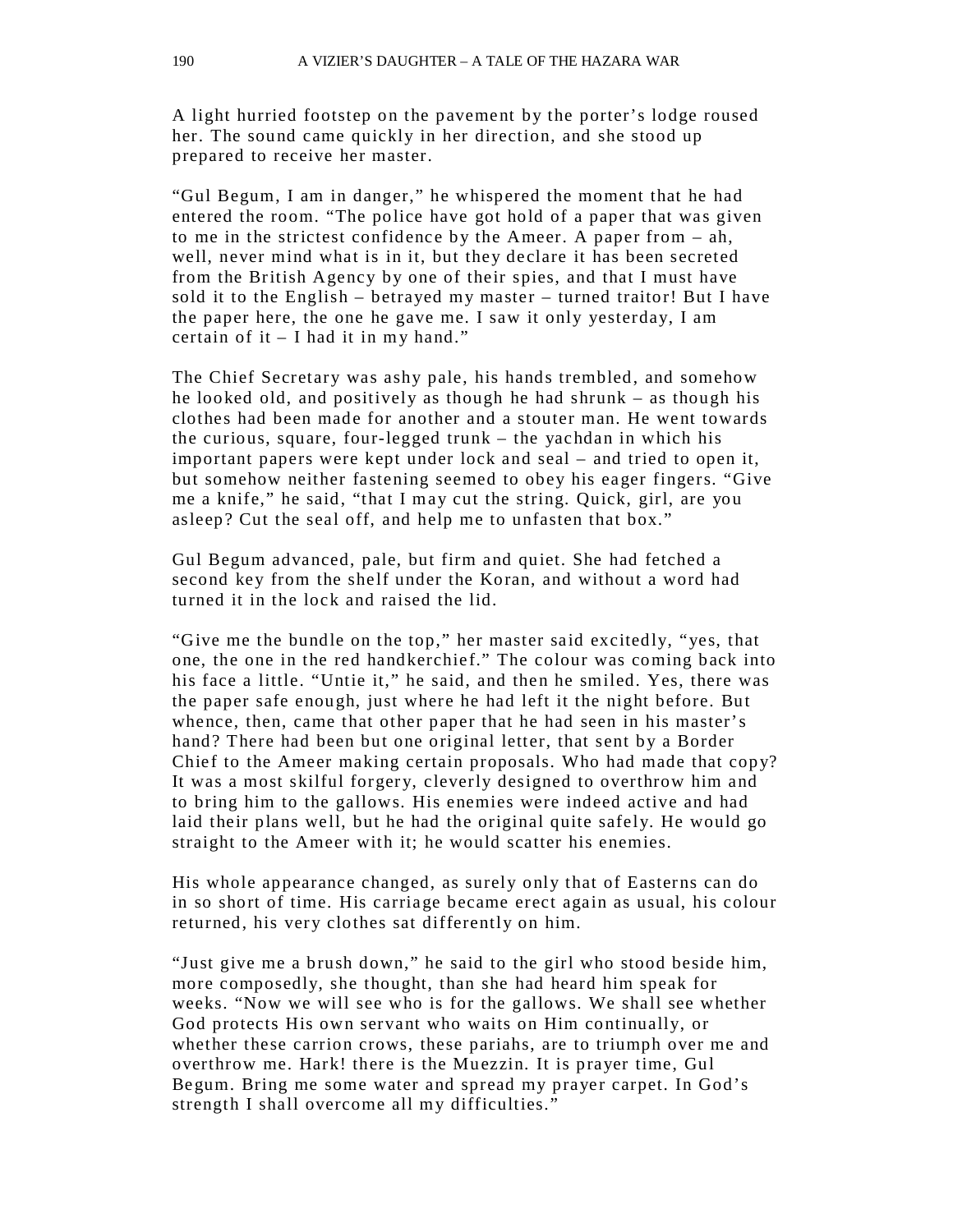A light hurried footstep on the pavement by the porter's lodge roused her. The sound came quickly in her direction, and she stood up prepared to receive her master.

"Gul Begum, I am in danger," he whispered the moment that he had entered the room. "The police have got hold of a paper that was given to me in the strictest confidence by the Ameer. A paper from – ah, well, never mind what is in it, but they declare it has been secreted from the British Agency by one of their spies, and that I must have sold it to the English – betrayed my master – turned traitor! But I have the paper here, the one he gave me. I saw it only yesterday, I am certain of it – I had it in my hand."

The Chief Secretary was ashy pale, his hands trembled, and somehow he looked old, and positively as though he had shrunk – as though his clothes had been made for another and a stouter man. He went towards the curious, square, four-legged trunk – the yachdan in which his important papers were kept under lock and seal – and tried to open it, but somehow neither fastening seemed to obey his eager fingers. "Give me a knife," he said, "that I may cut the string. Quick, girl, are you asleep? Cut the seal off, and help me to unfasten that box."

Gul Begum advanced, pale, but firm and quiet. She had fetched a second key from the shelf under the Koran, and without a word had turned it in the lock and raised the lid.

"Give me the bundle on the top," her master said excitedly, "yes, that one, the one in the red handkerchief." The colour was coming back into his face a little. "Untie it," he said, and then he smiled. Yes, there was the paper safe enough, just where he had left it the night before. But whence, then, came that other paper that he had seen in his master's hand? There had been but one original letter, that sent by a Border Chief to the Ameer making certain proposals. Who had made that copy? It was a most skilful forgery, cleverly designed to overthrow him and to bring him to the gallows. His enemies were indeed active and had laid their plans well, but he had the original quite safely. He would go straight to the Ameer with it; he would scatter his enemies.

His whole appearance changed, as surely only that of Easterns can do in so short of time. His carriage became erect again as usual, his colour returned, his very clothes sat differently on him.

"Just give me a brush down," he said to the girl who stood beside him, more composedly, she thought, than she had heard him speak for weeks. "Now we will see who is for the gallows. We shall see whether God protects His own servant who waits on Him continually, or whether these carrion crows, these pariahs, are to triumph over me and overthrow me. Hark! there is the Muezzin. It is prayer time, Gul Begum. Bring me some water and spread my prayer carpet. In God's strength I shall overcome all my difficulties."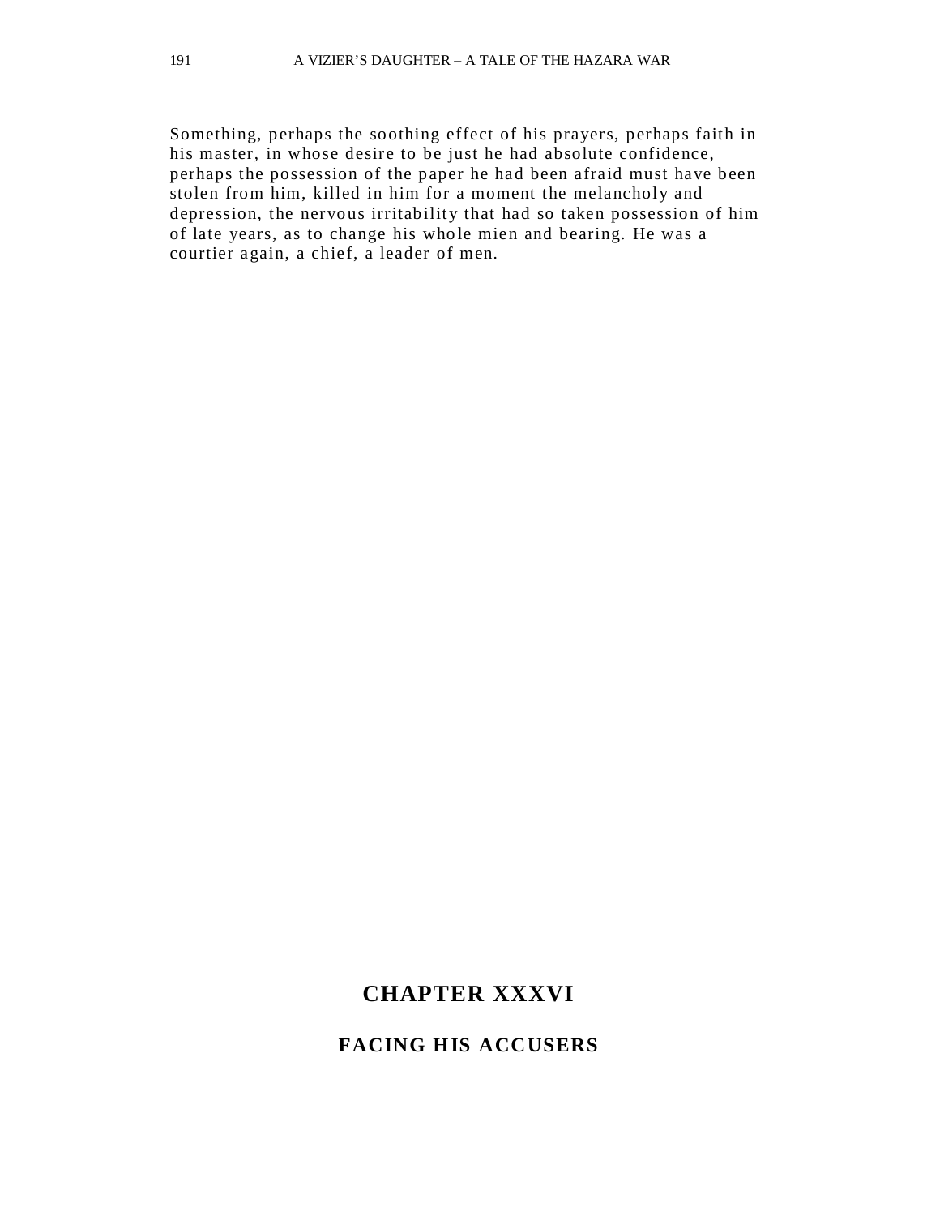Something, perhaps the soothing effect of his prayers, perhaps faith in his master, in whose desire to be just he had absolute confidence, perhaps the possession of the paper he had been afraid must have been stolen from him, killed in him for a moment the melancholy and depression, the nervous irritability that had so taken possession of him of late years, as to change his whole mien and bearing. He was a courtier again, a chief, a leader of men.

## CHAPTER XXXVI

### FACING HIS ACCUSERS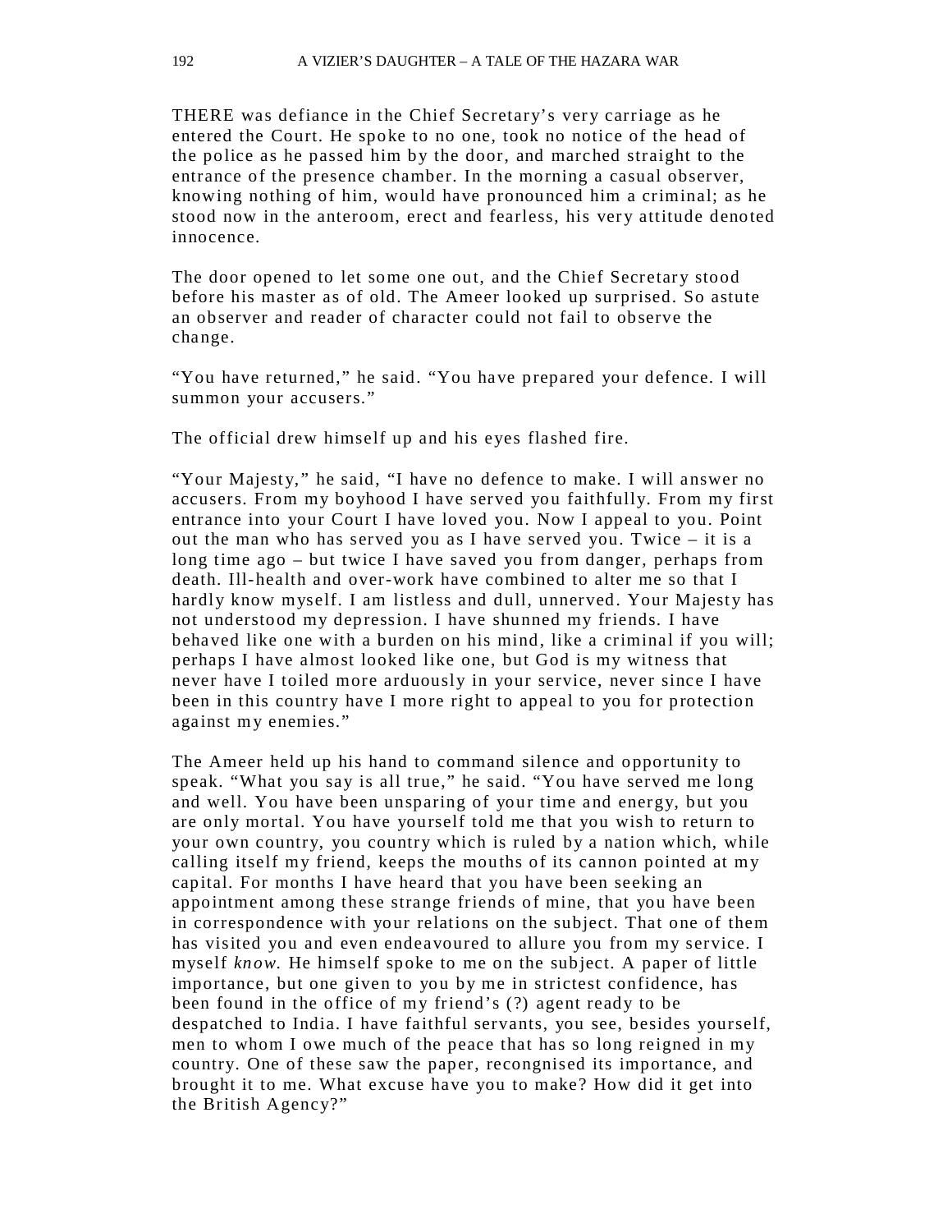THERE was defiance in the Chief Secretary's very carriage as he entered the Court. He spoke to no one, took no notice of the head of the police as he passed him by the door, and marched straight to the entrance of the presence chamber. In the morning a casual observer, knowing nothing of him, would have pronounced him a criminal; as he stood now in the anteroom, erect and fearless, his very attitude denoted innocence.

The door opened to let some one out, and the Chief Secretary stood before his master as of old. The Ameer looked up surprised. So astute an observer and reader of character could not fail to observe the change.

"You have returned," he said. "You have prepared your defence. I will summon your accusers."

The official drew himself up and his eyes flashed fire.

"Your Majesty," he said, "I have no defence to make. I will answer no accusers. From my boyhood I have served you faithfully. From my first entrance into your Court I have loved you. Now I appeal to you. Point out the man who has served you as I have served you. Twice – it is a long time ago – but twice I have saved you from danger, perhaps from death. Ill-health and over-work have combined to alter me so that I hardly know myself. I am listless and dull, unnerved. Your Majesty has not understood my depression. I have shunned my friends. I have behaved like one with a burden on his mind, like a criminal if you will; perhaps I have almost looked like one, but God is my witness that never have I toiled more arduously in your service, never since I have been in this country have I more right to appeal to you for protection against my enemies."

The Ameer held up his hand to command silence and opportunity to speak. "What you say is all true," he said. "You have served me long and well. You have been unsparing of your time and energy, but you are only mortal. You have yourself told me that you wish to return to your own country, you country which is ruled by a nation which, while calling itself my friend, keeps the mouths of its cannon pointed at my capital. For months I have heard that you have been seeking an appointment among these strange friends of mine, that you have been in correspondence with your relations on the subject. That one of them has visited you and even endeavoured to allure you from my service. I myself *know.* He himself spoke to me on the subject. A paper of little importance, but one given to you by me in strictest confidence, has been found in the office of my friend's (?) agent ready to be despatched to India. I have faithful servants, you see, besides yourself, men to whom I owe much of the peace that has so long reigned in my country. One of these saw the paper, recongnised its importance, and brought it to me. What excuse have you to make? How did it get into the British Agency?"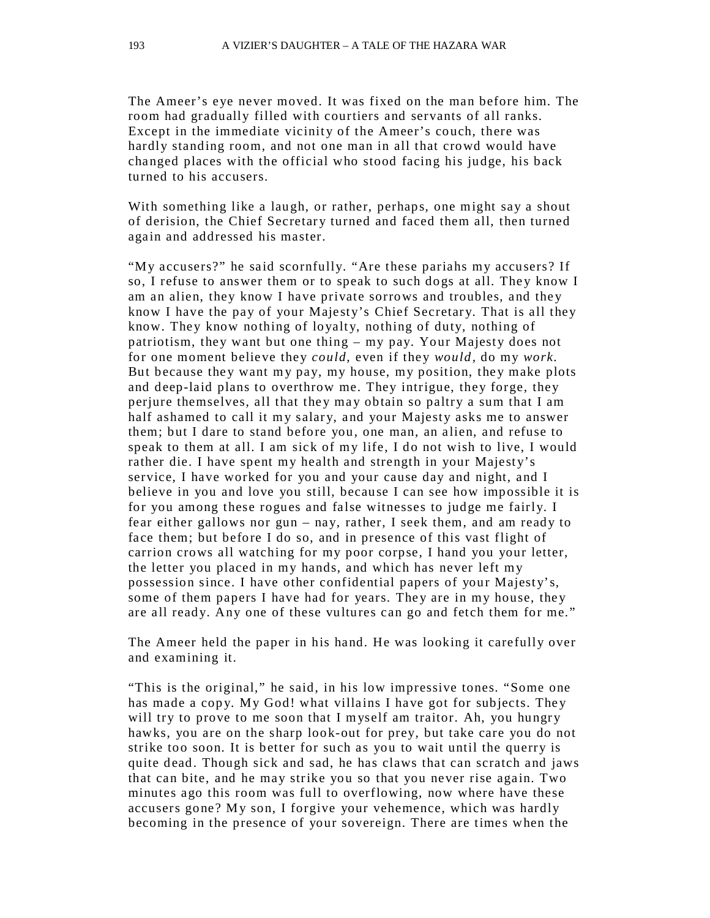The Ameer's eye never moved. It was fixed on the man before him. The room had gradually filled with courtiers and servants of all ranks. Except in the immediate vicinity of the Ameer's couch, there was hardly standing room, and not one man in all that crowd would have changed places with the official who stood facing his judge, his back turned to his accusers.

With something like a laugh, or rather, perhaps, one might say a shout of derision, the Chief Secretary turned and faced them all, then turned again and addressed his master.

"My accusers?" he said scornfully. "Are these pariahs my accusers? If so, I refuse to answer them or to speak to such dogs at all. They know I am an alien, they know I have private sorrows and troubles, and they know I have the pay of your Majesty's Chief Secretary. That is all they know. They know nothing of loyalty, nothing of duty, nothing of patriotism, they want but one thing – my pay. Your Majesty does not for one moment believe they *could*, even if they *would*, do my *work*. But because they want my pay, my house, my position, they make plots and deep-laid plans to overthrow me. They intrigue, they forge, they perjure themselves, all that they may obtain so paltry a sum that I am half ashamed to call it my salary, and your Majesty asks me to answer them; but I dare to stand before you, one man, an alien, and refuse to speak to them at all. I am sick of my life, I do not wish to live, I would rather die. I have spent my health and strength in your Majesty's service, I have worked for you and your cause day and night, and I believe in you and love you still, because I can see how impossible it is for you among these rogues and false witnesses to judge me fairly. I fear either gallows nor gun – nay, rather, I seek them, and am ready to face them; but before I do so, and in presence of this vast flight of carrion crows all watching for my poor corpse, I hand you your letter, the letter you placed in my hands, and which has never left my possession since. I have other confidential papers of your Majesty's, some of them papers I have had for years. They are in my house, they are all ready. Any one of these vultures can go and fetch them for me."

The Ameer held the paper in his hand. He was looking it carefully over and examining it.

"This is the original," he said, in his low impressive tones. "Some one has made a copy. My God! what villains I have got for subjects. They will try to prove to me soon that I myself am traitor. Ah, you hungry hawks, you are on the sharp look-out for prey, but take care you do not strike too soon. It is better for such as you to wait until the querry is quite dead. Though sick and sad, he has claws that can scratch and jaws that can bite, and he may strike you so that you never rise again. Two minutes ago this room was full to overflowing, now where have these accusers gone? My son, I forgive your vehemence, which was hardly becoming in the presence of your sovereign. There are times when the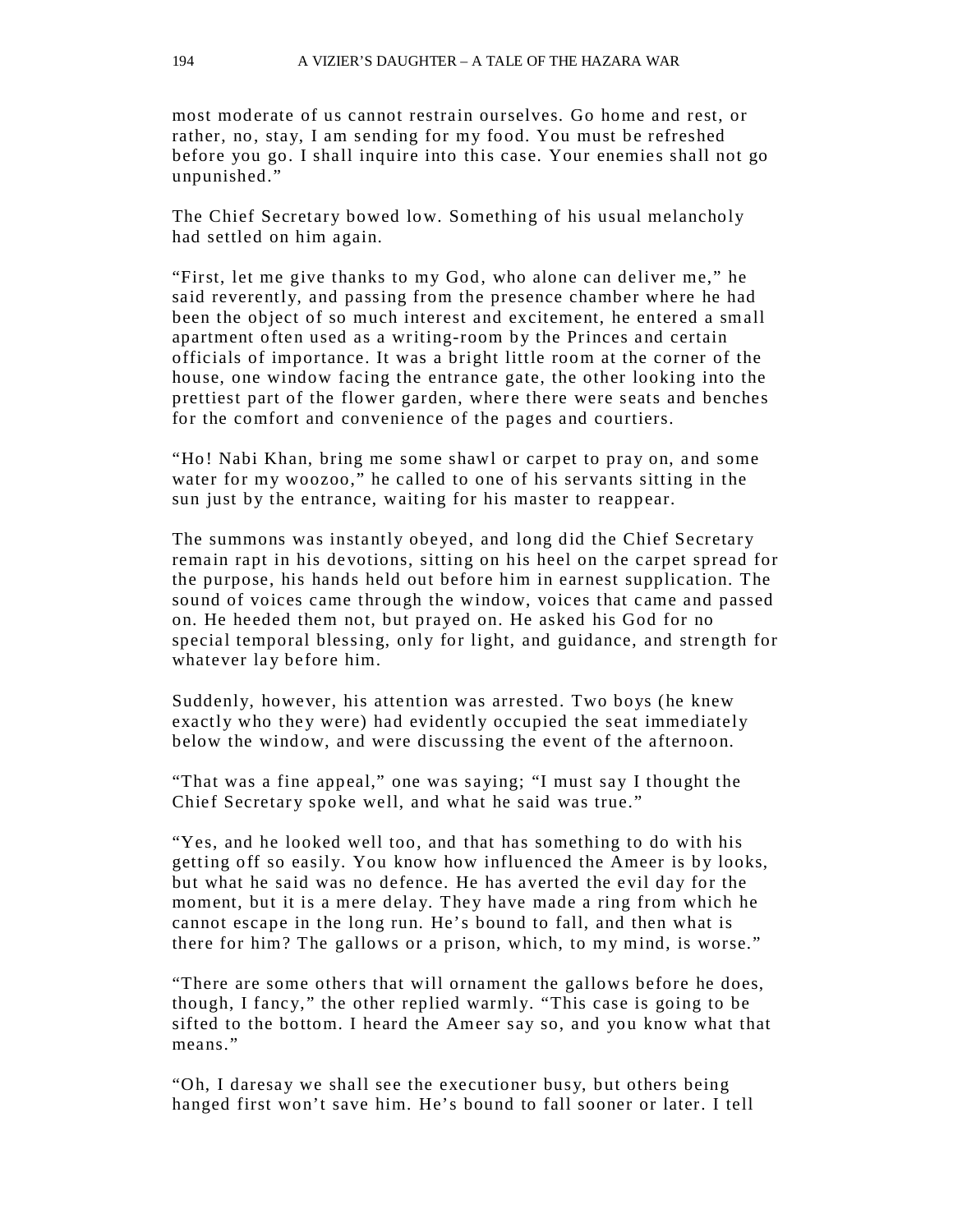most moderate of us cannot restrain ourselves. Go home and rest, or rather, no, stay, I am sending for my food. You must be refreshed before you go. I shall inquire into this case. Your enemies shall not go unpunished.”

The Chief Secretary bowed low. Something of his usual melancholy had settled on him again.

“First, let me give thanks to my God, who alone can deliver me,” he said reverently, and passing from the presence chamber where he had been the object of so much interest and excitement, he entered a small apartment often used as a writing-room by the Princes and certain officials of importance. It was a bright little room at the corner of the house, one window facing the entrance gate, the other looking into the prettiest part of the flower garden, where there were seats and benches for the comfort and convenience of the pages and courtiers.

“Ho! Nabi Khan, bring me some shawl or carpet to pray on, and some water for my woozoo,” he called to one of his servants sitting in the sun just by the entrance, waiting for his master to reappear.

The summons was instantly obeyed, and long did the Chief Secretary remain rapt in his devotions, sitting on his heel on the carpet spread for the purpose, his hands held out before him in earnest supplication. The sound of voices came through the window, voices that came and passed on. He heeded them not, but prayed on. He asked his God for no special temporal blessing, only for light, and guidance, and strength for whatever lay before him.

Suddenly, however, his attention was arrested. Two boys (he knew exactly who they were) had evidently occupied the seat immediately below the window, and were discussing the event of the afternoon.

“That was a fine appeal,” one was saying; “I must say I thought the Chief Secretary spoke well, and what he said was true.”

“Yes, and he looked well too, and that has something to do with his getting off so easily. You know how influenced the Ameer is by looks, but what he said was no defence. He has averted the evil day for the moment, but it is a mere delay. They have made a ring from which he cannot escape in the long run. He’s bound to fall, and then what is there for him? The gallows or a prison, which, to my mind, is worse.”

“There are some others that will ornament the gallows before he does, though, I fancy,” the other replied warmly. “This case is going to be sifted to the bottom. I heard the Ameer say so, and you know what that means.”

“Oh, I daresay we shall see the executioner busy, but others being hanged first won’t save him. He’s bound to fall sooner or later. I tell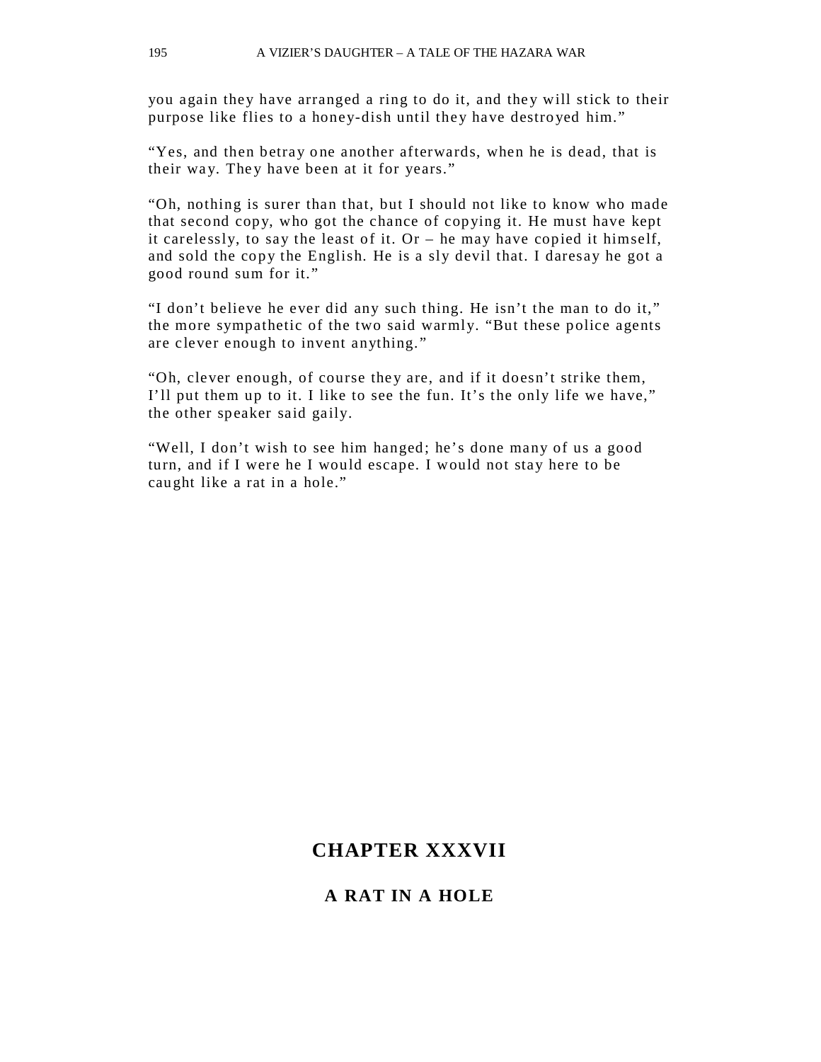you again they have arranged a ring to do it, and they will stick to their purpose like flies to a honey-dish until they have destroyed him."

"Yes, and then betray one another afterwards, when he is dead, that is their way. They have been at it for years."

"Oh, nothing is surer than that, but I should not like to know who made that second copy, who got the chance of copying it. He must have kept it carelessly, to say the least of it. Or – he may have copied it himself, and sold the copy the English. He is a sly devil that. I daresay he got a good round sum for it."

"I don't believe he ever did any such thing. He isn't the man to do it," the more sympathetic of the two said warmly. "But these police agents are clever enough to invent anything."

"Oh, clever enough, of course they are, and if it doesn't strike them, I'll put them up to it. I like to see the fun. It's the only life we have," the other speaker said gaily.

"Well, I don't wish to see him hanged; he's done many of us a good turn, and if I were he I would escape. I would not stay here to be caught like a rat in a hole."

## CHAPTER XXXVII

### A RAT IN A HOLE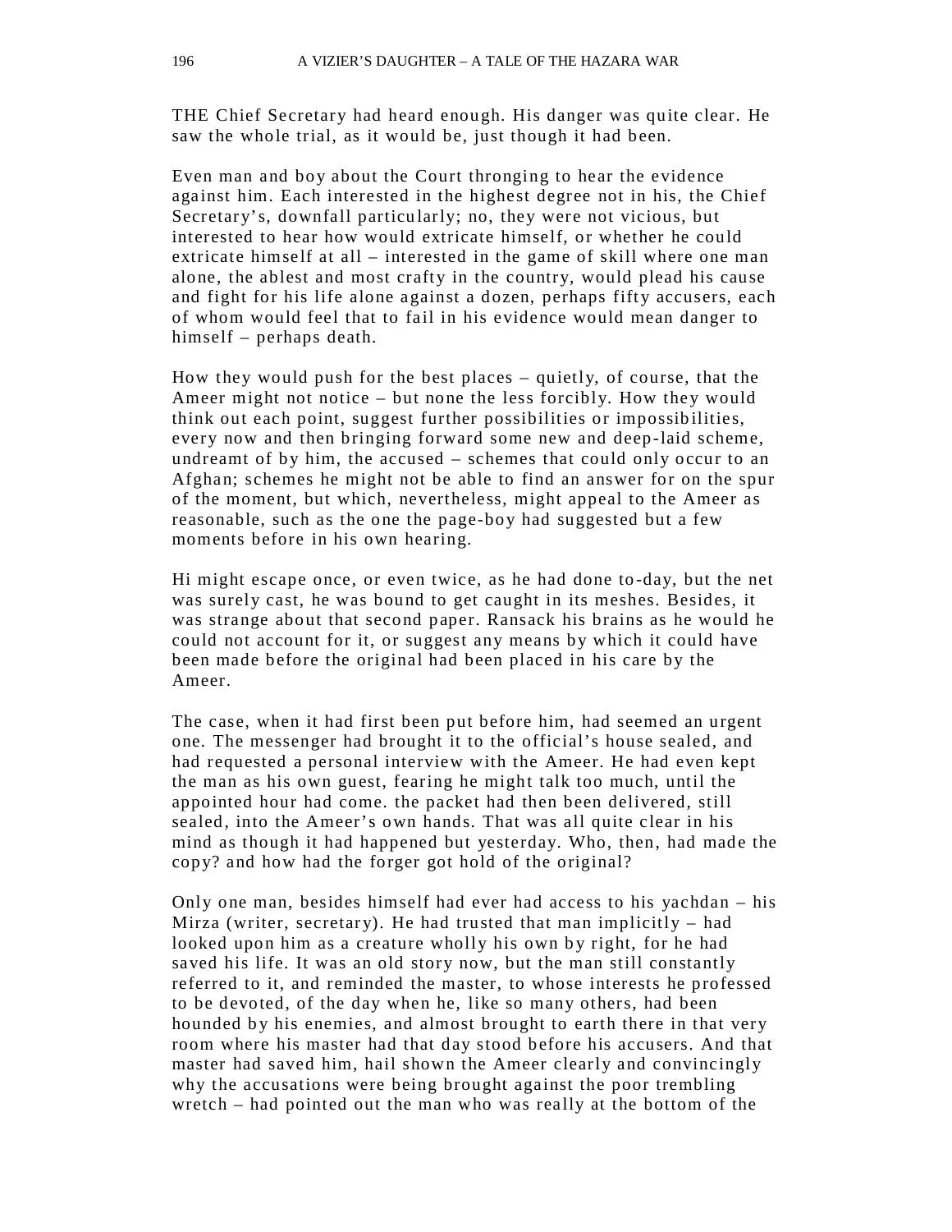THE Chief Secretary had heard enough. His danger was quite clear. He saw the whole trial, as it would be, just though it had been.

Even man and boy about the Court thronging to hear the evidence against him. Each interested in the highest degree not in his, the Chief Secretary's, downfall particularly; no, they were not vicious, but interested to hear how would extricate himself, or whether he could extricate himself at all – interested in the game of skill where one man alone, the ablest and most crafty in the country, would plead his cause and fight for his life alone against a dozen, perhaps fifty accusers, each of whom would feel that to fail in his evidence would mean danger to himself – perhaps death.

How they would push for the best places – quietly, of course, that the Ameer might not notice – but none the less forcibly. How they would think out each point, suggest further possibilities or impossibilities, every now and then bringing forward some new and deep-laid scheme, undreamt of by him, the accused – schemes that could only occur to an Afghan; schemes he might not be able to find an answer for on the spur of the moment, but which, nevertheless, might appeal to the Ameer as reasonable, such as the one the page-boy had suggested but a few moments before in his own hearing.

Hi might escape once, or even twice, as he had done to-day, but the net was surely cast, he was bound to get caught in its meshes. Besides, it was strange about that second paper. Ransack his brains as he would he could not account for it, or suggest any means by which it could have been made before the original had been placed in his care by the Ameer.

The case, when it had first been put before him, had seemed an urgent one. The messenger had brought it to the official's house sealed, and had requested a personal interview with the Ameer. He had even kept the man as his own guest, fearing he might talk too much, until the appointed hour had come. the packet had then been delivered, still sealed, into the Ameer's own hands. That was all quite clear in his mind as though it had happened but yesterday. Who, then, had made the copy? and how had the forger got hold of the original?

Only one man, besides himself had ever had access to his yachdan – his Mirza (writer, secretary). He had trusted that man implicitly – had looked upon him as a creature wholly his own by right, for he had saved his life. It was an old story now, but the man still constantly referred to it, and reminded the master, to whose interests he professed to be devoted, of the day when he, like so many others, had been hounded by his enemies, and almost brought to earth there in that very room where his master had that day stood before his accusers. And that master had saved him, hail shown the Ameer clearly and convincingly why the accusations were being brought against the poor trembling wretch – had pointed out the man who was really at the bottom of the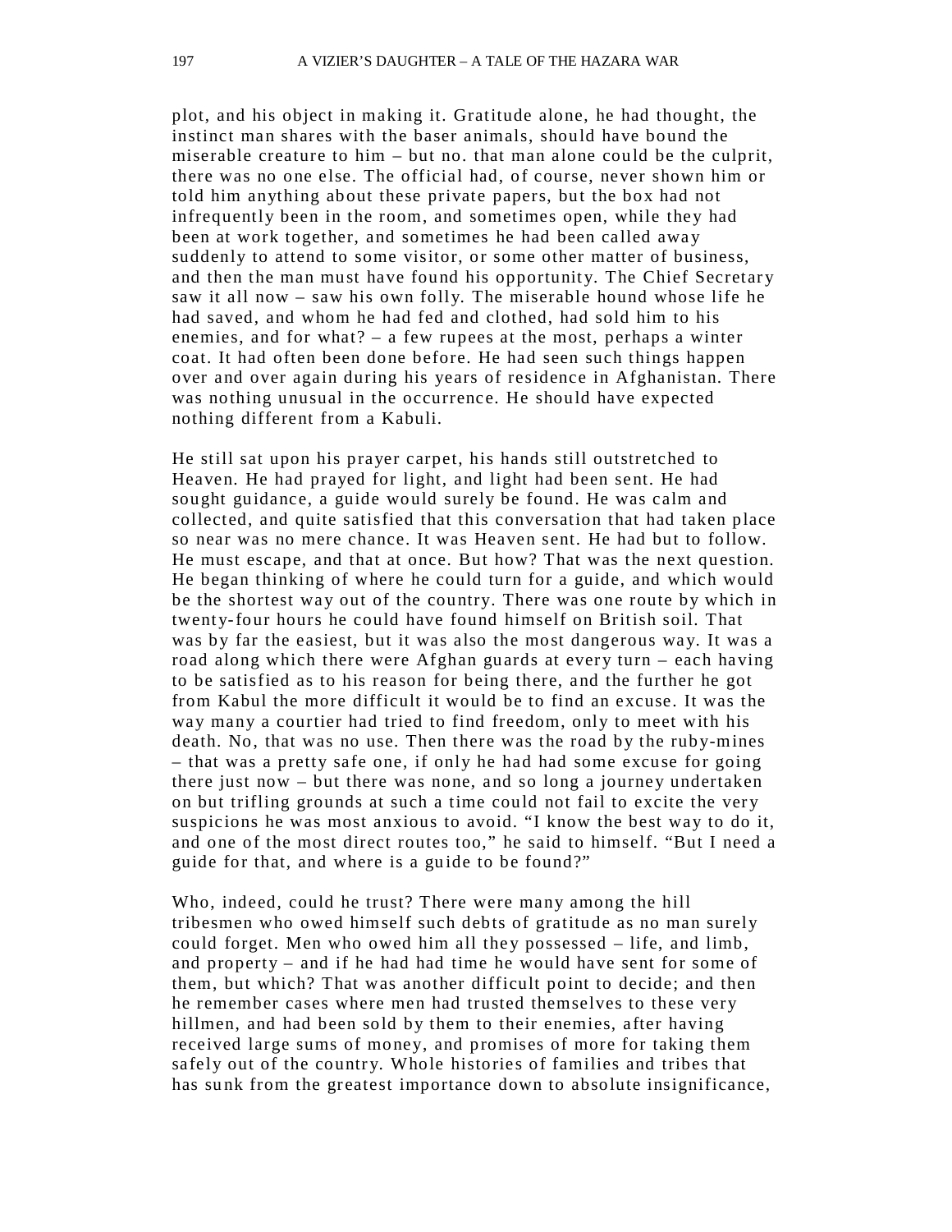plot, and his object in making it. Gratitude alone, he had thought, the instinct man shares with the baser animals, should have bound the miserable creature to him – but no. that man alone could be the culprit, there was no one else. The official had, of course, never shown him or told him anything about these private papers, but the box had not infrequently been in the room, and sometimes open, while they had been at work together, and sometimes he had been called away suddenly to attend to some visitor, or some other matter of business, and then the man must have found his opportunity. The Chief Secretary saw it all now – saw his own folly. The miserable hound whose life he had saved, and whom he had fed and clothed, had sold him to his enemies, and for what? – a few rupees at the most, perhaps a winter coat. It had often been done before. He had seen such things happen over and over again during his years of residence in Afghanistan. There was nothing unusual in the occurrence. He should have expected nothing different from a Kabuli.

He still sat upon his prayer carpet, his hands still outstretched to Heaven. He had prayed for light, and light had been sent. He had sought guidance, a guide would surely be found. He was calm and collected, and quite satisfied that this conversation that had taken place so near was no mere chance. It was Heaven sent. He had but to follow. He must escape, and that at once. But how? That was the next question. He began thinking of where he could turn for a guide, and which would be the shortest way out of the country. There was one route by which in twenty-four hours he could have found himself on British soil. That was by far the easiest, but it was also the most dangerous way. It was a road along which there were Afghan guards at every turn – each having to be satisfied as to his reason for being there, and the further he got from Kabul the more difficult it would be to find an excuse. It was the way many a courtier had tried to find freedom, only to meet with his death. No, that was no use. Then there was the road by the ruby-mines – that was a pretty safe one, if only he had had some excuse for going there just now – but there was none, and so long a journey undertaken on but trifling grounds at such a time could not fail to excite the very suspicions he was most anxious to avoid. "I know the best way to do it, and one of the most direct routes too," he said to himself. "But I need a guide for that, and where is a guide to be found?"

Who, indeed, could he trust? There were many among the hill tribesmen who owed himself such debts of gratitude as no man surely could forget. Men who owed him all they possessed – life, and limb, and property – and if he had had time he would have sent for some of them, but which? That was another difficult point to decide; and then he remember cases where men had trusted themselves to these very hillmen, and had been sold by them to their enemies, after having received large sums of money, and promises of more for taking them safely out of the country. Whole histories of families and tribes that has sunk from the greatest importance down to absolute insignificance,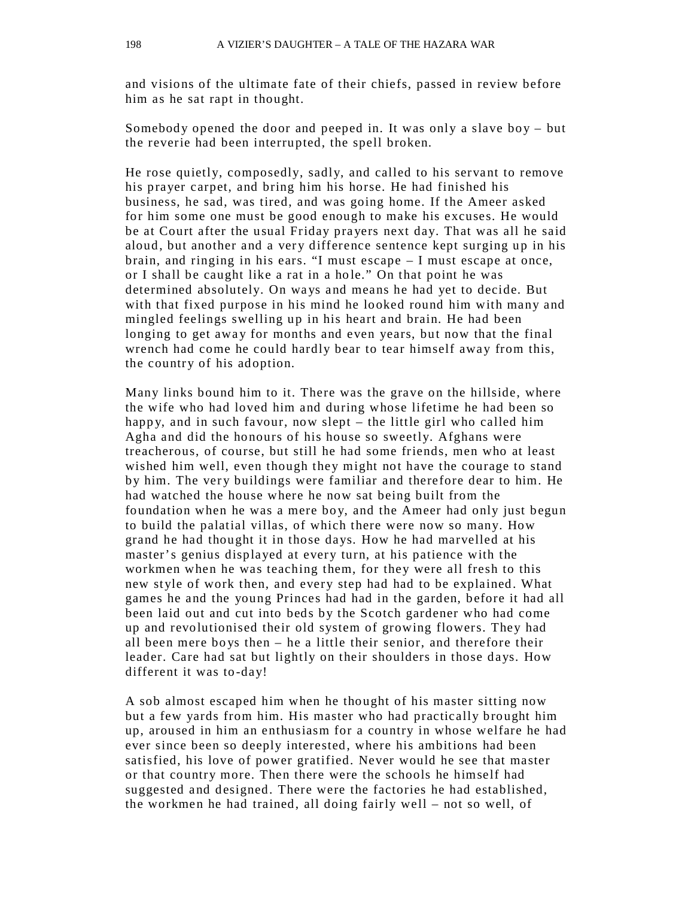and visions of the ultimate fate of their chiefs, passed in review before him as he sat rapt in thought.

Somebody opened the door and peeped in. It was only a slave boy – but the reverie had been interrupted, the spell broken.

He rose quietly, composedly, sadly, and called to his servant to remove his prayer carpet, and bring him his horse. He had finished his business, he sad, was tired, and was going home. If the Ameer asked for him some one must be good enough to make his excuses. He would be at Court after the usual Friday prayers next day. That was all he said aloud, but another and a very difference sentence kept surging up in his brain, and ringing in his ears. "I must escape – I must escape at once, or I shall be caught like a rat in a hole." On that point he was determined absolutely. On ways and means he had yet to decide. But with that fixed purpose in his mind he looked round him with many and mingled feelings swelling up in his heart and brain. He had been longing to get away for months and even years, but now that the final wrench had come he could hardly bear to tear himself away from this, the country of his adoption.

Many links bound him to it. There was the grave on the hillside, where the wife who had loved him and during whose lifetime he had been so happy, and in such favour, now slept – the little girl who called him Agha and did the honours of his house so sweetly. Afghans were treacherous, of course, but still he had some friends, men who at least wished him well, even though they might not have the courage to stand by him. The very buildings were familiar and therefore dear to him. He had watched the house where he now sat being built from the foundation when he was a mere boy, and the Ameer had only just begun to build the palatial villas, of which there were now so many. How grand he had thought it in those days. How he had marvelled at his master's genius displayed at every turn, at his patience with the workmen when he was teaching them, for they were all fresh to this new style of work then, and every step had had to be explained. What games he and the young Princes had had in the garden, before it had all been laid out and cut into beds by the Scotch gardener who had come up and revolutionised their old system of growing flowers. They had all been mere boys then – he a little their senior, and therefore their leader. Care had sat but lightly on their shoulders in those days. How different it was to-day!

A sob almost escaped him when he thought of his master sitting now but a few yards from him. His master who had practically brought him up, aroused in him an enthusiasm for a country in whose welfare he had ever since been so deeply interested, where his ambitions had been satisfied, his love of power gratified. Never would he see that master or that country more. Then there were the schools he himself had suggested and designed. There were the factories he had established, the workmen he had trained, all doing fairly well – not so well, of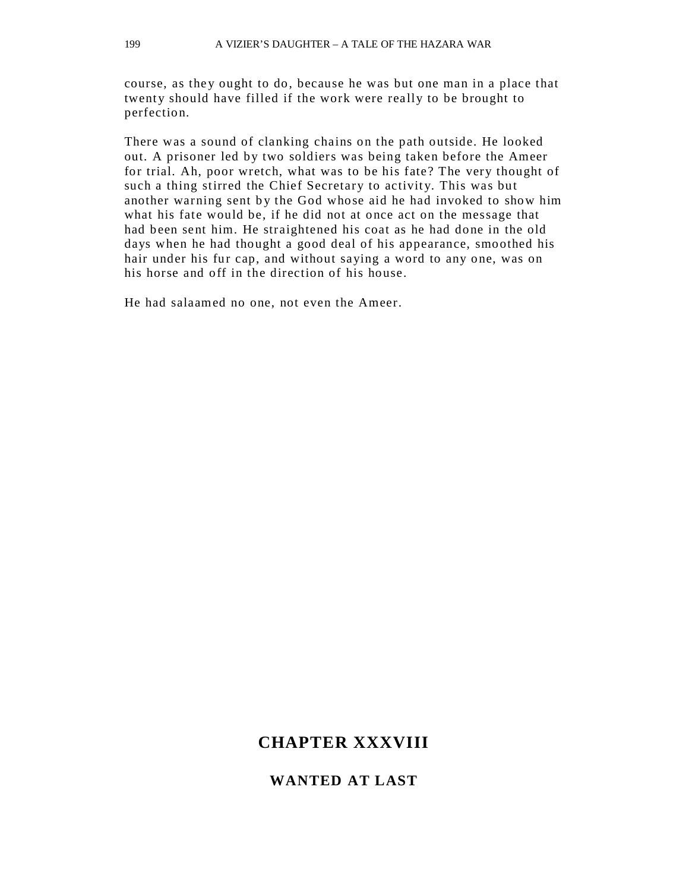course, as they ought to do, because he was but one man in a place that twenty should have filled if the work were really to be brought to perfection.

There was a sound of clanking chains on the path outside. He looked out. A prisoner led by two soldiers was being taken before the Ameer for trial. Ah, poor wretch, what was to be his fate? The very thought of such a thing stirred the Chief Secretary to activity. This was but another warning sent by the God whose aid he had invoked to show him what his fate would be, if he did not at once act on the message that had been sent him. He straightened his coat as he had done in the old days when he had thought a good deal of his appearance, smoothed his hair under his fur cap, and without saying a word to any one, was on his horse and off in the direction of his house.

He had salaamed no one, not even the Ameer.

## CHAPTER XXXVIII

### WANTED AT LAST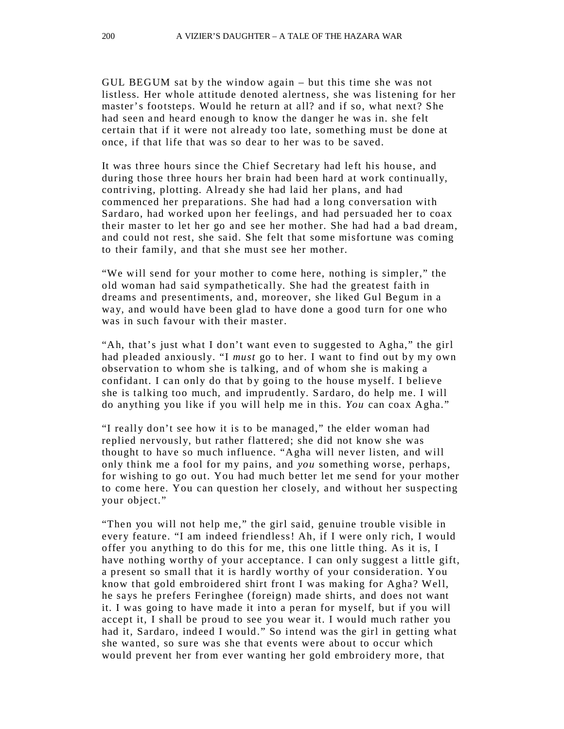GUL BEGUM sat by the window again – but this time she was not listless. Her whole attitude denoted alertness, she was listening for her master's footsteps. Would he return at all? and if so, what next? She had seen and heard enough to know the danger he was in. she felt certain that if it were not already too late, something must be done at once, if that life that was so dear to her was to be saved.

It was three hours since the Chief Secretary had left his house, and during those three hours her brain had been hard at work continually, contriving, plotting. Already she had laid her plans, and had commenced her preparations. She had had a long conversation with Sardaro, had worked upon her feelings, and had persuaded her to coax their master to let her go and see her mother. She had had a bad dream, and could not rest, she said. She felt that some misfortune was coming to their family, and that she must see her mother.

"We will send for your mother to come here, nothing is simpler," the old woman had said sympathetically. She had the greatest faith in dreams and presentiments, and, moreover, she liked Gul Begum in a way, and would have been glad to have done a good turn for one who was in such favour with their master.

"Ah, that's just what I don't want even to suggested to Agha," the girl had pleaded anxiously. "I *must* go to her. I want to find out by my own observation to whom she is talking, and of whom she is making a confidant. I can only do that by going to the house myself. I believe she is talking too much, and imprudently. Sardaro, do help me. I will do anything you like if you will help me in this. *You* can coax Agha."

"I really don't see how it is to be managed," the elder woman had replied nervously, but rather flattered; she did not know she was thought to have so much influence. "Agha will never listen, and will only think me a fool for my pains, and *you* something worse, perhaps, for wishing to go out. You had much better let me send for your mother to come here. You can question her closely, and without her suspecting your object."

"Then you will not help me," the girl said, genuine trouble visible in every feature. "I am indeed friendless! Ah, if I were only rich, I would offer you anything to do this for me, this one little thing. As it is, I have nothing worthy of your acceptance. I can only suggest a little gift, a present so small that it is hardly worthy of your consideration. You know that gold embroidered shirt front I was making for Agha? Well, he says he prefers Feringhee (foreign) made shirts, and does not want it. I was going to have made it into a peran for myself, but if you will accept it, I shall be proud to see you wear it. I would much rather you had it, Sardaro, indeed I would." So intend was the girl in getting what she wanted, so sure was she that events were about to occur which would prevent her from ever wanting her gold embroidery more, that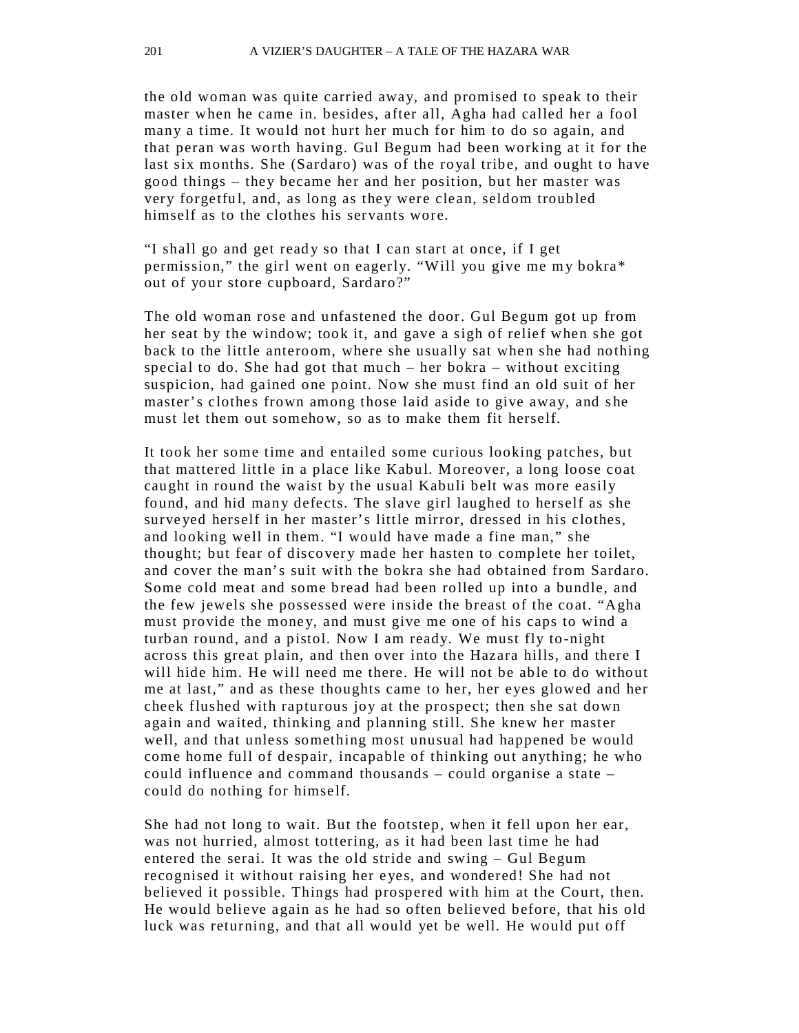the old woman was quite carried away, and promised to speak to their master when he came in. besides, after all, Agha had called her a fool many a time. It would not hurt her much for him to do so again, and that peran was worth having. Gul Begum had been working at it for the last six months. She (Sardaro) was of the royal tribe, and ought to have good things – they became her and her position, but her master was very forgetful, and, as long as they were clean, seldom troubled himself as to the clothes his servants wore.

"I shall go and get ready so that I can start at once, if I get permission," the girl went on eagerly. "Will you give me my bokra* out of your store cupboard, Sardaro?"

The old woman rose and unfastened the door. Gul Begum got up from her seat by the window; took it, and gave a sigh of relief when she got back to the little anteroom, where she usually sat when she had nothing special to do. She had got that much – her bokra – without exciting suspicion, had gained one point. Now she must find an old suit of her master's clothes frown among those laid aside to give away, and she must let them out somehow, so as to make them fit herself.

It took her some time and entailed some curious looking patches, but that mattered little in a place like Kabul. Moreover, a long loose coat caught in round the waist by the usual Kabuli belt was more easily found, and hid many defects. The slave girl laughed to herself as she surveyed herself in her master's little mirror, dressed in his clothes, and looking well in them. "I would have made a fine man," she thought; but fear of discovery made her hasten to complete her toilet, and cover the man's suit with the bokra she had obtained from Sardaro. Some cold meat and some bread had been rolled up into a bundle, and the few jewels she possessed were inside the breast of the coat. "Agha must provide the money, and must give me one of his caps to wind a turban round, and a pistol. Now I am ready. We must fly to-night across this great plain, and then over into the Hazara hills, and there I will hide him. He will need me there. He will not be able to do without me at last," and as these thoughts came to her, her eyes glowed and her cheek flushed with rapturous joy at the prospect; then she sat down again and waited, thinking and planning still. She knew her master well, and that unless something most unusual had happened be would come home full of despair, incapable of thinking out anything; he who could influence and command thousands – could organise a state – could do nothing for himself.

She had not long to wait. But the footstep, when it fell upon her ear, was not hurried, almost tottering, as it had been last time he had entered the serai. It was the old stride and swing – Gul Begum recognised it without raising her eyes, and wondered! She had not believed it possible. Things had prospered with him at the Court, then. He would believe again as he had so often believed before, that his old luck was returning, and that all would yet be well. He would put off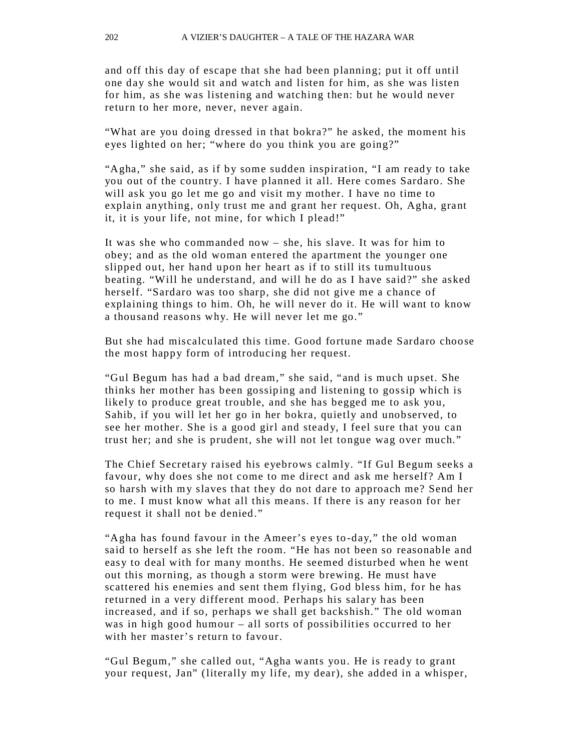and off this day of escape that she had been planning; put it off until one day she would sit and watch and listen for him, as she was listen for him, as she was listening and watching then: but he would never return to her more, never, never again.

"What are you doing dressed in that bokra?" he asked, the moment his eyes lighted on her; "where do you think you are going?"

"Agha," she said, as if by some sudden inspiration, "I am ready to take you out of the country. I have planned it all. Here comes Sardaro. She will ask you go let me go and visit my mother. I have no time to explain anything, only trust me and grant her request. Oh, Agha, grant it, it is your life, not mine, for which I plead!"

It was she who commanded now – she, his slave. It was for him to obey; and as the old woman entered the apartment the younger one slipped out, her hand upon her heart as if to still its tumultuous beating. "Will he understand, and will he do as I have said?" she asked herself. "Sardaro was too sharp, she did not give me a chance of explaining things to him. Oh, he will never do it. He will want to know a thousand reasons why. He will never let me go."

But she had miscalculated this time. Good fortune made Sardaro choose the most happy form of introducing her request.

"Gul Begum has had a bad dream," she said, "and is much upset. She thinks her mother has been gossiping and listening to gossip which is likely to produce great trouble, and she has begged me to ask you, Sahib, if you will let her go in her bokra, quietly and unobserved, to see her mother. She is a good girl and steady, I feel sure that you can trust her; and she is prudent, she will not let tongue wag over much."

The Chief Secretary raised his eyebrows calmly. "If Gul Begum seeks a favour, why does she not come to me direct and ask me herself? Am I so harsh with my slaves that they do not dare to approach me? Send her to me. I must know what all this means. If there is any reason for her request it shall not be denied."

"Agha has found favour in the Ameer's eyes to-day," the old woman said to herself as she left the room. "He has not been so reasonable and easy to deal with for many months. He seemed disturbed when he went out this morning, as though a storm were brewing. He must have scattered his enemies and sent them flying, God bless him, for he has returned in a very different mood. Perhaps his salary has been increased, and if so, perhaps we shall get backshish." The old woman was in high good humour – all sorts of possibilities occurred to her with her master's return to favour.

"Gul Begum," she called out, "Agha wants you. He is ready to grant your request, Jan" (literally my life, my dear), she added in a whisper,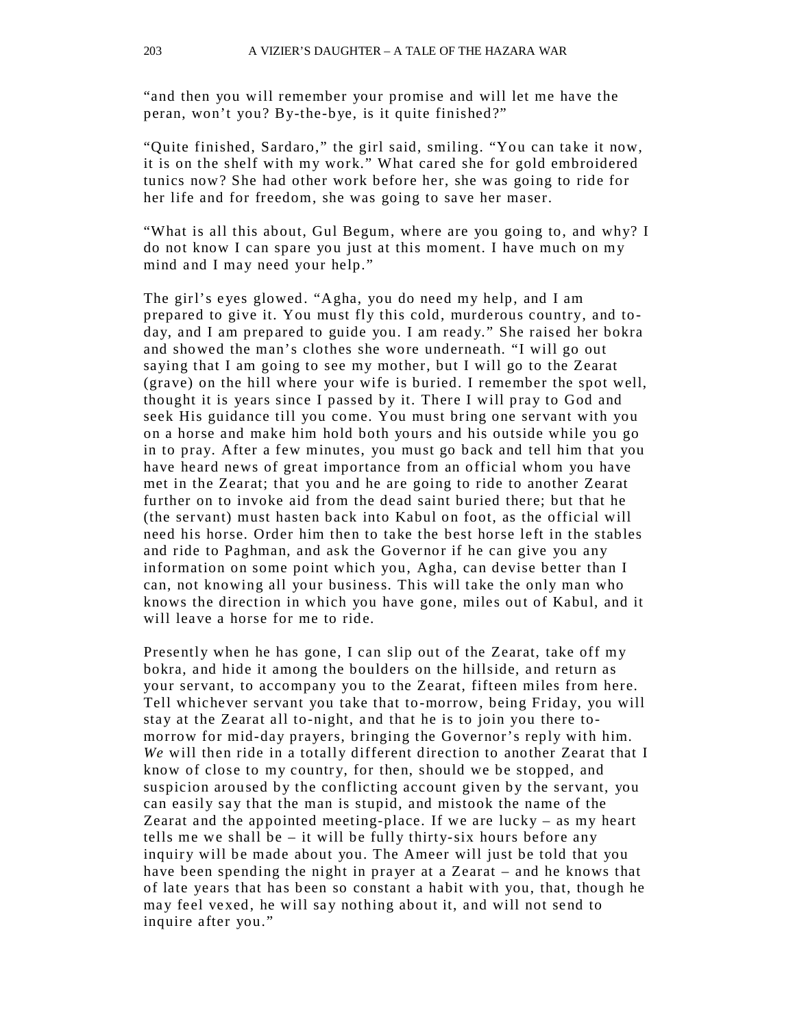"and then you will remember your promise and will let me have the peran, won't you? By-the-bye, is it quite finished?"

"Quite finished, Sardaro," the girl said, smiling. "You can take it now, it is on the shelf with my work." What cared she for gold embroidered tunics now? She had other work before her, she was going to ride for her life and for freedom, she was going to save her maser.

"What is all this about, Gul Begum, where are you going to, and why? I do not know I can spare you just at this moment. I have much on my mind and I may need your help."

The girl's eyes glowed. "Agha, you do need my help, and I am prepared to give it. You must fly this cold, murderous country, and to-day, and I am prepared to guide you. I am ready." She raised her bokra and showed the man's clothes she wore underneath. "I will go out saying that I am going to see my mother, but I will go to the Zearat (grave) on the hill where your wife is buried. I remember the spot well, thought it is years since I passed by it. There I will pray to God and seek His guidance till you come. You must bring one servant with you on a horse and make him hold both yours and his outside while you go in to pray. After a few minutes, you must go back and tell him that you have heard news of great importance from an official whom you have met in the Zearat; that you and he are going to ride to another Zearat further on to invoke aid from the dead saint buried there; but that he (the servant) must hasten back into Kabul on foot, as the official will need his horse. Order him then to take the best horse left in the stables and ride to Paghman, and ask the Governor if he can give you any information on some point which you, Agha, can devise better than I can, not knowing all your business. This will take the only man who knows the direction in which you have gone, miles out of Kabul, and it will leave a horse for me to ride.

Presently when he has gone, I can slip out of the Zearat, take off my bokra, and hide it among the boulders on the hillside, and return as your servant, to accompany you to the Zearat, fifteen miles from here. Tell whichever servant you take that to-morrow, being Friday, you will stay at the Zearat all to-night, and that he is to join you there to-morrow for mid-day prayers, bringing the Governor's reply with him. *We* will then ride in a totally different direction to another Zearat that I know of close to my country, for then, should we be stopped, and suspicion aroused by the conflicting account given by the servant, you can easily say that the man is stupid, and mistook the name of the Zearat and the appointed meeting-place. If we are lucky – as my heart tells me we shall be – it will be fully thirty-six hours before any inquiry will be made about you. The Ameer will just be told that you have been spending the night in prayer at a Zearat – and he knows that of late years that has been so constant a habit with you, that, though he may feel vexed, he will say nothing about it, and will not send to inquire after you."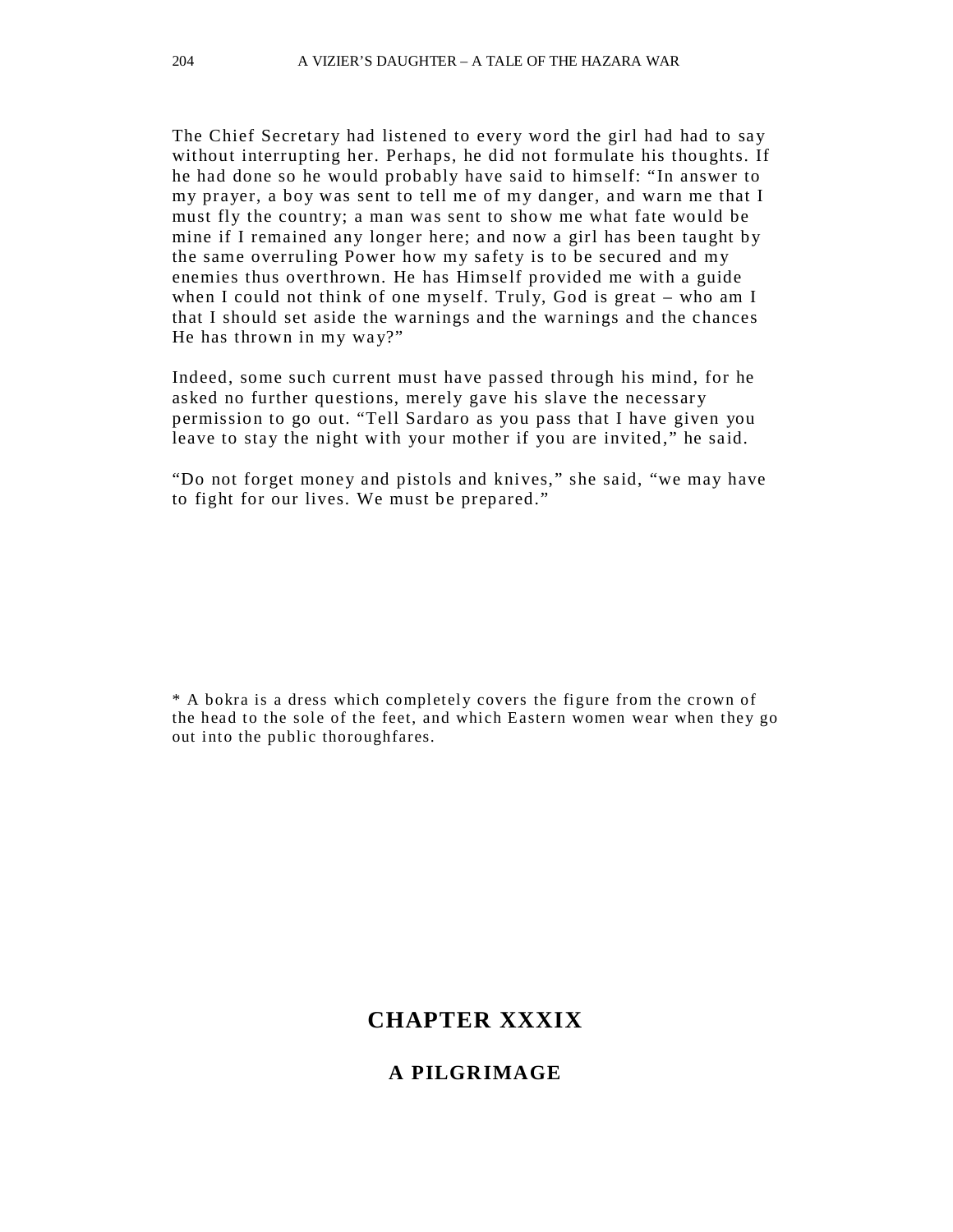The Chief Secretary had listened to every word the girl had had to say without interrupting her. Perhaps, he did not formulate his thoughts. If he had done so he would probably have said to himself: “In answer to my prayer, a boy was sent to tell me of my danger, and warn me that I must fly the country; a man was sent to show me what fate would be mine if I remained any longer here; and now a girl has been taught by the same overruling Power how my safety is to be secured and my enemies thus overthrown. He has Himself provided me with a guide when I could not think of one myself. Truly, God is great – who am I that I should set aside the warnings and the warnings and the chances He has thrown in my way?”

Indeed, some such current must have passed through his mind, for he asked no further questions, merely gave his slave the necessary permission to go out. “Tell Sardaro as you pass that I have given you leave to stay the night with your mother if you are invited,” he said.

“Do not forget money and pistols and knives,” she said, “we may have to fight for our lives. We must be prepared.”

* A bokra is a dress which completely covers the figure from the crown of the head to the sole of the feet, and which Eastern women wear when they go out into the public thoroughfares.

# CHAPTER XXXIX

## A PILGRIMAGE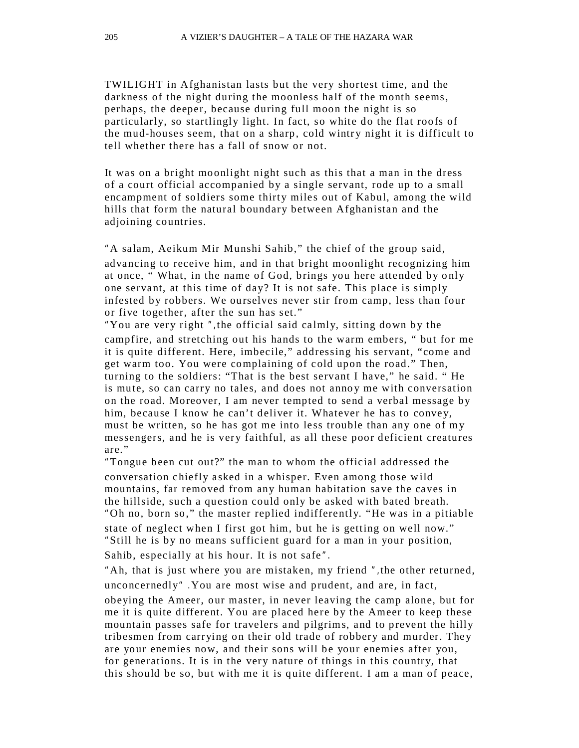TWILIGHT in Afghanistan lasts but the very shortest time, and the darkness of the night during the moonless half of the month seems, perhaps, the deeper, because during full moon the night is so particularly, so startlingly light. In fact, so white do the flat roofs of the mud-houses seem, that on a sharp, cold wintry night it is difficult to tell whether there has a fall of snow or not.

It was on a bright moonlight night such as this that a man in the dress of a court official accompanied by a single servant, rode up to a small encampment of soldiers some thirty miles out of Kabul, among the wild hills that form the natural boundary between Afghanistan and the adjoining countries.

"A salam, Aeikum Mir Munshi Sahib," the chief of the group said, advancing to receive him, and in that bright moonlight recognizing him at once, " What, in the name of God, brings you here attended by only one servant, at this time of day? It is not safe. This place is simply infested by robbers. We ourselves never stir from camp, less than four or five together, after the sun has set."

"You are very right ",the official said calmly, sitting down by the campfire, and stretching out his hands to the warm embers, " but for me it is quite different. Here, imbecile," addressing his servant, "come and get warm too. You were complaining of cold upon the road." Then, turning to the soldiers: "That is the best servant I have," he said. " He is mute, so can carry no tales, and does not annoy me with conversation on the road. Moreover, I am never tempted to send a verbal message by him, because I know he can't deliver it. Whatever he has to convey, must be written, so he has got me into less trouble than any one of my messengers, and he is very faithful, as all these poor deficient creatures are."

"Tongue been cut out?" the man to whom the official addressed the conversation chiefly asked in a whisper. Even among those wild mountains, far removed from any human habitation save the caves in the hillside, such a question could only be asked with bated breath.

"Oh no, born so," the master replied indifferently. "He was in a pitiable state of neglect when I first got him, but he is getting on well now."

"Still he is by no means sufficient guard for a man in your position, Sahib, especially at his hour. It is not safe".

"Ah, that is just where you are mistaken, my friend ",the other returned, unconcernedly" .You are most wise and prudent, and are, in fact, obeying the Ameer, our master, in never leaving the camp alone, but for me it is quite different. You are placed here by the Ameer to keep these mountain passes safe for travelers and pilgrims, and to prevent the hilly tribesmen from carrying on their old trade of robbery and murder. They are your enemies now, and their sons will be your enemies after you, for generations. It is in the very nature of things in this country, that this should be so, but with me it is quite different. I am a man of peace,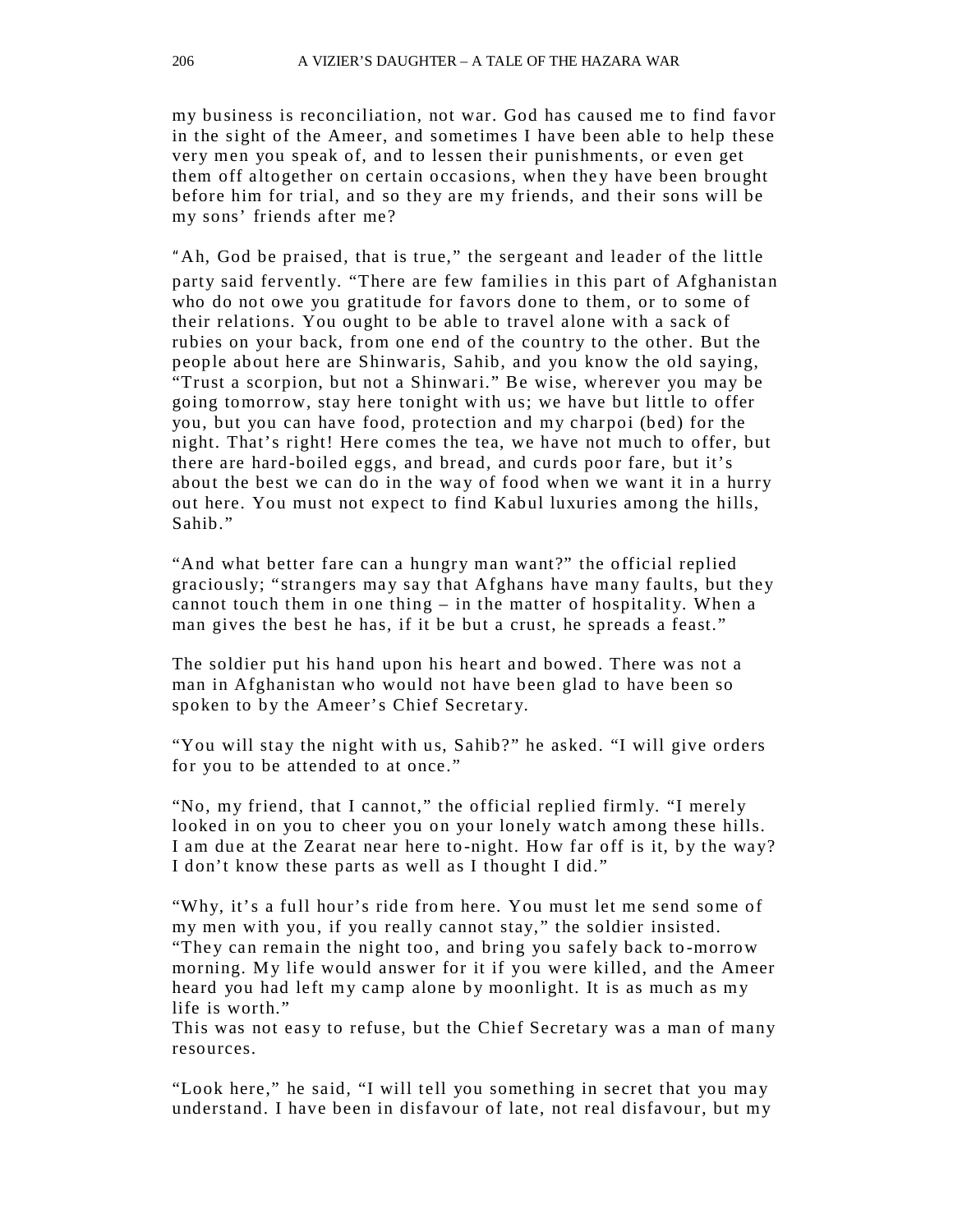my business is reconciliation, not war. God has caused me to find favor in the sight of the Ameer, and sometimes I have been able to help these very men you speak of, and to lessen their punishments, or even get them off altogether on certain occasions, when they have been brought before him for trial, and so they are my friends, and their sons will be my sons' friends after me?

"Ah, God be praised, that is true," the sergeant and leader of the little party said fervently. "There are few families in this part of Afghanistan who do not owe you gratitude for favors done to them, or to some of their relations. You ought to be able to travel alone with a sack of rubies on your back, from one end of the country to the other. But the people about here are Shinwaris, Sahib, and you know the old saying, "Trust a scorpion, but not a Shinwari." Be wise, wherever you may be going tomorrow, stay here tonight with us; we have but little to offer you, but you can have food, protection and my charpoi (bed) for the night. That's right! Here comes the tea, we have not much to offer, but there are hard-boiled eggs, and bread, and curds poor fare, but it's about the best we can do in the way of food when we want it in a hurry out here. You must not expect to find Kabul luxuries among the hills, Sahib."

"And what better fare can a hungry man want?" the official replied graciously; "strangers may say that Afghans have many faults, but they cannot touch them in one thing – in the matter of hospitality. When a man gives the best he has, if it be but a crust, he spreads a feast."

The soldier put his hand upon his heart and bowed. There was not a man in Afghanistan who would not have been glad to have been so spoken to by the Ameer's Chief Secretary.

"You will stay the night with us, Sahib?" he asked. "I will give orders for you to be attended to at once."

"No, my friend, that I cannot," the official replied firmly. "I merely looked in on you to cheer you on your lonely watch among these hills. I am due at the Zearat near here to-night. How far off is it, by the way? I don't know these parts as well as I thought I did."

"Why, it's a full hour's ride from here. You must let me send some of my men with you, if you really cannot stay," the soldier insisted. "They can remain the night too, and bring you safely back to-morrow morning. My life would answer for it if you were killed, and the Ameer heard you had left my camp alone by moonlight. It is as much as my life is worth."
This was not easy to refuse, but the Chief Secretary was a man of many resources.

"Look here," he said, "I will tell you something in secret that you may understand. I have been in disfavour of late, not real disfavour, but my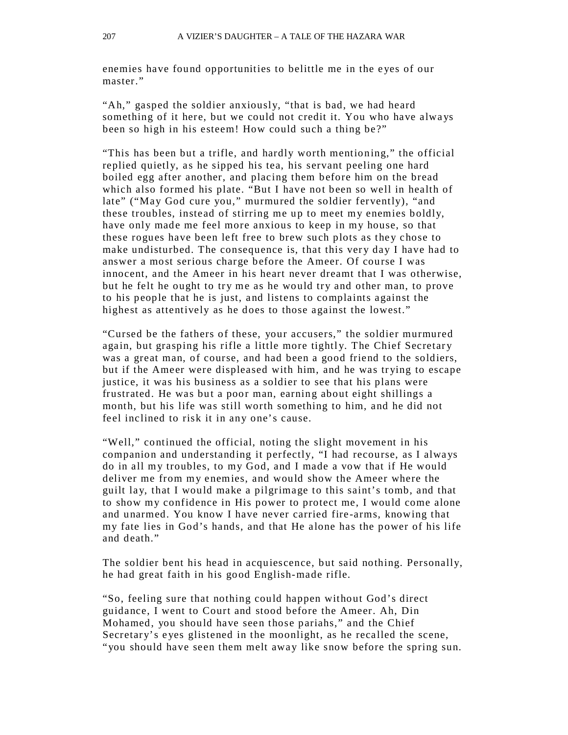enemies have found opportunities to belittle me in the eyes of our master."

"Ah," gasped the soldier anxiously, "that is bad, we had heard something of it here, but we could not credit it. You who have always been so high in his esteem! How could such a thing be?"

"This has been but a trifle, and hardly worth mentioning," the official replied quietly, as he sipped his tea, his servant peeling one hard boiled egg after another, and placing them before him on the bread which also formed his plate. "But I have not been so well in health of late" ("May God cure you," murmured the soldier fervently), "and these troubles, instead of stirring me up to meet my enemies boldly, have only made me feel more anxious to keep in my house, so that these rogues have been left free to brew such plots as they chose to make undisturbed. The consequence is, that this very day I have had to answer a most serious charge before the Ameer. Of course I was innocent, and the Ameer in his heart never dreamt that I was otherwise, but he felt he ought to try me as he would try and other man, to prove to his people that he is just, and listens to complaints against the highest as attentively as he does to those against the lowest."

"Cursed be the fathers of these, your accusers," the soldier murmured again, but grasping his rifle a little more tightly. The Chief Secretary was a great man, of course, and had been a good friend to the soldiers, but if the Ameer were displeased with him, and he was trying to escape justice, it was his business as a soldier to see that his plans were frustrated. He was but a poor man, earning about eight shillings a month, but his life was still worth something to him, and he did not feel inclined to risk it in any one's cause.

"Well," continued the official, noting the slight movement in his companion and understanding it perfectly, "I had recourse, as I always do in all my troubles, to my God, and I made a vow that if He would deliver me from my enemies, and would show the Ameer where the guilt lay, that I would make a pilgrimage to this saint's tomb, and that to show my confidence in His power to protect me, I would come alone and unarmed. You know I have never carried fire-arms, knowing that my fate lies in God's hands, and that He alone has the power of his life and death."

The soldier bent his head in acquiescence, but said nothing. Personally, he had great faith in his good English-made rifle.

"So, feeling sure that nothing could happen without God's direct guidance, I went to Court and stood before the Ameer. Ah, Din Mohamed, you should have seen those pariahs," and the Chief Secretary's eyes glistened in the moonlight, as he recalled the scene, "you should have seen them melt away like snow before the spring sun.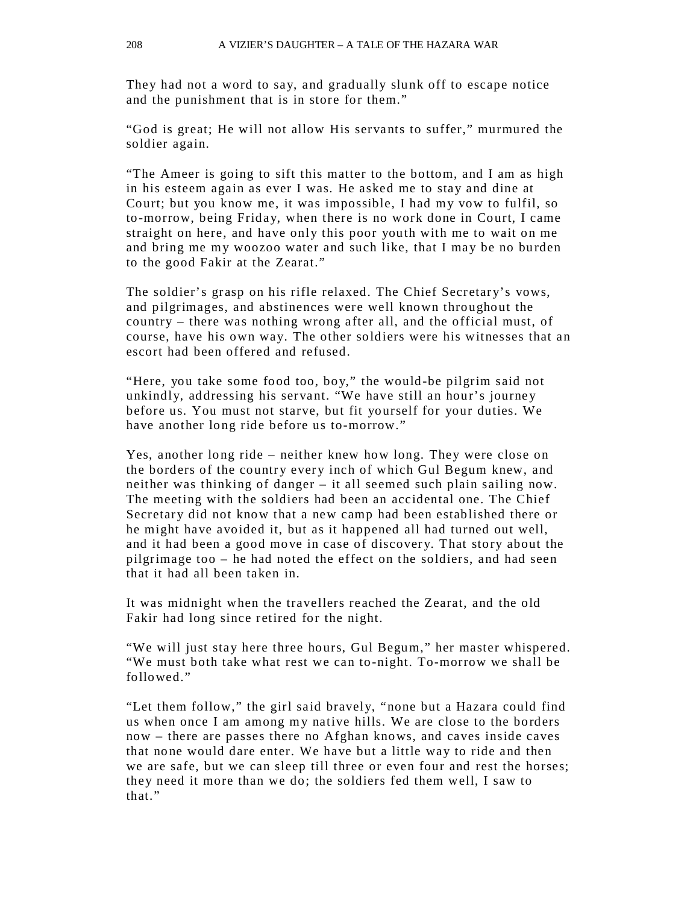They had not a word to say, and gradually slunk off to escape notice and the punishment that is in store for them."

"God is great; He will not allow His servants to suffer," murmured the soldier again.

"The Ameer is going to sift this matter to the bottom, and I am as high in his esteem again as ever I was. He asked me to stay and dine at Court; but you know me, it was impossible, I had my vow to fulfil, so to-morrow, being Friday, when there is no work done in Court, I came straight on here, and have only this poor youth with me to wait on me and bring me my woozoo water and such like, that I may be no burden to the good Fakir at the Zearat."

The soldier's grasp on his rifle relaxed. The Chief Secretary's vows, and pilgrimages, and abstinences were well known throughout the country – there was nothing wrong after all, and the official must, of course, have his own way. The other soldiers were his witnesses that an escort had been offered and refused.

"Here, you take some food too, boy," the would-be pilgrim said not unkindly, addressing his servant. "We have still an hour's journey before us. You must not starve, but fit yourself for your duties. We have another long ride before us to-morrow."

Yes, another long ride – neither knew how long. They were close on the borders of the country every inch of which Gul Begum knew, and neither was thinking of danger – it all seemed such plain sailing now. The meeting with the soldiers had been an accidental one. The Chief Secretary did not know that a new camp had been established there or he might have avoided it, but as it happened all had turned out well, and it had been a good move in case of discovery. That story about the pilgrimage too – he had noted the effect on the soldiers, and had seen that it had all been taken in.

It was midnight when the travellers reached the Zearat, and the old Fakir had long since retired for the night.

"We will just stay here three hours, Gul Begum," her master whispered. "We must both take what rest we can to-night. To-morrow we shall be followed."

"Let them follow," the girl said bravely, "none but a Hazara could find us when once I am among my native hills. We are close to the borders now – there are passes there no Afghan knows, and caves inside caves that none would dare enter. We have but a little way to ride and then we are safe, but we can sleep till three or even four and rest the horses; they need it more than we do; the soldiers fed them well, I saw to that."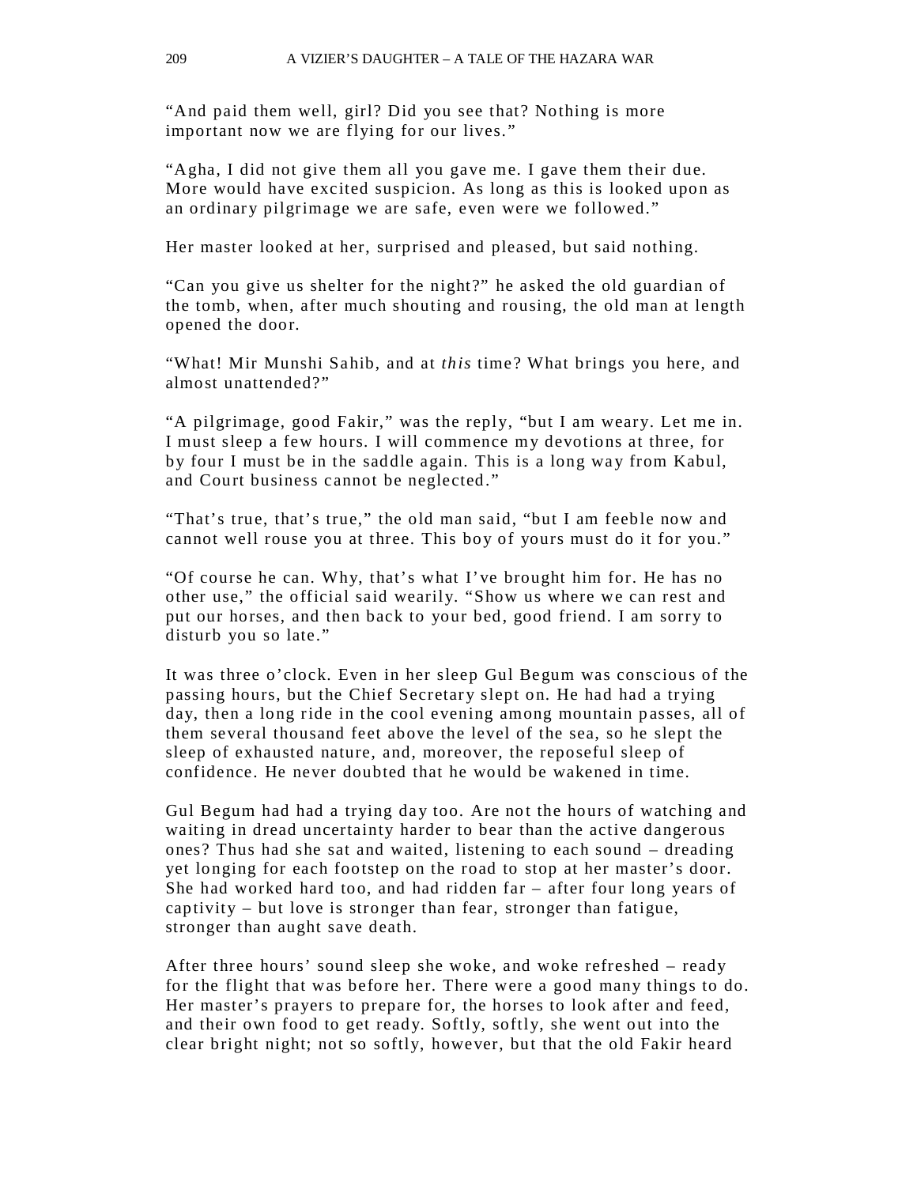"And paid them well, girl? Did you see that? Nothing is more important now we are flying for our lives."

"Agha, I did not give them all you gave me. I gave them their due. More would have excited suspicion. As long as this is looked upon as an ordinary pilgrimage we are safe, even were we followed."

Her master looked at her, surprised and pleased, but said nothing.

"Can you give us shelter for the night?" he asked the old guardian of the tomb, when, after much shouting and rousing, the old man at length opened the door.

"What! Mir Munshi Sahib, and at *this* time? What brings you here, and almost unattended?"

"A pilgrimage, good Fakir," was the reply, "but I am weary. Let me in. I must sleep a few hours. I will commence my devotions at three, for by four I must be in the saddle again. This is a long way from Kabul, and Court business cannot be neglected."

"That's true, that's true," the old man said, "but I am feeble now and cannot well rouse you at three. This boy of yours must do it for you."

"Of course he can. Why, that's what I've brought him for. He has no other use," the official said wearily. "Show us where we can rest and put our horses, and then back to your bed, good friend. I am sorry to disturb you so late."

It was three o'clock. Even in her sleep Gul Begum was conscious of the passing hours, but the Chief Secretary slept on. He had had a trying day, then a long ride in the cool evening among mountain passes, all of them several thousand feet above the level of the sea, so he slept the sleep of exhausted nature, and, moreover, the reposeful sleep of confidence. He never doubted that he would be wakened in time.

Gul Begum had had a trying day too. Are not the hours of watching and waiting in dread uncertainty harder to bear than the active dangerous ones? Thus had she sat and waited, listening to each sound – dreading yet longing for each footstep on the road to stop at her master's door. She had worked hard too, and had ridden far – after four long years of captivity – but love is stronger than fear, stronger than fatigue, stronger than aught save death.

After three hours' sound sleep she woke, and woke refreshed – ready for the flight that was before her. There were a good many things to do. Her master's prayers to prepare for, the horses to look after and feed, and their own food to get ready. Softly, softly, she went out into the clear bright night; not so softly, however, but that the old Fakir heard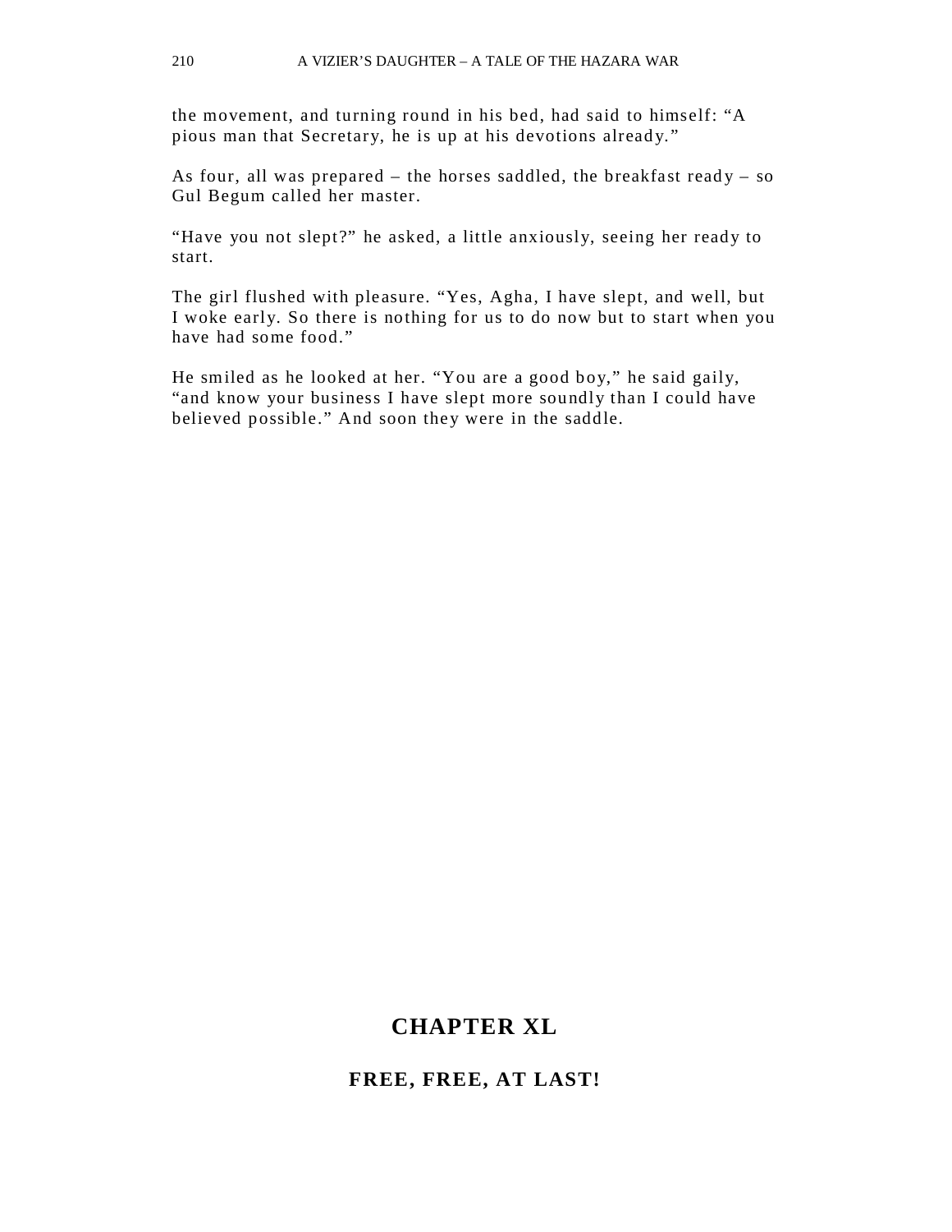the movement, and turning round in his bed, had said to himself: “A pious man that Secretary, he is up at his devotions already.”

As four, all was prepared – the horses saddled, the breakfast ready – so Gul Begum called her master.

“Have you not slept?” he asked, a little anxiously, seeing her ready to start.

The girl flushed with pleasure. “Yes, Agha, I have slept, and well, but I woke early. So there is nothing for us to do now but to start when you have had some food.”

He smiled as he looked at her. “You are a good boy,” he said gaily, “and know your business I have slept more soundly than I could have believed possible.” And soon they were in the saddle.

## CHAPTER XL

### FREE, FREE, AT LAST!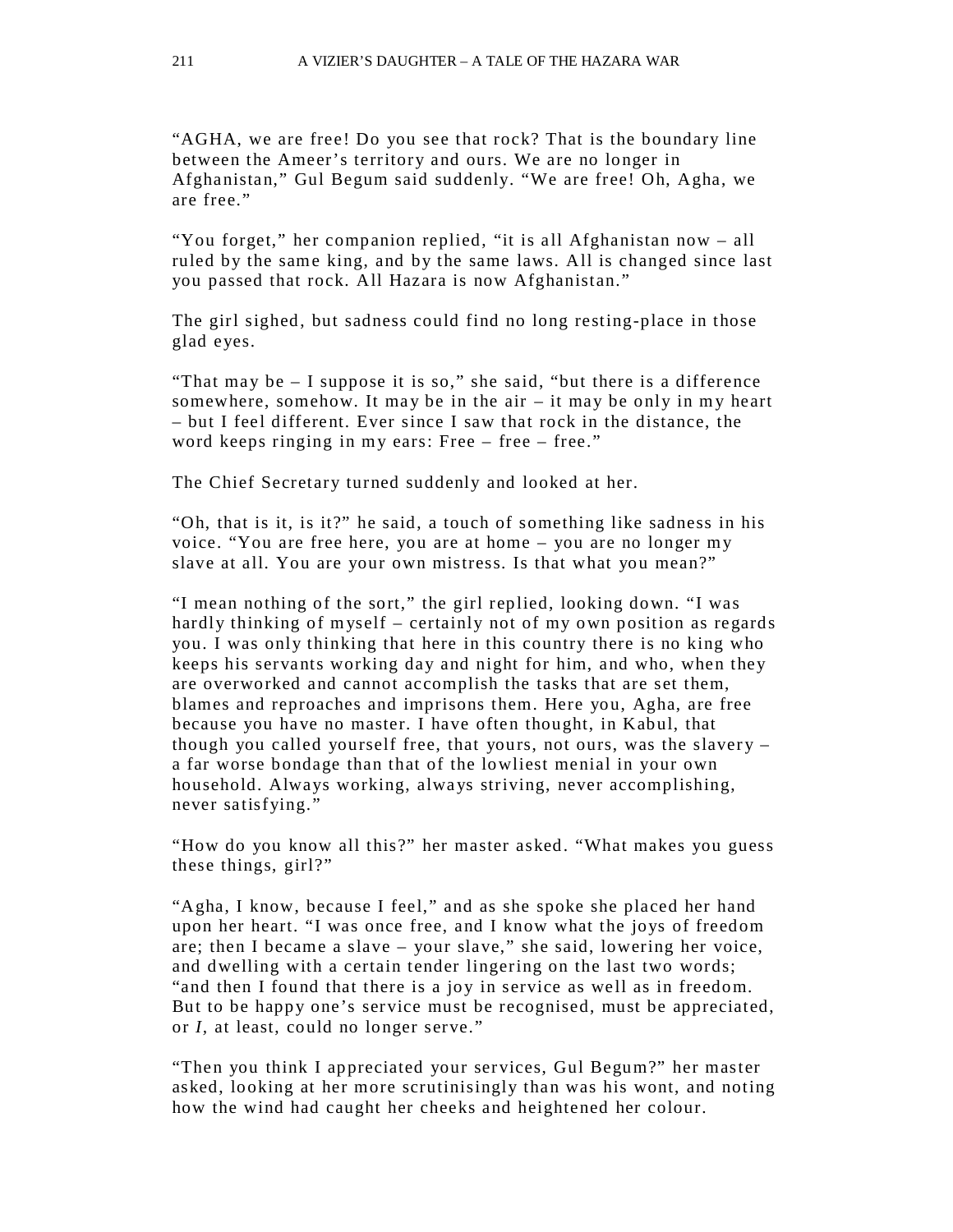"AGHA, we are free! Do you see that rock? That is the boundary line between the Ameer's territory and ours. We are no longer in Afghanistan," Gul Begum said suddenly. "We are free! Oh, Agha, we are free."

"You forget," her companion replied, "it is all Afghanistan now – all ruled by the same king, and by the same laws. All is changed since last you passed that rock. All Hazara is now Afghanistan."

The girl sighed, but sadness could find no long resting-place in those glad eyes.

"That may be – I suppose it is so," she said, "but there is a difference somewhere, somehow. It may be in the air – it may be only in my heart – but I feel different. Ever since I saw that rock in the distance, the word keeps ringing in my ears: Free – free – free."

The Chief Secretary turned suddenly and looked at her.

"Oh, that is it, is it?" he said, a touch of something like sadness in his voice. "You are free here, you are at home – you are no longer my slave at all. You are your own mistress. Is that what you mean?"

"I mean nothing of the sort," the girl replied, looking down. "I was hardly thinking of myself – certainly not of my own position as regards you. I was only thinking that here in this country there is no king who keeps his servants working day and night for him, and who, when they are overworked and cannot accomplish the tasks that are set them, blames and reproaches and imprisons them. Here you, Agha, are free because you have no master. I have often thought, in Kabul, that though you called yourself free, that yours, not ours, was the slavery – a far worse bondage than that of the lowliest menial in your own household. Always working, always striving, never accomplishing, never satisfying."

"How do you know all this?" her master asked. "What makes you guess these things, girl?"

"Agha, I know, because I feel," and as she spoke she placed her hand upon her heart. "I was once free, and I know what the joys of freedom are; then I became a slave – your slave," she said, lowering her voice, and dwelling with a certain tender lingering on the last two words; "and then I found that there is a joy in service as well as in freedom. But to be happy one's service must be recognised, must be appreciated, or *I*, at least, could no longer serve."

"Then you think I appreciated your services, Gul Begum?" her master asked, looking at her more scrutinisingly than was his wont, and noting how the wind had caught her cheeks and heightened her colour.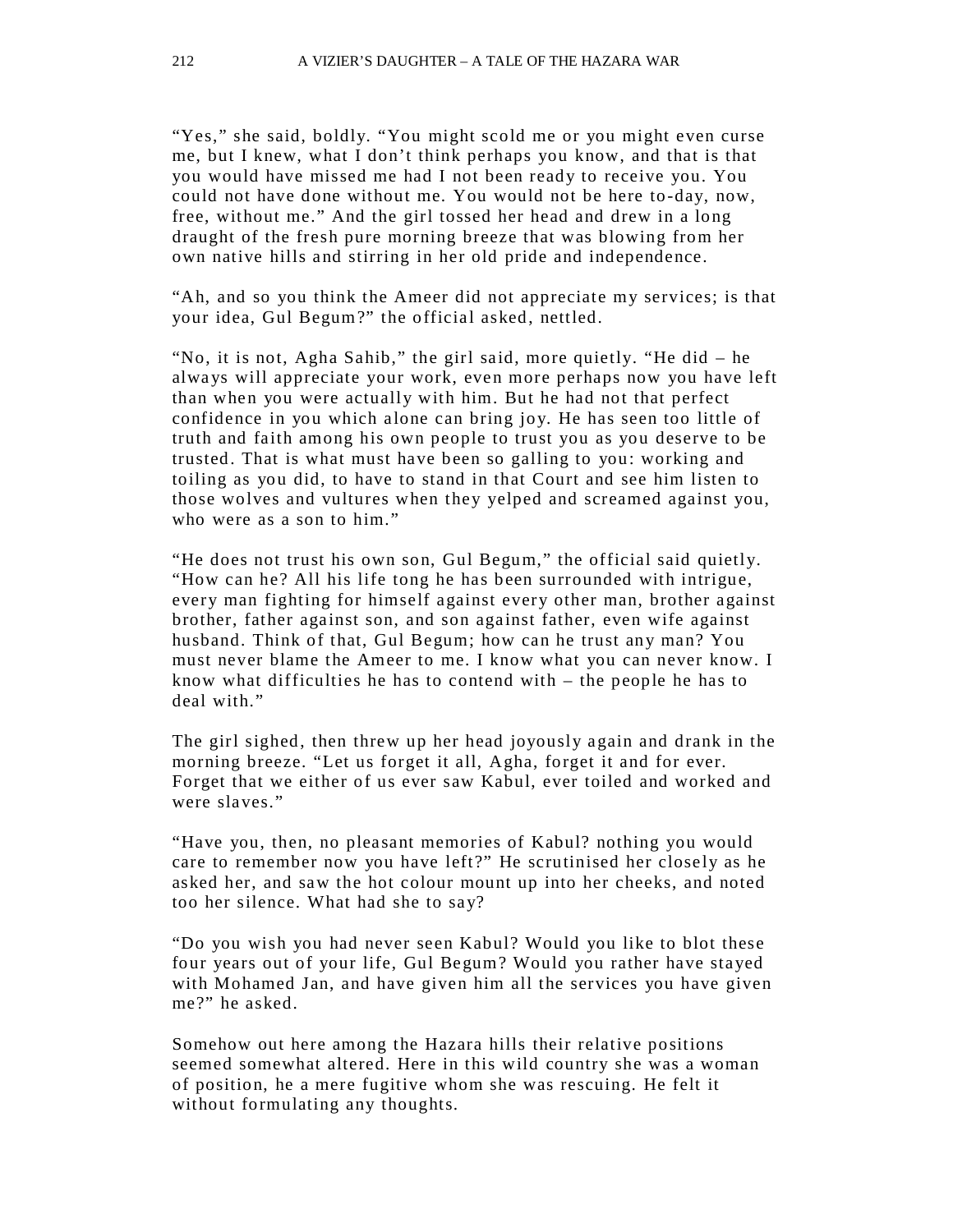"Yes," she said, boldly. "You might scold me or you might even curse me, but I knew, what I don't think perhaps you know, and that is that you would have missed me had I not been ready to receive you. You could not have done without me. You would not be here to-day, now, free, without me." And the girl tossed her head and drew in a long draught of the fresh pure morning breeze that was blowing from her own native hills and stirring in her old pride and independence.

"Ah, and so you think the Ameer did not appreciate my services; is that your idea, Gul Begum?" the official asked, nettled.

"No, it is not, Agha Sahib," the girl said, more quietly. "He did – he always will appreciate your work, even more perhaps now you have left than when you were actually with him. But he had not that perfect confidence in you which alone can bring joy. He has seen too little of truth and faith among his own people to trust you as you deserve to be trusted. That is what must have been so galling to you: working and toiling as you did, to have to stand in that Court and see him listen to those wolves and vultures when they yelped and screamed against you, who were as a son to him."

"He does not trust his own son, Gul Begum," the official said quietly. "How can he? All his life tong he has been surrounded with intrigue, every man fighting for himself against every other man, brother against brother, father against son, and son against father, even wife against husband. Think of that, Gul Begum; how can he trust any man? You must never blame the Ameer to me. I know what you can never know. I know what difficulties he has to contend with – the people he has to deal with."

The girl sighed, then threw up her head joyously again and drank in the morning breeze. "Let us forget it all, Agha, forget it and for ever. Forget that we either of us ever saw Kabul, ever toiled and worked and were slaves."

"Have you, then, no pleasant memories of Kabul? nothing you would care to remember now you have left?" He scrutinised her closely as he asked her, and saw the hot colour mount up into her cheeks, and noted too her silence. What had she to say?

"Do you wish you had never seen Kabul? Would you like to blot these four years out of your life, Gul Begum? Would you rather have stayed with Mohamed Jan, and have given him all the services you have given me?" he asked.

Somehow out here among the Hazara hills their relative positions seemed somewhat altered. Here in this wild country she was a woman of position, he a mere fugitive whom she was rescuing. He felt it without formulating any thoughts.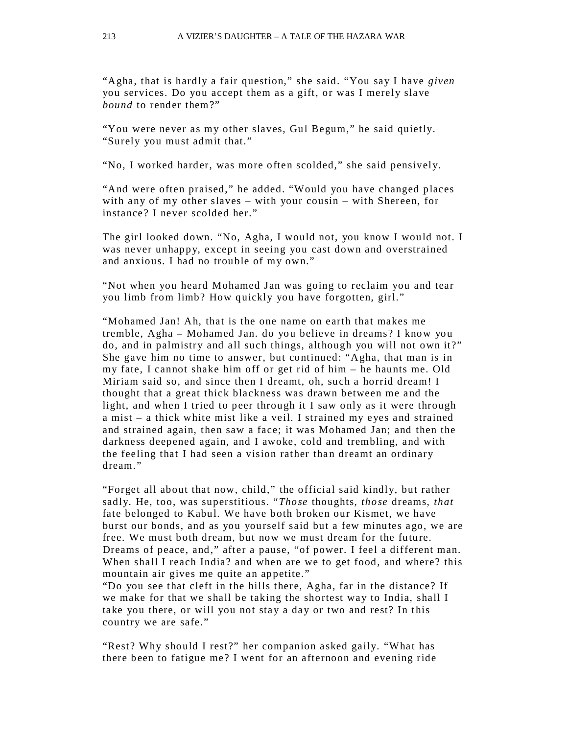"Agha, that is hardly a fair question," she said. "You say I have *given* you services. Do you accept them as a gift, or was I merely slave *bound* to render them?"

"You were never as my other slaves, Gul Begum," he said quietly. "Surely you must admit that."

"No, I worked harder, was more often scolded," she said pensively.

"And were often praised," he added. "Would you have changed places with any of my other slaves – with your cousin – with Shereen, for instance? I never scolded her."

The girl looked down. "No, Agha, I would not, you know I would not. I was never unhappy, except in seeing you cast down and overstrained and anxious. I had no trouble of my own."

"Not when you heard Mohamed Jan was going to reclaim you and tear you limb from limb? How quickly you have forgotten, girl."

"Mohamed Jan! Ah, that is the one name on earth that makes me tremble, Agha – Mohamed Jan. do you believe in dreams? I know you do, and in palmistry and all such things, although you will not own it?" She gave him no time to answer, but continued: "Agha, that man is in my fate, I cannot shake him off or get rid of him – he haunts me. Old Miriam said so, and since then I dreamt, oh, such a horrid dream! I thought that a great thick blackness was drawn between me and the light, and when I tried to peer through it I saw only as it were through a mist – a thick white mist like a veil. I strained my eyes and strained and strained again, then saw a face; it was Mohamed Jan; and then the darkness deepened again, and I awoke, cold and trembling, and with the feeling that I had seen a vision rather than dreamt an ordinary dream."

"Forget all about that now, child," the official said kindly, but rather sadly. He, too, was superstitious. "*Those* thoughts, *those* dreams, *that* fate belonged to Kabul. We have both broken our Kismet, we have burst our bonds, and as you yourself said but a few minutes ago, we are free. We must both dream, but now we must dream for the future. Dreams of peace, and," after a pause, "of power. I feel a different man. When shall I reach India? and when are we to get food, and where? this mountain air gives me quite an appetite."

"Do you see that cleft in the hills there, Agha, far in the distance? If we make for that we shall be taking the shortest way to India, shall I take you there, or will you not stay a day or two and rest? In this country we are safe."

"Rest? Why should I rest?" her companion asked gaily. "What has there been to fatigue me? I went for an afternoon and evening ride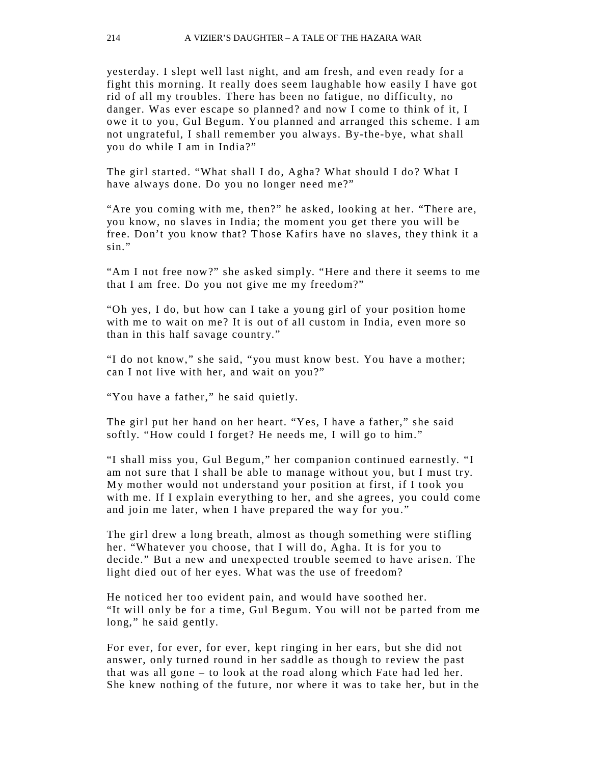yesterday. I slept well last night, and am fresh, and even ready for a fight this morning. It really does seem laughable how easily I have got rid of all my troubles. There has been no fatigue, no difficulty, no danger. Was ever escape so planned? and now I come to think of it, I owe it to you, Gul Begum. You planned and arranged this scheme. I am not ungrateful, I shall remember you always. By-the-bye, what shall you do while I am in India?"

The girl started. "What shall I do, Agha? What should I do? What I have always done. Do you no longer need me?"

"Are you coming with me, then?" he asked, looking at her. "There are, you know, no slaves in India; the moment you get there you will be free. Don't you know that? Those Kafirs have no slaves, they think it a sin."

"Am I not free now?" she asked simply. "Here and there it seems to me that I am free. Do you not give me my freedom?"

"Oh yes, I do, but how can I take a young girl of your position home with me to wait on me? It is out of all custom in India, even more so than in this half savage country."

"I do not know," she said, "you must know best. You have a mother; can I not live with her, and wait on you?"

"You have a father," he said quietly.

The girl put her hand on her heart. "Yes, I have a father," she said softly. "How could I forget? He needs me, I will go to him."

"I shall miss you, Gul Begum," her companion continued earnestly. "I am not sure that I shall be able to manage without you, but I must try. My mother would not understand your position at first, if I took you with me. If I explain everything to her, and she agrees, you could come and join me later, when I have prepared the way for you."

The girl drew a long breath, almost as though something were stifling her. "Whatever you choose, that I will do, Agha. It is for you to decide." But a new and unexpected trouble seemed to have arisen. The light died out of her eyes. What was the use of freedom?

He noticed her too evident pain, and would have soothed her. "It will only be for a time, Gul Begum. You will not be parted from me long," he said gently.

For ever, for ever, for ever, kept ringing in her ears, but she did not answer, only turned round in her saddle as though to review the past that was all gone – to look at the road along which Fate had led her. She knew nothing of the future, nor where it was to take her, but in the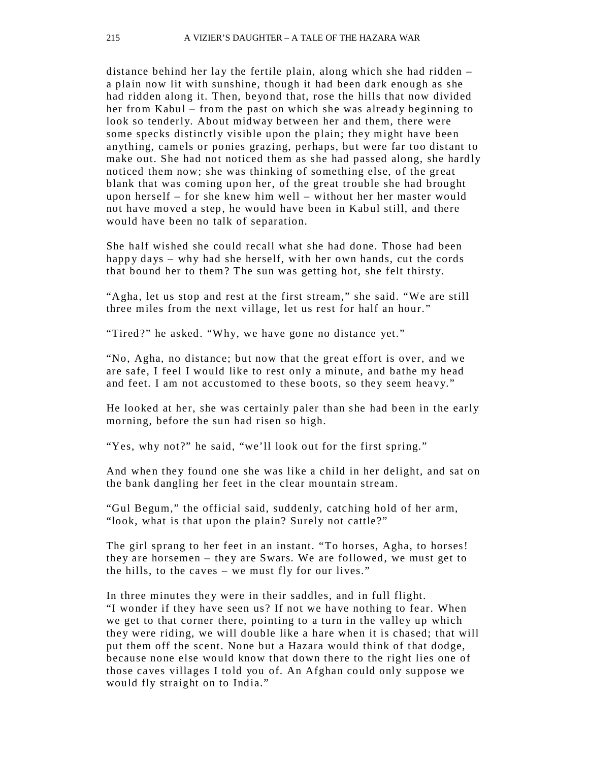distance behind her lay the fertile plain, along which she had ridden – a plain now lit with sunshine, though it had been dark enough as she had ridden along it. Then, beyond that, rose the hills that now divided her from Kabul – from the past on which she was already beginning to look so tenderly. About midway between her and them, there were some specks distinctly visible upon the plain; they might have been anything, camels or ponies grazing, perhaps, but were far too distant to make out. She had not noticed them as she had passed along, she hardly noticed them now; she was thinking of something else, of the great blank that was coming upon her, of the great trouble she had brought upon herself – for she knew him well – without her her master would not have moved a step, he would have been in Kabul still, and there would have been no talk of separation.

She half wished she could recall what she had done. Those had been happy days – why had she herself, with her own hands, cut the cords that bound her to them? The sun was getting hot, she felt thirsty.

"Agha, let us stop and rest at the first stream," she said. "We are still three miles from the next village, let us rest for half an hour."

"Tired?" he asked. "Why, we have gone no distance yet."

"No, Agha, no distance; but now that the great effort is over, and we are safe, I feel I would like to rest only a minute, and bathe my head and feet. I am not accustomed to these boots, so they seem heavy."

He looked at her, she was certainly paler than she had been in the early morning, before the sun had risen so high.

"Yes, why not?" he said, "we'll look out for the first spring."

And when they found one she was like a child in her delight, and sat on the bank dangling her feet in the clear mountain stream.

"Gul Begum," the official said, suddenly, catching hold of her arm, "look, what is that upon the plain? Surely not cattle?"

The girl sprang to her feet in an instant. "To horses, Agha, to horses! they are horsemen – they are Swars. We are followed, we must get to the hills, to the caves – we must fly for our lives."

In three minutes they were in their saddles, and in full flight.
"I wonder if they have seen us? If not we have nothing to fear. When we get to that corner there, pointing to a turn in the valley up which they were riding, we will double like a hare when it is chased; that will put them off the scent. None but a Hazara would think of that dodge, because none else would know that down there to the right lies one of those caves villages I told you of. An Afghan could only suppose we would fly straight on to India."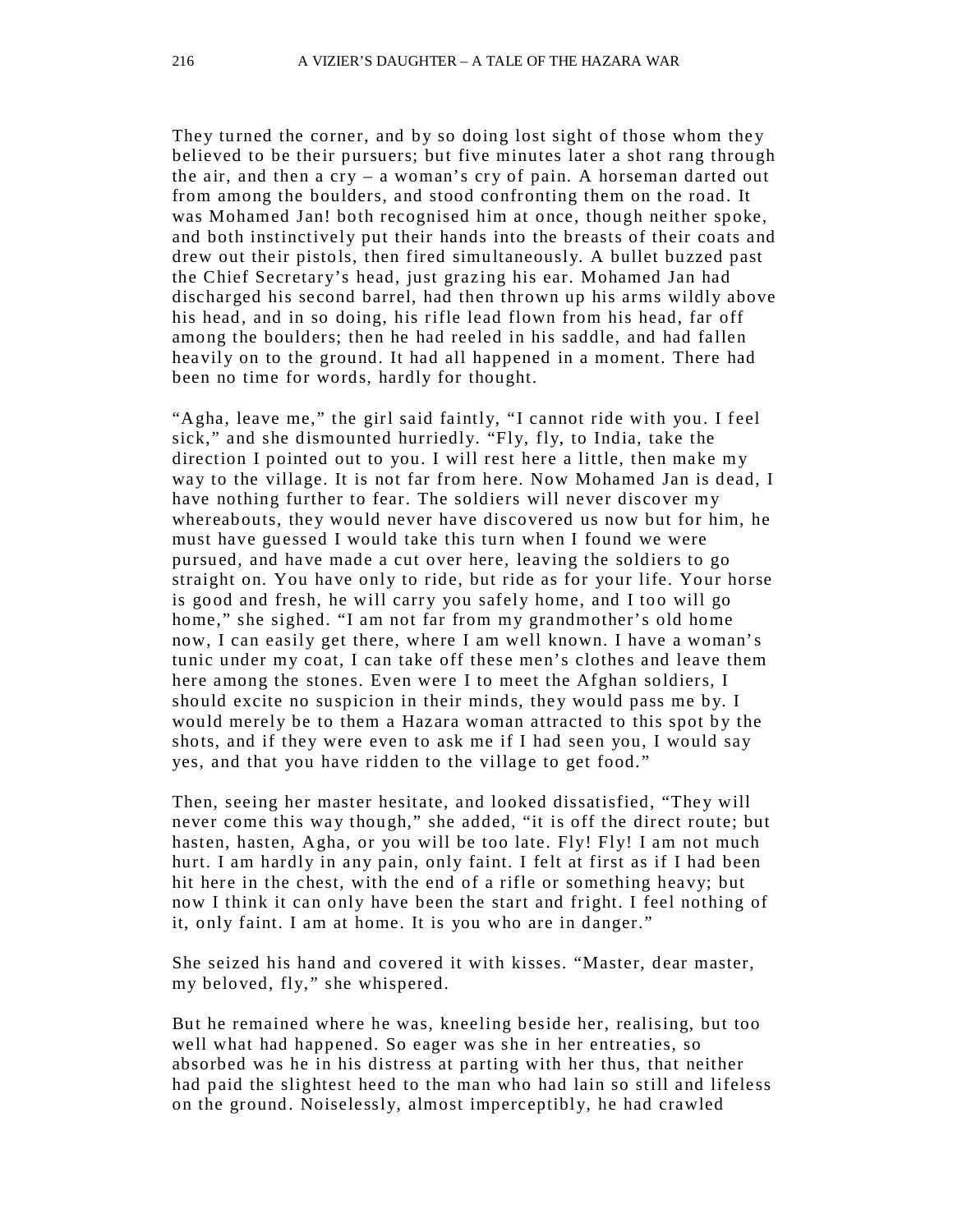They turned the corner, and by so doing lost sight of those whom they believed to be their pursuers; but five minutes later a shot rang through the air, and then a cry – a woman's cry of pain. A horseman darted out from among the boulders, and stood confronting them on the road. It was Mohamed Jan! both recognised him at once, though neither spoke, and both instinctively put their hands into the breasts of their coats and drew out their pistols, then fired simultaneously. A bullet buzzed past the Chief Secretary's head, just grazing his ear. Mohamed Jan had discharged his second barrel, had then thrown up his arms wildly above his head, and in so doing, his rifle lead flown from his head, far off among the boulders; then he had reeled in his saddle, and had fallen heavily on to the ground. It had all happened in a moment. There had been no time for words, hardly for thought.

"Agha, leave me," the girl said faintly, "I cannot ride with you. I feel sick," and she dismounted hurriedly. "Fly, fly, to India, take the direction I pointed out to you. I will rest here a little, then make my way to the village. It is not far from here. Now Mohamed Jan is dead, I have nothing further to fear. The soldiers will never discover my whereabouts, they would never have discovered us now but for him, he must have guessed I would take this turn when I found we were pursued, and have made a cut over here, leaving the soldiers to go straight on. You have only to ride, but ride as for your life. Your horse is good and fresh, he will carry you safely home, and I too will go home," she sighed. "I am not far from my grandmother's old home now, I can easily get there, where I am well known. I have a woman's tunic under my coat, I can take off these men's clothes and leave them here among the stones. Even were I to meet the Afghan soldiers, I should excite no suspicion in their minds, they would pass me by. I would merely be to them a Hazara woman attracted to this spot by the shots, and if they were even to ask me if I had seen you, I would say yes, and that you have ridden to the village to get food."

Then, seeing her master hesitate, and looked dissatisfied, "They will never come this way though," she added, "it is off the direct route; but hasten, hasten, Agha, or you will be too late. Fly! Fly! I am not much hurt. I am hardly in any pain, only faint. I felt at first as if I had been hit here in the chest, with the end of a rifle or something heavy; but now I think it can only have been the start and fright. I feel nothing of it, only faint. I am at home. It is you who are in danger."

She seized his hand and covered it with kisses. "Master, dear master, my beloved, fly," she whispered.

But he remained where he was, kneeling beside her, realising, but too well what had happened. So eager was she in her entreaties, so absorbed was he in his distress at parting with her thus, that neither had paid the slightest heed to the man who had lain so still and lifeless on the ground. Noiselessly, almost imperceptibly, he had crawled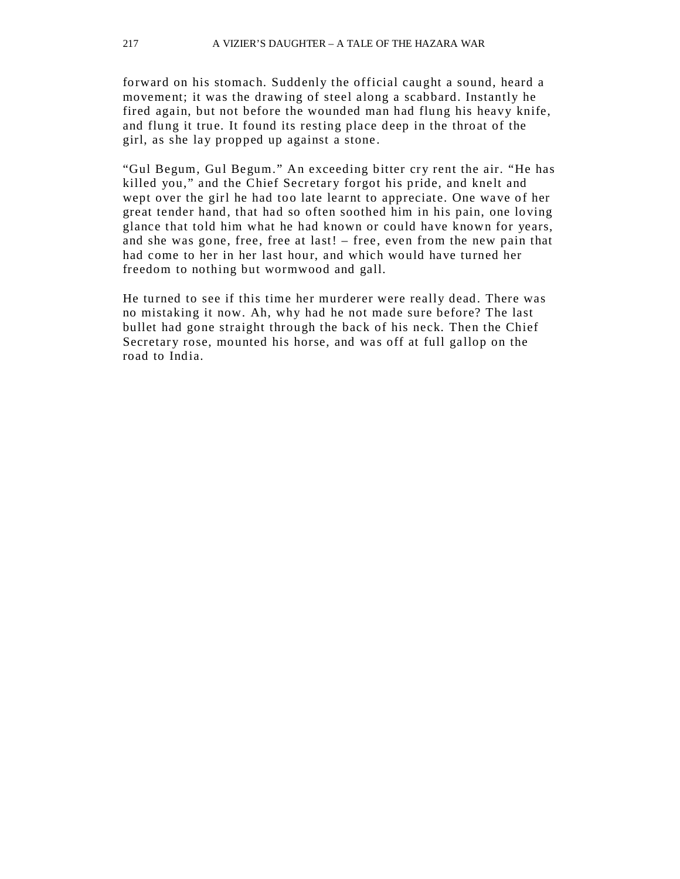forward on his stomach. Suddenly the official caught a sound, heard a movement; it was the drawing of steel along a scabbard. Instantly he fired again, but not before the wounded man had flung his heavy knife, and flung it true. It found its resting place deep in the throat of the girl, as she lay propped up against a stone.

“Gul Begum, Gul Begum.” An exceeding bitter cry rent the air. “He has killed you,” and the Chief Secretary forgot his pride, and knelt and wept over the girl he had too late learnt to appreciate. One wave of her great tender hand, that had so often soothed him in his pain, one loving glance that told him what he had known or could have known for years, and she was gone, free, free at last! – free, even from the new pain that had come to her in her last hour, and which would have turned her freedom to nothing but wormwood and gall.

He turned to see if this time her murderer were really dead. There was no mistaking it now. Ah, why had he not made sure before? The last bullet had gone straight through the back of his neck. Then the Chief Secretary rose, mounted his horse, and was off at full gallop on the road to India.